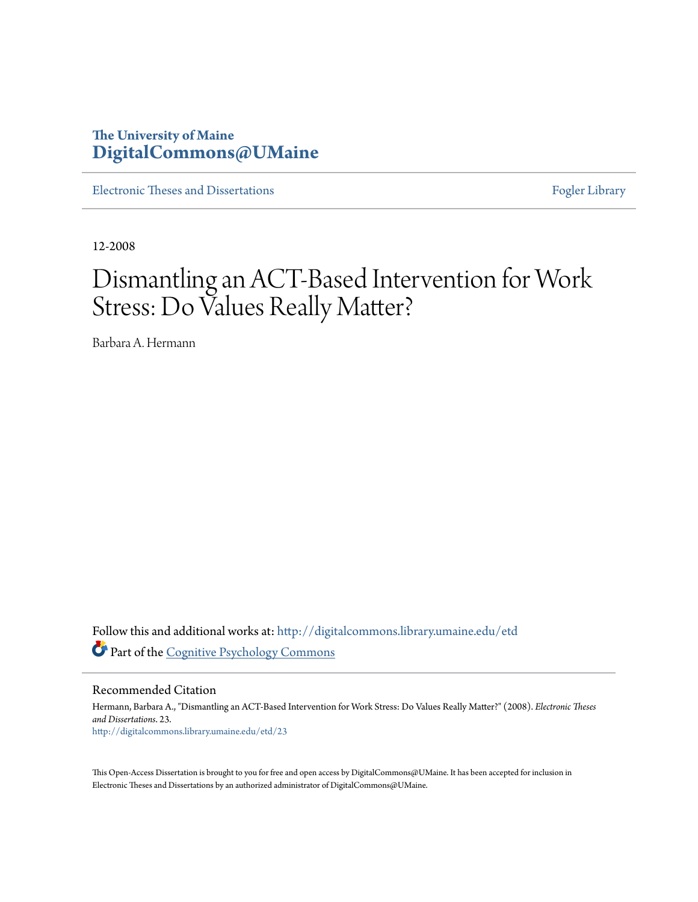The University of Maine
**DigitalCommons@UMaine**

Electronic Theses and Dissertations | Fogler Library

12-2008

# Dismantling an ACT-Based Intervention for Work Stress: Do Values Really Matter?

Barbara A. Hermann

Follow this and additional works at: http://digitalcommons.library.umaine.edu/etd

Part of the Cognitive Psychology Commons

## Recommended Citation

Hermann, Barbara A., "Dismantling an ACT-Based Intervention for Work Stress: Do Values Really Matter?" (2008). *Electronic Theses and Dissertations*. 23.
http://digitalcommons.library.umaine.edu/etd/23

This Open-Access Dissertation is brought to you for free and open access by DigitalCommons@UMaine. It has been accepted for inclusion in Electronic Theses and Dissertations by an authorized administrator of DigitalCommons@UMaine.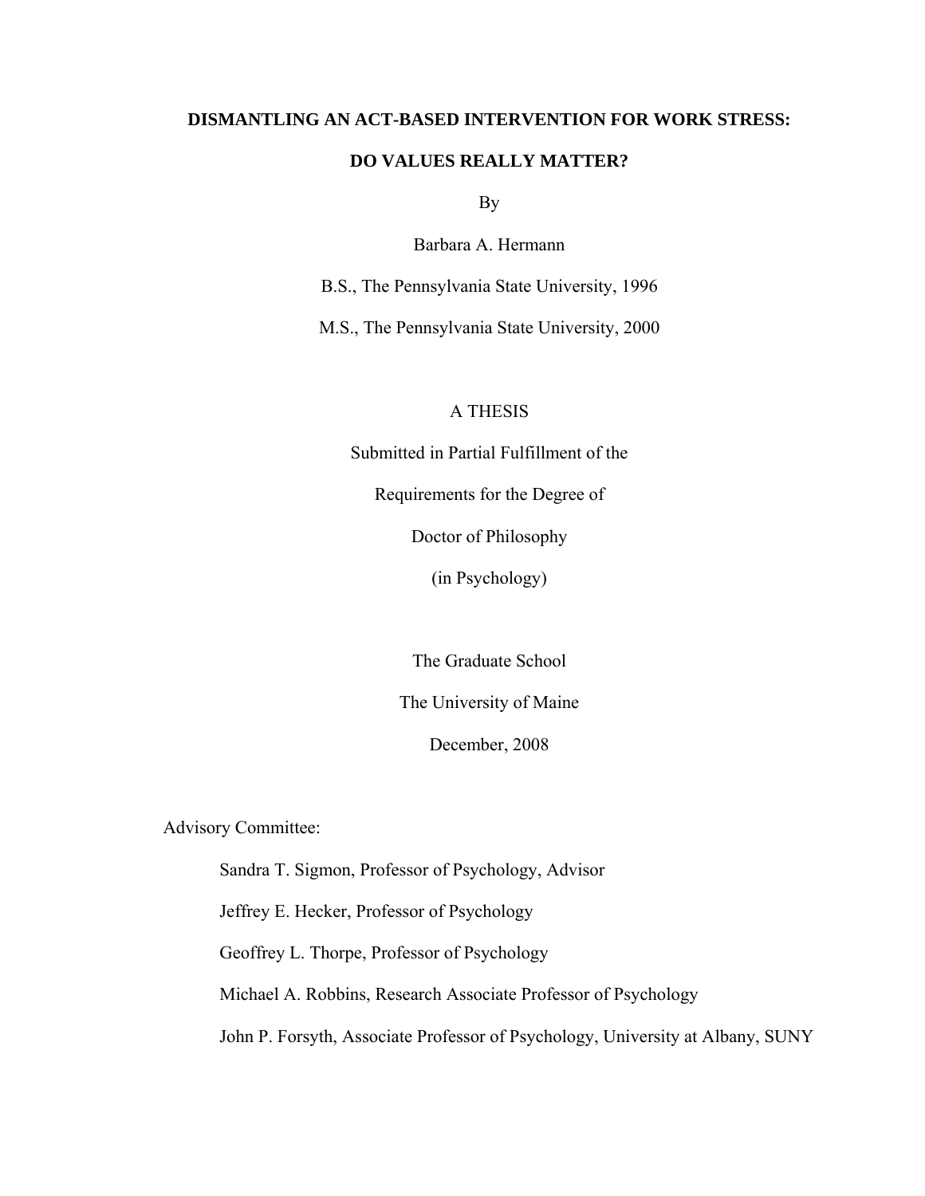# DISMANTLING AN ACT-BASED INTERVENTION FOR WORK STRESS:

# DO VALUES REALLY MATTER?

By

Barbara A. Hermann

B.S., The Pennsylvania State University, 1996

M.S., The Pennsylvania State University, 2000

A THESIS

Submitted in Partial Fulfillment of the

Requirements for the Degree of

Doctor of Philosophy

(in Psychology)

The Graduate School

The University of Maine

December, 2008

Advisory Committee:

Sandra T. Sigmon, Professor of Psychology, Advisor

Jeffrey E. Hecker, Professor of Psychology

Geoffrey L. Thorpe, Professor of Psychology

Michael A. Robbins, Research Associate Professor of Psychology

John P. Forsyth, Associate Professor of Psychology, University at Albany, SUNY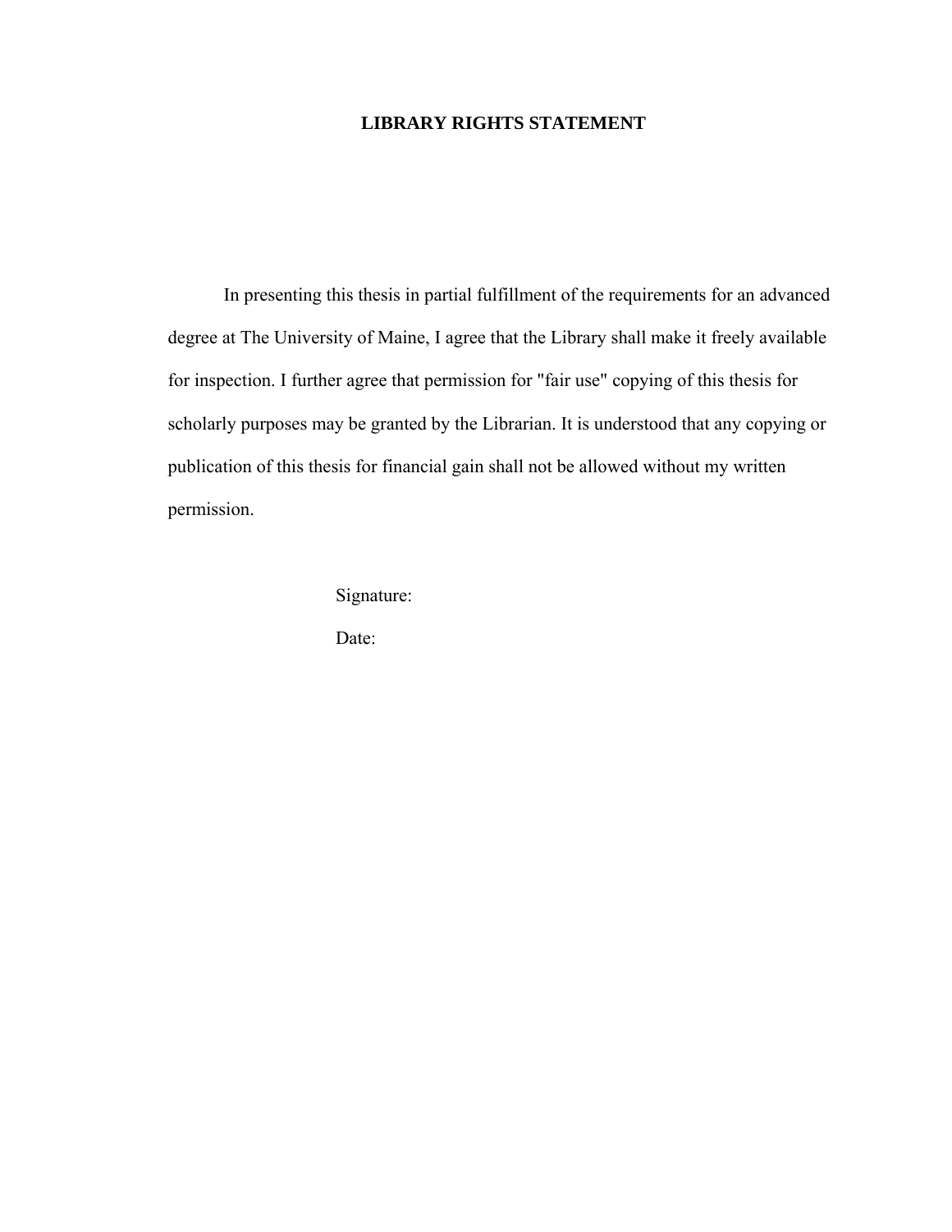## LIBRARY RIGHTS STATEMENT

In presenting this thesis in partial fulfillment of the requirements for an advanced degree at The University of Maine, I agree that the Library shall make it freely available for inspection. I further agree that permission for "fair use" copying of this thesis for scholarly purposes may be granted by the Librarian. It is understood that any copying or publication of this thesis for financial gain shall not be allowed without my written permission.

Signature:

Date: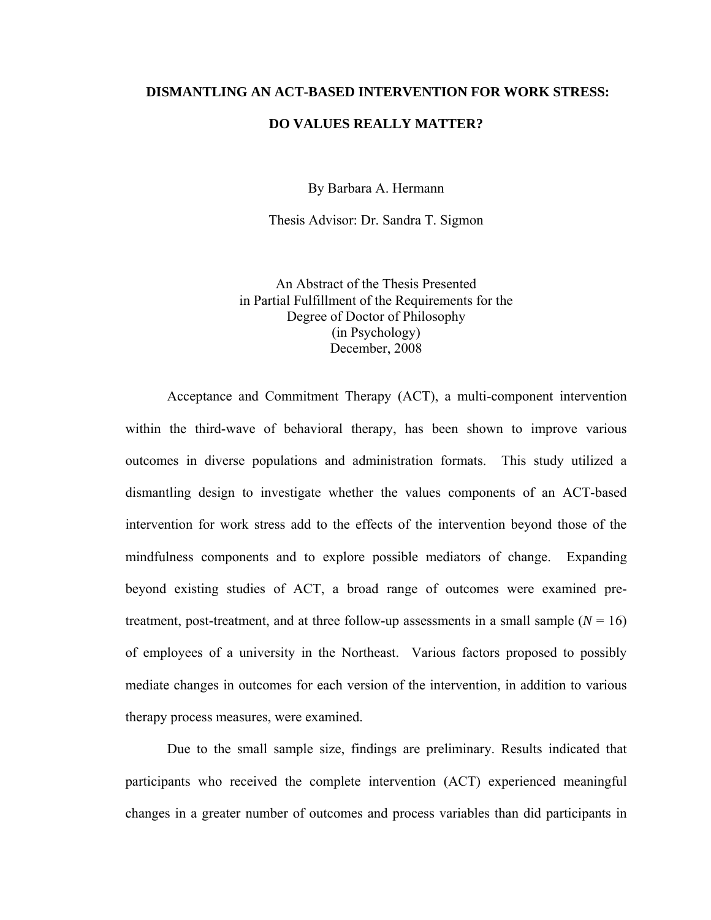# DISMANTLING AN ACT-BASED INTERVENTION FOR WORK STRESS: DO VALUES REALLY MATTER?

By Barbara A. Hermann

Thesis Advisor: Dr. Sandra T. Sigmon

An Abstract of the Thesis Presented
in Partial Fulfillment of the Requirements for the
Degree of Doctor of Philosophy
(in Psychology)
December, 2008

Acceptance and Commitment Therapy (ACT), a multi-component intervention within the third-wave of behavioral therapy, has been shown to improve various outcomes in diverse populations and administration formats. This study utilized a dismantling design to investigate whether the values components of an ACT-based intervention for work stress add to the effects of the intervention beyond those of the mindfulness components and to explore possible mediators of change. Expanding beyond existing studies of ACT, a broad range of outcomes were examined pre-treatment, post-treatment, and at three follow-up assessments in a small sample ($N$ = 16) of employees of a university in the Northeast. Various factors proposed to possibly mediate changes in outcomes for each version of the intervention, in addition to various therapy process measures, were examined.

Due to the small sample size, findings are preliminary. Results indicated that participants who received the complete intervention (ACT) experienced meaningful changes in a greater number of outcomes and process variables than did participants in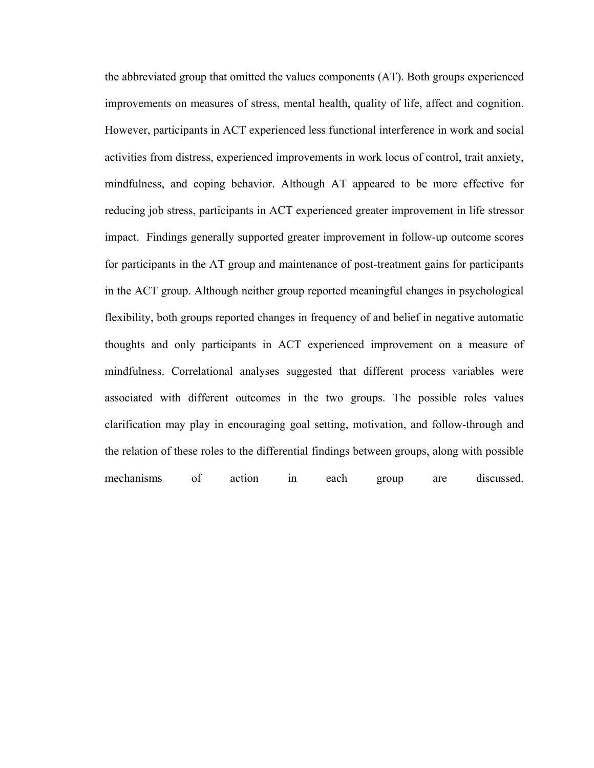the abbreviated group that omitted the values components (AT). Both groups experienced improvements on measures of stress, mental health, quality of life, affect and cognition. However, participants in ACT experienced less functional interference in work and social activities from distress, experienced improvements in work locus of control, trait anxiety, mindfulness, and coping behavior. Although AT appeared to be more effective for reducing job stress, participants in ACT experienced greater improvement in life stressor impact. Findings generally supported greater improvement in follow-up outcome scores for participants in the AT group and maintenance of post-treatment gains for participants in the ACT group. Although neither group reported meaningful changes in psychological flexibility, both groups reported changes in frequency of and belief in negative automatic thoughts and only participants in ACT experienced improvement on a measure of mindfulness. Correlational analyses suggested that different process variables were associated with different outcomes in the two groups. The possible roles values clarification may play in encouraging goal setting, motivation, and follow-through and the relation of these roles to the differential findings between groups, along with possible mechanisms of action in each group are discussed.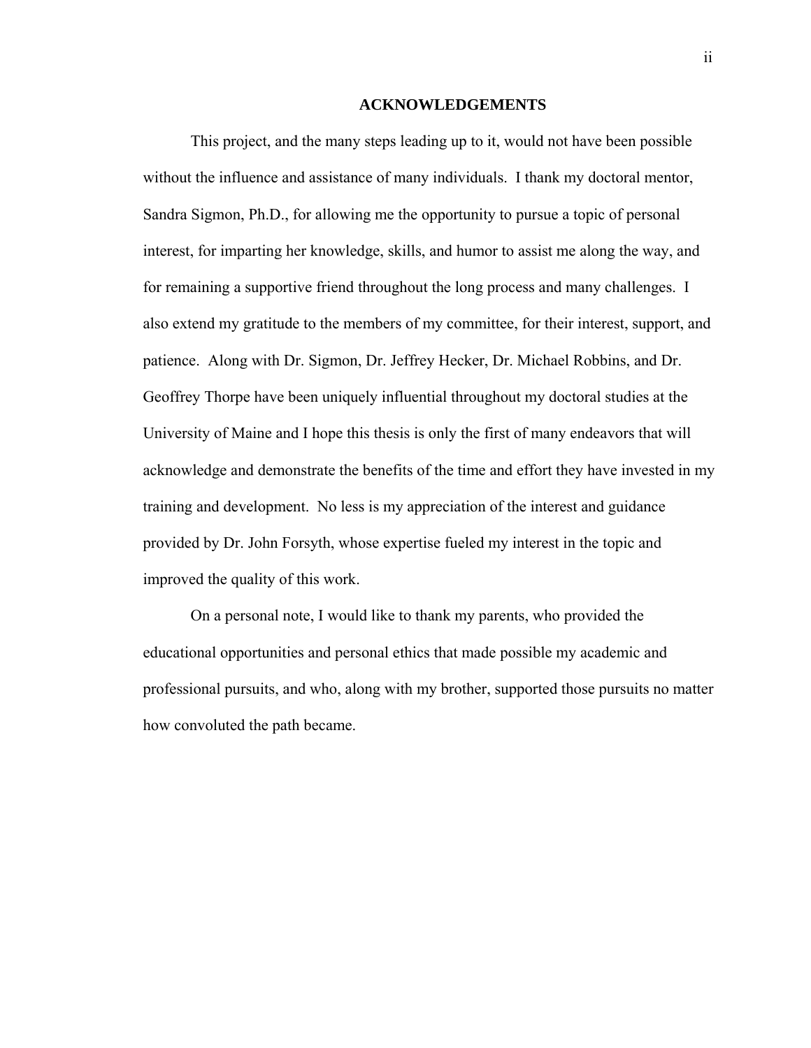## ACKNOWLEDGEMENTS

This project, and the many steps leading up to it, would not have been possible without the influence and assistance of many individuals. I thank my doctoral mentor, Sandra Sigmon, Ph.D., for allowing me the opportunity to pursue a topic of personal interest, for imparting her knowledge, skills, and humor to assist me along the way, and for remaining a supportive friend throughout the long process and many challenges. I also extend my gratitude to the members of my committee, for their interest, support, and patience. Along with Dr. Sigmon, Dr. Jeffrey Hecker, Dr. Michael Robbins, and Dr. Geoffrey Thorpe have been uniquely influential throughout my doctoral studies at the University of Maine and I hope this thesis is only the first of many endeavors that will acknowledge and demonstrate the benefits of the time and effort they have invested in my training and development. No less is my appreciation of the interest and guidance provided by Dr. John Forsyth, whose expertise fueled my interest in the topic and improved the quality of this work.

On a personal note, I would like to thank my parents, who provided the educational opportunities and personal ethics that made possible my academic and professional pursuits, and who, along with my brother, supported those pursuits no matter how convoluted the path became.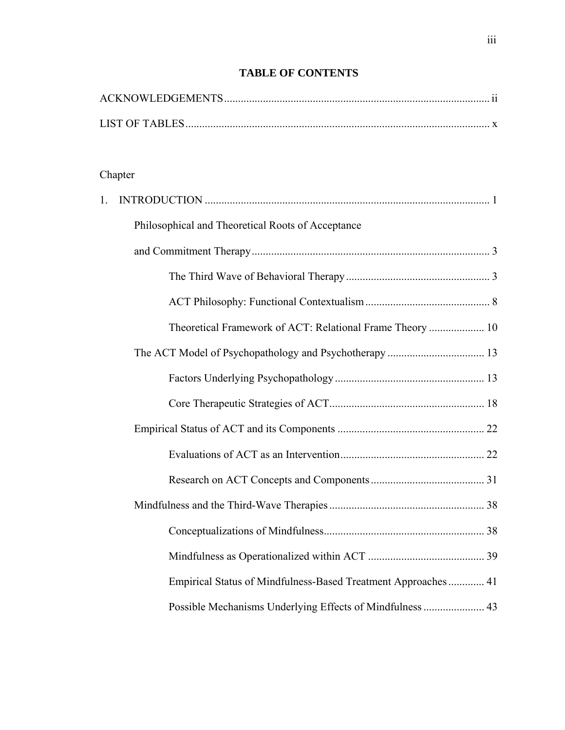## TABLE OF CONTENTS

ACKNOWLEDGEMENTS ..... ii

LIST OF TABLES ..... x

Chapter

1. INTRODUCTION ..... 1
   - Philosophical and Theoretical Roots of Acceptance and Commitment Therapy ..... 3
     - The Third Wave of Behavioral Therapy ..... 3
     - ACT Philosophy: Functional Contextualism ..... 8
     - Theoretical Framework of ACT: Relational Frame Theory ..... 10
   - The ACT Model of Psychopathology and Psychotherapy ..... 13
     - Factors Underlying Psychopathology ..... 13
     - Core Therapeutic Strategies of ACT ..... 18
   - Empirical Status of ACT and its Components ..... 22
     - Evaluations of ACT as an Intervention ..... 22
     - Research on ACT Concepts and Components ..... 31
   - Mindfulness and the Third-Wave Therapies ..... 38
     - Conceptualizations of Mindfulness ..... 38
     - Mindfulness as Operationalized within ACT ..... 39
     - Empirical Status of Mindfulness-Based Treatment Approaches ..... 41
     - Possible Mechanisms Underlying Effects of Mindfulness ..... 43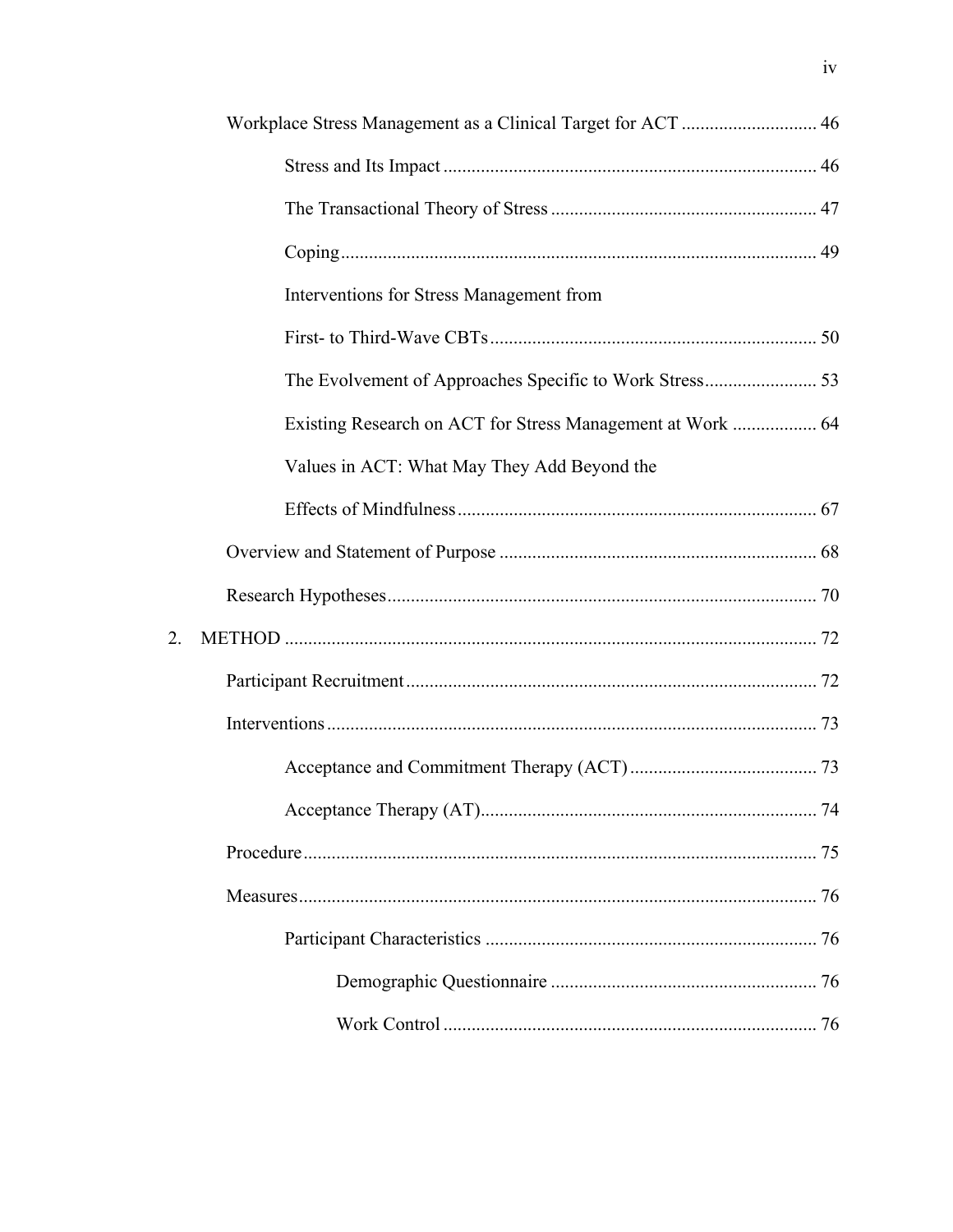Workplace Stress Management as a Clinical Target for ACT ............................ 46

Stress and Its Impact ............................................................................ 46

The Transactional Theory of Stress ...................................................... 47

Coping .................................................................................................. 49

Interventions for Stress Management from First- to Third-Wave CBTs ................................................................... 50

The Evolvement of Approaches Specific to Work Stress ........................ 53

Existing Research on ACT for Stress Management at Work .................. 64

Values in ACT: What May They Add Beyond the Effects of Mindfulness ......................................................................... 67

Overview and Statement of Purpose ................................................................... 68

Research Hypotheses .......................................................................................... 70

2. METHOD ................................................................................................................ 72

Participant Recruitment ...................................................................................... 72

Interventions ....................................................................................................... 73

Acceptance and Commitment Therapy (ACT) ........................................ 73

Acceptance Therapy (AT) ...................................................................... 74

Procedure ............................................................................................................ 75

Measures ............................................................................................................. 76

Participant Characteristics ...................................................................... 76

Demographic Questionnaire ........................................................ 76

Work Control ............................................................................... 76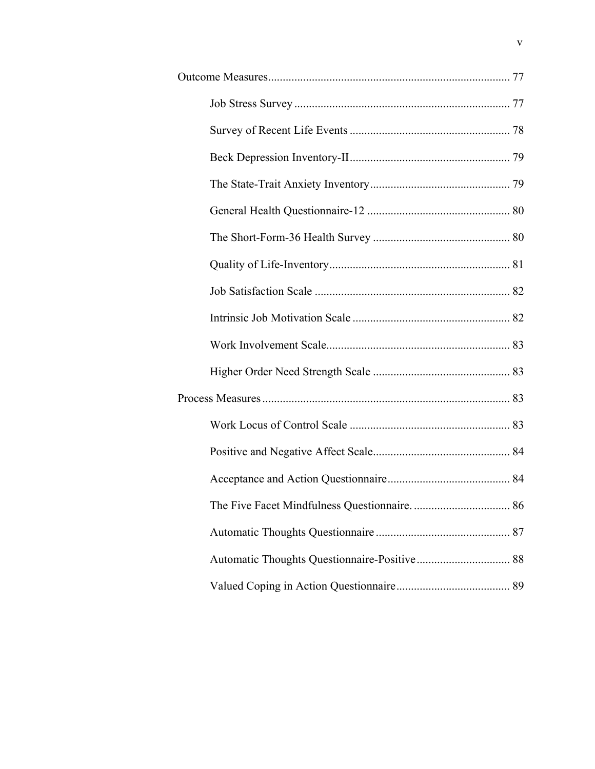Outcome Measures................................................................................. 77

- Job Stress Survey ........................................................................ 77
- Survey of Recent Life Events ...................................................... 78
- Beck Depression Inventory-II...................................................... 79
- The State-Trait Anxiety Inventory................................................ 79
- General Health Questionnaire-12 ................................................ 80
- The Short-Form-36 Health Survey .............................................. 80
- Quality of Life-Inventory............................................................. 81
- Job Satisfaction Scale .................................................................. 82
- Intrinsic Job Motivation Scale ..................................................... 82
- Work Involvement Scale.............................................................. 83
- Higher Order Need Strength Scale .............................................. 83

Process Measures.................................................................................... 83

- Work Locus of Control Scale ...................................................... 83
- Positive and Negative Affect Scale.............................................. 84
- Acceptance and Action Questionnaire......................................... 84
- The Five Facet Mindfulness Questionnaire. ................................ 86
- Automatic Thoughts Questionnaire ............................................. 87
- Automatic Thoughts Questionnaire-Positive................................ 88
- Valued Coping in Action Questionnaire...................................... 89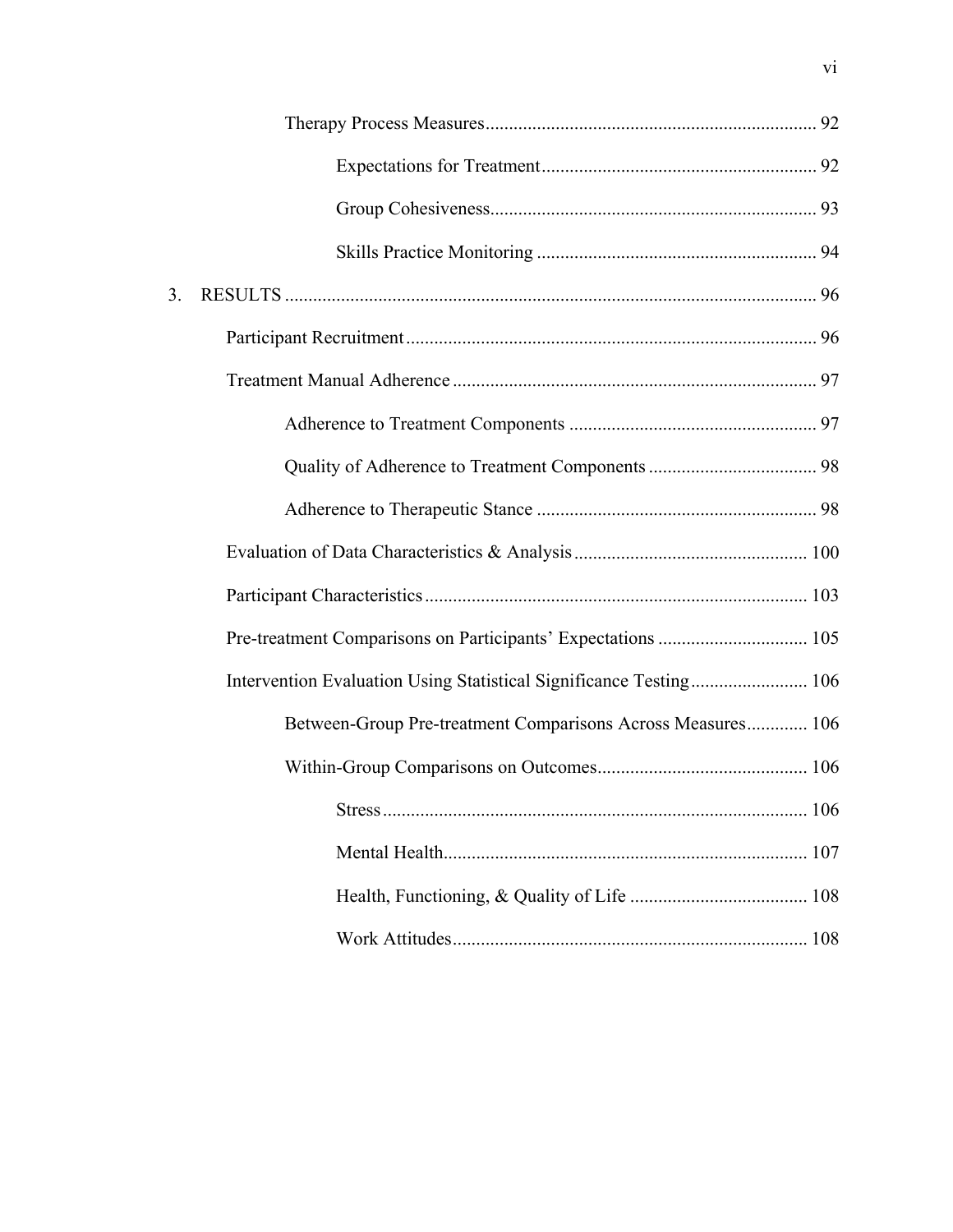Therapy Process Measures ........................................................................ 92

Expectations for Treatment ........................................................... 92

Group Cohesiveness ...................................................................... 93

Skills Practice Monitoring ............................................................ 94

3. RESULTS ................................................................................................................ 96

Participant Recruitment ........................................................................................ 96

Treatment Manual Adherence ............................................................................. 97

Adherence to Treatment Components ..................................................... 97

Quality of Adherence to Treatment Components .................................... 98

Adherence to Therapeutic Stance ............................................................ 98

Evaluation of Data Characteristics & Analysis .................................................. 100

Participant Characteristics .................................................................................. 103

Pre-treatment Comparisons on Participants' Expectations ................................ 105

Intervention Evaluation Using Statistical Significance Testing ......................... 106

Between-Group Pre-treatment Comparisons Across Measures ............. 106

Within-Group Comparisons on Outcomes ............................................. 106

Stress .......................................................................................... 106

Mental Health ............................................................................. 107

Health, Functioning, & Quality of Life ...................................... 108

Work Attitudes ............................................................................ 108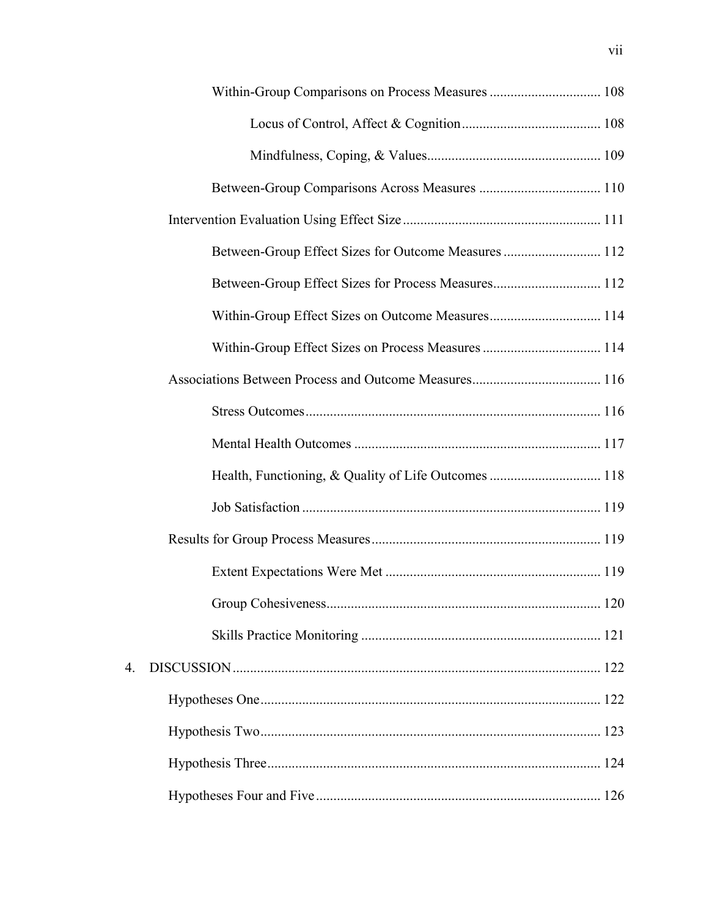Within-Group Comparisons on Process Measures ................................ 108

Locus of Control, Affect & Cognition ........................................ 108

Mindfulness, Coping, & Values .................................................. 109

Between-Group Comparisons Across Measures ................................... 110

Intervention Evaluation Using Effect Size ......................................................... 111

Between-Group Effect Sizes for Outcome Measures ............................ 112

Between-Group Effect Sizes for Process Measures ............................... 112

Within-Group Effect Sizes on Outcome Measures ................................ 114

Within-Group Effect Sizes on Process Measures .................................. 114

Associations Between Process and Outcome Measures ..................................... 116

Stress Outcomes ..................................................................................... 116

Mental Health Outcomes ....................................................................... 117

Health, Functioning, & Quality of Life Outcomes ................................ 118

Job Satisfaction ...................................................................................... 119

Results for Group Process Measures .................................................................. 119

Extent Expectations Were Met .............................................................. 119

Group Cohesiveness ............................................................................... 120

Skills Practice Monitoring ..................................................................... 121

4. DISCUSSION .......................................................................................................... 122

Hypotheses One .................................................................................................. 122

Hypothesis Two .................................................................................................. 123

Hypothesis Three ................................................................................................ 124

Hypotheses Four and Five .................................................................................. 126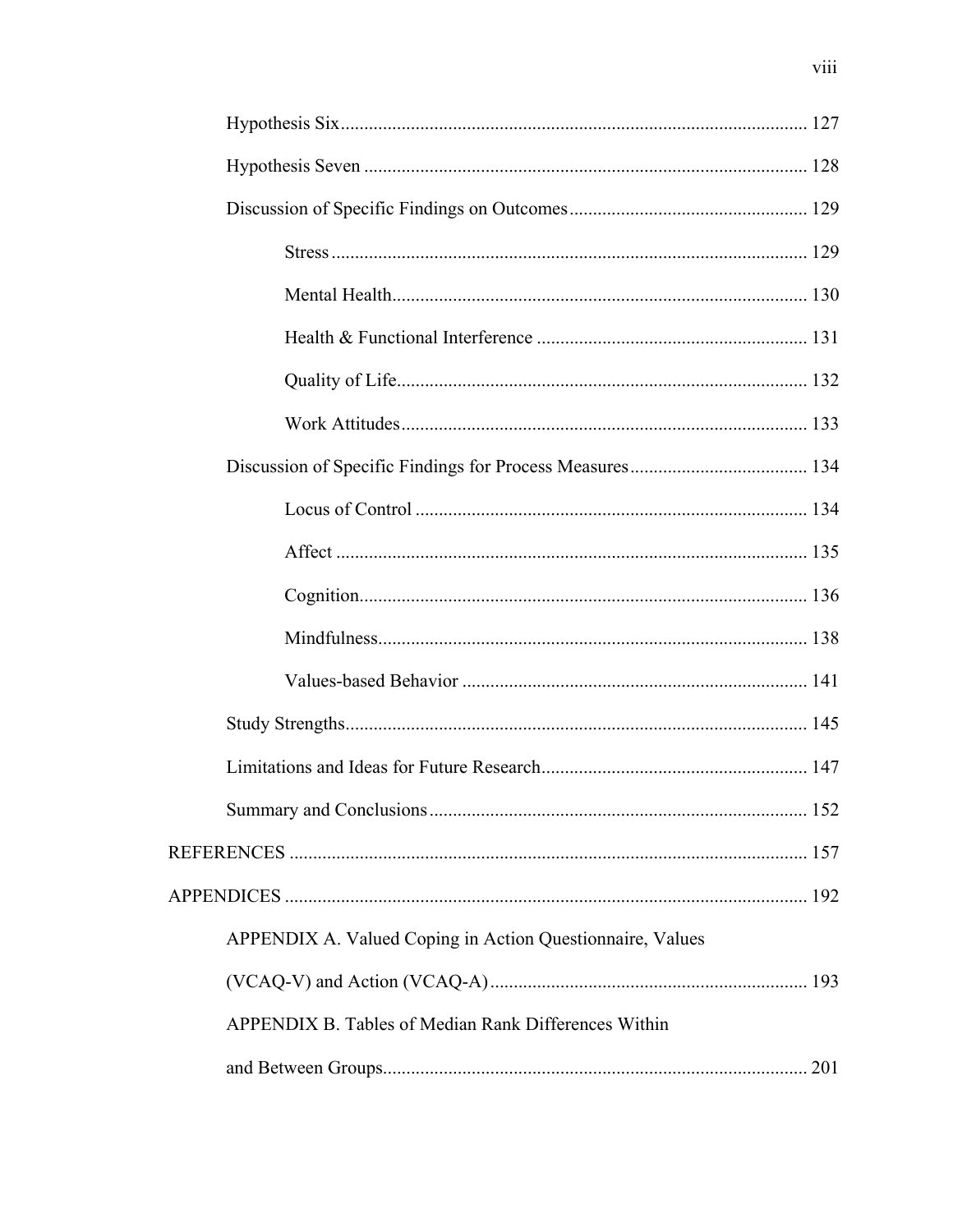Hypothesis Six ..................................................................................................... 127

Hypothesis Seven ................................................................................................ 128

Discussion of Specific Findings on Outcomes ..................................................... 129

Stress ............................................................................................................ 129

Mental Health............................................................................................... 130

Health & Functional Interference ................................................................ 131

Quality of Life.............................................................................................. 132

Work Attitudes ............................................................................................. 133

Discussion of Specific Findings for Process Measures ........................................ 134

Locus of Control .......................................................................................... 134

Affect ........................................................................................................... 135

Cognition...................................................................................................... 136

Mindfulness.................................................................................................. 138

Values-based Behavior ................................................................................ 141

Study Strengths.................................................................................................... 145

Limitations and Ideas for Future Research.......................................................... 147

Summary and Conclusions .................................................................................. 152

REFERENCES ............................................................................................................... 157

APPENDICES ................................................................................................................ 192

APPENDIX A. Valued Coping in Action Questionnaire, Values (VCAQ-V) and Action (VCAQ-A) .................................................................... 193

APPENDIX B. Tables of Median Rank Differences Within and Between Groups............................................................................................ 201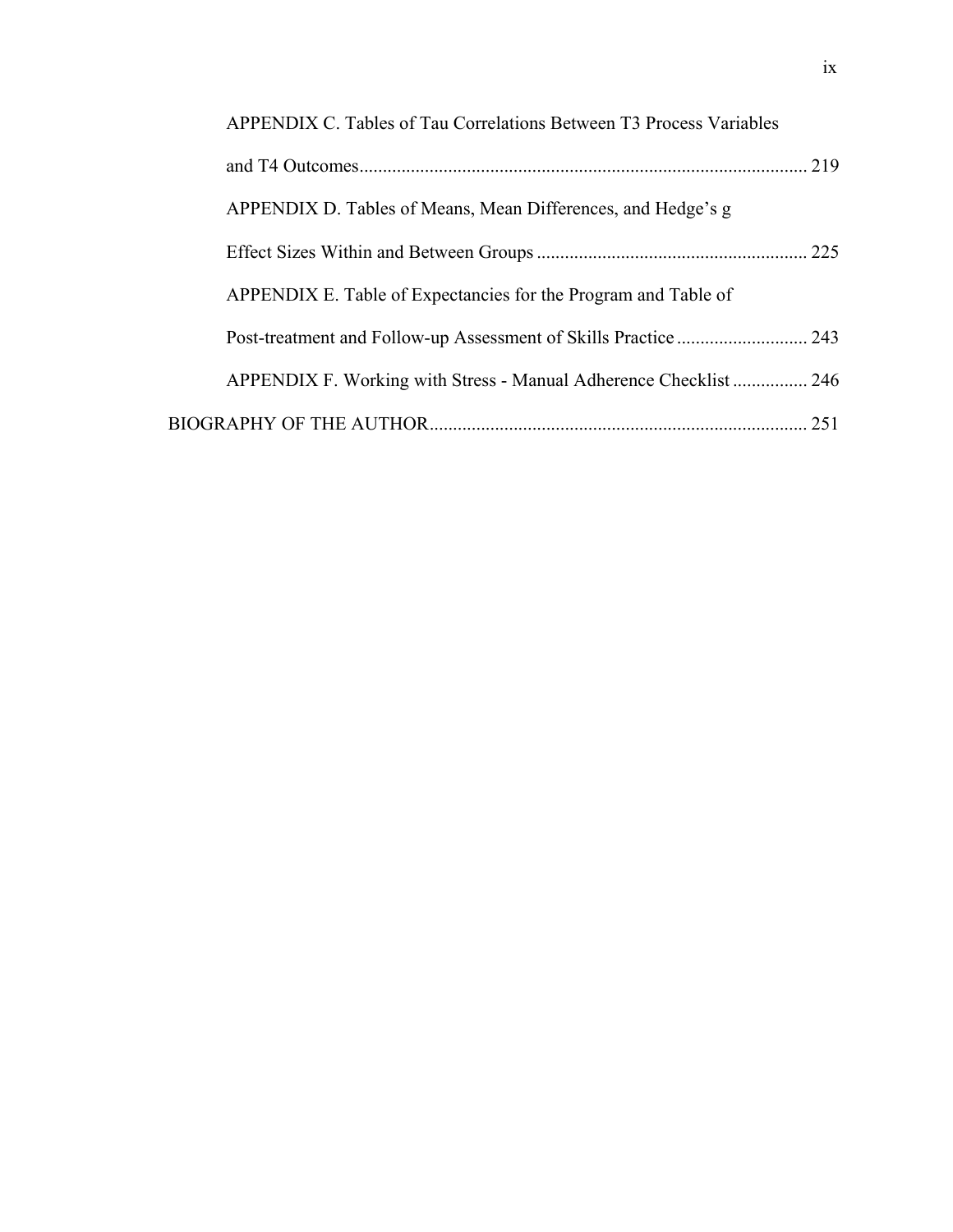APPENDIX C. Tables of Tau Correlations Between T3 Process Variables and T4 Outcomes ............................................................................................ 219

APPENDIX D. Tables of Means, Mean Differences, and Hedge's g Effect Sizes Within and Between Groups .......................................................... 225

APPENDIX E. Table of Expectancies for the Program and Table of Post-treatment and Follow-up Assessment of Skills Practice ............................ 243

APPENDIX F. Working with Stress - Manual Adherence Checklist ................ 246

BIOGRAPHY OF THE AUTHOR................................................................................ 251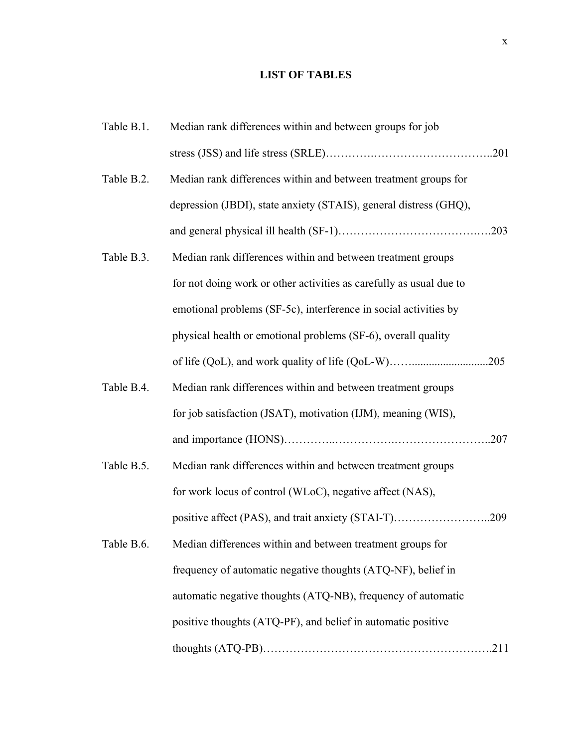# LIST OF TABLES

Table B.1. Median rank differences within and between groups for job stress (JSS) and life stress (SRLE)………….…………………………..201

Table B.2. Median rank differences within and between treatment groups for depression (JBDI), state anxiety (STAIS), general distress (GHQ), and general physical ill health (SF-1)………………………………….….203

Table B.3. Median rank differences within and between treatment groups for not doing work or other activities as carefully as usual due to emotional problems (SF-5c), interference in social activities by physical health or emotional problems (SF-6), overall quality of life (QoL), and work quality of life (QoL-W)……..........................205

Table B.4. Median rank differences within and between treatment groups for job satisfaction (JSAT), motivation (IJM), meaning (WIS), and importance (HONS)…………..……………..……………………..207

Table B.5. Median rank differences within and between treatment groups for work locus of control (WLoC), negative affect (NAS), positive affect (PAS), and trait anxiety (STAI-T)……………………..209

Table B.6. Median differences within and between treatment groups for frequency of automatic negative thoughts (ATQ-NF), belief in automatic negative thoughts (ATQ-NB), frequency of automatic positive thoughts (ATQ-PF), and belief in automatic positive thoughts (ATQ-PB)…………………………………………………….211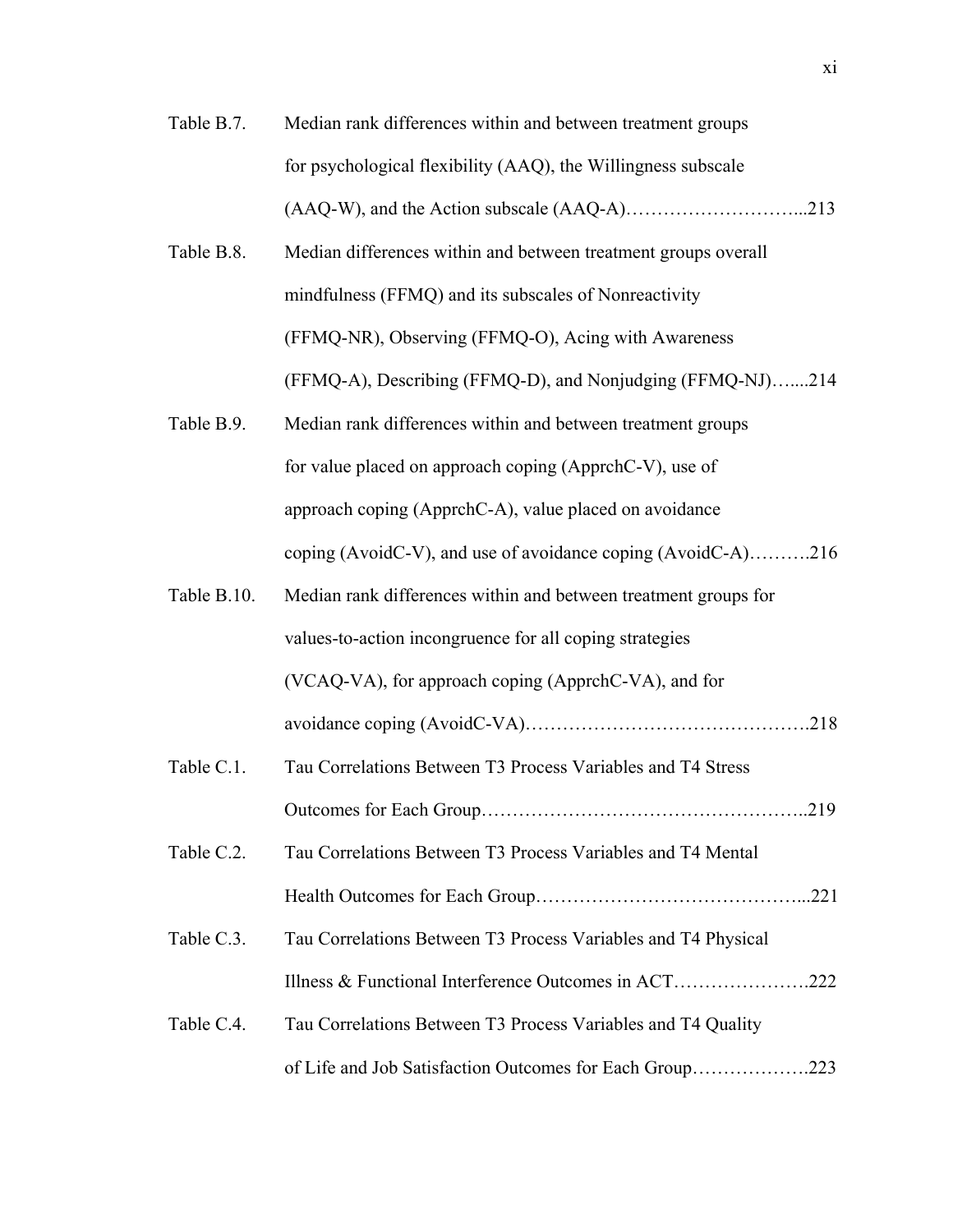Table B.7. Median rank differences within and between treatment groups for psychological flexibility (AAQ), the Willingness subscale (AAQ-W), and the Action subscale (AAQ-A)………………………...213

Table B.8. Median differences within and between treatment groups overall mindfulness (FFMQ) and its subscales of Nonreactivity (FFMQ-NR), Observing (FFMQ-O), Acing with Awareness (FFMQ-A), Describing (FFMQ-D), and Nonjudging (FFMQ-NJ)…....214

Table B.9. Median rank differences within and between treatment groups for value placed on approach coping (ApprchC-V), use of approach coping (ApprchC-A), value placed on avoidance coping (AvoidC-V), and use of avoidance coping (AvoidC-A)……….216

Table B.10. Median rank differences within and between treatment groups for values-to-action incongruence for all coping strategies (VCAQ-VA), for approach coping (ApprchC-VA), and for avoidance coping (AvoidC-VA)……………………………………….218

Table C.1. Tau Correlations Between T3 Process Variables and T4 Stress Outcomes for Each Group……………………………………………..219

Table C.2. Tau Correlations Between T3 Process Variables and T4 Mental Health Outcomes for Each Group……………………………………...221

Table C.3. Tau Correlations Between T3 Process Variables and T4 Physical Illness & Functional Interference Outcomes in ACT………………….222

Table C.4. Tau Correlations Between T3 Process Variables and T4 Quality of Life and Job Satisfaction Outcomes for Each Group……………….223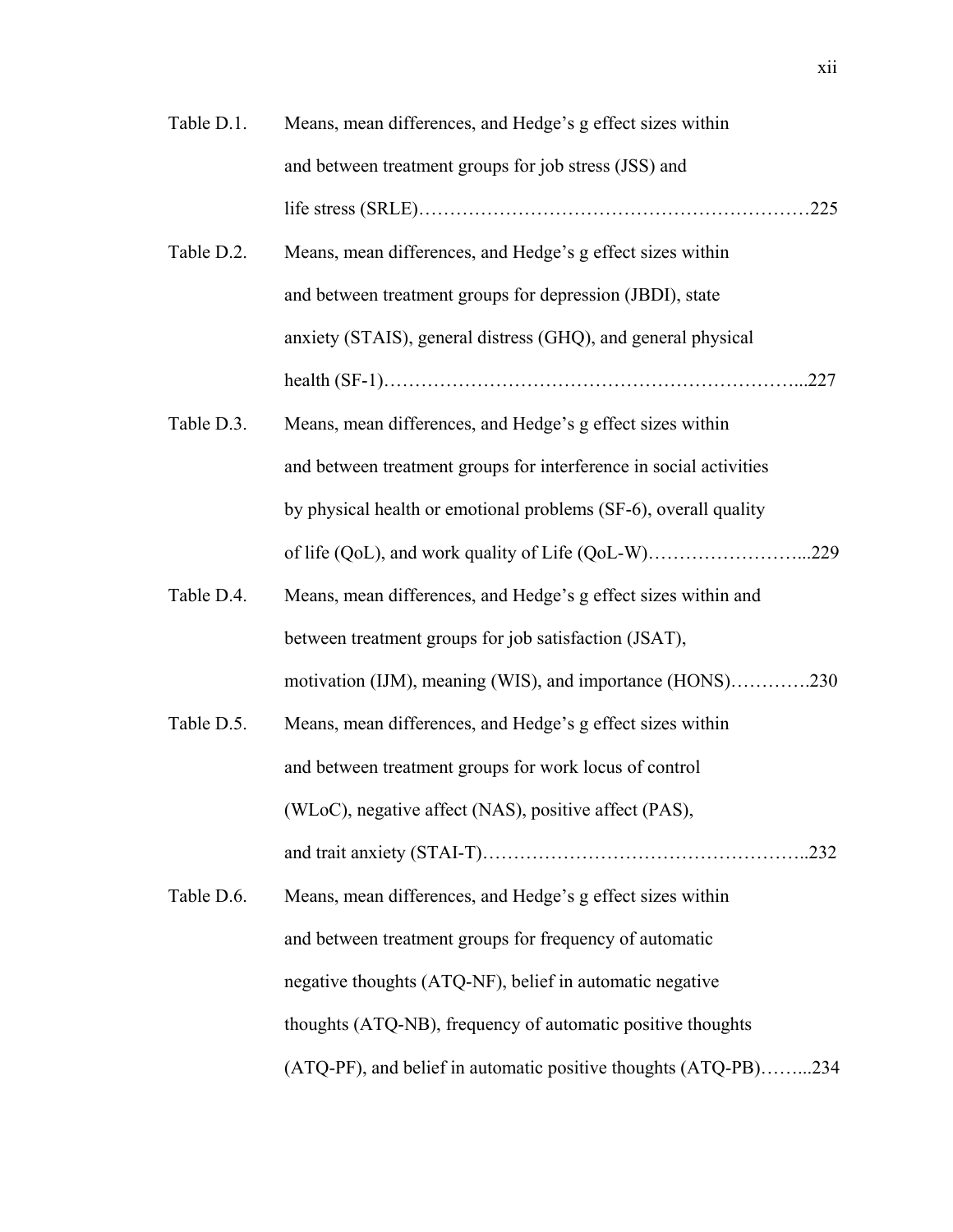Table D.1. Means, mean differences, and Hedge's g effect sizes within and between treatment groups for job stress (JSS) and life stress (SRLE)……………………………………………………225

Table D.2. Means, mean differences, and Hedge's g effect sizes within and between treatment groups for depression (JBDI), state anxiety (STAIS), general distress (GHQ), and general physical health (SF-1)…………………………………………………………...227

Table D.3. Means, mean differences, and Hedge's g effect sizes within and between treatment groups for interference in social activities by physical health or emotional problems (SF-6), overall quality of life (QoL), and work quality of Life (QoL-W)……………………...229

Table D.4. Means, mean differences, and Hedge's g effect sizes within and between treatment groups for job satisfaction (JSAT), motivation (IJM), meaning (WIS), and importance (HONS)………….230

Table D.5. Means, mean differences, and Hedge's g effect sizes within and between treatment groups for work locus of control (WLoC), negative affect (NAS), positive affect (PAS), and trait anxiety (STAI-T)……………………………………………..232

Table D.6. Means, mean differences, and Hedge's g effect sizes within and between treatment groups for frequency of automatic negative thoughts (ATQ-NF), belief in automatic negative thoughts (ATQ-NB), frequency of automatic positive thoughts (ATQ-PF), and belief in automatic positive thoughts (ATQ-PB)……...234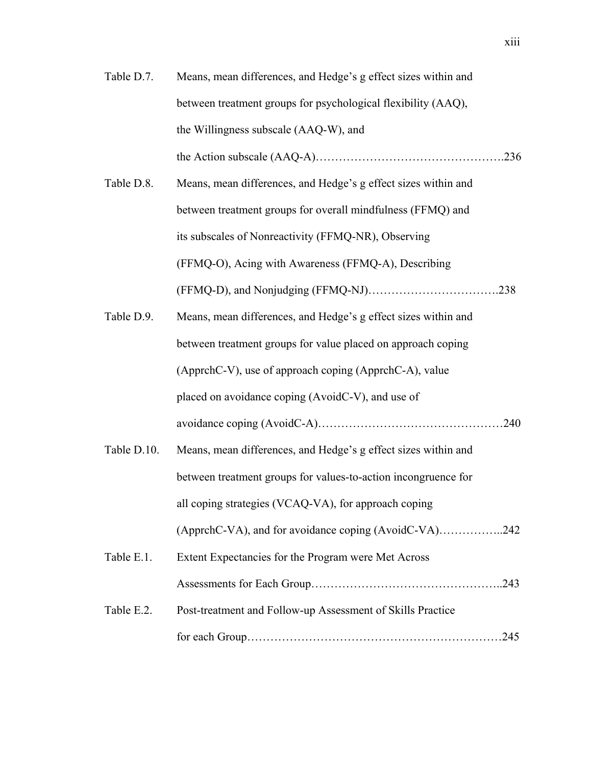| | | |
|---|---|---|
| Table D.7. | Means, mean differences, and Hedge's g effect sizes within and between treatment groups for psychological flexibility (AAQ), the Willingness subscale (AAQ-W), and the Action subscale (AAQ-A) | 236 |
| Table D.8. | Means, mean differences, and Hedge's g effect sizes within and between treatment groups for overall mindfulness (FFMQ) and its subscales of Nonreactivity (FFMQ-NR), Observing (FFMQ-O), Acing with Awareness (FFMQ-A), Describing (FFMQ-D), and Nonjudging (FFMQ-NJ) | 238 |
| Table D.9. | Means, mean differences, and Hedge's g effect sizes within and between treatment groups for value placed on approach coping (ApprchC-V), use of approach coping (ApprchC-A), value placed on avoidance coping (AvoidC-V), and use of avoidance coping (AvoidC-A) | 240 |
| Table D.10. | Means, mean differences, and Hedge's g effect sizes within and between treatment groups for values-to-action incongruence for all coping strategies (VCAQ-VA), for approach coping (ApprchC-VA), and for avoidance coping (AvoidC-VA) | 242 |
| Table E.1. | Extent Expectancies for the Program were Met Across Assessments for Each Group | 243 |
| Table E.2. | Post-treatment and Follow-up Assessment of Skills Practice for each Group | 245 |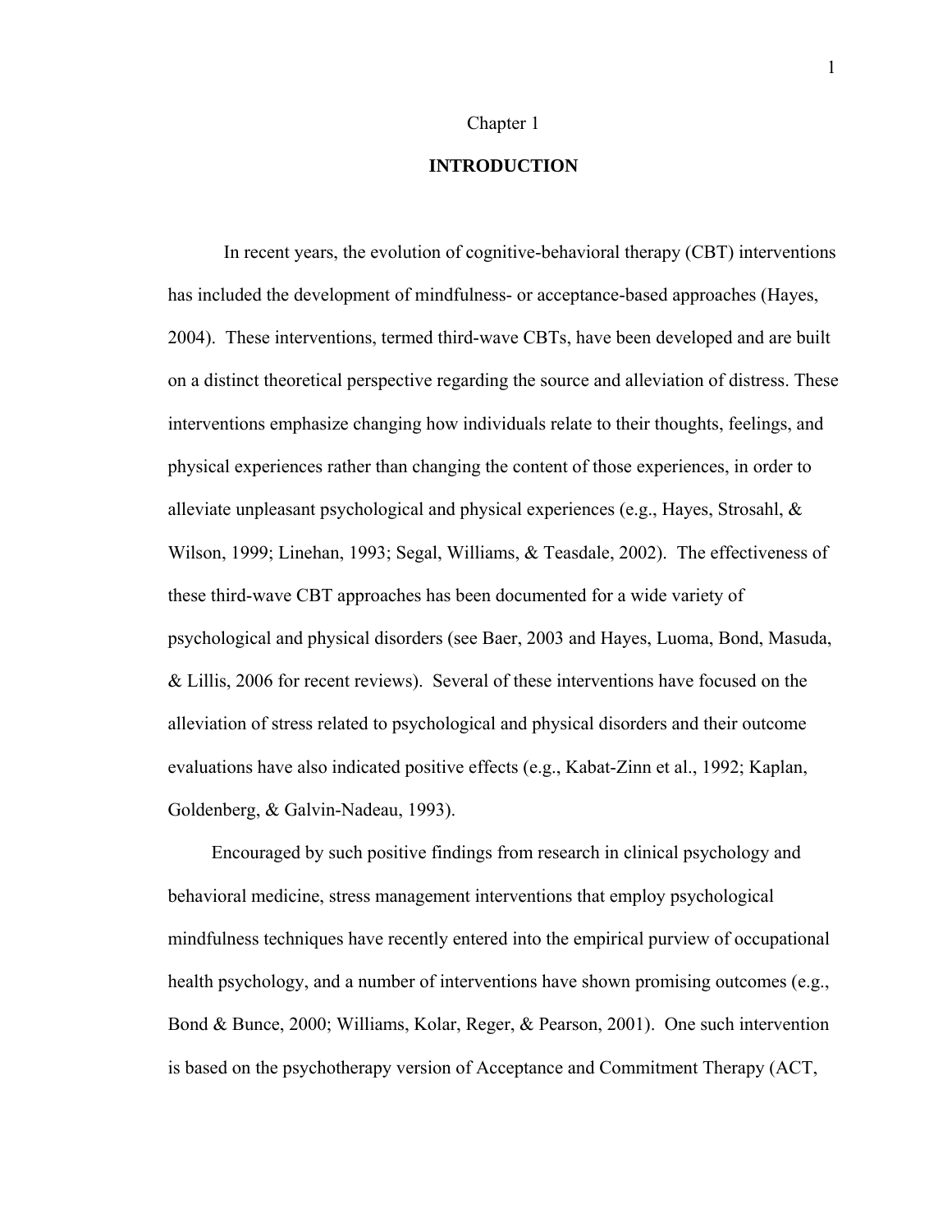# Chapter 1

## INTRODUCTION

In recent years, the evolution of cognitive-behavioral therapy (CBT) interventions has included the development of mindfulness- or acceptance-based approaches (Hayes, 2004). These interventions, termed third-wave CBTs, have been developed and are built on a distinct theoretical perspective regarding the source and alleviation of distress. These interventions emphasize changing how individuals relate to their thoughts, feelings, and physical experiences rather than changing the content of those experiences, in order to alleviate unpleasant psychological and physical experiences (e.g., Hayes, Strosahl, & Wilson, 1999; Linehan, 1993; Segal, Williams, & Teasdale, 2002). The effectiveness of these third-wave CBT approaches has been documented for a wide variety of psychological and physical disorders (see Baer, 2003 and Hayes, Luoma, Bond, Masuda, & Lillis, 2006 for recent reviews). Several of these interventions have focused on the alleviation of stress related to psychological and physical disorders and their outcome evaluations have also indicated positive effects (e.g., Kabat-Zinn et al., 1992; Kaplan, Goldenberg, & Galvin-Nadeau, 1993).

Encouraged by such positive findings from research in clinical psychology and behavioral medicine, stress management interventions that employ psychological mindfulness techniques have recently entered into the empirical purview of occupational health psychology, and a number of interventions have shown promising outcomes (e.g., Bond & Bunce, 2000; Williams, Kolar, Reger, & Pearson, 2001). One such intervention is based on the psychotherapy version of Acceptance and Commitment Therapy (ACT,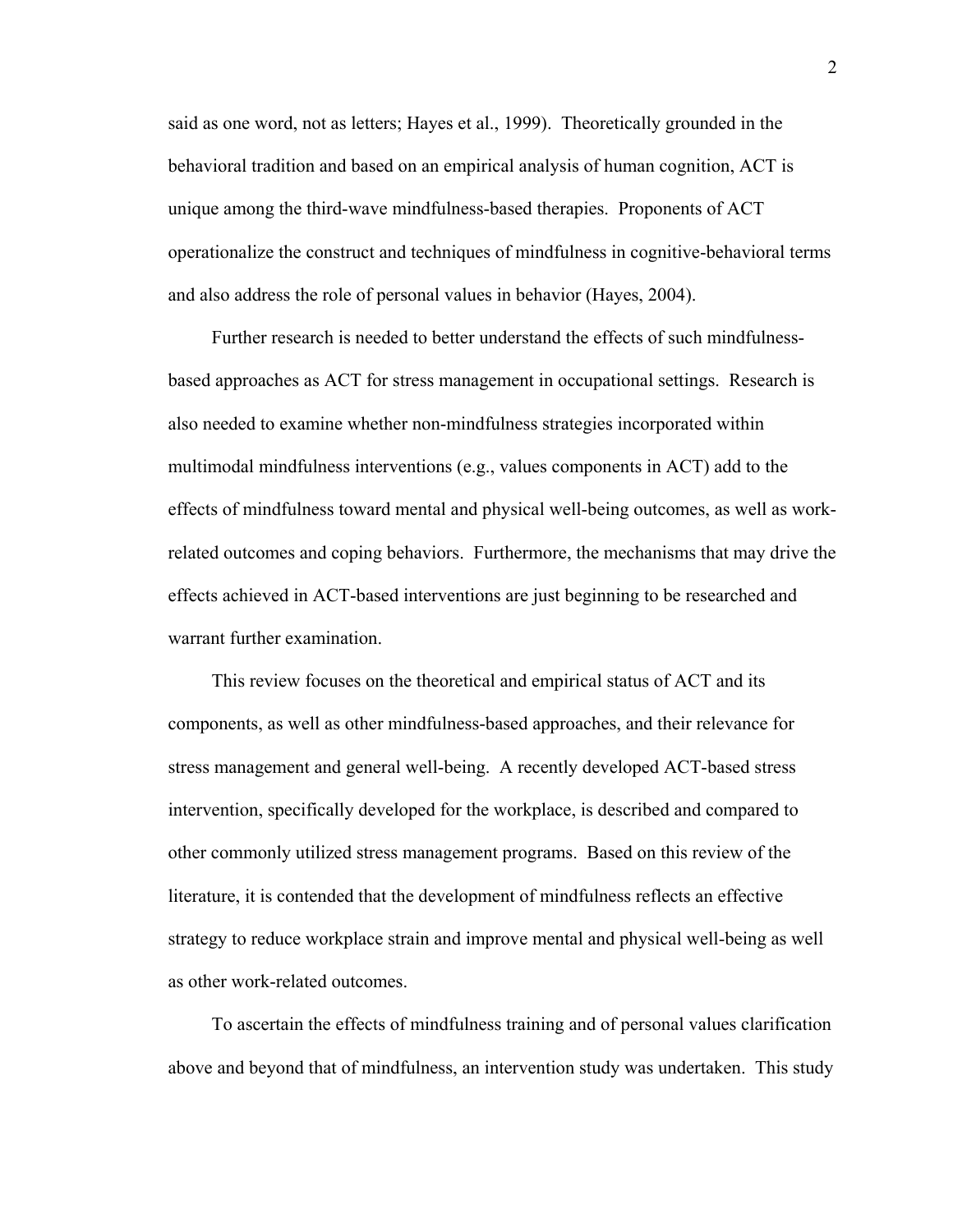said as one word, not as letters; Hayes et al., 1999). Theoretically grounded in the behavioral tradition and based on an empirical analysis of human cognition, ACT is unique among the third-wave mindfulness-based therapies. Proponents of ACT operationalize the construct and techniques of mindfulness in cognitive-behavioral terms and also address the role of personal values in behavior (Hayes, 2004).

Further research is needed to better understand the effects of such mindfulness-based approaches as ACT for stress management in occupational settings. Research is also needed to examine whether non-mindfulness strategies incorporated within multimodal mindfulness interventions (e.g., values components in ACT) add to the effects of mindfulness toward mental and physical well-being outcomes, as well as work-related outcomes and coping behaviors. Furthermore, the mechanisms that may drive the effects achieved in ACT-based interventions are just beginning to be researched and warrant further examination.

This review focuses on the theoretical and empirical status of ACT and its components, as well as other mindfulness-based approaches, and their relevance for stress management and general well-being. A recently developed ACT-based stress intervention, specifically developed for the workplace, is described and compared to other commonly utilized stress management programs. Based on this review of the literature, it is contended that the development of mindfulness reflects an effective strategy to reduce workplace strain and improve mental and physical well-being as well as other work-related outcomes.

To ascertain the effects of mindfulness training and of personal values clarification above and beyond that of mindfulness, an intervention study was undertaken. This study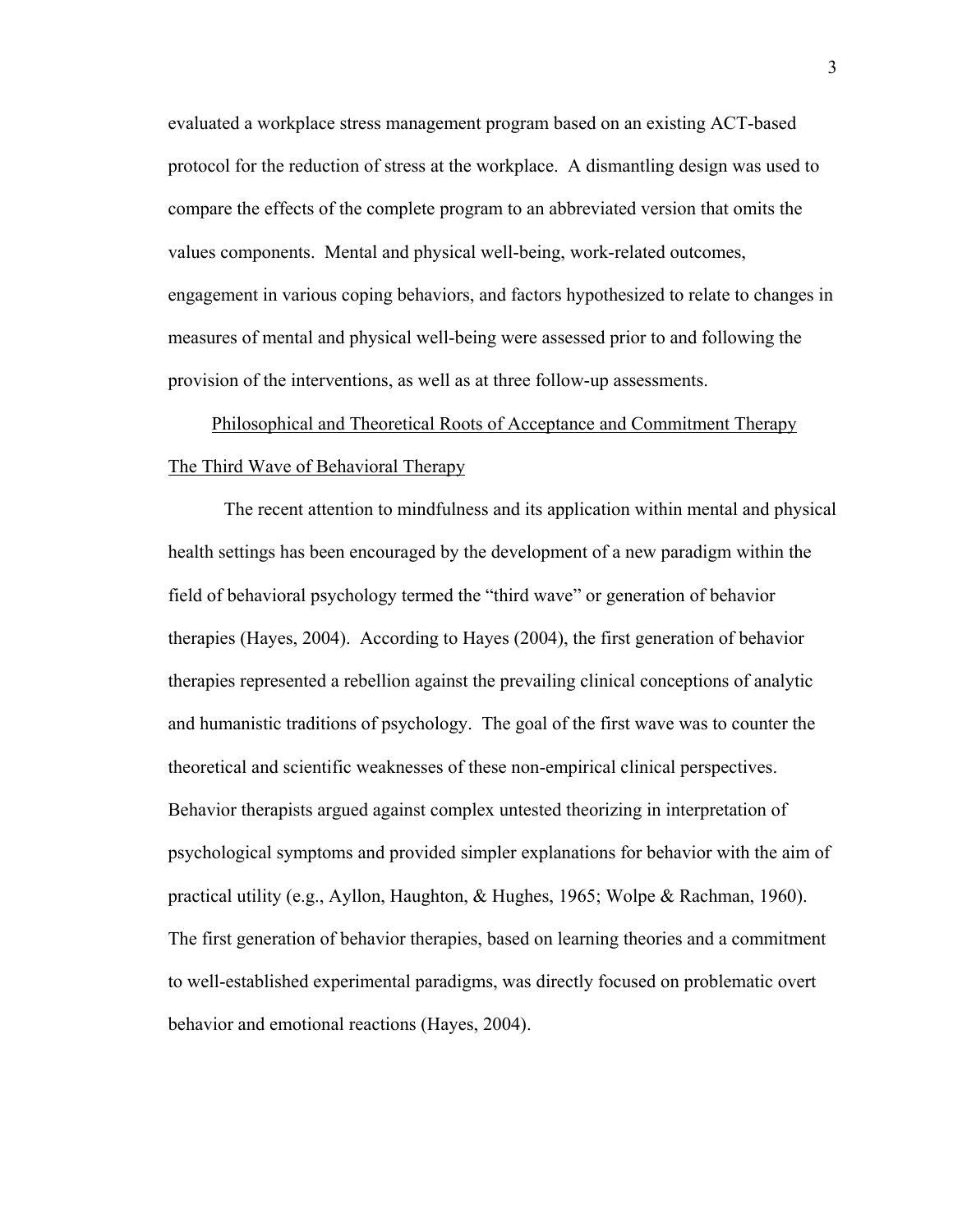evaluated a workplace stress management program based on an existing ACT-based protocol for the reduction of stress at the workplace. A dismantling design was used to compare the effects of the complete program to an abbreviated version that omits the values components. Mental and physical well-being, work-related outcomes, engagement in various coping behaviors, and factors hypothesized to relate to changes in measures of mental and physical well-being were assessed prior to and following the provision of the interventions, as well as at three follow-up assessments.

## Philosophical and Theoretical Roots of Acceptance and Commitment Therapy

### The Third Wave of Behavioral Therapy

The recent attention to mindfulness and its application within mental and physical health settings has been encouraged by the development of a new paradigm within the field of behavioral psychology termed the "third wave" or generation of behavior therapies (Hayes, 2004). According to Hayes (2004), the first generation of behavior therapies represented a rebellion against the prevailing clinical conceptions of analytic and humanistic traditions of psychology. The goal of the first wave was to counter the theoretical and scientific weaknesses of these non-empirical clinical perspectives. Behavior therapists argued against complex untested theorizing in interpretation of psychological symptoms and provided simpler explanations for behavior with the aim of practical utility (e.g., Ayllon, Haughton, & Hughes, 1965; Wolpe & Rachman, 1960). The first generation of behavior therapies, based on learning theories and a commitment to well-established experimental paradigms, was directly focused on problematic overt behavior and emotional reactions (Hayes, 2004).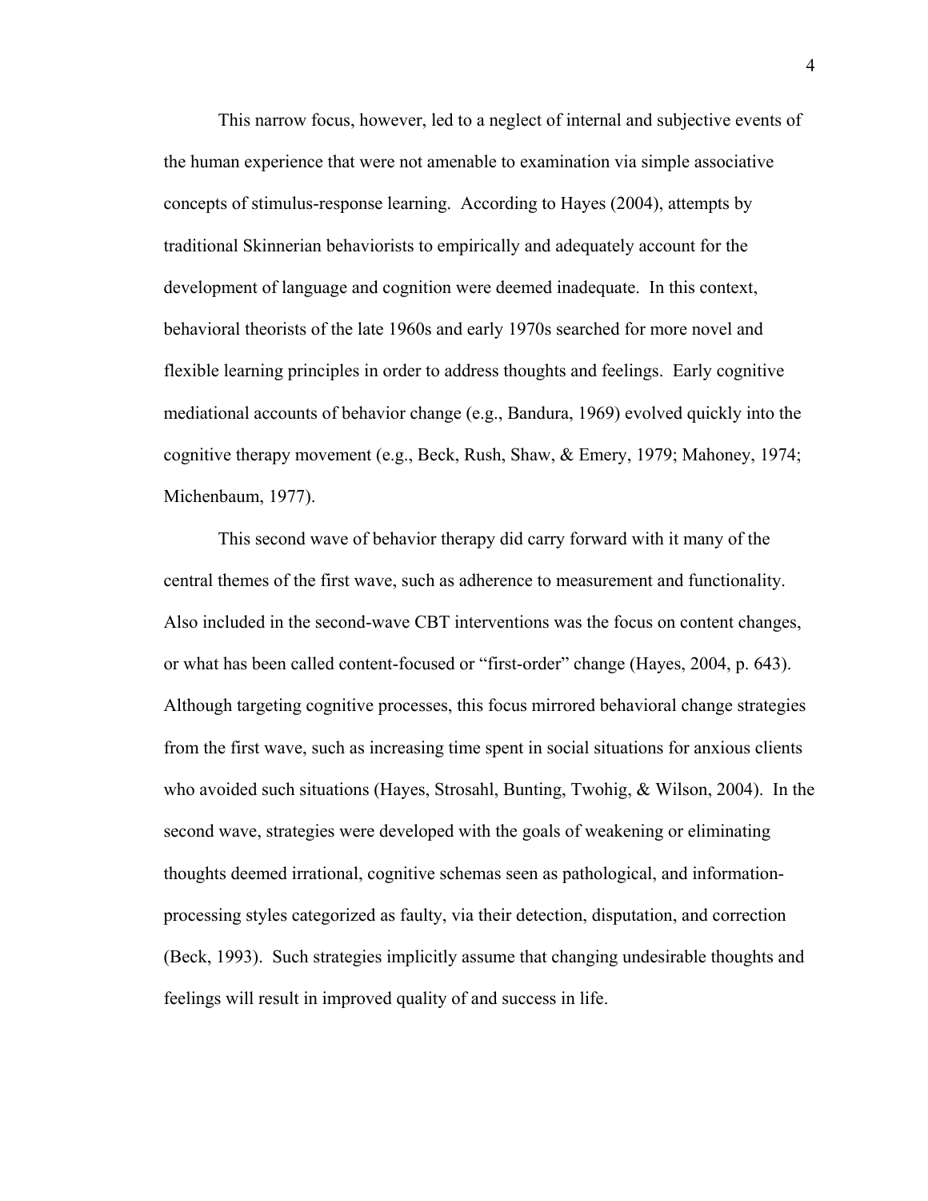This narrow focus, however, led to a neglect of internal and subjective events of the human experience that were not amenable to examination via simple associative concepts of stimulus-response learning. According to Hayes (2004), attempts by traditional Skinnerian behaviorists to empirically and adequately account for the development of language and cognition were deemed inadequate. In this context, behavioral theorists of the late 1960s and early 1970s searched for more novel and flexible learning principles in order to address thoughts and feelings. Early cognitive mediational accounts of behavior change (e.g., Bandura, 1969) evolved quickly into the cognitive therapy movement (e.g., Beck, Rush, Shaw, & Emery, 1979; Mahoney, 1974; Michenbaum, 1977).

This second wave of behavior therapy did carry forward with it many of the central themes of the first wave, such as adherence to measurement and functionality. Also included in the second-wave CBT interventions was the focus on content changes, or what has been called content-focused or "first-order" change (Hayes, 2004, p. 643). Although targeting cognitive processes, this focus mirrored behavioral change strategies from the first wave, such as increasing time spent in social situations for anxious clients who avoided such situations (Hayes, Strosahl, Bunting, Twohig, & Wilson, 2004). In the second wave, strategies were developed with the goals of weakening or eliminating thoughts deemed irrational, cognitive schemas seen as pathological, and information-processing styles categorized as faulty, via their detection, disputation, and correction (Beck, 1993). Such strategies implicitly assume that changing undesirable thoughts and feelings will result in improved quality of and success in life.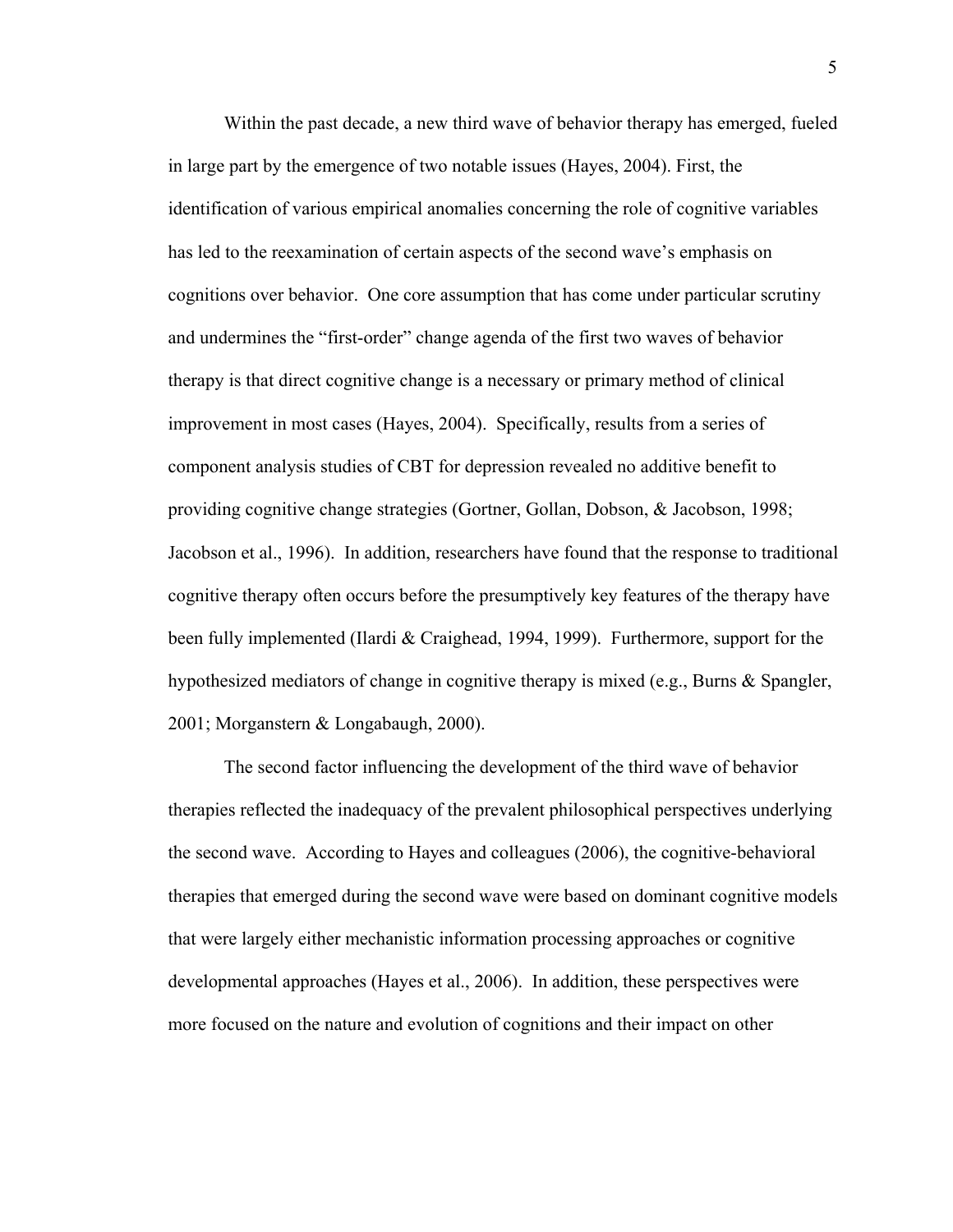Within the past decade, a new third wave of behavior therapy has emerged, fueled in large part by the emergence of two notable issues (Hayes, 2004). First, the identification of various empirical anomalies concerning the role of cognitive variables has led to the reexamination of certain aspects of the second wave's emphasis on cognitions over behavior. One core assumption that has come under particular scrutiny and undermines the "first-order" change agenda of the first two waves of behavior therapy is that direct cognitive change is a necessary or primary method of clinical improvement in most cases (Hayes, 2004). Specifically, results from a series of component analysis studies of CBT for depression revealed no additive benefit to providing cognitive change strategies (Gortner, Gollan, Dobson, & Jacobson, 1998; Jacobson et al., 1996). In addition, researchers have found that the response to traditional cognitive therapy often occurs before the presumptively key features of the therapy have been fully implemented (Ilardi & Craighead, 1994, 1999). Furthermore, support for the hypothesized mediators of change in cognitive therapy is mixed (e.g., Burns & Spangler, 2001; Morganstern & Longabaugh, 2000).

The second factor influencing the development of the third wave of behavior therapies reflected the inadequacy of the prevalent philosophical perspectives underlying the second wave. According to Hayes and colleagues (2006), the cognitive-behavioral therapies that emerged during the second wave were based on dominant cognitive models that were largely either mechanistic information processing approaches or cognitive developmental approaches (Hayes et al., 2006). In addition, these perspectives were more focused on the nature and evolution of cognitions and their impact on other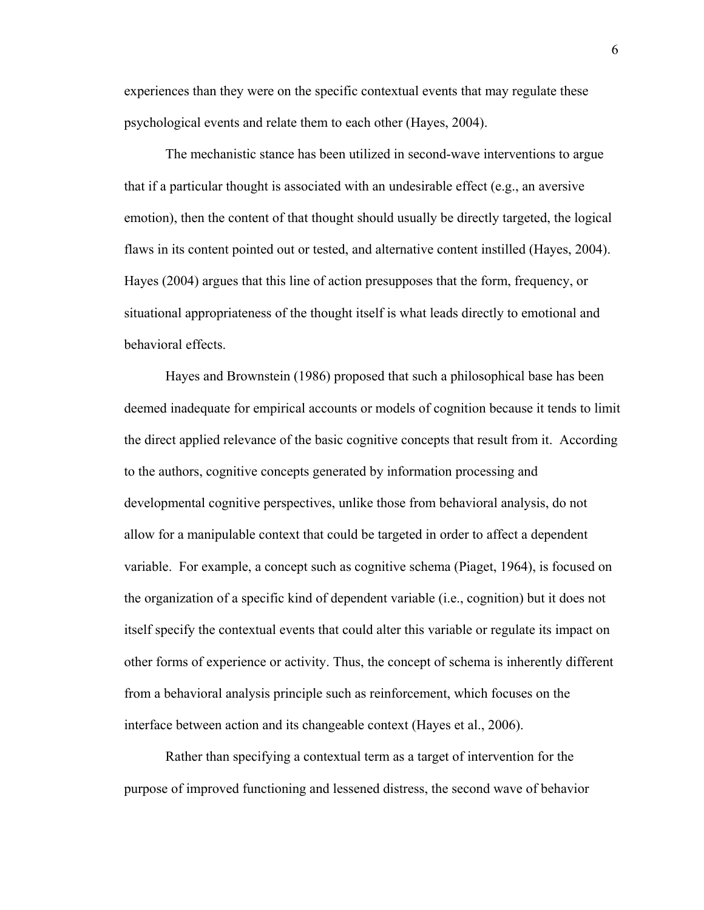experiences than they were on the specific contextual events that may regulate these psychological events and relate them to each other (Hayes, 2004).

The mechanistic stance has been utilized in second-wave interventions to argue that if a particular thought is associated with an undesirable effect (e.g., an aversive emotion), then the content of that thought should usually be directly targeted, the logical flaws in its content pointed out or tested, and alternative content instilled (Hayes, 2004). Hayes (2004) argues that this line of action presupposes that the form, frequency, or situational appropriateness of the thought itself is what leads directly to emotional and behavioral effects.

Hayes and Brownstein (1986) proposed that such a philosophical base has been deemed inadequate for empirical accounts or models of cognition because it tends to limit the direct applied relevance of the basic cognitive concepts that result from it. According to the authors, cognitive concepts generated by information processing and developmental cognitive perspectives, unlike those from behavioral analysis, do not allow for a manipulable context that could be targeted in order to affect a dependent variable. For example, a concept such as cognitive schema (Piaget, 1964), is focused on the organization of a specific kind of dependent variable (i.e., cognition) but it does not itself specify the contextual events that could alter this variable or regulate its impact on other forms of experience or activity. Thus, the concept of schema is inherently different from a behavioral analysis principle such as reinforcement, which focuses on the interface between action and its changeable context (Hayes et al., 2006).

Rather than specifying a contextual term as a target of intervention for the purpose of improved functioning and lessened distress, the second wave of behavior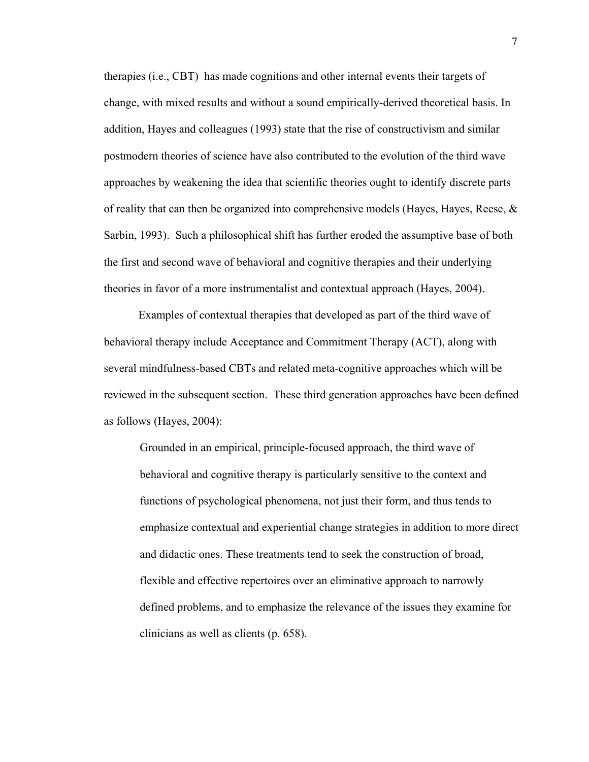therapies (i.e., CBT) has made cognitions and other internal events their targets of change, with mixed results and without a sound empirically-derived theoretical basis. In addition, Hayes and colleagues (1993) state that the rise of constructivism and similar postmodern theories of science have also contributed to the evolution of the third wave approaches by weakening the idea that scientific theories ought to identify discrete parts of reality that can then be organized into comprehensive models (Hayes, Hayes, Reese, & Sarbin, 1993). Such a philosophical shift has further eroded the assumptive base of both the first and second wave of behavioral and cognitive therapies and their underlying theories in favor of a more instrumentalist and contextual approach (Hayes, 2004).

Examples of contextual therapies that developed as part of the third wave of behavioral therapy include Acceptance and Commitment Therapy (ACT), along with several mindfulness-based CBTs and related meta-cognitive approaches which will be reviewed in the subsequent section. These third generation approaches have been defined as follows (Hayes, 2004):

> Grounded in an empirical, principle-focused approach, the third wave of behavioral and cognitive therapy is particularly sensitive to the context and functions of psychological phenomena, not just their form, and thus tends to emphasize contextual and experiential change strategies in addition to more direct and didactic ones. These treatments tend to seek the construction of broad, flexible and effective repertoires over an eliminative approach to narrowly defined problems, and to emphasize the relevance of the issues they examine for clinicians as well as clients (p. 658).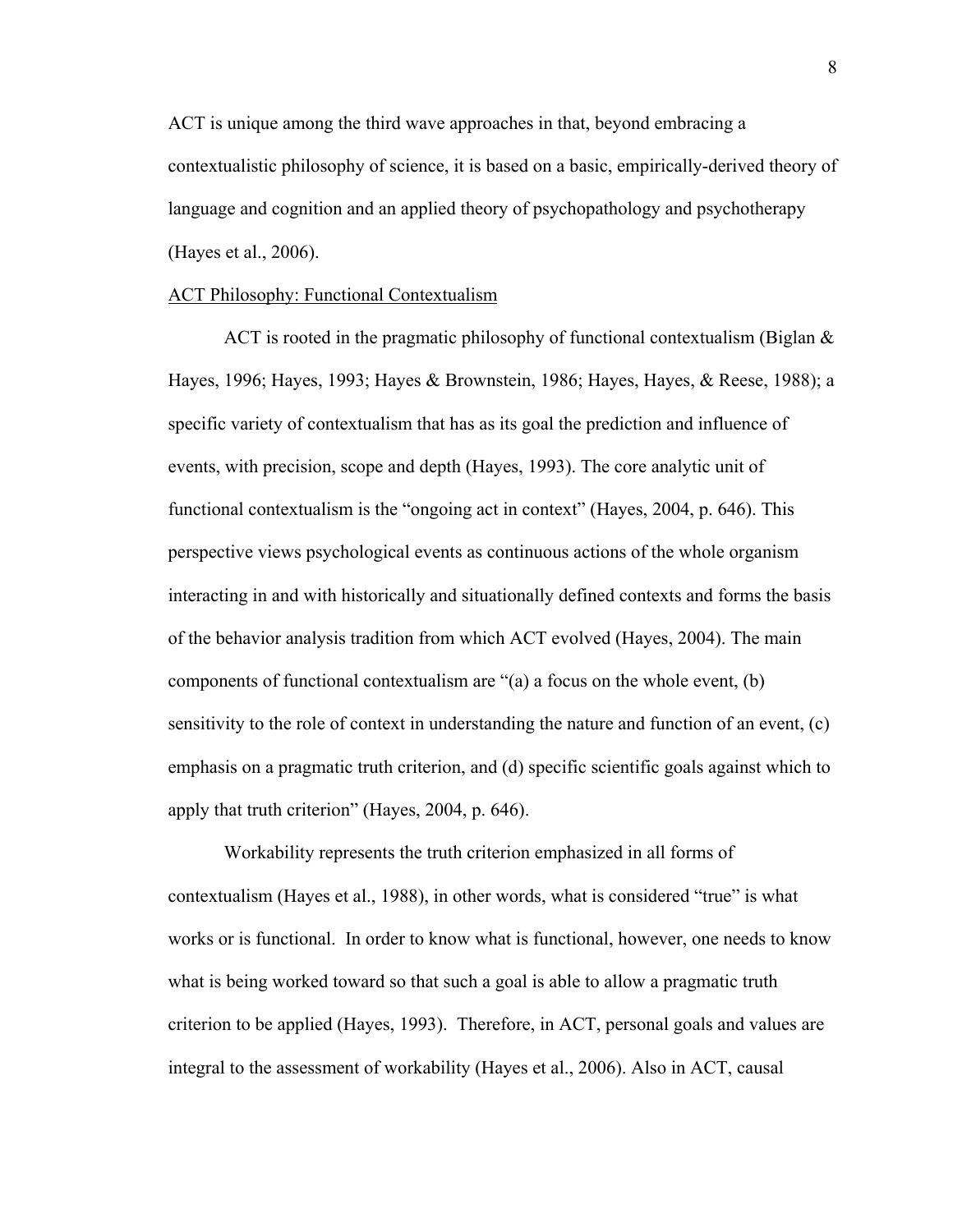ACT is unique among the third wave approaches in that, beyond embracing a contextualistic philosophy of science, it is based on a basic, empirically-derived theory of language and cognition and an applied theory of psychopathology and psychotherapy (Hayes et al., 2006).

ACT Philosophy: Functional Contextualism

ACT is rooted in the pragmatic philosophy of functional contextualism (Biglan & Hayes, 1996; Hayes, 1993; Hayes & Brownstein, 1986; Hayes, Hayes, & Reese, 1988); a specific variety of contextualism that has as its goal the prediction and influence of events, with precision, scope and depth (Hayes, 1993). The core analytic unit of functional contextualism is the "ongoing act in context" (Hayes, 2004, p. 646). This perspective views psychological events as continuous actions of the whole organism interacting in and with historically and situationally defined contexts and forms the basis of the behavior analysis tradition from which ACT evolved (Hayes, 2004). The main components of functional contextualism are "(a) a focus on the whole event, (b) sensitivity to the role of context in understanding the nature and function of an event, (c) emphasis on a pragmatic truth criterion, and (d) specific scientific goals against which to apply that truth criterion" (Hayes, 2004, p. 646).

Workability represents the truth criterion emphasized in all forms of contextualism (Hayes et al., 1988), in other words, what is considered "true" is what works or is functional. In order to know what is functional, however, one needs to know what is being worked toward so that such a goal is able to allow a pragmatic truth criterion to be applied (Hayes, 1993). Therefore, in ACT, personal goals and values are integral to the assessment of workability (Hayes et al., 2006). Also in ACT, causal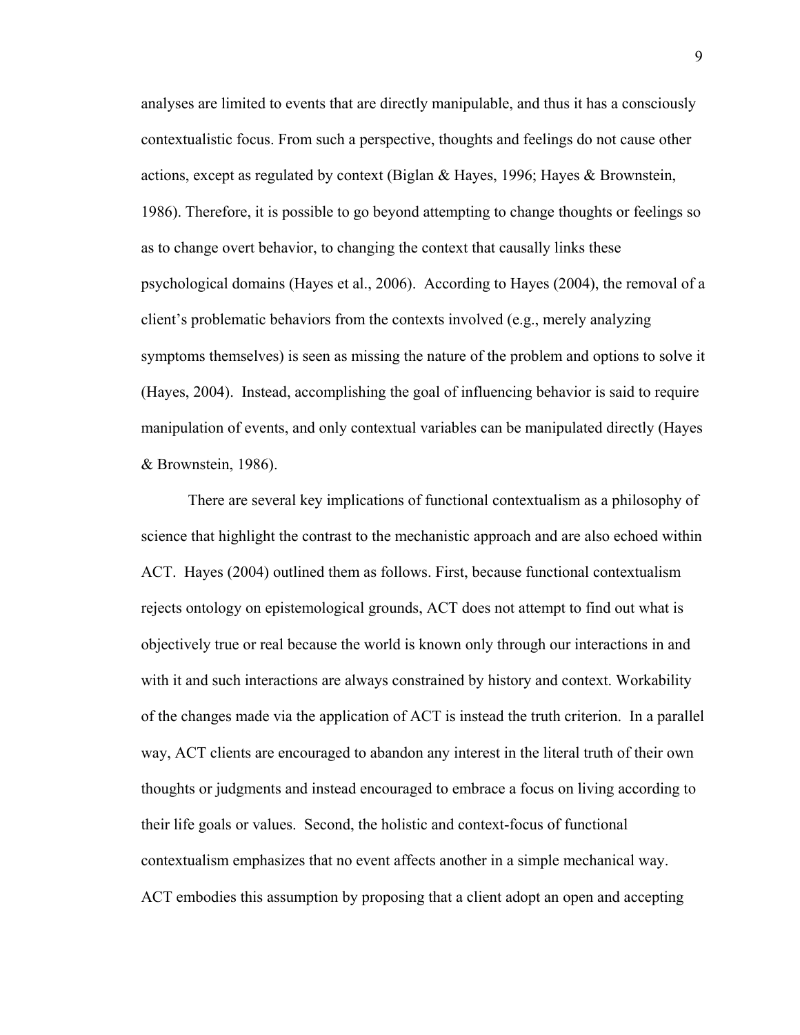analyses are limited to events that are directly manipulable, and thus it has a consciously contextualistic focus. From such a perspective, thoughts and feelings do not cause other actions, except as regulated by context (Biglan & Hayes, 1996; Hayes & Brownstein, 1986). Therefore, it is possible to go beyond attempting to change thoughts or feelings so as to change overt behavior, to changing the context that causally links these psychological domains (Hayes et al., 2006). According to Hayes (2004), the removal of a client's problematic behaviors from the contexts involved (e.g., merely analyzing symptoms themselves) is seen as missing the nature of the problem and options to solve it (Hayes, 2004). Instead, accomplishing the goal of influencing behavior is said to require manipulation of events, and only contextual variables can be manipulated directly (Hayes & Brownstein, 1986).

There are several key implications of functional contextualism as a philosophy of science that highlight the contrast to the mechanistic approach and are also echoed within ACT. Hayes (2004) outlined them as follows. First, because functional contextualism rejects ontology on epistemological grounds, ACT does not attempt to find out what is objectively true or real because the world is known only through our interactions in and with it and such interactions are always constrained by history and context. Workability of the changes made via the application of ACT is instead the truth criterion. In a parallel way, ACT clients are encouraged to abandon any interest in the literal truth of their own thoughts or judgments and instead encouraged to embrace a focus on living according to their life goals or values. Second, the holistic and context-focus of functional contextualism emphasizes that no event affects another in a simple mechanical way. ACT embodies this assumption by proposing that a client adopt an open and accepting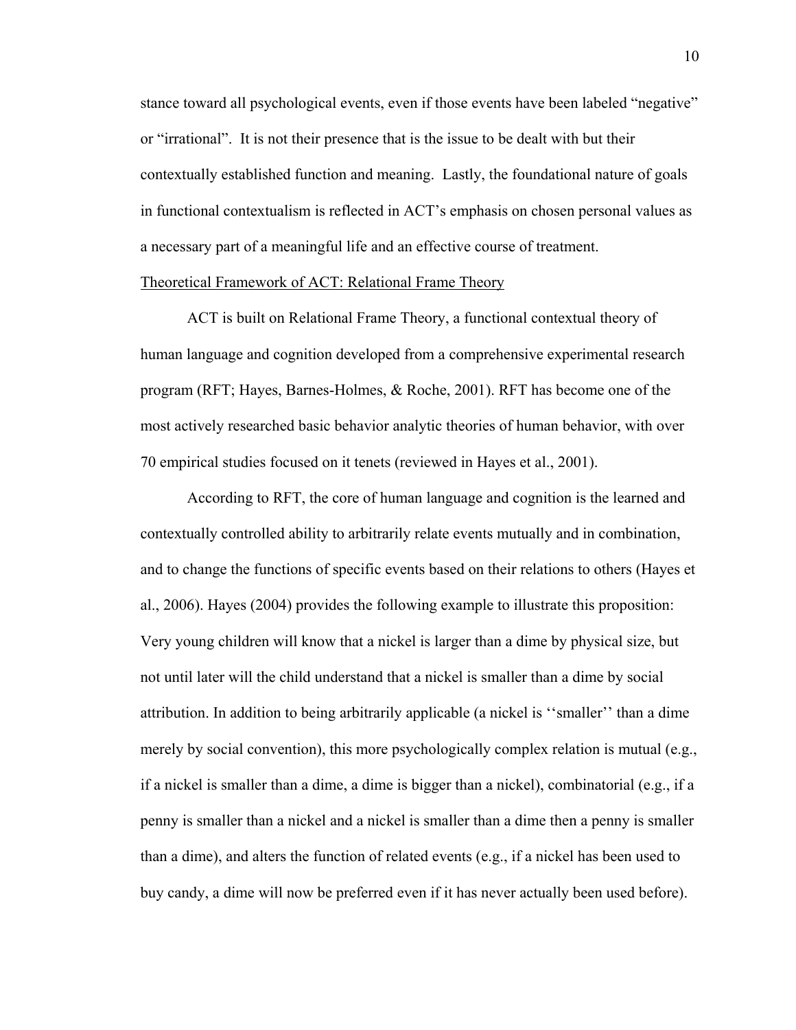stance toward all psychological events, even if those events have been labeled "negative" or "irrational". It is not their presence that is the issue to be dealt with but their contextually established function and meaning. Lastly, the foundational nature of goals in functional contextualism is reflected in ACT's emphasis on chosen personal values as a necessary part of a meaningful life and an effective course of treatment.

Theoretical Framework of ACT: Relational Frame Theory

ACT is built on Relational Frame Theory, a functional contextual theory of human language and cognition developed from a comprehensive experimental research program (RFT; Hayes, Barnes-Holmes, & Roche, 2001). RFT has become one of the most actively researched basic behavior analytic theories of human behavior, with over 70 empirical studies focused on it tenets (reviewed in Hayes et al., 2001).

According to RFT, the core of human language and cognition is the learned and contextually controlled ability to arbitrarily relate events mutually and in combination, and to change the functions of specific events based on their relations to others (Hayes et al., 2006). Hayes (2004) provides the following example to illustrate this proposition: Very young children will know that a nickel is larger than a dime by physical size, but not until later will the child understand that a nickel is smaller than a dime by social attribution. In addition to being arbitrarily applicable (a nickel is ''smaller'' than a dime merely by social convention), this more psychologically complex relation is mutual (e.g., if a nickel is smaller than a dime, a dime is bigger than a nickel), combinatorial (e.g., if a penny is smaller than a nickel and a nickel is smaller than a dime then a penny is smaller than a dime), and alters the function of related events (e.g., if a nickel has been used to buy candy, a dime will now be preferred even if it has never actually been used before).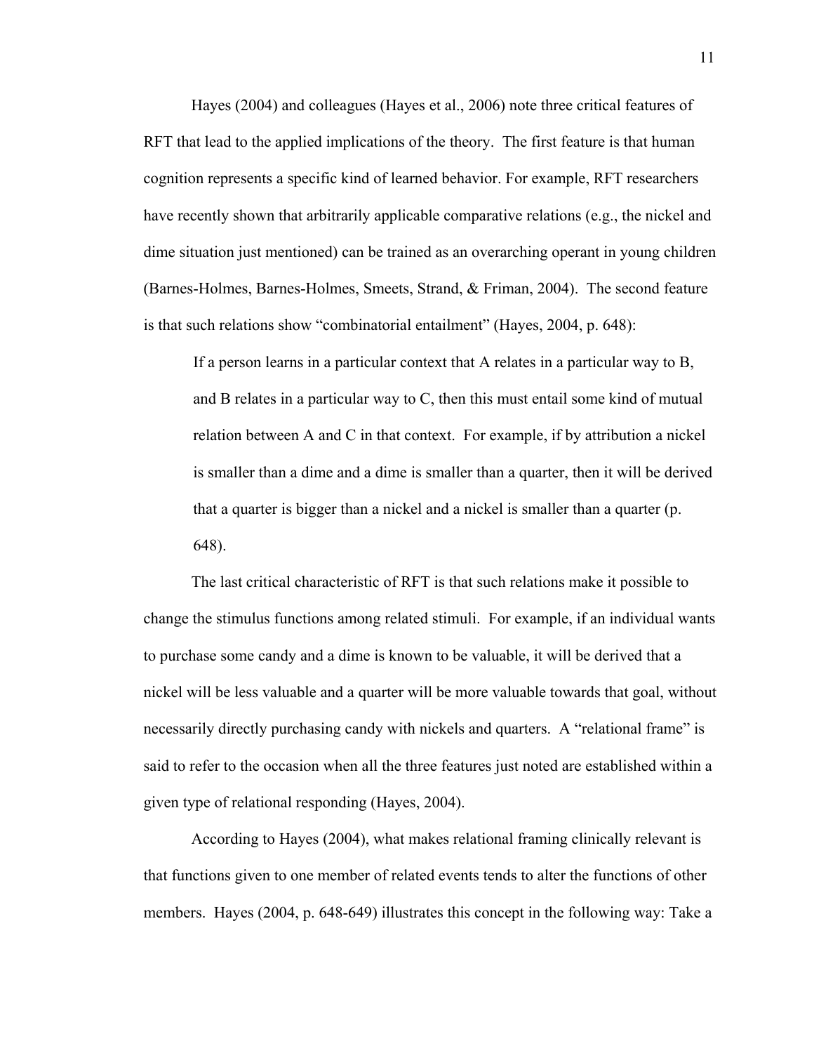Hayes (2004) and colleagues (Hayes et al., 2006) note three critical features of RFT that lead to the applied implications of the theory. The first feature is that human cognition represents a specific kind of learned behavior. For example, RFT researchers have recently shown that arbitrarily applicable comparative relations (e.g., the nickel and dime situation just mentioned) can be trained as an overarching operant in young children (Barnes-Holmes, Barnes-Holmes, Smeets, Strand, & Friman, 2004). The second feature is that such relations show "combinatorial entailment" (Hayes, 2004, p. 648):

> If a person learns in a particular context that A relates in a particular way to B, and B relates in a particular way to C, then this must entail some kind of mutual relation between A and C in that context. For example, if by attribution a nickel is smaller than a dime and a dime is smaller than a quarter, then it will be derived that a quarter is bigger than a nickel and a nickel is smaller than a quarter (p. 648).

The last critical characteristic of RFT is that such relations make it possible to change the stimulus functions among related stimuli. For example, if an individual wants to purchase some candy and a dime is known to be valuable, it will be derived that a nickel will be less valuable and a quarter will be more valuable towards that goal, without necessarily directly purchasing candy with nickels and quarters. A "relational frame" is said to refer to the occasion when all the three features just noted are established within a given type of relational responding (Hayes, 2004).

According to Hayes (2004), what makes relational framing clinically relevant is that functions given to one member of related events tends to alter the functions of other members. Hayes (2004, p. 648-649) illustrates this concept in the following way: Take a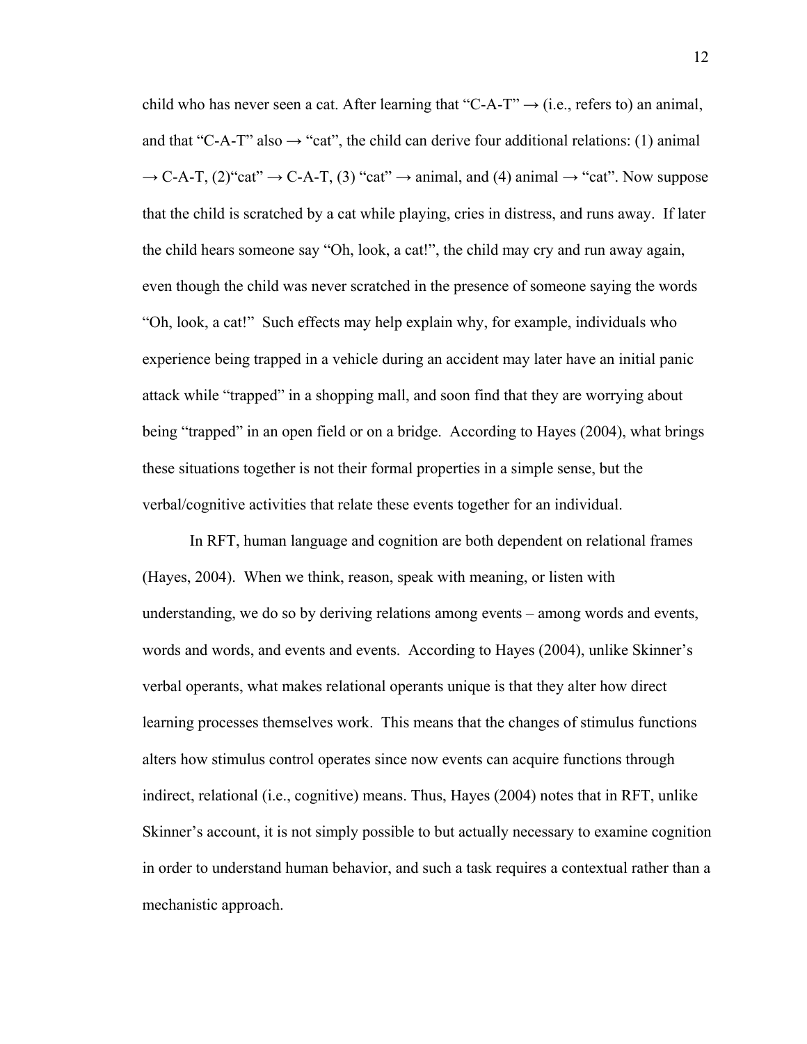child who has never seen a cat. After learning that “C-A-T” → (i.e., refers to) an animal, and that “C-A-T” also → “cat”, the child can derive four additional relations: (1) animal → C-A-T, (2)“cat” → C-A-T, (3) “cat” → animal, and (4) animal → “cat”. Now suppose that the child is scratched by a cat while playing, cries in distress, and runs away. If later the child hears someone say “Oh, look, a cat!”, the child may cry and run away again, even though the child was never scratched in the presence of someone saying the words “Oh, look, a cat!” Such effects may help explain why, for example, individuals who experience being trapped in a vehicle during an accident may later have an initial panic attack while “trapped” in a shopping mall, and soon find that they are worrying about being “trapped” in an open field or on a bridge. According to Hayes (2004), what brings these situations together is not their formal properties in a simple sense, but the verbal/cognitive activities that relate these events together for an individual.

In RFT, human language and cognition are both dependent on relational frames (Hayes, 2004). When we think, reason, speak with meaning, or listen with understanding, we do so by deriving relations among events – among words and events, words and words, and events and events. According to Hayes (2004), unlike Skinner’s verbal operants, what makes relational operants unique is that they alter how direct learning processes themselves work. This means that the changes of stimulus functions alters how stimulus control operates since now events can acquire functions through indirect, relational (i.e., cognitive) means. Thus, Hayes (2004) notes that in RFT, unlike Skinner’s account, it is not simply possible to but actually necessary to examine cognition in order to understand human behavior, and such a task requires a contextual rather than a mechanistic approach.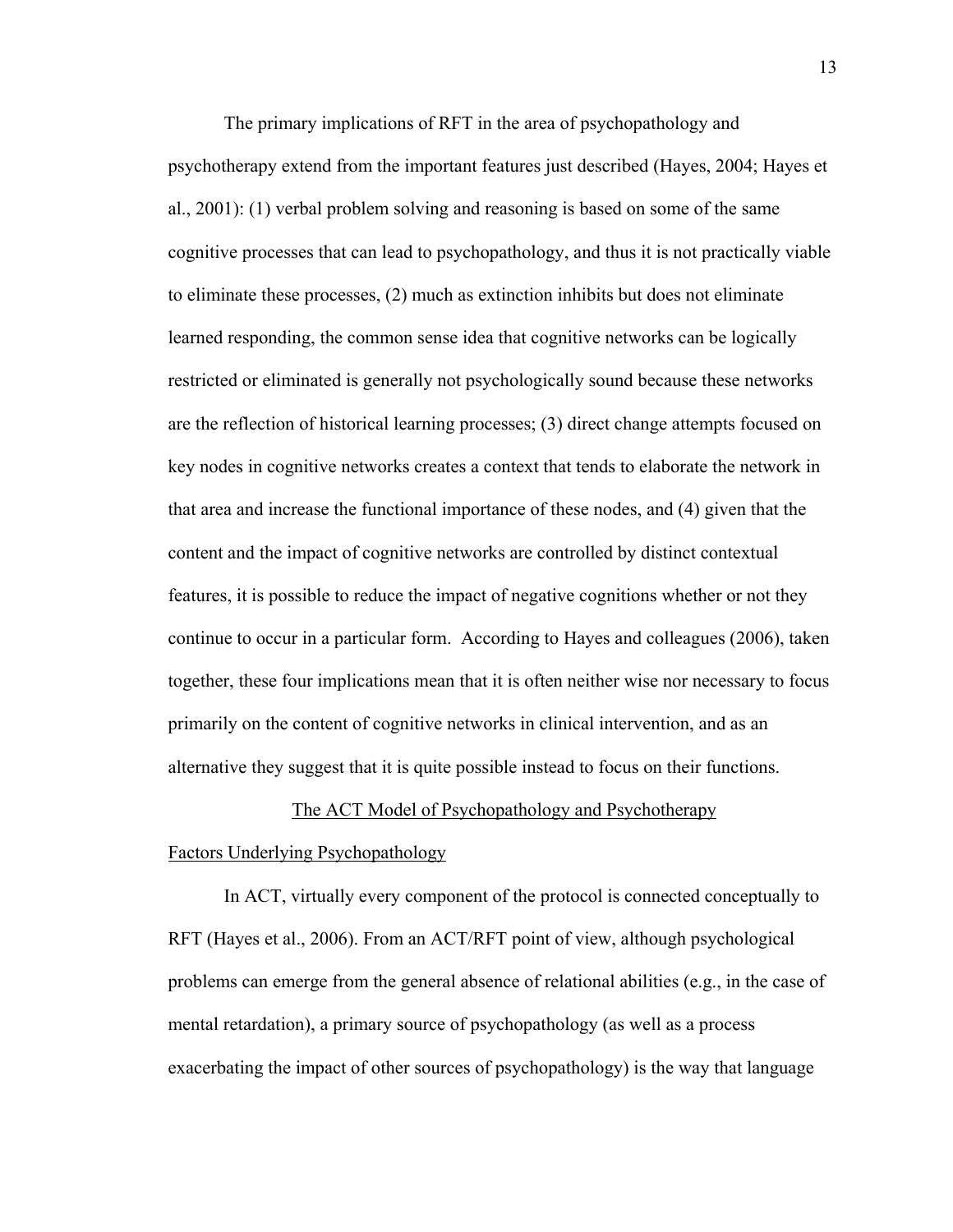The primary implications of RFT in the area of psychopathology and psychotherapy extend from the important features just described (Hayes, 2004; Hayes et al., 2001): (1) verbal problem solving and reasoning is based on some of the same cognitive processes that can lead to psychopathology, and thus it is not practically viable to eliminate these processes, (2) much as extinction inhibits but does not eliminate learned responding, the common sense idea that cognitive networks can be logically restricted or eliminated is generally not psychologically sound because these networks are the reflection of historical learning processes; (3) direct change attempts focused on key nodes in cognitive networks creates a context that tends to elaborate the network in that area and increase the functional importance of these nodes, and (4) given that the content and the impact of cognitive networks are controlled by distinct contextual features, it is possible to reduce the impact of negative cognitions whether or not they continue to occur in a particular form. According to Hayes and colleagues (2006), taken together, these four implications mean that it is often neither wise nor necessary to focus primarily on the content of cognitive networks in clinical intervention, and as an alternative they suggest that it is quite possible instead to focus on their functions.

## The ACT Model of Psychopathology and Psychotherapy

### Factors Underlying Psychopathology

In ACT, virtually every component of the protocol is connected conceptually to RFT (Hayes et al., 2006). From an ACT/RFT point of view, although psychological problems can emerge from the general absence of relational abilities (e.g., in the case of mental retardation), a primary source of psychopathology (as well as a process exacerbating the impact of other sources of psychopathology) is the way that language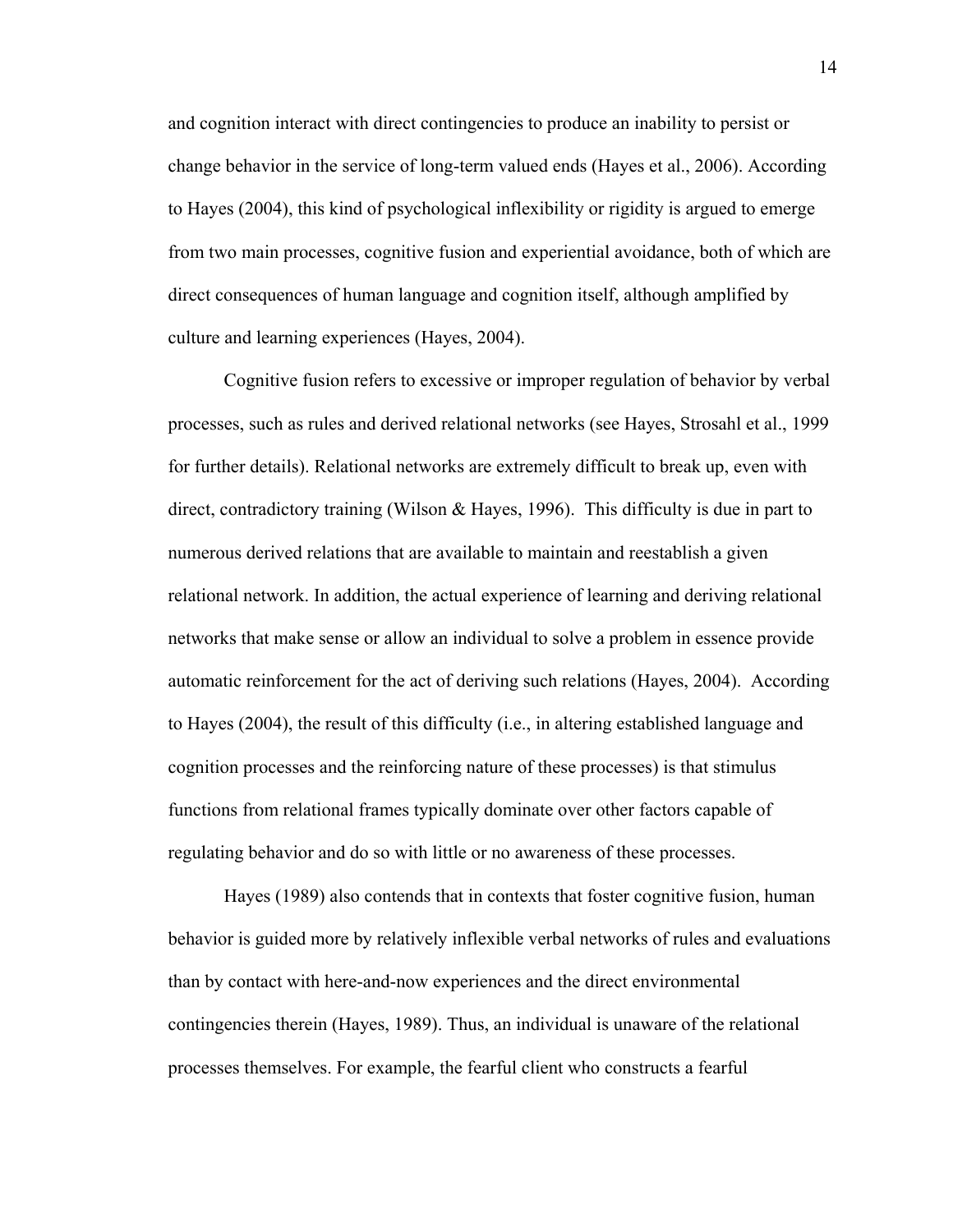and cognition interact with direct contingencies to produce an inability to persist or change behavior in the service of long-term valued ends (Hayes et al., 2006). According to Hayes (2004), this kind of psychological inflexibility or rigidity is argued to emerge from two main processes, cognitive fusion and experiential avoidance, both of which are direct consequences of human language and cognition itself, although amplified by culture and learning experiences (Hayes, 2004).

Cognitive fusion refers to excessive or improper regulation of behavior by verbal processes, such as rules and derived relational networks (see Hayes, Strosahl et al., 1999 for further details). Relational networks are extremely difficult to break up, even with direct, contradictory training (Wilson & Hayes, 1996). This difficulty is due in part to numerous derived relations that are available to maintain and reestablish a given relational network. In addition, the actual experience of learning and deriving relational networks that make sense or allow an individual to solve a problem in essence provide automatic reinforcement for the act of deriving such relations (Hayes, 2004). According to Hayes (2004), the result of this difficulty (i.e., in altering established language and cognition processes and the reinforcing nature of these processes) is that stimulus functions from relational frames typically dominate over other factors capable of regulating behavior and do so with little or no awareness of these processes.

Hayes (1989) also contends that in contexts that foster cognitive fusion, human behavior is guided more by relatively inflexible verbal networks of rules and evaluations than by contact with here-and-now experiences and the direct environmental contingencies therein (Hayes, 1989). Thus, an individual is unaware of the relational processes themselves. For example, the fearful client who constructs a fearful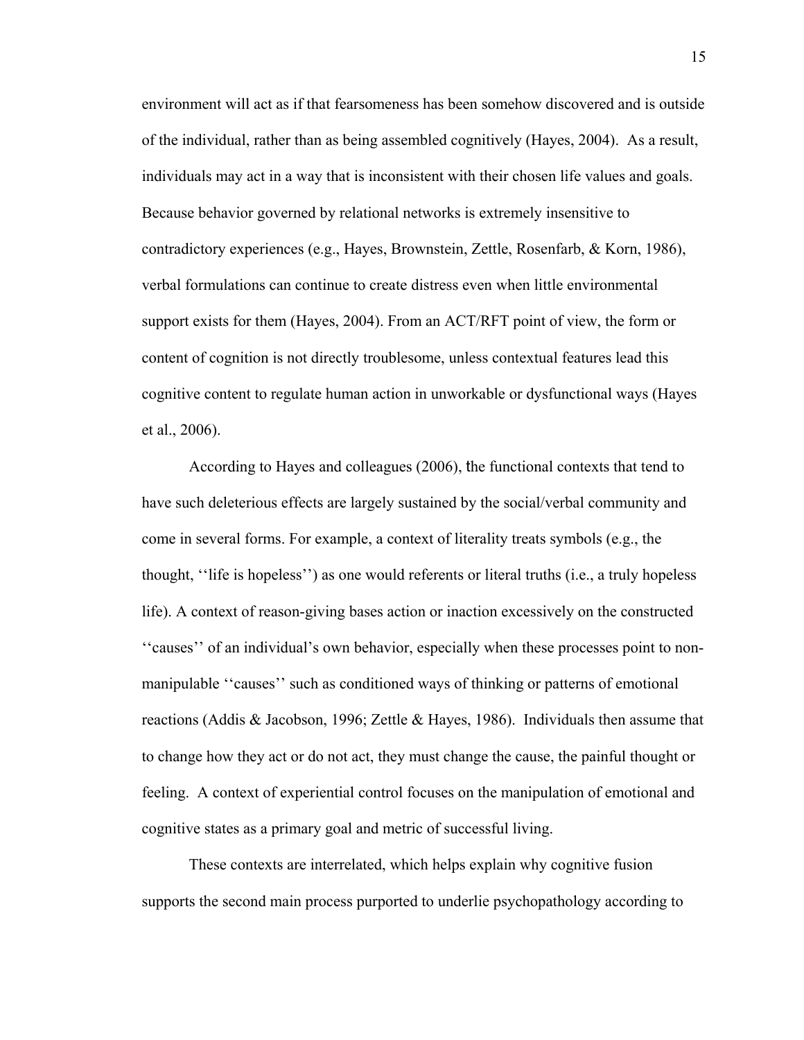environment will act as if that fearsomeness has been somehow discovered and is outside of the individual, rather than as being assembled cognitively (Hayes, 2004). As a result, individuals may act in a way that is inconsistent with their chosen life values and goals. Because behavior governed by relational networks is extremely insensitive to contradictory experiences (e.g., Hayes, Brownstein, Zettle, Rosenfarb, & Korn, 1986), verbal formulations can continue to create distress even when little environmental support exists for them (Hayes, 2004). From an ACT/RFT point of view, the form or content of cognition is not directly troublesome, unless contextual features lead this cognitive content to regulate human action in unworkable or dysfunctional ways (Hayes et al., 2006).

According to Hayes and colleagues (2006), the functional contexts that tend to have such deleterious effects are largely sustained by the social/verbal community and come in several forms. For example, a context of literality treats symbols (e.g., the thought, ''life is hopeless'') as one would referents or literal truths (i.e., a truly hopeless life). A context of reason-giving bases action or inaction excessively on the constructed ''causes'' of an individual's own behavior, especially when these processes point to non-manipulable ''causes'' such as conditioned ways of thinking or patterns of emotional reactions (Addis & Jacobson, 1996; Zettle & Hayes, 1986). Individuals then assume that to change how they act or do not act, they must change the cause, the painful thought or feeling. A context of experiential control focuses on the manipulation of emotional and cognitive states as a primary goal and metric of successful living.

These contexts are interrelated, which helps explain why cognitive fusion supports the second main process purported to underlie psychopathology according to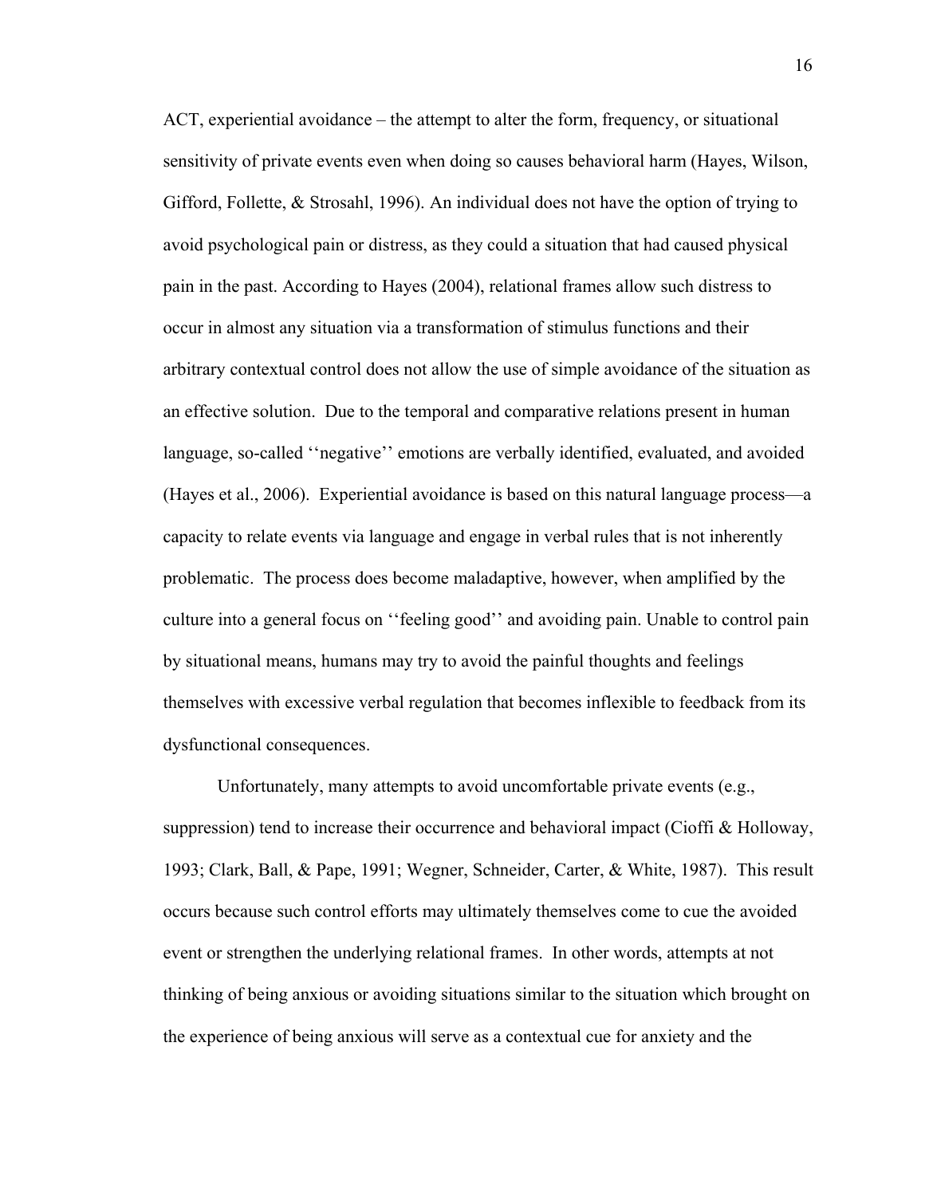ACT, experiential avoidance – the attempt to alter the form, frequency, or situational sensitivity of private events even when doing so causes behavioral harm (Hayes, Wilson, Gifford, Follette, & Strosahl, 1996). An individual does not have the option of trying to avoid psychological pain or distress, as they could a situation that had caused physical pain in the past. According to Hayes (2004), relational frames allow such distress to occur in almost any situation via a transformation of stimulus functions and their arbitrary contextual control does not allow the use of simple avoidance of the situation as an effective solution. Due to the temporal and comparative relations present in human language, so-called ''negative'' emotions are verbally identified, evaluated, and avoided (Hayes et al., 2006). Experiential avoidance is based on this natural language process—a capacity to relate events via language and engage in verbal rules that is not inherently problematic. The process does become maladaptive, however, when amplified by the culture into a general focus on ''feeling good'' and avoiding pain. Unable to control pain by situational means, humans may try to avoid the painful thoughts and feelings themselves with excessive verbal regulation that becomes inflexible to feedback from its dysfunctional consequences.

Unfortunately, many attempts to avoid uncomfortable private events (e.g., suppression) tend to increase their occurrence and behavioral impact (Cioffi & Holloway, 1993; Clark, Ball, & Pape, 1991; Wegner, Schneider, Carter, & White, 1987). This result occurs because such control efforts may ultimately themselves come to cue the avoided event or strengthen the underlying relational frames. In other words, attempts at not thinking of being anxious or avoiding situations similar to the situation which brought on the experience of being anxious will serve as a contextual cue for anxiety and the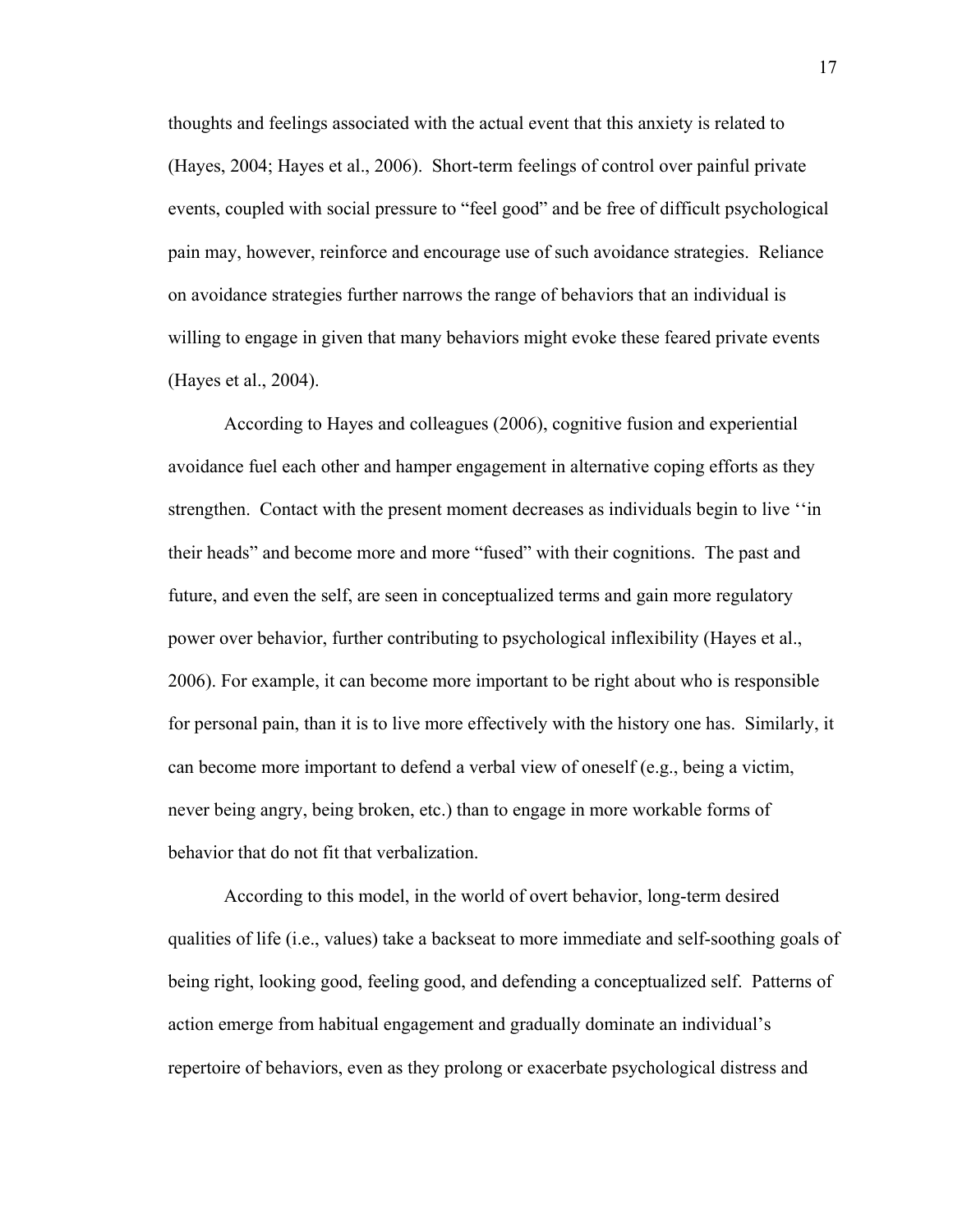thoughts and feelings associated with the actual event that this anxiety is related to (Hayes, 2004; Hayes et al., 2006). Short-term feelings of control over painful private events, coupled with social pressure to "feel good" and be free of difficult psychological pain may, however, reinforce and encourage use of such avoidance strategies. Reliance on avoidance strategies further narrows the range of behaviors that an individual is willing to engage in given that many behaviors might evoke these feared private events (Hayes et al., 2004).

According to Hayes and colleagues (2006), cognitive fusion and experiential avoidance fuel each other and hamper engagement in alternative coping efforts as they strengthen. Contact with the present moment decreases as individuals begin to live ''in their heads" and become more and more "fused" with their cognitions. The past and future, and even the self, are seen in conceptualized terms and gain more regulatory power over behavior, further contributing to psychological inflexibility (Hayes et al., 2006). For example, it can become more important to be right about who is responsible for personal pain, than it is to live more effectively with the history one has. Similarly, it can become more important to defend a verbal view of oneself (e.g., being a victim, never being angry, being broken, etc.) than to engage in more workable forms of behavior that do not fit that verbalization.

According to this model, in the world of overt behavior, long-term desired qualities of life (i.e., values) take a backseat to more immediate and self-soothing goals of being right, looking good, feeling good, and defending a conceptualized self. Patterns of action emerge from habitual engagement and gradually dominate an individual's repertoire of behaviors, even as they prolong or exacerbate psychological distress and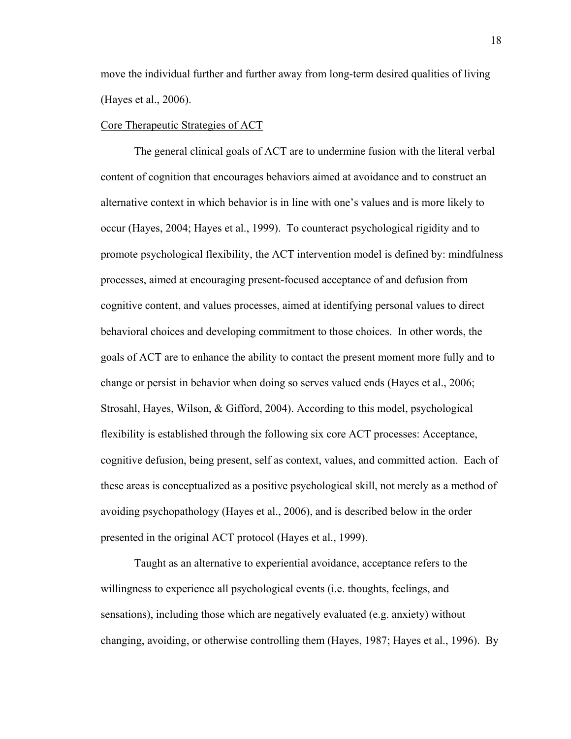move the individual further and further away from long-term desired qualities of living (Hayes et al., 2006).

## Core Therapeutic Strategies of ACT

The general clinical goals of ACT are to undermine fusion with the literal verbal content of cognition that encourages behaviors aimed at avoidance and to construct an alternative context in which behavior is in line with one's values and is more likely to occur (Hayes, 2004; Hayes et al., 1999). To counteract psychological rigidity and to promote psychological flexibility, the ACT intervention model is defined by: mindfulness processes, aimed at encouraging present-focused acceptance of and defusion from cognitive content, and values processes, aimed at identifying personal values to direct behavioral choices and developing commitment to those choices. In other words, the goals of ACT are to enhance the ability to contact the present moment more fully and to change or persist in behavior when doing so serves valued ends (Hayes et al., 2006; Strosahl, Hayes, Wilson, & Gifford, 2004). According to this model, psychological flexibility is established through the following six core ACT processes: Acceptance, cognitive defusion, being present, self as context, values, and committed action. Each of these areas is conceptualized as a positive psychological skill, not merely as a method of avoiding psychopathology (Hayes et al., 2006), and is described below in the order presented in the original ACT protocol (Hayes et al., 1999).

Taught as an alternative to experiential avoidance, acceptance refers to the willingness to experience all psychological events (i.e. thoughts, feelings, and sensations), including those which are negatively evaluated (e.g. anxiety) without changing, avoiding, or otherwise controlling them (Hayes, 1987; Hayes et al., 1996). By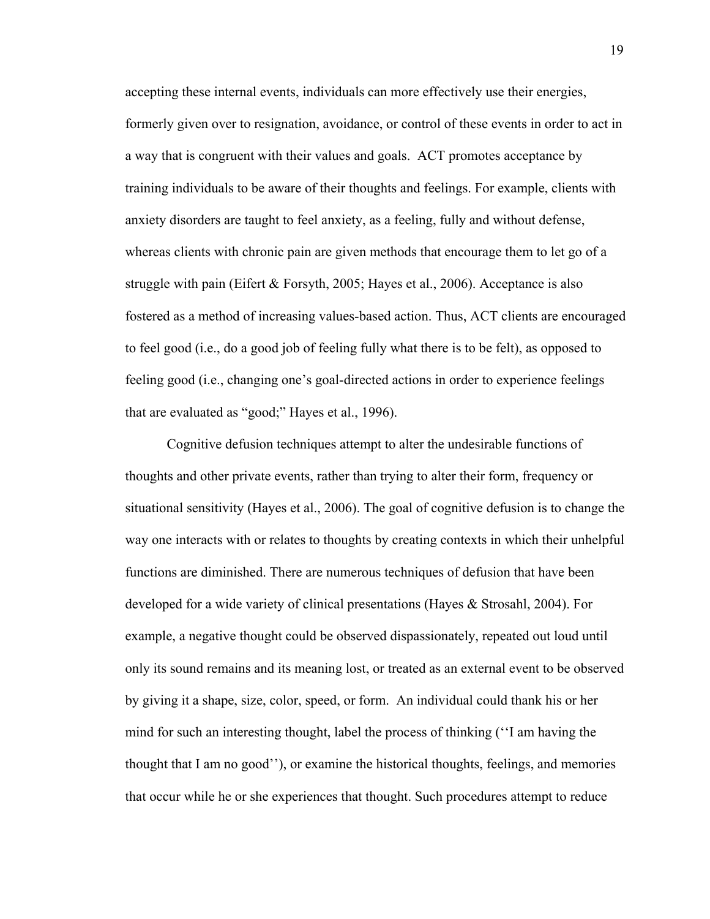accepting these internal events, individuals can more effectively use their energies, formerly given over to resignation, avoidance, or control of these events in order to act in a way that is congruent with their values and goals.  ACT promotes acceptance by training individuals to be aware of their thoughts and feelings. For example, clients with anxiety disorders are taught to feel anxiety, as a feeling, fully and without defense, whereas clients with chronic pain are given methods that encourage them to let go of a struggle with pain (Eifert & Forsyth, 2005; Hayes et al., 2006). Acceptance is also fostered as a method of increasing values-based action. Thus, ACT clients are encouraged to feel good (i.e., do a good job of feeling fully what there is to be felt), as opposed to feeling good (i.e., changing one's goal-directed actions in order to experience feelings that are evaluated as "good;" Hayes et al., 1996).

Cognitive defusion techniques attempt to alter the undesirable functions of thoughts and other private events, rather than trying to alter their form, frequency or situational sensitivity (Hayes et al., 2006). The goal of cognitive defusion is to change the way one interacts with or relates to thoughts by creating contexts in which their unhelpful functions are diminished. There are numerous techniques of defusion that have been developed for a wide variety of clinical presentations (Hayes & Strosahl, 2004). For example, a negative thought could be observed dispassionately, repeated out loud until only its sound remains and its meaning lost, or treated as an external event to be observed by giving it a shape, size, color, speed, or form.  An individual could thank his or her mind for such an interesting thought, label the process of thinking (''I am having the thought that I am no good''), or examine the historical thoughts, feelings, and memories that occur while he or she experiences that thought. Such procedures attempt to reduce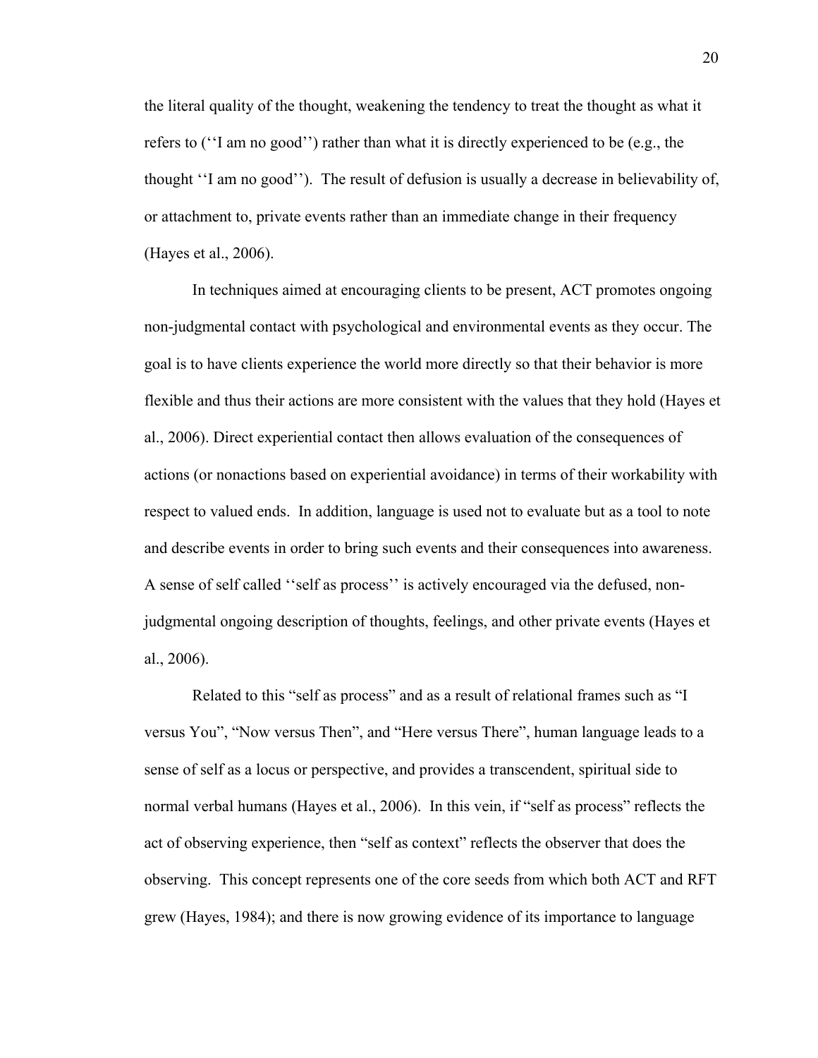the literal quality of the thought, weakening the tendency to treat the thought as what it refers to (‘‘I am no good’’) rather than what it is directly experienced to be (e.g., the thought ‘‘I am no good’’). The result of defusion is usually a decrease in believability of, or attachment to, private events rather than an immediate change in their frequency (Hayes et al., 2006).

In techniques aimed at encouraging clients to be present, ACT promotes ongoing non-judgmental contact with psychological and environmental events as they occur. The goal is to have clients experience the world more directly so that their behavior is more flexible and thus their actions are more consistent with the values that they hold (Hayes et al., 2006). Direct experiential contact then allows evaluation of the consequences of actions (or nonactions based on experiential avoidance) in terms of their workability with respect to valued ends. In addition, language is used not to evaluate but as a tool to note and describe events in order to bring such events and their consequences into awareness. A sense of self called ‘‘self as process’’ is actively encouraged via the defused, non-judgmental ongoing description of thoughts, feelings, and other private events (Hayes et al., 2006).

Related to this “self as process” and as a result of relational frames such as “I versus You”, “Now versus Then”, and “Here versus There”, human language leads to a sense of self as a locus or perspective, and provides a transcendent, spiritual side to normal verbal humans (Hayes et al., 2006). In this vein, if “self as process” reflects the act of observing experience, then “self as context” reflects the observer that does the observing. This concept represents one of the core seeds from which both ACT and RFT grew (Hayes, 1984); and there is now growing evidence of its importance to language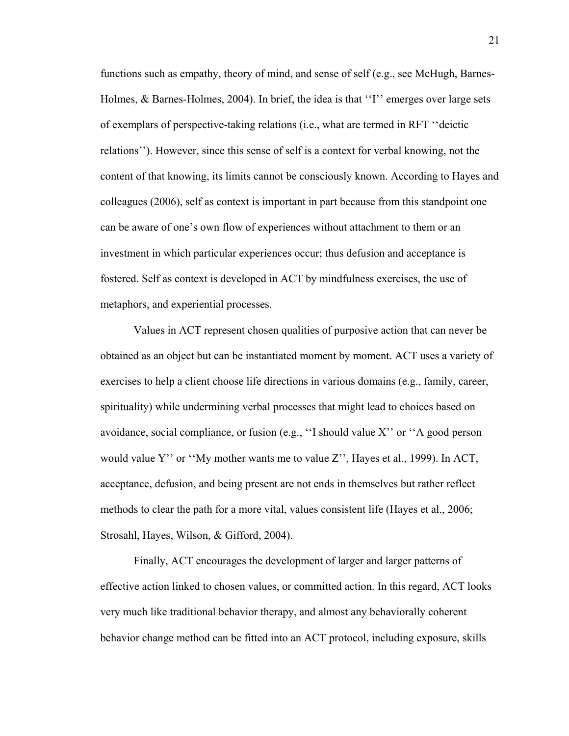functions such as empathy, theory of mind, and sense of self (e.g., see McHugh, Barnes-Holmes, & Barnes-Holmes, 2004). In brief, the idea is that ''I'' emerges over large sets of exemplars of perspective-taking relations (i.e., what are termed in RFT ''deictic relations''). However, since this sense of self is a context for verbal knowing, not the content of that knowing, its limits cannot be consciously known. According to Hayes and colleagues (2006), self as context is important in part because from this standpoint one can be aware of one's own flow of experiences without attachment to them or an investment in which particular experiences occur; thus defusion and acceptance is fostered. Self as context is developed in ACT by mindfulness exercises, the use of metaphors, and experiential processes.

Values in ACT represent chosen qualities of purposive action that can never be obtained as an object but can be instantiated moment by moment. ACT uses a variety of exercises to help a client choose life directions in various domains (e.g., family, career, spirituality) while undermining verbal processes that might lead to choices based on avoidance, social compliance, or fusion (e.g., ''I should value X'' or ''A good person would value Y'' or ''My mother wants me to value Z'', Hayes et al., 1999). In ACT, acceptance, defusion, and being present are not ends in themselves but rather reflect methods to clear the path for a more vital, values consistent life (Hayes et al., 2006; Strosahl, Hayes, Wilson, & Gifford, 2004).

Finally, ACT encourages the development of larger and larger patterns of effective action linked to chosen values, or committed action. In this regard, ACT looks very much like traditional behavior therapy, and almost any behaviorally coherent behavior change method can be fitted into an ACT protocol, including exposure, skills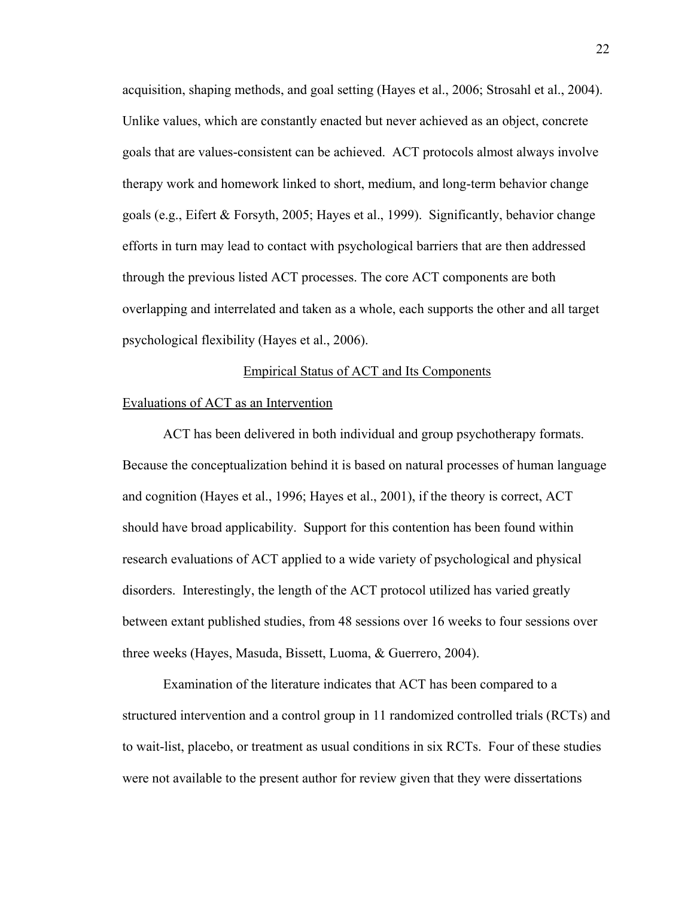acquisition, shaping methods, and goal setting (Hayes et al., 2006; Strosahl et al., 2004). Unlike values, which are constantly enacted but never achieved as an object, concrete goals that are values-consistent can be achieved. ACT protocols almost always involve therapy work and homework linked to short, medium, and long-term behavior change goals (e.g., Eifert & Forsyth, 2005; Hayes et al., 1999). Significantly, behavior change efforts in turn may lead to contact with psychological barriers that are then addressed through the previous listed ACT processes. The core ACT components are both overlapping and interrelated and taken as a whole, each supports the other and all target psychological flexibility (Hayes et al., 2006).

## Empirical Status of ACT and Its Components

### Evaluations of ACT as an Intervention

ACT has been delivered in both individual and group psychotherapy formats. Because the conceptualization behind it is based on natural processes of human language and cognition (Hayes et al., 1996; Hayes et al., 2001), if the theory is correct, ACT should have broad applicability. Support for this contention has been found within research evaluations of ACT applied to a wide variety of psychological and physical disorders. Interestingly, the length of the ACT protocol utilized has varied greatly between extant published studies, from 48 sessions over 16 weeks to four sessions over three weeks (Hayes, Masuda, Bissett, Luoma, & Guerrero, 2004).

Examination of the literature indicates that ACT has been compared to a structured intervention and a control group in 11 randomized controlled trials (RCTs) and to wait-list, placebo, or treatment as usual conditions in six RCTs. Four of these studies were not available to the present author for review given that they were dissertations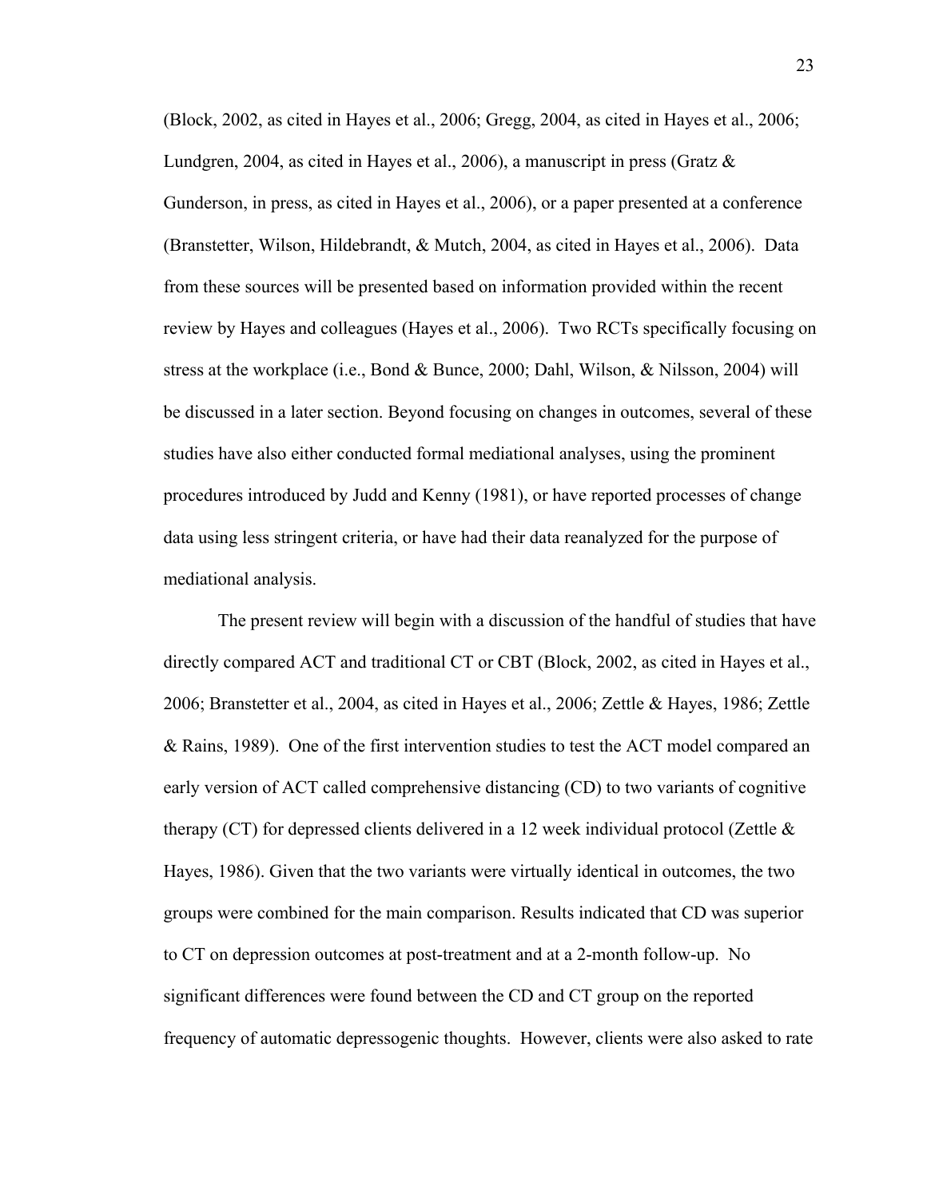(Block, 2002, as cited in Hayes et al., 2006; Gregg, 2004, as cited in Hayes et al., 2006; Lundgren, 2004, as cited in Hayes et al., 2006), a manuscript in press (Gratz & Gunderson, in press, as cited in Hayes et al., 2006), or a paper presented at a conference (Branstetter, Wilson, Hildebrandt, & Mutch, 2004, as cited in Hayes et al., 2006). Data from these sources will be presented based on information provided within the recent review by Hayes and colleagues (Hayes et al., 2006). Two RCTs specifically focusing on stress at the workplace (i.e., Bond & Bunce, 2000; Dahl, Wilson, & Nilsson, 2004) will be discussed in a later section. Beyond focusing on changes in outcomes, several of these studies have also either conducted formal mediational analyses, using the prominent procedures introduced by Judd and Kenny (1981), or have reported processes of change data using less stringent criteria, or have had their data reanalyzed for the purpose of mediational analysis.

The present review will begin with a discussion of the handful of studies that have directly compared ACT and traditional CT or CBT (Block, 2002, as cited in Hayes et al., 2006; Branstetter et al., 2004, as cited in Hayes et al., 2006; Zettle & Hayes, 1986; Zettle & Rains, 1989). One of the first intervention studies to test the ACT model compared an early version of ACT called comprehensive distancing (CD) to two variants of cognitive therapy (CT) for depressed clients delivered in a 12 week individual protocol (Zettle & Hayes, 1986). Given that the two variants were virtually identical in outcomes, the two groups were combined for the main comparison. Results indicated that CD was superior to CT on depression outcomes at post-treatment and at a 2-month follow-up. No significant differences were found between the CD and CT group on the reported frequency of automatic depressogenic thoughts. However, clients were also asked to rate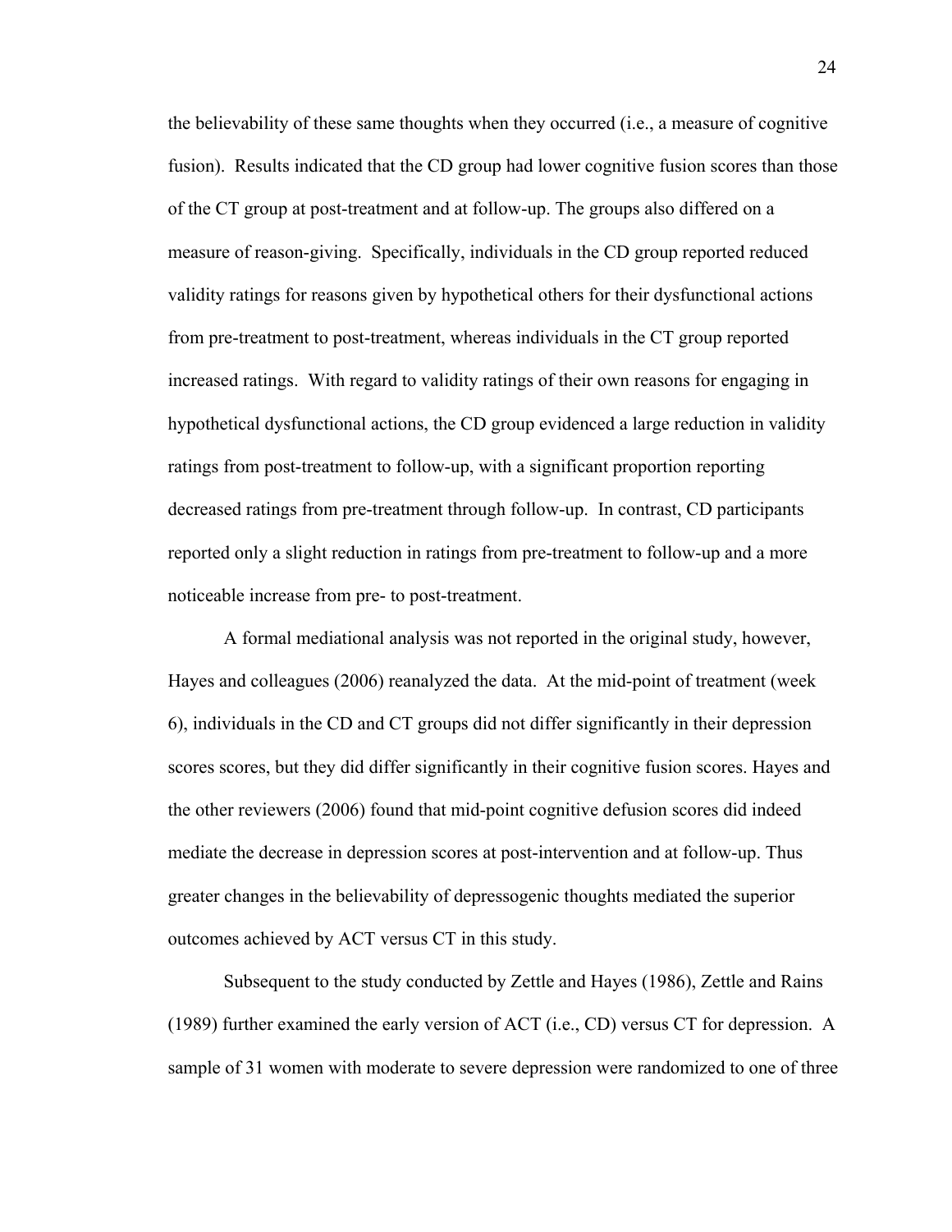the believability of these same thoughts when they occurred (i.e., a measure of cognitive fusion). Results indicated that the CD group had lower cognitive fusion scores than those of the CT group at post-treatment and at follow-up. The groups also differed on a measure of reason-giving. Specifically, individuals in the CD group reported reduced validity ratings for reasons given by hypothetical others for their dysfunctional actions from pre-treatment to post-treatment, whereas individuals in the CT group reported increased ratings. With regard to validity ratings of their own reasons for engaging in hypothetical dysfunctional actions, the CD group evidenced a large reduction in validity ratings from post-treatment to follow-up, with a significant proportion reporting decreased ratings from pre-treatment through follow-up. In contrast, CD participants reported only a slight reduction in ratings from pre-treatment to follow-up and a more noticeable increase from pre- to post-treatment.

A formal mediational analysis was not reported in the original study, however, Hayes and colleagues (2006) reanalyzed the data. At the mid-point of treatment (week 6), individuals in the CD and CT groups did not differ significantly in their depression scores scores, but they did differ significantly in their cognitive fusion scores. Hayes and the other reviewers (2006) found that mid-point cognitive defusion scores did indeed mediate the decrease in depression scores at post-intervention and at follow-up. Thus greater changes in the believability of depressogenic thoughts mediated the superior outcomes achieved by ACT versus CT in this study.

Subsequent to the study conducted by Zettle and Hayes (1986), Zettle and Rains (1989) further examined the early version of ACT (i.e., CD) versus CT for depression. A sample of 31 women with moderate to severe depression were randomized to one of three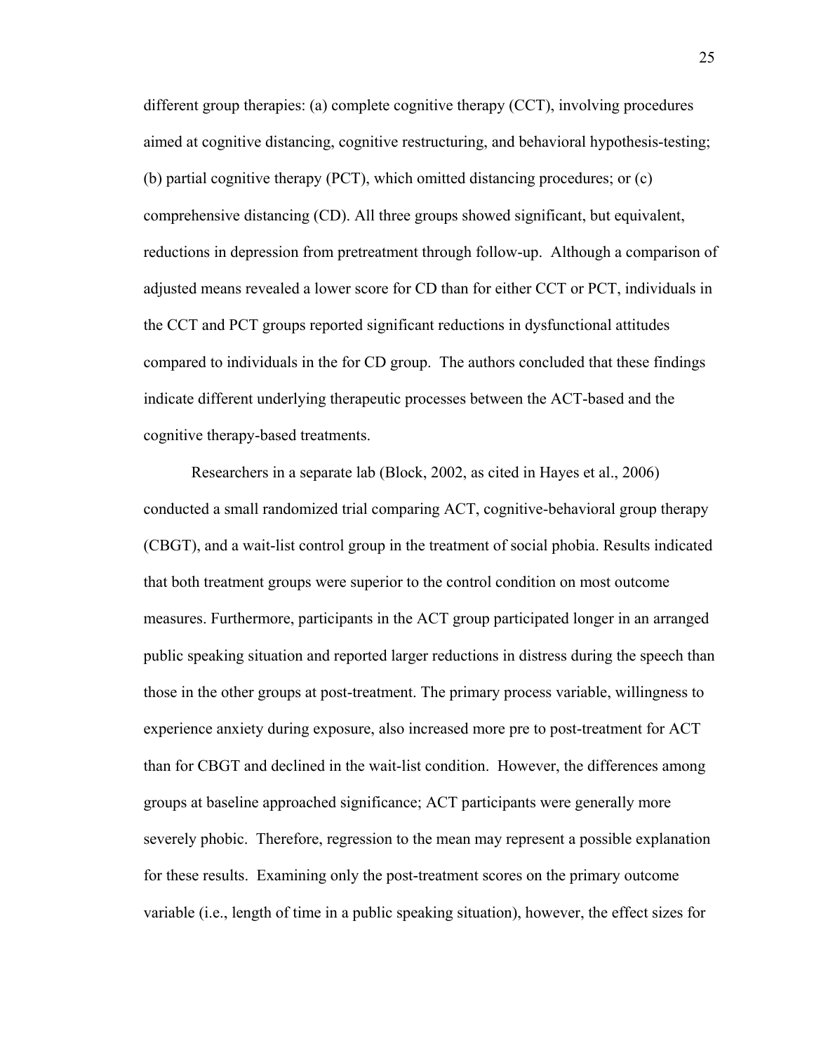different group therapies: (a) complete cognitive therapy (CCT), involving procedures aimed at cognitive distancing, cognitive restructuring, and behavioral hypothesis-testing; (b) partial cognitive therapy (PCT), which omitted distancing procedures; or (c) comprehensive distancing (CD). All three groups showed significant, but equivalent, reductions in depression from pretreatment through follow-up. Although a comparison of adjusted means revealed a lower score for CD than for either CCT or PCT, individuals in the CCT and PCT groups reported significant reductions in dysfunctional attitudes compared to individuals in the for CD group. The authors concluded that these findings indicate different underlying therapeutic processes between the ACT-based and the cognitive therapy-based treatments.

Researchers in a separate lab (Block, 2002, as cited in Hayes et al., 2006) conducted a small randomized trial comparing ACT, cognitive-behavioral group therapy (CBGT), and a wait-list control group in the treatment of social phobia. Results indicated that both treatment groups were superior to the control condition on most outcome measures. Furthermore, participants in the ACT group participated longer in an arranged public speaking situation and reported larger reductions in distress during the speech than those in the other groups at post-treatment. The primary process variable, willingness to experience anxiety during exposure, also increased more pre to post-treatment for ACT than for CBGT and declined in the wait-list condition. However, the differences among groups at baseline approached significance; ACT participants were generally more severely phobic. Therefore, regression to the mean may represent a possible explanation for these results. Examining only the post-treatment scores on the primary outcome variable (i.e., length of time in a public speaking situation), however, the effect sizes for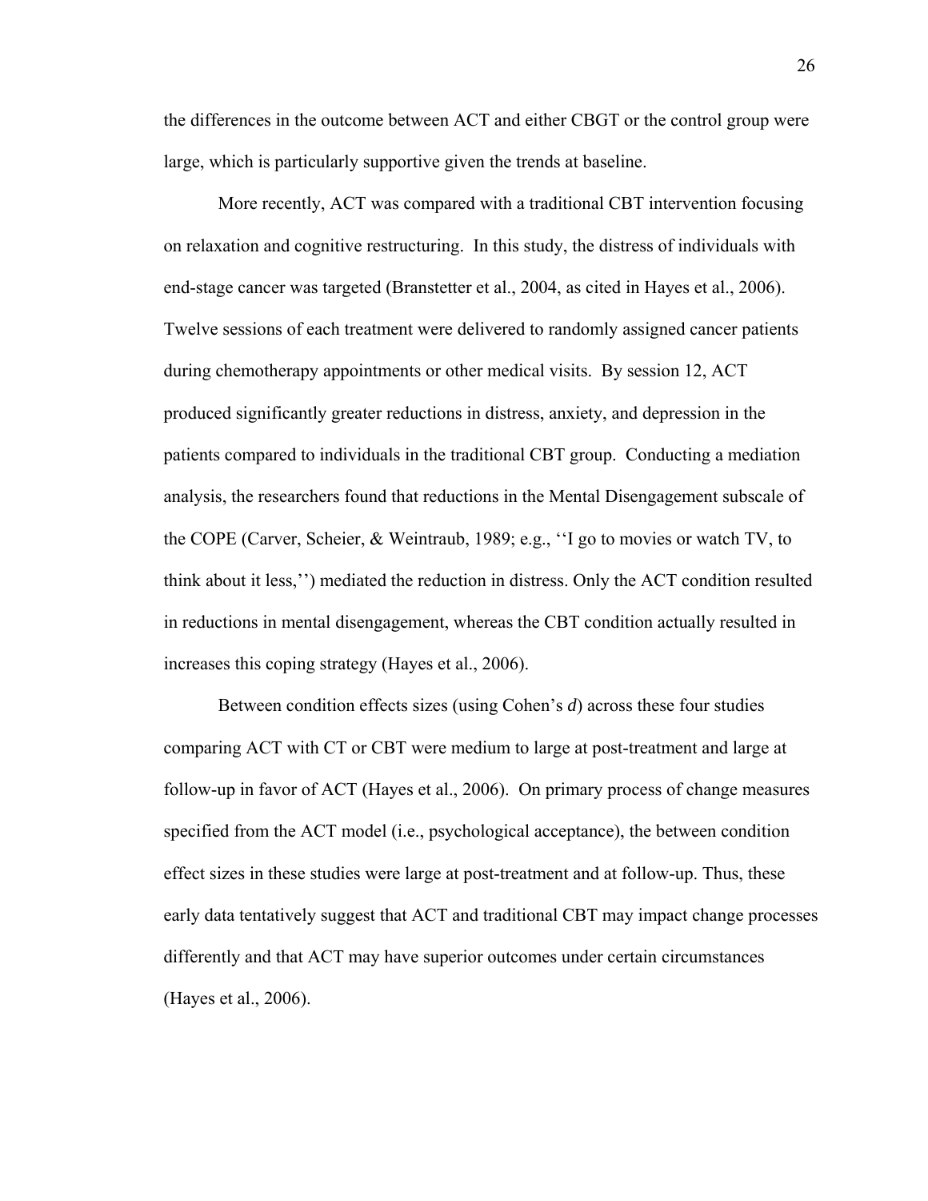the differences in the outcome between ACT and either CBGT or the control group were large, which is particularly supportive given the trends at baseline.

More recently, ACT was compared with a traditional CBT intervention focusing on relaxation and cognitive restructuring. In this study, the distress of individuals with end-stage cancer was targeted (Branstetter et al., 2004, as cited in Hayes et al., 2006). Twelve sessions of each treatment were delivered to randomly assigned cancer patients during chemotherapy appointments or other medical visits. By session 12, ACT produced significantly greater reductions in distress, anxiety, and depression in the patients compared to individuals in the traditional CBT group. Conducting a mediation analysis, the researchers found that reductions in the Mental Disengagement subscale of the COPE (Carver, Scheier, & Weintraub, 1989; e.g., ''I go to movies or watch TV, to think about it less,'') mediated the reduction in distress. Only the ACT condition resulted in reductions in mental disengagement, whereas the CBT condition actually resulted in increases this coping strategy (Hayes et al., 2006).

Between condition effects sizes (using Cohen's *d*) across these four studies comparing ACT with CT or CBT were medium to large at post-treatment and large at follow-up in favor of ACT (Hayes et al., 2006). On primary process of change measures specified from the ACT model (i.e., psychological acceptance), the between condition effect sizes in these studies were large at post-treatment and at follow-up. Thus, these early data tentatively suggest that ACT and traditional CBT may impact change processes differently and that ACT may have superior outcomes under certain circumstances (Hayes et al., 2006).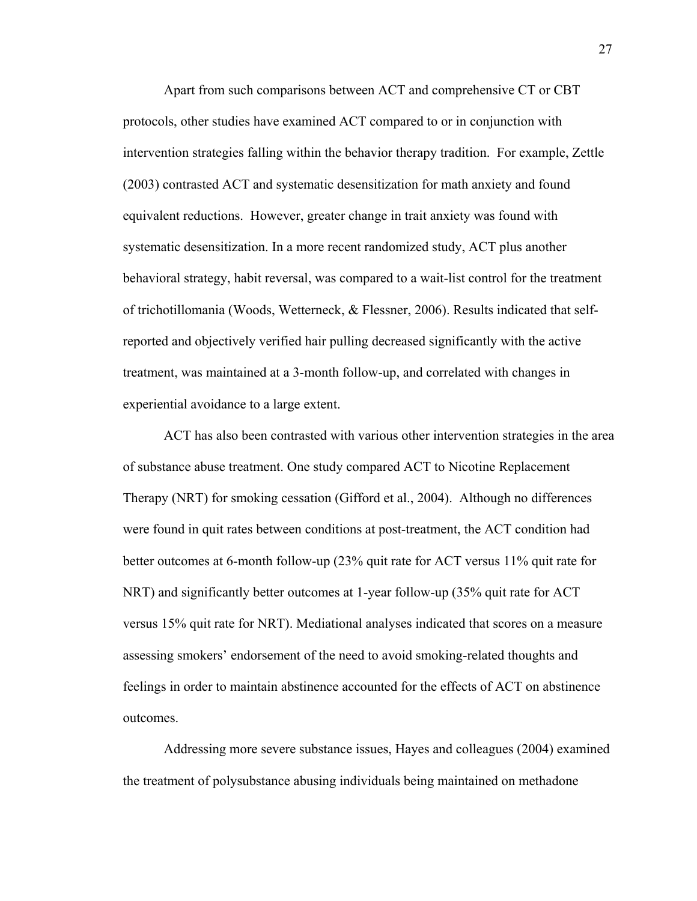Apart from such comparisons between ACT and comprehensive CT or CBT protocols, other studies have examined ACT compared to or in conjunction with intervention strategies falling within the behavior therapy tradition. For example, Zettle (2003) contrasted ACT and systematic desensitization for math anxiety and found equivalent reductions. However, greater change in trait anxiety was found with systematic desensitization. In a more recent randomized study, ACT plus another behavioral strategy, habit reversal, was compared to a wait-list control for the treatment of trichotillomania (Woods, Wetterneck, & Flessner, 2006). Results indicated that self-reported and objectively verified hair pulling decreased significantly with the active treatment, was maintained at a 3-month follow-up, and correlated with changes in experiential avoidance to a large extent.

ACT has also been contrasted with various other intervention strategies in the area of substance abuse treatment. One study compared ACT to Nicotine Replacement Therapy (NRT) for smoking cessation (Gifford et al., 2004). Although no differences were found in quit rates between conditions at post-treatment, the ACT condition had better outcomes at 6-month follow-up (23% quit rate for ACT versus 11% quit rate for NRT) and significantly better outcomes at 1-year follow-up (35% quit rate for ACT versus 15% quit rate for NRT). Mediational analyses indicated that scores on a measure assessing smokers' endorsement of the need to avoid smoking-related thoughts and feelings in order to maintain abstinence accounted for the effects of ACT on abstinence outcomes.

Addressing more severe substance issues, Hayes and colleagues (2004) examined the treatment of polysubstance abusing individuals being maintained on methadone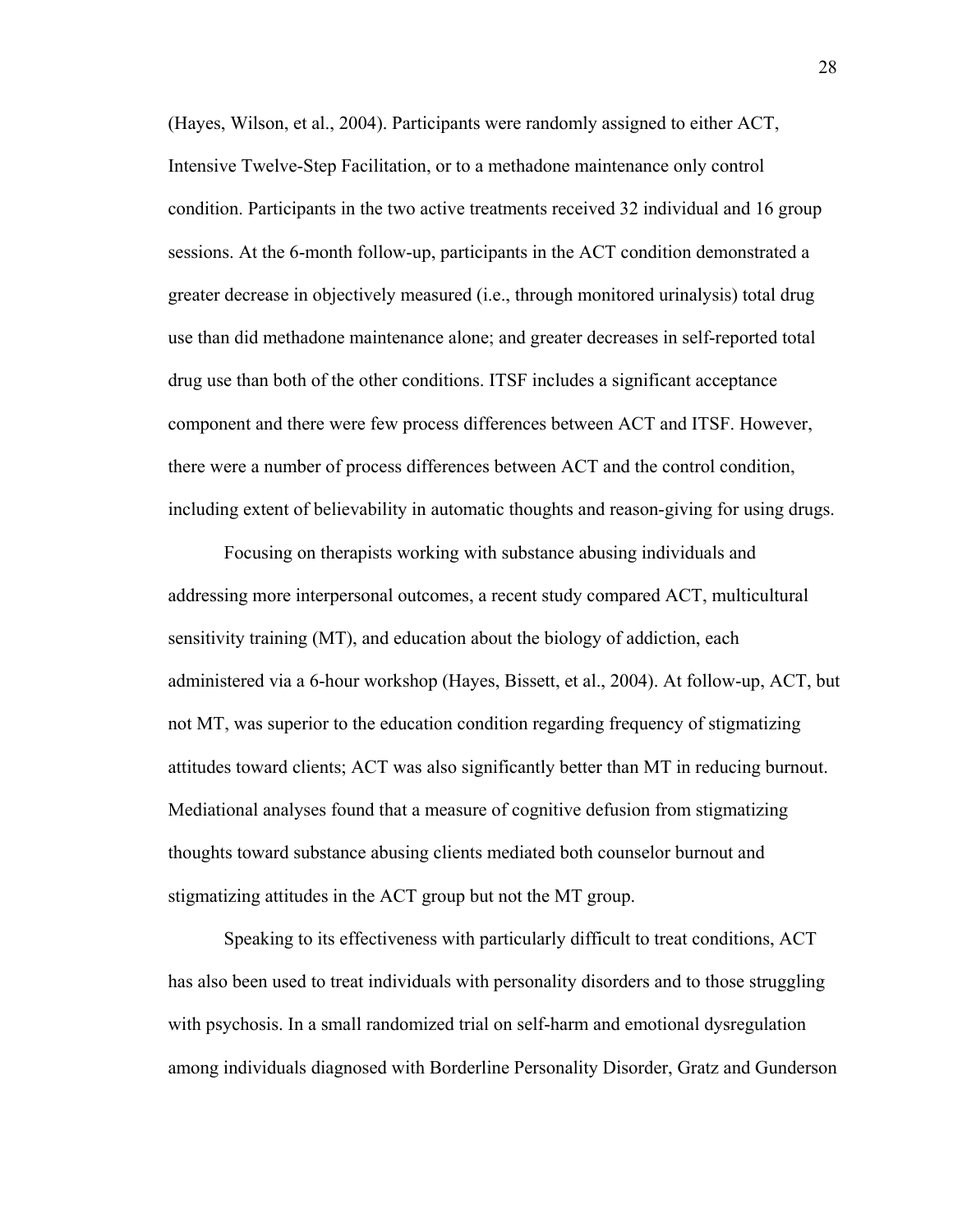(Hayes, Wilson, et al., 2004). Participants were randomly assigned to either ACT, Intensive Twelve-Step Facilitation, or to a methadone maintenance only control condition. Participants in the two active treatments received 32 individual and 16 group sessions. At the 6-month follow-up, participants in the ACT condition demonstrated a greater decrease in objectively measured (i.e., through monitored urinalysis) total drug use than did methadone maintenance alone; and greater decreases in self-reported total drug use than both of the other conditions. ITSF includes a significant acceptance component and there were few process differences between ACT and ITSF. However, there were a number of process differences between ACT and the control condition, including extent of believability in automatic thoughts and reason-giving for using drugs.

Focusing on therapists working with substance abusing individuals and addressing more interpersonal outcomes, a recent study compared ACT, multicultural sensitivity training (MT), and education about the biology of addiction, each administered via a 6-hour workshop (Hayes, Bissett, et al., 2004). At follow-up, ACT, but not MT, was superior to the education condition regarding frequency of stigmatizing attitudes toward clients; ACT was also significantly better than MT in reducing burnout. Mediational analyses found that a measure of cognitive defusion from stigmatizing thoughts toward substance abusing clients mediated both counselor burnout and stigmatizing attitudes in the ACT group but not the MT group.

Speaking to its effectiveness with particularly difficult to treat conditions, ACT has also been used to treat individuals with personality disorders and to those struggling with psychosis. In a small randomized trial on self-harm and emotional dysregulation among individuals diagnosed with Borderline Personality Disorder, Gratz and Gunderson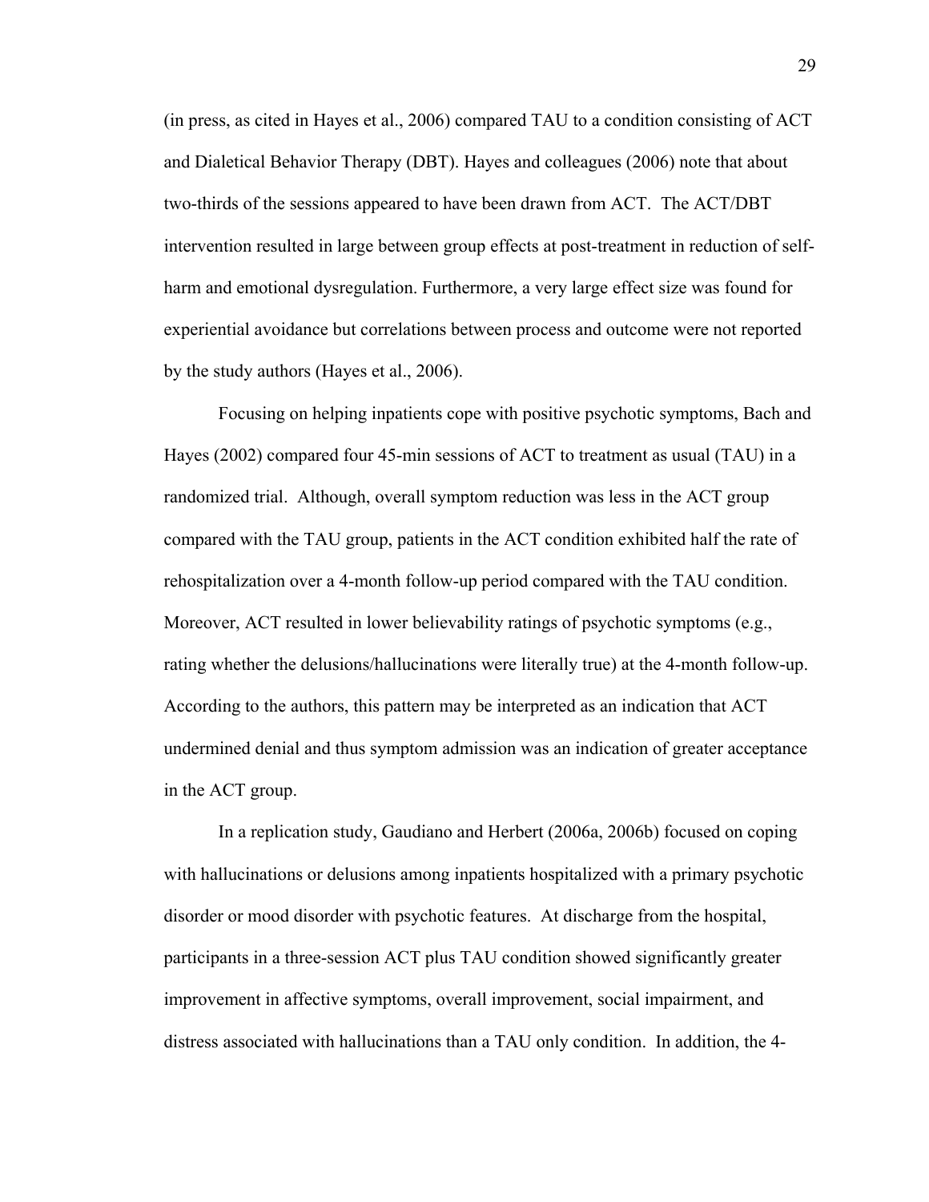(in press, as cited in Hayes et al., 2006) compared TAU to a condition consisting of ACT and Dialetical Behavior Therapy (DBT). Hayes and colleagues (2006) note that about two-thirds of the sessions appeared to have been drawn from ACT. The ACT/DBT intervention resulted in large between group effects at post-treatment in reduction of self-harm and emotional dysregulation. Furthermore, a very large effect size was found for experiential avoidance but correlations between process and outcome were not reported by the study authors (Hayes et al., 2006).

Focusing on helping inpatients cope with positive psychotic symptoms, Bach and Hayes (2002) compared four 45-min sessions of ACT to treatment as usual (TAU) in a randomized trial. Although, overall symptom reduction was less in the ACT group compared with the TAU group, patients in the ACT condition exhibited half the rate of rehospitalization over a 4-month follow-up period compared with the TAU condition. Moreover, ACT resulted in lower believability ratings of psychotic symptoms (e.g., rating whether the delusions/hallucinations were literally true) at the 4-month follow-up. According to the authors, this pattern may be interpreted as an indication that ACT undermined denial and thus symptom admission was an indication of greater acceptance in the ACT group.

In a replication study, Gaudiano and Herbert (2006a, 2006b) focused on coping with hallucinations or delusions among inpatients hospitalized with a primary psychotic disorder or mood disorder with psychotic features. At discharge from the hospital, participants in a three-session ACT plus TAU condition showed significantly greater improvement in affective symptoms, overall improvement, social impairment, and distress associated with hallucinations than a TAU only condition. In addition, the 4-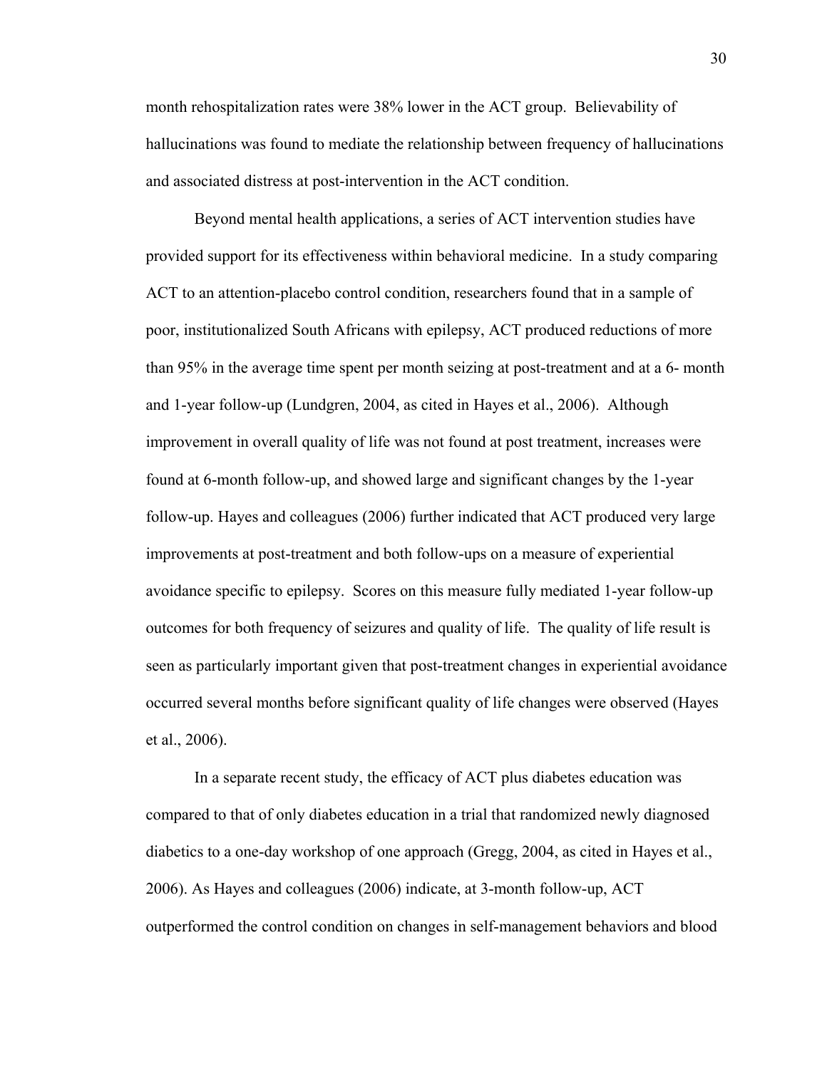month rehospitalization rates were 38% lower in the ACT group. Believability of hallucinations was found to mediate the relationship between frequency of hallucinations and associated distress at post-intervention in the ACT condition.

Beyond mental health applications, a series of ACT intervention studies have provided support for its effectiveness within behavioral medicine. In a study comparing ACT to an attention-placebo control condition, researchers found that in a sample of poor, institutionalized South Africans with epilepsy, ACT produced reductions of more than 95% in the average time spent per month seizing at post-treatment and at a 6- month and 1-year follow-up (Lundgren, 2004, as cited in Hayes et al., 2006). Although improvement in overall quality of life was not found at post treatment, increases were found at 6-month follow-up, and showed large and significant changes by the 1-year follow-up. Hayes and colleagues (2006) further indicated that ACT produced very large improvements at post-treatment and both follow-ups on a measure of experiential avoidance specific to epilepsy. Scores on this measure fully mediated 1-year follow-up outcomes for both frequency of seizures and quality of life. The quality of life result is seen as particularly important given that post-treatment changes in experiential avoidance occurred several months before significant quality of life changes were observed (Hayes et al., 2006).

In a separate recent study, the efficacy of ACT plus diabetes education was compared to that of only diabetes education in a trial that randomized newly diagnosed diabetics to a one-day workshop of one approach (Gregg, 2004, as cited in Hayes et al., 2006). As Hayes and colleagues (2006) indicate, at 3-month follow-up, ACT outperformed the control condition on changes in self-management behaviors and blood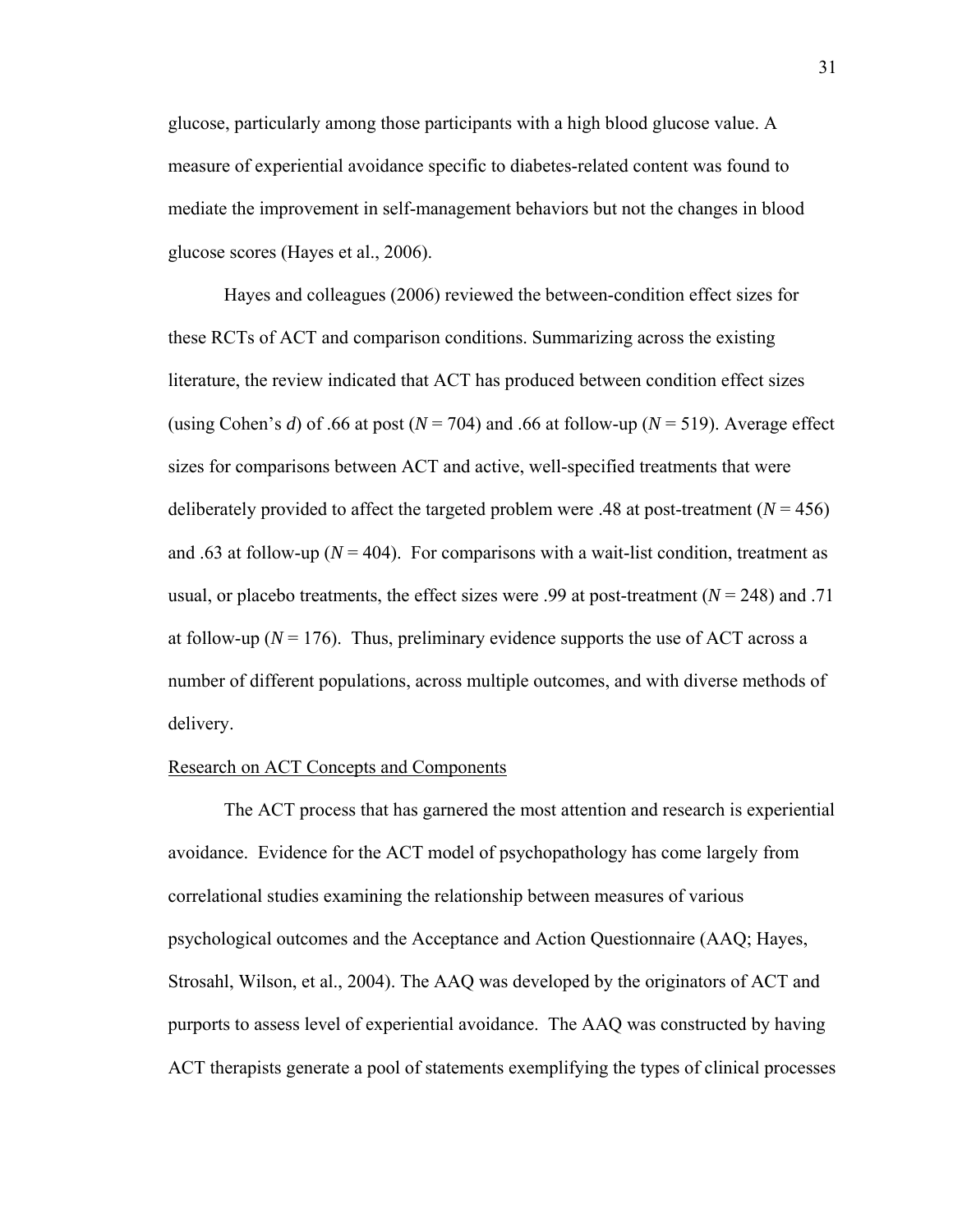glucose, particularly among those participants with a high blood glucose value. A measure of experiential avoidance specific to diabetes-related content was found to mediate the improvement in self-management behaviors but not the changes in blood glucose scores (Hayes et al., 2006).

Hayes and colleagues (2006) reviewed the between-condition effect sizes for these RCTs of ACT and comparison conditions. Summarizing across the existing literature, the review indicated that ACT has produced between condition effect sizes (using Cohen's $d$) of .66 at post ($N = 704$) and .66 at follow-up ($N = 519$). Average effect sizes for comparisons between ACT and active, well-specified treatments that were deliberately provided to affect the targeted problem were .48 at post-treatment ($N = 456$) and .63 at follow-up ($N = 404$). For comparisons with a wait-list condition, treatment as usual, or placebo treatments, the effect sizes were .99 at post-treatment ($N = 248$) and .71 at follow-up ($N = 176$). Thus, preliminary evidence supports the use of ACT across a number of different populations, across multiple outcomes, and with diverse methods of delivery.

### Research on ACT Concepts and Components

The ACT process that has garnered the most attention and research is experiential avoidance. Evidence for the ACT model of psychopathology has come largely from correlational studies examining the relationship between measures of various psychological outcomes and the Acceptance and Action Questionnaire (AAQ; Hayes, Strosahl, Wilson, et al., 2004). The AAQ was developed by the originators of ACT and purports to assess level of experiential avoidance. The AAQ was constructed by having ACT therapists generate a pool of statements exemplifying the types of clinical processes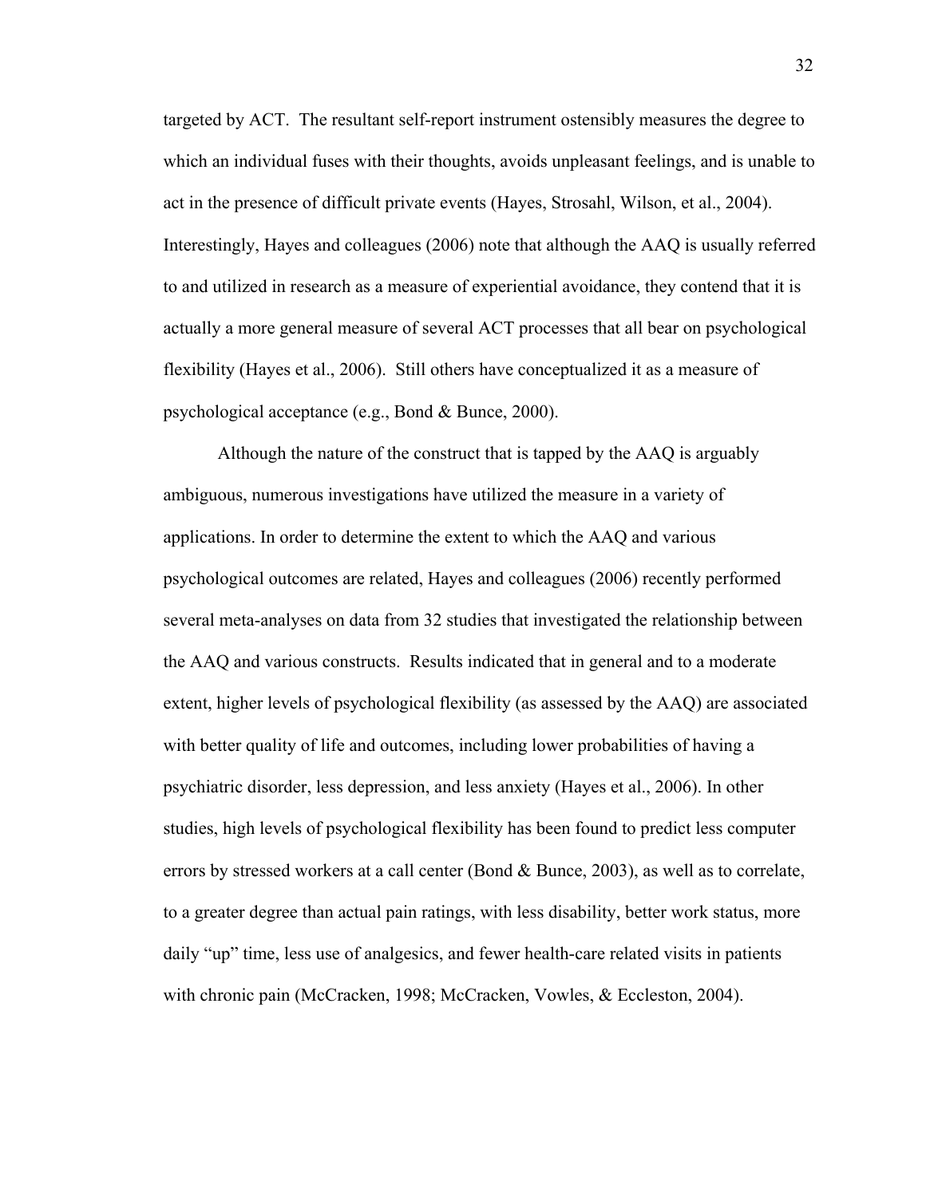targeted by ACT. The resultant self-report instrument ostensibly measures the degree to which an individual fuses with their thoughts, avoids unpleasant feelings, and is unable to act in the presence of difficult private events (Hayes, Strosahl, Wilson, et al., 2004). Interestingly, Hayes and colleagues (2006) note that although the AAQ is usually referred to and utilized in research as a measure of experiential avoidance, they contend that it is actually a more general measure of several ACT processes that all bear on psychological flexibility (Hayes et al., 2006). Still others have conceptualized it as a measure of psychological acceptance (e.g., Bond & Bunce, 2000).

Although the nature of the construct that is tapped by the AAQ is arguably ambiguous, numerous investigations have utilized the measure in a variety of applications. In order to determine the extent to which the AAQ and various psychological outcomes are related, Hayes and colleagues (2006) recently performed several meta-analyses on data from 32 studies that investigated the relationship between the AAQ and various constructs. Results indicated that in general and to a moderate extent, higher levels of psychological flexibility (as assessed by the AAQ) are associated with better quality of life and outcomes, including lower probabilities of having a psychiatric disorder, less depression, and less anxiety (Hayes et al., 2006). In other studies, high levels of psychological flexibility has been found to predict less computer errors by stressed workers at a call center (Bond & Bunce, 2003), as well as to correlate, to a greater degree than actual pain ratings, with less disability, better work status, more daily "up" time, less use of analgesics, and fewer health-care related visits in patients with chronic pain (McCracken, 1998; McCracken, Vowles, & Eccleston, 2004).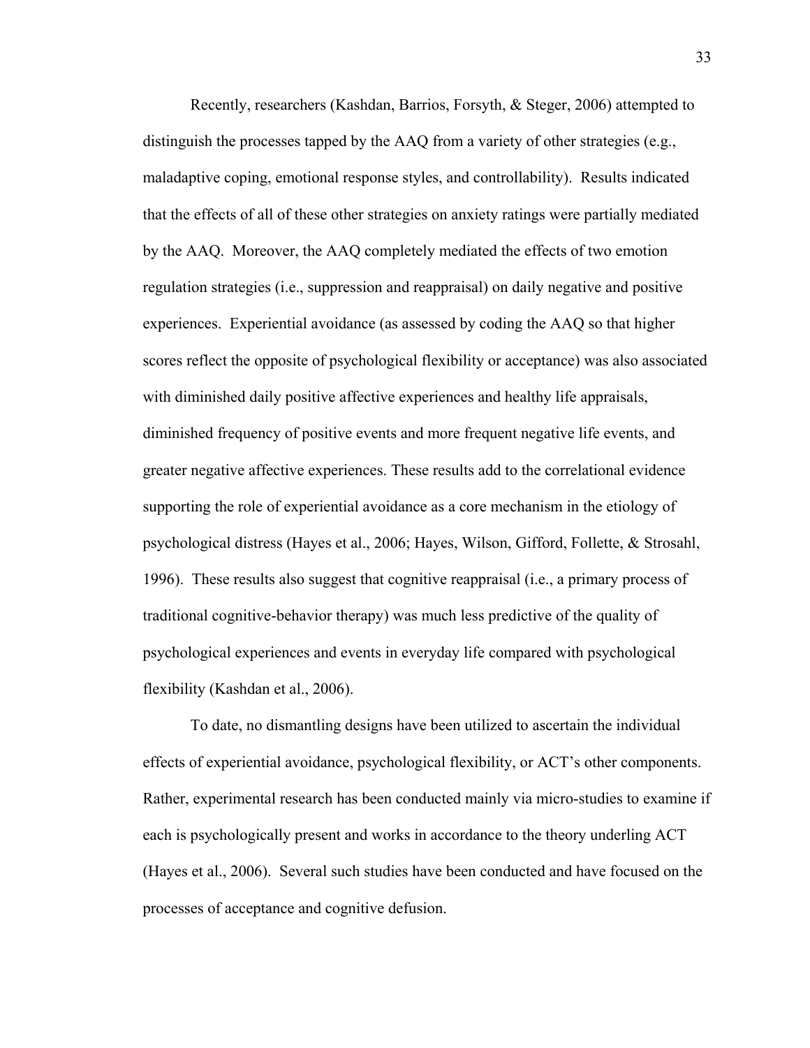Recently, researchers (Kashdan, Barrios, Forsyth, & Steger, 2006) attempted to distinguish the processes tapped by the AAQ from a variety of other strategies (e.g., maladaptive coping, emotional response styles, and controllability). Results indicated that the effects of all of these other strategies on anxiety ratings were partially mediated by the AAQ. Moreover, the AAQ completely mediated the effects of two emotion regulation strategies (i.e., suppression and reappraisal) on daily negative and positive experiences. Experiential avoidance (as assessed by coding the AAQ so that higher scores reflect the opposite of psychological flexibility or acceptance) was also associated with diminished daily positive affective experiences and healthy life appraisals, diminished frequency of positive events and more frequent negative life events, and greater negative affective experiences. These results add to the correlational evidence supporting the role of experiential avoidance as a core mechanism in the etiology of psychological distress (Hayes et al., 2006; Hayes, Wilson, Gifford, Follette, & Strosahl, 1996). These results also suggest that cognitive reappraisal (i.e., a primary process of traditional cognitive-behavior therapy) was much less predictive of the quality of psychological experiences and events in everyday life compared with psychological flexibility (Kashdan et al., 2006).

To date, no dismantling designs have been utilized to ascertain the individual effects of experiential avoidance, psychological flexibility, or ACT's other components. Rather, experimental research has been conducted mainly via micro-studies to examine if each is psychologically present and works in accordance to the theory underling ACT (Hayes et al., 2006). Several such studies have been conducted and have focused on the processes of acceptance and cognitive defusion.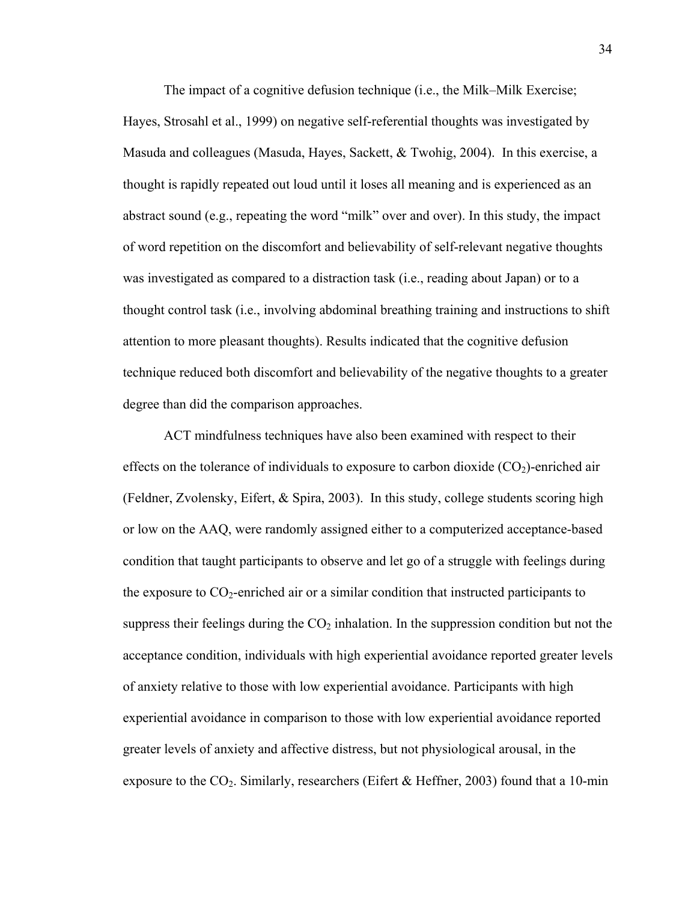The impact of a cognitive defusion technique (i.e., the Milk–Milk Exercise; Hayes, Strosahl et al., 1999) on negative self-referential thoughts was investigated by Masuda and colleagues (Masuda, Hayes, Sackett, & Twohig, 2004). In this exercise, a thought is rapidly repeated out loud until it loses all meaning and is experienced as an abstract sound (e.g., repeating the word "milk" over and over). In this study, the impact of word repetition on the discomfort and believability of self-relevant negative thoughts was investigated as compared to a distraction task (i.e., reading about Japan) or to a thought control task (i.e., involving abdominal breathing training and instructions to shift attention to more pleasant thoughts). Results indicated that the cognitive defusion technique reduced both discomfort and believability of the negative thoughts to a greater degree than did the comparison approaches.

ACT mindfulness techniques have also been examined with respect to their effects on the tolerance of individuals to exposure to carbon dioxide ($CO_2$)-enriched air (Feldner, Zvolensky, Eifert, & Spira, 2003). In this study, college students scoring high or low on the AAQ, were randomly assigned either to a computerized acceptance-based condition that taught participants to observe and let go of a struggle with feelings during the exposure to $CO_2$-enriched air or a similar condition that instructed participants to suppress their feelings during the $CO_2$ inhalation. In the suppression condition but not the acceptance condition, individuals with high experiential avoidance reported greater levels of anxiety relative to those with low experiential avoidance. Participants with high experiential avoidance in comparison to those with low experiential avoidance reported greater levels of anxiety and affective distress, but not physiological arousal, in the exposure to the $CO_2$. Similarly, researchers (Eifert & Heffner, 2003) found that a 10-min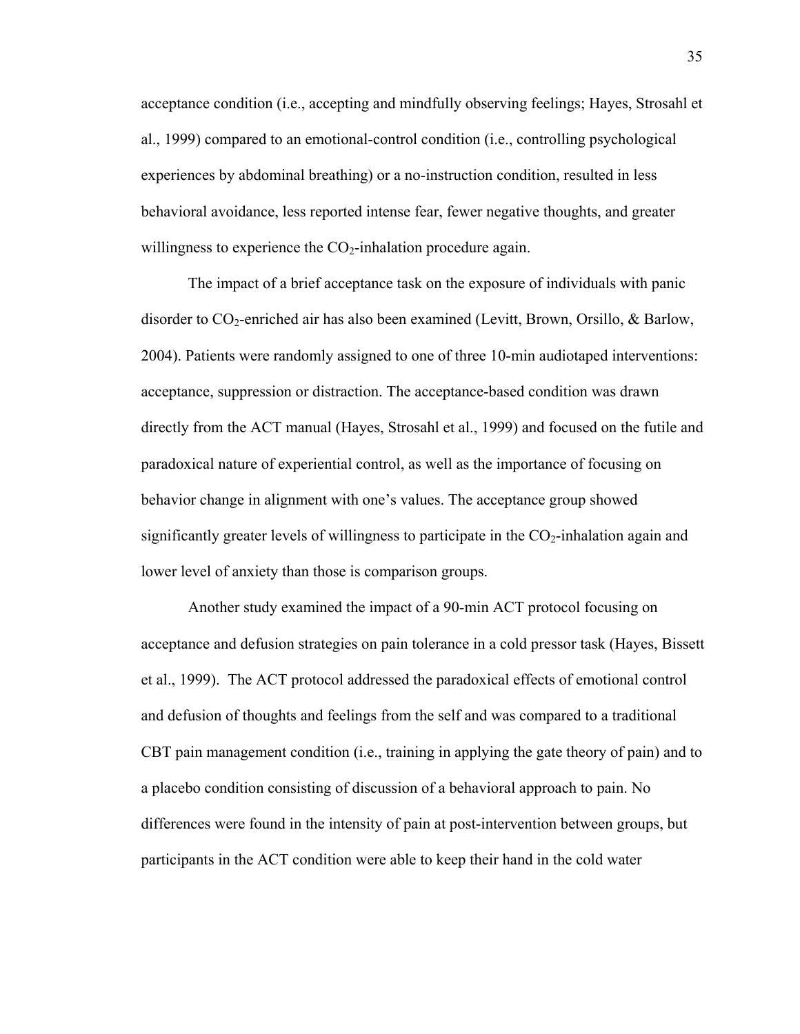acceptance condition (i.e., accepting and mindfully observing feelings; Hayes, Strosahl et al., 1999) compared to an emotional-control condition (i.e., controlling psychological experiences by abdominal breathing) or a no-instruction condition, resulted in less behavioral avoidance, less reported intense fear, fewer negative thoughts, and greater willingness to experience the $CO_2$-inhalation procedure again.

The impact of a brief acceptance task on the exposure of individuals with panic disorder to $CO_2$-enriched air has also been examined (Levitt, Brown, Orsillo, & Barlow, 2004). Patients were randomly assigned to one of three 10-min audiotaped interventions: acceptance, suppression or distraction. The acceptance-based condition was drawn directly from the ACT manual (Hayes, Strosahl et al., 1999) and focused on the futile and paradoxical nature of experiential control, as well as the importance of focusing on behavior change in alignment with one's values. The acceptance group showed significantly greater levels of willingness to participate in the $CO_2$-inhalation again and lower level of anxiety than those is comparison groups.

Another study examined the impact of a 90-min ACT protocol focusing on acceptance and defusion strategies on pain tolerance in a cold pressor task (Hayes, Bissett et al., 1999). The ACT protocol addressed the paradoxical effects of emotional control and defusion of thoughts and feelings from the self and was compared to a traditional CBT pain management condition (i.e., training in applying the gate theory of pain) and to a placebo condition consisting of discussion of a behavioral approach to pain. No differences were found in the intensity of pain at post-intervention between groups, but participants in the ACT condition were able to keep their hand in the cold water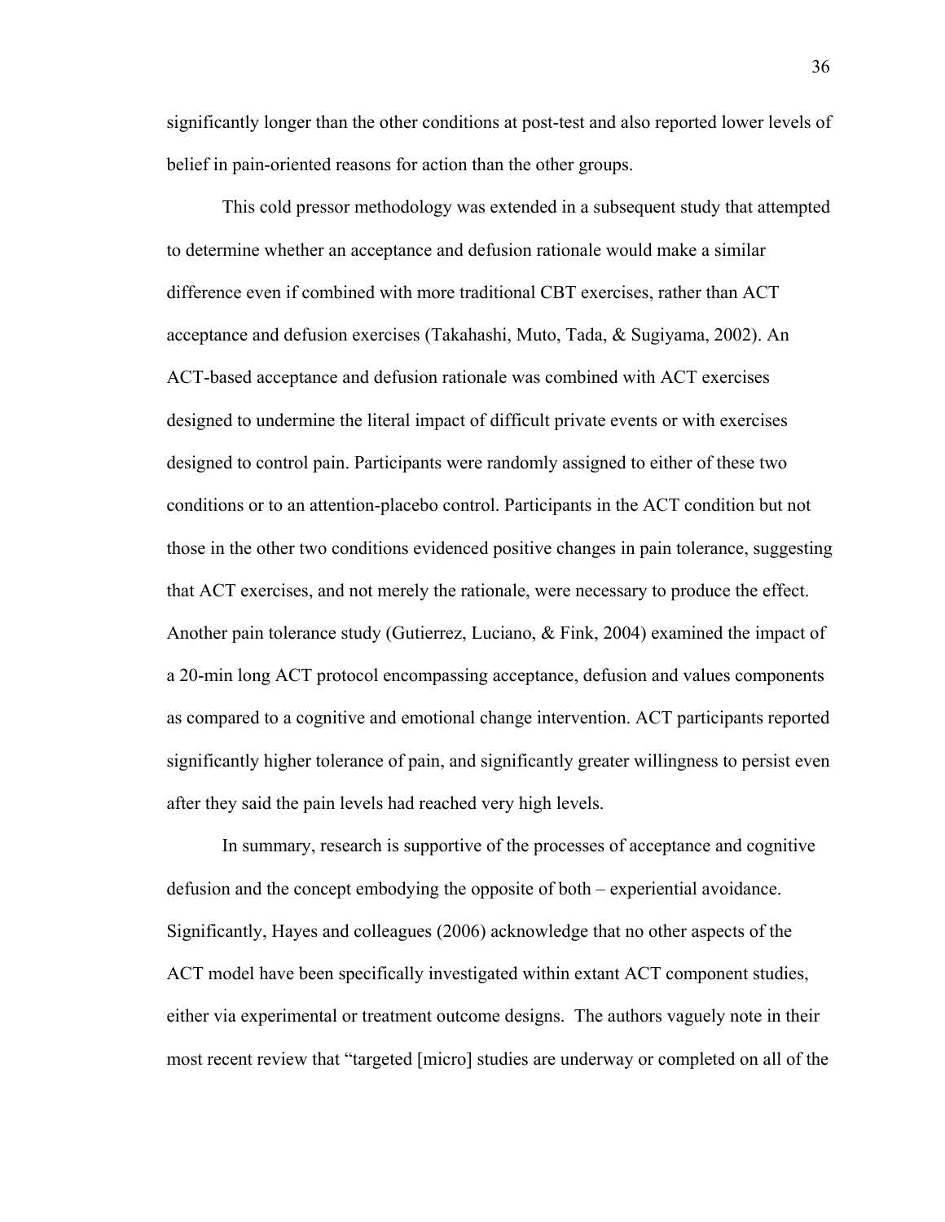significantly longer than the other conditions at post-test and also reported lower levels of belief in pain-oriented reasons for action than the other groups.

This cold pressor methodology was extended in a subsequent study that attempted to determine whether an acceptance and defusion rationale would make a similar difference even if combined with more traditional CBT exercises, rather than ACT acceptance and defusion exercises (Takahashi, Muto, Tada, & Sugiyama, 2002). An ACT-based acceptance and defusion rationale was combined with ACT exercises designed to undermine the literal impact of difficult private events or with exercises designed to control pain. Participants were randomly assigned to either of these two conditions or to an attention-placebo control. Participants in the ACT condition but not those in the other two conditions evidenced positive changes in pain tolerance, suggesting that ACT exercises, and not merely the rationale, were necessary to produce the effect. Another pain tolerance study (Gutierrez, Luciano, & Fink, 2004) examined the impact of a 20-min long ACT protocol encompassing acceptance, defusion and values components as compared to a cognitive and emotional change intervention. ACT participants reported significantly higher tolerance of pain, and significantly greater willingness to persist even after they said the pain levels had reached very high levels.

In summary, research is supportive of the processes of acceptance and cognitive defusion and the concept embodying the opposite of both – experiential avoidance. Significantly, Hayes and colleagues (2006) acknowledge that no other aspects of the ACT model have been specifically investigated within extant ACT component studies, either via experimental or treatment outcome designs. The authors vaguely note in their most recent review that "targeted [micro] studies are underway or completed on all of the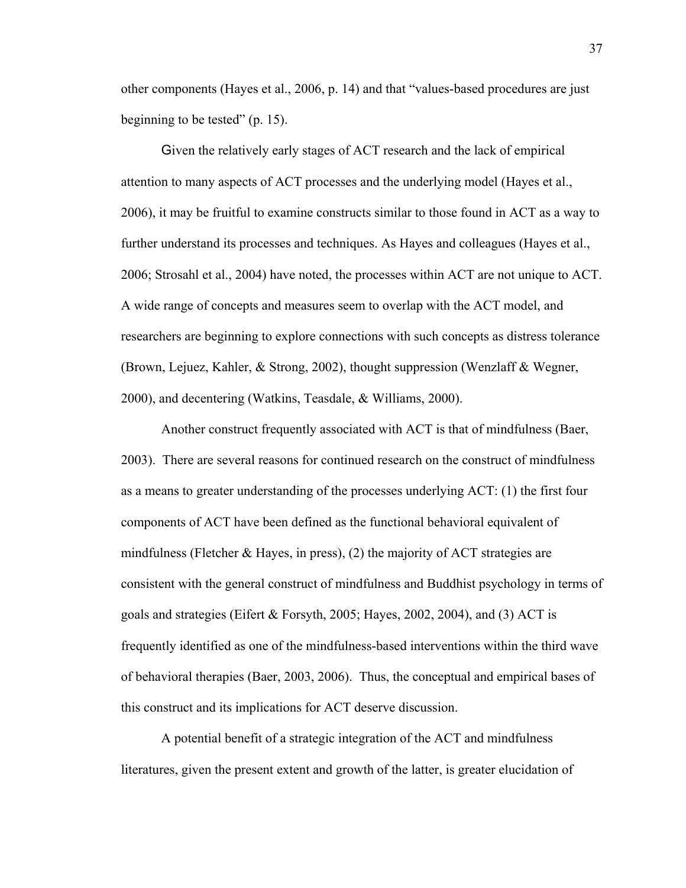other components (Hayes et al., 2006, p. 14) and that "values-based procedures are just beginning to be tested" (p. 15).

Given the relatively early stages of ACT research and the lack of empirical attention to many aspects of ACT processes and the underlying model (Hayes et al., 2006), it may be fruitful to examine constructs similar to those found in ACT as a way to further understand its processes and techniques. As Hayes and colleagues (Hayes et al., 2006; Strosahl et al., 2004) have noted, the processes within ACT are not unique to ACT. A wide range of concepts and measures seem to overlap with the ACT model, and researchers are beginning to explore connections with such concepts as distress tolerance (Brown, Lejuez, Kahler, & Strong, 2002), thought suppression (Wenzlaff & Wegner, 2000), and decentering (Watkins, Teasdale, & Williams, 2000).

Another construct frequently associated with ACT is that of mindfulness (Baer, 2003). There are several reasons for continued research on the construct of mindfulness as a means to greater understanding of the processes underlying ACT: (1) the first four components of ACT have been defined as the functional behavioral equivalent of mindfulness (Fletcher & Hayes, in press), (2) the majority of ACT strategies are consistent with the general construct of mindfulness and Buddhist psychology in terms of goals and strategies (Eifert & Forsyth, 2005; Hayes, 2002, 2004), and (3) ACT is frequently identified as one of the mindfulness-based interventions within the third wave of behavioral therapies (Baer, 2003, 2006). Thus, the conceptual and empirical bases of this construct and its implications for ACT deserve discussion.

A potential benefit of a strategic integration of the ACT and mindfulness literatures, given the present extent and growth of the latter, is greater elucidation of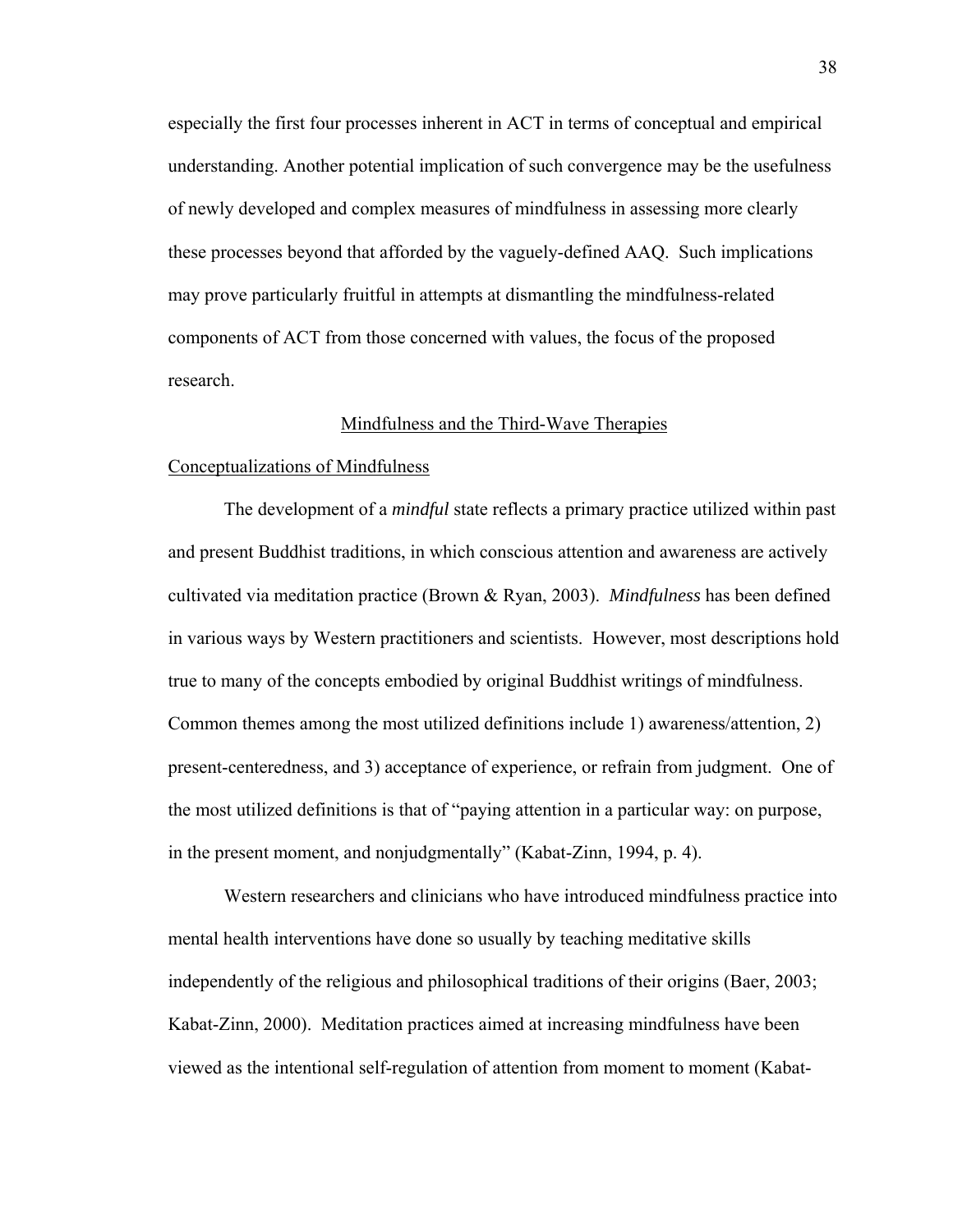especially the first four processes inherent in ACT in terms of conceptual and empirical understanding. Another potential implication of such convergence may be the usefulness of newly developed and complex measures of mindfulness in assessing more clearly these processes beyond that afforded by the vaguely-defined AAQ. Such implications may prove particularly fruitful in attempts at dismantling the mindfulness-related components of ACT from those concerned with values, the focus of the proposed research.

## Mindfulness and the Third-Wave Therapies

### Conceptualizations of Mindfulness

The development of a *mindful* state reflects a primary practice utilized within past and present Buddhist traditions, in which conscious attention and awareness are actively cultivated via meditation practice (Brown & Ryan, 2003). *Mindfulness* has been defined in various ways by Western practitioners and scientists. However, most descriptions hold true to many of the concepts embodied by original Buddhist writings of mindfulness. Common themes among the most utilized definitions include 1) awareness/attention, 2) present-centeredness, and 3) acceptance of experience, or refrain from judgment. One of the most utilized definitions is that of "paying attention in a particular way: on purpose, in the present moment, and nonjudgmentally" (Kabat-Zinn, 1994, p. 4).

Western researchers and clinicians who have introduced mindfulness practice into mental health interventions have done so usually by teaching meditative skills independently of the religious and philosophical traditions of their origins (Baer, 2003; Kabat-Zinn, 2000). Meditation practices aimed at increasing mindfulness have been viewed as the intentional self-regulation of attention from moment to moment (Kabat-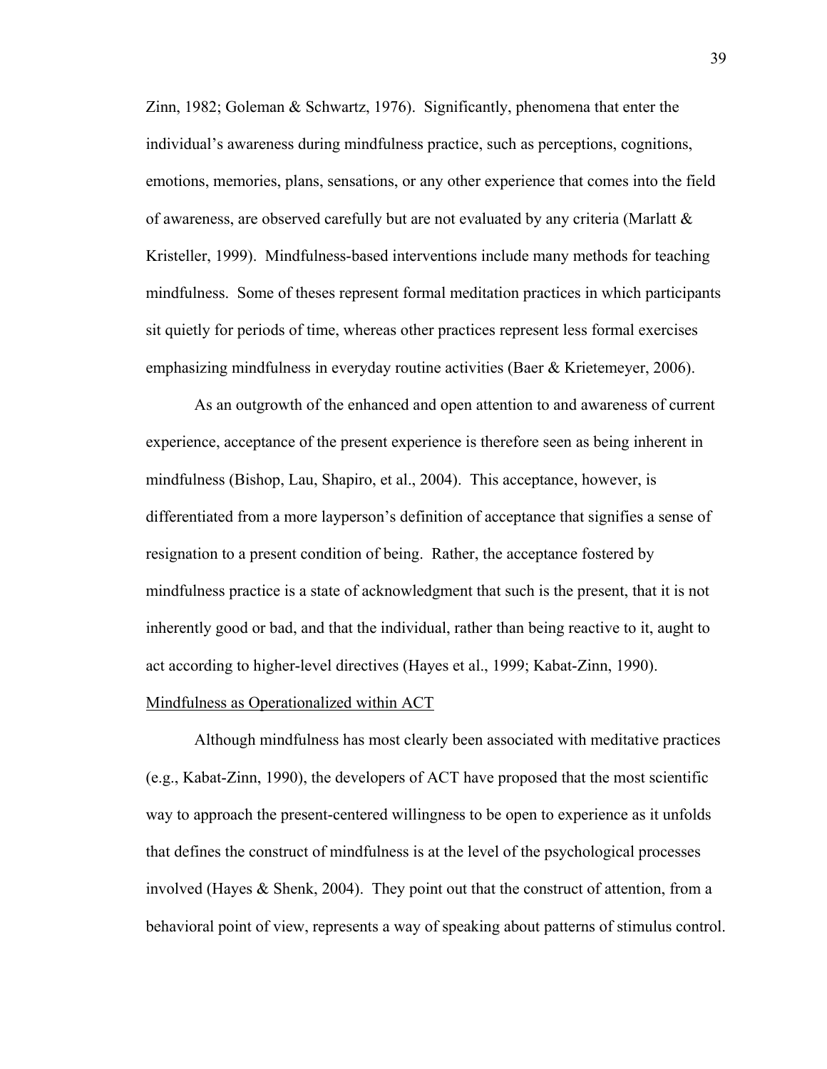Zinn, 1982; Goleman & Schwartz, 1976). Significantly, phenomena that enter the individual's awareness during mindfulness practice, such as perceptions, cognitions, emotions, memories, plans, sensations, or any other experience that comes into the field of awareness, are observed carefully but are not evaluated by any criteria (Marlatt & Kristeller, 1999). Mindfulness-based interventions include many methods for teaching mindfulness. Some of theses represent formal meditation practices in which participants sit quietly for periods of time, whereas other practices represent less formal exercises emphasizing mindfulness in everyday routine activities (Baer & Krietemeyer, 2006).

As an outgrowth of the enhanced and open attention to and awareness of current experience, acceptance of the present experience is therefore seen as being inherent in mindfulness (Bishop, Lau, Shapiro, et al., 2004). This acceptance, however, is differentiated from a more layperson's definition of acceptance that signifies a sense of resignation to a present condition of being. Rather, the acceptance fostered by mindfulness practice is a state of acknowledgment that such is the present, that it is not inherently good or bad, and that the individual, rather than being reactive to it, aught to act according to higher-level directives (Hayes et al., 1999; Kabat-Zinn, 1990).

## Mindfulness as Operationalized within ACT

Although mindfulness has most clearly been associated with meditative practices (e.g., Kabat-Zinn, 1990), the developers of ACT have proposed that the most scientific way to approach the present-centered willingness to be open to experience as it unfolds that defines the construct of mindfulness is at the level of the psychological processes involved (Hayes & Shenk, 2004). They point out that the construct of attention, from a behavioral point of view, represents a way of speaking about patterns of stimulus control.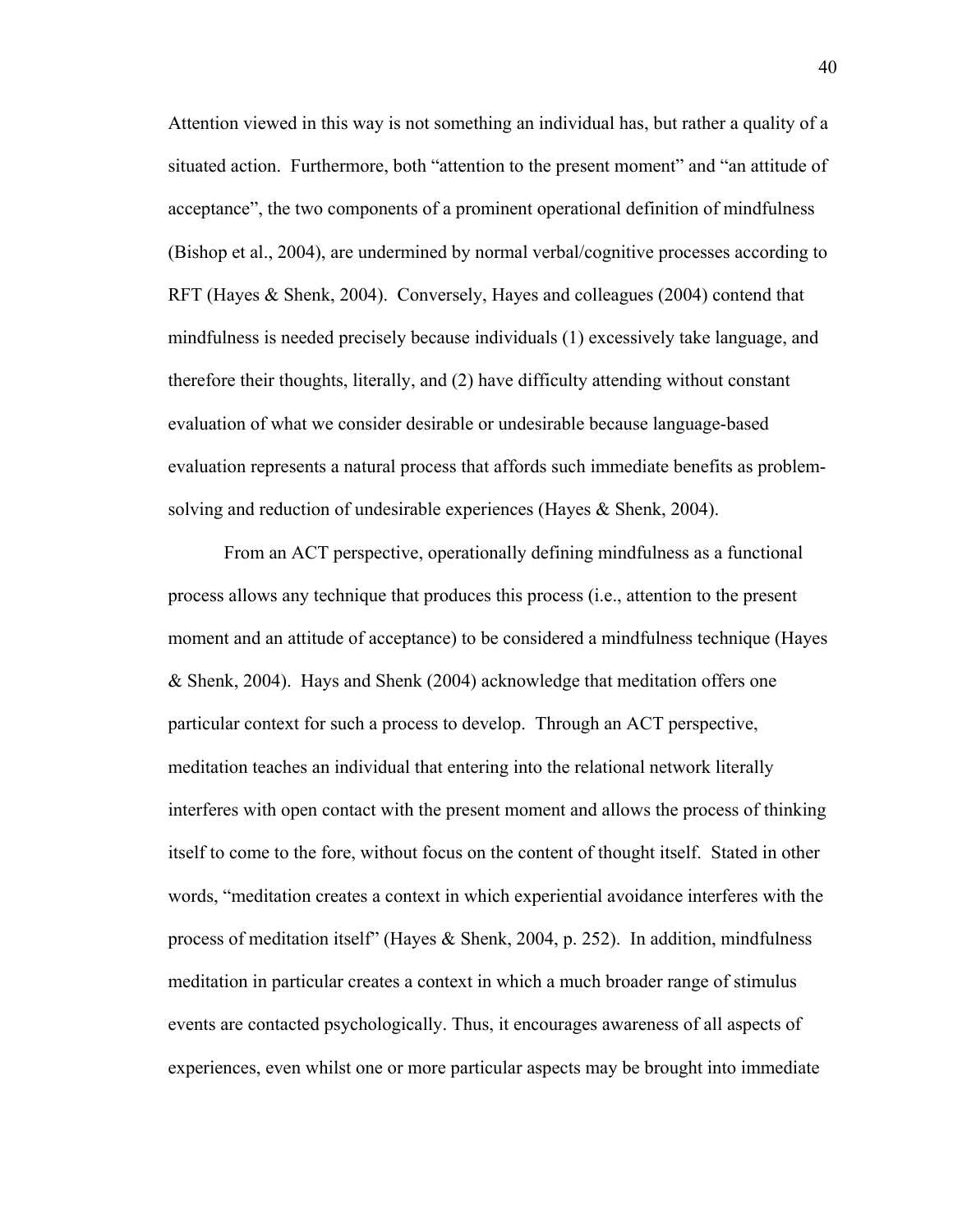Attention viewed in this way is not something an individual has, but rather a quality of a situated action. Furthermore, both "attention to the present moment" and "an attitude of acceptance", the two components of a prominent operational definition of mindfulness (Bishop et al., 2004), are undermined by normal verbal/cognitive processes according to RFT (Hayes & Shenk, 2004). Conversely, Hayes and colleagues (2004) contend that mindfulness is needed precisely because individuals (1) excessively take language, and therefore their thoughts, literally, and (2) have difficulty attending without constant evaluation of what we consider desirable or undesirable because language-based evaluation represents a natural process that affords such immediate benefits as problem-solving and reduction of undesirable experiences (Hayes & Shenk, 2004).

From an ACT perspective, operationally defining mindfulness as a functional process allows any technique that produces this process (i.e., attention to the present moment and an attitude of acceptance) to be considered a mindfulness technique (Hayes & Shenk, 2004). Hays and Shenk (2004) acknowledge that meditation offers one particular context for such a process to develop. Through an ACT perspective, meditation teaches an individual that entering into the relational network literally interferes with open contact with the present moment and allows the process of thinking itself to come to the fore, without focus on the content of thought itself. Stated in other words, "meditation creates a context in which experiential avoidance interferes with the process of meditation itself" (Hayes & Shenk, 2004, p. 252). In addition, mindfulness meditation in particular creates a context in which a much broader range of stimulus events are contacted psychologically. Thus, it encourages awareness of all aspects of experiences, even whilst one or more particular aspects may be brought into immediate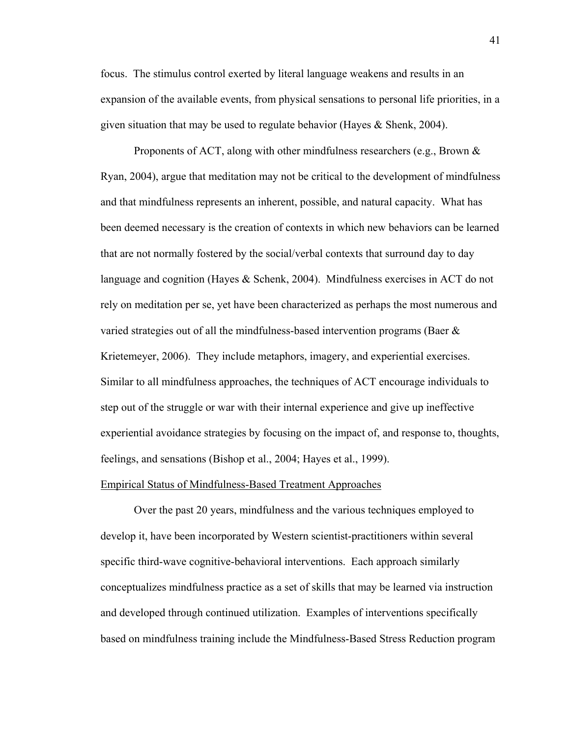focus. The stimulus control exerted by literal language weakens and results in an expansion of the available events, from physical sensations to personal life priorities, in a given situation that may be used to regulate behavior (Hayes & Shenk, 2004).

Proponents of ACT, along with other mindfulness researchers (e.g., Brown & Ryan, 2004), argue that meditation may not be critical to the development of mindfulness and that mindfulness represents an inherent, possible, and natural capacity. What has been deemed necessary is the creation of contexts in which new behaviors can be learned that are not normally fostered by the social/verbal contexts that surround day to day language and cognition (Hayes & Schenk, 2004). Mindfulness exercises in ACT do not rely on meditation per se, yet have been characterized as perhaps the most numerous and varied strategies out of all the mindfulness-based intervention programs (Baer & Krietemeyer, 2006). They include metaphors, imagery, and experiential exercises. Similar to all mindfulness approaches, the techniques of ACT encourage individuals to step out of the struggle or war with their internal experience and give up ineffective experiential avoidance strategies by focusing on the impact of, and response to, thoughts, feelings, and sensations (Bishop et al., 2004; Hayes et al., 1999).

## Empirical Status of Mindfulness-Based Treatment Approaches

Over the past 20 years, mindfulness and the various techniques employed to develop it, have been incorporated by Western scientist-practitioners within several specific third-wave cognitive-behavioral interventions. Each approach similarly conceptualizes mindfulness practice as a set of skills that may be learned via instruction and developed through continued utilization. Examples of interventions specifically based on mindfulness training include the Mindfulness-Based Stress Reduction program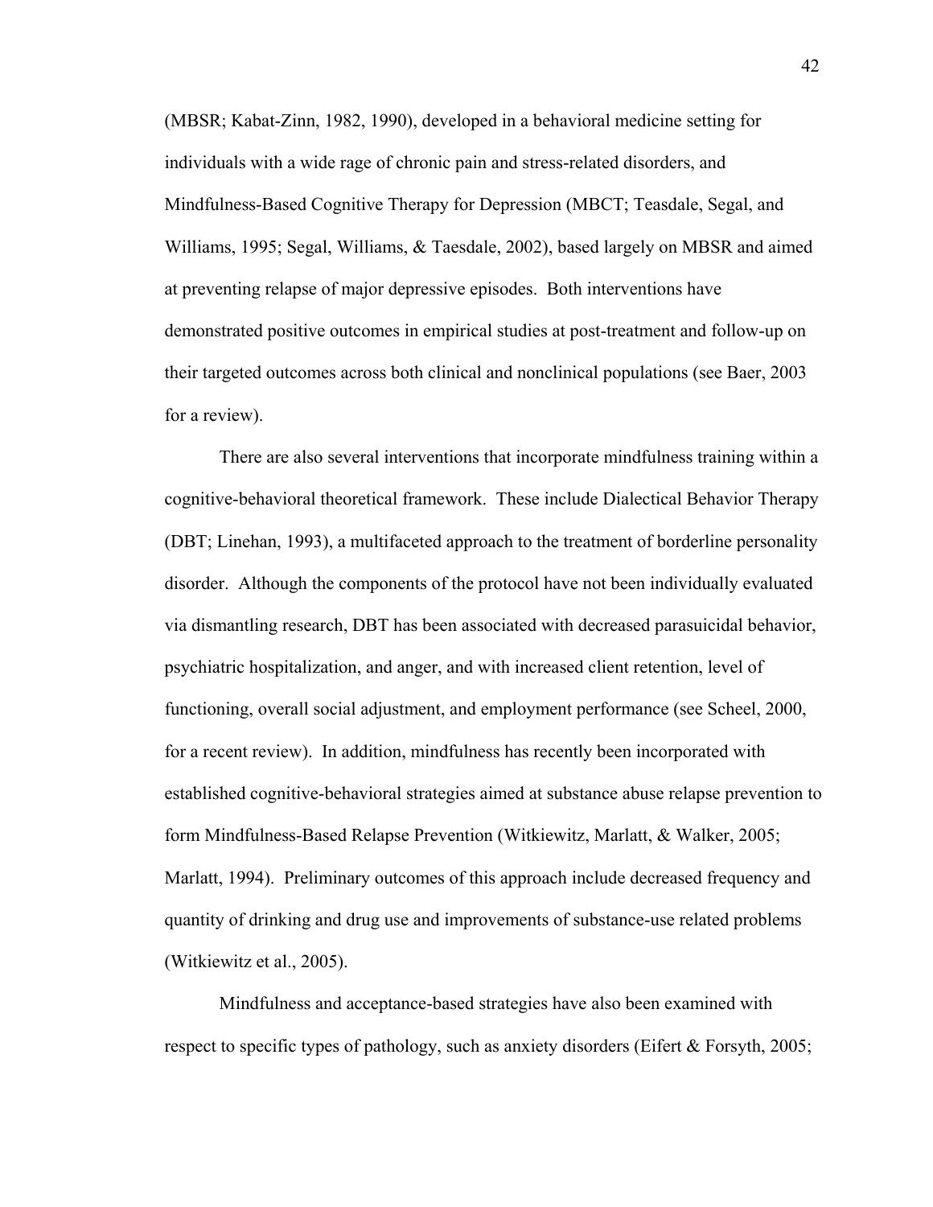(MBSR; Kabat-Zinn, 1982, 1990), developed in a behavioral medicine setting for individuals with a wide rage of chronic pain and stress-related disorders, and Mindfulness-Based Cognitive Therapy for Depression (MBCT; Teasdale, Segal, and Williams, 1995; Segal, Williams, & Taesdale, 2002), based largely on MBSR and aimed at preventing relapse of major depressive episodes. Both interventions have demonstrated positive outcomes in empirical studies at post-treatment and follow-up on their targeted outcomes across both clinical and nonclinical populations (see Baer, 2003 for a review).

There are also several interventions that incorporate mindfulness training within a cognitive-behavioral theoretical framework. These include Dialectical Behavior Therapy (DBT; Linehan, 1993), a multifaceted approach to the treatment of borderline personality disorder. Although the components of the protocol have not been individually evaluated via dismantling research, DBT has been associated with decreased parasuicidal behavior, psychiatric hospitalization, and anger, and with increased client retention, level of functioning, overall social adjustment, and employment performance (see Scheel, 2000, for a recent review). In addition, mindfulness has recently been incorporated with established cognitive-behavioral strategies aimed at substance abuse relapse prevention to form Mindfulness-Based Relapse Prevention (Witkiewitz, Marlatt, & Walker, 2005; Marlatt, 1994). Preliminary outcomes of this approach include decreased frequency and quantity of drinking and drug use and improvements of substance-use related problems (Witkiewitz et al., 2005).

Mindfulness and acceptance-based strategies have also been examined with respect to specific types of pathology, such as anxiety disorders (Eifert & Forsyth, 2005;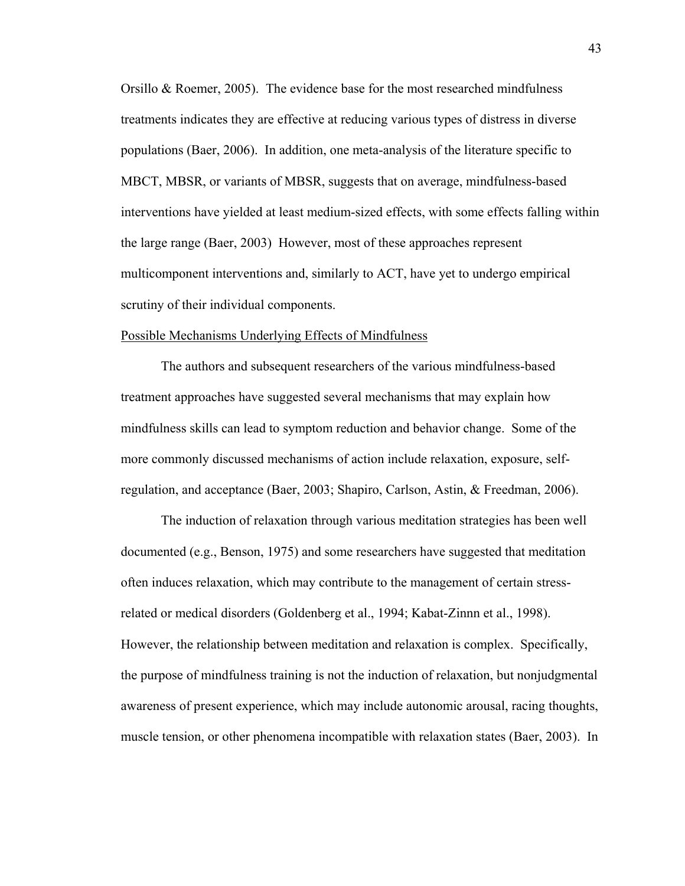Orsillo & Roemer, 2005). The evidence base for the most researched mindfulness treatments indicates they are effective at reducing various types of distress in diverse populations (Baer, 2006). In addition, one meta-analysis of the literature specific to MBCT, MBSR, or variants of MBSR, suggests that on average, mindfulness-based interventions have yielded at least medium-sized effects, with some effects falling within the large range (Baer, 2003) However, most of these approaches represent multicomponent interventions and, similarly to ACT, have yet to undergo empirical scrutiny of their individual components.

Possible Mechanisms Underlying Effects of Mindfulness

The authors and subsequent researchers of the various mindfulness-based treatment approaches have suggested several mechanisms that may explain how mindfulness skills can lead to symptom reduction and behavior change. Some of the more commonly discussed mechanisms of action include relaxation, exposure, self-regulation, and acceptance (Baer, 2003; Shapiro, Carlson, Astin, & Freedman, 2006).

The induction of relaxation through various meditation strategies has been well documented (e.g., Benson, 1975) and some researchers have suggested that meditation often induces relaxation, which may contribute to the management of certain stress-related or medical disorders (Goldenberg et al., 1994; Kabat-Zinnn et al., 1998). However, the relationship between meditation and relaxation is complex. Specifically, the purpose of mindfulness training is not the induction of relaxation, but nonjudgmental awareness of present experience, which may include autonomic arousal, racing thoughts, muscle tension, or other phenomena incompatible with relaxation states (Baer, 2003). In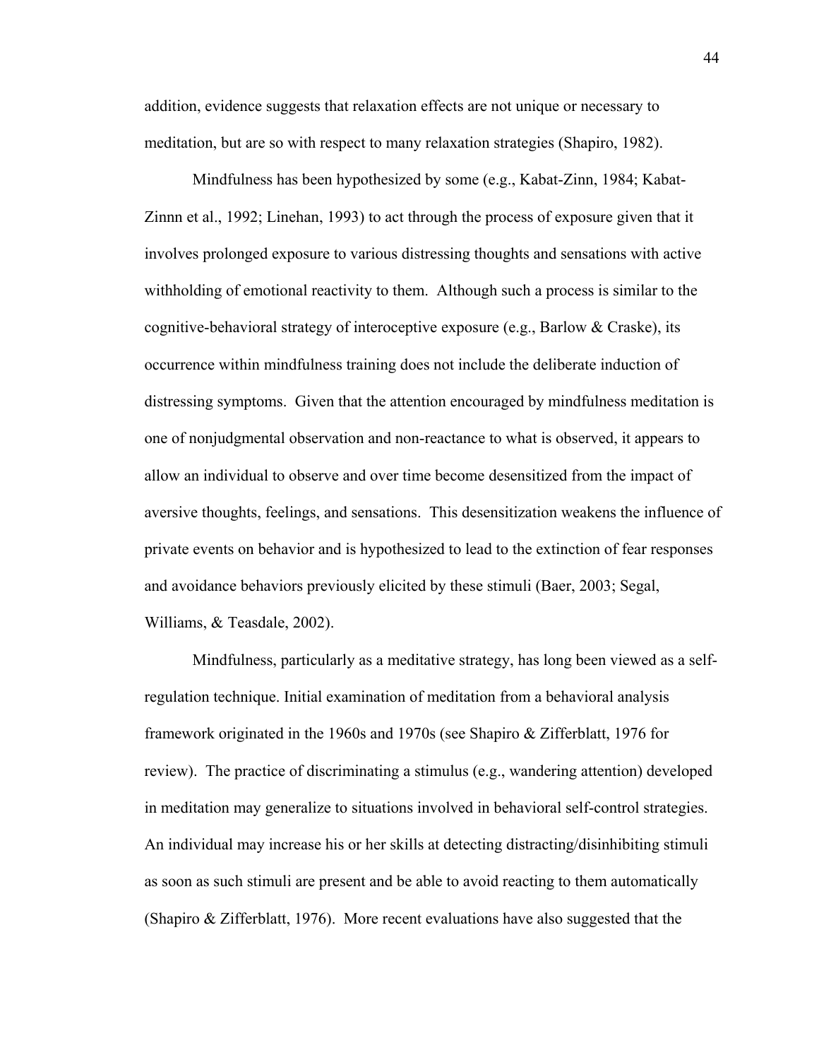addition, evidence suggests that relaxation effects are not unique or necessary to meditation, but are so with respect to many relaxation strategies (Shapiro, 1982).

Mindfulness has been hypothesized by some (e.g., Kabat-Zinn, 1984; Kabat-Zinnn et al., 1992; Linehan, 1993) to act through the process of exposure given that it involves prolonged exposure to various distressing thoughts and sensations with active withholding of emotional reactivity to them. Although such a process is similar to the cognitive-behavioral strategy of interoceptive exposure (e.g., Barlow & Craske), its occurrence within mindfulness training does not include the deliberate induction of distressing symptoms. Given that the attention encouraged by mindfulness meditation is one of nonjudgmental observation and non-reactance to what is observed, it appears to allow an individual to observe and over time become desensitized from the impact of aversive thoughts, feelings, and sensations. This desensitization weakens the influence of private events on behavior and is hypothesized to lead to the extinction of fear responses and avoidance behaviors previously elicited by these stimuli (Baer, 2003; Segal, Williams, & Teasdale, 2002).

Mindfulness, particularly as a meditative strategy, has long been viewed as a self-regulation technique. Initial examination of meditation from a behavioral analysis framework originated in the 1960s and 1970s (see Shapiro & Zifferblatt, 1976 for review). The practice of discriminating a stimulus (e.g., wandering attention) developed in meditation may generalize to situations involved in behavioral self-control strategies. An individual may increase his or her skills at detecting distracting/disinhibiting stimuli as soon as such stimuli are present and be able to avoid reacting to them automatically (Shapiro & Zifferblatt, 1976). More recent evaluations have also suggested that the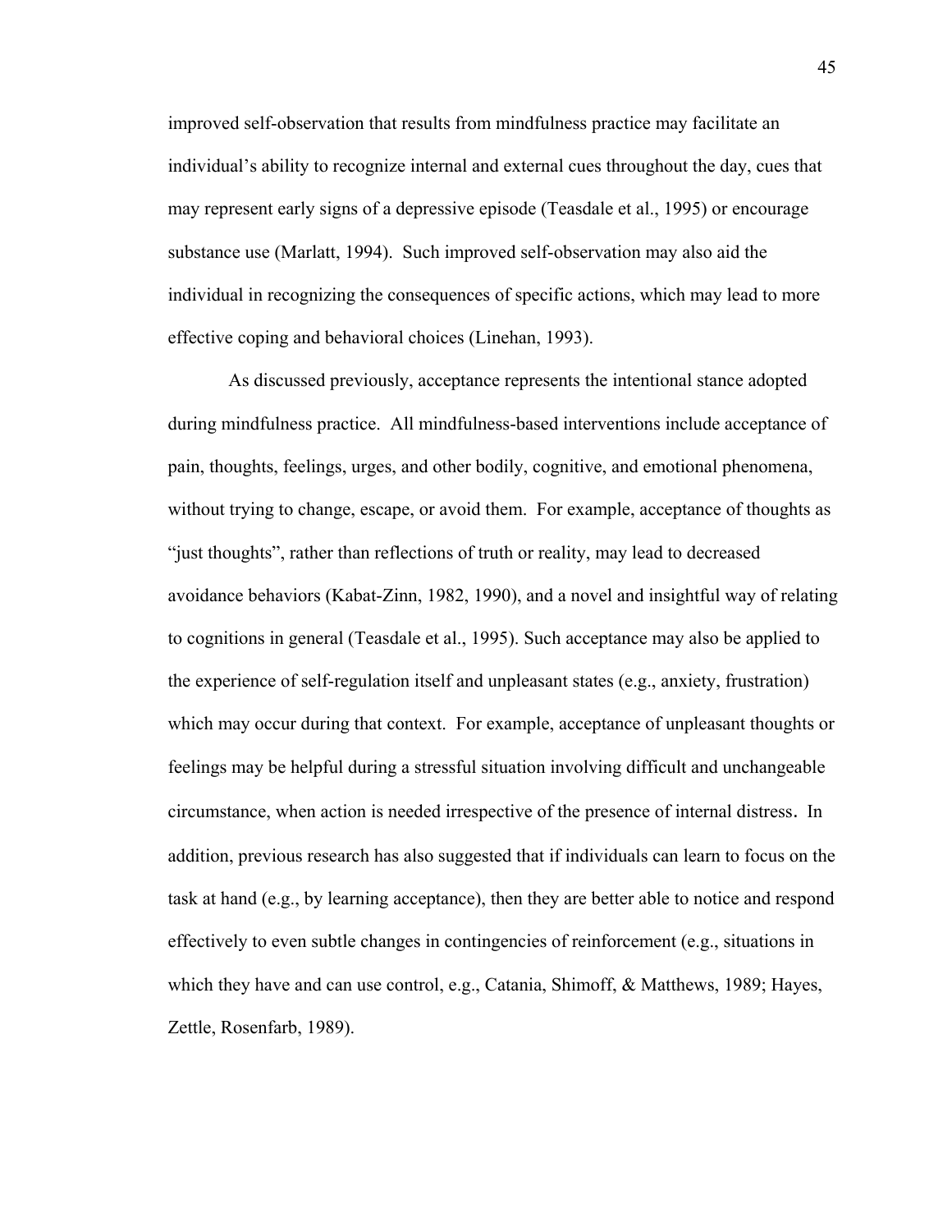improved self-observation that results from mindfulness practice may facilitate an individual's ability to recognize internal and external cues throughout the day, cues that may represent early signs of a depressive episode (Teasdale et al., 1995) or encourage substance use (Marlatt, 1994). Such improved self-observation may also aid the individual in recognizing the consequences of specific actions, which may lead to more effective coping and behavioral choices (Linehan, 1993).

As discussed previously, acceptance represents the intentional stance adopted during mindfulness practice. All mindfulness-based interventions include acceptance of pain, thoughts, feelings, urges, and other bodily, cognitive, and emotional phenomena, without trying to change, escape, or avoid them. For example, acceptance of thoughts as "just thoughts", rather than reflections of truth or reality, may lead to decreased avoidance behaviors (Kabat-Zinn, 1982, 1990), and a novel and insightful way of relating to cognitions in general (Teasdale et al., 1995). Such acceptance may also be applied to the experience of self-regulation itself and unpleasant states (e.g., anxiety, frustration) which may occur during that context. For example, acceptance of unpleasant thoughts or feelings may be helpful during a stressful situation involving difficult and unchangeable circumstance, when action is needed irrespective of the presence of internal distress. In addition, previous research has also suggested that if individuals can learn to focus on the task at hand (e.g., by learning acceptance), then they are better able to notice and respond effectively to even subtle changes in contingencies of reinforcement (e.g., situations in which they have and can use control, e.g., Catania, Shimoff, & Matthews, 1989; Hayes, Zettle, Rosenfarb, 1989).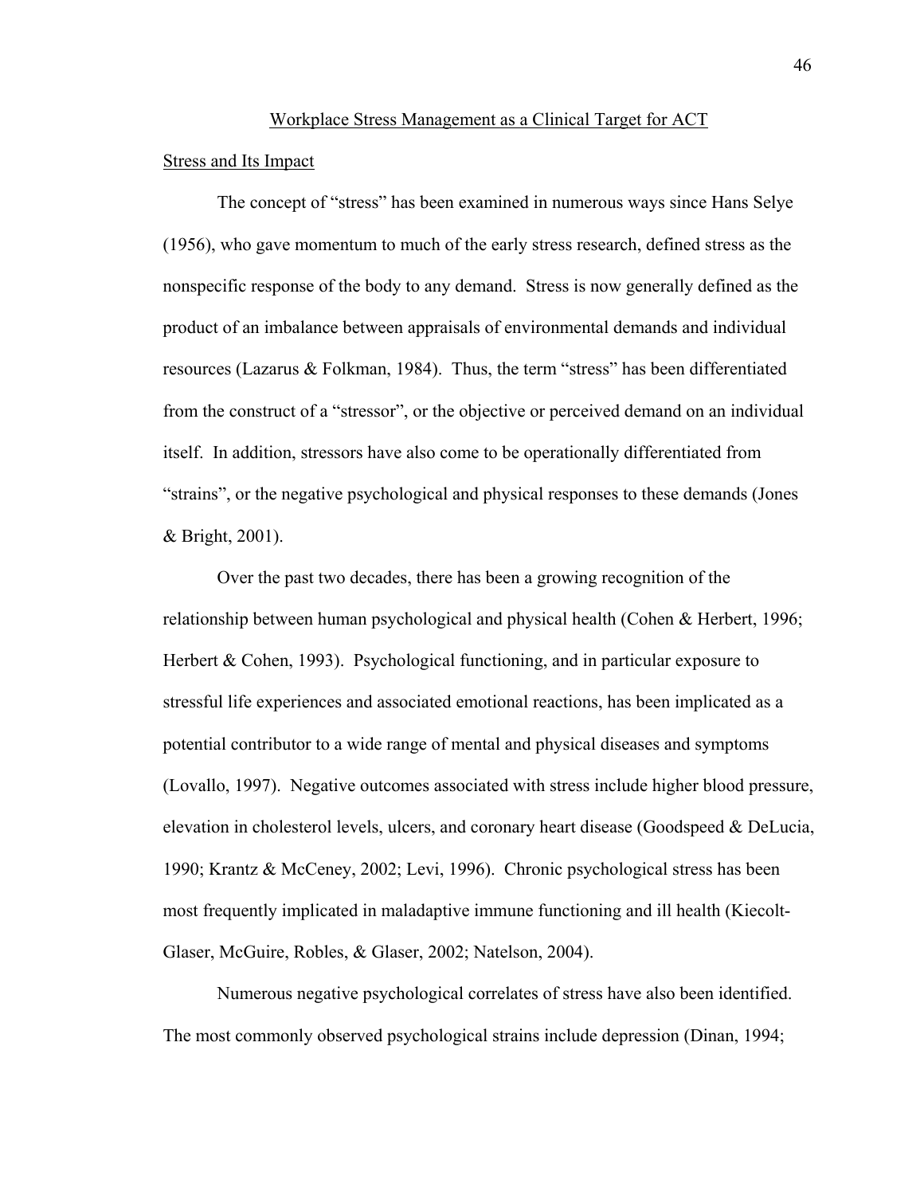## Workplace Stress Management as a Clinical Target for ACT

### Stress and Its Impact

The concept of "stress" has been examined in numerous ways since Hans Selye (1956), who gave momentum to much of the early stress research, defined stress as the nonspecific response of the body to any demand. Stress is now generally defined as the product of an imbalance between appraisals of environmental demands and individual resources (Lazarus & Folkman, 1984). Thus, the term "stress" has been differentiated from the construct of a "stressor", or the objective or perceived demand on an individual itself. In addition, stressors have also come to be operationally differentiated from "strains", or the negative psychological and physical responses to these demands (Jones & Bright, 2001).

Over the past two decades, there has been a growing recognition of the relationship between human psychological and physical health (Cohen & Herbert, 1996; Herbert & Cohen, 1993). Psychological functioning, and in particular exposure to stressful life experiences and associated emotional reactions, has been implicated as a potential contributor to a wide range of mental and physical diseases and symptoms (Lovallo, 1997). Negative outcomes associated with stress include higher blood pressure, elevation in cholesterol levels, ulcers, and coronary heart disease (Goodspeed & DeLucia, 1990; Krantz & McCeney, 2002; Levi, 1996). Chronic psychological stress has been most frequently implicated in maladaptive immune functioning and ill health (Kiecolt-Glaser, McGuire, Robles, & Glaser, 2002; Natelson, 2004).

Numerous negative psychological correlates of stress have also been identified. The most commonly observed psychological strains include depression (Dinan, 1994;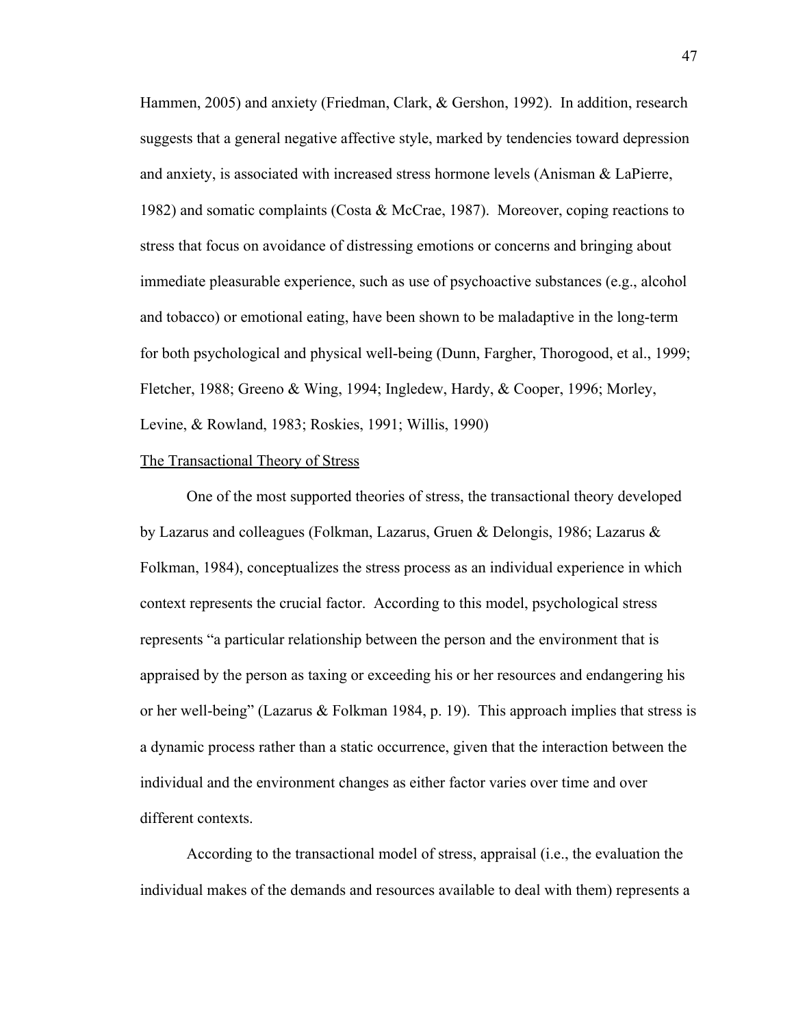Hammen, 2005) and anxiety (Friedman, Clark, & Gershon, 1992). In addition, research suggests that a general negative affective style, marked by tendencies toward depression and anxiety, is associated with increased stress hormone levels (Anisman & LaPierre, 1982) and somatic complaints (Costa & McCrae, 1987). Moreover, coping reactions to stress that focus on avoidance of distressing emotions or concerns and bringing about immediate pleasurable experience, such as use of psychoactive substances (e.g., alcohol and tobacco) or emotional eating, have been shown to be maladaptive in the long-term for both psychological and physical well-being (Dunn, Fargher, Thorogood, et al., 1999; Fletcher, 1988; Greeno & Wing, 1994; Ingledew, Hardy, & Cooper, 1996; Morley, Levine, & Rowland, 1983; Roskies, 1991; Willis, 1990)

<u>The Transactional Theory of Stress</u>

One of the most supported theories of stress, the transactional theory developed by Lazarus and colleagues (Folkman, Lazarus, Gruen & Delongis, 1986; Lazarus & Folkman, 1984), conceptualizes the stress process as an individual experience in which context represents the crucial factor. According to this model, psychological stress represents "a particular relationship between the person and the environment that is appraised by the person as taxing or exceeding his or her resources and endangering his or her well-being" (Lazarus & Folkman 1984, p. 19). This approach implies that stress is a dynamic process rather than a static occurrence, given that the interaction between the individual and the environment changes as either factor varies over time and over different contexts.

According to the transactional model of stress, appraisal (i.e., the evaluation the individual makes of the demands and resources available to deal with them) represents a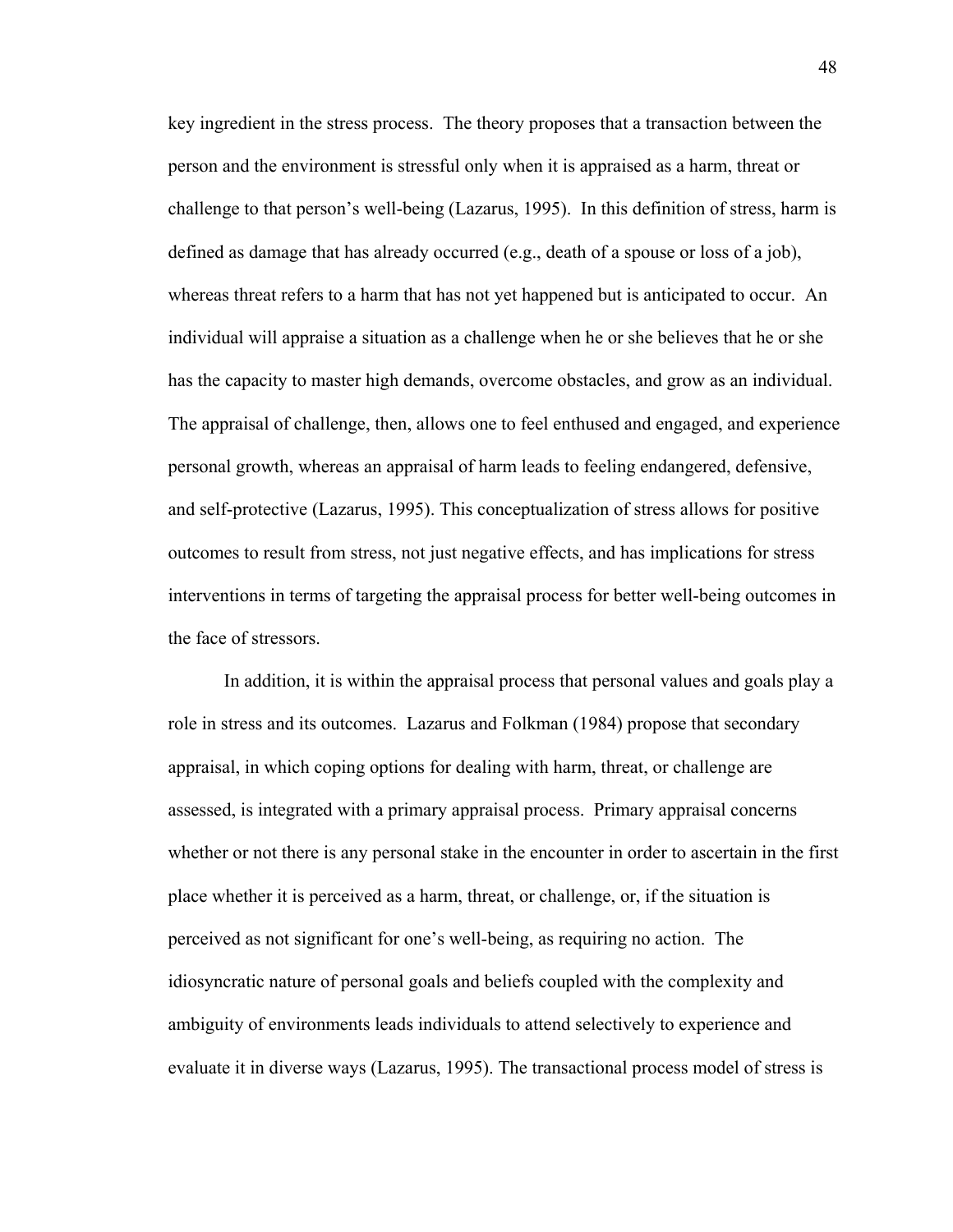key ingredient in the stress process. The theory proposes that a transaction between the person and the environment is stressful only when it is appraised as a harm, threat or challenge to that person's well-being (Lazarus, 1995). In this definition of stress, harm is defined as damage that has already occurred (e.g., death of a spouse or loss of a job), whereas threat refers to a harm that has not yet happened but is anticipated to occur. An individual will appraise a situation as a challenge when he or she believes that he or she has the capacity to master high demands, overcome obstacles, and grow as an individual. The appraisal of challenge, then, allows one to feel enthused and engaged, and experience personal growth, whereas an appraisal of harm leads to feeling endangered, defensive, and self-protective (Lazarus, 1995). This conceptualization of stress allows for positive outcomes to result from stress, not just negative effects, and has implications for stress interventions in terms of targeting the appraisal process for better well-being outcomes in the face of stressors.

In addition, it is within the appraisal process that personal values and goals play a role in stress and its outcomes. Lazarus and Folkman (1984) propose that secondary appraisal, in which coping options for dealing with harm, threat, or challenge are assessed, is integrated with a primary appraisal process. Primary appraisal concerns whether or not there is any personal stake in the encounter in order to ascertain in the first place whether it is perceived as a harm, threat, or challenge, or, if the situation is perceived as not significant for one's well-being, as requiring no action. The idiosyncratic nature of personal goals and beliefs coupled with the complexity and ambiguity of environments leads individuals to attend selectively to experience and evaluate it in diverse ways (Lazarus, 1995). The transactional process model of stress is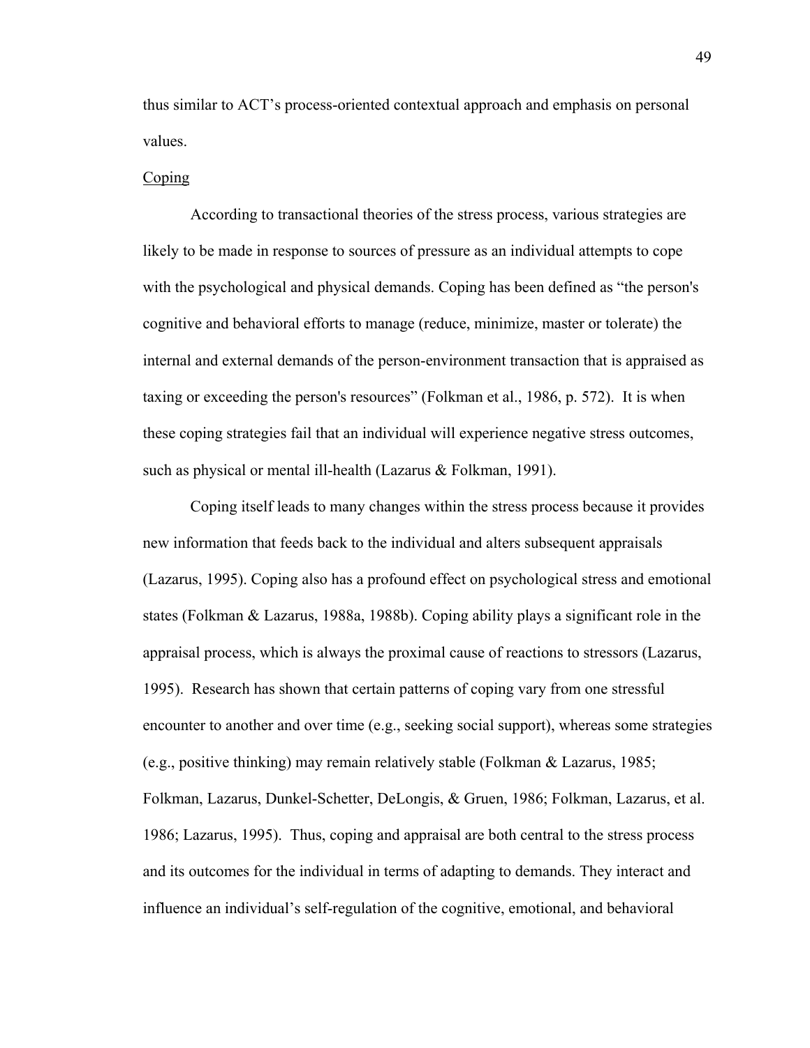thus similar to ACT's process-oriented contextual approach and emphasis on personal values.

Coping

According to transactional theories of the stress process, various strategies are likely to be made in response to sources of pressure as an individual attempts to cope with the psychological and physical demands. Coping has been defined as "the person's cognitive and behavioral efforts to manage (reduce, minimize, master or tolerate) the internal and external demands of the person-environment transaction that is appraised as taxing or exceeding the person's resources" (Folkman et al., 1986, p. 572). It is when these coping strategies fail that an individual will experience negative stress outcomes, such as physical or mental ill-health (Lazarus & Folkman, 1991).

Coping itself leads to many changes within the stress process because it provides new information that feeds back to the individual and alters subsequent appraisals (Lazarus, 1995). Coping also has a profound effect on psychological stress and emotional states (Folkman & Lazarus, 1988a, 1988b). Coping ability plays a significant role in the appraisal process, which is always the proximal cause of reactions to stressors (Lazarus, 1995). Research has shown that certain patterns of coping vary from one stressful encounter to another and over time (e.g., seeking social support), whereas some strategies (e.g., positive thinking) may remain relatively stable (Folkman & Lazarus, 1985; Folkman, Lazarus, Dunkel-Schetter, DeLongis, & Gruen, 1986; Folkman, Lazarus, et al. 1986; Lazarus, 1995). Thus, coping and appraisal are both central to the stress process and its outcomes for the individual in terms of adapting to demands. They interact and influence an individual's self-regulation of the cognitive, emotional, and behavioral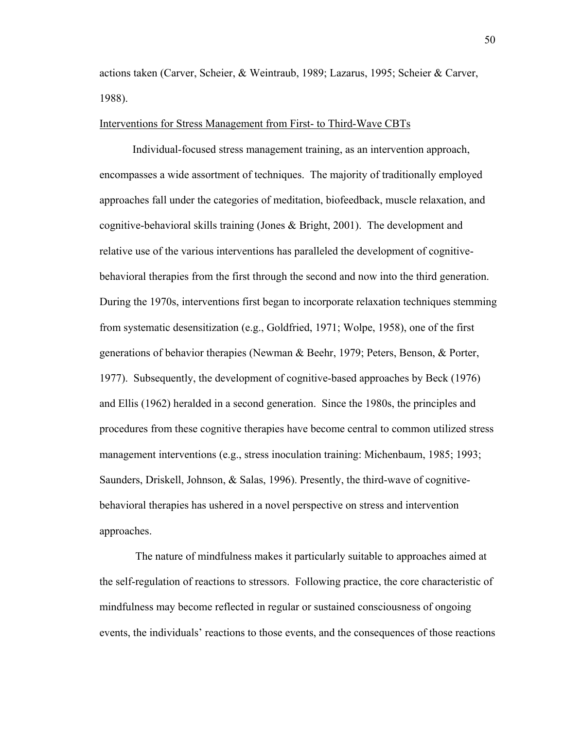actions taken (Carver, Scheier, & Weintraub, 1989; Lazarus, 1995; Scheier & Carver, 1988).

Interventions for Stress Management from First- to Third-Wave CBTs

Individual-focused stress management training, as an intervention approach, encompasses a wide assortment of techniques. The majority of traditionally employed approaches fall under the categories of meditation, biofeedback, muscle relaxation, and cognitive-behavioral skills training (Jones & Bright, 2001). The development and relative use of the various interventions has paralleled the development of cognitive-behavioral therapies from the first through the second and now into the third generation. During the 1970s, interventions first began to incorporate relaxation techniques stemming from systematic desensitization (e.g., Goldfried, 1971; Wolpe, 1958), one of the first generations of behavior therapies (Newman & Beehr, 1979; Peters, Benson, & Porter, 1977). Subsequently, the development of cognitive-based approaches by Beck (1976) and Ellis (1962) heralded in a second generation. Since the 1980s, the principles and procedures from these cognitive therapies have become central to common utilized stress management interventions (e.g., stress inoculation training: Michenbaum, 1985; 1993; Saunders, Driskell, Johnson, & Salas, 1996). Presently, the third-wave of cognitive-behavioral therapies has ushered in a novel perspective on stress and intervention approaches.

The nature of mindfulness makes it particularly suitable to approaches aimed at the self-regulation of reactions to stressors. Following practice, the core characteristic of mindfulness may become reflected in regular or sustained consciousness of ongoing events, the individuals' reactions to those events, and the consequences of those reactions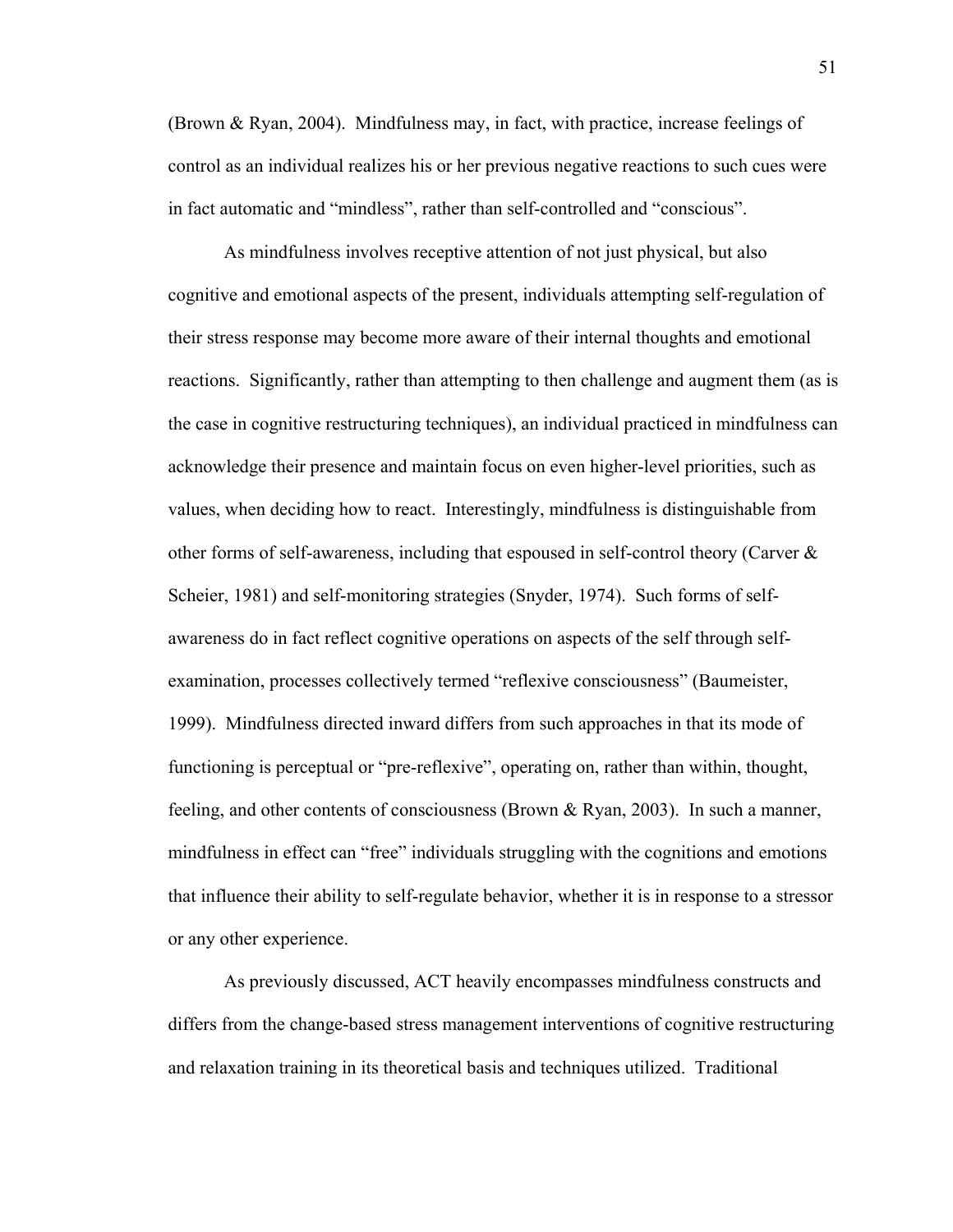(Brown & Ryan, 2004). Mindfulness may, in fact, with practice, increase feelings of control as an individual realizes his or her previous negative reactions to such cues were in fact automatic and “mindless”, rather than self-controlled and “conscious”.

As mindfulness involves receptive attention of not just physical, but also cognitive and emotional aspects of the present, individuals attempting self-regulation of their stress response may become more aware of their internal thoughts and emotional reactions. Significantly, rather than attempting to then challenge and augment them (as is the case in cognitive restructuring techniques), an individual practiced in mindfulness can acknowledge their presence and maintain focus on even higher-level priorities, such as values, when deciding how to react. Interestingly, mindfulness is distinguishable from other forms of self-awareness, including that espoused in self-control theory (Carver & Scheier, 1981) and self-monitoring strategies (Snyder, 1974). Such forms of self-awareness do in fact reflect cognitive operations on aspects of the self through self-examination, processes collectively termed “reflexive consciousness” (Baumeister, 1999). Mindfulness directed inward differs from such approaches in that its mode of functioning is perceptual or “pre-reflexive”, operating on, rather than within, thought, feeling, and other contents of consciousness (Brown & Ryan, 2003). In such a manner, mindfulness in effect can “free” individuals struggling with the cognitions and emotions that influence their ability to self-regulate behavior, whether it is in response to a stressor or any other experience.

As previously discussed, ACT heavily encompasses mindfulness constructs and differs from the change-based stress management interventions of cognitive restructuring and relaxation training in its theoretical basis and techniques utilized. Traditional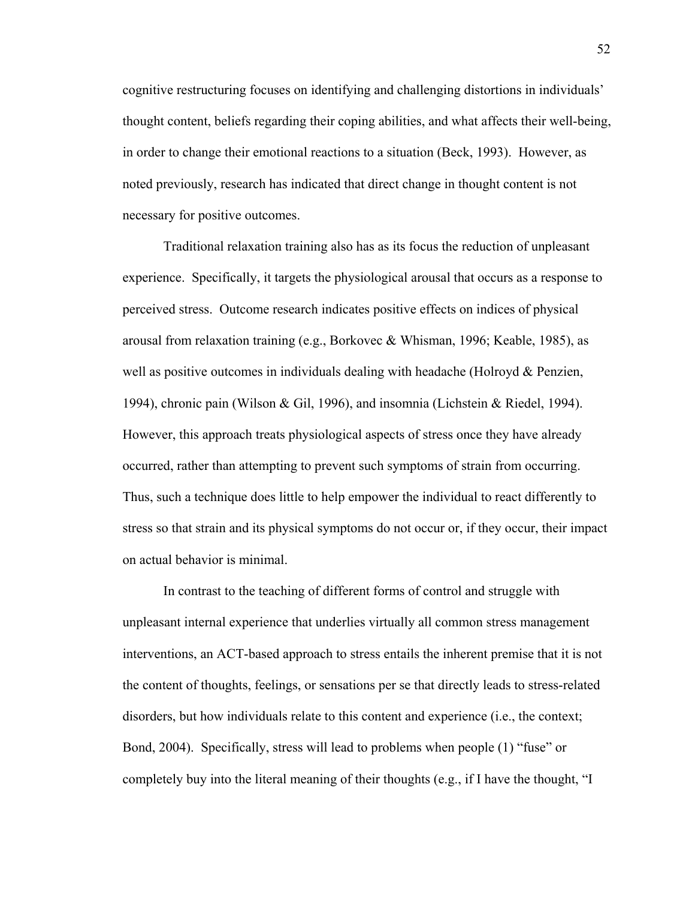cognitive restructuring focuses on identifying and challenging distortions in individuals' thought content, beliefs regarding their coping abilities, and what affects their well-being, in order to change their emotional reactions to a situation (Beck, 1993). However, as noted previously, research has indicated that direct change in thought content is not necessary for positive outcomes.

Traditional relaxation training also has as its focus the reduction of unpleasant experience. Specifically, it targets the physiological arousal that occurs as a response to perceived stress. Outcome research indicates positive effects on indices of physical arousal from relaxation training (e.g., Borkovec & Whisman, 1996; Keable, 1985), as well as positive outcomes in individuals dealing with headache (Holroyd & Penzien, 1994), chronic pain (Wilson & Gil, 1996), and insomnia (Lichstein & Riedel, 1994). However, this approach treats physiological aspects of stress once they have already occurred, rather than attempting to prevent such symptoms of strain from occurring. Thus, such a technique does little to help empower the individual to react differently to stress so that strain and its physical symptoms do not occur or, if they occur, their impact on actual behavior is minimal.

In contrast to the teaching of different forms of control and struggle with unpleasant internal experience that underlies virtually all common stress management interventions, an ACT-based approach to stress entails the inherent premise that it is not the content of thoughts, feelings, or sensations per se that directly leads to stress-related disorders, but how individuals relate to this content and experience (i.e., the context; Bond, 2004). Specifically, stress will lead to problems when people (1) "fuse" or completely buy into the literal meaning of their thoughts (e.g., if I have the thought, "I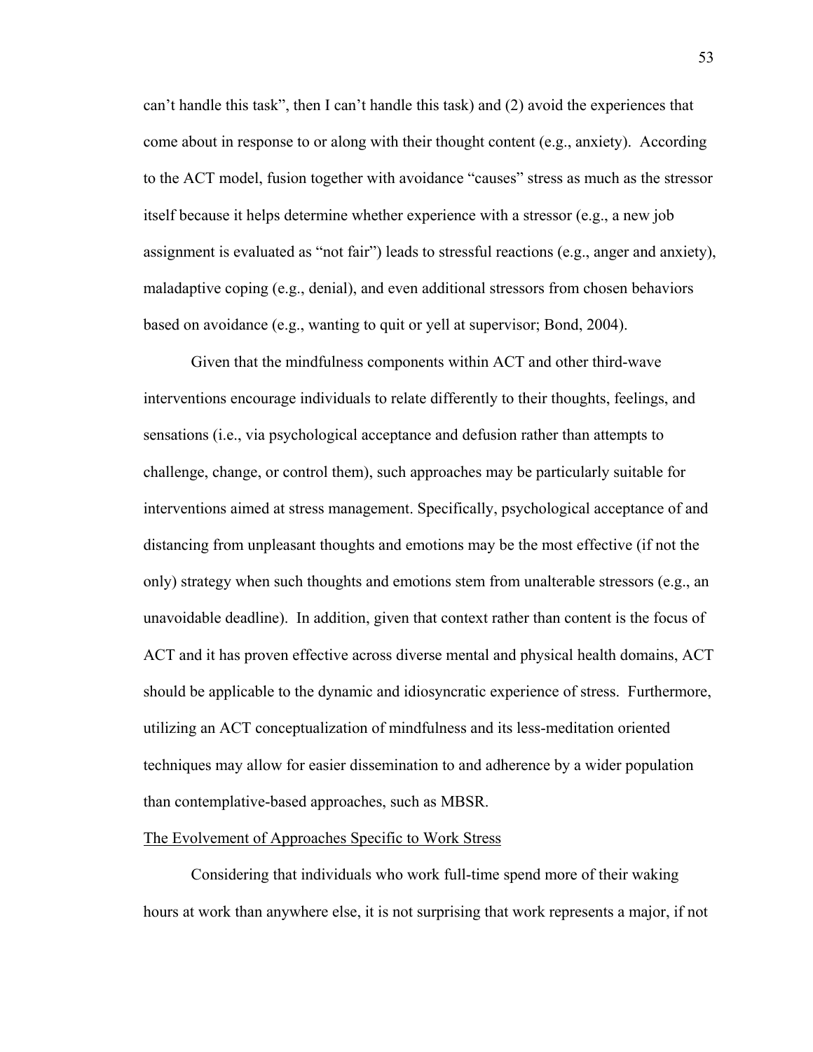can't handle this task", then I can't handle this task) and (2) avoid the experiences that come about in response to or along with their thought content (e.g., anxiety). According to the ACT model, fusion together with avoidance "causes" stress as much as the stressor itself because it helps determine whether experience with a stressor (e.g., a new job assignment is evaluated as "not fair") leads to stressful reactions (e.g., anger and anxiety), maladaptive coping (e.g., denial), and even additional stressors from chosen behaviors based on avoidance (e.g., wanting to quit or yell at supervisor; Bond, 2004).

Given that the mindfulness components within ACT and other third-wave interventions encourage individuals to relate differently to their thoughts, feelings, and sensations (i.e., via psychological acceptance and defusion rather than attempts to challenge, change, or control them), such approaches may be particularly suitable for interventions aimed at stress management. Specifically, psychological acceptance of and distancing from unpleasant thoughts and emotions may be the most effective (if not the only) strategy when such thoughts and emotions stem from unalterable stressors (e.g., an unavoidable deadline). In addition, given that context rather than content is the focus of ACT and it has proven effective across diverse mental and physical health domains, ACT should be applicable to the dynamic and idiosyncratic experience of stress. Furthermore, utilizing an ACT conceptualization of mindfulness and its less-meditation oriented techniques may allow for easier dissemination to and adherence by a wider population than contemplative-based approaches, such as MBSR.

<u>The Evolvement of Approaches Specific to Work Stress</u>

Considering that individuals who work full-time spend more of their waking hours at work than anywhere else, it is not surprising that work represents a major, if not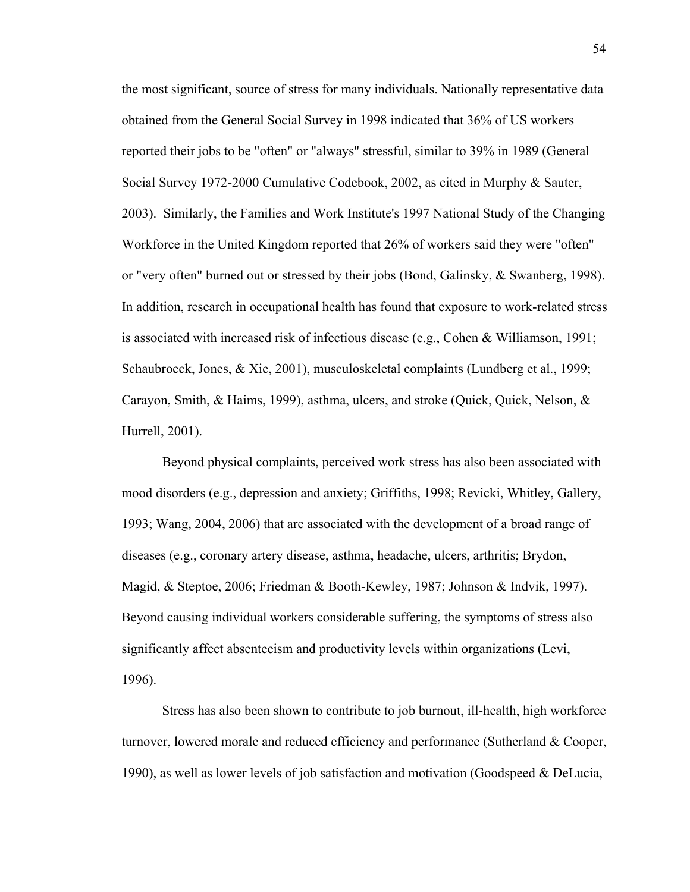the most significant, source of stress for many individuals. Nationally representative data obtained from the General Social Survey in 1998 indicated that 36% of US workers reported their jobs to be "often" or "always" stressful, similar to 39% in 1989 (General Social Survey 1972-2000 Cumulative Codebook, 2002, as cited in Murphy & Sauter, 2003). Similarly, the Families and Work Institute's 1997 National Study of the Changing Workforce in the United Kingdom reported that 26% of workers said they were "often" or "very often" burned out or stressed by their jobs (Bond, Galinsky, & Swanberg, 1998). In addition, research in occupational health has found that exposure to work-related stress is associated with increased risk of infectious disease (e.g., Cohen & Williamson, 1991; Schaubroeck, Jones, & Xie, 2001), musculoskeletal complaints (Lundberg et al., 1999; Carayon, Smith, & Haims, 1999), asthma, ulcers, and stroke (Quick, Quick, Nelson, & Hurrell, 2001).

Beyond physical complaints, perceived work stress has also been associated with mood disorders (e.g., depression and anxiety; Griffiths, 1998; Revicki, Whitley, Gallery, 1993; Wang, 2004, 2006) that are associated with the development of a broad range of diseases (e.g., coronary artery disease, asthma, headache, ulcers, arthritis; Brydon, Magid, & Steptoe, 2006; Friedman & Booth-Kewley, 1987; Johnson & Indvik, 1997). Beyond causing individual workers considerable suffering, the symptoms of stress also significantly affect absenteeism and productivity levels within organizations (Levi, 1996).

Stress has also been shown to contribute to job burnout, ill-health, high workforce turnover, lowered morale and reduced efficiency and performance (Sutherland & Cooper, 1990), as well as lower levels of job satisfaction and motivation (Goodspeed & DeLucia,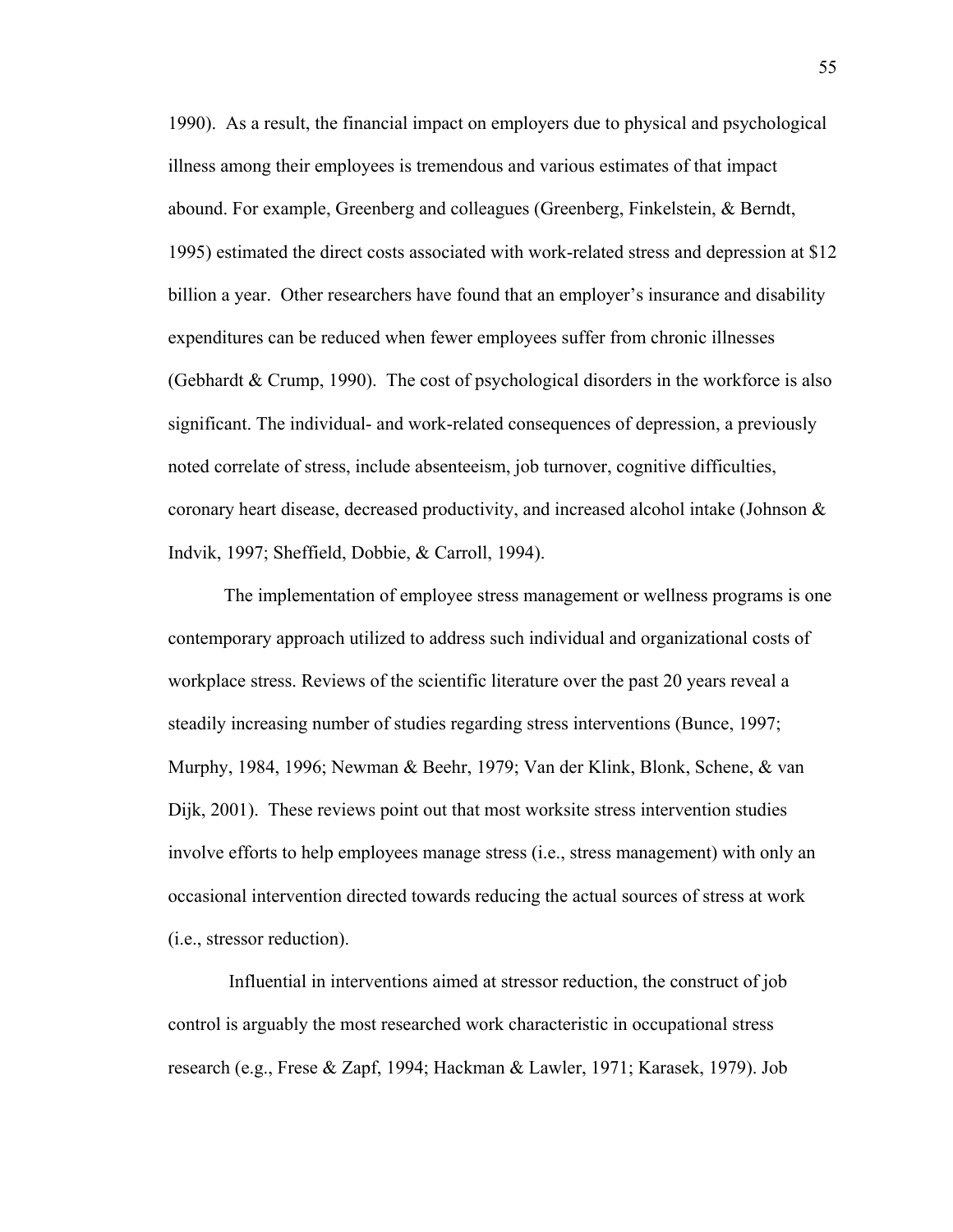1990). As a result, the financial impact on employers due to physical and psychological illness among their employees is tremendous and various estimates of that impact abound. For example, Greenberg and colleagues (Greenberg, Finkelstein, & Berndt, 1995) estimated the direct costs associated with work-related stress and depression at $12 billion a year. Other researchers have found that an employer's insurance and disability expenditures can be reduced when fewer employees suffer from chronic illnesses (Gebhardt & Crump, 1990). The cost of psychological disorders in the workforce is also significant. The individual- and work-related consequences of depression, a previously noted correlate of stress, include absenteeism, job turnover, cognitive difficulties, coronary heart disease, decreased productivity, and increased alcohol intake (Johnson & Indvik, 1997; Sheffield, Dobbie, & Carroll, 1994).

The implementation of employee stress management or wellness programs is one contemporary approach utilized to address such individual and organizational costs of workplace stress. Reviews of the scientific literature over the past 20 years reveal a steadily increasing number of studies regarding stress interventions (Bunce, 1997; Murphy, 1984, 1996; Newman & Beehr, 1979; Van der Klink, Blonk, Schene, & van Dijk, 2001). These reviews point out that most worksite stress intervention studies involve efforts to help employees manage stress (i.e., stress management) with only an occasional intervention directed towards reducing the actual sources of stress at work (i.e., stressor reduction).

Influential in interventions aimed at stressor reduction, the construct of job control is arguably the most researched work characteristic in occupational stress research (e.g., Frese & Zapf, 1994; Hackman & Lawler, 1971; Karasek, 1979). Job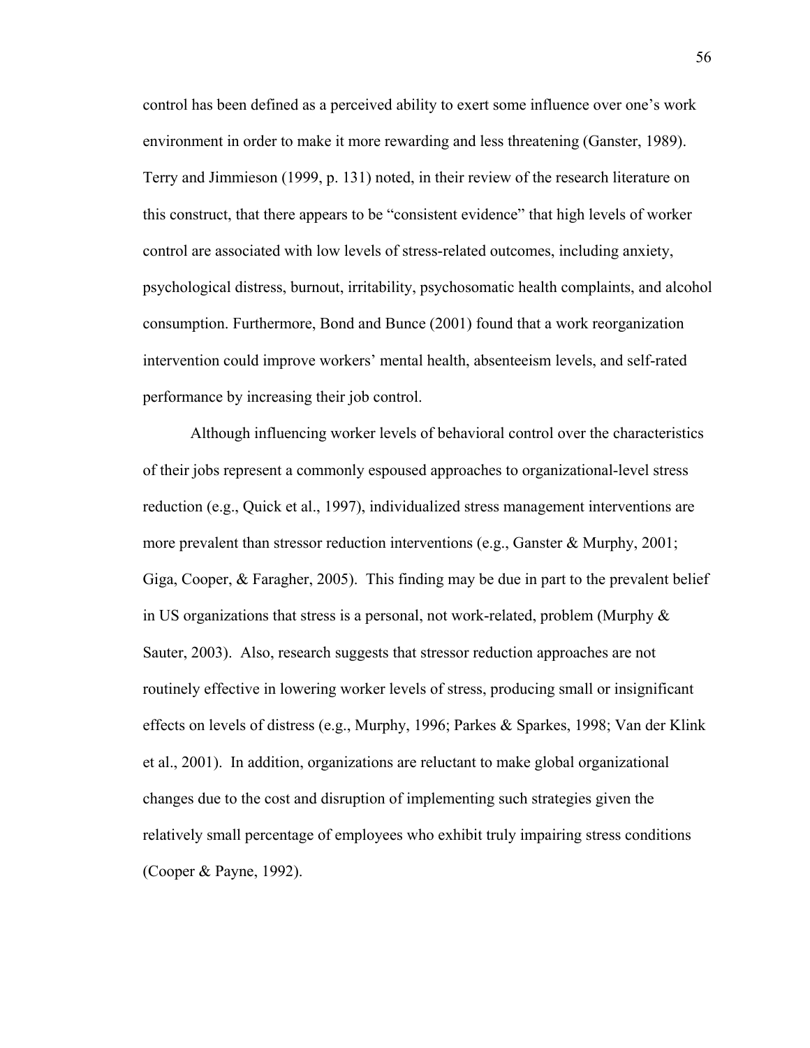control has been defined as a perceived ability to exert some influence over one's work environment in order to make it more rewarding and less threatening (Ganster, 1989). Terry and Jimmieson (1999, p. 131) noted, in their review of the research literature on this construct, that there appears to be "consistent evidence" that high levels of worker control are associated with low levels of stress-related outcomes, including anxiety, psychological distress, burnout, irritability, psychosomatic health complaints, and alcohol consumption. Furthermore, Bond and Bunce (2001) found that a work reorganization intervention could improve workers' mental health, absenteeism levels, and self-rated performance by increasing their job control.

Although influencing worker levels of behavioral control over the characteristics of their jobs represent a commonly espoused approaches to organizational-level stress reduction (e.g., Quick et al., 1997), individualized stress management interventions are more prevalent than stressor reduction interventions (e.g., Ganster & Murphy, 2001; Giga, Cooper, & Faragher, 2005). This finding may be due in part to the prevalent belief in US organizations that stress is a personal, not work-related, problem (Murphy & Sauter, 2003). Also, research suggests that stressor reduction approaches are not routinely effective in lowering worker levels of stress, producing small or insignificant effects on levels of distress (e.g., Murphy, 1996; Parkes & Sparkes, 1998; Van der Klink et al., 2001). In addition, organizations are reluctant to make global organizational changes due to the cost and disruption of implementing such strategies given the relatively small percentage of employees who exhibit truly impairing stress conditions (Cooper & Payne, 1992).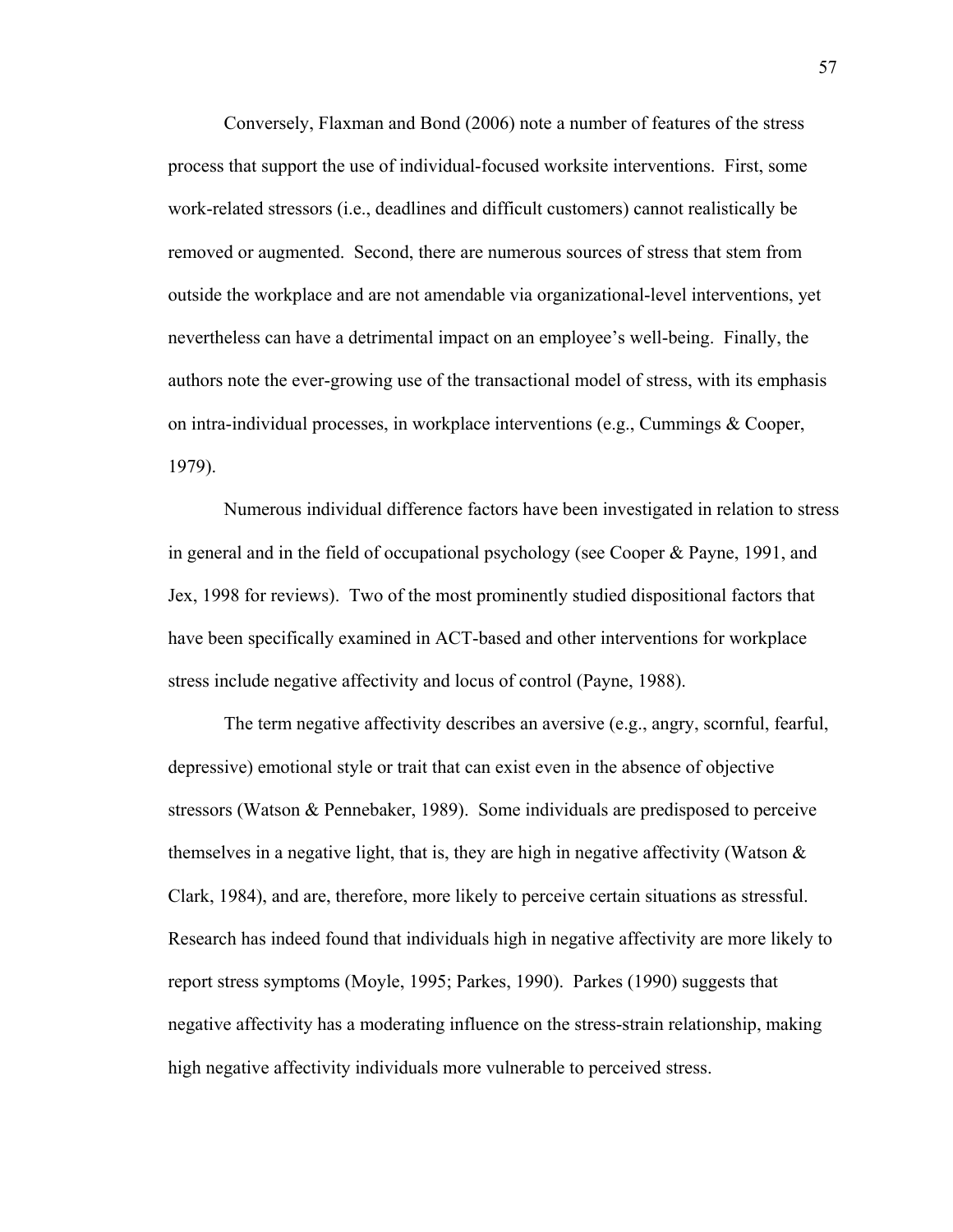Conversely, Flaxman and Bond (2006) note a number of features of the stress process that support the use of individual-focused worksite interventions. First, some work-related stressors (i.e., deadlines and difficult customers) cannot realistically be removed or augmented. Second, there are numerous sources of stress that stem from outside the workplace and are not amendable via organizational-level interventions, yet nevertheless can have a detrimental impact on an employee's well-being. Finally, the authors note the ever-growing use of the transactional model of stress, with its emphasis on intra-individual processes, in workplace interventions (e.g., Cummings & Cooper, 1979).

Numerous individual difference factors have been investigated in relation to stress in general and in the field of occupational psychology (see Cooper & Payne, 1991, and Jex, 1998 for reviews). Two of the most prominently studied dispositional factors that have been specifically examined in ACT-based and other interventions for workplace stress include negative affectivity and locus of control (Payne, 1988).

The term negative affectivity describes an aversive (e.g., angry, scornful, fearful, depressive) emotional style or trait that can exist even in the absence of objective stressors (Watson & Pennebaker, 1989). Some individuals are predisposed to perceive themselves in a negative light, that is, they are high in negative affectivity (Watson & Clark, 1984), and are, therefore, more likely to perceive certain situations as stressful. Research has indeed found that individuals high in negative affectivity are more likely to report stress symptoms (Moyle, 1995; Parkes, 1990). Parkes (1990) suggests that negative affectivity has a moderating influence on the stress-strain relationship, making high negative affectivity individuals more vulnerable to perceived stress.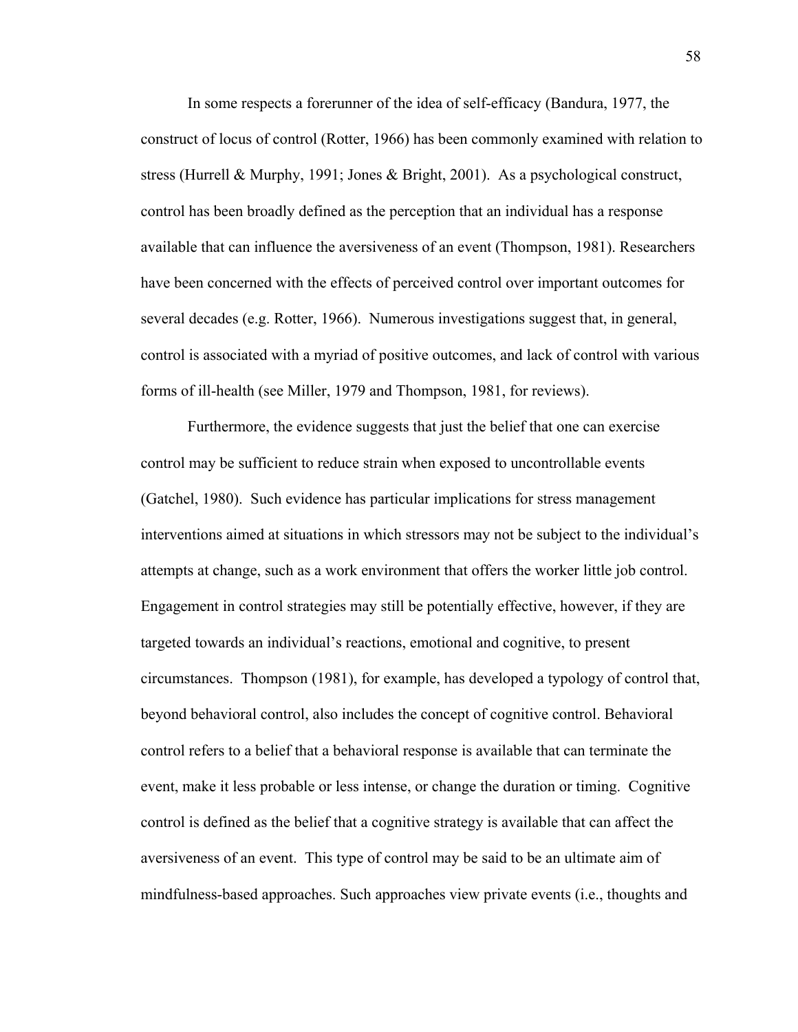In some respects a forerunner of the idea of self-efficacy (Bandura, 1977, the construct of locus of control (Rotter, 1966) has been commonly examined with relation to stress (Hurrell & Murphy, 1991; Jones & Bright, 2001). As a psychological construct, control has been broadly defined as the perception that an individual has a response available that can influence the aversiveness of an event (Thompson, 1981). Researchers have been concerned with the effects of perceived control over important outcomes for several decades (e.g. Rotter, 1966). Numerous investigations suggest that, in general, control is associated with a myriad of positive outcomes, and lack of control with various forms of ill-health (see Miller, 1979 and Thompson, 1981, for reviews).

Furthermore, the evidence suggests that just the belief that one can exercise control may be sufficient to reduce strain when exposed to uncontrollable events (Gatchel, 1980). Such evidence has particular implications for stress management interventions aimed at situations in which stressors may not be subject to the individual's attempts at change, such as a work environment that offers the worker little job control. Engagement in control strategies may still be potentially effective, however, if they are targeted towards an individual's reactions, emotional and cognitive, to present circumstances. Thompson (1981), for example, has developed a typology of control that, beyond behavioral control, also includes the concept of cognitive control. Behavioral control refers to a belief that a behavioral response is available that can terminate the event, make it less probable or less intense, or change the duration or timing. Cognitive control is defined as the belief that a cognitive strategy is available that can affect the aversiveness of an event. This type of control may be said to be an ultimate aim of mindfulness-based approaches. Such approaches view private events (i.e., thoughts and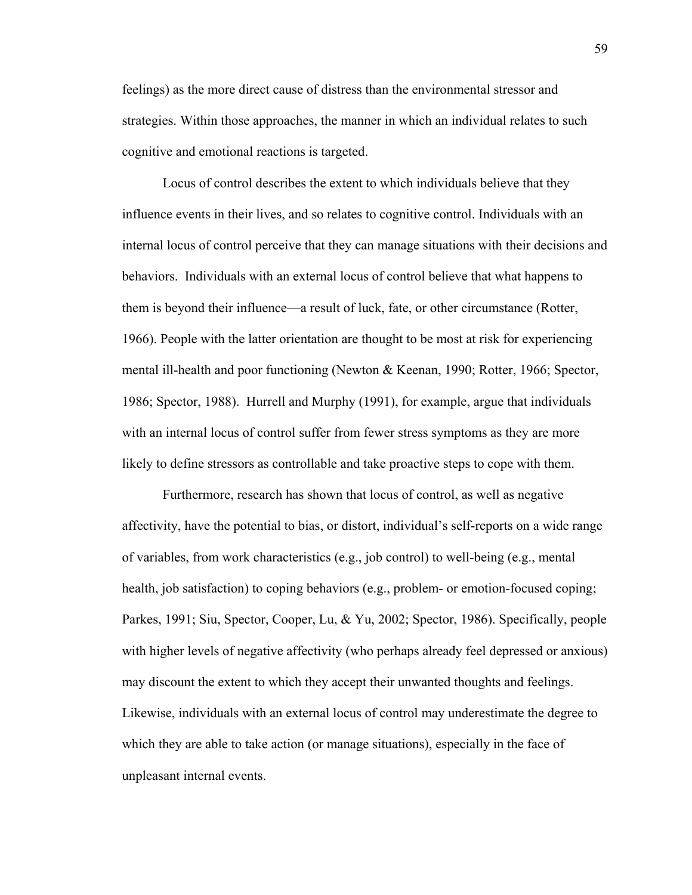feelings) as the more direct cause of distress than the environmental stressor and strategies. Within those approaches, the manner in which an individual relates to such cognitive and emotional reactions is targeted.

Locus of control describes the extent to which individuals believe that they influence events in their lives, and so relates to cognitive control. Individuals with an internal locus of control perceive that they can manage situations with their decisions and behaviors. Individuals with an external locus of control believe that what happens to them is beyond their influence—a result of luck, fate, or other circumstance (Rotter, 1966). People with the latter orientation are thought to be most at risk for experiencing mental ill-health and poor functioning (Newton & Keenan, 1990; Rotter, 1966; Spector, 1986; Spector, 1988). Hurrell and Murphy (1991), for example, argue that individuals with an internal locus of control suffer from fewer stress symptoms as they are more likely to define stressors as controllable and take proactive steps to cope with them.

Furthermore, research has shown that locus of control, as well as negative affectivity, have the potential to bias, or distort, individual's self-reports on a wide range of variables, from work characteristics (e.g., job control) to well-being (e.g., mental health, job satisfaction) to coping behaviors (e.g., problem- or emotion-focused coping; Parkes, 1991; Siu, Spector, Cooper, Lu, & Yu, 2002; Spector, 1986). Specifically, people with higher levels of negative affectivity (who perhaps already feel depressed or anxious) may discount the extent to which they accept their unwanted thoughts and feelings. Likewise, individuals with an external locus of control may underestimate the degree to which they are able to take action (or manage situations), especially in the face of unpleasant internal events.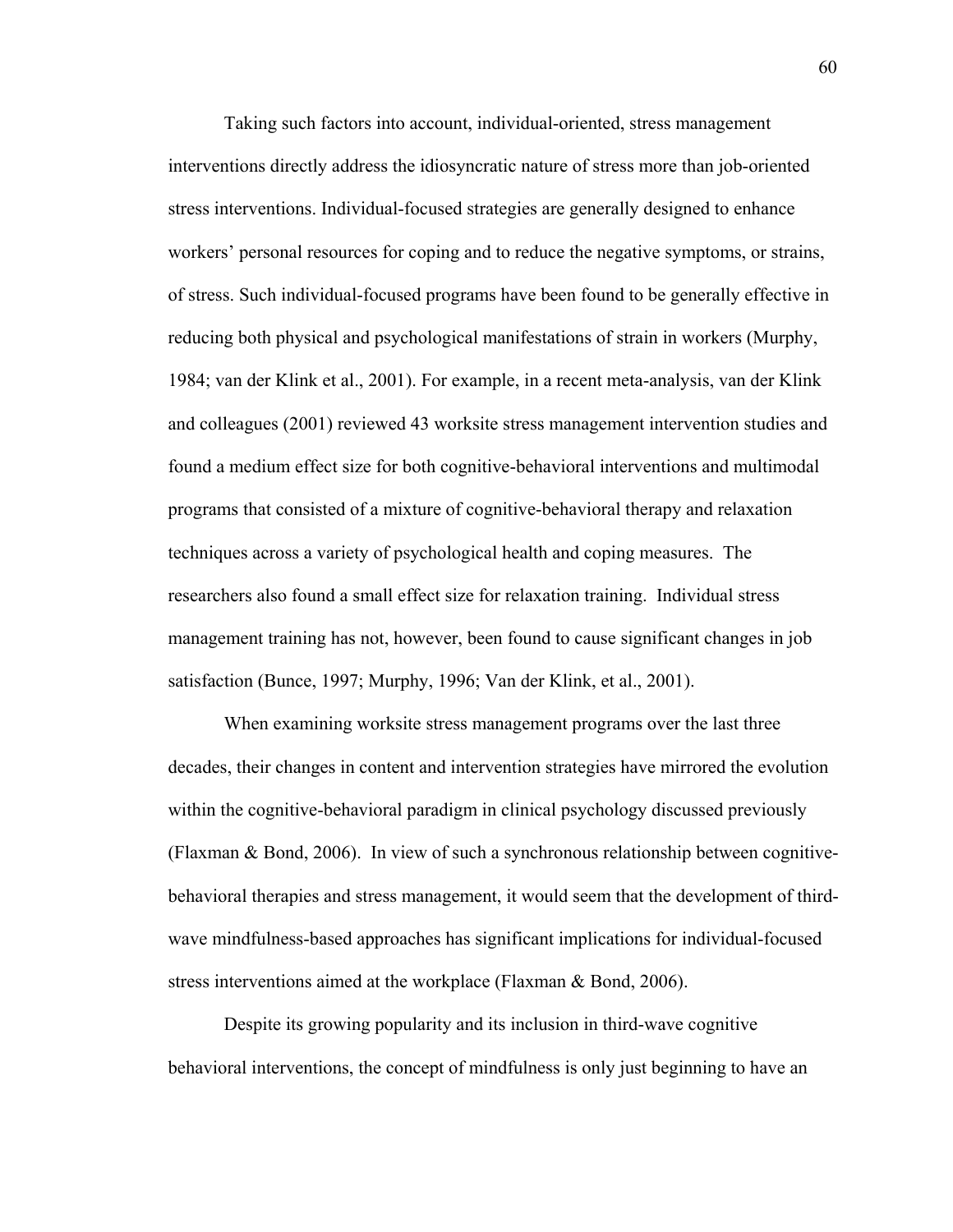Taking such factors into account, individual-oriented, stress management interventions directly address the idiosyncratic nature of stress more than job-oriented stress interventions. Individual-focused strategies are generally designed to enhance workers' personal resources for coping and to reduce the negative symptoms, or strains, of stress. Such individual-focused programs have been found to be generally effective in reducing both physical and psychological manifestations of strain in workers (Murphy, 1984; van der Klink et al., 2001). For example, in a recent meta-analysis, van der Klink and colleagues (2001) reviewed 43 worksite stress management intervention studies and found a medium effect size for both cognitive-behavioral interventions and multimodal programs that consisted of a mixture of cognitive-behavioral therapy and relaxation techniques across a variety of psychological health and coping measures. The researchers also found a small effect size for relaxation training. Individual stress management training has not, however, been found to cause significant changes in job satisfaction (Bunce, 1997; Murphy, 1996; Van der Klink, et al., 2001).

When examining worksite stress management programs over the last three decades, their changes in content and intervention strategies have mirrored the evolution within the cognitive-behavioral paradigm in clinical psychology discussed previously (Flaxman & Bond, 2006). In view of such a synchronous relationship between cognitive-behavioral therapies and stress management, it would seem that the development of third-wave mindfulness-based approaches has significant implications for individual-focused stress interventions aimed at the workplace (Flaxman & Bond, 2006).

Despite its growing popularity and its inclusion in third-wave cognitive behavioral interventions, the concept of mindfulness is only just beginning to have an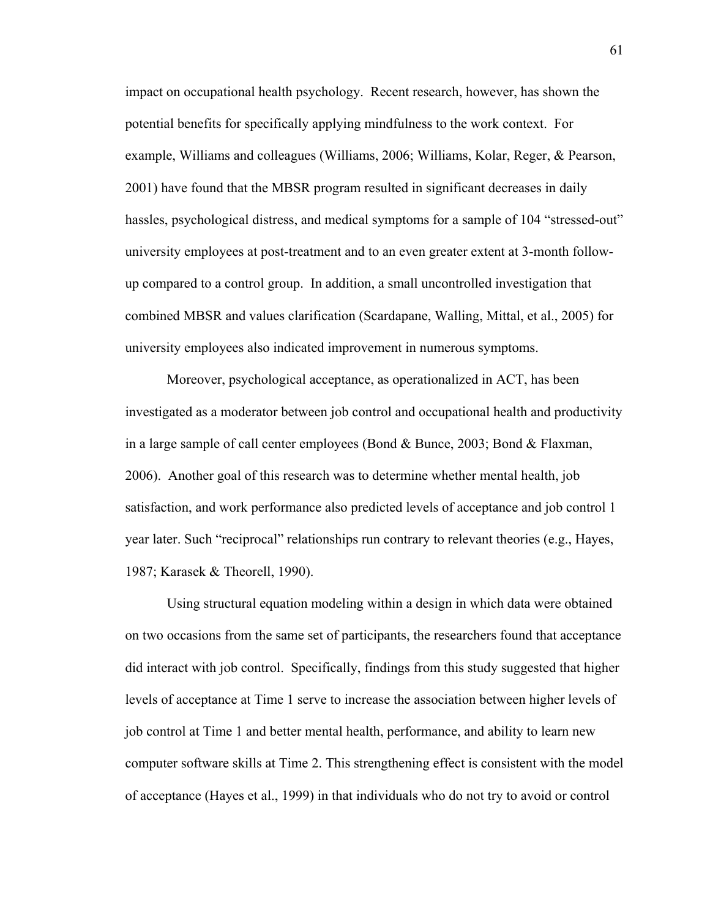impact on occupational health psychology. Recent research, however, has shown the potential benefits for specifically applying mindfulness to the work context. For example, Williams and colleagues (Williams, 2006; Williams, Kolar, Reger, & Pearson, 2001) have found that the MBSR program resulted in significant decreases in daily hassles, psychological distress, and medical symptoms for a sample of 104 "stressed-out" university employees at post-treatment and to an even greater extent at 3-month follow-up compared to a control group. In addition, a small uncontrolled investigation that combined MBSR and values clarification (Scardapane, Walling, Mittal, et al., 2005) for university employees also indicated improvement in numerous symptoms.

Moreover, psychological acceptance, as operationalized in ACT, has been investigated as a moderator between job control and occupational health and productivity in a large sample of call center employees (Bond & Bunce, 2003; Bond & Flaxman, 2006). Another goal of this research was to determine whether mental health, job satisfaction, and work performance also predicted levels of acceptance and job control 1 year later. Such "reciprocal" relationships run contrary to relevant theories (e.g., Hayes, 1987; Karasek & Theorell, 1990).

Using structural equation modeling within a design in which data were obtained on two occasions from the same set of participants, the researchers found that acceptance did interact with job control. Specifically, findings from this study suggested that higher levels of acceptance at Time 1 serve to increase the association between higher levels of job control at Time 1 and better mental health, performance, and ability to learn new computer software skills at Time 2. This strengthening effect is consistent with the model of acceptance (Hayes et al., 1999) in that individuals who do not try to avoid or control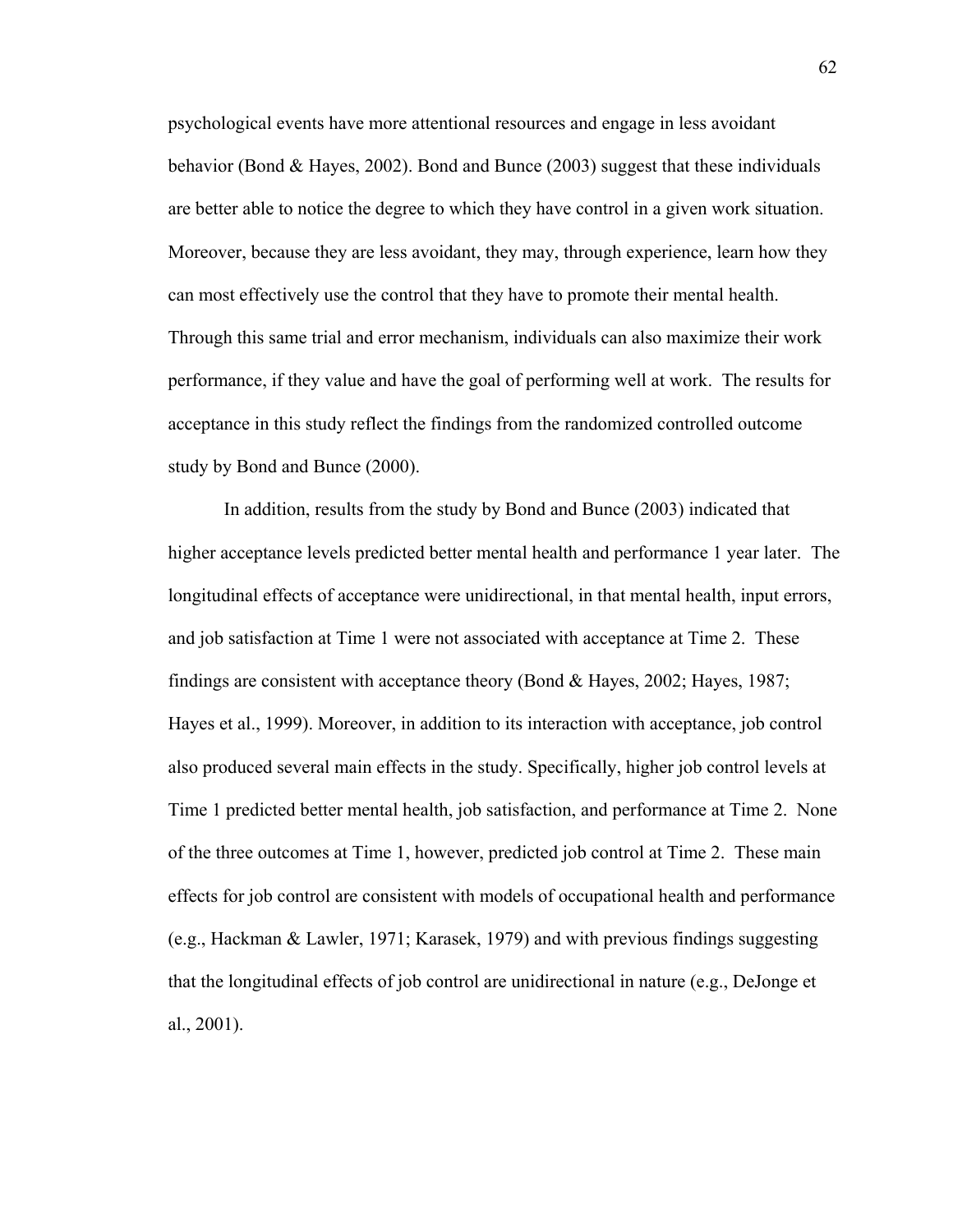psychological events have more attentional resources and engage in less avoidant behavior (Bond & Hayes, 2002). Bond and Bunce (2003) suggest that these individuals are better able to notice the degree to which they have control in a given work situation. Moreover, because they are less avoidant, they may, through experience, learn how they can most effectively use the control that they have to promote their mental health. Through this same trial and error mechanism, individuals can also maximize their work performance, if they value and have the goal of performing well at work. The results for acceptance in this study reflect the findings from the randomized controlled outcome study by Bond and Bunce (2000).

In addition, results from the study by Bond and Bunce (2003) indicated that higher acceptance levels predicted better mental health and performance 1 year later. The longitudinal effects of acceptance were unidirectional, in that mental health, input errors, and job satisfaction at Time 1 were not associated with acceptance at Time 2. These findings are consistent with acceptance theory (Bond & Hayes, 2002; Hayes, 1987; Hayes et al., 1999). Moreover, in addition to its interaction with acceptance, job control also produced several main effects in the study. Specifically, higher job control levels at Time 1 predicted better mental health, job satisfaction, and performance at Time 2. None of the three outcomes at Time 1, however, predicted job control at Time 2. These main effects for job control are consistent with models of occupational health and performance (e.g., Hackman & Lawler, 1971; Karasek, 1979) and with previous findings suggesting that the longitudinal effects of job control are unidirectional in nature (e.g., DeJonge et al., 2001).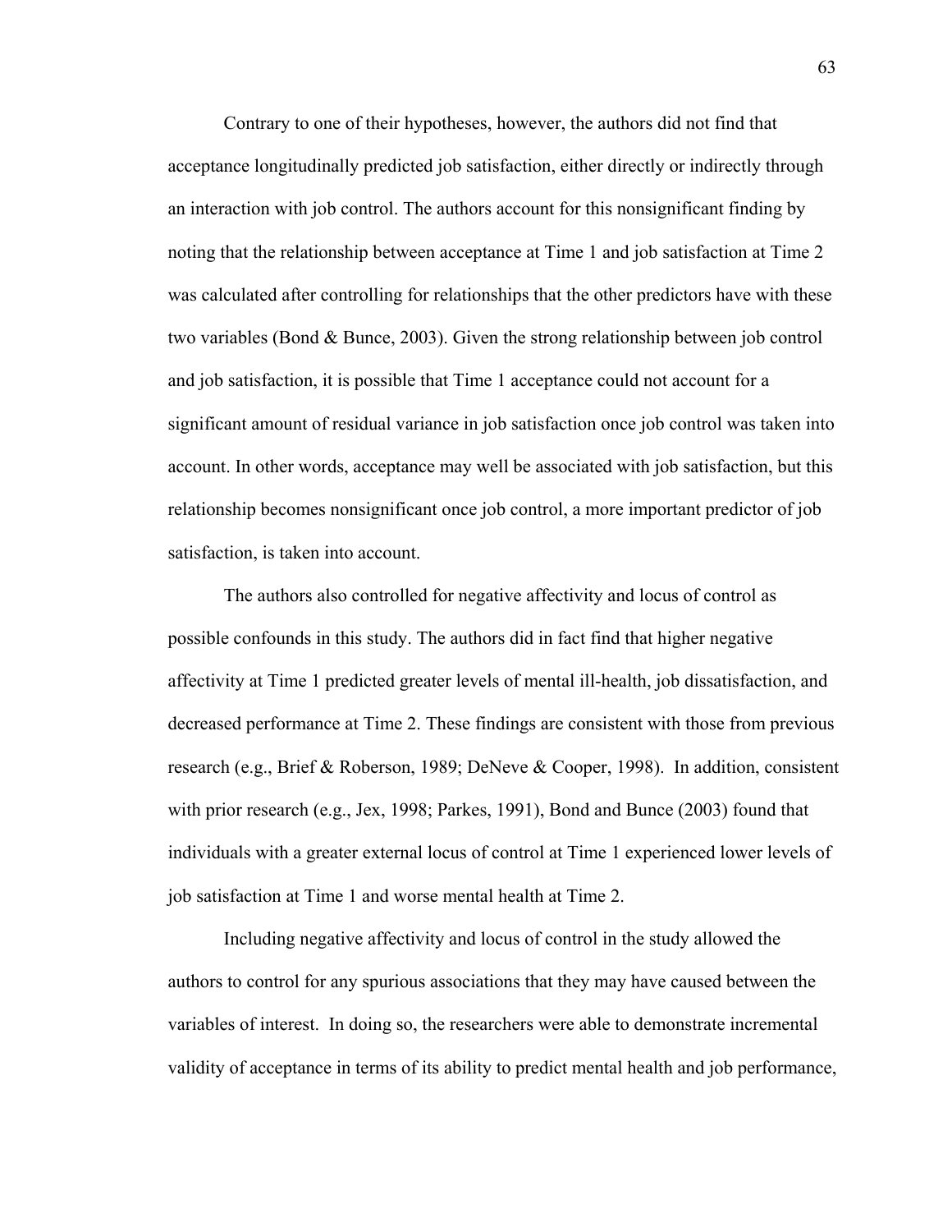Contrary to one of their hypotheses, however, the authors did not find that acceptance longitudinally predicted job satisfaction, either directly or indirectly through an interaction with job control. The authors account for this nonsignificant finding by noting that the relationship between acceptance at Time 1 and job satisfaction at Time 2 was calculated after controlling for relationships that the other predictors have with these two variables (Bond & Bunce, 2003). Given the strong relationship between job control and job satisfaction, it is possible that Time 1 acceptance could not account for a significant amount of residual variance in job satisfaction once job control was taken into account. In other words, acceptance may well be associated with job satisfaction, but this relationship becomes nonsignificant once job control, a more important predictor of job satisfaction, is taken into account.

The authors also controlled for negative affectivity and locus of control as possible confounds in this study. The authors did in fact find that higher negative affectivity at Time 1 predicted greater levels of mental ill-health, job dissatisfaction, and decreased performance at Time 2. These findings are consistent with those from previous research (e.g., Brief & Roberson, 1989; DeNeve & Cooper, 1998). In addition, consistent with prior research (e.g., Jex, 1998; Parkes, 1991), Bond and Bunce (2003) found that individuals with a greater external locus of control at Time 1 experienced lower levels of job satisfaction at Time 1 and worse mental health at Time 2.

Including negative affectivity and locus of control in the study allowed the authors to control for any spurious associations that they may have caused between the variables of interest. In doing so, the researchers were able to demonstrate incremental validity of acceptance in terms of its ability to predict mental health and job performance,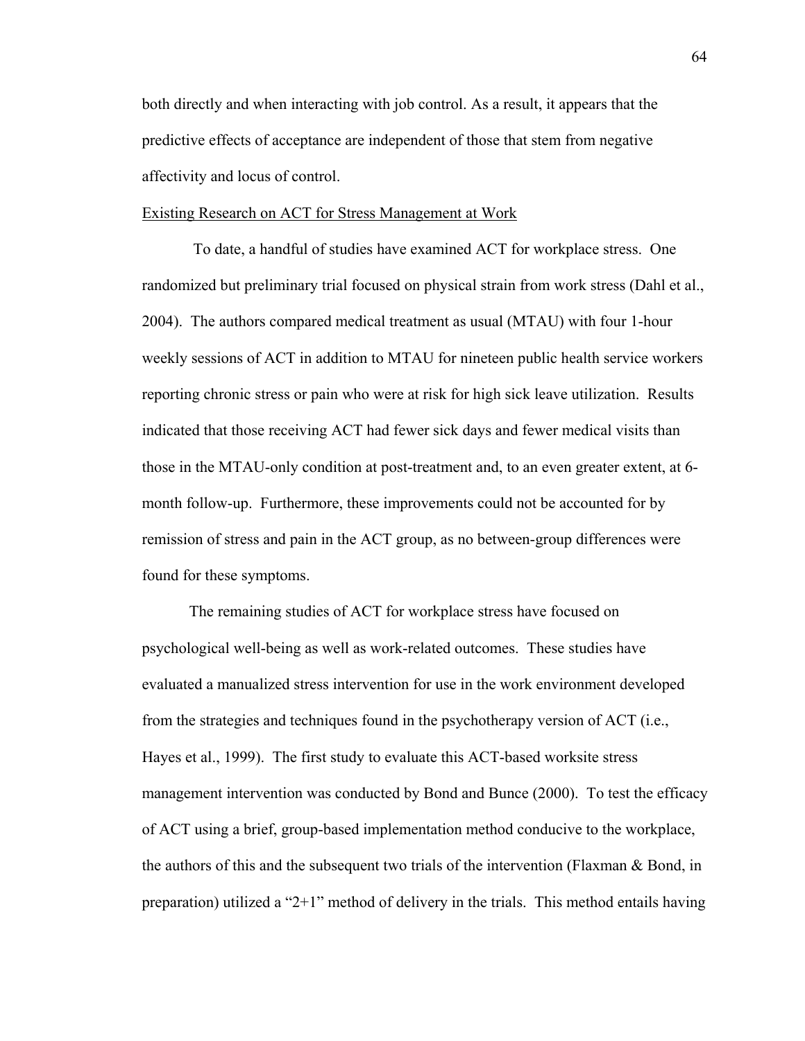both directly and when interacting with job control. As a result, it appears that the predictive effects of acceptance are independent of those that stem from negative affectivity and locus of control.

<u>Existing Research on ACT for Stress Management at Work</u>

To date, a handful of studies have examined ACT for workplace stress. One randomized but preliminary trial focused on physical strain from work stress (Dahl et al., 2004). The authors compared medical treatment as usual (MTAU) with four 1-hour weekly sessions of ACT in addition to MTAU for nineteen public health service workers reporting chronic stress or pain who were at risk for high sick leave utilization. Results indicated that those receiving ACT had fewer sick days and fewer medical visits than those in the MTAU-only condition at post-treatment and, to an even greater extent, at 6-month follow-up. Furthermore, these improvements could not be accounted for by remission of stress and pain in the ACT group, as no between-group differences were found for these symptoms.

The remaining studies of ACT for workplace stress have focused on psychological well-being as well as work-related outcomes. These studies have evaluated a manualized stress intervention for use in the work environment developed from the strategies and techniques found in the psychotherapy version of ACT (i.e., Hayes et al., 1999). The first study to evaluate this ACT-based worksite stress management intervention was conducted by Bond and Bunce (2000). To test the efficacy of ACT using a brief, group-based implementation method conducive to the workplace, the authors of this and the subsequent two trials of the intervention (Flaxman & Bond, in preparation) utilized a "2+1" method of delivery in the trials. This method entails having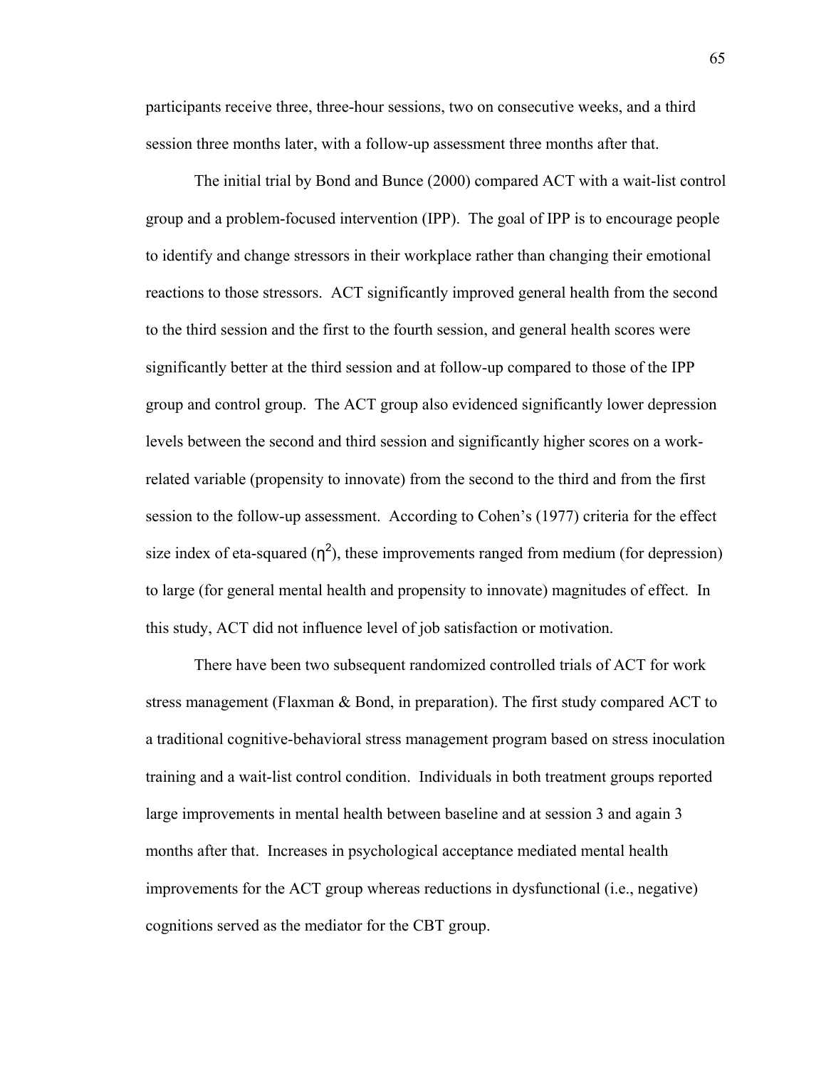participants receive three, three-hour sessions, two on consecutive weeks, and a third session three months later, with a follow-up assessment three months after that.

The initial trial by Bond and Bunce (2000) compared ACT with a wait-list control group and a problem-focused intervention (IPP). The goal of IPP is to encourage people to identify and change stressors in their workplace rather than changing their emotional reactions to those stressors. ACT significantly improved general health from the second to the third session and the first to the fourth session, and general health scores were significantly better at the third session and at follow-up compared to those of the IPP group and control group. The ACT group also evidenced significantly lower depression levels between the second and third session and significantly higher scores on a work-related variable (propensity to innovate) from the second to the third and from the first session to the follow-up assessment. According to Cohen's (1977) criteria for the effect size index of eta-squared ($\eta^2$), these improvements ranged from medium (for depression) to large (for general mental health and propensity to innovate) magnitudes of effect. In this study, ACT did not influence level of job satisfaction or motivation.

There have been two subsequent randomized controlled trials of ACT for work stress management (Flaxman & Bond, in preparation). The first study compared ACT to a traditional cognitive-behavioral stress management program based on stress inoculation training and a wait-list control condition. Individuals in both treatment groups reported large improvements in mental health between baseline and at session 3 and again 3 months after that. Increases in psychological acceptance mediated mental health improvements for the ACT group whereas reductions in dysfunctional (i.e., negative) cognitions served as the mediator for the CBT group.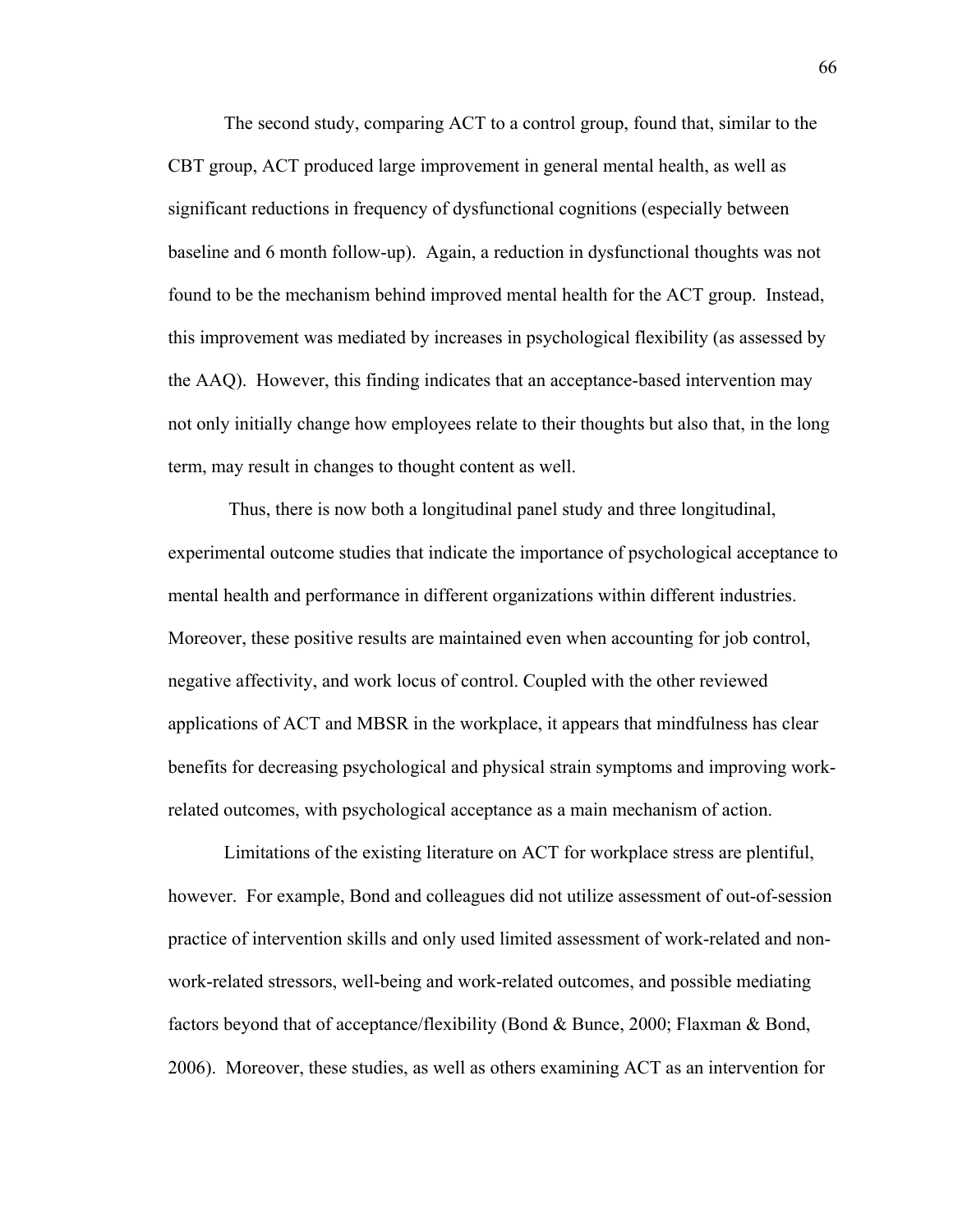The second study, comparing ACT to a control group, found that, similar to the CBT group, ACT produced large improvement in general mental health, as well as significant reductions in frequency of dysfunctional cognitions (especially between baseline and 6 month follow-up). Again, a reduction in dysfunctional thoughts was not found to be the mechanism behind improved mental health for the ACT group. Instead, this improvement was mediated by increases in psychological flexibility (as assessed by the AAQ). However, this finding indicates that an acceptance-based intervention may not only initially change how employees relate to their thoughts but also that, in the long term, may result in changes to thought content as well.

Thus, there is now both a longitudinal panel study and three longitudinal, experimental outcome studies that indicate the importance of psychological acceptance to mental health and performance in different organizations within different industries. Moreover, these positive results are maintained even when accounting for job control, negative affectivity, and work locus of control. Coupled with the other reviewed applications of ACT and MBSR in the workplace, it appears that mindfulness has clear benefits for decreasing psychological and physical strain symptoms and improving work-related outcomes, with psychological acceptance as a main mechanism of action.

Limitations of the existing literature on ACT for workplace stress are plentiful, however. For example, Bond and colleagues did not utilize assessment of out-of-session practice of intervention skills and only used limited assessment of work-related and non-work-related stressors, well-being and work-related outcomes, and possible mediating factors beyond that of acceptance/flexibility (Bond & Bunce, 2000; Flaxman & Bond, 2006). Moreover, these studies, as well as others examining ACT as an intervention for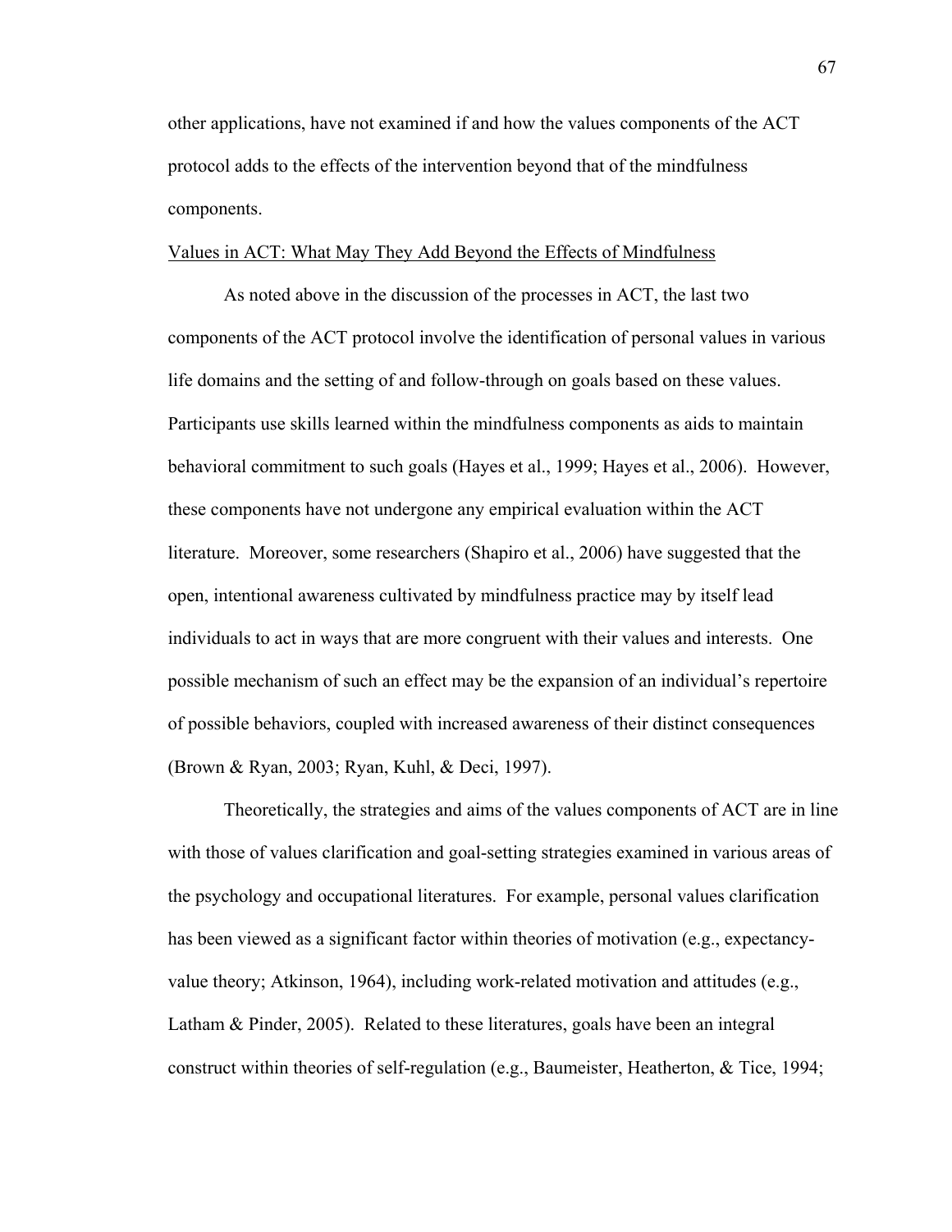other applications, have not examined if and how the values components of the ACT protocol adds to the effects of the intervention beyond that of the mindfulness components.

Values in ACT: What May They Add Beyond the Effects of Mindfulness

As noted above in the discussion of the processes in ACT, the last two components of the ACT protocol involve the identification of personal values in various life domains and the setting of and follow-through on goals based on these values. Participants use skills learned within the mindfulness components as aids to maintain behavioral commitment to such goals (Hayes et al., 1999; Hayes et al., 2006). However, these components have not undergone any empirical evaluation within the ACT literature. Moreover, some researchers (Shapiro et al., 2006) have suggested that the open, intentional awareness cultivated by mindfulness practice may by itself lead individuals to act in ways that are more congruent with their values and interests. One possible mechanism of such an effect may be the expansion of an individual's repertoire of possible behaviors, coupled with increased awareness of their distinct consequences (Brown & Ryan, 2003; Ryan, Kuhl, & Deci, 1997).

Theoretically, the strategies and aims of the values components of ACT are in line with those of values clarification and goal-setting strategies examined in various areas of the psychology and occupational literatures. For example, personal values clarification has been viewed as a significant factor within theories of motivation (e.g., expectancy-value theory; Atkinson, 1964), including work-related motivation and attitudes (e.g., Latham & Pinder, 2005). Related to these literatures, goals have been an integral construct within theories of self-regulation (e.g., Baumeister, Heatherton, & Tice, 1994;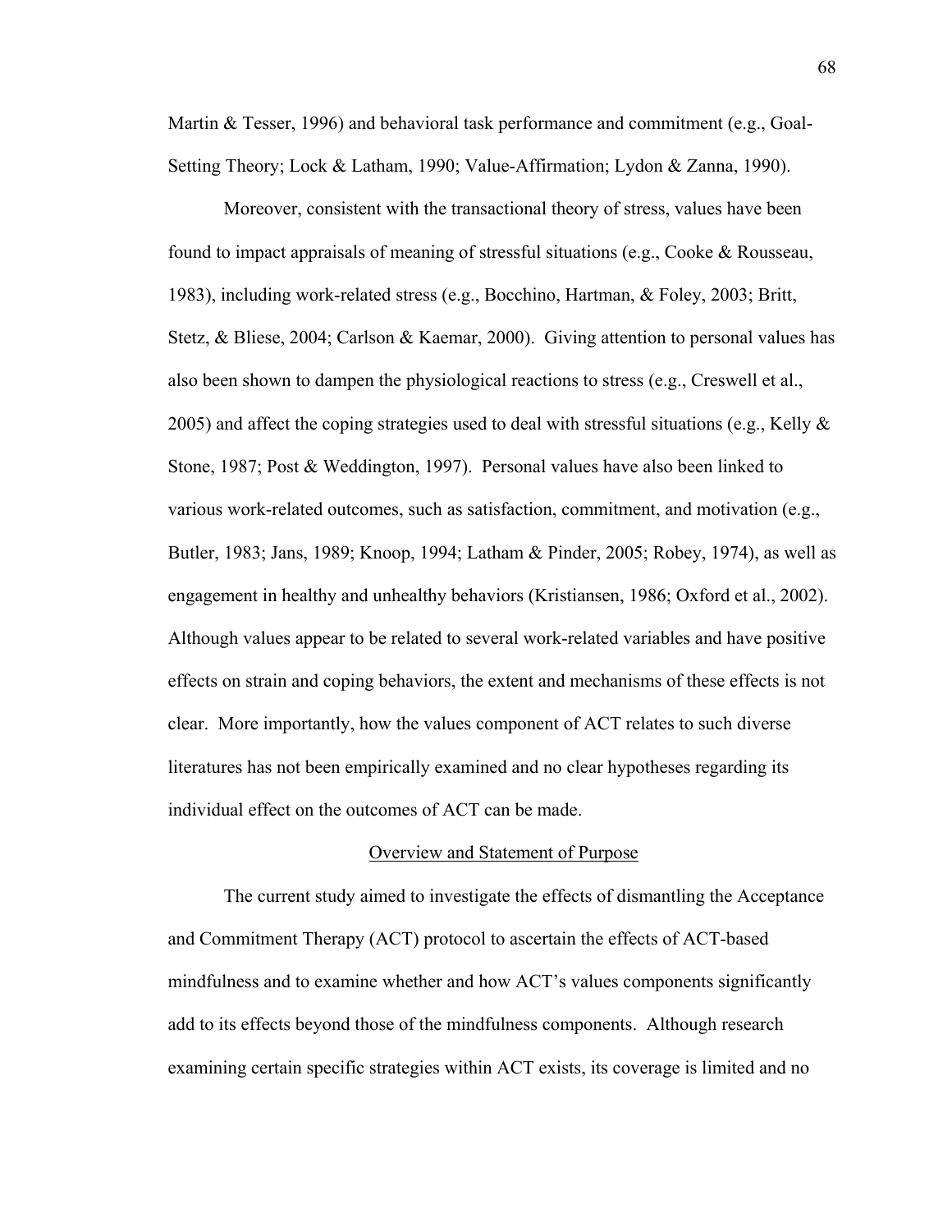Martin & Tesser, 1996) and behavioral task performance and commitment (e.g., Goal-Setting Theory; Lock & Latham, 1990; Value-Affirmation; Lydon & Zanna, 1990).

Moreover, consistent with the transactional theory of stress, values have been found to impact appraisals of meaning of stressful situations (e.g., Cooke & Rousseau, 1983), including work-related stress (e.g., Bocchino, Hartman, & Foley, 2003; Britt, Stetz, & Bliese, 2004; Carlson & Kaemar, 2000). Giving attention to personal values has also been shown to dampen the physiological reactions to stress (e.g., Creswell et al., 2005) and affect the coping strategies used to deal with stressful situations (e.g., Kelly & Stone, 1987; Post & Weddington, 1997). Personal values have also been linked to various work-related outcomes, such as satisfaction, commitment, and motivation (e.g., Butler, 1983; Jans, 1989; Knoop, 1994; Latham & Pinder, 2005; Robey, 1974), as well as engagement in healthy and unhealthy behaviors (Kristiansen, 1986; Oxford et al., 2002). Although values appear to be related to several work-related variables and have positive effects on strain and coping behaviors, the extent and mechanisms of these effects is not clear. More importantly, how the values component of ACT relates to such diverse literatures has not been empirically examined and no clear hypotheses regarding its individual effect on the outcomes of ACT can be made.

## Overview and Statement of Purpose

The current study aimed to investigate the effects of dismantling the Acceptance and Commitment Therapy (ACT) protocol to ascertain the effects of ACT-based mindfulness and to examine whether and how ACT's values components significantly add to its effects beyond those of the mindfulness components. Although research examining certain specific strategies within ACT exists, its coverage is limited and no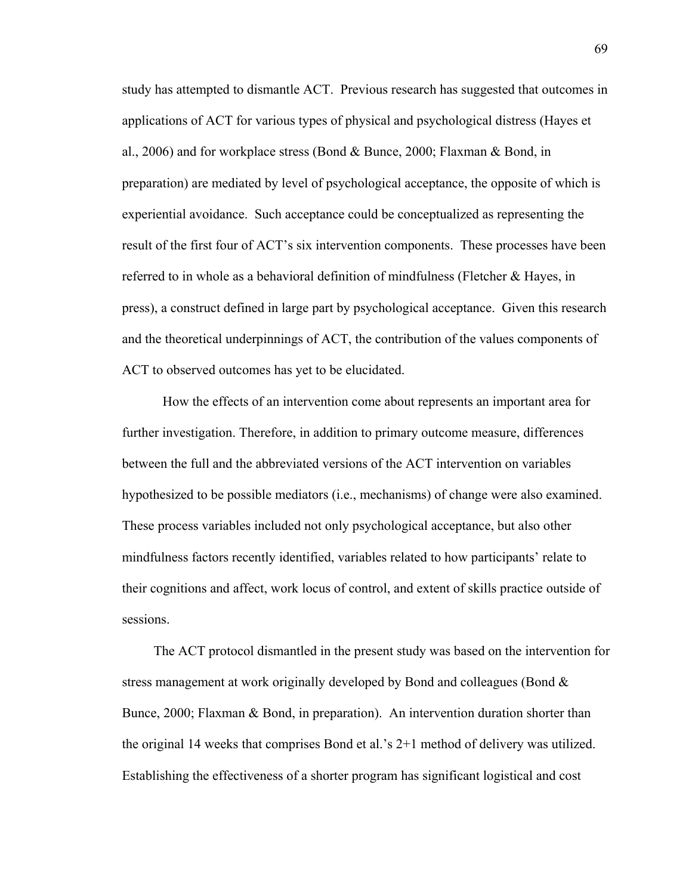study has attempted to dismantle ACT. Previous research has suggested that outcomes in applications of ACT for various types of physical and psychological distress (Hayes et al., 2006) and for workplace stress (Bond & Bunce, 2000; Flaxman & Bond, in preparation) are mediated by level of psychological acceptance, the opposite of which is experiential avoidance. Such acceptance could be conceptualized as representing the result of the first four of ACT's six intervention components. These processes have been referred to in whole as a behavioral definition of mindfulness (Fletcher & Hayes, in press), a construct defined in large part by psychological acceptance. Given this research and the theoretical underpinnings of ACT, the contribution of the values components of ACT to observed outcomes has yet to be elucidated.

How the effects of an intervention come about represents an important area for further investigation. Therefore, in addition to primary outcome measure, differences between the full and the abbreviated versions of the ACT intervention on variables hypothesized to be possible mediators (i.e., mechanisms) of change were also examined. These process variables included not only psychological acceptance, but also other mindfulness factors recently identified, variables related to how participants' relate to their cognitions and affect, work locus of control, and extent of skills practice outside of sessions.

The ACT protocol dismantled in the present study was based on the intervention for stress management at work originally developed by Bond and colleagues (Bond & Bunce, 2000; Flaxman & Bond, in preparation). An intervention duration shorter than the original 14 weeks that comprises Bond et al.'s 2+1 method of delivery was utilized. Establishing the effectiveness of a shorter program has significant logistical and cost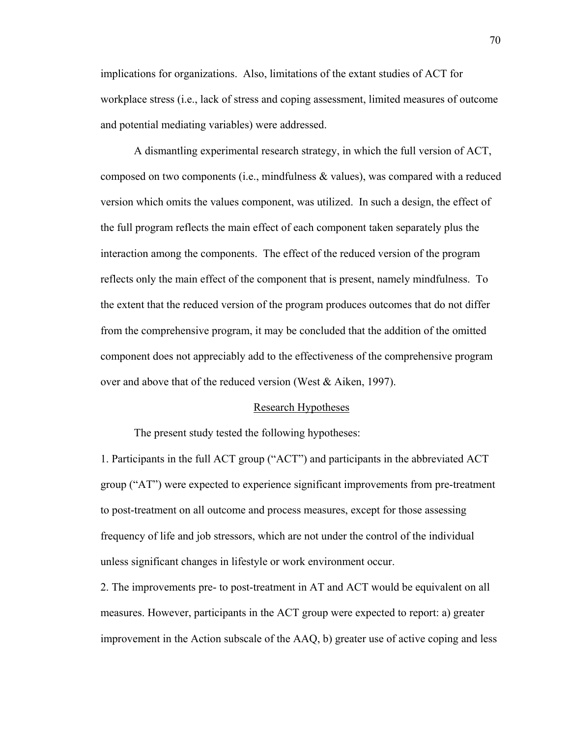implications for organizations. Also, limitations of the extant studies of ACT for workplace stress (i.e., lack of stress and coping assessment, limited measures of outcome and potential mediating variables) were addressed.

A dismantling experimental research strategy, in which the full version of ACT, composed on two components (i.e., mindfulness & values), was compared with a reduced version which omits the values component, was utilized. In such a design, the effect of the full program reflects the main effect of each component taken separately plus the interaction among the components. The effect of the reduced version of the program reflects only the main effect of the component that is present, namely mindfulness. To the extent that the reduced version of the program produces outcomes that do not differ from the comprehensive program, it may be concluded that the addition of the omitted component does not appreciably add to the effectiveness of the comprehensive program over and above that of the reduced version (West & Aiken, 1997).

## Research Hypotheses

The present study tested the following hypotheses:

1. Participants in the full ACT group ("ACT") and participants in the abbreviated ACT group ("AT") were expected to experience significant improvements from pre-treatment to post-treatment on all outcome and process measures, except for those assessing frequency of life and job stressors, which are not under the control of the individual unless significant changes in lifestyle or work environment occur.
2. The improvements pre- to post-treatment in AT and ACT would be equivalent on all measures. However, participants in the ACT group were expected to report: a) greater improvement in the Action subscale of the AAQ, b) greater use of active coping and less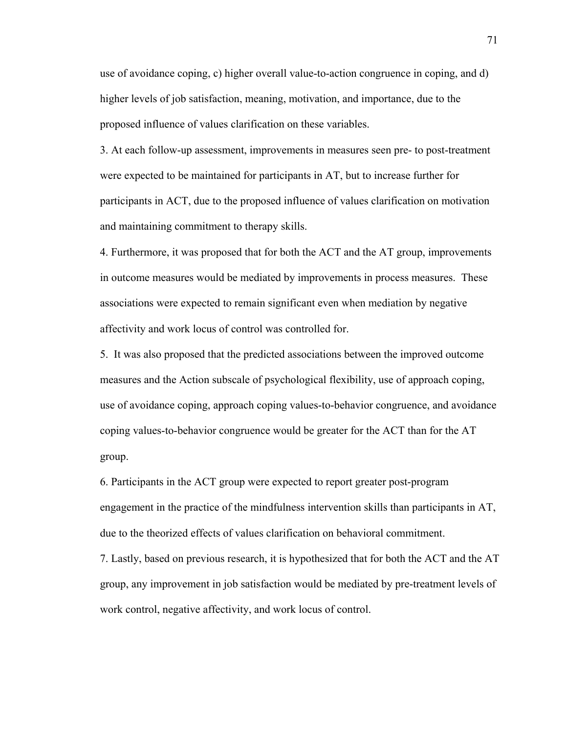use of avoidance coping, c) higher overall value-to-action congruence in coping, and d) higher levels of job satisfaction, meaning, motivation, and importance, due to the proposed influence of values clarification on these variables.

3. At each follow-up assessment, improvements in measures seen pre- to post-treatment were expected to be maintained for participants in AT, but to increase further for participants in ACT, due to the proposed influence of values clarification on motivation and maintaining commitment to therapy skills.

4. Furthermore, it was proposed that for both the ACT and the AT group, improvements in outcome measures would be mediated by improvements in process measures. These associations were expected to remain significant even when mediation by negative affectivity and work locus of control was controlled for.

5. It was also proposed that the predicted associations between the improved outcome measures and the Action subscale of psychological flexibility, use of approach coping, use of avoidance coping, approach coping values-to-behavior congruence, and avoidance coping values-to-behavior congruence would be greater for the ACT than for the AT group.

6. Participants in the ACT group were expected to report greater post-program engagement in the practice of the mindfulness intervention skills than participants in AT, due to the theorized effects of values clarification on behavioral commitment.

7. Lastly, based on previous research, it is hypothesized that for both the ACT and the AT group, any improvement in job satisfaction would be mediated by pre-treatment levels of work control, negative affectivity, and work locus of control.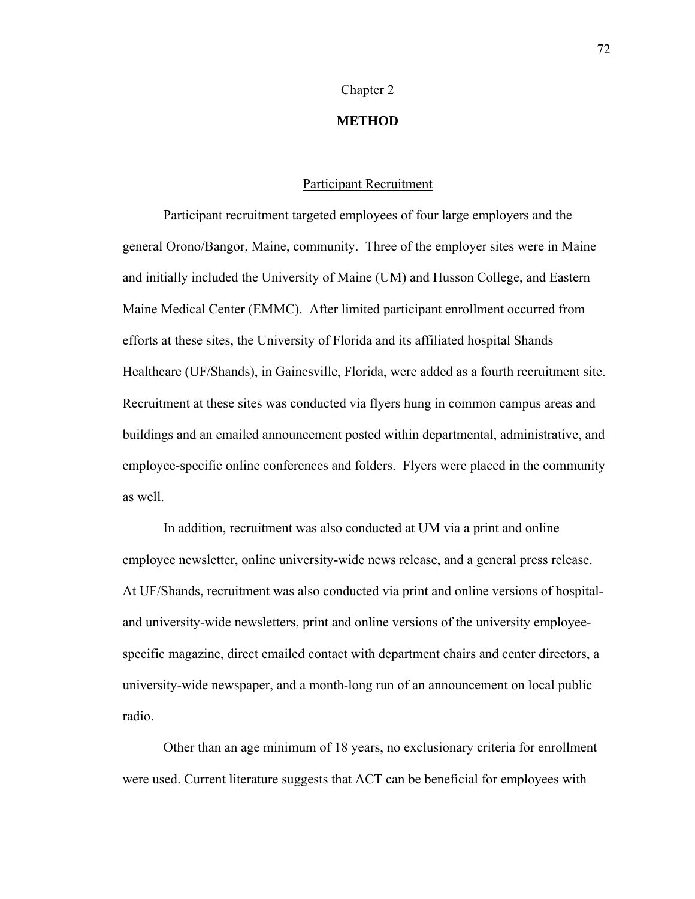Chapter 2

# METHOD

## Participant Recruitment

Participant recruitment targeted employees of four large employers and the general Orono/Bangor, Maine, community. Three of the employer sites were in Maine and initially included the University of Maine (UM) and Husson College, and Eastern Maine Medical Center (EMMC). After limited participant enrollment occurred from efforts at these sites, the University of Florida and its affiliated hospital Shands Healthcare (UF/Shands), in Gainesville, Florida, were added as a fourth recruitment site. Recruitment at these sites was conducted via flyers hung in common campus areas and buildings and an emailed announcement posted within departmental, administrative, and employee-specific online conferences and folders. Flyers were placed in the community as well.

In addition, recruitment was also conducted at UM via a print and online employee newsletter, online university-wide news release, and a general press release. At UF/Shands, recruitment was also conducted via print and online versions of hospital- and university-wide newsletters, print and online versions of the university employee-specific magazine, direct emailed contact with department chairs and center directors, a university-wide newspaper, and a month-long run of an announcement on local public radio.

Other than an age minimum of 18 years, no exclusionary criteria for enrollment were used. Current literature suggests that ACT can be beneficial for employees with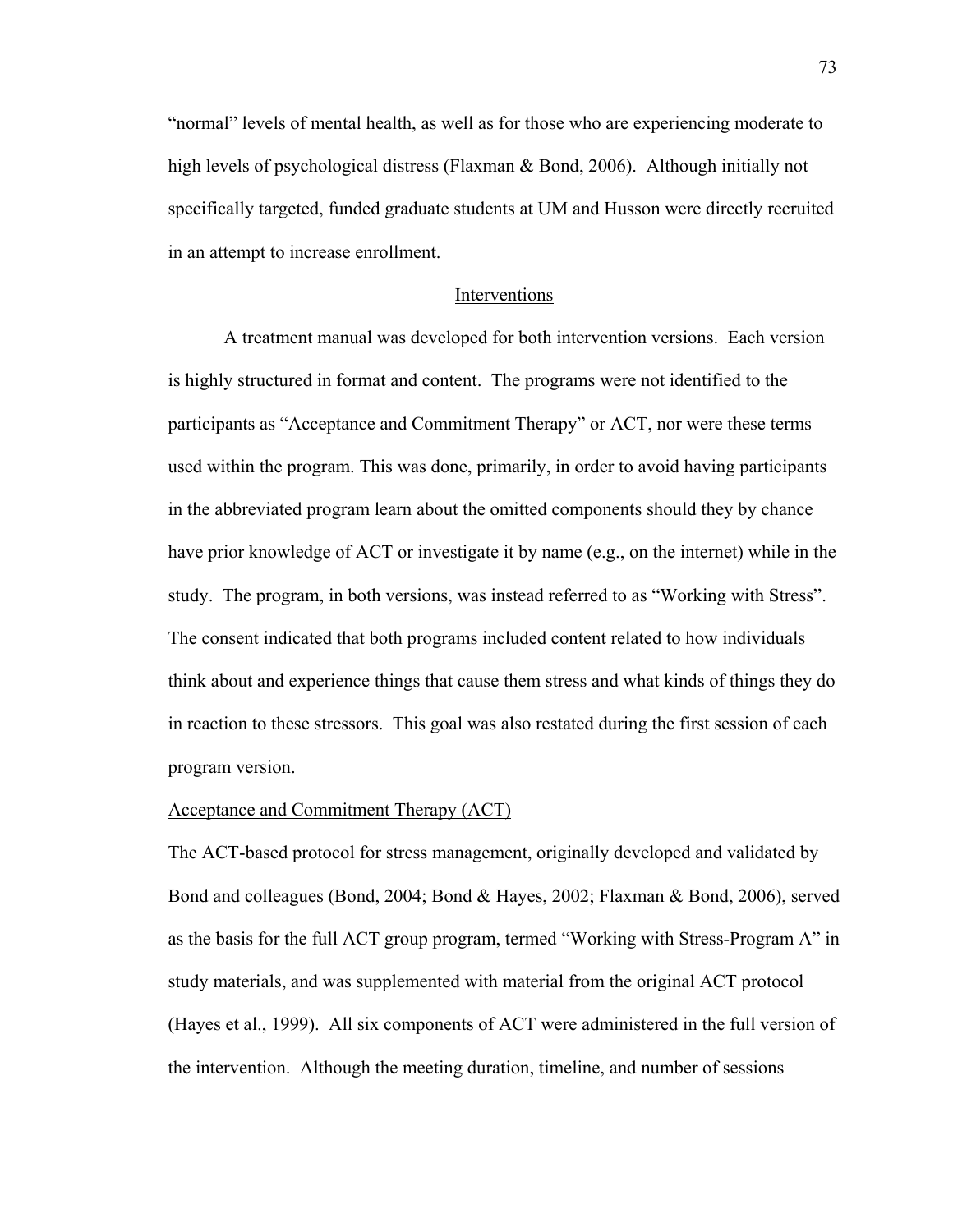"normal" levels of mental health, as well as for those who are experiencing moderate to high levels of psychological distress (Flaxman & Bond, 2006). Although initially not specifically targeted, funded graduate students at UM and Husson were directly recruited in an attempt to increase enrollment.

## Interventions

A treatment manual was developed for both intervention versions. Each version is highly structured in format and content. The programs were not identified to the participants as "Acceptance and Commitment Therapy" or ACT, nor were these terms used within the program. This was done, primarily, in order to avoid having participants in the abbreviated program learn about the omitted components should they by chance have prior knowledge of ACT or investigate it by name (e.g., on the internet) while in the study. The program, in both versions, was instead referred to as "Working with Stress". The consent indicated that both programs included content related to how individuals think about and experience things that cause them stress and what kinds of things they do in reaction to these stressors. This goal was also restated during the first session of each program version.

### Acceptance and Commitment Therapy (ACT)

The ACT-based protocol for stress management, originally developed and validated by Bond and colleagues (Bond, 2004; Bond & Hayes, 2002; Flaxman & Bond, 2006), served as the basis for the full ACT group program, termed "Working with Stress-Program A" in study materials, and was supplemented with material from the original ACT protocol (Hayes et al., 1999). All six components of ACT were administered in the full version of the intervention. Although the meeting duration, timeline, and number of sessions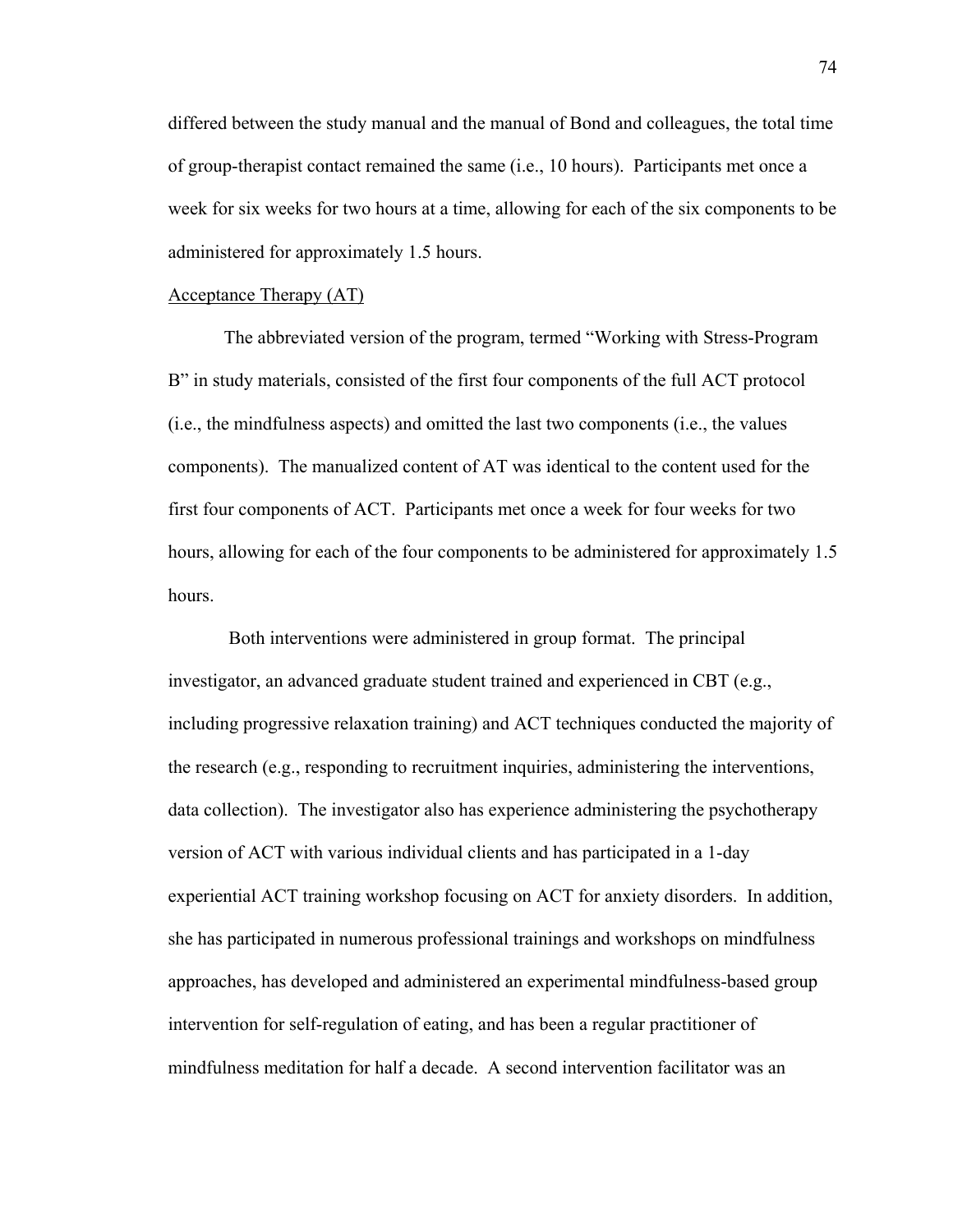differed between the study manual and the manual of Bond and colleagues, the total time of group-therapist contact remained the same (i.e., 10 hours). Participants met once a week for six weeks for two hours at a time, allowing for each of the six components to be administered for approximately 1.5 hours.

Acceptance Therapy (AT)

The abbreviated version of the program, termed "Working with Stress-Program B" in study materials, consisted of the first four components of the full ACT protocol (i.e., the mindfulness aspects) and omitted the last two components (i.e., the values components). The manualized content of AT was identical to the content used for the first four components of ACT. Participants met once a week for four weeks for two hours, allowing for each of the four components to be administered for approximately 1.5 hours.

Both interventions were administered in group format. The principal investigator, an advanced graduate student trained and experienced in CBT (e.g., including progressive relaxation training) and ACT techniques conducted the majority of the research (e.g., responding to recruitment inquiries, administering the interventions, data collection). The investigator also has experience administering the psychotherapy version of ACT with various individual clients and has participated in a 1-day experiential ACT training workshop focusing on ACT for anxiety disorders. In addition, she has participated in numerous professional trainings and workshops on mindfulness approaches, has developed and administered an experimental mindfulness-based group intervention for self-regulation of eating, and has been a regular practitioner of mindfulness meditation for half a decade. A second intervention facilitator was an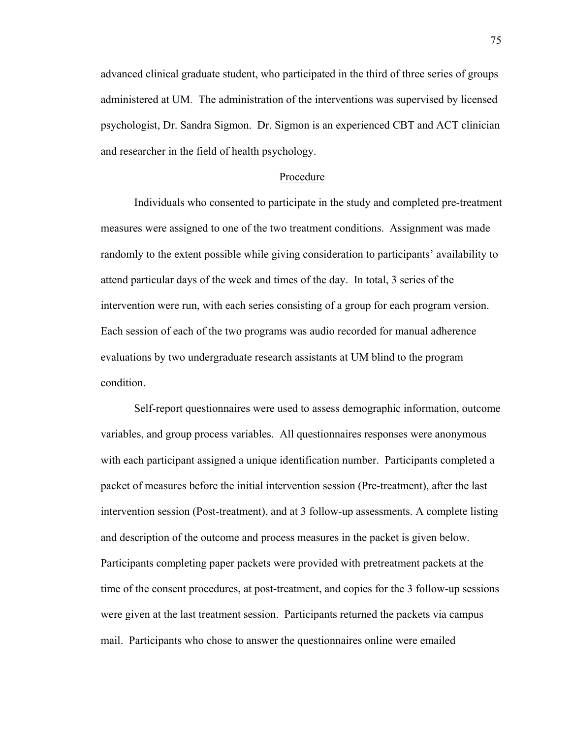advanced clinical graduate student, who participated in the third of three series of groups administered at UM. The administration of the interventions was supervised by licensed psychologist, Dr. Sandra Sigmon. Dr. Sigmon is an experienced CBT and ACT clinician and researcher in the field of health psychology.

## Procedure

Individuals who consented to participate in the study and completed pre-treatment measures were assigned to one of the two treatment conditions. Assignment was made randomly to the extent possible while giving consideration to participants' availability to attend particular days of the week and times of the day. In total, 3 series of the intervention were run, with each series consisting of a group for each program version. Each session of each of the two programs was audio recorded for manual adherence evaluations by two undergraduate research assistants at UM blind to the program condition.

Self-report questionnaires were used to assess demographic information, outcome variables, and group process variables. All questionnaires responses were anonymous with each participant assigned a unique identification number. Participants completed a packet of measures before the initial intervention session (Pre-treatment), after the last intervention session (Post-treatment), and at 3 follow-up assessments. A complete listing and description of the outcome and process measures in the packet is given below. Participants completing paper packets were provided with pretreatment packets at the time of the consent procedures, at post-treatment, and copies for the 3 follow-up sessions were given at the last treatment session. Participants returned the packets via campus mail. Participants who chose to answer the questionnaires online were emailed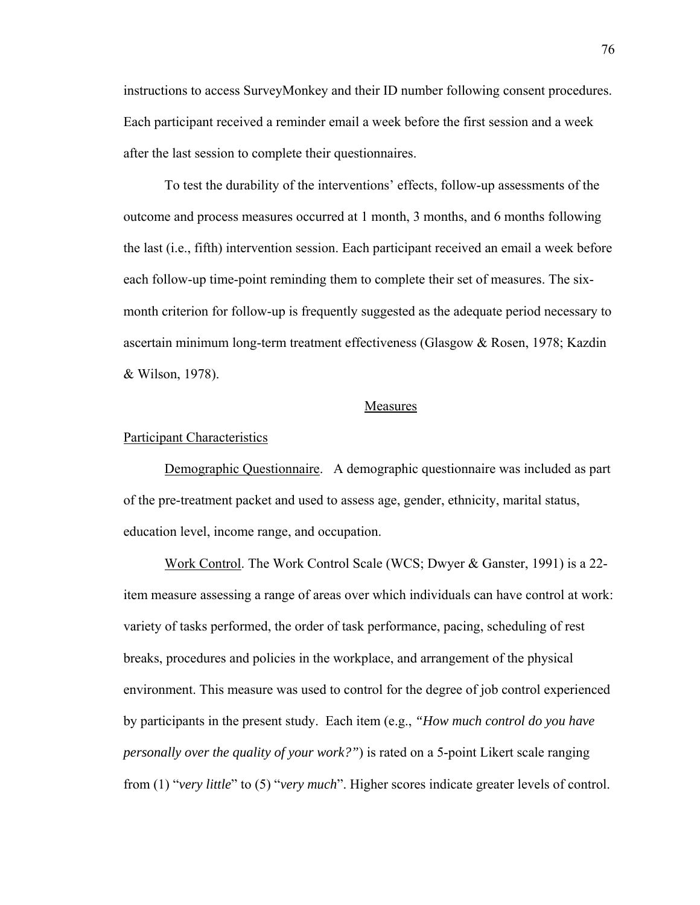instructions to access SurveyMonkey and their ID number following consent procedures. Each participant received a reminder email a week before the first session and a week after the last session to complete their questionnaires.

To test the durability of the interventions' effects, follow-up assessments of the outcome and process measures occurred at 1 month, 3 months, and 6 months following the last (i.e., fifth) intervention session. Each participant received an email a week before each follow-up time-point reminding them to complete their set of measures. The six-month criterion for follow-up is frequently suggested as the adequate period necessary to ascertain minimum long-term treatment effectiveness (Glasgow & Rosen, 1978; Kazdin & Wilson, 1978).

## Measures

### Participant Characteristics

Demographic Questionnaire. A demographic questionnaire was included as part of the pre-treatment packet and used to assess age, gender, ethnicity, marital status, education level, income range, and occupation.

Work Control. The Work Control Scale (WCS; Dwyer & Ganster, 1991) is a 22-item measure assessing a range of areas over which individuals can have control at work: variety of tasks performed, the order of task performance, pacing, scheduling of rest breaks, procedures and policies in the workplace, and arrangement of the physical environment. This measure was used to control for the degree of job control experienced by participants in the present study. Each item (e.g., *"How much control do you have personally over the quality of your work?"*) is rated on a 5-point Likert scale ranging from (1) "*very little*" to (5) "*very much*". Higher scores indicate greater levels of control.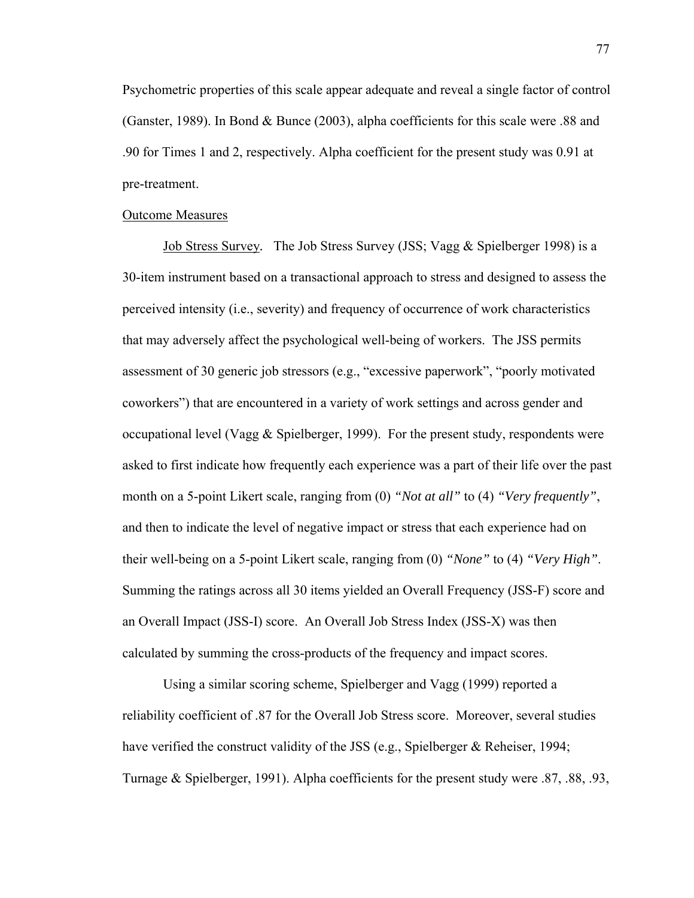Psychometric properties of this scale appear adequate and reveal a single factor of control (Ganster, 1989). In Bond & Bunce (2003), alpha coefficients for this scale were .88 and .90 for Times 1 and 2, respectively. Alpha coefficient for the present study was 0.91 at pre-treatment.

## Outcome Measures

Job Stress Survey. The Job Stress Survey (JSS; Vagg & Spielberger 1998) is a 30-item instrument based on a transactional approach to stress and designed to assess the perceived intensity (i.e., severity) and frequency of occurrence of work characteristics that may adversely affect the psychological well-being of workers. The JSS permits assessment of 30 generic job stressors (e.g., "excessive paperwork", "poorly motivated coworkers") that are encountered in a variety of work settings and across gender and occupational level (Vagg & Spielberger, 1999). For the present study, respondents were asked to first indicate how frequently each experience was a part of their life over the past month on a 5-point Likert scale, ranging from (0) *"Not at all"* to (4) *"Very frequently"*, and then to indicate the level of negative impact or stress that each experience had on their well-being on a 5-point Likert scale, ranging from (0) *"None"* to (4) *"Very High"*. Summing the ratings across all 30 items yielded an Overall Frequency (JSS-F) score and an Overall Impact (JSS-I) score. An Overall Job Stress Index (JSS-X) was then calculated by summing the cross-products of the frequency and impact scores.

Using a similar scoring scheme, Spielberger and Vagg (1999) reported a reliability coefficient of .87 for the Overall Job Stress score. Moreover, several studies have verified the construct validity of the JSS (e.g., Spielberger & Reheiser, 1994; Turnage & Spielberger, 1991). Alpha coefficients for the present study were .87, .88, .93,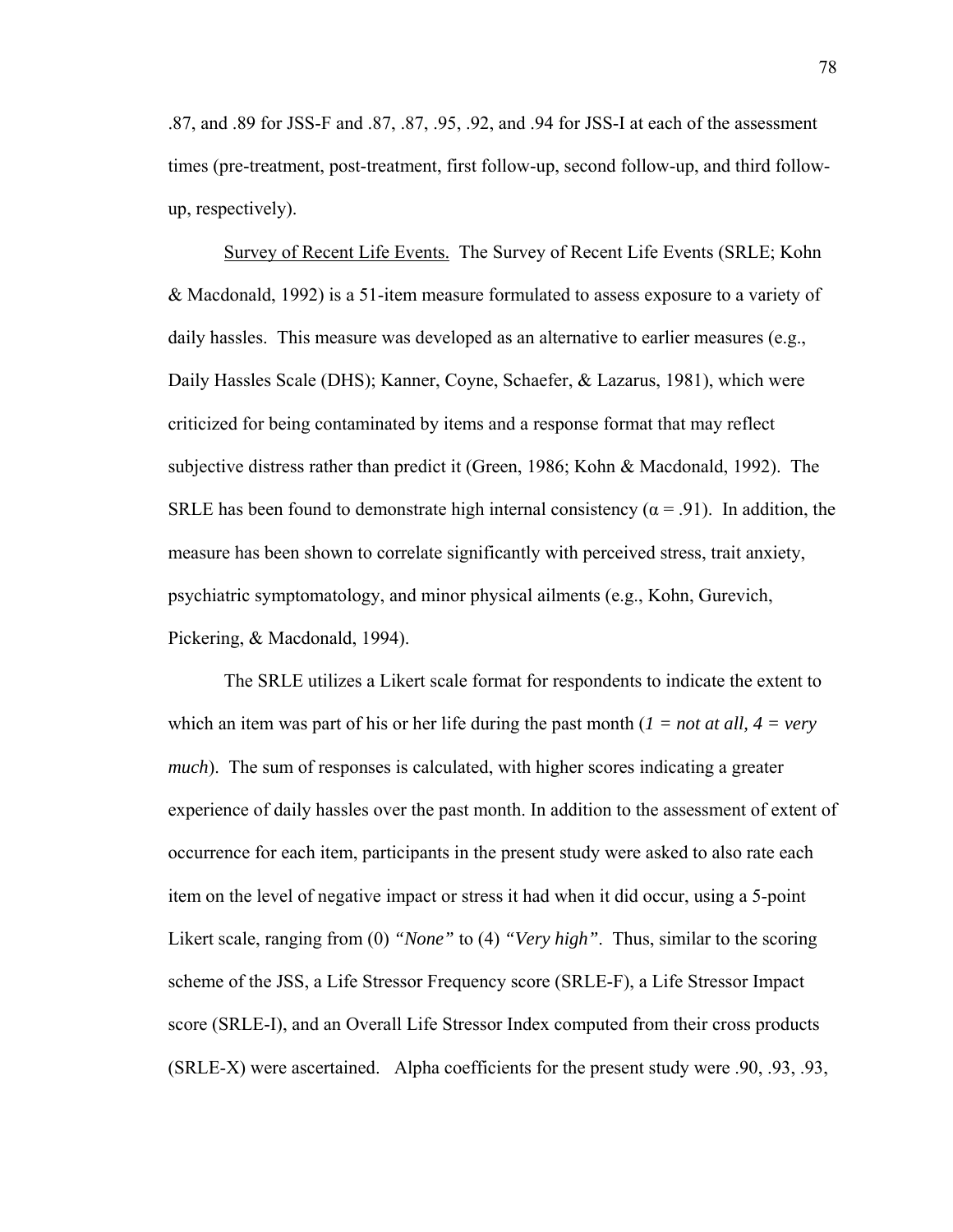.87, and .89 for JSS-F and .87, .87, .95, .92, and .94 for JSS-I at each of the assessment times (pre-treatment, post-treatment, first follow-up, second follow-up, and third follow-up, respectively).

Survey of Recent Life Events. The Survey of Recent Life Events (SRLE; Kohn & Macdonald, 1992) is a 51-item measure formulated to assess exposure to a variety of daily hassles. This measure was developed as an alternative to earlier measures (e.g., Daily Hassles Scale (DHS); Kanner, Coyne, Schaefer, & Lazarus, 1981), which were criticized for being contaminated by items and a response format that may reflect subjective distress rather than predict it (Green, 1986; Kohn & Macdonald, 1992). The SRLE has been found to demonstrate high internal consistency ($\alpha = .91$). In addition, the measure has been shown to correlate significantly with perceived stress, trait anxiety, psychiatric symptomatology, and minor physical ailments (e.g., Kohn, Gurevich, Pickering, & Macdonald, 1994).

The SRLE utilizes a Likert scale format for respondents to indicate the extent to which an item was part of his or her life during the past month (*1 = not at all, 4 = very much*). The sum of responses is calculated, with higher scores indicating a greater experience of daily hassles over the past month. In addition to the assessment of extent of occurrence for each item, participants in the present study were asked to also rate each item on the level of negative impact or stress it had when it did occur, using a 5-point Likert scale, ranging from (0) *"None"* to (4) *"Very high"*. Thus, similar to the scoring scheme of the JSS, a Life Stressor Frequency score (SRLE-F), a Life Stressor Impact score (SRLE-I), and an Overall Life Stressor Index computed from their cross products (SRLE-X) were ascertained. Alpha coefficients for the present study were .90, .93, .93,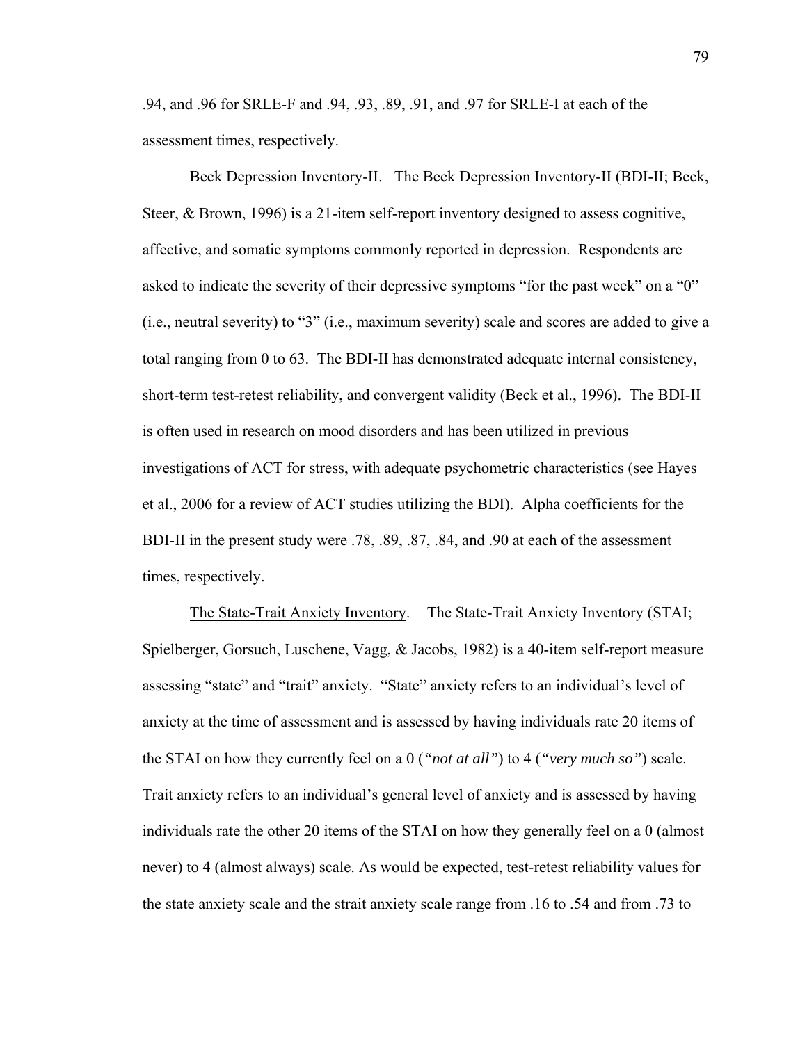.94, and .96 for SRLE-F and .94, .93, .89, .91, and .97 for SRLE-I at each of the assessment times, respectively.

Beck Depression Inventory-II. The Beck Depression Inventory-II (BDI-II; Beck, Steer, & Brown, 1996) is a 21-item self-report inventory designed to assess cognitive, affective, and somatic symptoms commonly reported in depression. Respondents are asked to indicate the severity of their depressive symptoms "for the past week" on a "0" (i.e., neutral severity) to "3" (i.e., maximum severity) scale and scores are added to give a total ranging from 0 to 63. The BDI-II has demonstrated adequate internal consistency, short-term test-retest reliability, and convergent validity (Beck et al., 1996). The BDI-II is often used in research on mood disorders and has been utilized in previous investigations of ACT for stress, with adequate psychometric characteristics (see Hayes et al., 2006 for a review of ACT studies utilizing the BDI). Alpha coefficients for the BDI-II in the present study were .78, .89, .87, .84, and .90 at each of the assessment times, respectively.

The State-Trait Anxiety Inventory. The State-Trait Anxiety Inventory (STAI; Spielberger, Gorsuch, Luschene, Vagg, & Jacobs, 1982) is a 40-item self-report measure assessing "state" and "trait" anxiety. "State" anxiety refers to an individual's level of anxiety at the time of assessment and is assessed by having individuals rate 20 items of the STAI on how they currently feel on a 0 (*"not at all"*) to 4 (*"very much so"*) scale. Trait anxiety refers to an individual's general level of anxiety and is assessed by having individuals rate the other 20 items of the STAI on how they generally feel on a 0 (almost never) to 4 (almost always) scale. As would be expected, test-retest reliability values for the state anxiety scale and the strait anxiety scale range from .16 to .54 and from .73 to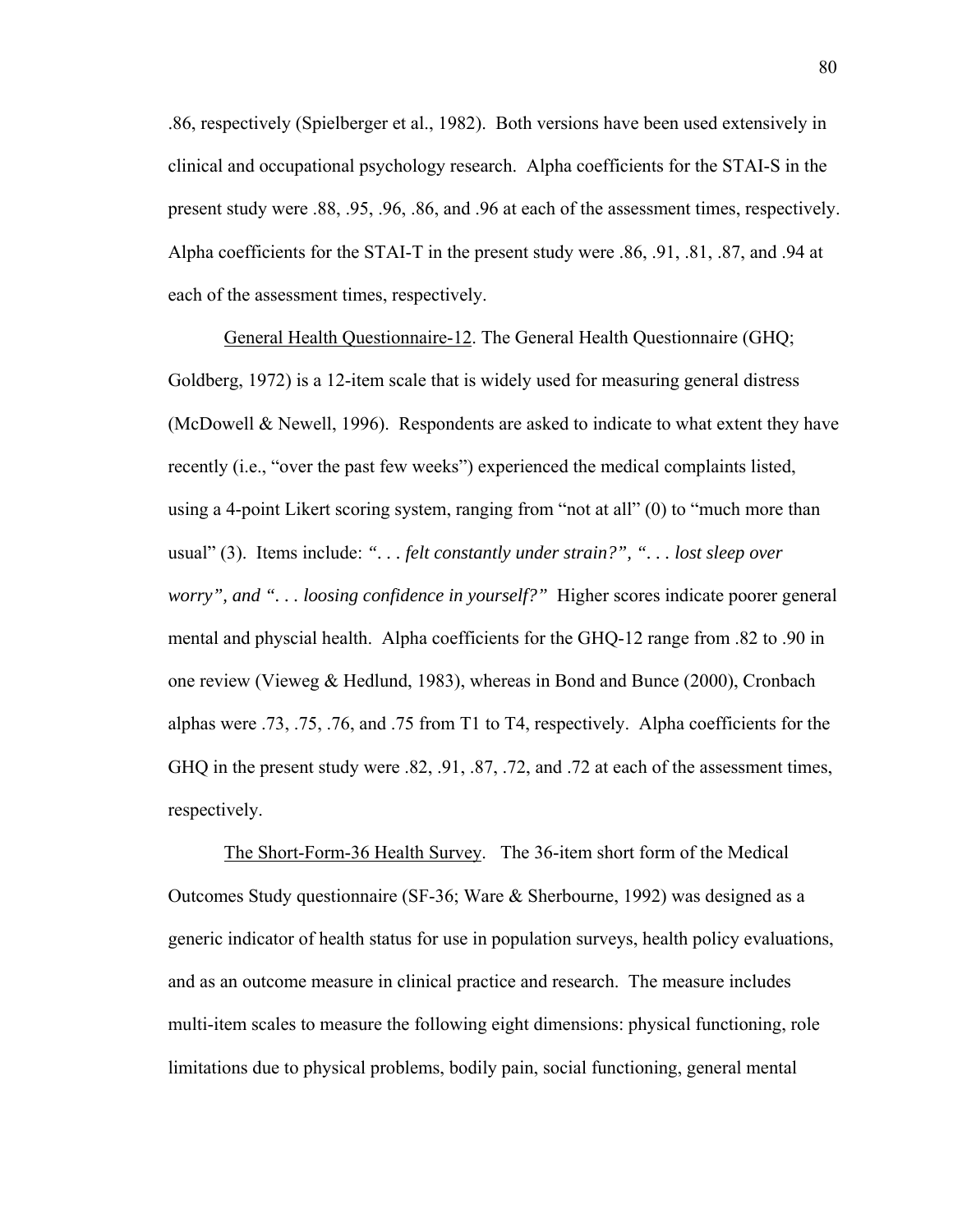.86, respectively (Spielberger et al., 1982). Both versions have been used extensively in clinical and occupational psychology research. Alpha coefficients for the STAI-S in the present study were .88, .95, .96, .86, and .96 at each of the assessment times, respectively. Alpha coefficients for the STAI-T in the present study were .86, .91, .81, .87, and .94 at each of the assessment times, respectively.

General Health Questionnaire-12. The General Health Questionnaire (GHQ; Goldberg, 1972) is a 12-item scale that is widely used for measuring general distress (McDowell & Newell, 1996). Respondents are asked to indicate to what extent they have recently (i.e., "over the past few weeks") experienced the medical complaints listed, using a 4-point Likert scoring system, ranging from "not at all" (0) to "much more than usual" (3). Items include: *". . . felt constantly under strain?", ". . . lost sleep over worry", and ". . . loosing confidence in yourself?"* Higher scores indicate poorer general mental and physcial health. Alpha coefficients for the GHQ-12 range from .82 to .90 in one review (Vieweg & Hedlund, 1983), whereas in Bond and Bunce (2000), Cronbach alphas were .73, .75, .76, and .75 from T1 to T4, respectively. Alpha coefficients for the GHQ in the present study were .82, .91, .87, .72, and .72 at each of the assessment times, respectively.

The Short-Form-36 Health Survey. The 36-item short form of the Medical Outcomes Study questionnaire (SF-36; Ware & Sherbourne, 1992) was designed as a generic indicator of health status for use in population surveys, health policy evaluations, and as an outcome measure in clinical practice and research. The measure includes multi-item scales to measure the following eight dimensions: physical functioning, role limitations due to physical problems, bodily pain, social functioning, general mental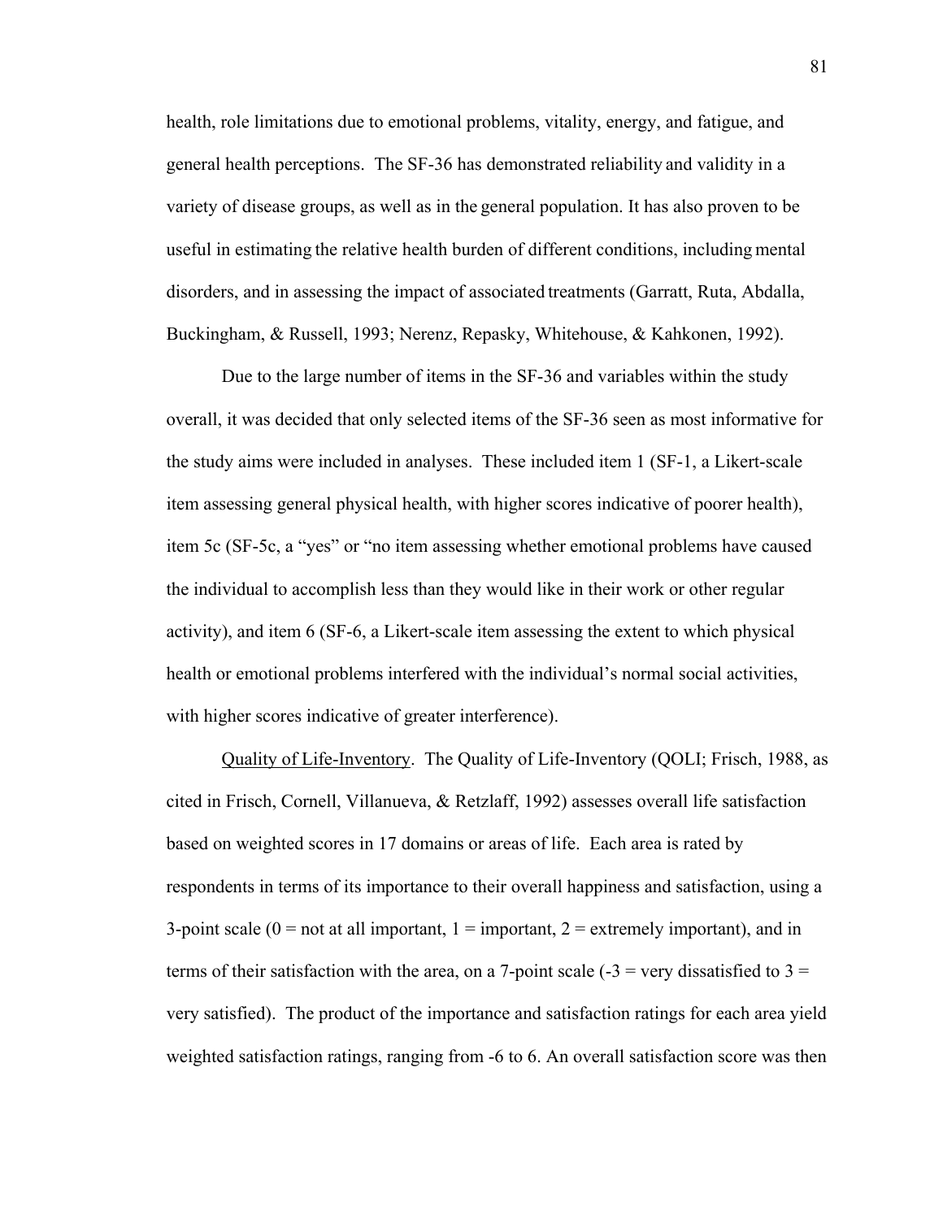health, role limitations due to emotional problems, vitality, energy, and fatigue, and general health perceptions. The SF-36 has demonstrated reliability and validity in a variety of disease groups, as well as in the general population. It has also proven to be useful in estimating the relative health burden of different conditions, including mental disorders, and in assessing the impact of associated treatments (Garratt, Ruta, Abdalla, Buckingham, & Russell, 1993; Nerenz, Repasky, Whitehouse, & Kahkonen, 1992).

Due to the large number of items in the SF-36 and variables within the study overall, it was decided that only selected items of the SF-36 seen as most informative for the study aims were included in analyses. These included item 1 (SF-1, a Likert-scale item assessing general physical health, with higher scores indicative of poorer health), item 5c (SF-5c, a "yes" or "no item assessing whether emotional problems have caused the individual to accomplish less than they would like in their work or other regular activity), and item 6 (SF-6, a Likert-scale item assessing the extent to which physical health or emotional problems interfered with the individual's normal social activities, with higher scores indicative of greater interference).

<u>Quality of Life-Inventory</u>. The Quality of Life-Inventory (QOLI; Frisch, 1988, as cited in Frisch, Cornell, Villanueva, & Retzlaff, 1992) assesses overall life satisfaction based on weighted scores in 17 domains or areas of life. Each area is rated by respondents in terms of its importance to their overall happiness and satisfaction, using a 3-point scale (0 = not at all important, 1 = important, 2 = extremely important), and in terms of their satisfaction with the area, on a 7-point scale (-3 = very dissatisfied to 3 = very satisfied). The product of the importance and satisfaction ratings for each area yield weighted satisfaction ratings, ranging from -6 to 6. An overall satisfaction score was then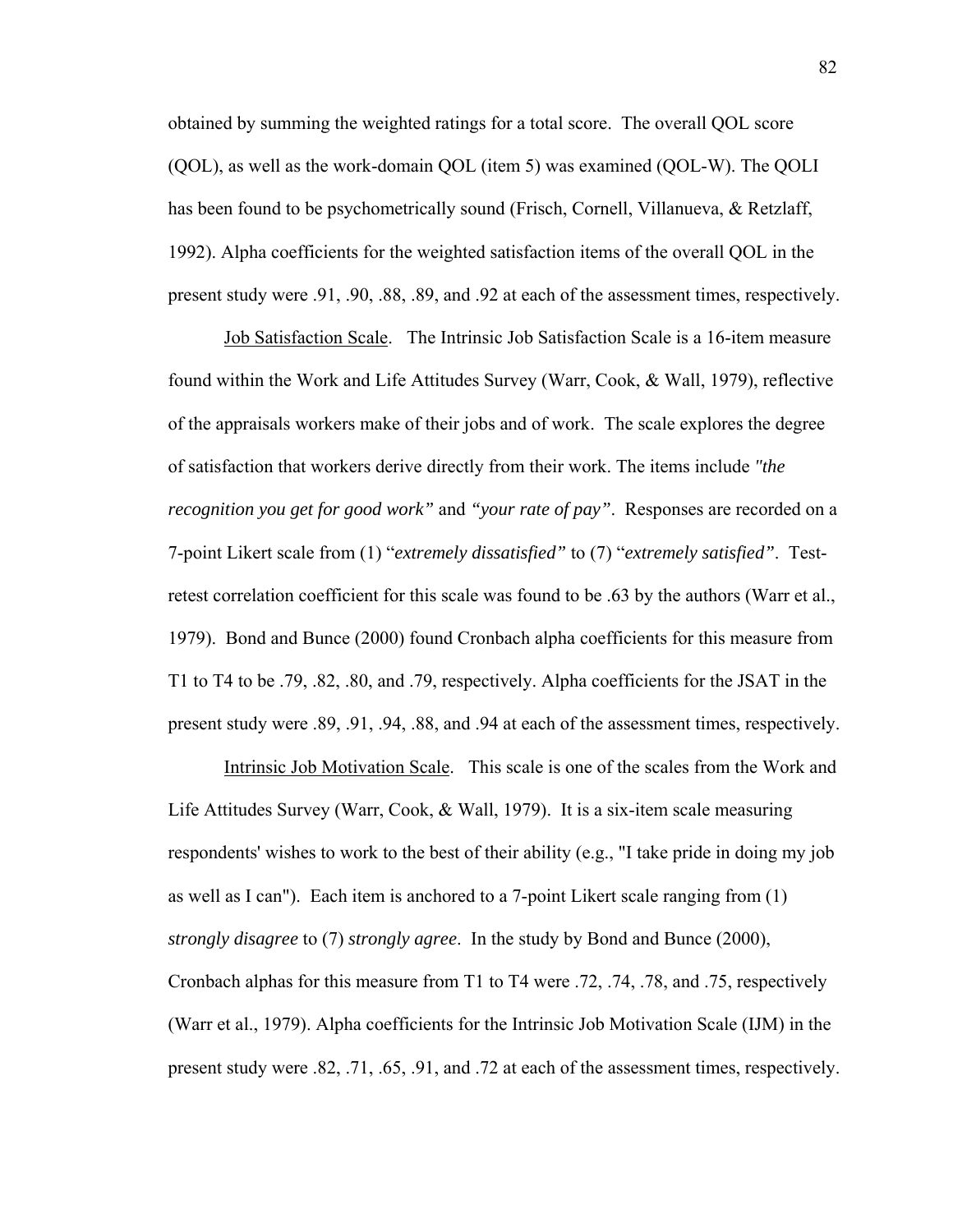obtained by summing the weighted ratings for a total score. The overall QOL score (QOL), as well as the work-domain QOL (item 5) was examined (QOL-W). The QOLI has been found to be psychometrically sound (Frisch, Cornell, Villanueva, & Retzlaff, 1992). Alpha coefficients for the weighted satisfaction items of the overall QOL in the present study were .91, .90, .88, .89, and .92 at each of the assessment times, respectively.

Job Satisfaction Scale. The Intrinsic Job Satisfaction Scale is a 16-item measure found within the Work and Life Attitudes Survey (Warr, Cook, & Wall, 1979), reflective of the appraisals workers make of their jobs and of work. The scale explores the degree of satisfaction that workers derive directly from their work. The items include *"the recognition you get for good work"* and *"your rate of pay"*. Responses are recorded on a 7-point Likert scale from (1) "*extremely dissatisfied"* to (7) "*extremely satisfied"*. Test-retest correlation coefficient for this scale was found to be .63 by the authors (Warr et al., 1979). Bond and Bunce (2000) found Cronbach alpha coefficients for this measure from T1 to T4 to be .79, .82, .80, and .79, respectively. Alpha coefficients for the JSAT in the present study were .89, .91, .94, .88, and .94 at each of the assessment times, respectively.

Intrinsic Job Motivation Scale. This scale is one of the scales from the Work and Life Attitudes Survey (Warr, Cook, & Wall, 1979). It is a six-item scale measuring respondents' wishes to work to the best of their ability (e.g., "I take pride in doing my job as well as I can"). Each item is anchored to a 7-point Likert scale ranging from (1) *strongly disagree* to (7) *strongly agree*. In the study by Bond and Bunce (2000), Cronbach alphas for this measure from T1 to T4 were .72, .74, .78, and .75, respectively (Warr et al., 1979). Alpha coefficients for the Intrinsic Job Motivation Scale (IJM) in the present study were .82, .71, .65, .91, and .72 at each of the assessment times, respectively.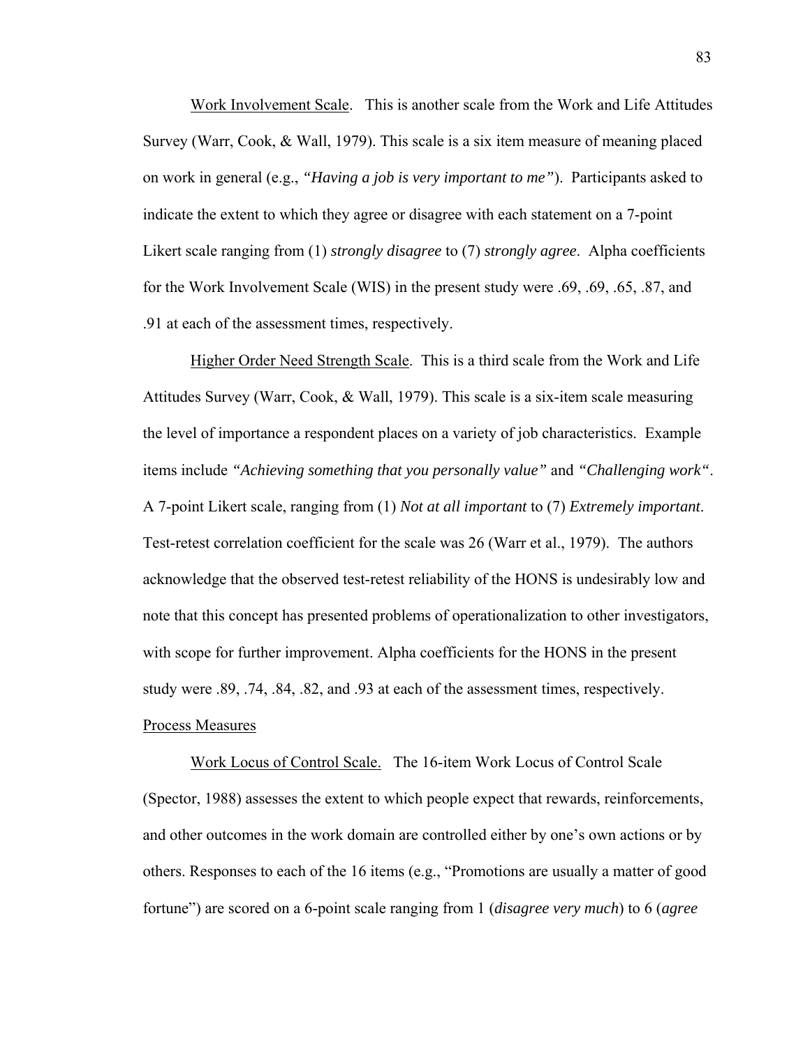Work Involvement Scale. This is another scale from the Work and Life Attitudes Survey (Warr, Cook, & Wall, 1979). This scale is a six item measure of meaning placed on work in general (e.g., *"Having a job is very important to me"*). Participants asked to indicate the extent to which they agree or disagree with each statement on a 7-point Likert scale ranging from (1) *strongly disagree* to (7) *strongly agree*. Alpha coefficients for the Work Involvement Scale (WIS) in the present study were .69, .69, .65, .87, and .91 at each of the assessment times, respectively.

Higher Order Need Strength Scale. This is a third scale from the Work and Life Attitudes Survey (Warr, Cook, & Wall, 1979). This scale is a six-item scale measuring the level of importance a respondent places on a variety of job characteristics. Example items include *"Achieving something that you personally value"* and *"Challenging work"*. A 7-point Likert scale, ranging from (1) *Not at all important* to (7) *Extremely important*. Test-retest correlation coefficient for the scale was 26 (Warr et al., 1979). The authors acknowledge that the observed test-retest reliability of the HONS is undesirably low and note that this concept has presented problems of operationalization to other investigators, with scope for further improvement. Alpha coefficients for the HONS in the present study were .89, .74, .84, .82, and .93 at each of the assessment times, respectively.

Process Measures

Work Locus of Control Scale. The 16-item Work Locus of Control Scale (Spector, 1988) assesses the extent to which people expect that rewards, reinforcements, and other outcomes in the work domain are controlled either by one's own actions or by others. Responses to each of the 16 items (e.g., "Promotions are usually a matter of good fortune") are scored on a 6-point scale ranging from 1 (*disagree very much*) to 6 (*agree*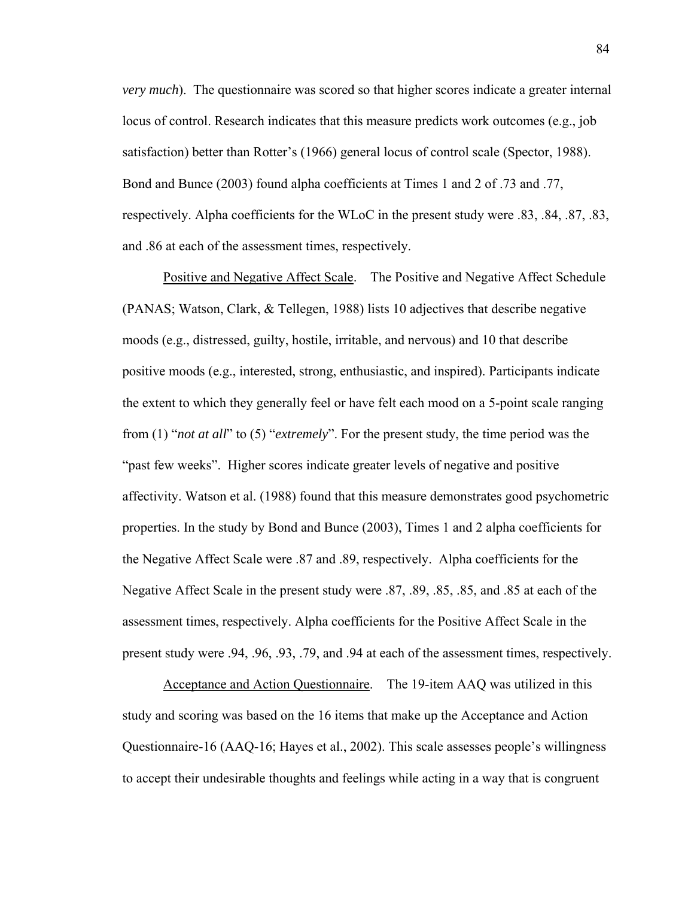*very much*). The questionnaire was scored so that higher scores indicate a greater internal locus of control. Research indicates that this measure predicts work outcomes (e.g., job satisfaction) better than Rotter's (1966) general locus of control scale (Spector, 1988). Bond and Bunce (2003) found alpha coefficients at Times 1 and 2 of .73 and .77, respectively. Alpha coefficients for the WLoC in the present study were .83, .84, .87, .83, and .86 at each of the assessment times, respectively.

Positive and Negative Affect Scale. The Positive and Negative Affect Schedule (PANAS; Watson, Clark, & Tellegen, 1988) lists 10 adjectives that describe negative moods (e.g., distressed, guilty, hostile, irritable, and nervous) and 10 that describe positive moods (e.g., interested, strong, enthusiastic, and inspired). Participants indicate the extent to which they generally feel or have felt each mood on a 5-point scale ranging from (1) "*not at all*" to (5) "*extremely*". For the present study, the time period was the "past few weeks". Higher scores indicate greater levels of negative and positive affectivity. Watson et al. (1988) found that this measure demonstrates good psychometric properties. In the study by Bond and Bunce (2003), Times 1 and 2 alpha coefficients for the Negative Affect Scale were .87 and .89, respectively. Alpha coefficients for the Negative Affect Scale in the present study were .87, .89, .85, .85, and .85 at each of the assessment times, respectively. Alpha coefficients for the Positive Affect Scale in the present study were .94, .96, .93, .79, and .94 at each of the assessment times, respectively.

Acceptance and Action Questionnaire. The 19-item AAQ was utilized in this study and scoring was based on the 16 items that make up the Acceptance and Action Questionnaire-16 (AAQ-16; Hayes et al., 2002). This scale assesses people's willingness to accept their undesirable thoughts and feelings while acting in a way that is congruent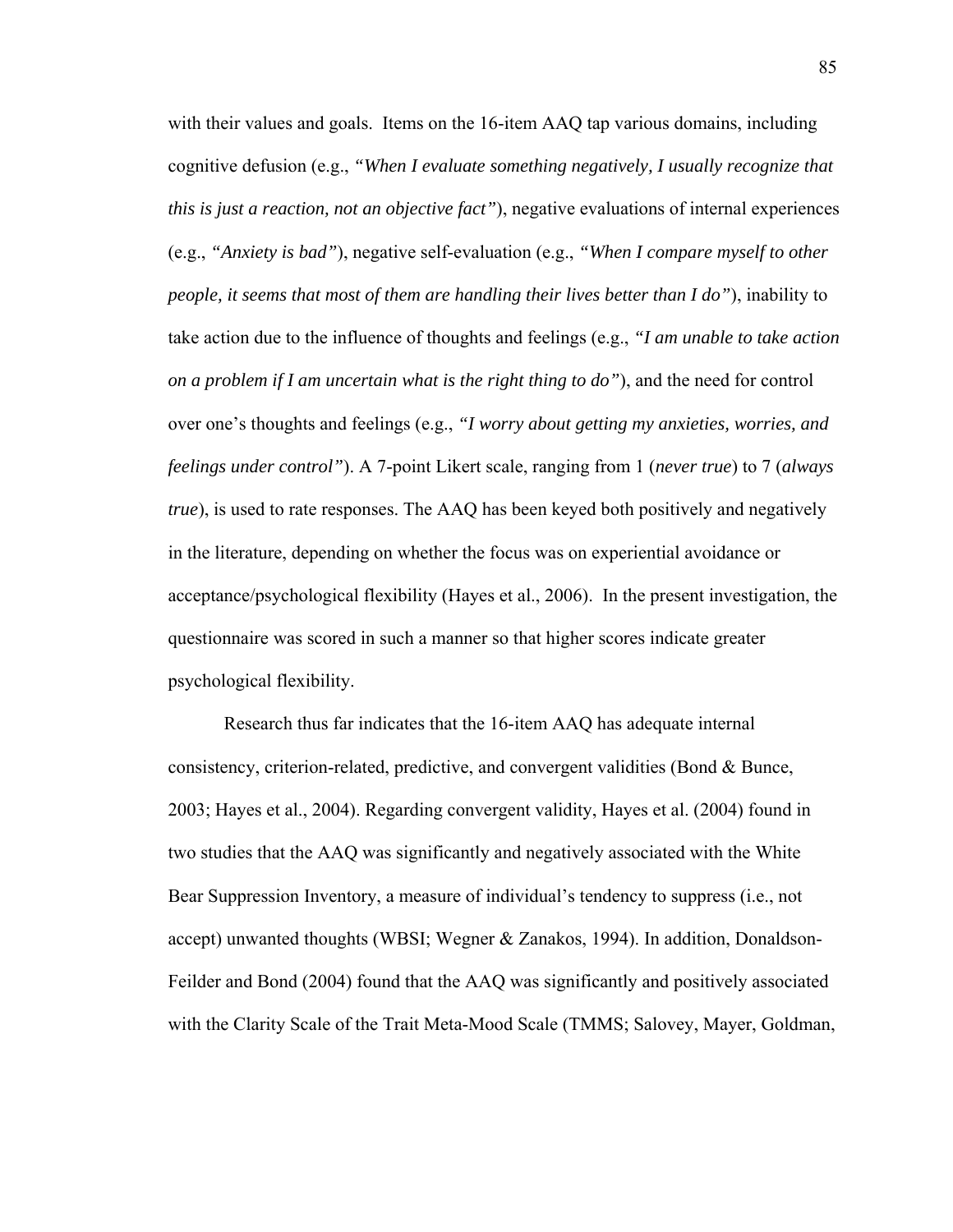with their values and goals. Items on the 16-item AAQ tap various domains, including cognitive defusion (e.g., *"When I evaluate something negatively, I usually recognize that this is just a reaction, not an objective fact"*), negative evaluations of internal experiences (e.g., *"Anxiety is bad"*), negative self-evaluation (e.g., *"When I compare myself to other people, it seems that most of them are handling their lives better than I do"*), inability to take action due to the influence of thoughts and feelings (e.g., *"I am unable to take action on a problem if I am uncertain what is the right thing to do"*), and the need for control over one's thoughts and feelings (e.g., *"I worry about getting my anxieties, worries, and feelings under control"*). A 7-point Likert scale, ranging from 1 (*never true*) to 7 (*always true*), is used to rate responses. The AAQ has been keyed both positively and negatively in the literature, depending on whether the focus was on experiential avoidance or acceptance/psychological flexibility (Hayes et al., 2006). In the present investigation, the questionnaire was scored in such a manner so that higher scores indicate greater psychological flexibility.

Research thus far indicates that the 16-item AAQ has adequate internal consistency, criterion-related, predictive, and convergent validities (Bond & Bunce, 2003; Hayes et al., 2004). Regarding convergent validity, Hayes et al. (2004) found in two studies that the AAQ was significantly and negatively associated with the White Bear Suppression Inventory, a measure of individual's tendency to suppress (i.e., not accept) unwanted thoughts (WBSI; Wegner & Zanakos, 1994). In addition, Donaldson-Feilder and Bond (2004) found that the AAQ was significantly and positively associated with the Clarity Scale of the Trait Meta-Mood Scale (TMMS; Salovey, Mayer, Goldman,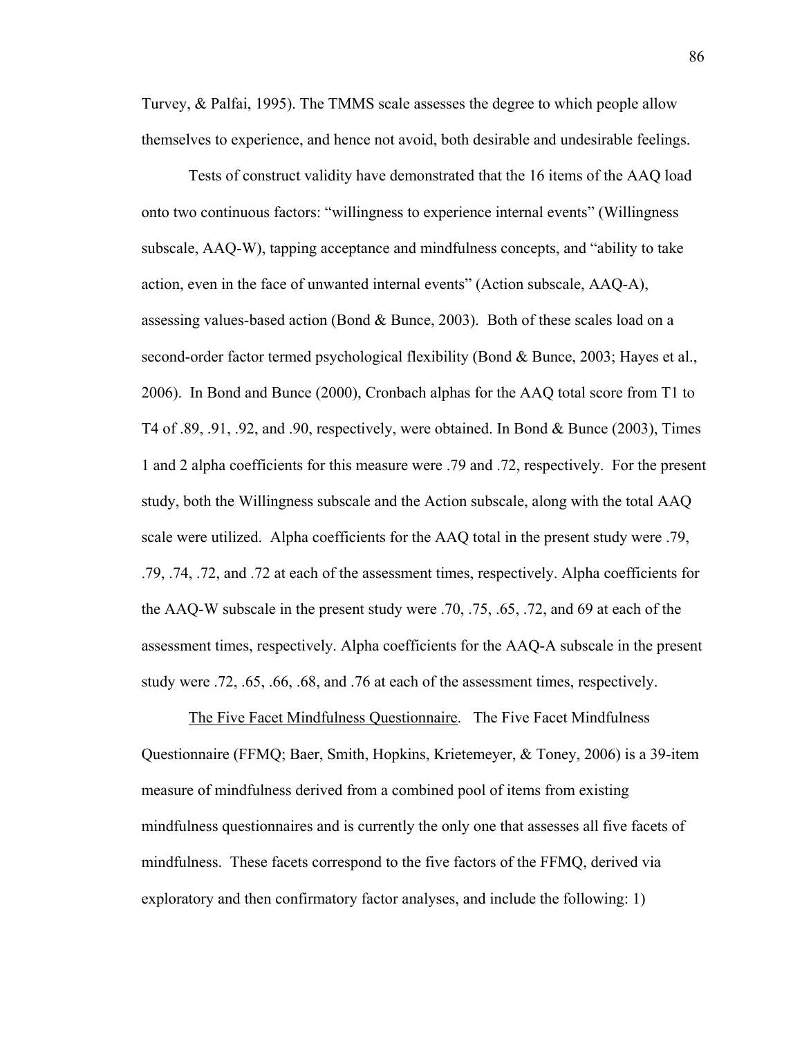Turvey, & Palfai, 1995). The TMMS scale assesses the degree to which people allow themselves to experience, and hence not avoid, both desirable and undesirable feelings.

Tests of construct validity have demonstrated that the 16 items of the AAQ load onto two continuous factors: "willingness to experience internal events" (Willingness subscale, AAQ-W), tapping acceptance and mindfulness concepts, and "ability to take action, even in the face of unwanted internal events" (Action subscale, AAQ-A), assessing values-based action (Bond & Bunce, 2003). Both of these scales load on a second-order factor termed psychological flexibility (Bond & Bunce, 2003; Hayes et al., 2006). In Bond and Bunce (2000), Cronbach alphas for the AAQ total score from T1 to T4 of .89, .91, .92, and .90, respectively, were obtained. In Bond & Bunce (2003), Times 1 and 2 alpha coefficients for this measure were .79 and .72, respectively. For the present study, both the Willingness subscale and the Action subscale, along with the total AAQ scale were utilized. Alpha coefficients for the AAQ total in the present study were .79, .79, .74, .72, and .72 at each of the assessment times, respectively. Alpha coefficients for the AAQ-W subscale in the present study were .70, .75, .65, .72, and 69 at each of the assessment times, respectively. Alpha coefficients for the AAQ-A subscale in the present study were .72, .65, .66, .68, and .76 at each of the assessment times, respectively.

The Five Facet Mindfulness Questionnaire. The Five Facet Mindfulness Questionnaire (FFMQ; Baer, Smith, Hopkins, Krietemeyer, & Toney, 2006) is a 39-item measure of mindfulness derived from a combined pool of items from existing mindfulness questionnaires and is currently the only one that assesses all five facets of mindfulness. These facets correspond to the five factors of the FFMQ, derived via exploratory and then confirmatory factor analyses, and include the following: 1)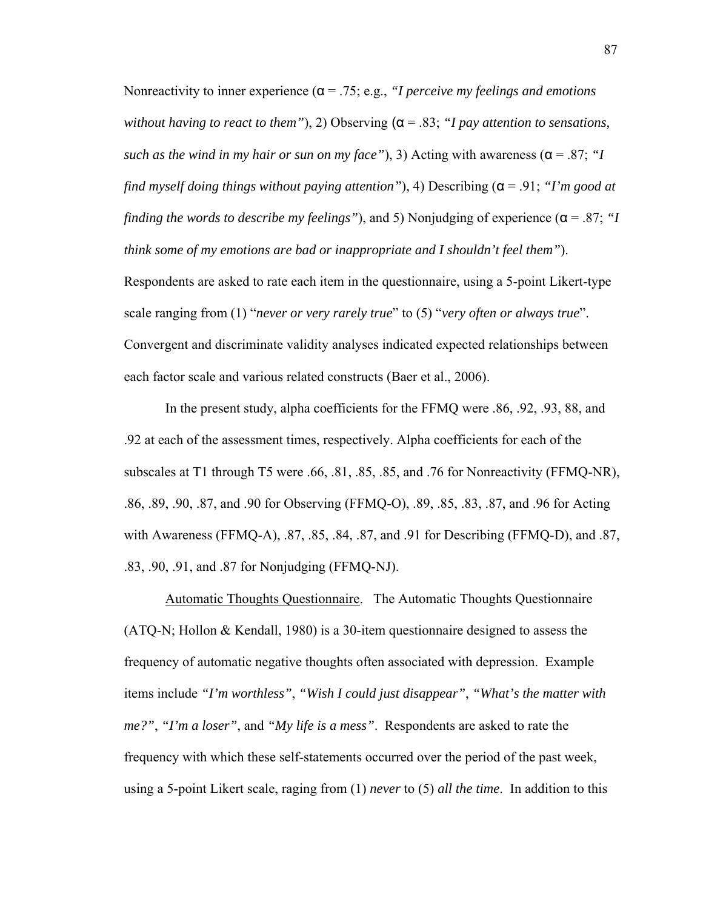Nonreactivity to inner experience (α = .75; e.g., *"I perceive my feelings and emotions without having to react to them"*), 2) Observing (α = .83; *"I pay attention to sensations, such as the wind in my hair or sun on my face"*), 3) Acting with awareness (α = .87; *"I find myself doing things without paying attention"*), 4) Describing (α = .91; *"I'm good at finding the words to describe my feelings"*), and 5) Nonjudging of experience (α = .87; *"I think some of my emotions are bad or inappropriate and I shouldn't feel them"*). Respondents are asked to rate each item in the questionnaire, using a 5-point Likert-type scale ranging from (1) "*never or very rarely true*" to (5) "*very often or always true*". Convergent and discriminate validity analyses indicated expected relationships between each factor scale and various related constructs (Baer et al., 2006).

In the present study, alpha coefficients for the FFMQ were .86, .92, .93, 88, and .92 at each of the assessment times, respectively. Alpha coefficients for each of the subscales at T1 through T5 were .66, .81, .85, .85, and .76 for Nonreactivity (FFMQ-NR), .86, .89, .90, .87, and .90 for Observing (FFMQ-O), .89, .85, .83, .87, and .96 for Acting with Awareness (FFMQ-A), .87, .85, .84, .87, and .91 for Describing (FFMQ-D), and .87, .83, .90, .91, and .87 for Nonjudging (FFMQ-NJ).

Automatic Thoughts Questionnaire. The Automatic Thoughts Questionnaire (ATQ-N; Hollon & Kendall, 1980) is a 30-item questionnaire designed to assess the frequency of automatic negative thoughts often associated with depression. Example items include *"I'm worthless"*, *"Wish I could just disappear"*, *"What's the matter with me?"*, *"I'm a loser"*, and *"My life is a mess"*. Respondents are asked to rate the frequency with which these self-statements occurred over the period of the past week, using a 5-point Likert scale, raging from (1) *never* to (5) *all the time*. In addition to this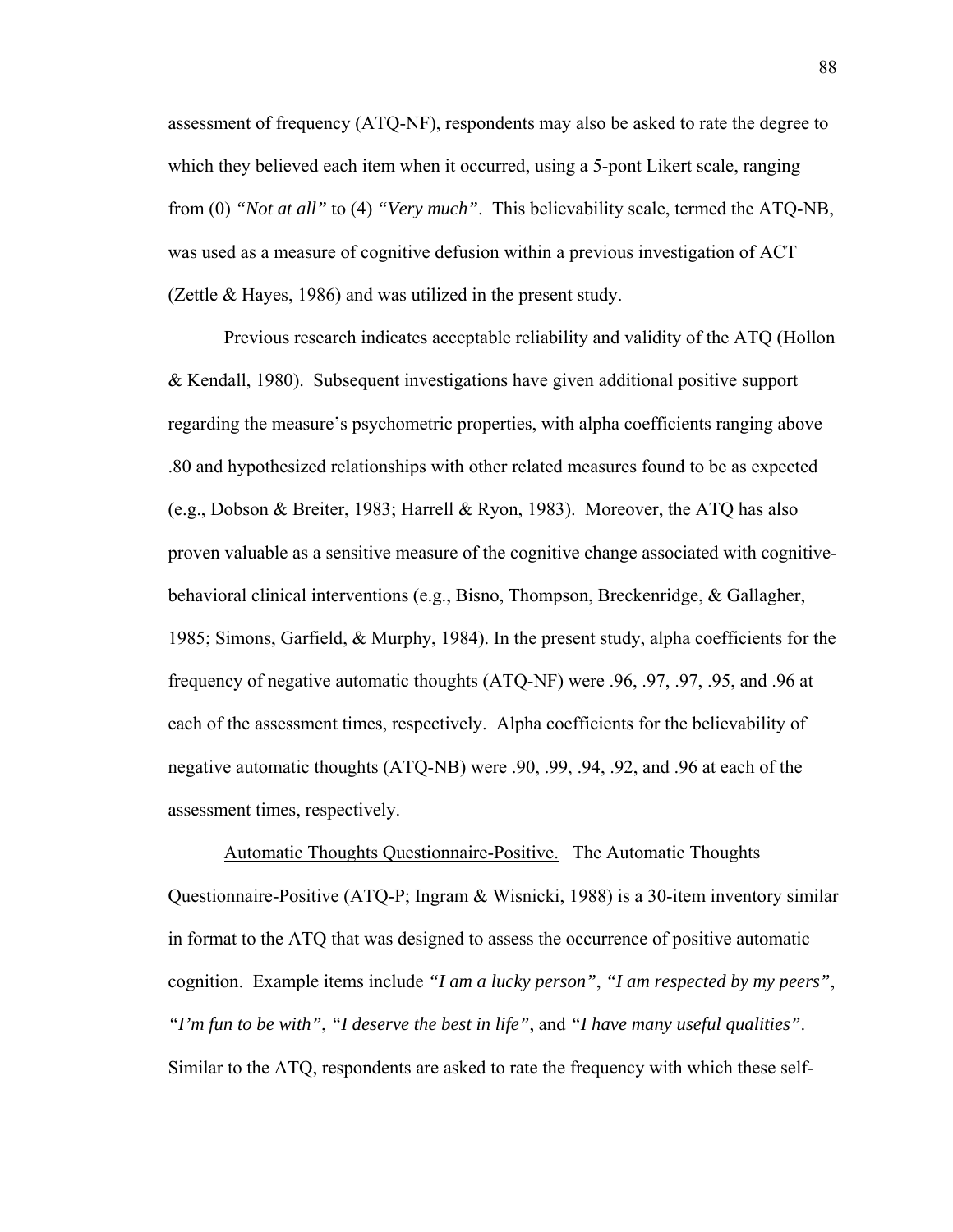assessment of frequency (ATQ-NF), respondents may also be asked to rate the degree to which they believed each item when it occurred, using a 5-pont Likert scale, ranging from (0) *"Not at all"* to (4) *"Very much"*. This believability scale, termed the ATQ-NB, was used as a measure of cognitive defusion within a previous investigation of ACT (Zettle & Hayes, 1986) and was utilized in the present study.

Previous research indicates acceptable reliability and validity of the ATQ (Hollon & Kendall, 1980). Subsequent investigations have given additional positive support regarding the measure's psychometric properties, with alpha coefficients ranging above .80 and hypothesized relationships with other related measures found to be as expected (e.g., Dobson & Breiter, 1983; Harrell & Ryon, 1983). Moreover, the ATQ has also proven valuable as a sensitive measure of the cognitive change associated with cognitive-behavioral clinical interventions (e.g., Bisno, Thompson, Breckenridge, & Gallagher, 1985; Simons, Garfield, & Murphy, 1984). In the present study, alpha coefficients for the frequency of negative automatic thoughts (ATQ-NF) were .96, .97, .97, .95, and .96 at each of the assessment times, respectively. Alpha coefficients for the believability of negative automatic thoughts (ATQ-NB) were .90, .99, .94, .92, and .96 at each of the assessment times, respectively.

<u>Automatic Thoughts Questionnaire-Positive.</u> The Automatic Thoughts Questionnaire-Positive (ATQ-P; Ingram & Wisnicki, 1988) is a 30-item inventory similar in format to the ATQ that was designed to assess the occurrence of positive automatic cognition. Example items include *"I am a lucky person"*, *"I am respected by my peers"*, *"I'm fun to be with"*, *"I deserve the best in life"*, and *"I have many useful qualities"*. Similar to the ATQ, respondents are asked to rate the frequency with which these self-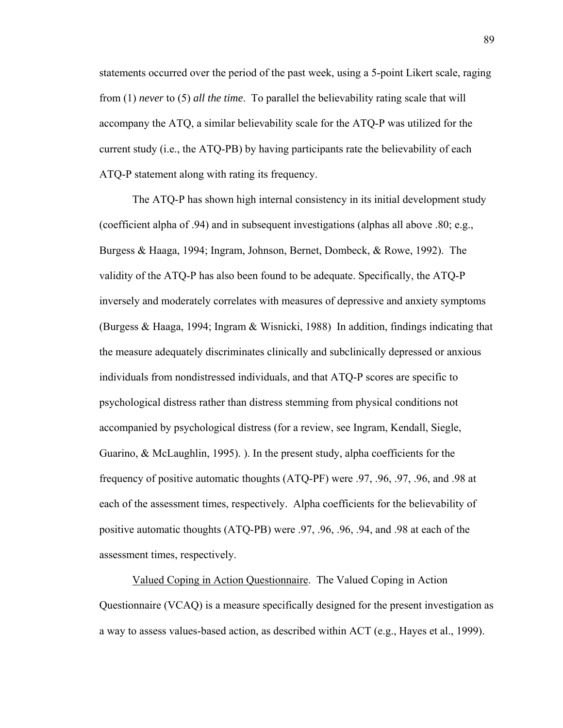statements occurred over the period of the past week, using a 5-point Likert scale, raging from (1) *never* to (5) *all the time*. To parallel the believability rating scale that will accompany the ATQ, a similar believability scale for the ATQ-P was utilized for the current study (i.e., the ATQ-PB) by having participants rate the believability of each ATQ-P statement along with rating its frequency.

The ATQ-P has shown high internal consistency in its initial development study (coefficient alpha of .94) and in subsequent investigations (alphas all above .80; e.g., Burgess & Haaga, 1994; Ingram, Johnson, Bernet, Dombeck, & Rowe, 1992). The validity of the ATQ-P has also been found to be adequate. Specifically, the ATQ-P inversely and moderately correlates with measures of depressive and anxiety symptoms (Burgess & Haaga, 1994; Ingram & Wisnicki, 1988) In addition, findings indicating that the measure adequately discriminates clinically and subclinically depressed or anxious individuals from nondistressed individuals, and that ATQ-P scores are specific to psychological distress rather than distress stemming from physical conditions not accompanied by psychological distress (for a review, see Ingram, Kendall, Siegle, Guarino, & McLaughlin, 1995). ). In the present study, alpha coefficients for the frequency of positive automatic thoughts (ATQ-PF) were .97, .96, .97, .96, and .98 at each of the assessment times, respectively. Alpha coefficients for the believability of positive automatic thoughts (ATQ-PB) were .97, .96, .96, .94, and .98 at each of the assessment times, respectively.

Valued Coping in Action Questionnaire. The Valued Coping in Action Questionnaire (VCAQ) is a measure specifically designed for the present investigation as a way to assess values-based action, as described within ACT (e.g., Hayes et al., 1999).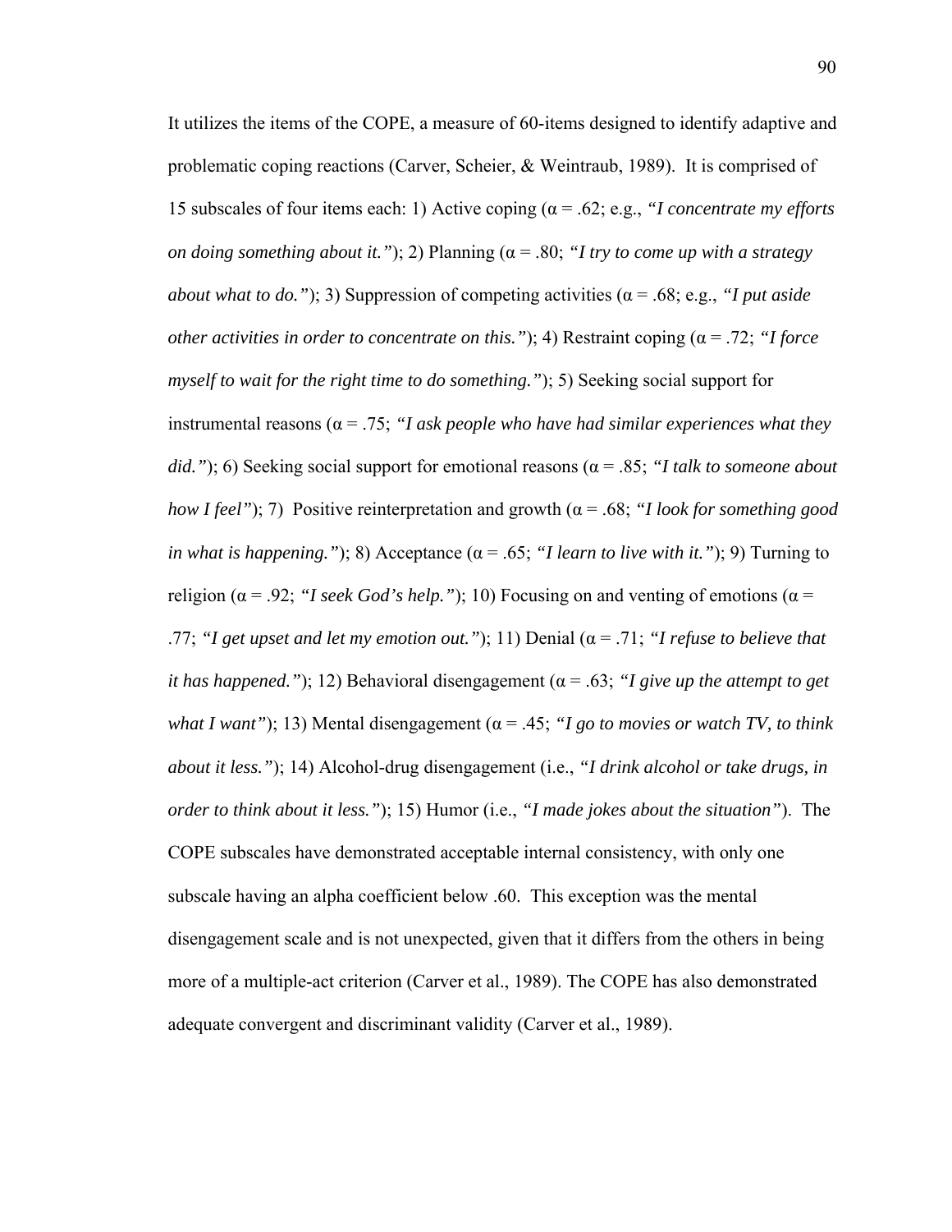It utilizes the items of the COPE, a measure of 60-items designed to identify adaptive and problematic coping reactions (Carver, Scheier, & Weintraub, 1989). It is comprised of 15 subscales of four items each: 1) Active coping (α = .62; e.g., *"I concentrate my efforts on doing something about it."*); 2) Planning (α = .80; *"I try to come up with a strategy about what to do."*); 3) Suppression of competing activities (α = .68; e.g., *"I put aside other activities in order to concentrate on this."*); 4) Restraint coping (α = .72; *"I force myself to wait for the right time to do something."*); 5) Seeking social support for instrumental reasons (α = .75; *"I ask people who have had similar experiences what they did."*); 6) Seeking social support for emotional reasons (α = .85; *"I talk to someone about how I feel"*); 7) Positive reinterpretation and growth (α = .68; *"I look for something good in what is happening."*); 8) Acceptance (α = .65; *"I learn to live with it."*); 9) Turning to religion (α = .92; *"I seek God's help."*); 10) Focusing on and venting of emotions (α = .77; *"I get upset and let my emotion out."*); 11) Denial (α = .71; *"I refuse to believe that it has happened."*); 12) Behavioral disengagement (α = .63; *"I give up the attempt to get what I want"*); 13) Mental disengagement (α = .45; *"I go to movies or watch TV, to think about it less."*); 14) Alcohol-drug disengagement (i.e., *"I drink alcohol or take drugs, in order to think about it less."*); 15) Humor (i.e., *"I made jokes about the situation"*). The COPE subscales have demonstrated acceptable internal consistency, with only one subscale having an alpha coefficient below .60. This exception was the mental disengagement scale and is not unexpected, given that it differs from the others in being more of a multiple-act criterion (Carver et al., 1989). The COPE has also demonstrated adequate convergent and discriminant validity (Carver et al., 1989).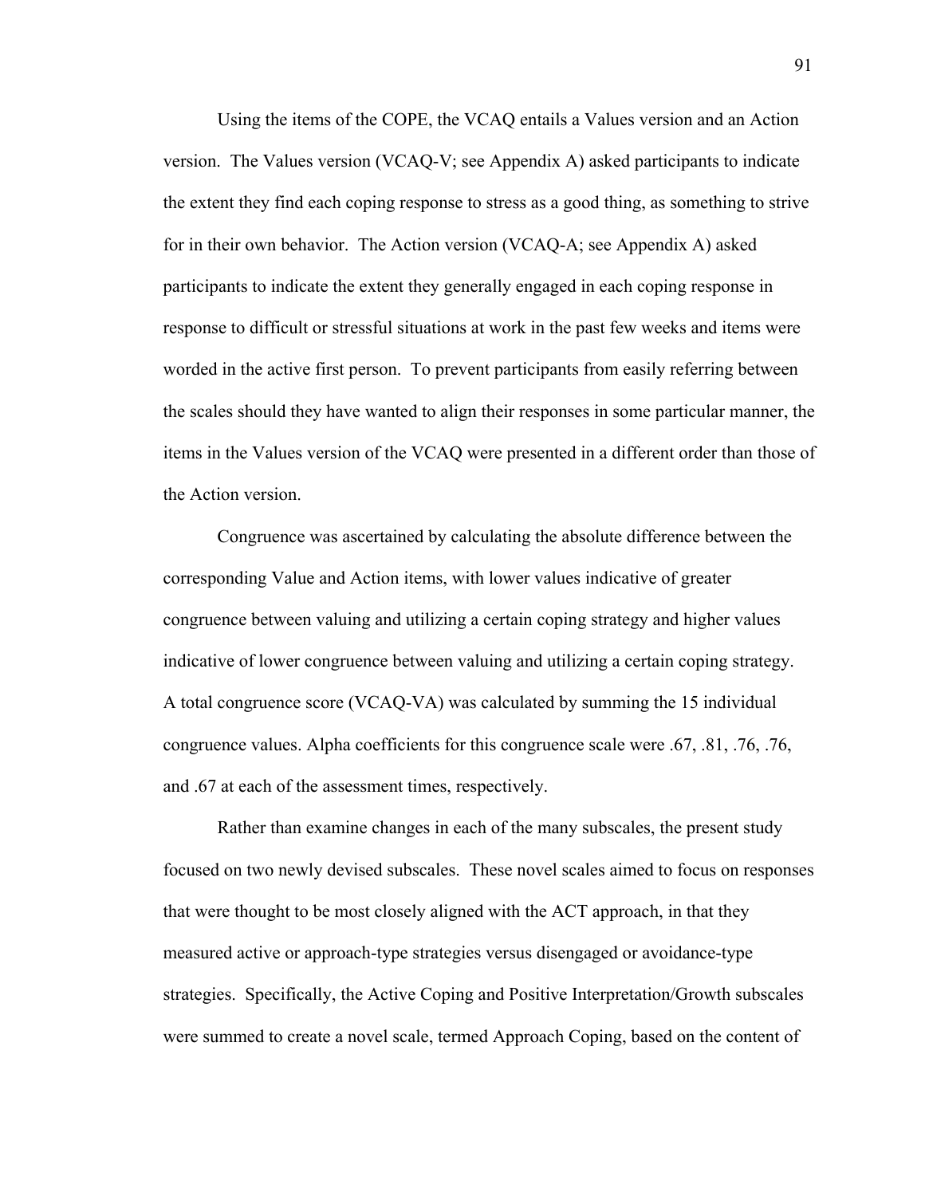Using the items of the COPE, the VCAQ entails a Values version and an Action version. The Values version (VCAQ-V; see Appendix A) asked participants to indicate the extent they find each coping response to stress as a good thing, as something to strive for in their own behavior. The Action version (VCAQ-A; see Appendix A) asked participants to indicate the extent they generally engaged in each coping response in response to difficult or stressful situations at work in the past few weeks and items were worded in the active first person. To prevent participants from easily referring between the scales should they have wanted to align their responses in some particular manner, the items in the Values version of the VCAQ were presented in a different order than those of the Action version.

Congruence was ascertained by calculating the absolute difference between the corresponding Value and Action items, with lower values indicative of greater congruence between valuing and utilizing a certain coping strategy and higher values indicative of lower congruence between valuing and utilizing a certain coping strategy. A total congruence score (VCAQ-VA) was calculated by summing the 15 individual congruence values. Alpha coefficients for this congruence scale were .67, .81, .76, .76, and .67 at each of the assessment times, respectively.

Rather than examine changes in each of the many subscales, the present study focused on two newly devised subscales. These novel scales aimed to focus on responses that were thought to be most closely aligned with the ACT approach, in that they measured active or approach-type strategies versus disengaged or avoidance-type strategies. Specifically, the Active Coping and Positive Interpretation/Growth subscales were summed to create a novel scale, termed Approach Coping, based on the content of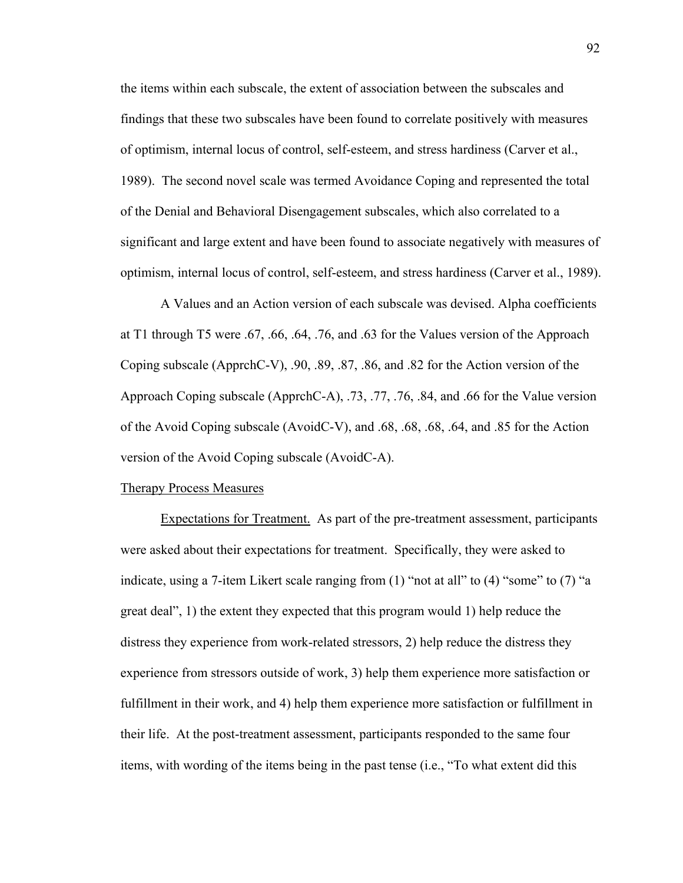the items within each subscale, the extent of association between the subscales and findings that these two subscales have been found to correlate positively with measures of optimism, internal locus of control, self-esteem, and stress hardiness (Carver et al., 1989). The second novel scale was termed Avoidance Coping and represented the total of the Denial and Behavioral Disengagement subscales, which also correlated to a significant and large extent and have been found to associate negatively with measures of optimism, internal locus of control, self-esteem, and stress hardiness (Carver et al., 1989).

A Values and an Action version of each subscale was devised. Alpha coefficients at T1 through T5 were .67, .66, .64, .76, and .63 for the Values version of the Approach Coping subscale (ApprchC-V), .90, .89, .87, .86, and .82 for the Action version of the Approach Coping subscale (ApprchC-A), .73, .77, .76, .84, and .66 for the Value version of the Avoid Coping subscale (AvoidC-V), and .68, .68, .68, .64, and .85 for the Action version of the Avoid Coping subscale (AvoidC-A).

Therapy Process Measures

Expectations for Treatment. As part of the pre-treatment assessment, participants were asked about their expectations for treatment. Specifically, they were asked to indicate, using a 7-item Likert scale ranging from (1) "not at all" to (4) "some" to (7) "a great deal", 1) the extent they expected that this program would 1) help reduce the distress they experience from work-related stressors, 2) help reduce the distress they experience from stressors outside of work, 3) help them experience more satisfaction or fulfillment in their work, and 4) help them experience more satisfaction or fulfillment in their life. At the post-treatment assessment, participants responded to the same four items, with wording of the items being in the past tense (i.e., "To what extent did this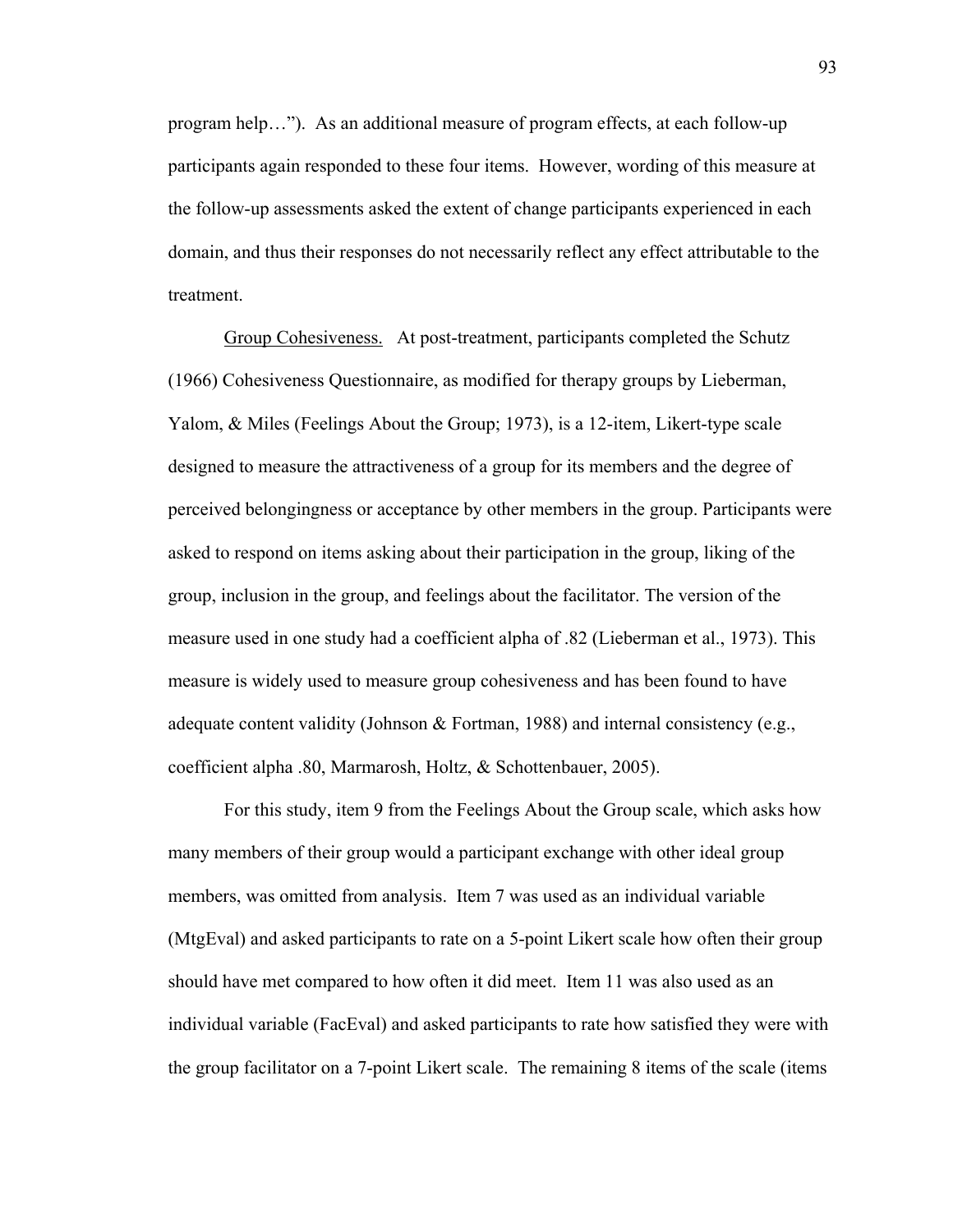program help…"). As an additional measure of program effects, at each follow-up participants again responded to these four items. However, wording of this measure at the follow-up assessments asked the extent of change participants experienced in each domain, and thus their responses do not necessarily reflect any effect attributable to the treatment.

Group Cohesiveness. At post-treatment, participants completed the Schutz (1966) Cohesiveness Questionnaire, as modified for therapy groups by Lieberman, Yalom, & Miles (Feelings About the Group; 1973), is a 12-item, Likert-type scale designed to measure the attractiveness of a group for its members and the degree of perceived belongingness or acceptance by other members in the group. Participants were asked to respond on items asking about their participation in the group, liking of the group, inclusion in the group, and feelings about the facilitator. The version of the measure used in one study had a coefficient alpha of .82 (Lieberman et al., 1973). This measure is widely used to measure group cohesiveness and has been found to have adequate content validity (Johnson & Fortman, 1988) and internal consistency (e.g., coefficient alpha .80, Marmarosh, Holtz, & Schottenbauer, 2005).

For this study, item 9 from the Feelings About the Group scale, which asks how many members of their group would a participant exchange with other ideal group members, was omitted from analysis. Item 7 was used as an individual variable (MtgEval) and asked participants to rate on a 5-point Likert scale how often their group should have met compared to how often it did meet. Item 11 was also used as an individual variable (FacEval) and asked participants to rate how satisfied they were with the group facilitator on a 7-point Likert scale. The remaining 8 items of the scale (items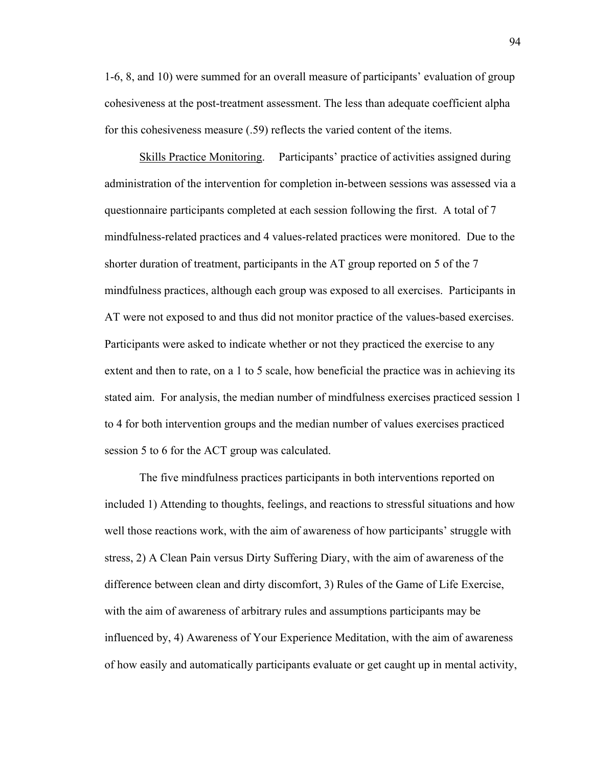1-6, 8, and 10) were summed for an overall measure of participants' evaluation of group cohesiveness at the post-treatment assessment. The less than adequate coefficient alpha for this cohesiveness measure (.59) reflects the varied content of the items.

<u>Skills Practice Monitoring</u>. Participants' practice of activities assigned during administration of the intervention for completion in-between sessions was assessed via a questionnaire participants completed at each session following the first. A total of 7 mindfulness-related practices and 4 values-related practices were monitored. Due to the shorter duration of treatment, participants in the AT group reported on 5 of the 7 mindfulness practices, although each group was exposed to all exercises. Participants in AT were not exposed to and thus did not monitor practice of the values-based exercises. Participants were asked to indicate whether or not they practiced the exercise to any extent and then to rate, on a 1 to 5 scale, how beneficial the practice was in achieving its stated aim. For analysis, the median number of mindfulness exercises practiced session 1 to 4 for both intervention groups and the median number of values exercises practiced session 5 to 6 for the ACT group was calculated.

The five mindfulness practices participants in both interventions reported on included 1) Attending to thoughts, feelings, and reactions to stressful situations and how well those reactions work, with the aim of awareness of how participants' struggle with stress, 2) A Clean Pain versus Dirty Suffering Diary, with the aim of awareness of the difference between clean and dirty discomfort, 3) Rules of the Game of Life Exercise, with the aim of awareness of arbitrary rules and assumptions participants may be influenced by, 4) Awareness of Your Experience Meditation, with the aim of awareness of how easily and automatically participants evaluate or get caught up in mental activity,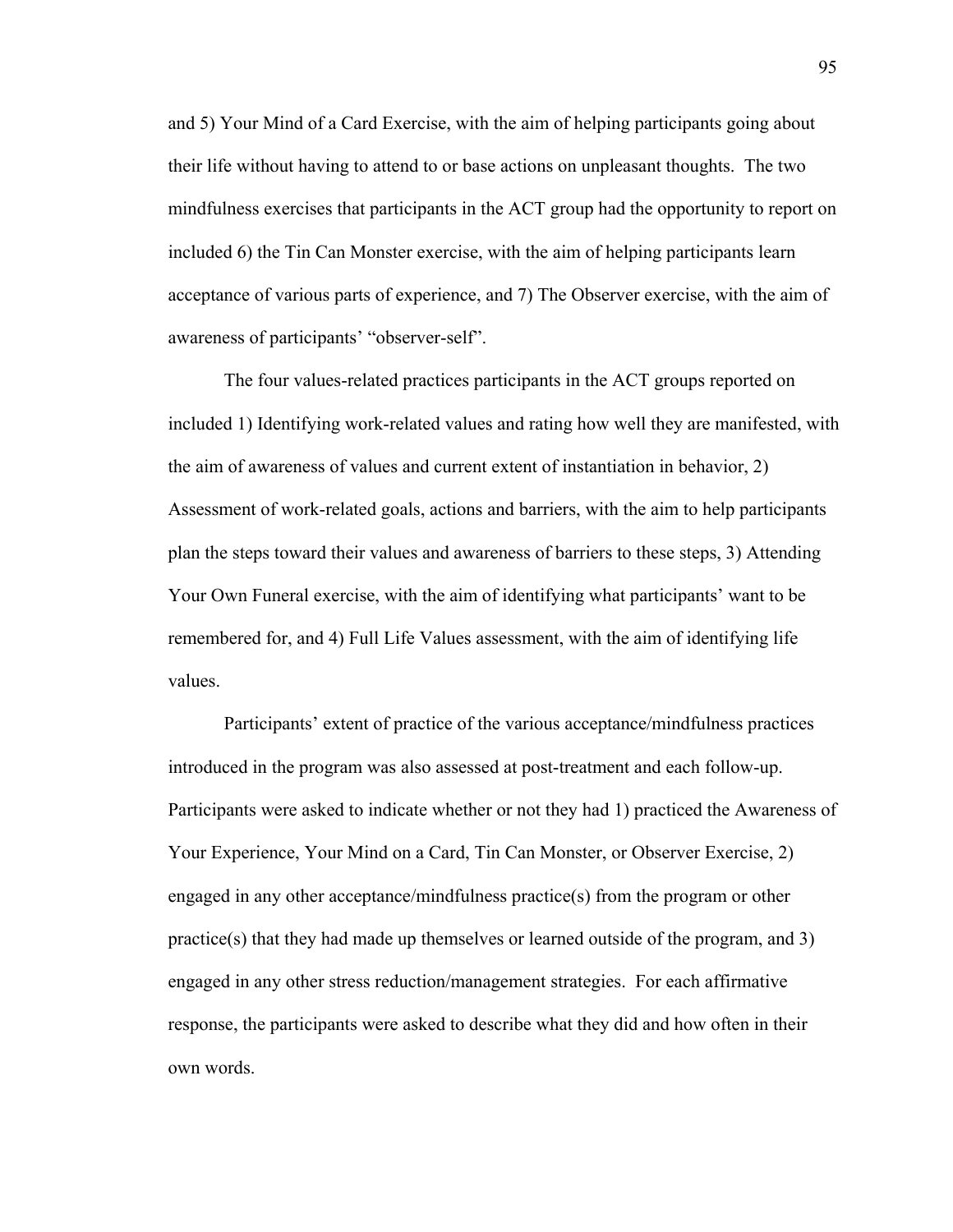and 5) Your Mind of a Card Exercise, with the aim of helping participants going about their life without having to attend to or base actions on unpleasant thoughts. The two mindfulness exercises that participants in the ACT group had the opportunity to report on included 6) the Tin Can Monster exercise, with the aim of helping participants learn acceptance of various parts of experience, and 7) The Observer exercise, with the aim of awareness of participants' "observer-self".

The four values-related practices participants in the ACT groups reported on included 1) Identifying work-related values and rating how well they are manifested, with the aim of awareness of values and current extent of instantiation in behavior, 2) Assessment of work-related goals, actions and barriers, with the aim to help participants plan the steps toward their values and awareness of barriers to these steps, 3) Attending Your Own Funeral exercise, with the aim of identifying what participants' want to be remembered for, and 4) Full Life Values assessment, with the aim of identifying life values.

Participants' extent of practice of the various acceptance/mindfulness practices introduced in the program was also assessed at post-treatment and each follow-up. Participants were asked to indicate whether or not they had 1) practiced the Awareness of Your Experience, Your Mind on a Card, Tin Can Monster, or Observer Exercise, 2) engaged in any other acceptance/mindfulness practice(s) from the program or other practice(s) that they had made up themselves or learned outside of the program, and 3) engaged in any other stress reduction/management strategies. For each affirmative response, the participants were asked to describe what they did and how often in their own words.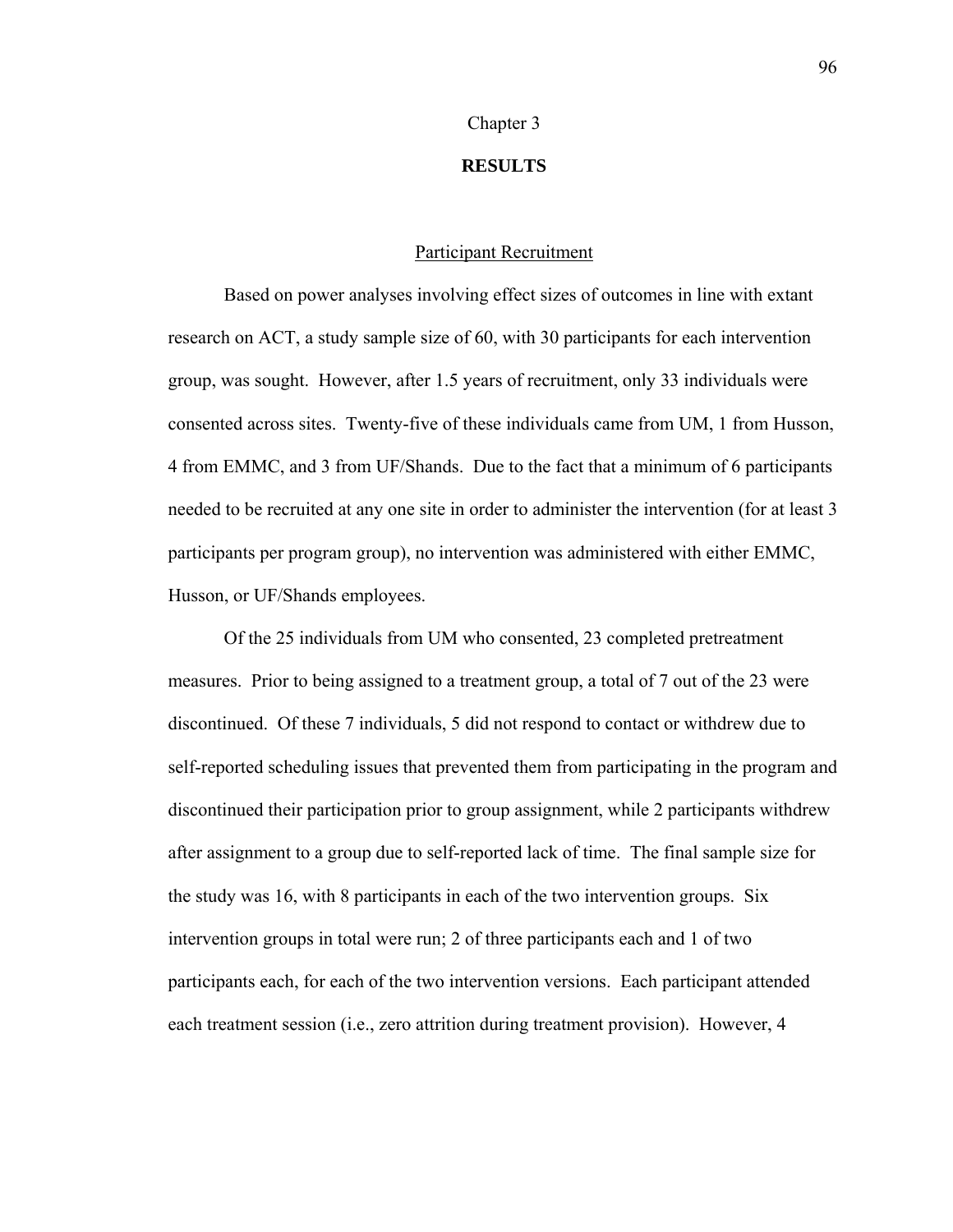# Chapter 3

## RESULTS

### Participant Recruitment

Based on power analyses involving effect sizes of outcomes in line with extant research on ACT, a study sample size of 60, with 30 participants for each intervention group, was sought. However, after 1.5 years of recruitment, only 33 individuals were consented across sites. Twenty-five of these individuals came from UM, 1 from Husson, 4 from EMMC, and 3 from UF/Shands. Due to the fact that a minimum of 6 participants needed to be recruited at any one site in order to administer the intervention (for at least 3 participants per program group), no intervention was administered with either EMMC, Husson, or UF/Shands employees.

Of the 25 individuals from UM who consented, 23 completed pretreatment measures. Prior to being assigned to a treatment group, a total of 7 out of the 23 were discontinued. Of these 7 individuals, 5 did not respond to contact or withdrew due to self-reported scheduling issues that prevented them from participating in the program and discontinued their participation prior to group assignment, while 2 participants withdrew after assignment to a group due to self-reported lack of time. The final sample size for the study was 16, with 8 participants in each of the two intervention groups. Six intervention groups in total were run; 2 of three participants each and 1 of two participants each, for each of the two intervention versions. Each participant attended each treatment session (i.e., zero attrition during treatment provision). However, 4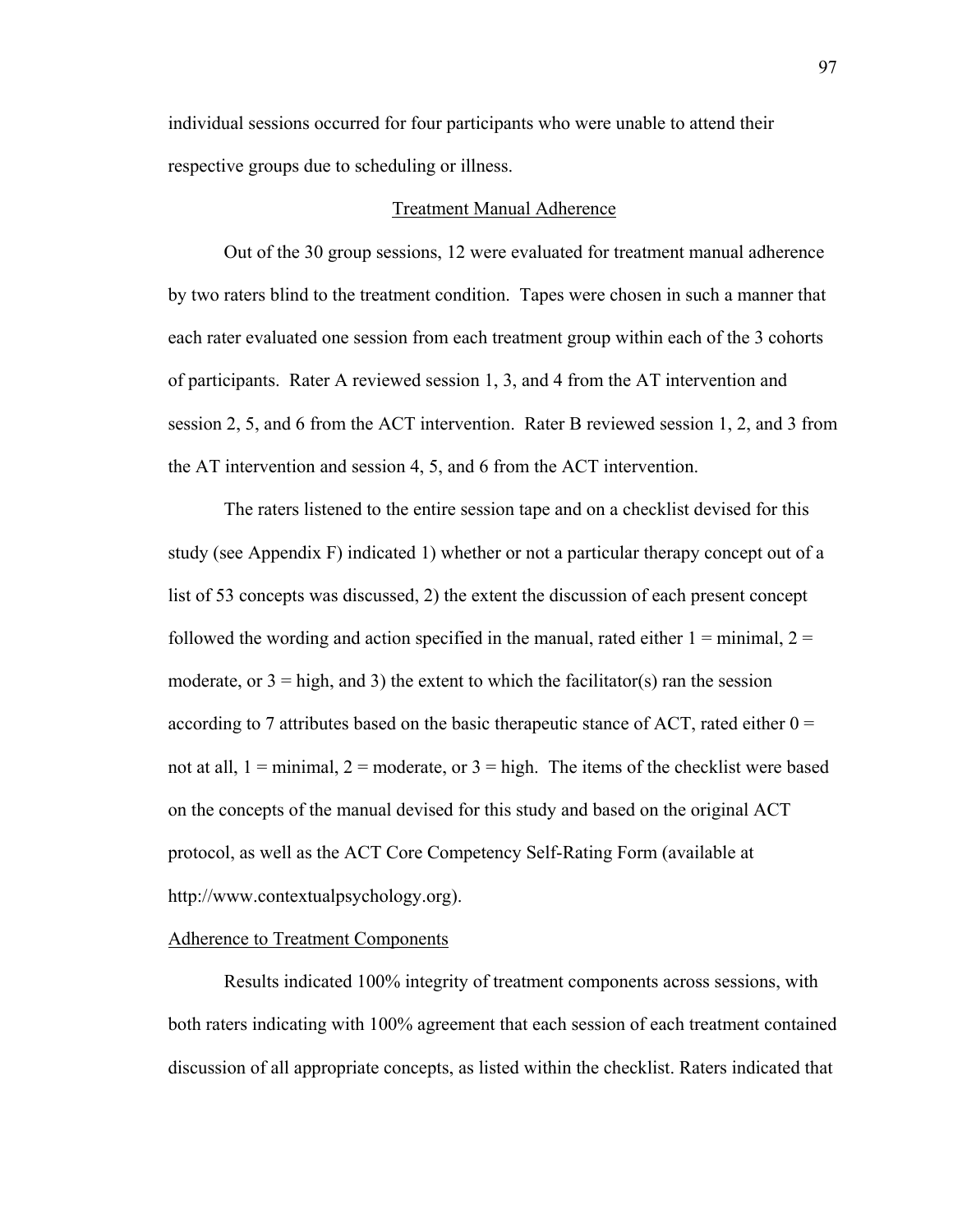individual sessions occurred for four participants who were unable to attend their respective groups due to scheduling or illness.

## Treatment Manual Adherence

Out of the 30 group sessions, 12 were evaluated for treatment manual adherence by two raters blind to the treatment condition. Tapes were chosen in such a manner that each rater evaluated one session from each treatment group within each of the 3 cohorts of participants. Rater A reviewed session 1, 3, and 4 from the AT intervention and session 2, 5, and 6 from the ACT intervention. Rater B reviewed session 1, 2, and 3 from the AT intervention and session 4, 5, and 6 from the ACT intervention.

The raters listened to the entire session tape and on a checklist devised for this study (see Appendix F) indicated 1) whether or not a particular therapy concept out of a list of 53 concepts was discussed, 2) the extent the discussion of each present concept followed the wording and action specified in the manual, rated either 1 = minimal, 2 = moderate, or 3 = high, and 3) the extent to which the facilitator(s) ran the session according to 7 attributes based on the basic therapeutic stance of ACT, rated either 0 = not at all, 1 = minimal, 2 = moderate, or 3 = high. The items of the checklist were based on the concepts of the manual devised for this study and based on the original ACT protocol, as well as the ACT Core Competency Self-Rating Form (available at http://www.contextualpsychology.org).

### Adherence to Treatment Components

Results indicated 100% integrity of treatment components across sessions, with both raters indicating with 100% agreement that each session of each treatment contained discussion of all appropriate concepts, as listed within the checklist. Raters indicated that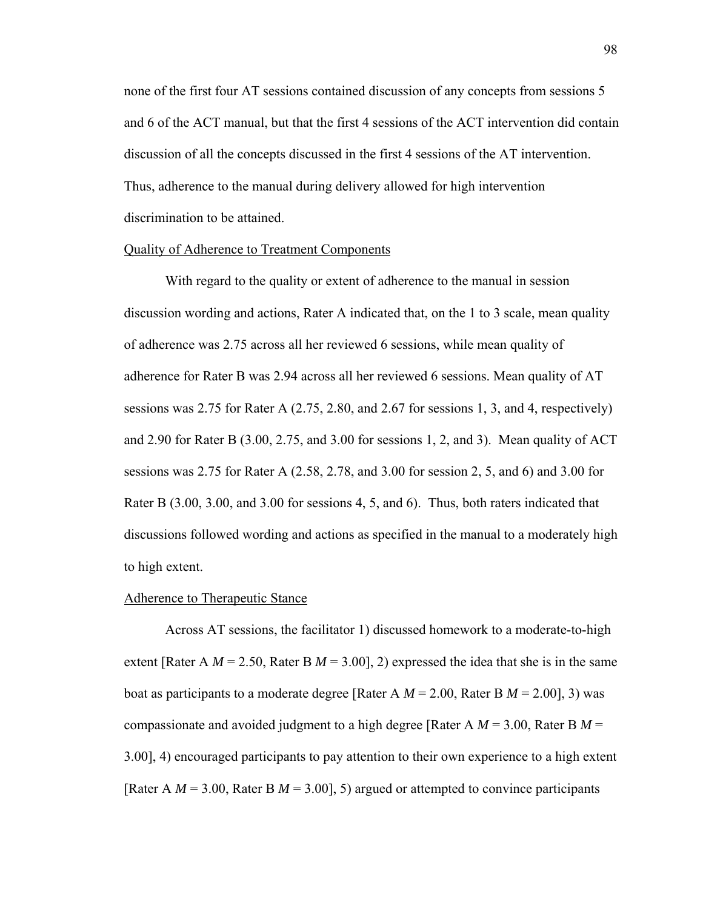none of the first four AT sessions contained discussion of any concepts from sessions 5 and 6 of the ACT manual, but that the first 4 sessions of the ACT intervention did contain discussion of all the concepts discussed in the first 4 sessions of the AT intervention. Thus, adherence to the manual during delivery allowed for high intervention discrimination to be attained.

Quality of Adherence to Treatment Components

With regard to the quality or extent of adherence to the manual in session discussion wording and actions, Rater A indicated that, on the 1 to 3 scale, mean quality of adherence was 2.75 across all her reviewed 6 sessions, while mean quality of adherence for Rater B was 2.94 across all her reviewed 6 sessions. Mean quality of AT sessions was 2.75 for Rater A (2.75, 2.80, and 2.67 for sessions 1, 3, and 4, respectively) and 2.90 for Rater B (3.00, 2.75, and 3.00 for sessions 1, 2, and 3). Mean quality of ACT sessions was 2.75 for Rater A (2.58, 2.78, and 3.00 for session 2, 5, and 6) and 3.00 for Rater B (3.00, 3.00, and 3.00 for sessions 4, 5, and 6). Thus, both raters indicated that discussions followed wording and actions as specified in the manual to a moderately high to high extent.

Adherence to Therapeutic Stance

Across AT sessions, the facilitator 1) discussed homework to a moderate-to-high extent [Rater A $M$ = 2.50, Rater B $M$ = 3.00], 2) expressed the idea that she is in the same boat as participants to a moderate degree [Rater A $M$ = 2.00, Rater B $M$ = 2.00], 3) was compassionate and avoided judgment to a high degree [Rater A $M$ = 3.00, Rater B $M$ = 3.00], 4) encouraged participants to pay attention to their own experience to a high extent [Rater A $M$ = 3.00, Rater B $M$ = 3.00], 5) argued or attempted to convince participants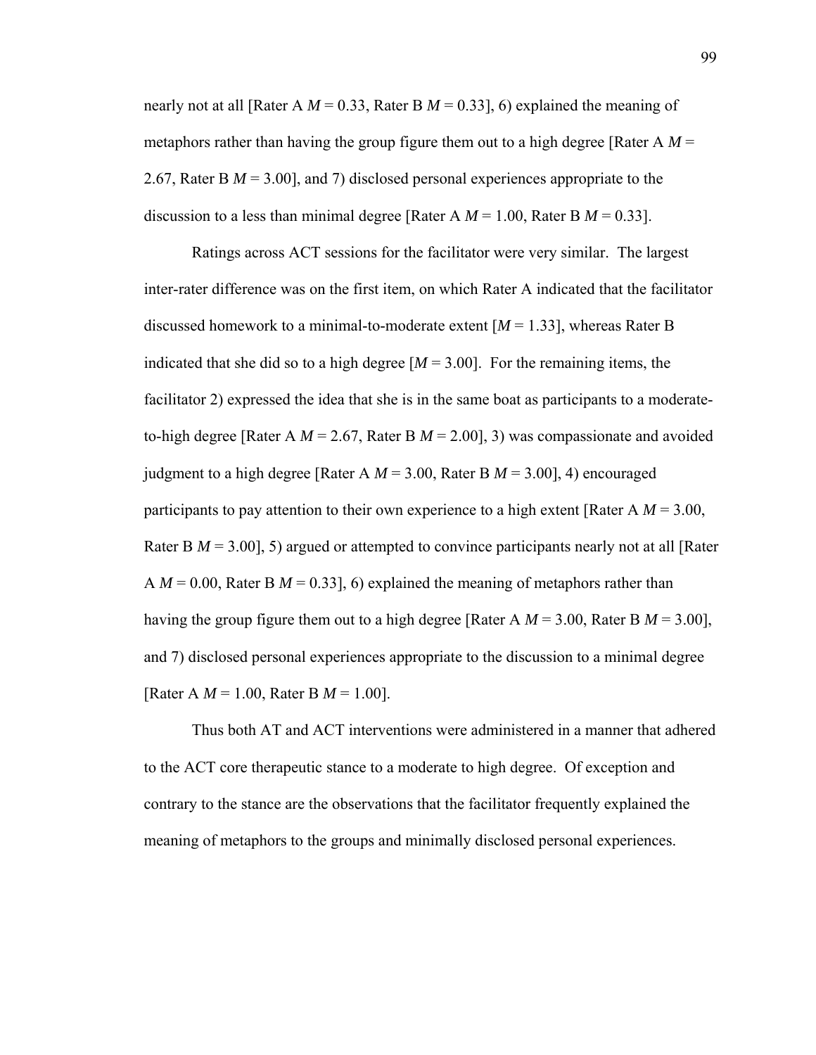nearly not at all [Rater A $M$ = 0.33, Rater B $M$ = 0.33], 6) explained the meaning of metaphors rather than having the group figure them out to a high degree [Rater A $M$ = 2.67, Rater B $M$ = 3.00], and 7) disclosed personal experiences appropriate to the discussion to a less than minimal degree [Rater A $M$ = 1.00, Rater B $M$ = 0.33].

Ratings across ACT sessions for the facilitator were very similar. The largest inter-rater difference was on the first item, on which Rater A indicated that the facilitator discussed homework to a minimal-to-moderate extent [$M$ = 1.33], whereas Rater B indicated that she did so to a high degree [$M$ = 3.00]. For the remaining items, the facilitator 2) expressed the idea that she is in the same boat as participants to a moderate-to-high degree [Rater A $M$ = 2.67, Rater B $M$ = 2.00], 3) was compassionate and avoided judgment to a high degree [Rater A $M$ = 3.00, Rater B $M$ = 3.00], 4) encouraged participants to pay attention to their own experience to a high extent [Rater A $M$ = 3.00, Rater B $M$ = 3.00], 5) argued or attempted to convince participants nearly not at all [Rater A $M$ = 0.00, Rater B $M$ = 0.33], 6) explained the meaning of metaphors rather than having the group figure them out to a high degree [Rater A $M$ = 3.00, Rater B $M$ = 3.00], and 7) disclosed personal experiences appropriate to the discussion to a minimal degree [Rater A $M$ = 1.00, Rater B $M$ = 1.00].

Thus both AT and ACT interventions were administered in a manner that adhered to the ACT core therapeutic stance to a moderate to high degree. Of exception and contrary to the stance are the observations that the facilitator frequently explained the meaning of metaphors to the groups and minimally disclosed personal experiences.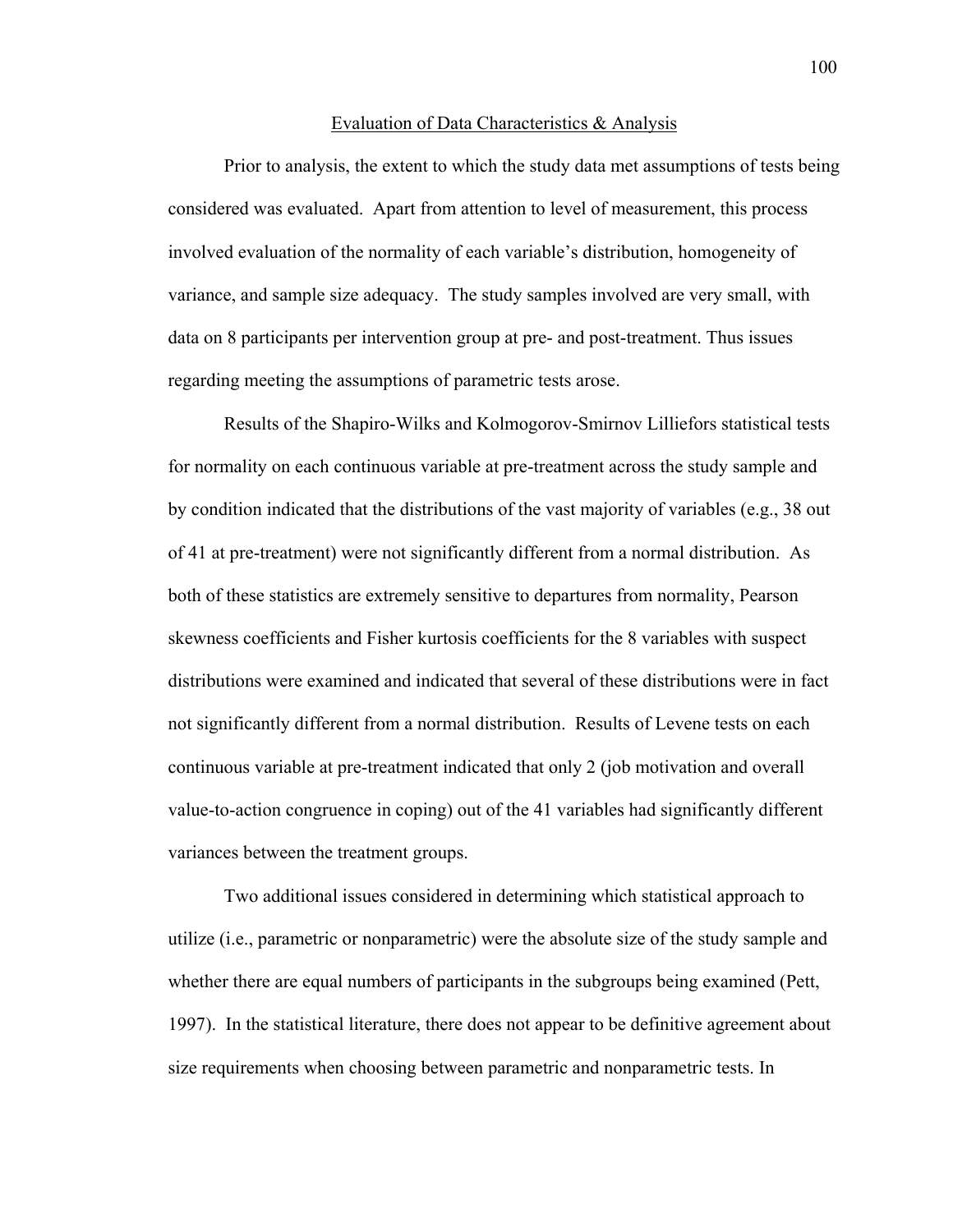## Evaluation of Data Characteristics & Analysis

Prior to analysis, the extent to which the study data met assumptions of tests being considered was evaluated. Apart from attention to level of measurement, this process involved evaluation of the normality of each variable's distribution, homogeneity of variance, and sample size adequacy. The study samples involved are very small, with data on 8 participants per intervention group at pre- and post-treatment. Thus issues regarding meeting the assumptions of parametric tests arose.

Results of the Shapiro-Wilks and Kolmogorov-Smirnov Lilliefors statistical tests for normality on each continuous variable at pre-treatment across the study sample and by condition indicated that the distributions of the vast majority of variables (e.g., 38 out of 41 at pre-treatment) were not significantly different from a normal distribution. As both of these statistics are extremely sensitive to departures from normality, Pearson skewness coefficients and Fisher kurtosis coefficients for the 8 variables with suspect distributions were examined and indicated that several of these distributions were in fact not significantly different from a normal distribution. Results of Levene tests on each continuous variable at pre-treatment indicated that only 2 (job motivation and overall value-to-action congruence in coping) out of the 41 variables had significantly different variances between the treatment groups.

Two additional issues considered in determining which statistical approach to utilize (i.e., parametric or nonparametric) were the absolute size of the study sample and whether there are equal numbers of participants in the subgroups being examined (Pett, 1997). In the statistical literature, there does not appear to be definitive agreement about size requirements when choosing between parametric and nonparametric tests. In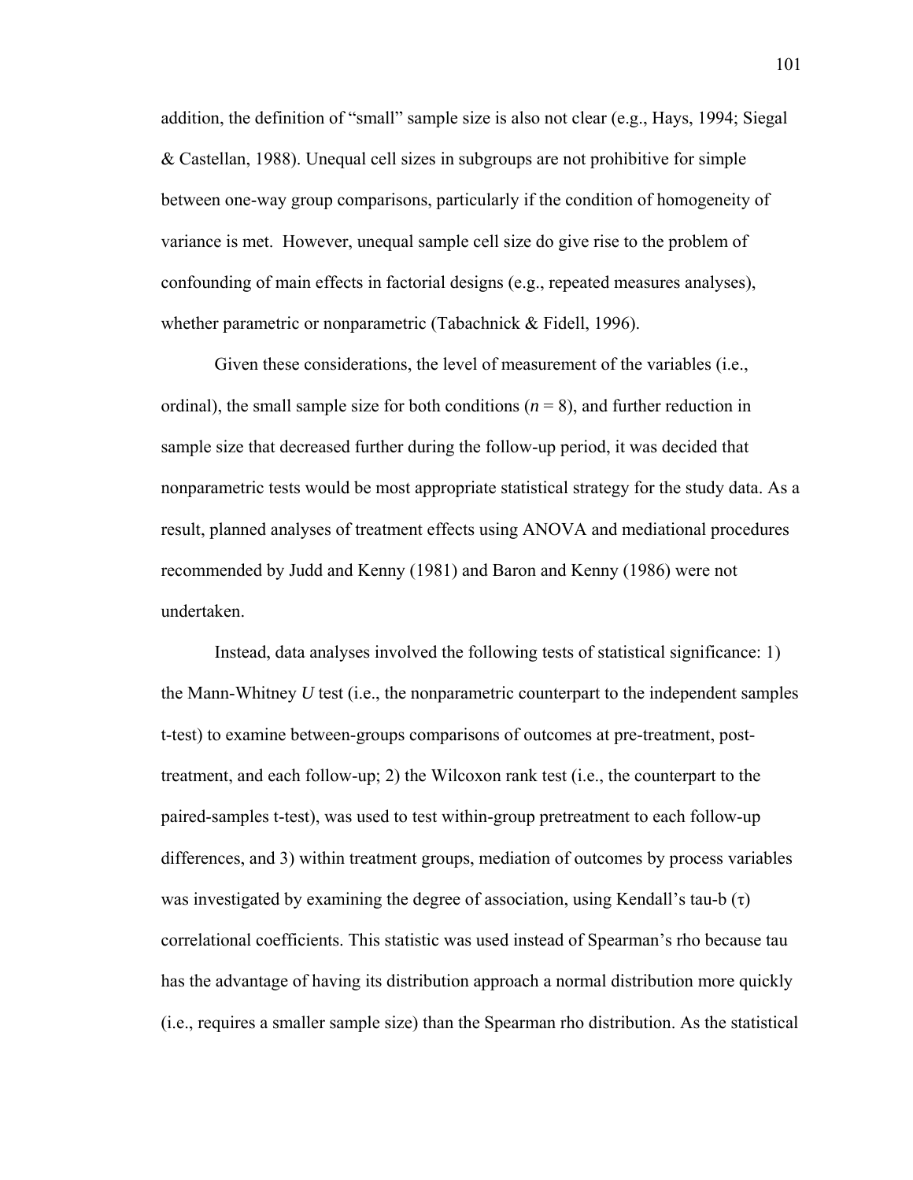addition, the definition of "small" sample size is also not clear (e.g., Hays, 1994; Siegal & Castellan, 1988). Unequal cell sizes in subgroups are not prohibitive for simple between one-way group comparisons, particularly if the condition of homogeneity of variance is met. However, unequal sample cell size do give rise to the problem of confounding of main effects in factorial designs (e.g., repeated measures analyses), whether parametric or nonparametric (Tabachnick & Fidell, 1996).

Given these considerations, the level of measurement of the variables (i.e., ordinal), the small sample size for both conditions ($n = 8$), and further reduction in sample size that decreased further during the follow-up period, it was decided that nonparametric tests would be most appropriate statistical strategy for the study data. As a result, planned analyses of treatment effects using ANOVA and mediational procedures recommended by Judd and Kenny (1981) and Baron and Kenny (1986) were not undertaken.

Instead, data analyses involved the following tests of statistical significance: 1) the Mann-Whitney *U* test (i.e., the nonparametric counterpart to the independent samples t-test) to examine between-groups comparisons of outcomes at pre-treatment, post-treatment, and each follow-up; 2) the Wilcoxon rank test (i.e., the counterpart to the paired-samples t-test), was used to test within-group pretreatment to each follow-up differences, and 3) within treatment groups, mediation of outcomes by process variables was investigated by examining the degree of association, using Kendall's tau-b ($\tau$) correlational coefficients. This statistic was used instead of Spearman's rho because tau has the advantage of having its distribution approach a normal distribution more quickly (i.e., requires a smaller sample size) than the Spearman rho distribution. As the statistical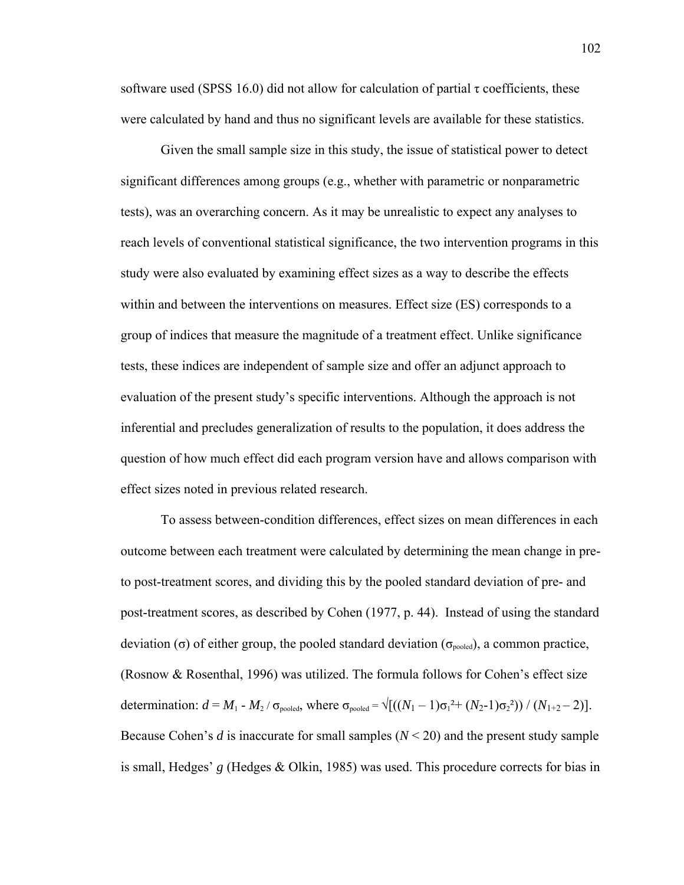software used (SPSS 16.0) did not allow for calculation of partial τ coefficients, these were calculated by hand and thus no significant levels are available for these statistics.

Given the small sample size in this study, the issue of statistical power to detect significant differences among groups (e.g., whether with parametric or nonparametric tests), was an overarching concern. As it may be unrealistic to expect any analyses to reach levels of conventional statistical significance, the two intervention programs in this study were also evaluated by examining effect sizes as a way to describe the effects within and between the interventions on measures. Effect size (ES) corresponds to a group of indices that measure the magnitude of a treatment effect. Unlike significance tests, these indices are independent of sample size and offer an adjunct approach to evaluation of the present study's specific interventions. Although the approach is not inferential and precludes generalization of results to the population, it does address the question of how much effect did each program version have and allows comparison with effect sizes noted in previous related research.

To assess between-condition differences, effect sizes on mean differences in each outcome between each treatment were calculated by determining the mean change in pre- to post-treatment scores, and dividing this by the pooled standard deviation of pre- and post-treatment scores, as described by Cohen (1977, p. 44). Instead of using the standard deviation ($\sigma$) of either group, the pooled standard deviation ($\sigma_{pooled}$), a common practice, (Rosnow & Rosenthal, 1996) was utilized. The formula follows for Cohen's effect size determination: $d = M_1 - M_2 / \sigma_{pooled}$, where $\sigma_{pooled} = \sqrt{[((N_1 - 1)\sigma_1^2 + (N_2 - 1)\sigma_2^2)) / (N_{1+2} - 2)]}$. Because Cohen's $d$ is inaccurate for small samples ($N < 20$) and the present study sample is small, Hedges' $g$ (Hedges & Olkin, 1985) was used. This procedure corrects for bias in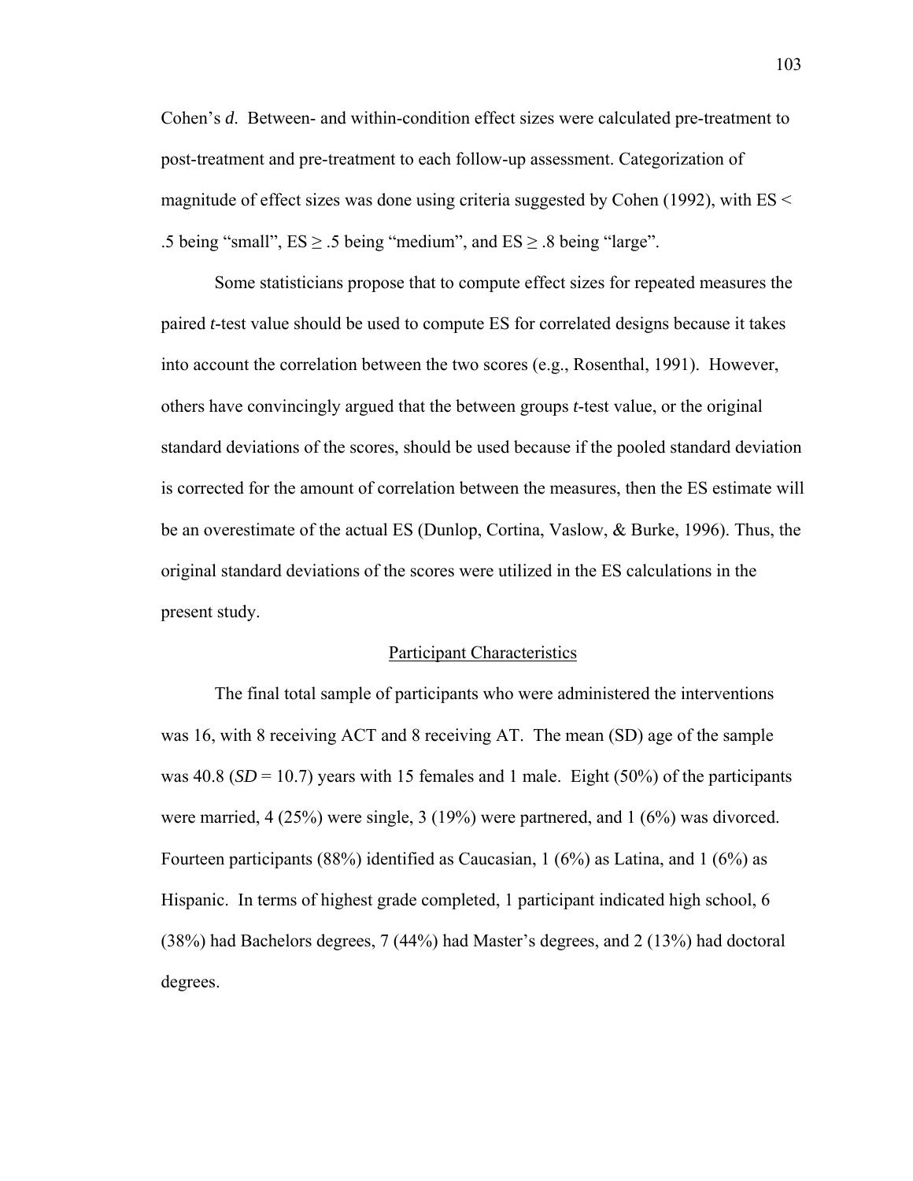Cohen's *d*. Between- and within-condition effect sizes were calculated pre-treatment to post-treatment and pre-treatment to each follow-up assessment. Categorization of magnitude of effect sizes was done using criteria suggested by Cohen (1992), with ES < .5 being "small", ES ≥ .5 being "medium", and ES ≥ .8 being "large".

Some statisticians propose that to compute effect sizes for repeated measures the paired *t*-test value should be used to compute ES for correlated designs because it takes into account the correlation between the two scores (e.g., Rosenthal, 1991). However, others have convincingly argued that the between groups *t*-test value, or the original standard deviations of the scores, should be used because if the pooled standard deviation is corrected for the amount of correlation between the measures, then the ES estimate will be an overestimate of the actual ES (Dunlop, Cortina, Vaslow, & Burke, 1996). Thus, the original standard deviations of the scores were utilized in the ES calculations in the present study.

## Participant Characteristics

The final total sample of participants who were administered the interventions was 16, with 8 receiving ACT and 8 receiving AT. The mean (SD) age of the sample was 40.8 (*SD* = 10.7) years with 15 females and 1 male. Eight (50%) of the participants were married, 4 (25%) were single, 3 (19%) were partnered, and 1 (6%) was divorced. Fourteen participants (88%) identified as Caucasian, 1 (6%) as Latina, and 1 (6%) as Hispanic. In terms of highest grade completed, 1 participant indicated high school, 6 (38%) had Bachelors degrees, 7 (44%) had Master's degrees, and 2 (13%) had doctoral degrees.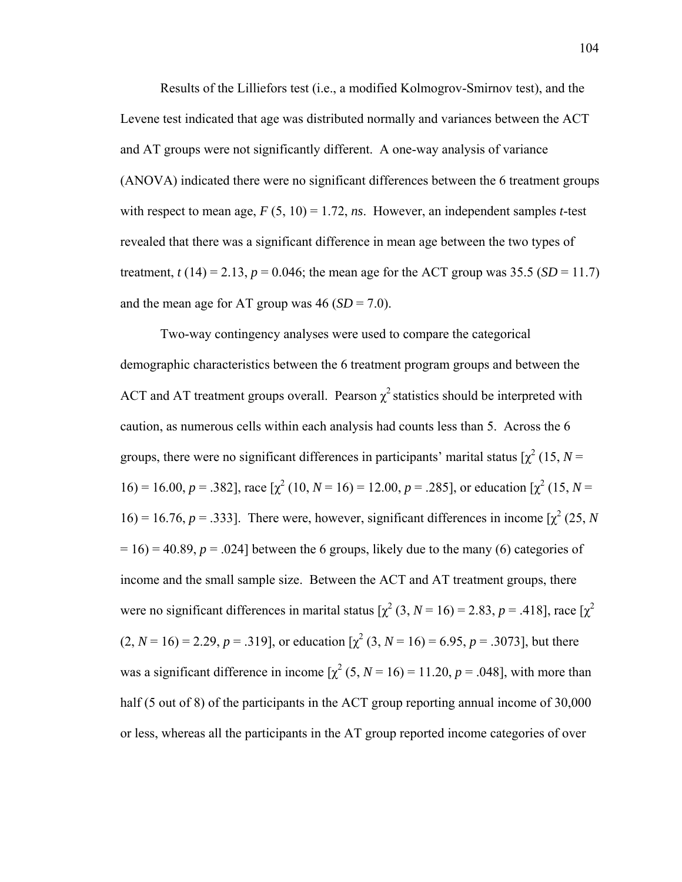Results of the Lilliefors test (i.e., a modified Kolmogrov-Smirnov test), and the Levene test indicated that age was distributed normally and variances between the ACT and AT groups were not significantly different. A one-way analysis of variance (ANOVA) indicated there were no significant differences between the 6 treatment groups with respect to mean age, $F$ (5, 10) = 1.72, *ns*. However, an independent samples *t*-test revealed that there was a significant difference in mean age between the two types of treatment, $t$ (14) = 2.13, $p$ = 0.046; the mean age for the ACT group was 35.5 (*SD* = 11.7) and the mean age for AT group was 46 (*SD* = 7.0).

Two-way contingency analyses were used to compare the categorical demographic characteristics between the 6 treatment program groups and between the ACT and AT treatment groups overall. Pearson $\chi^2$ statistics should be interpreted with caution, as numerous cells within each analysis had counts less than 5. Across the 6 groups, there were no significant differences in participants' marital status [$\chi^2$ (15, $N$ = 16) = 16.00, $p$ = .382], race [$\chi^2$ (10, $N$ = 16) = 12.00, $p$ = .285], or education [$\chi^2$ (15, $N$ = 16) = 16.76, $p$ = .333]. There were, however, significant differences in income [$\chi^2$ (25, $N$ = 16) = 40.89, $p$ = .024] between the 6 groups, likely due to the many (6) categories of income and the small sample size. Between the ACT and AT treatment groups, there were no significant differences in marital status [$\chi^2$ (3, $N$ = 16) = 2.83, $p$ = .418], race [$\chi^2$ (2, $N$ = 16) = 2.29, $p$ = .319], or education [$\chi^2$ (3, $N$ = 16) = 6.95, $p$ = .3073], but there was a significant difference in income [$\chi^2$ (5, $N$ = 16) = 11.20, $p$ = .048], with more than half (5 out of 8) of the participants in the ACT group reporting annual income of 30,000 or less, whereas all the participants in the AT group reported income categories of over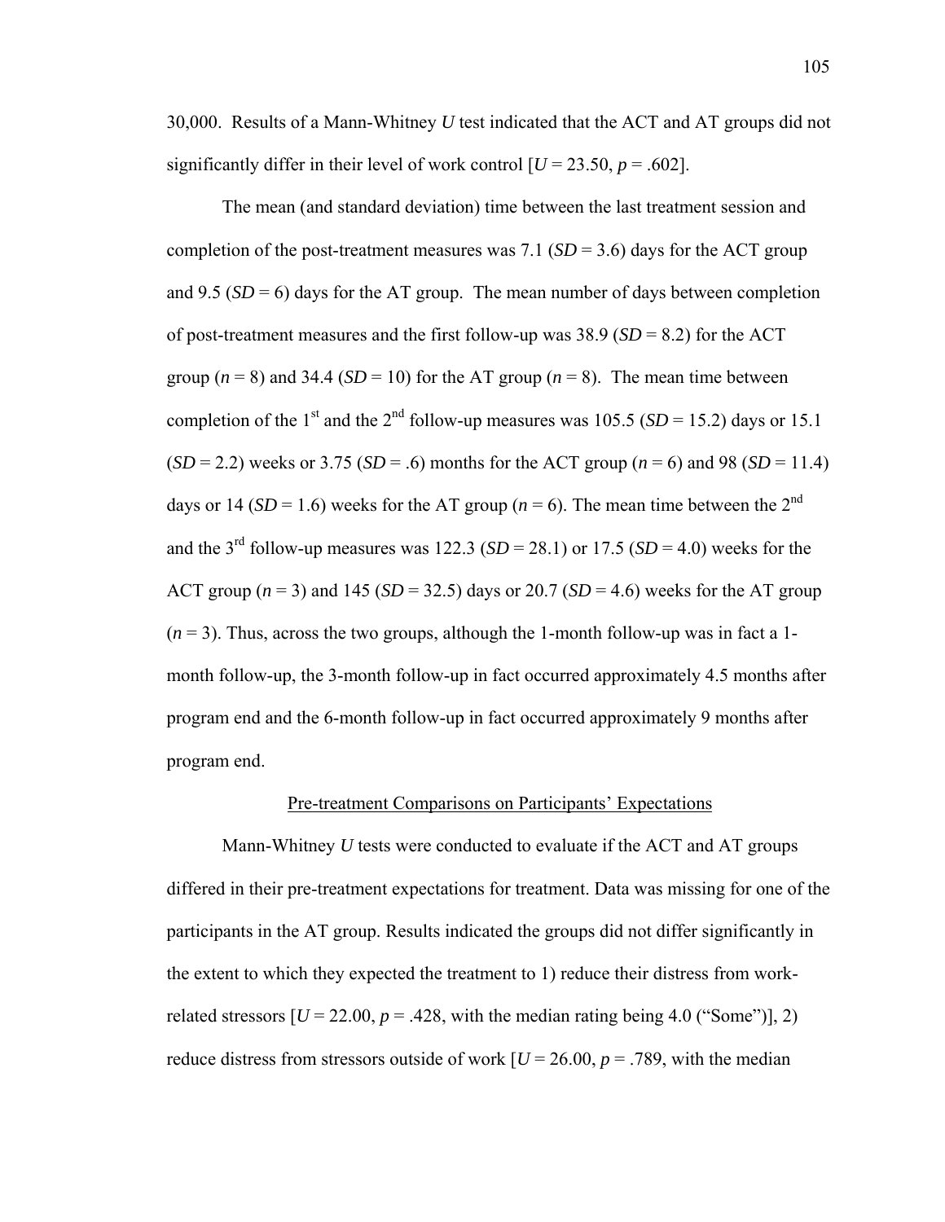30,000. Results of a Mann-Whitney *U* test indicated that the ACT and AT groups did not significantly differ in their level of work control [$U = 23.50$, $p = .602$].

The mean (and standard deviation) time between the last treatment session and completion of the post-treatment measures was 7.1 (*SD* = 3.6) days for the ACT group and 9.5 (*SD* = 6) days for the AT group. The mean number of days between completion of post-treatment measures and the first follow-up was 38.9 (*SD* = 8.2) for the ACT group ($n = 8$) and 34.4 (*SD* = 10) for the AT group ($n = 8$). The mean time between completion of the 1st and the 2nd follow-up measures was 105.5 (*SD* = 15.2) days or 15.1 (*SD* = 2.2) weeks or 3.75 (*SD* = .6) months for the ACT group ($n = 6$) and 98 (*SD* = 11.4) days or 14 (*SD* = 1.6) weeks for the AT group ($n = 6$). The mean time between the 2nd and the 3rd follow-up measures was 122.3 (*SD* = 28.1) or 17.5 (*SD* = 4.0) weeks for the ACT group ($n = 3$) and 145 (*SD* = 32.5) days or 20.7 (*SD* = 4.6) weeks for the AT group ($n = 3$). Thus, across the two groups, although the 1-month follow-up was in fact a 1-month follow-up, the 3-month follow-up in fact occurred approximately 4.5 months after program end and the 6-month follow-up in fact occurred approximately 9 months after program end.

## Pre-treatment Comparisons on Participants' Expectations

Mann-Whitney *U* tests were conducted to evaluate if the ACT and AT groups differed in their pre-treatment expectations for treatment. Data was missing for one of the participants in the AT group. Results indicated the groups did not differ significantly in the extent to which they expected the treatment to 1) reduce their distress from work-related stressors [$U = 22.00$, $p = .428$, with the median rating being 4.0 ("Some")], 2) reduce distress from stressors outside of work [$U = 26.00$, $p = .789$, with the median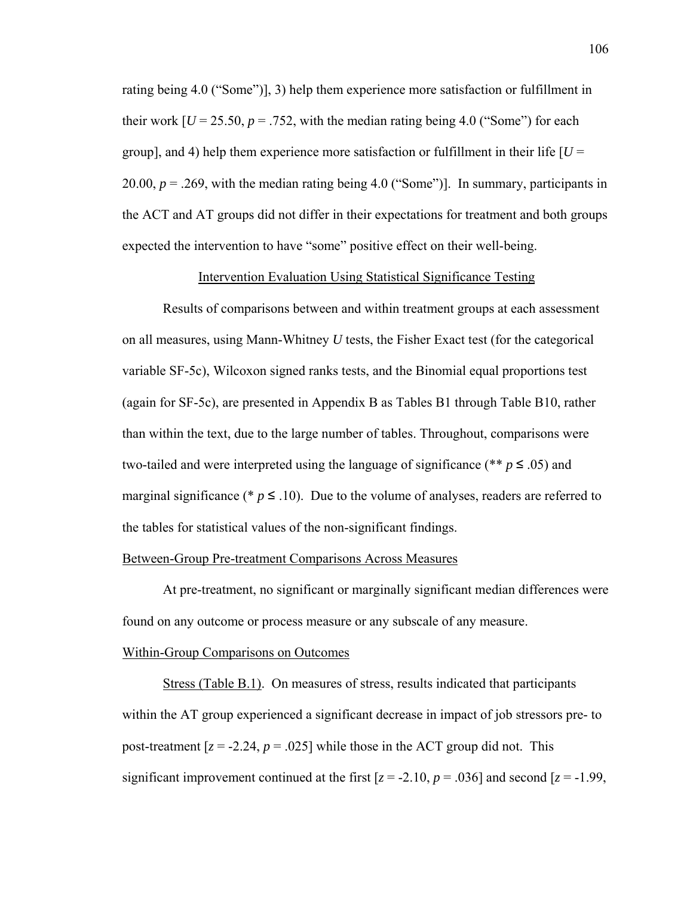rating being 4.0 ("Some")], 3) help them experience more satisfaction or fulfillment in their work [$U = 25.50$, $p = .752$, with the median rating being 4.0 ("Some") for each group], and 4) help them experience more satisfaction or fulfillment in their life [$U = 20.00$, $p = .269$, with the median rating being 4.0 ("Some")]. In summary, participants in the ACT and AT groups did not differ in their expectations for treatment and both groups expected the intervention to have "some" positive effect on their well-being.

## Intervention Evaluation Using Statistical Significance Testing

Results of comparisons between and within treatment groups at each assessment on all measures, using Mann-Whitney *U* tests, the Fisher Exact test (for the categorical variable SF-5c), Wilcoxon signed ranks tests, and the Binomial equal proportions test (again for SF-5c), are presented in Appendix B as Tables B1 through Table B10, rather than within the text, due to the large number of tables. Throughout, comparisons were two-tailed and were interpreted using the language of significance (** $p \leq .05$) and marginal significance (* $p \leq .10$). Due to the volume of analyses, readers are referred to the tables for statistical values of the non-significant findings.

### Between-Group Pre-treatment Comparisons Across Measures

At pre-treatment, no significant or marginally significant median differences were found on any outcome or process measure or any subscale of any measure.

### Within-Group Comparisons on Outcomes

Stress (Table B.1). On measures of stress, results indicated that participants within the AT group experienced a significant decrease in impact of job stressors pre- to post-treatment [$z = -2.24$, $p = .025$] while those in the ACT group did not. This significant improvement continued at the first [$z = -2.10$, $p = .036$] and second [$z = -1.99$,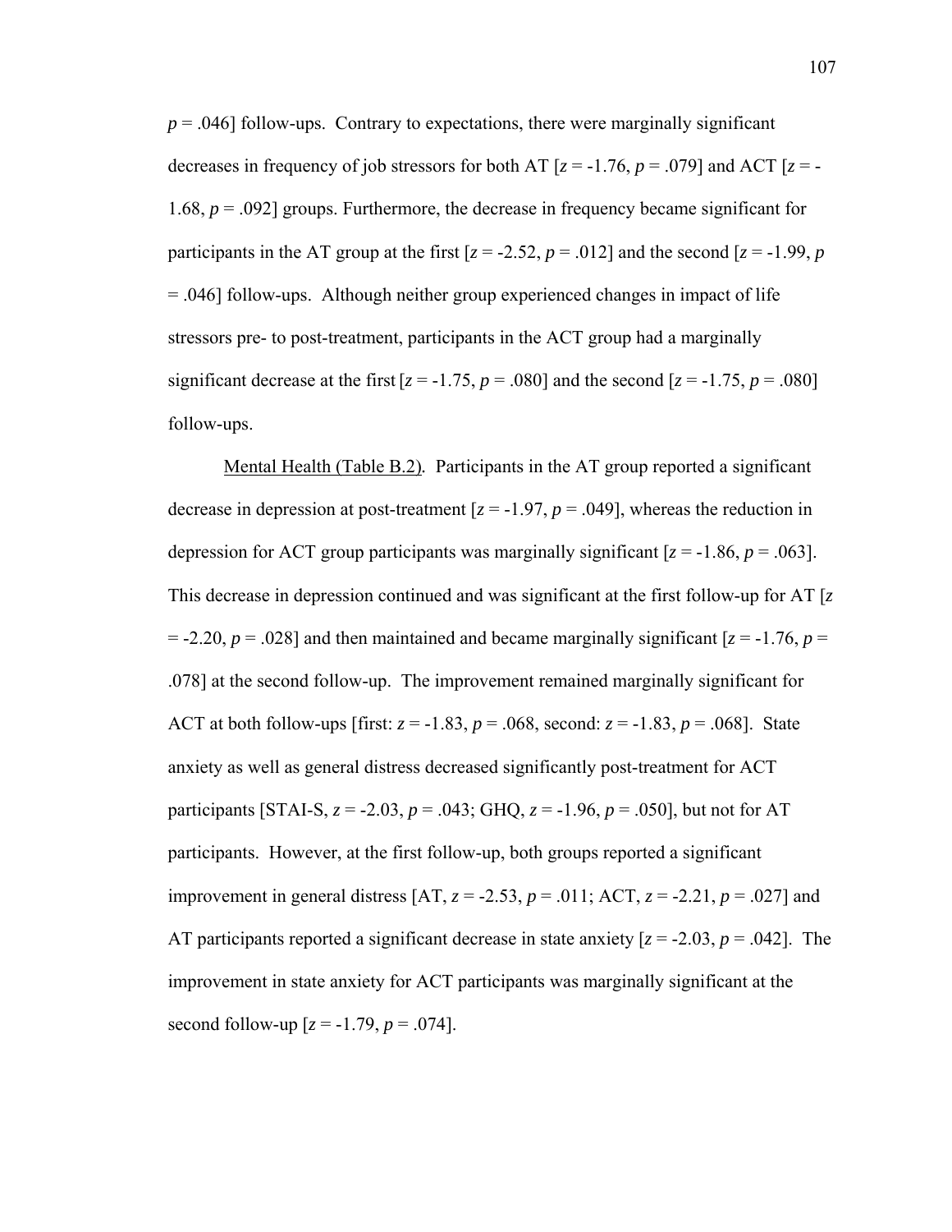$p = .046$] follow-ups. Contrary to expectations, there were marginally significant decreases in frequency of job stressors for both AT [$z = -1.76$, $p = .079$] and ACT [$z = -1.68$, $p = .092$] groups. Furthermore, the decrease in frequency became significant for participants in the AT group at the first [$z = -2.52$, $p = .012$] and the second [$z = -1.99$, $p = .046$] follow-ups. Although neither group experienced changes in impact of life stressors pre- to post-treatment, participants in the ACT group had a marginally significant decrease at the first [$z = -1.75$, $p = .080$] and the second [$z = -1.75$, $p = .080$] follow-ups.

Mental Health (Table B.2). Participants in the AT group reported a significant decrease in depression at post-treatment [$z = -1.97$, $p = .049$], whereas the reduction in depression for ACT group participants was marginally significant [$z = -1.86$, $p = .063$]. This decrease in depression continued and was significant at the first follow-up for AT [$z = -2.20$, $p = .028$] and then maintained and became marginally significant [$z = -1.76$, $p = .078$] at the second follow-up. The improvement remained marginally significant for ACT at both follow-ups [first: $z = -1.83$, $p = .068$, second: $z = -1.83$, $p = .068$]. State anxiety as well as general distress decreased significantly post-treatment for ACT participants [STAI-S, $z = -2.03$, $p = .043$; GHQ, $z = -1.96$, $p = .050$], but not for AT participants. However, at the first follow-up, both groups reported a significant improvement in general distress [AT, $z = -2.53$, $p = .011$; ACT, $z = -2.21$, $p = .027$] and AT participants reported a significant decrease in state anxiety [$z = -2.03$, $p = .042$]. The improvement in state anxiety for ACT participants was marginally significant at the second follow-up [$z = -1.79$, $p = .074$].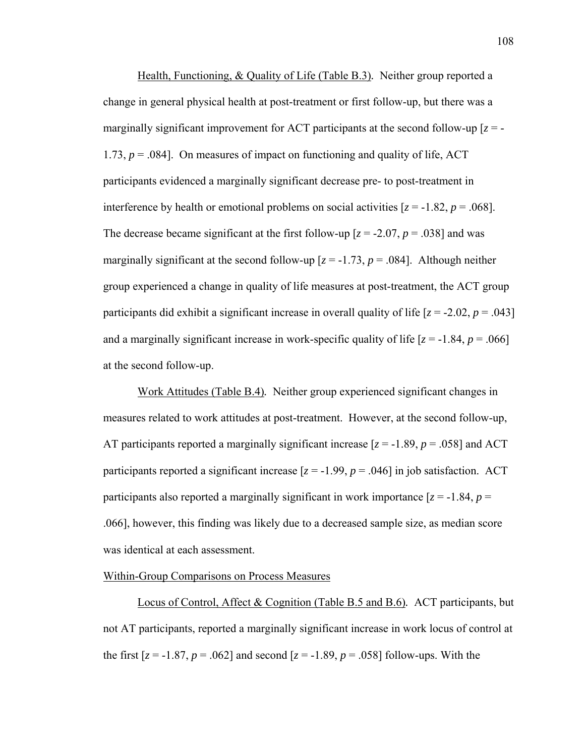Health, Functioning, & Quality of Life (Table B.3). Neither group reported a change in general physical health at post-treatment or first follow-up, but there was a marginally significant improvement for ACT participants at the second follow-up [$z = -1.73$, $p = .084$]. On measures of impact on functioning and quality of life, ACT participants evidenced a marginally significant decrease pre- to post-treatment in interference by health or emotional problems on social activities [$z = -1.82$, $p = .068$]. The decrease became significant at the first follow-up [$z = -2.07$, $p = .038$] and was marginally significant at the second follow-up [$z = -1.73$, $p = .084$]. Although neither group experienced a change in quality of life measures at post-treatment, the ACT group participants did exhibit a significant increase in overall quality of life [$z = -2.02$, $p = .043$] and a marginally significant increase in work-specific quality of life [$z = -1.84$, $p = .066$] at the second follow-up.

Work Attitudes (Table B.4). Neither group experienced significant changes in measures related to work attitudes at post-treatment. However, at the second follow-up, AT participants reported a marginally significant increase [$z = -1.89$, $p = .058$] and ACT participants reported a significant increase [$z = -1.99$, $p = .046$] in job satisfaction. ACT participants also reported a marginally significant in work importance [$z = -1.84$, $p = .066$], however, this finding was likely due to a decreased sample size, as median score was identical at each assessment.

Within-Group Comparisons on Process Measures

Locus of Control, Affect & Cognition (Table B.5 and B.6). ACT participants, but not AT participants, reported a marginally significant increase in work locus of control at the first [$z = -1.87$, $p = .062$] and second [$z = -1.89$, $p = .058$] follow-ups. With the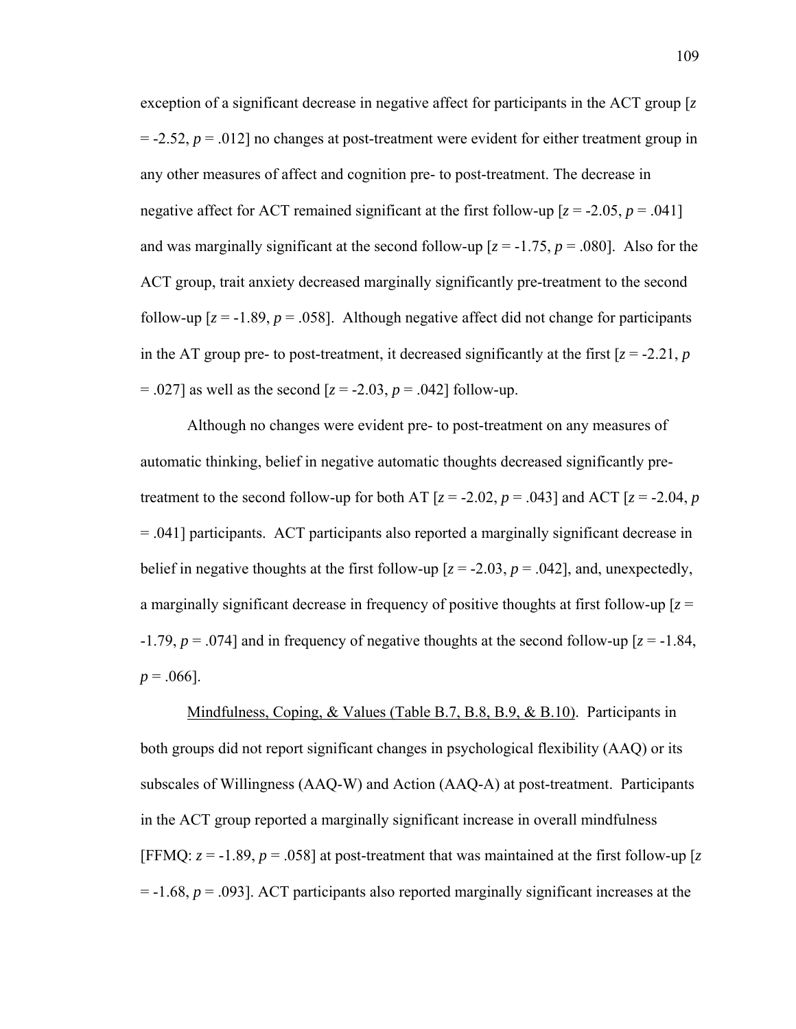exception of a significant decrease in negative affect for participants in the ACT group [$z = -2.52$, $p = .012$] no changes at post-treatment were evident for either treatment group in any other measures of affect and cognition pre- to post-treatment. The decrease in negative affect for ACT remained significant at the first follow-up [$z = -2.05$, $p = .041$] and was marginally significant at the second follow-up [$z = -1.75$, $p = .080$]. Also for the ACT group, trait anxiety decreased marginally significantly pre-treatment to the second follow-up [$z = -1.89$, $p = .058$]. Although negative affect did not change for participants in the AT group pre- to post-treatment, it decreased significantly at the first [$z = -2.21$, $p = .027$] as well as the second [$z = -2.03$, $p = .042$] follow-up.

Although no changes were evident pre- to post-treatment on any measures of automatic thinking, belief in negative automatic thoughts decreased significantly pre-treatment to the second follow-up for both AT [$z = -2.02$, $p = .043$] and ACT [$z = -2.04$, $p = .041$] participants. ACT participants also reported a marginally significant decrease in belief in negative thoughts at the first follow-up [$z = -2.03$, $p = .042$], and, unexpectedly, a marginally significant decrease in frequency of positive thoughts at first follow-up [$z = -1.79$, $p = .074$] and in frequency of negative thoughts at the second follow-up [$z = -1.84$, $p = .066$].

Mindfulness, Coping, & Values (Table B.7, B.8, B.9, & B.10). Participants in both groups did not report significant changes in psychological flexibility (AAQ) or its subscales of Willingness (AAQ-W) and Action (AAQ-A) at post-treatment. Participants in the ACT group reported a marginally significant increase in overall mindfulness [FFMQ: $z = -1.89$, $p = .058$] at post-treatment that was maintained at the first follow-up [$z = -1.68$, $p = .093$]. ACT participants also reported marginally significant increases at the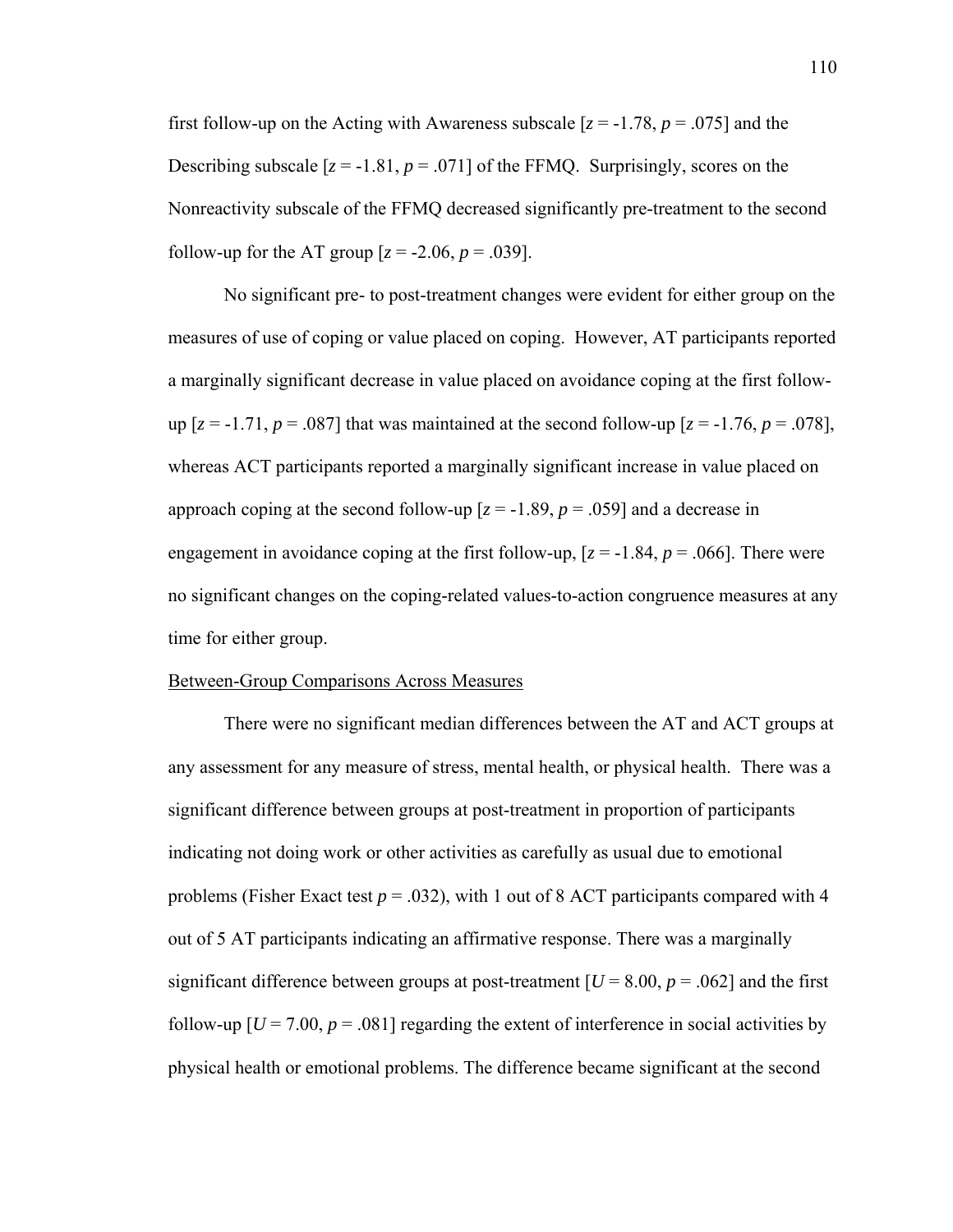first follow-up on the Acting with Awareness subscale [$z = -1.78$, $p = .075$] and the Describing subscale [$z = -1.81$, $p = .071$] of the FFMQ. Surprisingly, scores on the Nonreactivity subscale of the FFMQ decreased significantly pre-treatment to the second follow-up for the AT group [$z = -2.06$, $p = .039$].

No significant pre- to post-treatment changes were evident for either group on the measures of use of coping or value placed on coping. However, AT participants reported a marginally significant decrease in value placed on avoidance coping at the first follow-up [$z = -1.71$, $p = .087$] that was maintained at the second follow-up [$z = -1.76$, $p = .078$], whereas ACT participants reported a marginally significant increase in value placed on approach coping at the second follow-up [$z = -1.89$, $p = .059$] and a decrease in engagement in avoidance coping at the first follow-up, [$z = -1.84$, $p = .066$]. There were no significant changes on the coping-related values-to-action congruence measures at any time for either group.

Between-Group Comparisons Across Measures

There were no significant median differences between the AT and ACT groups at any assessment for any measure of stress, mental health, or physical health. There was a significant difference between groups at post-treatment in proportion of participants indicating not doing work or other activities as carefully as usual due to emotional problems (Fisher Exact test $p = .032$), with 1 out of 8 ACT participants compared with 4 out of 5 AT participants indicating an affirmative response. There was a marginally significant difference between groups at post-treatment [$U = 8.00$, $p = .062$] and the first follow-up [$U = 7.00$, $p = .081$] regarding the extent of interference in social activities by physical health or emotional problems. The difference became significant at the second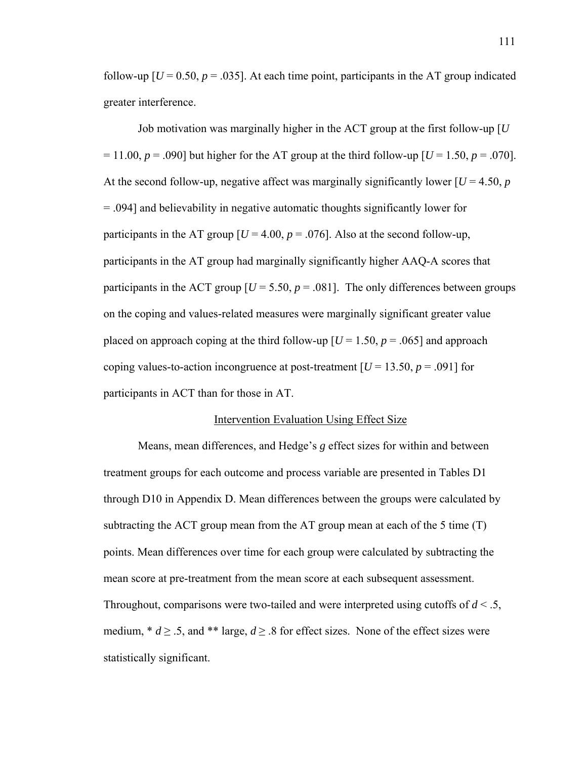follow-up [$U = 0.50$, $p = .035$]. At each time point, participants in the AT group indicated greater interference.

Job motivation was marginally higher in the ACT group at the first follow-up [$U = 11.00$, $p = .090$] but higher for the AT group at the third follow-up [$U = 1.50$, $p = .070$]. At the second follow-up, negative affect was marginally significantly lower [$U = 4.50$, $p = .094$] and believability in negative automatic thoughts significantly lower for participants in the AT group [$U = 4.00$, $p = .076$]. Also at the second follow-up, participants in the AT group had marginally significantly higher AAQ-A scores that participants in the ACT group [$U = 5.50$, $p = .081$]. The only differences between groups on the coping and values-related measures were marginally significant greater value placed on approach coping at the third follow-up [$U = 1.50$, $p = .065$] and approach coping values-to-action incongruence at post-treatment [$U = 13.50$, $p = .091$] for participants in ACT than for those in AT.

## Intervention Evaluation Using Effect Size

Means, mean differences, and Hedge's *g* effect sizes for within and between treatment groups for each outcome and process variable are presented in Tables D1 through D10 in Appendix D. Mean differences between the groups were calculated by subtracting the ACT group mean from the AT group mean at each of the 5 time (T) points. Mean differences over time for each group were calculated by subtracting the mean score at pre-treatment from the mean score at each subsequent assessment. Throughout, comparisons were two-tailed and were interpreted using cutoffs of $d < .5$, medium, * $d \geq .5$, and ** large, $d \geq .8$ for effect sizes. None of the effect sizes were statistically significant.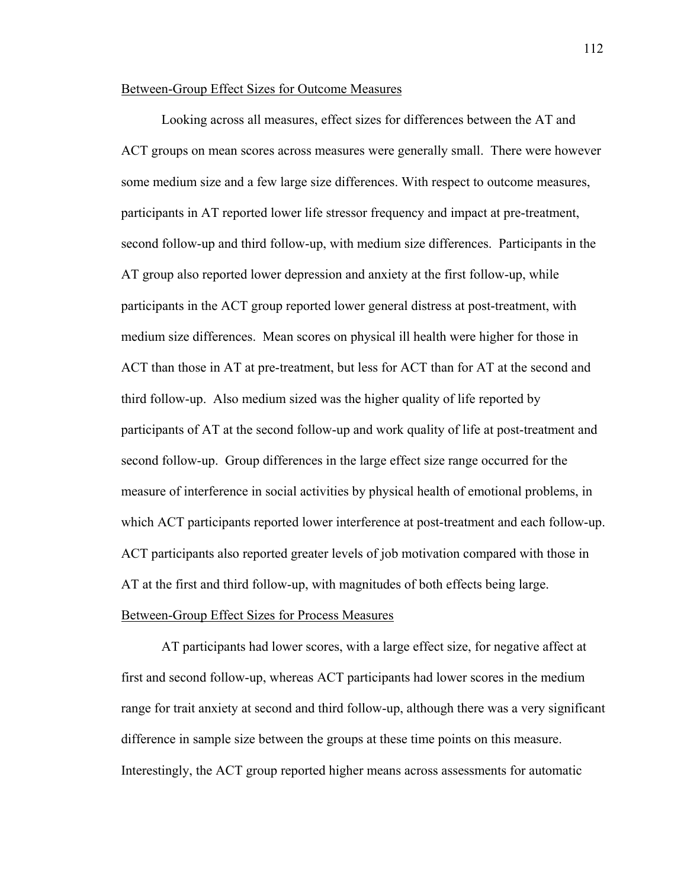Between-Group Effect Sizes for Outcome Measures

Looking across all measures, effect sizes for differences between the AT and ACT groups on mean scores across measures were generally small. There were however some medium size and a few large size differences. With respect to outcome measures, participants in AT reported lower life stressor frequency and impact at pre-treatment, second follow-up and third follow-up, with medium size differences. Participants in the AT group also reported lower depression and anxiety at the first follow-up, while participants in the ACT group reported lower general distress at post-treatment, with medium size differences. Mean scores on physical ill health were higher for those in ACT than those in AT at pre-treatment, but less for ACT than for AT at the second and third follow-up. Also medium sized was the higher quality of life reported by participants of AT at the second follow-up and work quality of life at post-treatment and second follow-up. Group differences in the large effect size range occurred for the measure of interference in social activities by physical health of emotional problems, in which ACT participants reported lower interference at post-treatment and each follow-up. ACT participants also reported greater levels of job motivation compared with those in AT at the first and third follow-up, with magnitudes of both effects being large.

Between-Group Effect Sizes for Process Measures

AT participants had lower scores, with a large effect size, for negative affect at first and second follow-up, whereas ACT participants had lower scores in the medium range for trait anxiety at second and third follow-up, although there was a very significant difference in sample size between the groups at these time points on this measure. Interestingly, the ACT group reported higher means across assessments for automatic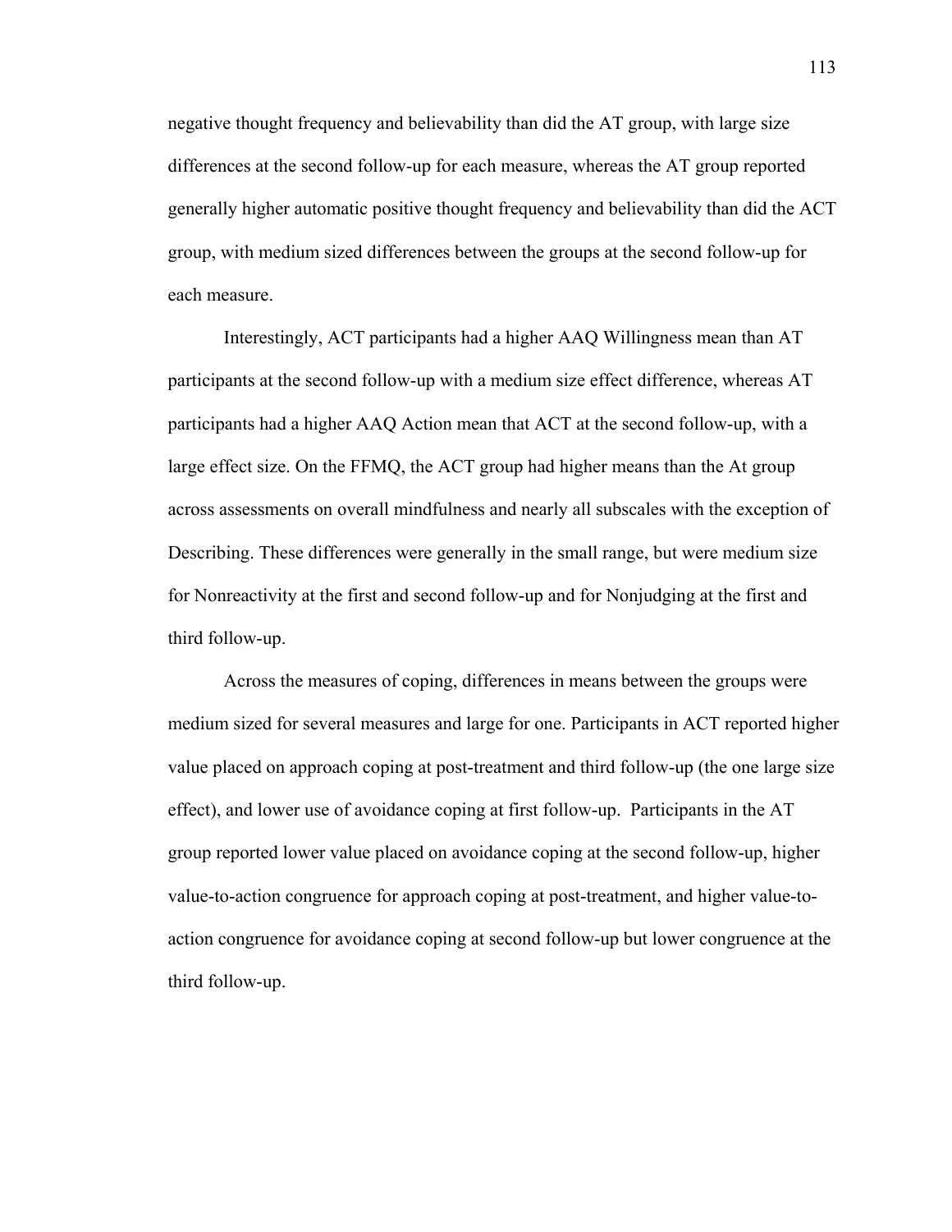negative thought frequency and believability than did the AT group, with large size differences at the second follow-up for each measure, whereas the AT group reported generally higher automatic positive thought frequency and believability than did the ACT group, with medium sized differences between the groups at the second follow-up for each measure.

Interestingly, ACT participants had a higher AAQ Willingness mean than AT participants at the second follow-up with a medium size effect difference, whereas AT participants had a higher AAQ Action mean that ACT at the second follow-up, with a large effect size. On the FFMQ, the ACT group had higher means than the At group across assessments on overall mindfulness and nearly all subscales with the exception of Describing. These differences were generally in the small range, but were medium size for Nonreactivity at the first and second follow-up and for Nonjudging at the first and third follow-up.

Across the measures of coping, differences in means between the groups were medium sized for several measures and large for one. Participants in ACT reported higher value placed on approach coping at post-treatment and third follow-up (the one large size effect), and lower use of avoidance coping at first follow-up. Participants in the AT group reported lower value placed on avoidance coping at the second follow-up, higher value-to-action congruence for approach coping at post-treatment, and higher value-to-action congruence for avoidance coping at second follow-up but lower congruence at the third follow-up.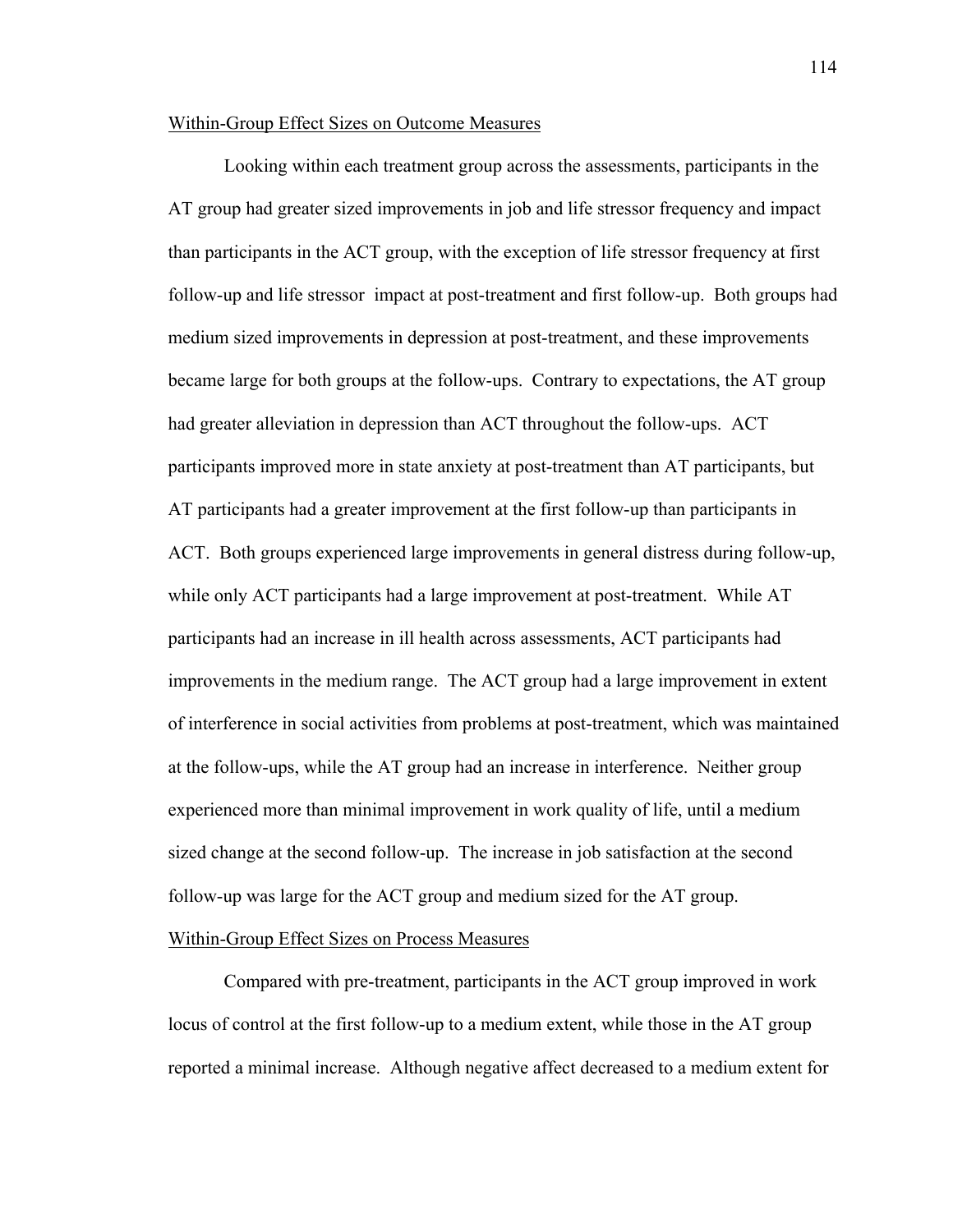Within-Group Effect Sizes on Outcome Measures

Looking within each treatment group across the assessments, participants in the AT group had greater sized improvements in job and life stressor frequency and impact than participants in the ACT group, with the exception of life stressor frequency at first follow-up and life stressor impact at post-treatment and first follow-up. Both groups had medium sized improvements in depression at post-treatment, and these improvements became large for both groups at the follow-ups. Contrary to expectations, the AT group had greater alleviation in depression than ACT throughout the follow-ups. ACT participants improved more in state anxiety at post-treatment than AT participants, but AT participants had a greater improvement at the first follow-up than participants in ACT. Both groups experienced large improvements in general distress during follow-up, while only ACT participants had a large improvement at post-treatment. While AT participants had an increase in ill health across assessments, ACT participants had improvements in the medium range. The ACT group had a large improvement in extent of interference in social activities from problems at post-treatment, which was maintained at the follow-ups, while the AT group had an increase in interference. Neither group experienced more than minimal improvement in work quality of life, until a medium sized change at the second follow-up. The increase in job satisfaction at the second follow-up was large for the ACT group and medium sized for the AT group.

Within-Group Effect Sizes on Process Measures

Compared with pre-treatment, participants in the ACT group improved in work locus of control at the first follow-up to a medium extent, while those in the AT group reported a minimal increase. Although negative affect decreased to a medium extent for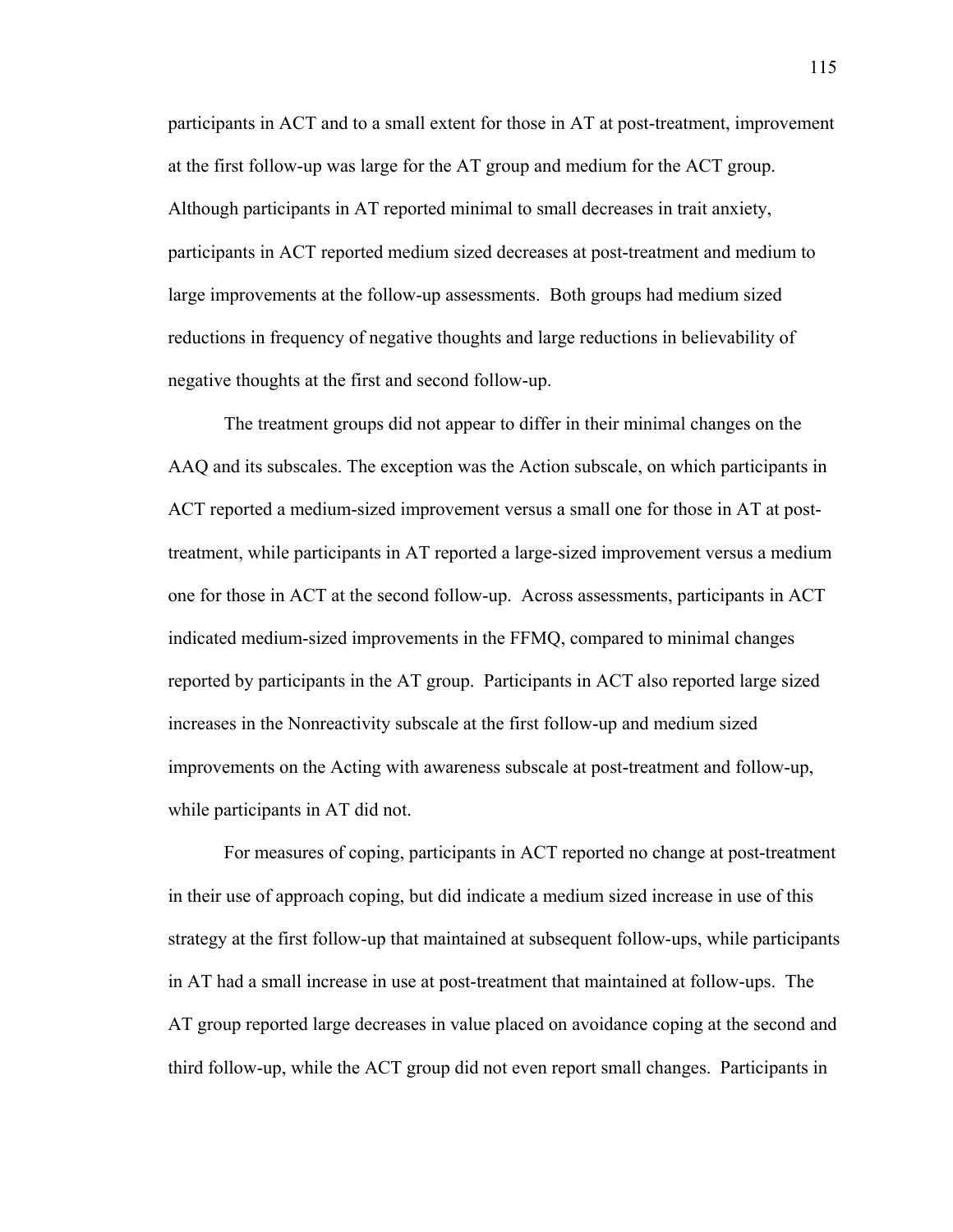participants in ACT and to a small extent for those in AT at post-treatment, improvement at the first follow-up was large for the AT group and medium for the ACT group. Although participants in AT reported minimal to small decreases in trait anxiety, participants in ACT reported medium sized decreases at post-treatment and medium to large improvements at the follow-up assessments. Both groups had medium sized reductions in frequency of negative thoughts and large reductions in believability of negative thoughts at the first and second follow-up.

The treatment groups did not appear to differ in their minimal changes on the AAQ and its subscales. The exception was the Action subscale, on which participants in ACT reported a medium-sized improvement versus a small one for those in AT at post-treatment, while participants in AT reported a large-sized improvement versus a medium one for those in ACT at the second follow-up. Across assessments, participants in ACT indicated medium-sized improvements in the FFMQ, compared to minimal changes reported by participants in the AT group. Participants in ACT also reported large sized increases in the Nonreactivity subscale at the first follow-up and medium sized improvements on the Acting with awareness subscale at post-treatment and follow-up, while participants in AT did not.

For measures of coping, participants in ACT reported no change at post-treatment in their use of approach coping, but did indicate a medium sized increase in use of this strategy at the first follow-up that maintained at subsequent follow-ups, while participants in AT had a small increase in use at post-treatment that maintained at follow-ups. The AT group reported large decreases in value placed on avoidance coping at the second and third follow-up, while the ACT group did not even report small changes. Participants in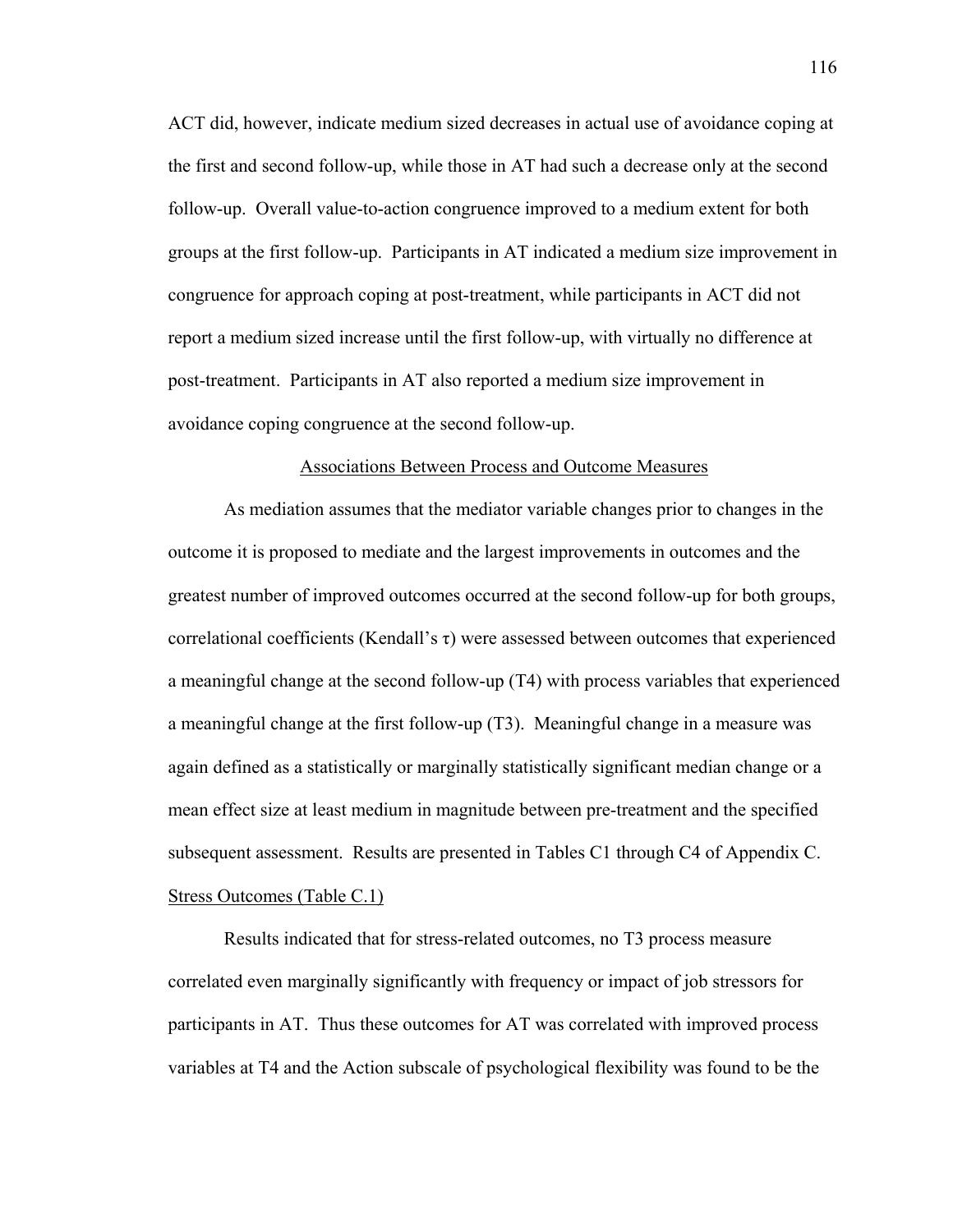ACT did, however, indicate medium sized decreases in actual use of avoidance coping at the first and second follow-up, while those in AT had such a decrease only at the second follow-up. Overall value-to-action congruence improved to a medium extent for both groups at the first follow-up. Participants in AT indicated a medium size improvement in congruence for approach coping at post-treatment, while participants in ACT did not report a medium sized increase until the first follow-up, with virtually no difference at post-treatment. Participants in AT also reported a medium size improvement in avoidance coping congruence at the second follow-up.

## Associations Between Process and Outcome Measures

As mediation assumes that the mediator variable changes prior to changes in the outcome it is proposed to mediate and the largest improvements in outcomes and the greatest number of improved outcomes occurred at the second follow-up for both groups, correlational coefficients (Kendall's $\tau$) were assessed between outcomes that experienced a meaningful change at the second follow-up (T4) with process variables that experienced a meaningful change at the first follow-up (T3). Meaningful change in a measure was again defined as a statistically or marginally statistically significant median change or a mean effect size at least medium in magnitude between pre-treatment and the specified subsequent assessment. Results are presented in Tables C1 through C4 of Appendix C.

### Stress Outcomes (Table C.1)

Results indicated that for stress-related outcomes, no T3 process measure correlated even marginally significantly with frequency or impact of job stressors for participants in AT. Thus these outcomes for AT was correlated with improved process variables at T4 and the Action subscale of psychological flexibility was found to be the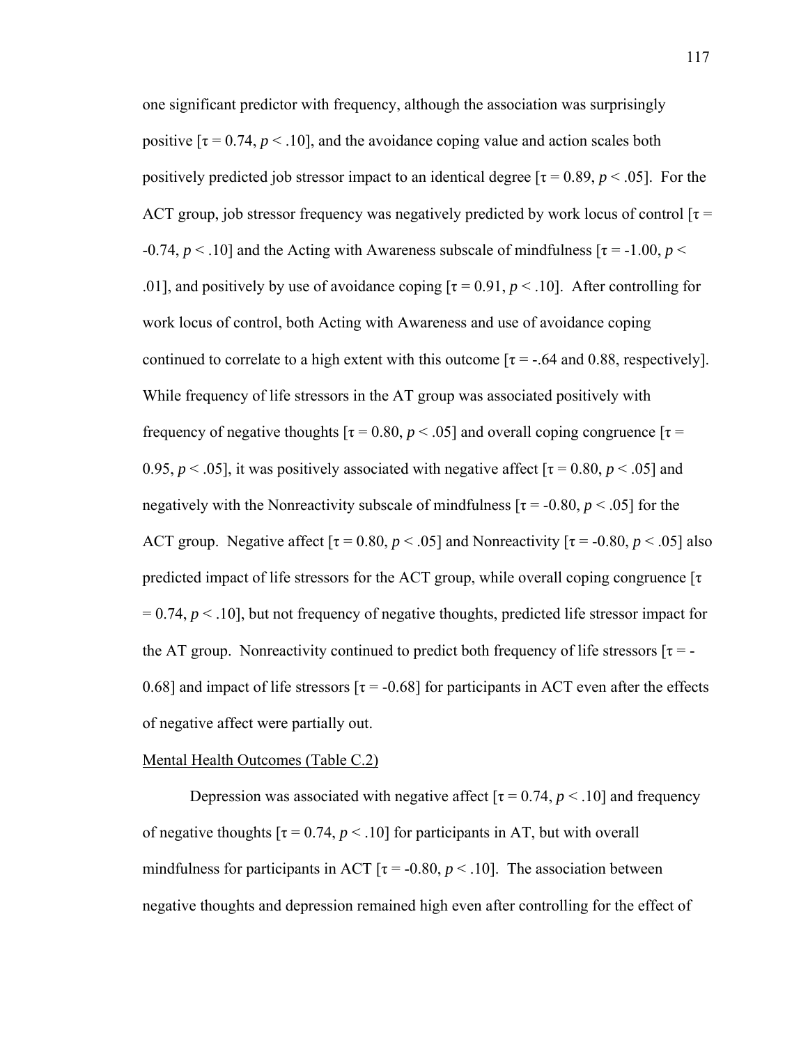one significant predictor with frequency, although the association was surprisingly positive [$\tau = 0.74$, $p < .10$], and the avoidance coping value and action scales both positively predicted job stressor impact to an identical degree [$\tau = 0.89$, $p < .05$]. For the ACT group, job stressor frequency was negatively predicted by work locus of control [$\tau = -0.74$, $p < .10$] and the Acting with Awareness subscale of mindfulness [$\tau = -1.00$, $p < .01$], and positively by use of avoidance coping [$\tau = 0.91$, $p < .10$]. After controlling for work locus of control, both Acting with Awareness and use of avoidance coping continued to correlate to a high extent with this outcome [$\tau = -.64$ and 0.88, respectively]. While frequency of life stressors in the AT group was associated positively with frequency of negative thoughts [$\tau = 0.80$, $p < .05$] and overall coping congruence [$\tau = 0.95$, $p < .05$], it was positively associated with negative affect [$\tau = 0.80$, $p < .05$] and negatively with the Nonreactivity subscale of mindfulness [$\tau = -0.80$, $p < .05$] for the ACT group. Negative affect [$\tau = 0.80$, $p < .05$] and Nonreactivity [$\tau = -0.80$, $p < .05$] also predicted impact of life stressors for the ACT group, while overall coping congruence [$\tau = 0.74$, $p < .10$], but not frequency of negative thoughts, predicted life stressor impact for the AT group. Nonreactivity continued to predict both frequency of life stressors [$\tau = -0.68$] and impact of life stressors [$\tau = -0.68$] for participants in ACT even after the effects of negative affect were partially out.

Mental Health Outcomes (Table C.2)

Depression was associated with negative affect [$\tau = 0.74$, $p < .10$] and frequency of negative thoughts [$\tau = 0.74$, $p < .10$] for participants in AT, but with overall mindfulness for participants in ACT [$\tau = -0.80$, $p < .10$]. The association between negative thoughts and depression remained high even after controlling for the effect of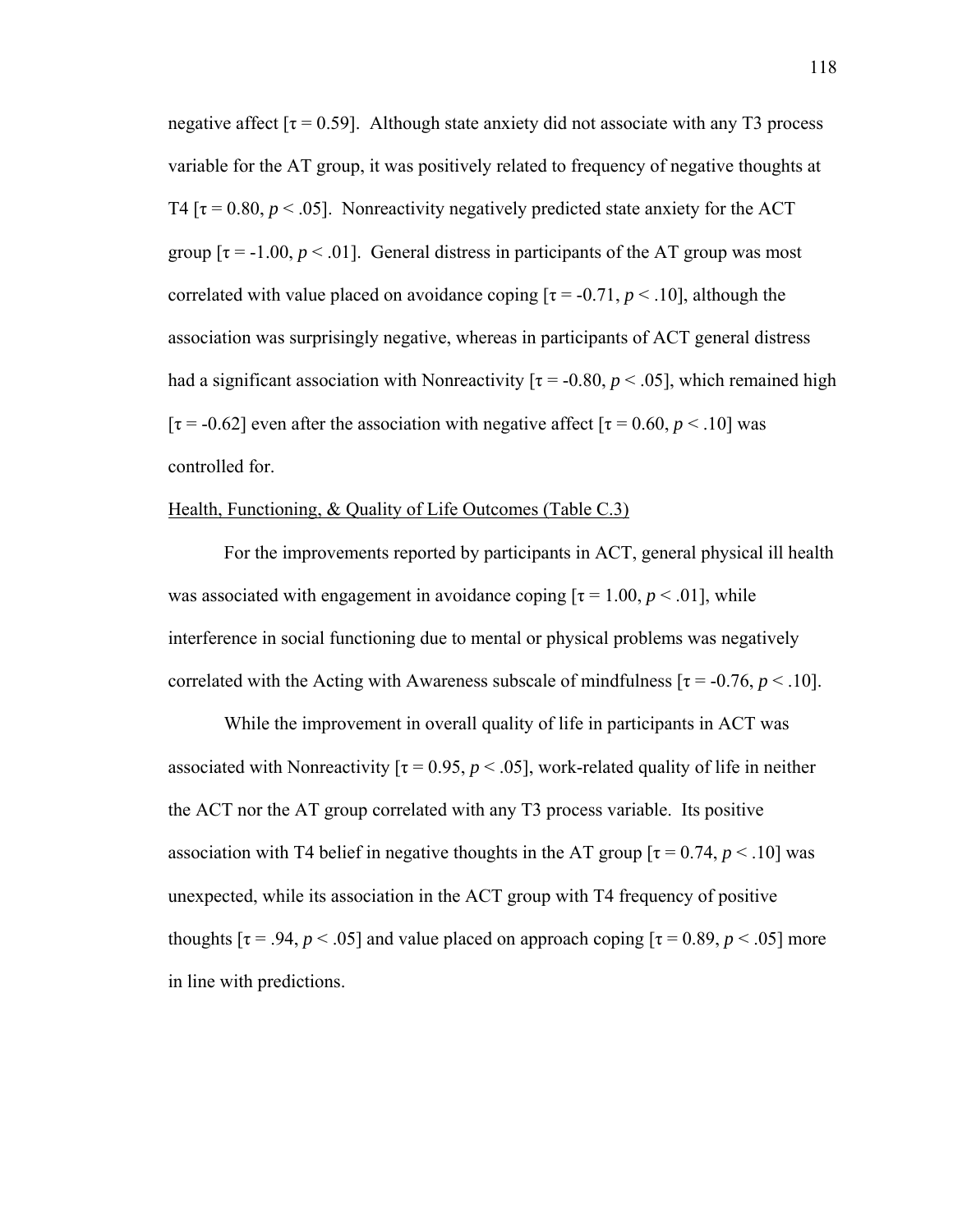negative affect [$\tau = 0.59$]. Although state anxiety did not associate with any T3 process variable for the AT group, it was positively related to frequency of negative thoughts at T4 [$\tau = 0.80$, $p < .05$]. Nonreactivity negatively predicted state anxiety for the ACT group [$\tau = -1.00$, $p < .01$]. General distress in participants of the AT group was most correlated with value placed on avoidance coping [$\tau = -0.71$, $p < .10$], although the association was surprisingly negative, whereas in participants of ACT general distress had a significant association with Nonreactivity [$\tau = -0.80$, $p < .05$], which remained high [$\tau = -0.62$] even after the association with negative affect [$\tau = 0.60$, $p < .10$] was controlled for.

Health, Functioning, & Quality of Life Outcomes (Table C.3)

For the improvements reported by participants in ACT, general physical ill health was associated with engagement in avoidance coping [$\tau = 1.00$, $p < .01$], while interference in social functioning due to mental or physical problems was negatively correlated with the Acting with Awareness subscale of mindfulness [$\tau = -0.76$, $p < .10$].

While the improvement in overall quality of life in participants in ACT was associated with Nonreactivity [$\tau = 0.95$, $p < .05$], work-related quality of life in neither the ACT nor the AT group correlated with any T3 process variable. Its positive association with T4 belief in negative thoughts in the AT group [$\tau = 0.74$, $p < .10$] was unexpected, while its association in the ACT group with T4 frequency of positive thoughts [$\tau = .94$, $p < .05$] and value placed on approach coping [$\tau = 0.89$, $p < .05$] more in line with predictions.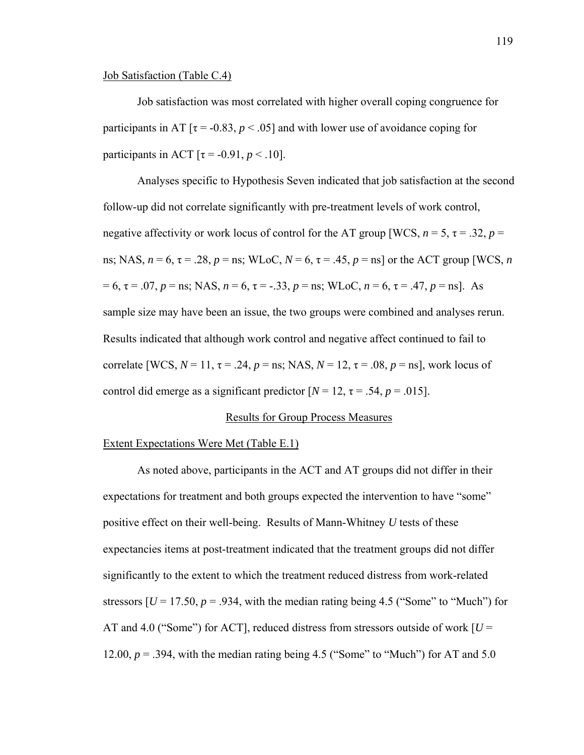Job Satisfaction (Table C.4)

Job satisfaction was most correlated with higher overall coping congruence for participants in AT [$\tau = -0.83$, $p < .05$] and with lower use of avoidance coping for participants in ACT [$\tau = -0.91$, $p < .10$].

Analyses specific to Hypothesis Seven indicated that job satisfaction at the second follow-up did not correlate significantly with pre-treatment levels of work control, negative affectivity or work locus of control for the AT group [WCS, $n = 5$, $\tau = .32$, $p =$ ns; NAS, $n = 6$, $\tau = .28$, $p =$ ns; WLoC, $N = 6$, $\tau = .45$, $p =$ ns] or the ACT group [WCS, $n = 6$, $\tau = .07$, $p =$ ns; NAS, $n = 6$, $\tau = -.33$, $p =$ ns; WLoC, $n = 6$, $\tau = .47$, $p =$ ns]. As sample size may have been an issue, the two groups were combined and analyses rerun. Results indicated that although work control and negative affect continued to fail to correlate [WCS, $N = 11$, $\tau = .24$, $p =$ ns; NAS, $N = 12$, $\tau = .08$, $p =$ ns], work locus of control did emerge as a significant predictor [$N = 12$, $\tau = .54$, $p = .015$].

## Results for Group Process Measures

Extent Expectations Were Met (Table E.1)

As noted above, participants in the ACT and AT groups did not differ in their expectations for treatment and both groups expected the intervention to have "some" positive effect on their well-being. Results of Mann-Whitney *U* tests of these expectancies items at post-treatment indicated that the treatment groups did not differ significantly to the extent to which the treatment reduced distress from work-related stressors [$U = 17.50$, $p = .934$, with the median rating being 4.5 ("Some" to "Much") for AT and 4.0 ("Some") for ACT], reduced distress from stressors outside of work [$U = 12.00$, $p = .394$, with the median rating being 4.5 ("Some" to "Much") for AT and 5.0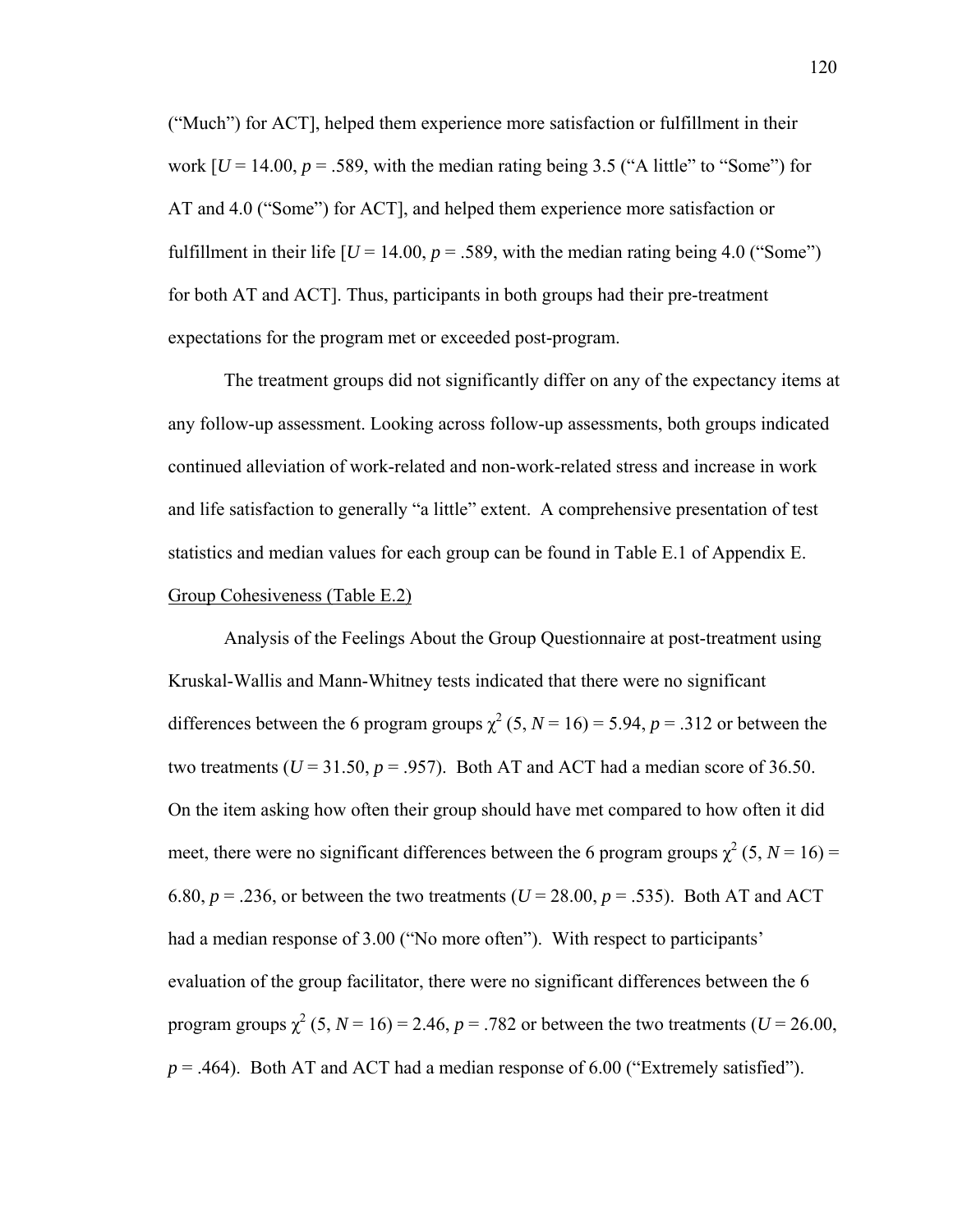("Much") for ACT], helped them experience more satisfaction or fulfillment in their work [$U$ = 14.00, $p$ = .589, with the median rating being 3.5 ("A little" to "Some") for AT and 4.0 ("Some") for ACT], and helped them experience more satisfaction or fulfillment in their life [$U$ = 14.00, $p$ = .589, with the median rating being 4.0 ("Some") for both AT and ACT]. Thus, participants in both groups had their pre-treatment expectations for the program met or exceeded post-program.

The treatment groups did not significantly differ on any of the expectancy items at any follow-up assessment. Looking across follow-up assessments, both groups indicated continued alleviation of work-related and non-work-related stress and increase in work and life satisfaction to generally "a little" extent. A comprehensive presentation of test statistics and median values for each group can be found in Table E.1 of Appendix E.

Group Cohesiveness (Table E.2)

Analysis of the Feelings About the Group Questionnaire at post-treatment using Kruskal-Wallis and Mann-Whitney tests indicated that there were no significant differences between the 6 program groups $\chi^2$ (5, $N$ = 16) = 5.94, $p$ = .312 or between the two treatments ($U$ = 31.50, $p$ = .957). Both AT and ACT had a median score of 36.50. On the item asking how often their group should have met compared to how often it did meet, there were no significant differences between the 6 program groups $\chi^2$ (5, $N$ = 16) = 6.80, $p$ = .236, or between the two treatments ($U$ = 28.00, $p$ = .535). Both AT and ACT had a median response of 3.00 ("No more often"). With respect to participants' evaluation of the group facilitator, there were no significant differences between the 6 program groups $\chi^2$ (5, $N$ = 16) = 2.46, $p$ = .782 or between the two treatments ($U$ = 26.00, $p$ = .464). Both AT and ACT had a median response of 6.00 ("Extremely satisfied").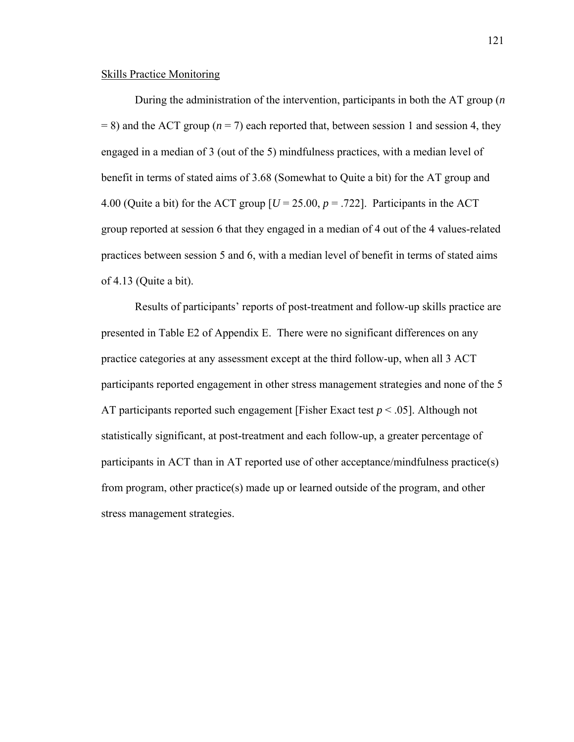Skills Practice Monitoring

During the administration of the intervention, participants in both the AT group ($n = 8$) and the ACT group ($n = 7$) each reported that, between session 1 and session 4, they engaged in a median of 3 (out of the 5) mindfulness practices, with a median level of benefit in terms of stated aims of 3.68 (Somewhat to Quite a bit) for the AT group and 4.00 (Quite a bit) for the ACT group [$U = 25.00$, $p = .722$]. Participants in the ACT group reported at session 6 that they engaged in a median of 4 out of the 4 values-related practices between session 5 and 6, with a median level of benefit in terms of stated aims of 4.13 (Quite a bit).

Results of participants' reports of post-treatment and follow-up skills practice are presented in Table E2 of Appendix E. There were no significant differences on any practice categories at any assessment except at the third follow-up, when all 3 ACT participants reported engagement in other stress management strategies and none of the 5 AT participants reported such engagement [Fisher Exact test $p < .05$]. Although not statistically significant, at post-treatment and each follow-up, a greater percentage of participants in ACT than in AT reported use of other acceptance/mindfulness practice(s) from program, other practice(s) made up or learned outside of the program, and other stress management strategies.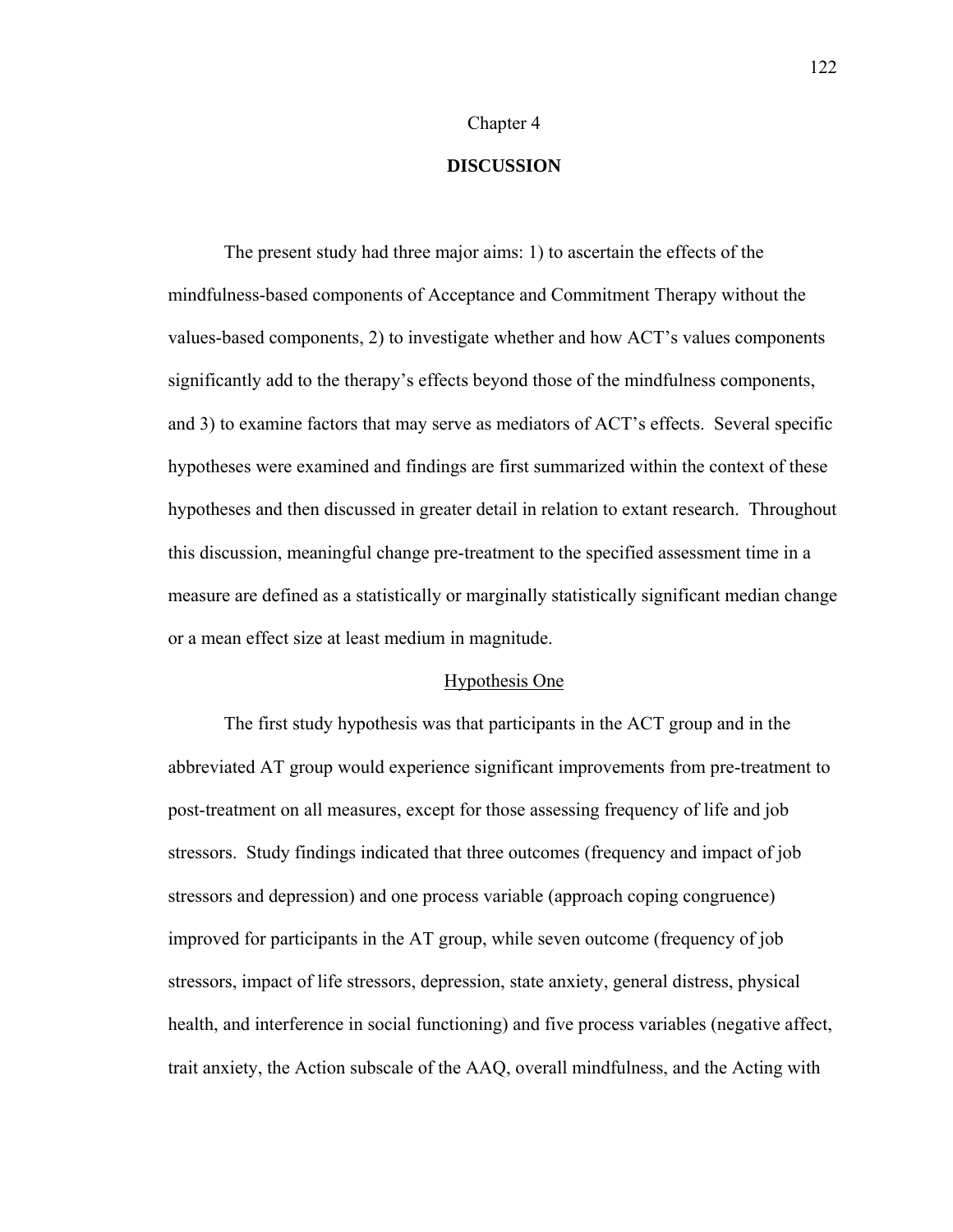# Chapter 4

## DISCUSSION

The present study had three major aims: 1) to ascertain the effects of the mindfulness-based components of Acceptance and Commitment Therapy without the values-based components, 2) to investigate whether and how ACT's values components significantly add to the therapy's effects beyond those of the mindfulness components, and 3) to examine factors that may serve as mediators of ACT's effects. Several specific hypotheses were examined and findings are first summarized within the context of these hypotheses and then discussed in greater detail in relation to extant research. Throughout this discussion, meaningful change pre-treatment to the specified assessment time in a measure are defined as a statistically or marginally statistically significant median change or a mean effect size at least medium in magnitude.

### Hypothesis One

The first study hypothesis was that participants in the ACT group and in the abbreviated AT group would experience significant improvements from pre-treatment to post-treatment on all measures, except for those assessing frequency of life and job stressors. Study findings indicated that three outcomes (frequency and impact of job stressors and depression) and one process variable (approach coping congruence) improved for participants in the AT group, while seven outcome (frequency of job stressors, impact of life stressors, depression, state anxiety, general distress, physical health, and interference in social functioning) and five process variables (negative affect, trait anxiety, the Action subscale of the AAQ, overall mindfulness, and the Acting with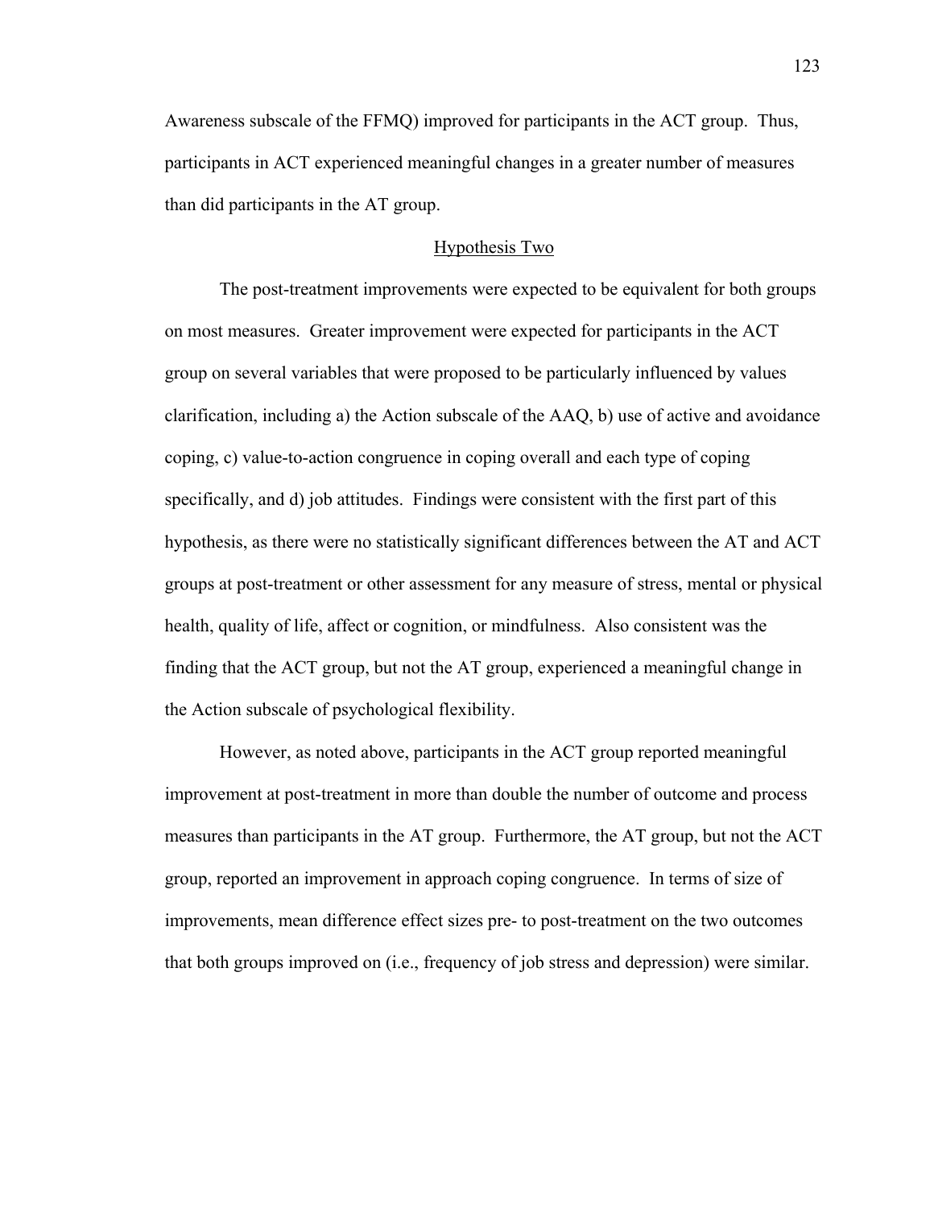Awareness subscale of the FFMQ) improved for participants in the ACT group. Thus, participants in ACT experienced meaningful changes in a greater number of measures than did participants in the AT group.

## Hypothesis Two

The post-treatment improvements were expected to be equivalent for both groups on most measures. Greater improvement were expected for participants in the ACT group on several variables that were proposed to be particularly influenced by values clarification, including a) the Action subscale of the AAQ, b) use of active and avoidance coping, c) value-to-action congruence in coping overall and each type of coping specifically, and d) job attitudes. Findings were consistent with the first part of this hypothesis, as there were no statistically significant differences between the AT and ACT groups at post-treatment or other assessment for any measure of stress, mental or physical health, quality of life, affect or cognition, or mindfulness. Also consistent was the finding that the ACT group, but not the AT group, experienced a meaningful change in the Action subscale of psychological flexibility.

However, as noted above, participants in the ACT group reported meaningful improvement at post-treatment in more than double the number of outcome and process measures than participants in the AT group. Furthermore, the AT group, but not the ACT group, reported an improvement in approach coping congruence. In terms of size of improvements, mean difference effect sizes pre- to post-treatment on the two outcomes that both groups improved on (i.e., frequency of job stress and depression) were similar.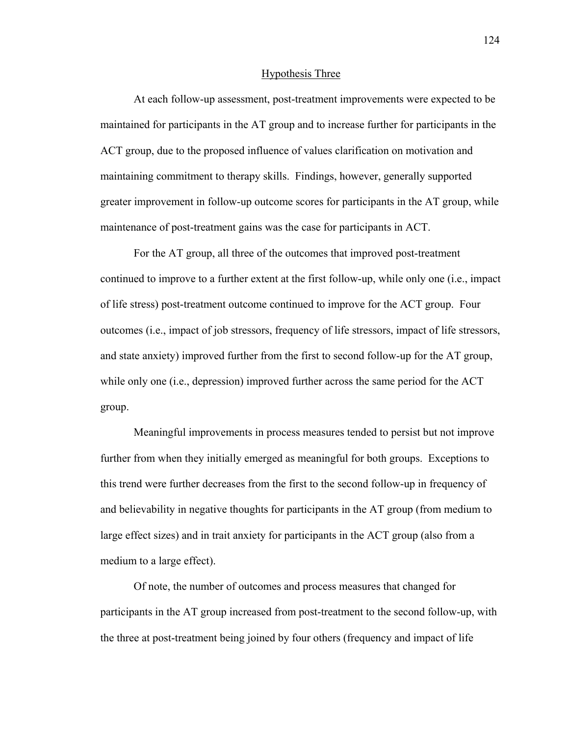## Hypothesis Three

At each follow-up assessment, post-treatment improvements were expected to be maintained for participants in the AT group and to increase further for participants in the ACT group, due to the proposed influence of values clarification on motivation and maintaining commitment to therapy skills. Findings, however, generally supported greater improvement in follow-up outcome scores for participants in the AT group, while maintenance of post-treatment gains was the case for participants in ACT.

For the AT group, all three of the outcomes that improved post-treatment continued to improve to a further extent at the first follow-up, while only one (i.e., impact of life stress) post-treatment outcome continued to improve for the ACT group. Four outcomes (i.e., impact of job stressors, frequency of life stressors, impact of life stressors, and state anxiety) improved further from the first to second follow-up for the AT group, while only one (i.e., depression) improved further across the same period for the ACT group.

Meaningful improvements in process measures tended to persist but not improve further from when they initially emerged as meaningful for both groups. Exceptions to this trend were further decreases from the first to the second follow-up in frequency of and believability in negative thoughts for participants in the AT group (from medium to large effect sizes) and in trait anxiety for participants in the ACT group (also from a medium to a large effect).

Of note, the number of outcomes and process measures that changed for participants in the AT group increased from post-treatment to the second follow-up, with the three at post-treatment being joined by four others (frequency and impact of life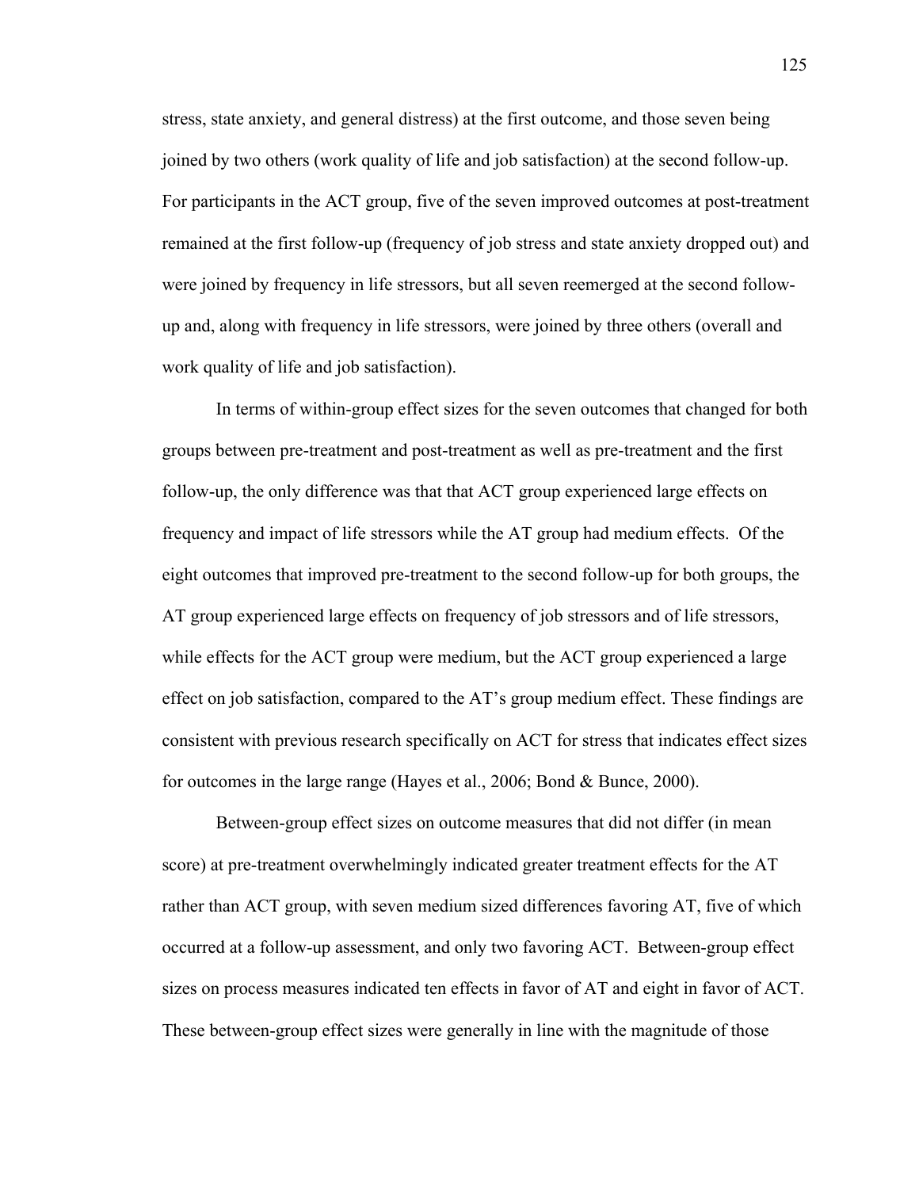stress, state anxiety, and general distress) at the first outcome, and those seven being joined by two others (work quality of life and job satisfaction) at the second follow-up. For participants in the ACT group, five of the seven improved outcomes at post-treatment remained at the first follow-up (frequency of job stress and state anxiety dropped out) and were joined by frequency in life stressors, but all seven reemerged at the second follow-up and, along with frequency in life stressors, were joined by three others (overall and work quality of life and job satisfaction).

In terms of within-group effect sizes for the seven outcomes that changed for both groups between pre-treatment and post-treatment as well as pre-treatment and the first follow-up, the only difference was that that ACT group experienced large effects on frequency and impact of life stressors while the AT group had medium effects. Of the eight outcomes that improved pre-treatment to the second follow-up for both groups, the AT group experienced large effects on frequency of job stressors and of life stressors, while effects for the ACT group were medium, but the ACT group experienced a large effect on job satisfaction, compared to the AT's group medium effect. These findings are consistent with previous research specifically on ACT for stress that indicates effect sizes for outcomes in the large range (Hayes et al., 2006; Bond & Bunce, 2000).

Between-group effect sizes on outcome measures that did not differ (in mean score) at pre-treatment overwhelmingly indicated greater treatment effects for the AT rather than ACT group, with seven medium sized differences favoring AT, five of which occurred at a follow-up assessment, and only two favoring ACT. Between-group effect sizes on process measures indicated ten effects in favor of AT and eight in favor of ACT. These between-group effect sizes were generally in line with the magnitude of those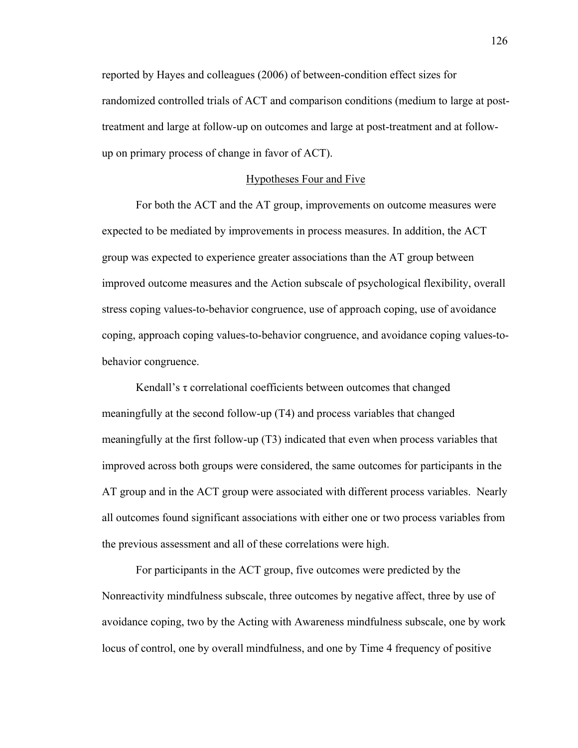reported by Hayes and colleagues (2006) of between-condition effect sizes for randomized controlled trials of ACT and comparison conditions (medium to large at post-treatment and large at follow-up on outcomes and large at post-treatment and at follow-up on primary process of change in favor of ACT).

## Hypotheses Four and Five

For both the ACT and the AT group, improvements on outcome measures were expected to be mediated by improvements in process measures. In addition, the ACT group was expected to experience greater associations than the AT group between improved outcome measures and the Action subscale of psychological flexibility, overall stress coping values-to-behavior congruence, use of approach coping, use of avoidance coping, approach coping values-to-behavior congruence, and avoidance coping values-to-behavior congruence.

Kendall's $\tau$ correlational coefficients between outcomes that changed meaningfully at the second follow-up (T4) and process variables that changed meaningfully at the first follow-up (T3) indicated that even when process variables that improved across both groups were considered, the same outcomes for participants in the AT group and in the ACT group were associated with different process variables. Nearly all outcomes found significant associations with either one or two process variables from the previous assessment and all of these correlations were high.

For participants in the ACT group, five outcomes were predicted by the Nonreactivity mindfulness subscale, three outcomes by negative affect, three by use of avoidance coping, two by the Acting with Awareness mindfulness subscale, one by work locus of control, one by overall mindfulness, and one by Time 4 frequency of positive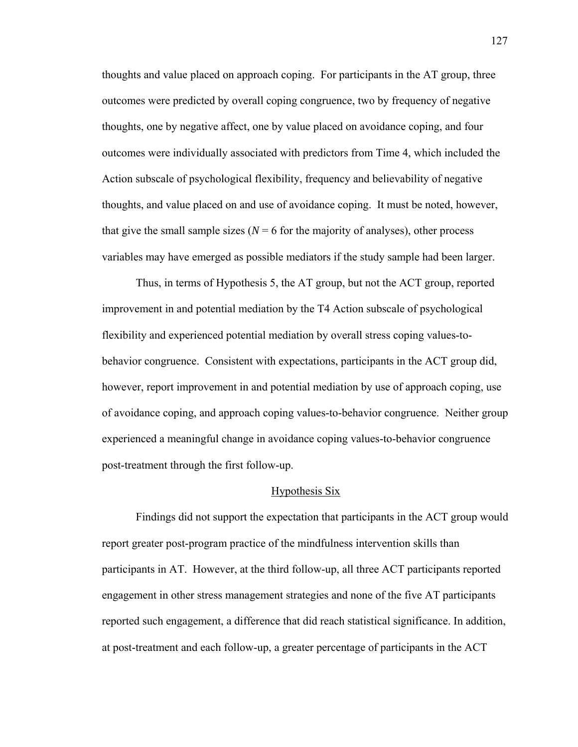thoughts and value placed on approach coping. For participants in the AT group, three outcomes were predicted by overall coping congruence, two by frequency of negative thoughts, one by negative affect, one by value placed on avoidance coping, and four outcomes were individually associated with predictors from Time 4, which included the Action subscale of psychological flexibility, frequency and believability of negative thoughts, and value placed on and use of avoidance coping. It must be noted, however, that give the small sample sizes ($N = 6$ for the majority of analyses), other process variables may have emerged as possible mediators if the study sample had been larger.

Thus, in terms of Hypothesis 5, the AT group, but not the ACT group, reported improvement in and potential mediation by the T4 Action subscale of psychological flexibility and experienced potential mediation by overall stress coping values-to-behavior congruence. Consistent with expectations, participants in the ACT group did, however, report improvement in and potential mediation by use of approach coping, use of avoidance coping, and approach coping values-to-behavior congruence. Neither group experienced a meaningful change in avoidance coping values-to-behavior congruence post-treatment through the first follow-up.

## Hypothesis Six

Findings did not support the expectation that participants in the ACT group would report greater post-program practice of the mindfulness intervention skills than participants in AT. However, at the third follow-up, all three ACT participants reported engagement in other stress management strategies and none of the five AT participants reported such engagement, a difference that did reach statistical significance. In addition, at post-treatment and each follow-up, a greater percentage of participants in the ACT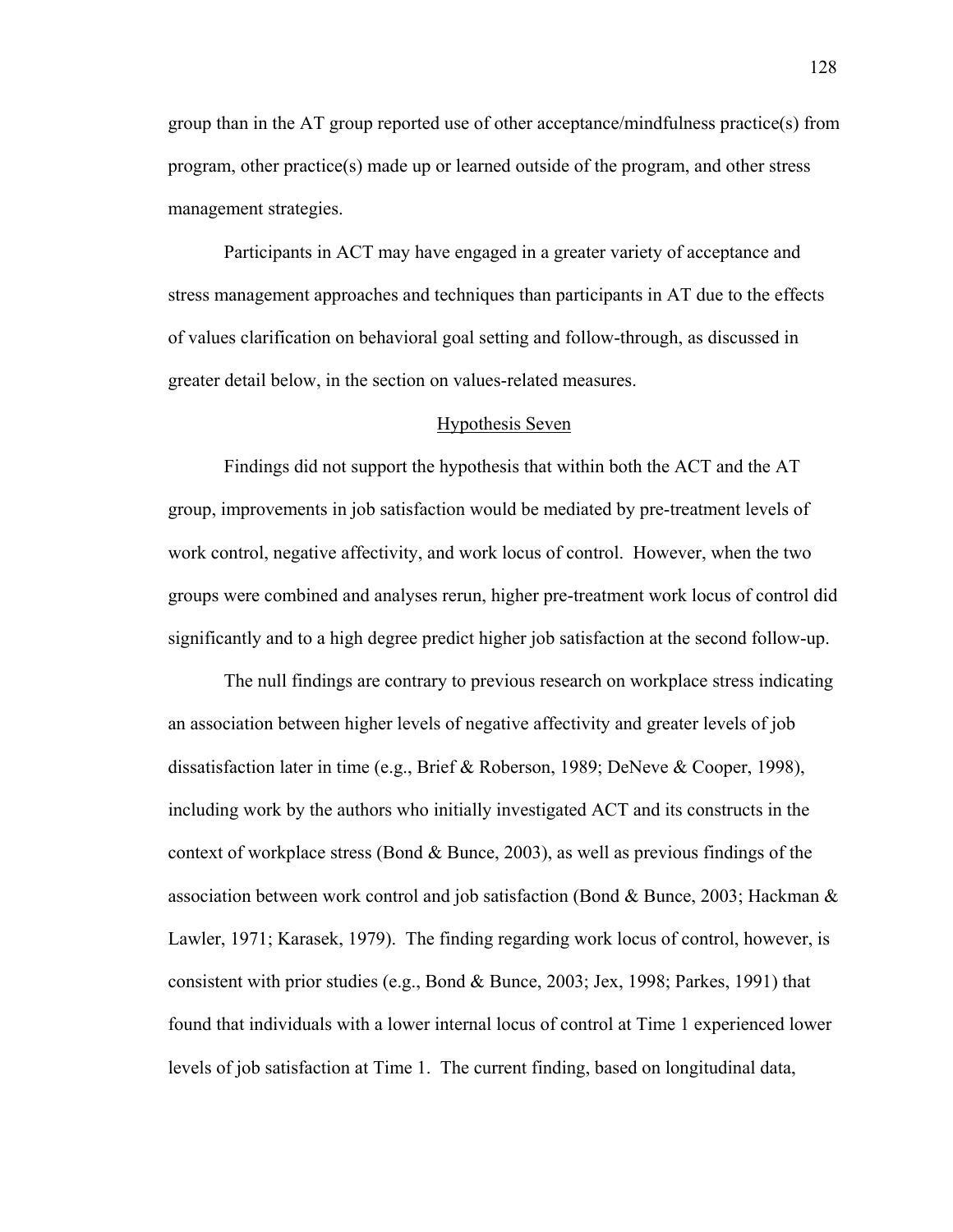group than in the AT group reported use of other acceptance/mindfulness practice(s) from program, other practice(s) made up or learned outside of the program, and other stress management strategies.

Participants in ACT may have engaged in a greater variety of acceptance and stress management approaches and techniques than participants in AT due to the effects of values clarification on behavioral goal setting and follow-through, as discussed in greater detail below, in the section on values-related measures.

## Hypothesis Seven

Findings did not support the hypothesis that within both the ACT and the AT group, improvements in job satisfaction would be mediated by pre-treatment levels of work control, negative affectivity, and work locus of control. However, when the two groups were combined and analyses rerun, higher pre-treatment work locus of control did significantly and to a high degree predict higher job satisfaction at the second follow-up.

The null findings are contrary to previous research on workplace stress indicating an association between higher levels of negative affectivity and greater levels of job dissatisfaction later in time (e.g., Brief & Roberson, 1989; DeNeve & Cooper, 1998), including work by the authors who initially investigated ACT and its constructs in the context of workplace stress (Bond & Bunce, 2003), as well as previous findings of the association between work control and job satisfaction (Bond & Bunce, 2003; Hackman & Lawler, 1971; Karasek, 1979). The finding regarding work locus of control, however, is consistent with prior studies (e.g., Bond & Bunce, 2003; Jex, 1998; Parkes, 1991) that found that individuals with a lower internal locus of control at Time 1 experienced lower levels of job satisfaction at Time 1. The current finding, based on longitudinal data,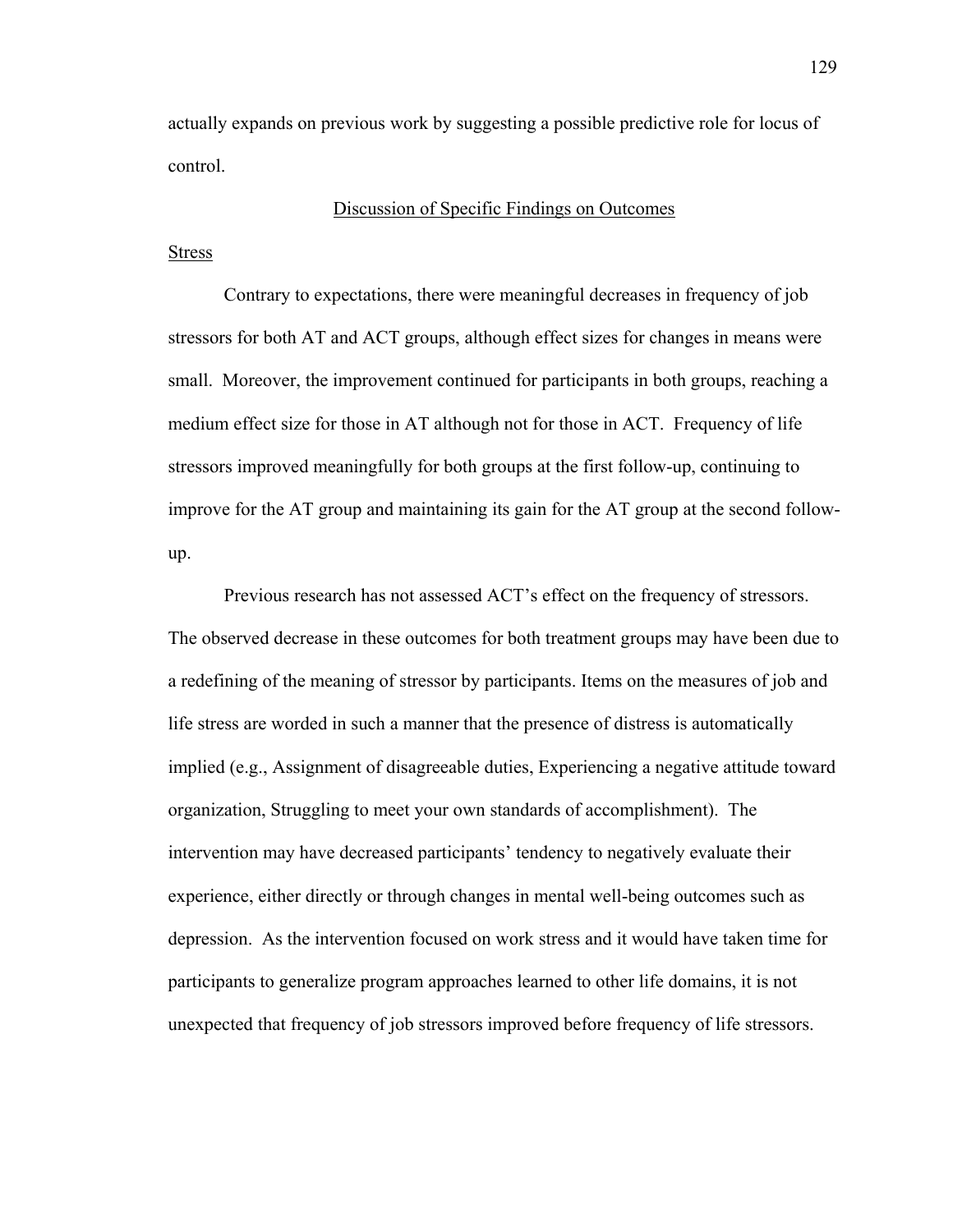actually expands on previous work by suggesting a possible predictive role for locus of control.

## Discussion of Specific Findings on Outcomes

### Stress

Contrary to expectations, there were meaningful decreases in frequency of job stressors for both AT and ACT groups, although effect sizes for changes in means were small. Moreover, the improvement continued for participants in both groups, reaching a medium effect size for those in AT although not for those in ACT. Frequency of life stressors improved meaningfully for both groups at the first follow-up, continuing to improve for the AT group and maintaining its gain for the AT group at the second follow-up.

Previous research has not assessed ACT's effect on the frequency of stressors. The observed decrease in these outcomes for both treatment groups may have been due to a redefining of the meaning of stressor by participants. Items on the measures of job and life stress are worded in such a manner that the presence of distress is automatically implied (e.g., Assignment of disagreeable duties, Experiencing a negative attitude toward organization, Struggling to meet your own standards of accomplishment). The intervention may have decreased participants' tendency to negatively evaluate their experience, either directly or through changes in mental well-being outcomes such as depression. As the intervention focused on work stress and it would have taken time for participants to generalize program approaches learned to other life domains, it is not unexpected that frequency of job stressors improved before frequency of life stressors.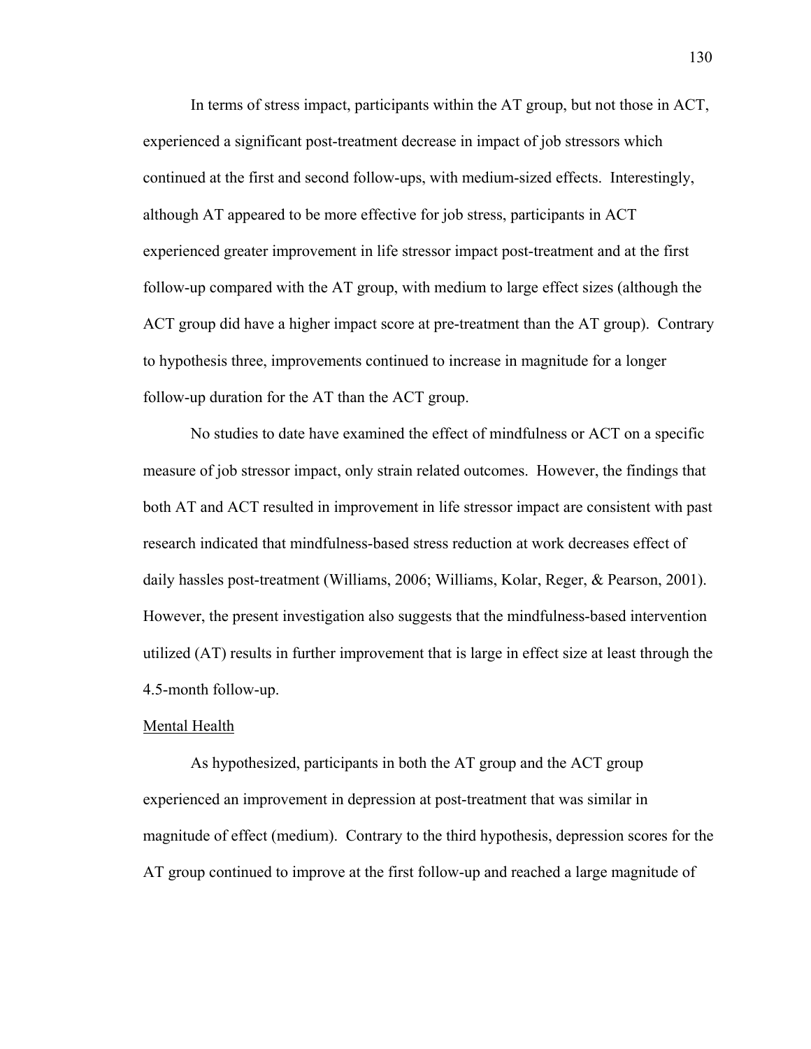In terms of stress impact, participants within the AT group, but not those in ACT, experienced a significant post-treatment decrease in impact of job stressors which continued at the first and second follow-ups, with medium-sized effects. Interestingly, although AT appeared to be more effective for job stress, participants in ACT experienced greater improvement in life stressor impact post-treatment and at the first follow-up compared with the AT group, with medium to large effect sizes (although the ACT group did have a higher impact score at pre-treatment than the AT group). Contrary to hypothesis three, improvements continued to increase in magnitude for a longer follow-up duration for the AT than the ACT group.

No studies to date have examined the effect of mindfulness or ACT on a specific measure of job stressor impact, only strain related outcomes. However, the findings that both AT and ACT resulted in improvement in life stressor impact are consistent with past research indicated that mindfulness-based stress reduction at work decreases effect of daily hassles post-treatment (Williams, 2006; Williams, Kolar, Reger, & Pearson, 2001). However, the present investigation also suggests that the mindfulness-based intervention utilized (AT) results in further improvement that is large in effect size at least through the 4.5-month follow-up.

Mental Health

As hypothesized, participants in both the AT group and the ACT group experienced an improvement in depression at post-treatment that was similar in magnitude of effect (medium). Contrary to the third hypothesis, depression scores for the AT group continued to improve at the first follow-up and reached a large magnitude of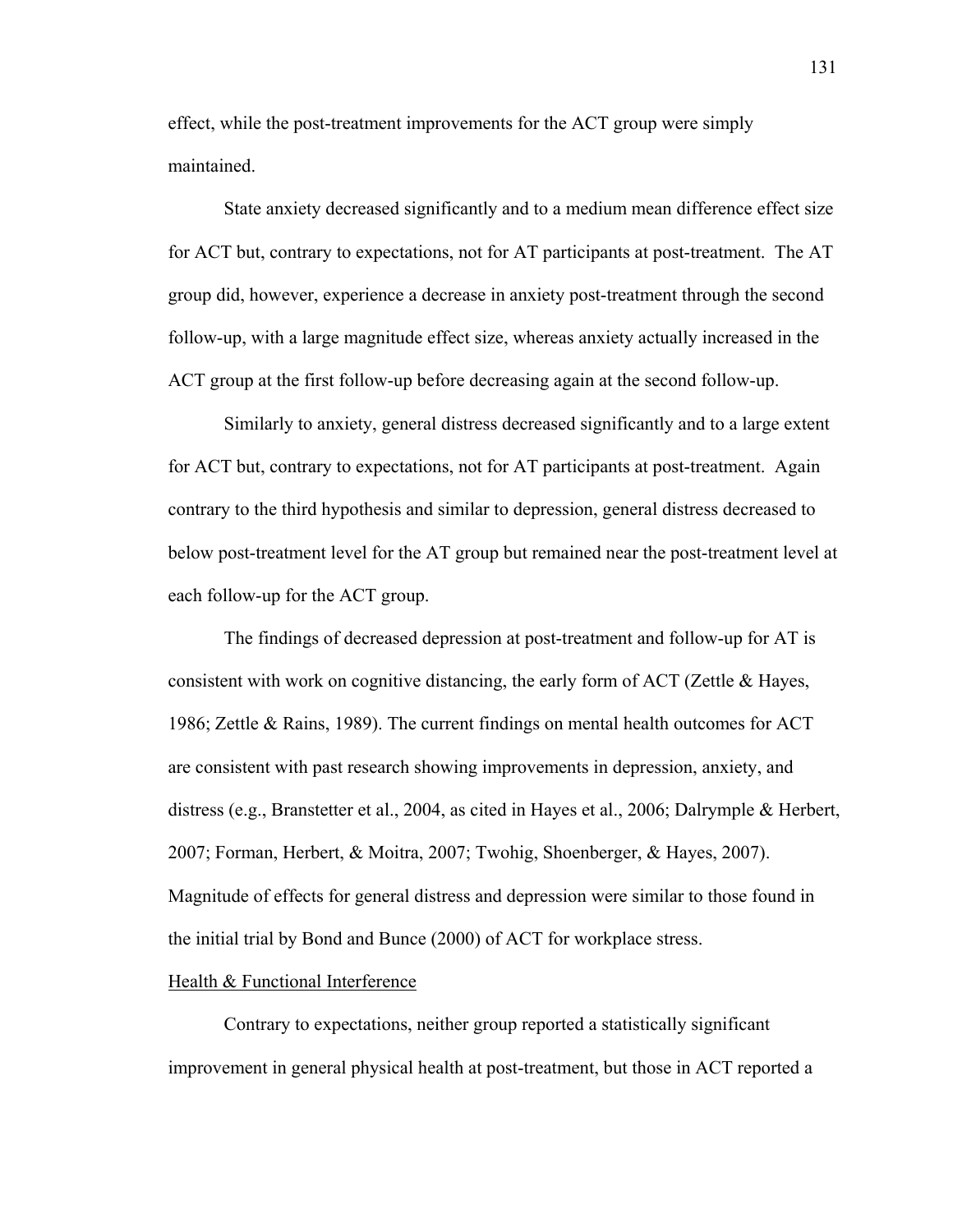effect, while the post-treatment improvements for the ACT group were simply maintained.

State anxiety decreased significantly and to a medium mean difference effect size for ACT but, contrary to expectations, not for AT participants at post-treatment. The AT group did, however, experience a decrease in anxiety post-treatment through the second follow-up, with a large magnitude effect size, whereas anxiety actually increased in the ACT group at the first follow-up before decreasing again at the second follow-up.

Similarly to anxiety, general distress decreased significantly and to a large extent for ACT but, contrary to expectations, not for AT participants at post-treatment. Again contrary to the third hypothesis and similar to depression, general distress decreased to below post-treatment level for the AT group but remained near the post-treatment level at each follow-up for the ACT group.

The findings of decreased depression at post-treatment and follow-up for AT is consistent with work on cognitive distancing, the early form of ACT (Zettle & Hayes, 1986; Zettle & Rains, 1989). The current findings on mental health outcomes for ACT are consistent with past research showing improvements in depression, anxiety, and distress (e.g., Branstetter et al., 2004, as cited in Hayes et al., 2006; Dalrymple & Herbert, 2007; Forman, Herbert, & Moitra, 2007; Twohig, Shoenberger, & Hayes, 2007). Magnitude of effects for general distress and depression were similar to those found in the initial trial by Bond and Bunce (2000) of ACT for workplace stress.

<u>Health & Functional Interference</u>

Contrary to expectations, neither group reported a statistically significant improvement in general physical health at post-treatment, but those in ACT reported a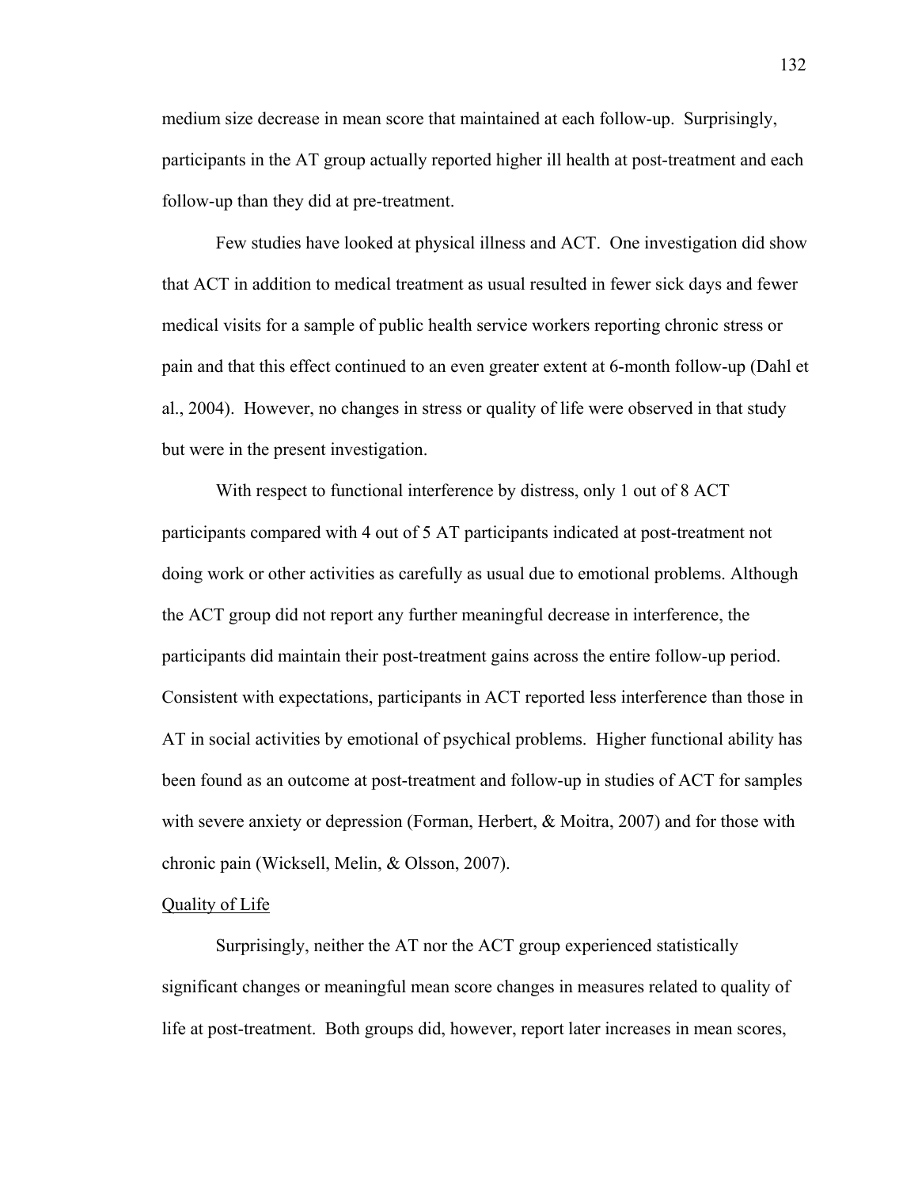medium size decrease in mean score that maintained at each follow-up. Surprisingly, participants in the AT group actually reported higher ill health at post-treatment and each follow-up than they did at pre-treatment.

Few studies have looked at physical illness and ACT. One investigation did show that ACT in addition to medical treatment as usual resulted in fewer sick days and fewer medical visits for a sample of public health service workers reporting chronic stress or pain and that this effect continued to an even greater extent at 6-month follow-up (Dahl et al., 2004). However, no changes in stress or quality of life were observed in that study but were in the present investigation.

With respect to functional interference by distress, only 1 out of 8 ACT participants compared with 4 out of 5 AT participants indicated at post-treatment not doing work or other activities as carefully as usual due to emotional problems. Although the ACT group did not report any further meaningful decrease in interference, the participants did maintain their post-treatment gains across the entire follow-up period. Consistent with expectations, participants in ACT reported less interference than those in AT in social activities by emotional of psychical problems. Higher functional ability has been found as an outcome at post-treatment and follow-up in studies of ACT for samples with severe anxiety or depression (Forman, Herbert, & Moitra, 2007) and for those with chronic pain (Wicksell, Melin, & Olsson, 2007).

<u>Quality of Life</u>

Surprisingly, neither the AT nor the ACT group experienced statistically significant changes or meaningful mean score changes in measures related to quality of life at post-treatment. Both groups did, however, report later increases in mean scores,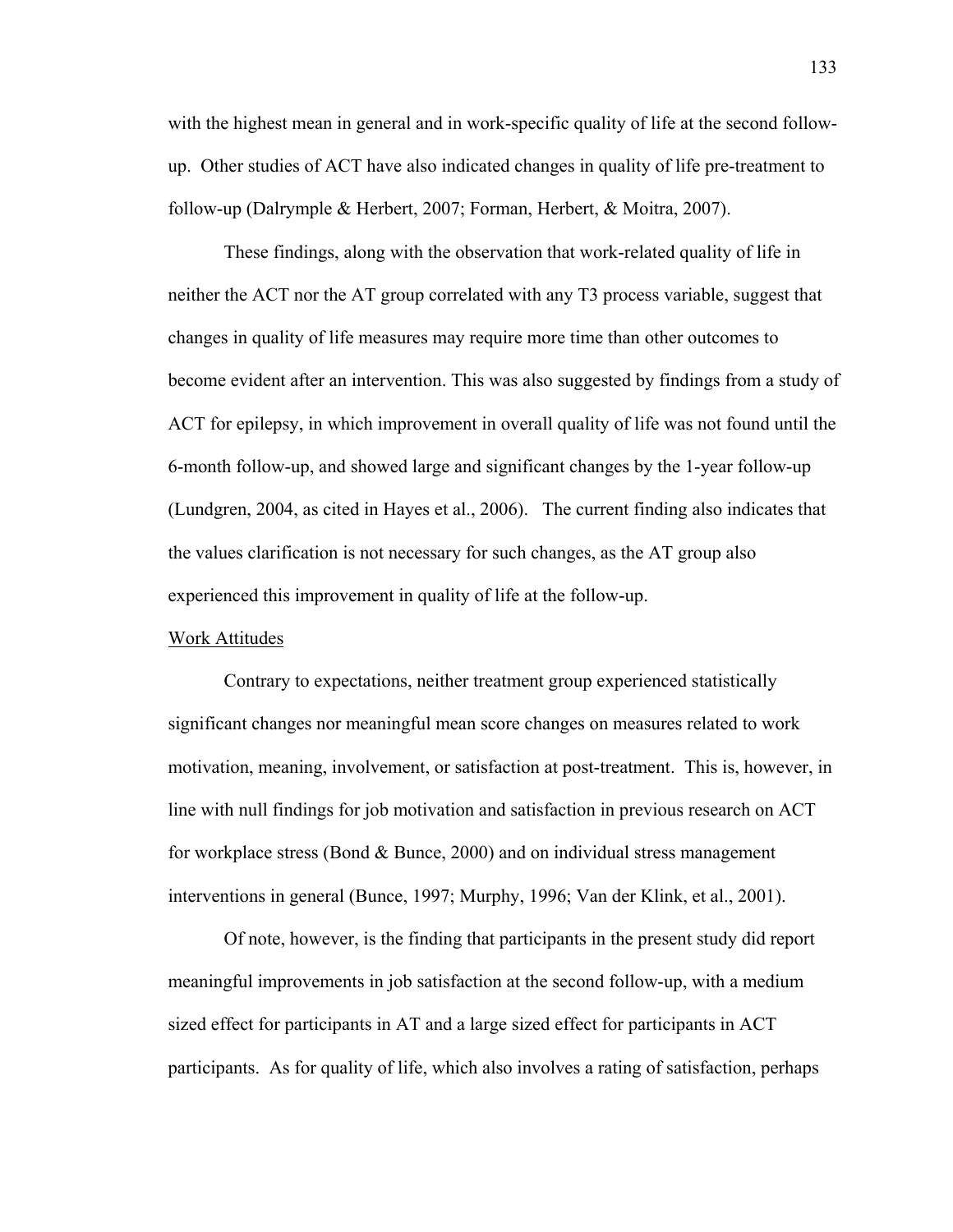with the highest mean in general and in work-specific quality of life at the second follow-up. Other studies of ACT have also indicated changes in quality of life pre-treatment to follow-up (Dalrymple & Herbert, 2007; Forman, Herbert, & Moitra, 2007).

These findings, along with the observation that work-related quality of life in neither the ACT nor the AT group correlated with any T3 process variable, suggest that changes in quality of life measures may require more time than other outcomes to become evident after an intervention. This was also suggested by findings from a study of ACT for epilepsy, in which improvement in overall quality of life was not found until the 6-month follow-up, and showed large and significant changes by the 1-year follow-up (Lundgren, 2004, as cited in Hayes et al., 2006). The current finding also indicates that the values clarification is not necessary for such changes, as the AT group also experienced this improvement in quality of life at the follow-up.

Work Attitudes

Contrary to expectations, neither treatment group experienced statistically significant changes nor meaningful mean score changes on measures related to work motivation, meaning, involvement, or satisfaction at post-treatment. This is, however, in line with null findings for job motivation and satisfaction in previous research on ACT for workplace stress (Bond & Bunce, 2000) and on individual stress management interventions in general (Bunce, 1997; Murphy, 1996; Van der Klink, et al., 2001).

Of note, however, is the finding that participants in the present study did report meaningful improvements in job satisfaction at the second follow-up, with a medium sized effect for participants in AT and a large sized effect for participants in ACT participants. As for quality of life, which also involves a rating of satisfaction, perhaps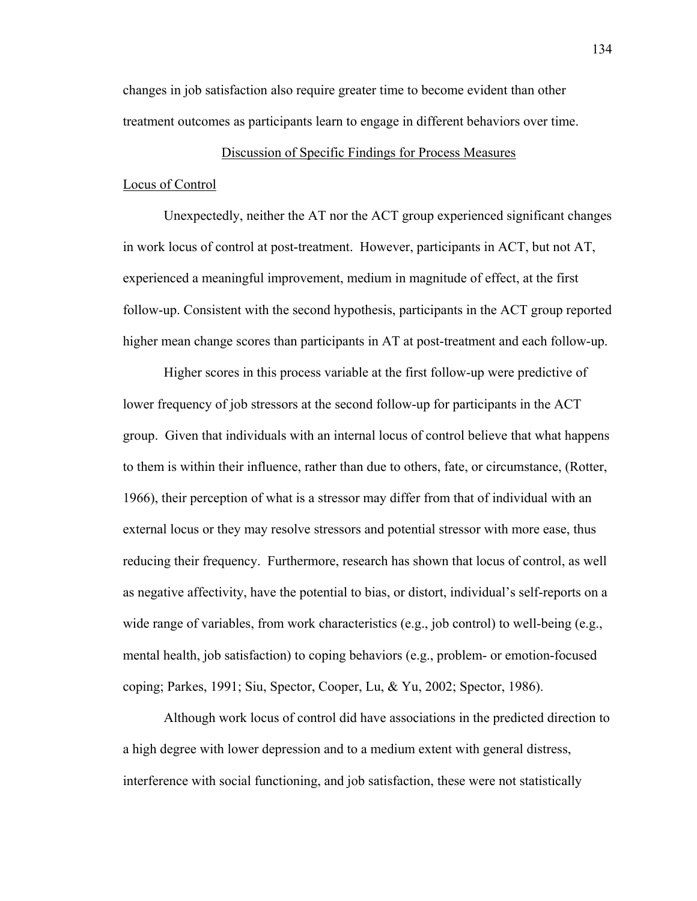changes in job satisfaction also require greater time to become evident than other treatment outcomes as participants learn to engage in different behaviors over time.

## Discussion of Specific Findings for Process Measures

### Locus of Control

Unexpectedly, neither the AT nor the ACT group experienced significant changes in work locus of control at post-treatment. However, participants in ACT, but not AT, experienced a meaningful improvement, medium in magnitude of effect, at the first follow-up. Consistent with the second hypothesis, participants in the ACT group reported higher mean change scores than participants in AT at post-treatment and each follow-up.

Higher scores in this process variable at the first follow-up were predictive of lower frequency of job stressors at the second follow-up for participants in the ACT group. Given that individuals with an internal locus of control believe that what happens to them is within their influence, rather than due to others, fate, or circumstance, (Rotter, 1966), their perception of what is a stressor may differ from that of individual with an external locus or they may resolve stressors and potential stressor with more ease, thus reducing their frequency. Furthermore, research has shown that locus of control, as well as negative affectivity, have the potential to bias, or distort, individual's self-reports on a wide range of variables, from work characteristics (e.g., job control) to well-being (e.g., mental health, job satisfaction) to coping behaviors (e.g., problem- or emotion-focused coping; Parkes, 1991; Siu, Spector, Cooper, Lu, & Yu, 2002; Spector, 1986).

Although work locus of control did have associations in the predicted direction to a high degree with lower depression and to a medium extent with general distress, interference with social functioning, and job satisfaction, these were not statistically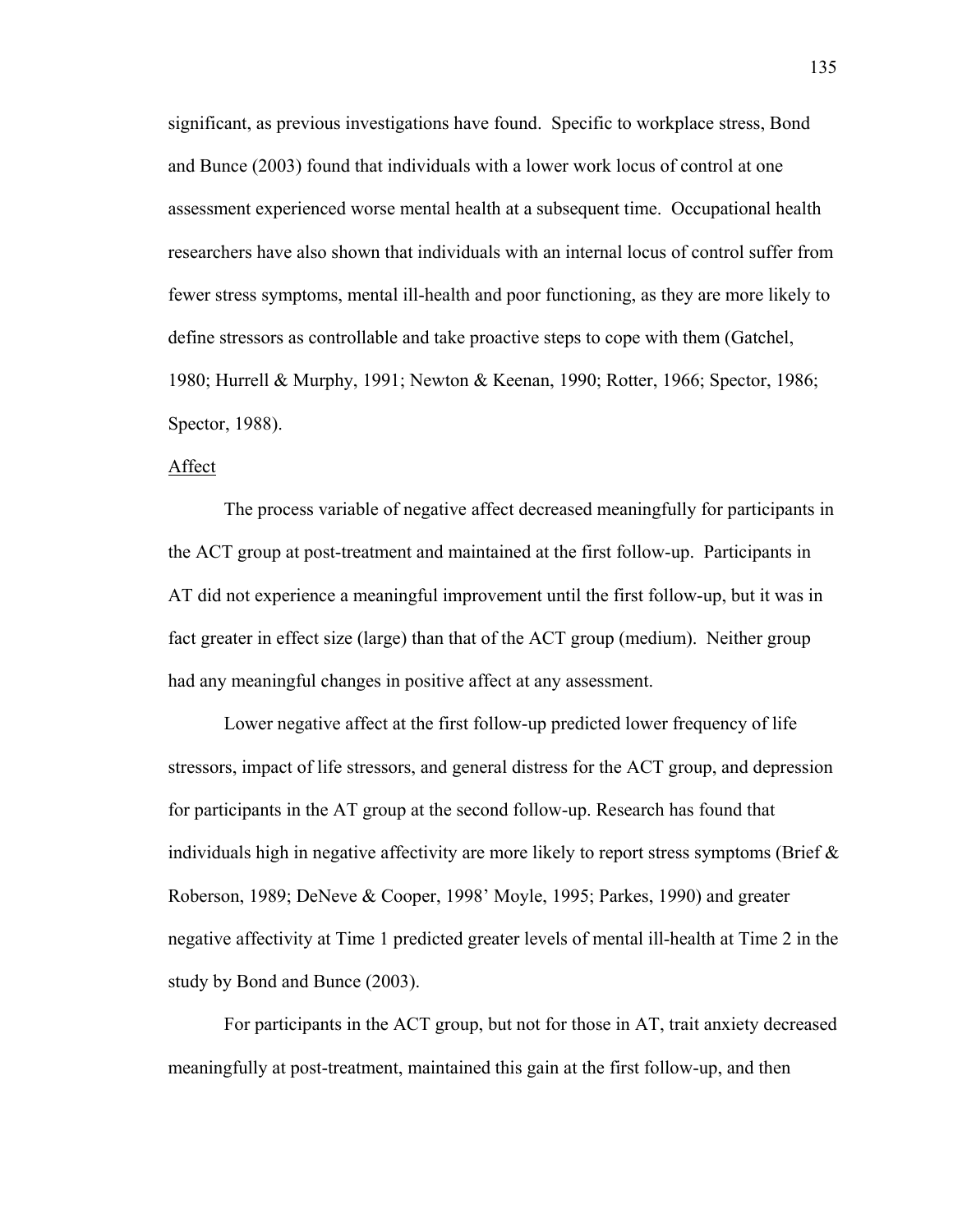significant, as previous investigations have found. Specific to workplace stress, Bond and Bunce (2003) found that individuals with a lower work locus of control at one assessment experienced worse mental health at a subsequent time. Occupational health researchers have also shown that individuals with an internal locus of control suffer from fewer stress symptoms, mental ill-health and poor functioning, as they are more likely to define stressors as controllable and take proactive steps to cope with them (Gatchel, 1980; Hurrell & Murphy, 1991; Newton & Keenan, 1990; Rotter, 1966; Spector, 1986; Spector, 1988).

Affect

The process variable of negative affect decreased meaningfully for participants in the ACT group at post-treatment and maintained at the first follow-up. Participants in AT did not experience a meaningful improvement until the first follow-up, but it was in fact greater in effect size (large) than that of the ACT group (medium). Neither group had any meaningful changes in positive affect at any assessment.

Lower negative affect at the first follow-up predicted lower frequency of life stressors, impact of life stressors, and general distress for the ACT group, and depression for participants in the AT group at the second follow-up. Research has found that individuals high in negative affectivity are more likely to report stress symptoms (Brief & Roberson, 1989; DeNeve & Cooper, 1998' Moyle, 1995; Parkes, 1990) and greater negative affectivity at Time 1 predicted greater levels of mental ill-health at Time 2 in the study by Bond and Bunce (2003).

For participants in the ACT group, but not for those in AT, trait anxiety decreased meaningfully at post-treatment, maintained this gain at the first follow-up, and then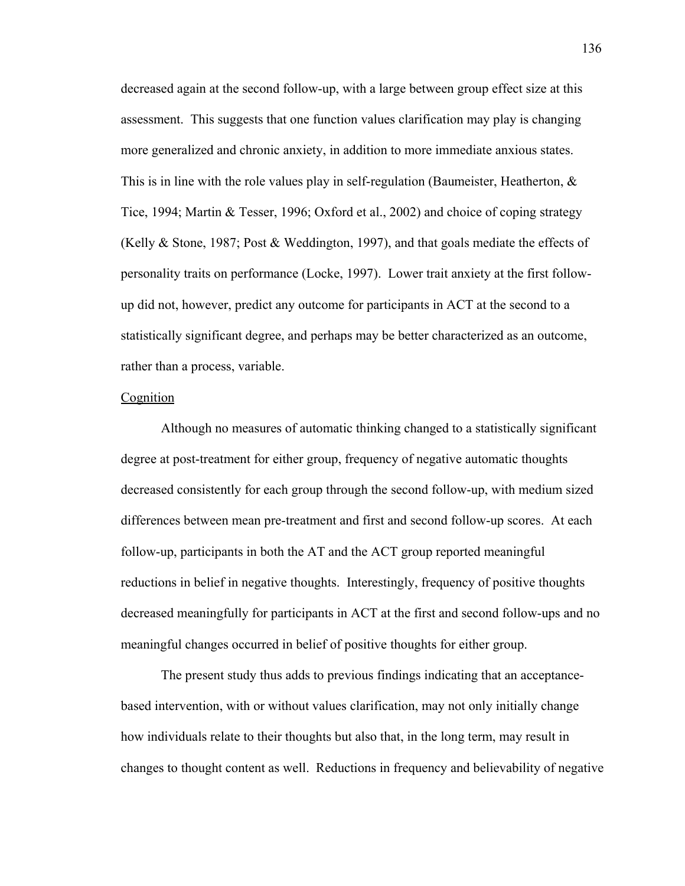decreased again at the second follow-up, with a large between group effect size at this assessment. This suggests that one function values clarification may play is changing more generalized and chronic anxiety, in addition to more immediate anxious states. This is in line with the role values play in self-regulation (Baumeister, Heatherton, & Tice, 1994; Martin & Tesser, 1996; Oxford et al., 2002) and choice of coping strategy (Kelly & Stone, 1987; Post & Weddington, 1997), and that goals mediate the effects of personality traits on performance (Locke, 1997). Lower trait anxiety at the first follow-up did not, however, predict any outcome for participants in ACT at the second to a statistically significant degree, and perhaps may be better characterized as an outcome, rather than a process, variable.

Cognition

Although no measures of automatic thinking changed to a statistically significant degree at post-treatment for either group, frequency of negative automatic thoughts decreased consistently for each group through the second follow-up, with medium sized differences between mean pre-treatment and first and second follow-up scores. At each follow-up, participants in both the AT and the ACT group reported meaningful reductions in belief in negative thoughts. Interestingly, frequency of positive thoughts decreased meaningfully for participants in ACT at the first and second follow-ups and no meaningful changes occurred in belief of positive thoughts for either group.

The present study thus adds to previous findings indicating that an acceptance-based intervention, with or without values clarification, may not only initially change how individuals relate to their thoughts but also that, in the long term, may result in changes to thought content as well. Reductions in frequency and believability of negative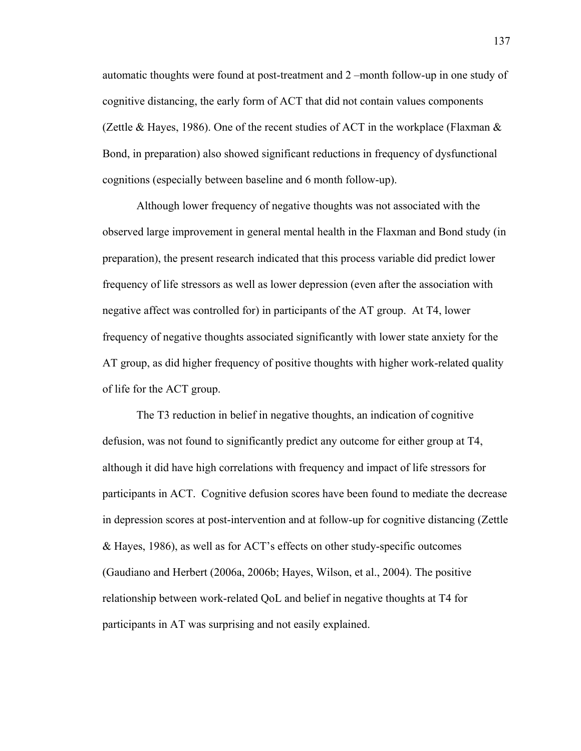automatic thoughts were found at post-treatment and 2 –month follow-up in one study of cognitive distancing, the early form of ACT that did not contain values components (Zettle & Hayes, 1986). One of the recent studies of ACT in the workplace (Flaxman & Bond, in preparation) also showed significant reductions in frequency of dysfunctional cognitions (especially between baseline and 6 month follow-up).

Although lower frequency of negative thoughts was not associated with the observed large improvement in general mental health in the Flaxman and Bond study (in preparation), the present research indicated that this process variable did predict lower frequency of life stressors as well as lower depression (even after the association with negative affect was controlled for) in participants of the AT group. At T4, lower frequency of negative thoughts associated significantly with lower state anxiety for the AT group, as did higher frequency of positive thoughts with higher work-related quality of life for the ACT group.

The T3 reduction in belief in negative thoughts, an indication of cognitive defusion, was not found to significantly predict any outcome for either group at T4, although it did have high correlations with frequency and impact of life stressors for participants in ACT. Cognitive defusion scores have been found to mediate the decrease in depression scores at post-intervention and at follow-up for cognitive distancing (Zettle & Hayes, 1986), as well as for ACT's effects on other study-specific outcomes (Gaudiano and Herbert (2006a, 2006b; Hayes, Wilson, et al., 2004). The positive relationship between work-related QoL and belief in negative thoughts at T4 for participants in AT was surprising and not easily explained.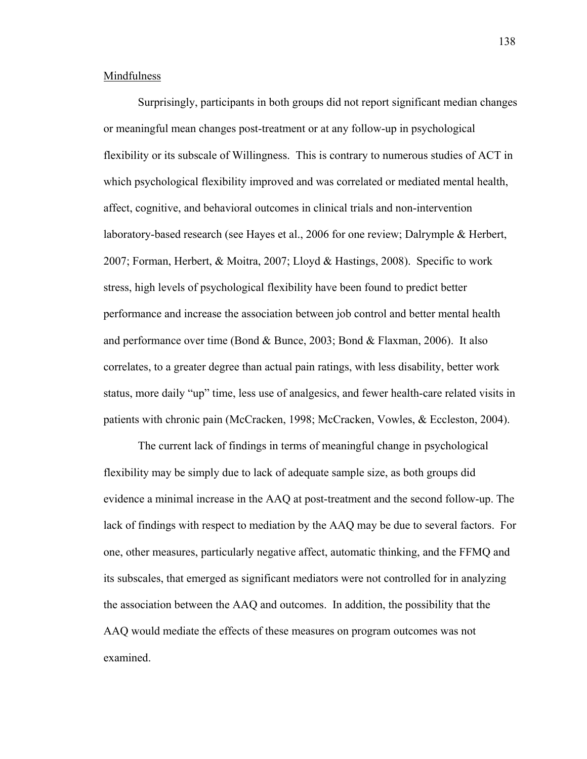Mindfulness

Surprisingly, participants in both groups did not report significant median changes or meaningful mean changes post-treatment or at any follow-up in psychological flexibility or its subscale of Willingness. This is contrary to numerous studies of ACT in which psychological flexibility improved and was correlated or mediated mental health, affect, cognitive, and behavioral outcomes in clinical trials and non-intervention laboratory-based research (see Hayes et al., 2006 for one review; Dalrymple & Herbert, 2007; Forman, Herbert, & Moitra, 2007; Lloyd & Hastings, 2008). Specific to work stress, high levels of psychological flexibility have been found to predict better performance and increase the association between job control and better mental health and performance over time (Bond & Bunce, 2003; Bond & Flaxman, 2006). It also correlates, to a greater degree than actual pain ratings, with less disability, better work status, more daily "up" time, less use of analgesics, and fewer health-care related visits in patients with chronic pain (McCracken, 1998; McCracken, Vowles, & Eccleston, 2004).

The current lack of findings in terms of meaningful change in psychological flexibility may be simply due to lack of adequate sample size, as both groups did evidence a minimal increase in the AAQ at post-treatment and the second follow-up. The lack of findings with respect to mediation by the AAQ may be due to several factors. For one, other measures, particularly negative affect, automatic thinking, and the FFMQ and its subscales, that emerged as significant mediators were not controlled for in analyzing the association between the AAQ and outcomes. In addition, the possibility that the AAQ would mediate the effects of these measures on program outcomes was not examined.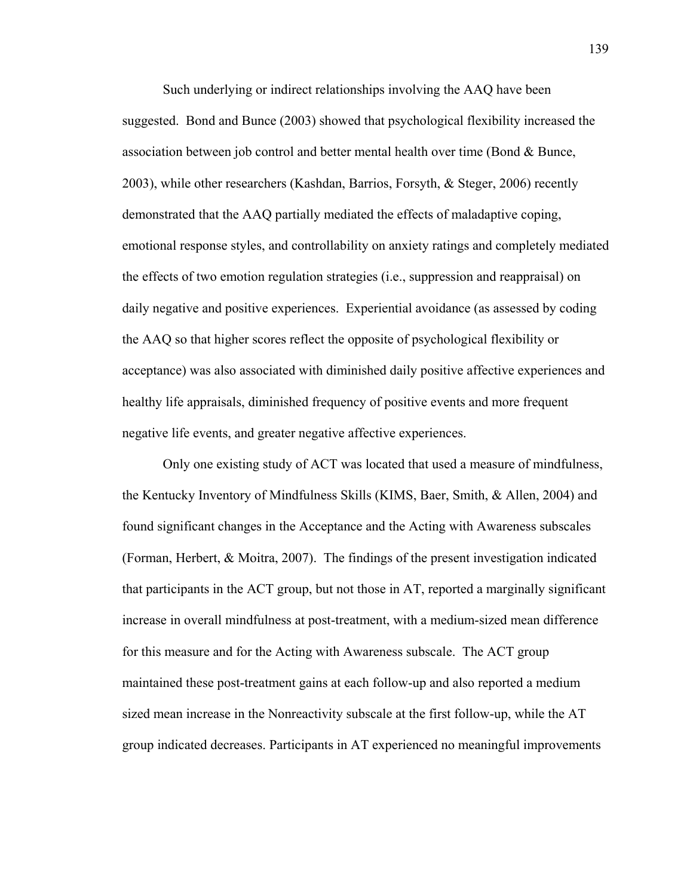Such underlying or indirect relationships involving the AAQ have been suggested. Bond and Bunce (2003) showed that psychological flexibility increased the association between job control and better mental health over time (Bond & Bunce, 2003), while other researchers (Kashdan, Barrios, Forsyth, & Steger, 2006) recently demonstrated that the AAQ partially mediated the effects of maladaptive coping, emotional response styles, and controllability on anxiety ratings and completely mediated the effects of two emotion regulation strategies (i.e., suppression and reappraisal) on daily negative and positive experiences. Experiential avoidance (as assessed by coding the AAQ so that higher scores reflect the opposite of psychological flexibility or acceptance) was also associated with diminished daily positive affective experiences and healthy life appraisals, diminished frequency of positive events and more frequent negative life events, and greater negative affective experiences.

Only one existing study of ACT was located that used a measure of mindfulness, the Kentucky Inventory of Mindfulness Skills (KIMS, Baer, Smith, & Allen, 2004) and found significant changes in the Acceptance and the Acting with Awareness subscales (Forman, Herbert, & Moitra, 2007). The findings of the present investigation indicated that participants in the ACT group, but not those in AT, reported a marginally significant increase in overall mindfulness at post-treatment, with a medium-sized mean difference for this measure and for the Acting with Awareness subscale. The ACT group maintained these post-treatment gains at each follow-up and also reported a medium sized mean increase in the Nonreactivity subscale at the first follow-up, while the AT group indicated decreases. Participants in AT experienced no meaningful improvements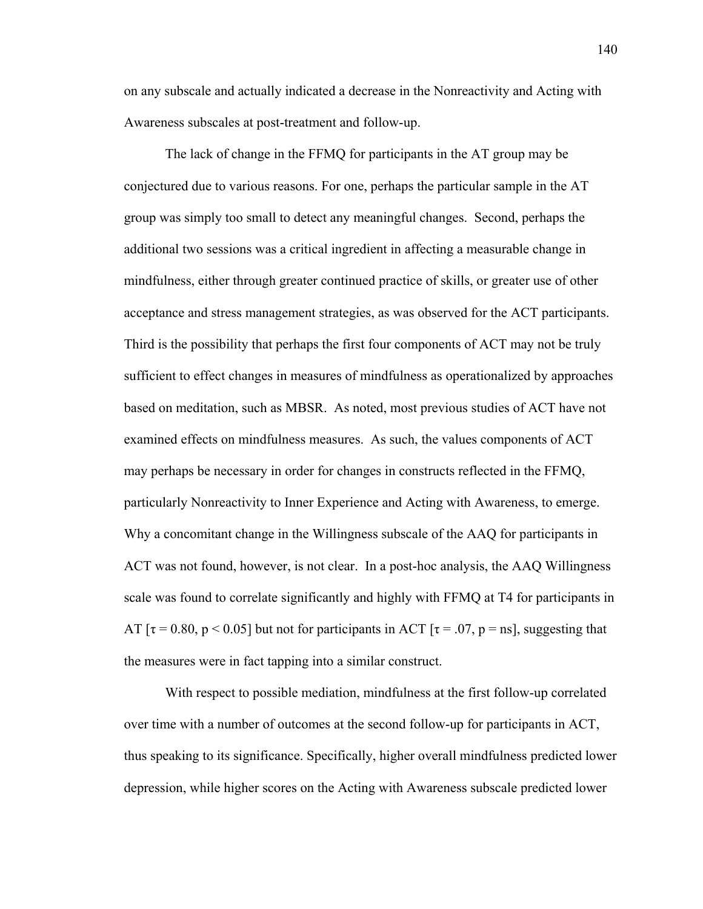on any subscale and actually indicated a decrease in the Nonreactivity and Acting with Awareness subscales at post-treatment and follow-up.

The lack of change in the FFMQ for participants in the AT group may be conjectured due to various reasons. For one, perhaps the particular sample in the AT group was simply too small to detect any meaningful changes. Second, perhaps the additional two sessions was a critical ingredient in affecting a measurable change in mindfulness, either through greater continued practice of skills, or greater use of other acceptance and stress management strategies, as was observed for the ACT participants. Third is the possibility that perhaps the first four components of ACT may not be truly sufficient to effect changes in measures of mindfulness as operationalized by approaches based on meditation, such as MBSR. As noted, most previous studies of ACT have not examined effects on mindfulness measures. As such, the values components of ACT may perhaps be necessary in order for changes in constructs reflected in the FFMQ, particularly Nonreactivity to Inner Experience and Acting with Awareness, to emerge. Why a concomitant change in the Willingness subscale of the AAQ for participants in ACT was not found, however, is not clear. In a post-hoc analysis, the AAQ Willingness scale was found to correlate significantly and highly with FFMQ at T4 for participants in AT [$\tau = 0.80$, $p < 0.05$] but not for participants in ACT [$\tau = .07$, $p = \text{ns}$], suggesting that the measures were in fact tapping into a similar construct.

With respect to possible mediation, mindfulness at the first follow-up correlated over time with a number of outcomes at the second follow-up for participants in ACT, thus speaking to its significance. Specifically, higher overall mindfulness predicted lower depression, while higher scores on the Acting with Awareness subscale predicted lower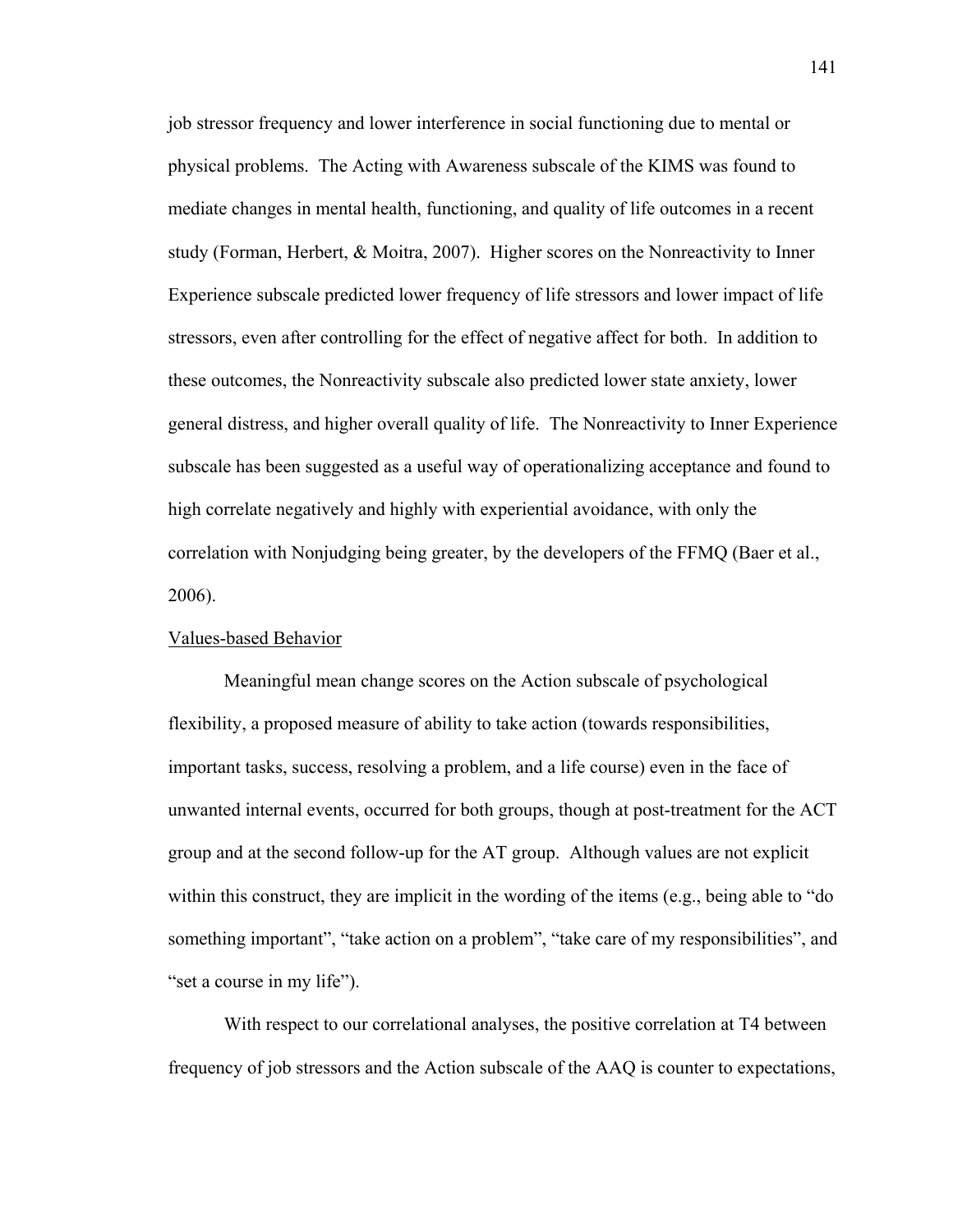job stressor frequency and lower interference in social functioning due to mental or physical problems. The Acting with Awareness subscale of the KIMS was found to mediate changes in mental health, functioning, and quality of life outcomes in a recent study (Forman, Herbert, & Moitra, 2007). Higher scores on the Nonreactivity to Inner Experience subscale predicted lower frequency of life stressors and lower impact of life stressors, even after controlling for the effect of negative affect for both. In addition to these outcomes, the Nonreactivity subscale also predicted lower state anxiety, lower general distress, and higher overall quality of life. The Nonreactivity to Inner Experience subscale has been suggested as a useful way of operationalizing acceptance and found to high correlate negatively and highly with experiential avoidance, with only the correlation with Nonjudging being greater, by the developers of the FFMQ (Baer et al., 2006).

Values-based Behavior

Meaningful mean change scores on the Action subscale of psychological flexibility, a proposed measure of ability to take action (towards responsibilities, important tasks, success, resolving a problem, and a life course) even in the face of unwanted internal events, occurred for both groups, though at post-treatment for the ACT group and at the second follow-up for the AT group. Although values are not explicit within this construct, they are implicit in the wording of the items (e.g., being able to "do something important", "take action on a problem", "take care of my responsibilities", and "set a course in my life").

With respect to our correlational analyses, the positive correlation at T4 between frequency of job stressors and the Action subscale of the AAQ is counter to expectations,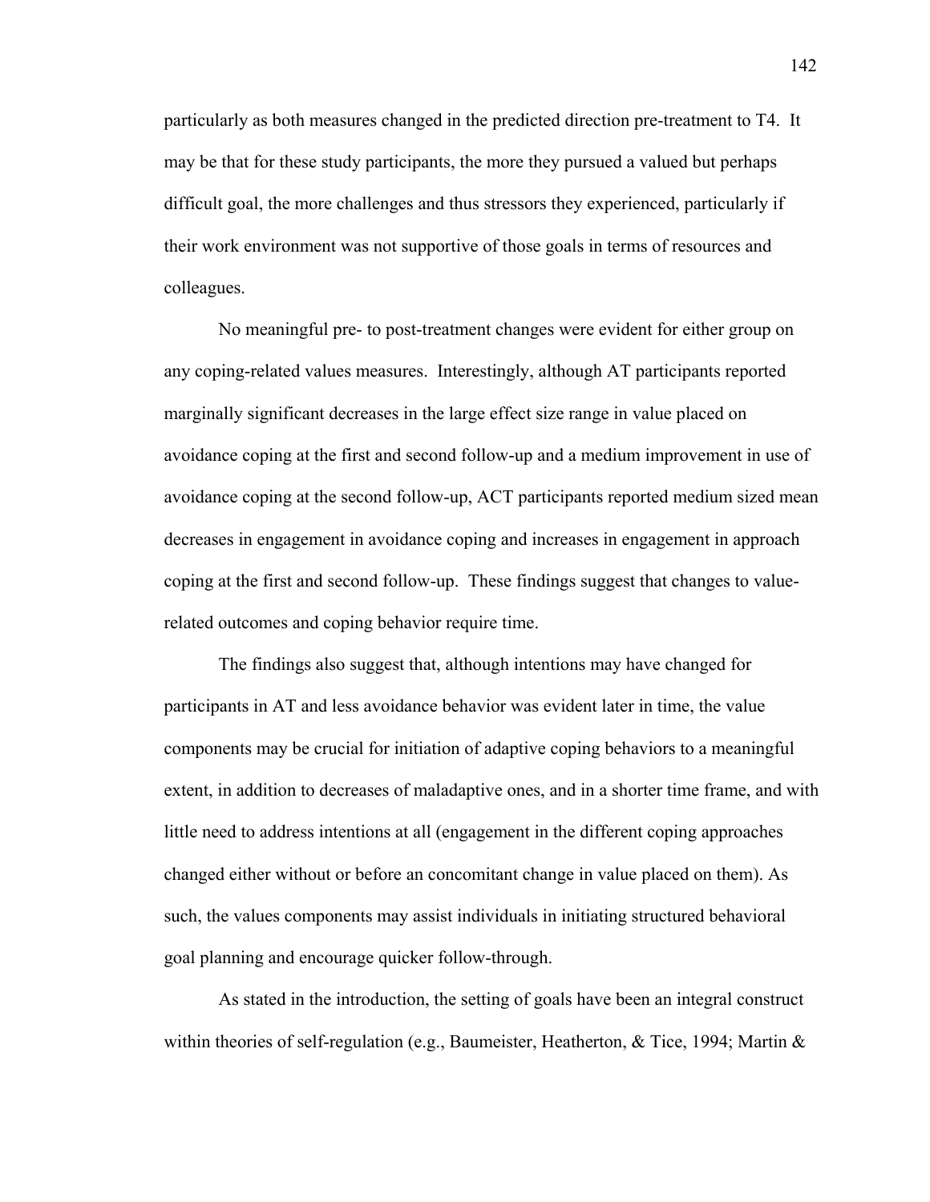particularly as both measures changed in the predicted direction pre-treatment to T4. It may be that for these study participants, the more they pursued a valued but perhaps difficult goal, the more challenges and thus stressors they experienced, particularly if their work environment was not supportive of those goals in terms of resources and colleagues.

No meaningful pre- to post-treatment changes were evident for either group on any coping-related values measures. Interestingly, although AT participants reported marginally significant decreases in the large effect size range in value placed on avoidance coping at the first and second follow-up and a medium improvement in use of avoidance coping at the second follow-up, ACT participants reported medium sized mean decreases in engagement in avoidance coping and increases in engagement in approach coping at the first and second follow-up. These findings suggest that changes to value-related outcomes and coping behavior require time.

The findings also suggest that, although intentions may have changed for participants in AT and less avoidance behavior was evident later in time, the value components may be crucial for initiation of adaptive coping behaviors to a meaningful extent, in addition to decreases of maladaptive ones, and in a shorter time frame, and with little need to address intentions at all (engagement in the different coping approaches changed either without or before an concomitant change in value placed on them). As such, the values components may assist individuals in initiating structured behavioral goal planning and encourage quicker follow-through.

As stated in the introduction, the setting of goals have been an integral construct within theories of self-regulation (e.g., Baumeister, Heatherton, & Tice, 1994; Martin &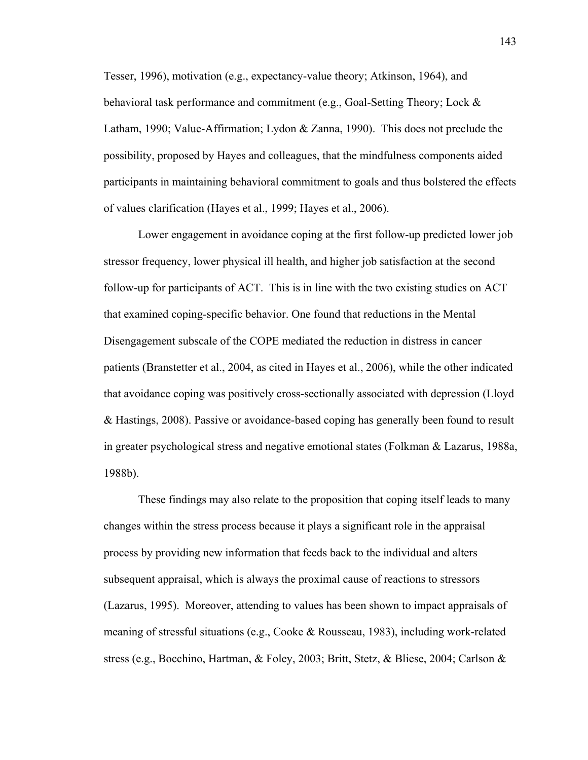Tesser, 1996), motivation (e.g., expectancy-value theory; Atkinson, 1964), and behavioral task performance and commitment (e.g., Goal-Setting Theory; Lock & Latham, 1990; Value-Affirmation; Lydon & Zanna, 1990). This does not preclude the possibility, proposed by Hayes and colleagues, that the mindfulness components aided participants in maintaining behavioral commitment to goals and thus bolstered the effects of values clarification (Hayes et al., 1999; Hayes et al., 2006).

Lower engagement in avoidance coping at the first follow-up predicted lower job stressor frequency, lower physical ill health, and higher job satisfaction at the second follow-up for participants of ACT. This is in line with the two existing studies on ACT that examined coping-specific behavior. One found that reductions in the Mental Disengagement subscale of the COPE mediated the reduction in distress in cancer patients (Branstetter et al., 2004, as cited in Hayes et al., 2006), while the other indicated that avoidance coping was positively cross-sectionally associated with depression (Lloyd & Hastings, 2008). Passive or avoidance-based coping has generally been found to result in greater psychological stress and negative emotional states (Folkman & Lazarus, 1988a, 1988b).

These findings may also relate to the proposition that coping itself leads to many changes within the stress process because it plays a significant role in the appraisal process by providing new information that feeds back to the individual and alters subsequent appraisal, which is always the proximal cause of reactions to stressors (Lazarus, 1995). Moreover, attending to values has been shown to impact appraisals of meaning of stressful situations (e.g., Cooke & Rousseau, 1983), including work-related stress (e.g., Bocchino, Hartman, & Foley, 2003; Britt, Stetz, & Bliese, 2004; Carlson &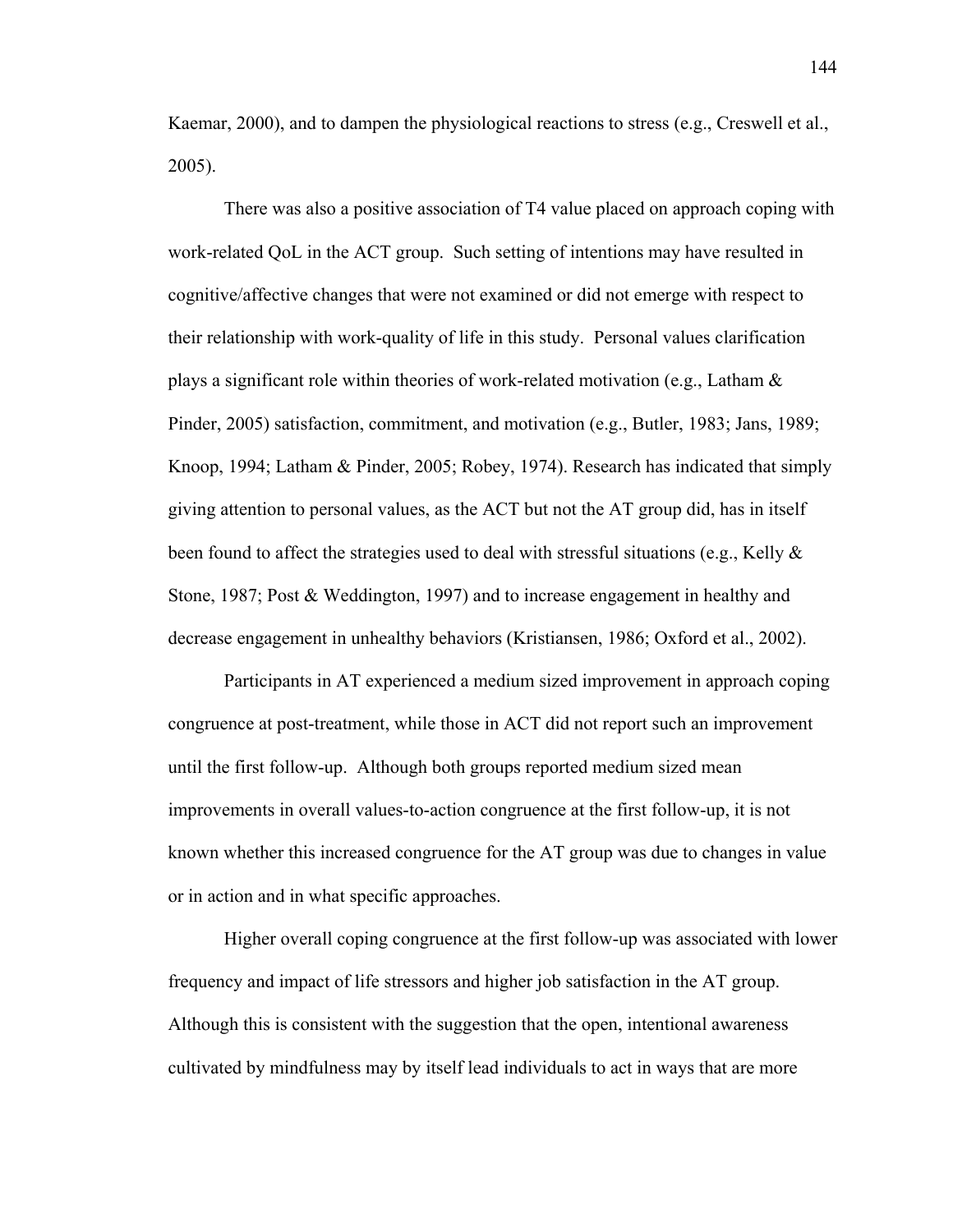Kaemar, 2000), and to dampen the physiological reactions to stress (e.g., Creswell et al., 2005).

There was also a positive association of T4 value placed on approach coping with work-related QoL in the ACT group. Such setting of intentions may have resulted in cognitive/affective changes that were not examined or did not emerge with respect to their relationship with work-quality of life in this study. Personal values clarification plays a significant role within theories of work-related motivation (e.g., Latham & Pinder, 2005) satisfaction, commitment, and motivation (e.g., Butler, 1983; Jans, 1989; Knoop, 1994; Latham & Pinder, 2005; Robey, 1974). Research has indicated that simply giving attention to personal values, as the ACT but not the AT group did, has in itself been found to affect the strategies used to deal with stressful situations (e.g., Kelly & Stone, 1987; Post & Weddington, 1997) and to increase engagement in healthy and decrease engagement in unhealthy behaviors (Kristiansen, 1986; Oxford et al., 2002).

Participants in AT experienced a medium sized improvement in approach coping congruence at post-treatment, while those in ACT did not report such an improvement until the first follow-up. Although both groups reported medium sized mean improvements in overall values-to-action congruence at the first follow-up, it is not known whether this increased congruence for the AT group was due to changes in value or in action and in what specific approaches.

Higher overall coping congruence at the first follow-up was associated with lower frequency and impact of life stressors and higher job satisfaction in the AT group. Although this is consistent with the suggestion that the open, intentional awareness cultivated by mindfulness may by itself lead individuals to act in ways that are more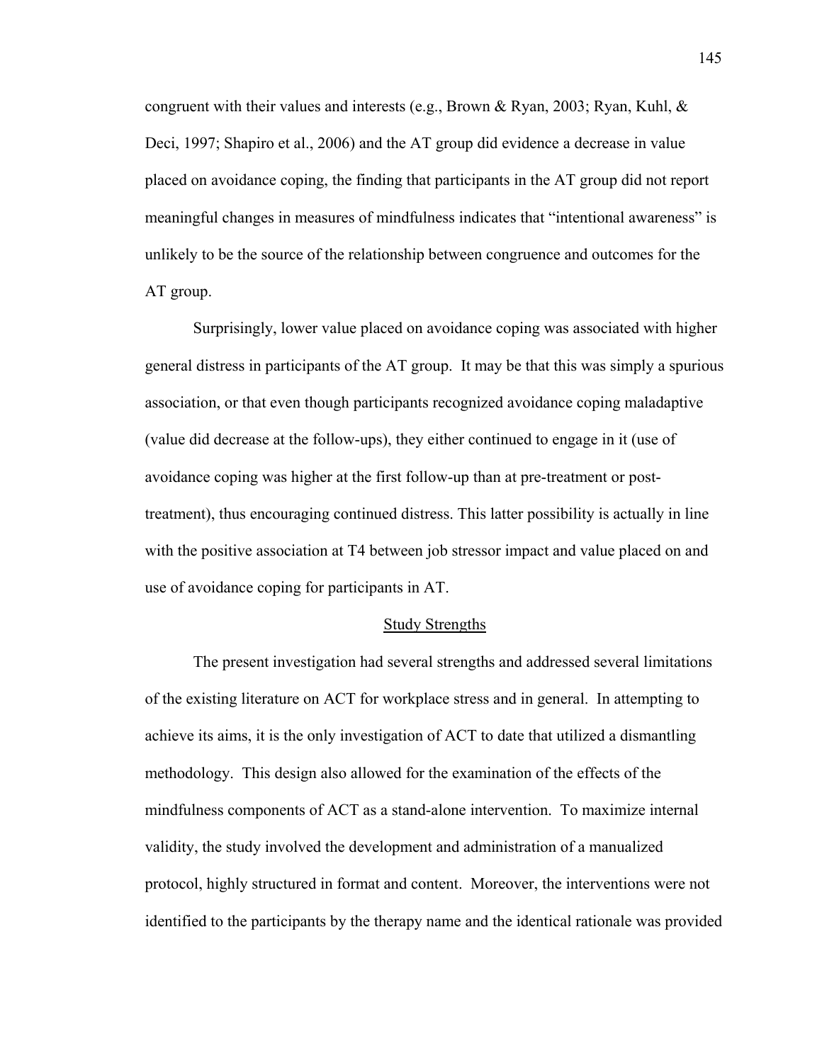congruent with their values and interests (e.g., Brown & Ryan, 2003; Ryan, Kuhl, & Deci, 1997; Shapiro et al., 2006) and the AT group did evidence a decrease in value placed on avoidance coping, the finding that participants in the AT group did not report meaningful changes in measures of mindfulness indicates that "intentional awareness" is unlikely to be the source of the relationship between congruence and outcomes for the AT group.

Surprisingly, lower value placed on avoidance coping was associated with higher general distress in participants of the AT group. It may be that this was simply a spurious association, or that even though participants recognized avoidance coping maladaptive (value did decrease at the follow-ups), they either continued to engage in it (use of avoidance coping was higher at the first follow-up than at pre-treatment or post-treatment), thus encouraging continued distress. This latter possibility is actually in line with the positive association at T4 between job stressor impact and value placed on and use of avoidance coping for participants in AT.

## Study Strengths

The present investigation had several strengths and addressed several limitations of the existing literature on ACT for workplace stress and in general. In attempting to achieve its aims, it is the only investigation of ACT to date that utilized a dismantling methodology. This design also allowed for the examination of the effects of the mindfulness components of ACT as a stand-alone intervention. To maximize internal validity, the study involved the development and administration of a manualized protocol, highly structured in format and content. Moreover, the interventions were not identified to the participants by the therapy name and the identical rationale was provided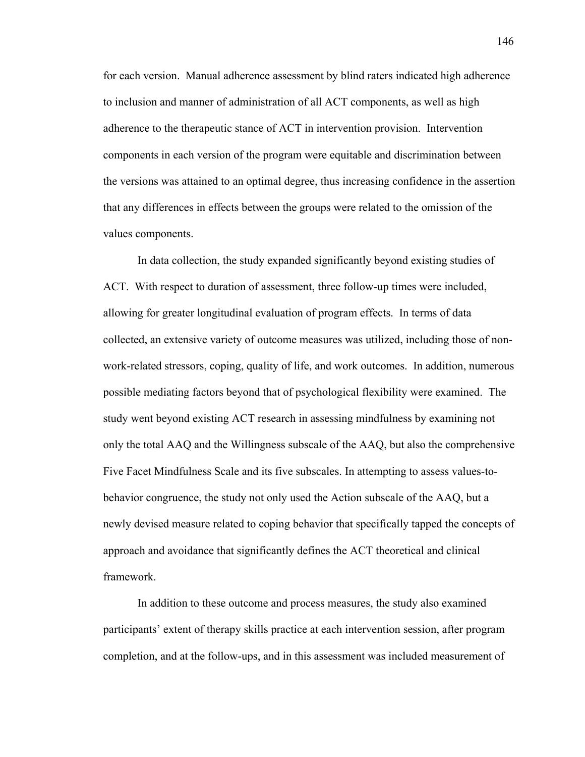for each version. Manual adherence assessment by blind raters indicated high adherence to inclusion and manner of administration of all ACT components, as well as high adherence to the therapeutic stance of ACT in intervention provision. Intervention components in each version of the program were equitable and discrimination between the versions was attained to an optimal degree, thus increasing confidence in the assertion that any differences in effects between the groups were related to the omission of the values components.

In data collection, the study expanded significantly beyond existing studies of ACT. With respect to duration of assessment, three follow-up times were included, allowing for greater longitudinal evaluation of program effects. In terms of data collected, an extensive variety of outcome measures was utilized, including those of non-work-related stressors, coping, quality of life, and work outcomes. In addition, numerous possible mediating factors beyond that of psychological flexibility were examined. The study went beyond existing ACT research in assessing mindfulness by examining not only the total AAQ and the Willingness subscale of the AAQ, but also the comprehensive Five Facet Mindfulness Scale and its five subscales. In attempting to assess values-to-behavior congruence, the study not only used the Action subscale of the AAQ, but a newly devised measure related to coping behavior that specifically tapped the concepts of approach and avoidance that significantly defines the ACT theoretical and clinical framework.

In addition to these outcome and process measures, the study also examined participants' extent of therapy skills practice at each intervention session, after program completion, and at the follow-ups, and in this assessment was included measurement of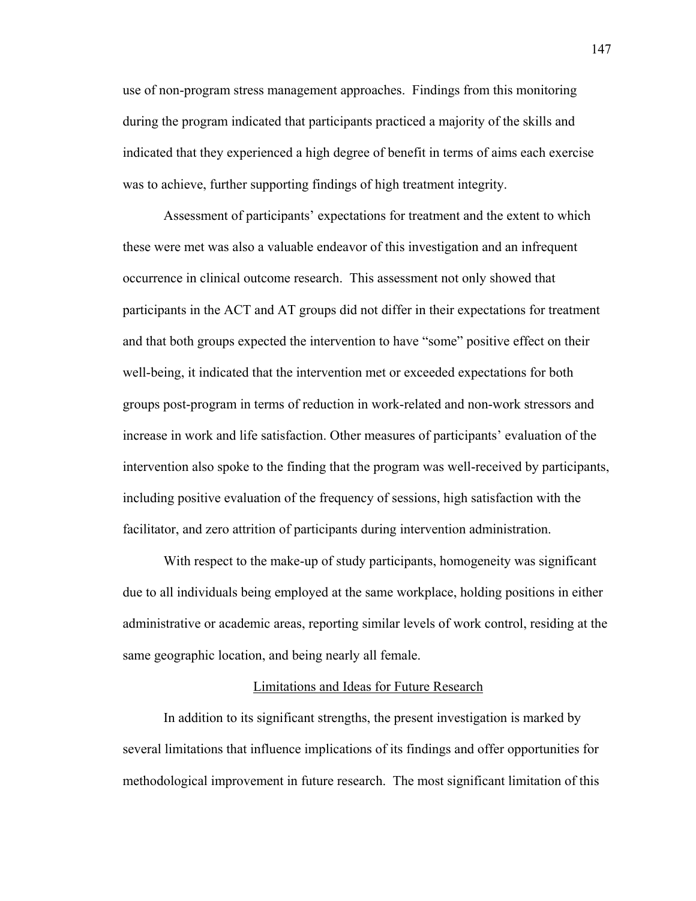use of non-program stress management approaches. Findings from this monitoring during the program indicated that participants practiced a majority of the skills and indicated that they experienced a high degree of benefit in terms of aims each exercise was to achieve, further supporting findings of high treatment integrity.

Assessment of participants' expectations for treatment and the extent to which these were met was also a valuable endeavor of this investigation and an infrequent occurrence in clinical outcome research. This assessment not only showed that participants in the ACT and AT groups did not differ in their expectations for treatment and that both groups expected the intervention to have "some" positive effect on their well-being, it indicated that the intervention met or exceeded expectations for both groups post-program in terms of reduction in work-related and non-work stressors and increase in work and life satisfaction. Other measures of participants' evaluation of the intervention also spoke to the finding that the program was well-received by participants, including positive evaluation of the frequency of sessions, high satisfaction with the facilitator, and zero attrition of participants during intervention administration.

With respect to the make-up of study participants, homogeneity was significant due to all individuals being employed at the same workplace, holding positions in either administrative or academic areas, reporting similar levels of work control, residing at the same geographic location, and being nearly all female.

## Limitations and Ideas for Future Research

In addition to its significant strengths, the present investigation is marked by several limitations that influence implications of its findings and offer opportunities for methodological improvement in future research. The most significant limitation of this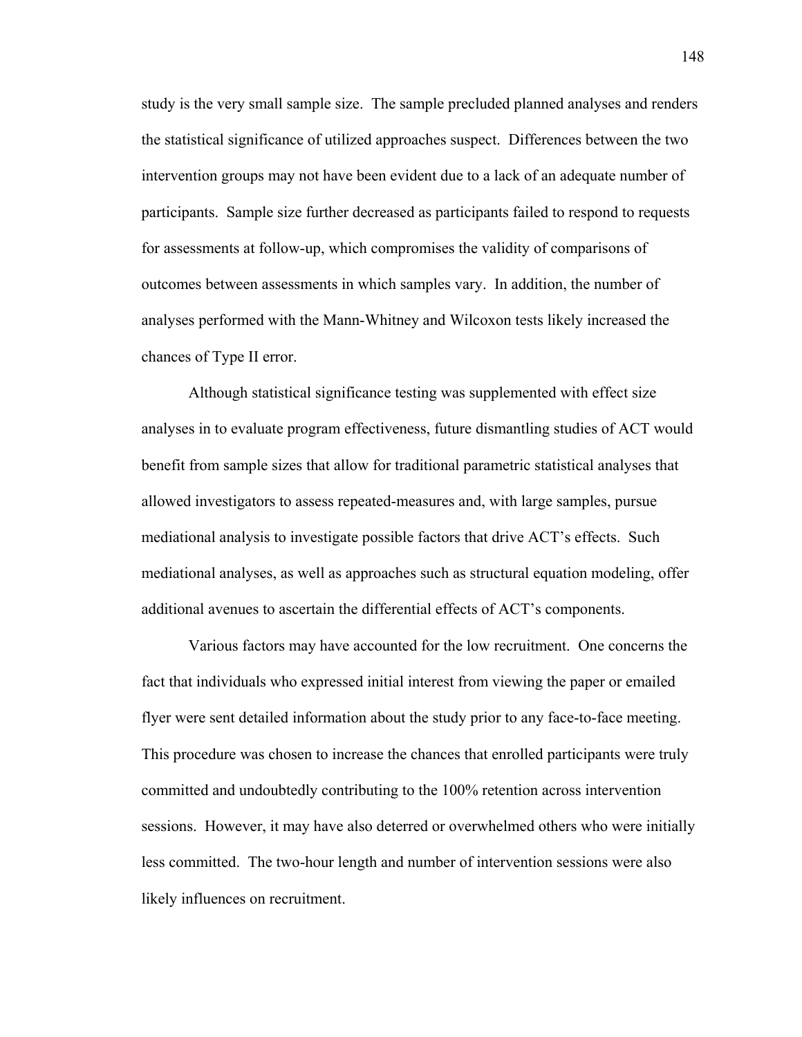study is the very small sample size. The sample precluded planned analyses and renders the statistical significance of utilized approaches suspect. Differences between the two intervention groups may not have been evident due to a lack of an adequate number of participants. Sample size further decreased as participants failed to respond to requests for assessments at follow-up, which compromises the validity of comparisons of outcomes between assessments in which samples vary. In addition, the number of analyses performed with the Mann-Whitney and Wilcoxon tests likely increased the chances of Type II error.

Although statistical significance testing was supplemented with effect size analyses in to evaluate program effectiveness, future dismantling studies of ACT would benefit from sample sizes that allow for traditional parametric statistical analyses that allowed investigators to assess repeated-measures and, with large samples, pursue mediational analysis to investigate possible factors that drive ACT's effects. Such mediational analyses, as well as approaches such as structural equation modeling, offer additional avenues to ascertain the differential effects of ACT's components.

Various factors may have accounted for the low recruitment. One concerns the fact that individuals who expressed initial interest from viewing the paper or emailed flyer were sent detailed information about the study prior to any face-to-face meeting. This procedure was chosen to increase the chances that enrolled participants were truly committed and undoubtedly contributing to the 100% retention across intervention sessions. However, it may have also deterred or overwhelmed others who were initially less committed. The two-hour length and number of intervention sessions were also likely influences on recruitment.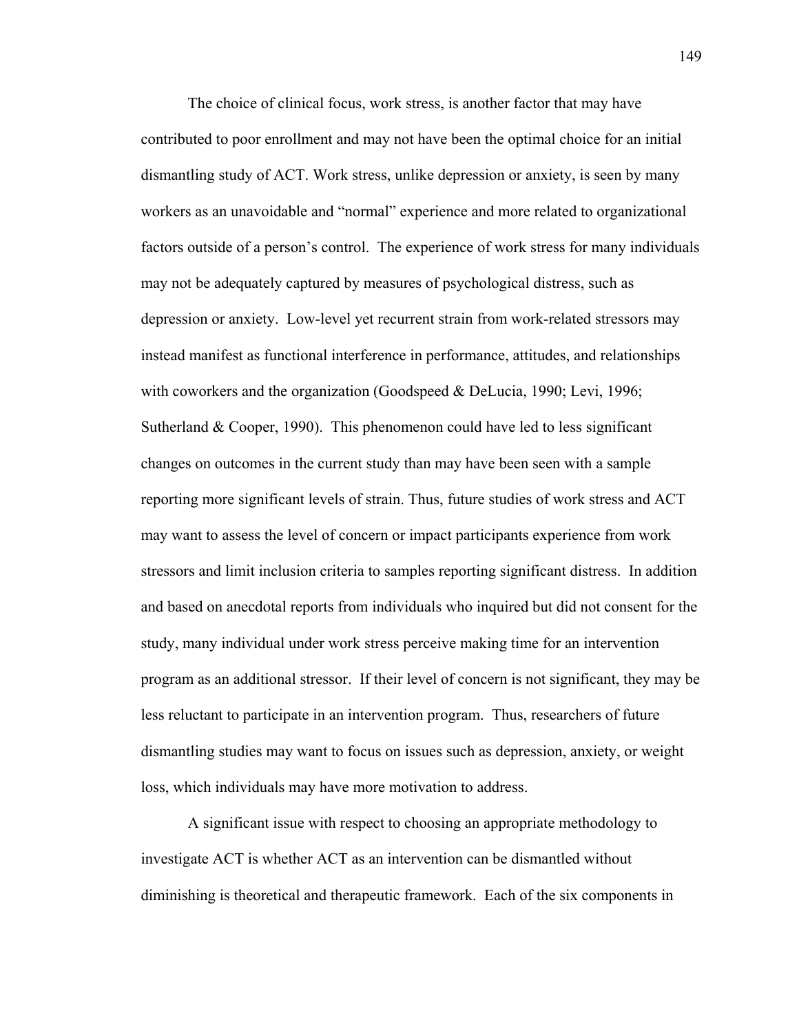The choice of clinical focus, work stress, is another factor that may have contributed to poor enrollment and may not have been the optimal choice for an initial dismantling study of ACT. Work stress, unlike depression or anxiety, is seen by many workers as an unavoidable and "normal" experience and more related to organizational factors outside of a person's control. The experience of work stress for many individuals may not be adequately captured by measures of psychological distress, such as depression or anxiety. Low-level yet recurrent strain from work-related stressors may instead manifest as functional interference in performance, attitudes, and relationships with coworkers and the organization (Goodspeed & DeLucia, 1990; Levi, 1996; Sutherland & Cooper, 1990). This phenomenon could have led to less significant changes on outcomes in the current study than may have been seen with a sample reporting more significant levels of strain. Thus, future studies of work stress and ACT may want to assess the level of concern or impact participants experience from work stressors and limit inclusion criteria to samples reporting significant distress. In addition and based on anecdotal reports from individuals who inquired but did not consent for the study, many individual under work stress perceive making time for an intervention program as an additional stressor. If their level of concern is not significant, they may be less reluctant to participate in an intervention program. Thus, researchers of future dismantling studies may want to focus on issues such as depression, anxiety, or weight loss, which individuals may have more motivation to address.

A significant issue with respect to choosing an appropriate methodology to investigate ACT is whether ACT as an intervention can be dismantled without diminishing is theoretical and therapeutic framework. Each of the six components in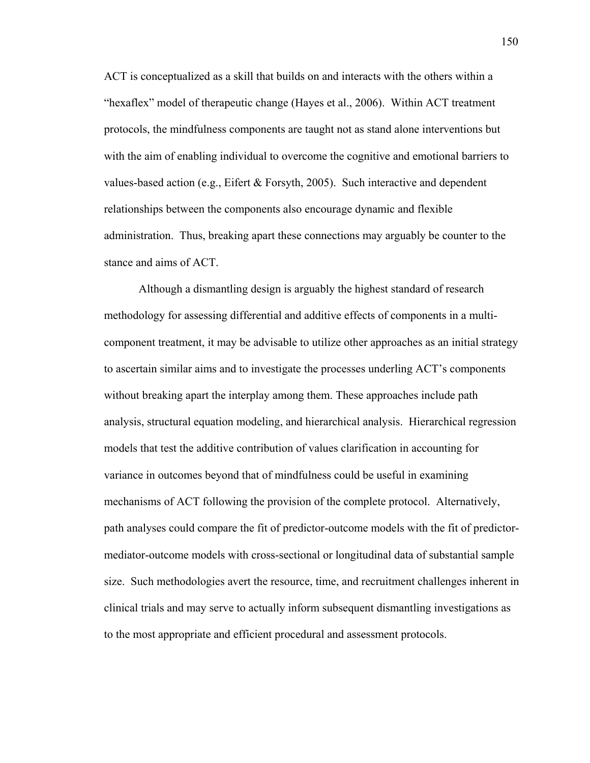ACT is conceptualized as a skill that builds on and interacts with the others within a "hexaflex" model of therapeutic change (Hayes et al., 2006). Within ACT treatment protocols, the mindfulness components are taught not as stand alone interventions but with the aim of enabling individual to overcome the cognitive and emotional barriers to values-based action (e.g., Eifert & Forsyth, 2005). Such interactive and dependent relationships between the components also encourage dynamic and flexible administration. Thus, breaking apart these connections may arguably be counter to the stance and aims of ACT.

Although a dismantling design is arguably the highest standard of research methodology for assessing differential and additive effects of components in a multi-component treatment, it may be advisable to utilize other approaches as an initial strategy to ascertain similar aims and to investigate the processes underling ACT's components without breaking apart the interplay among them. These approaches include path analysis, structural equation modeling, and hierarchical analysis. Hierarchical regression models that test the additive contribution of values clarification in accounting for variance in outcomes beyond that of mindfulness could be useful in examining mechanisms of ACT following the provision of the complete protocol. Alternatively, path analyses could compare the fit of predictor-outcome models with the fit of predictor-mediator-outcome models with cross-sectional or longitudinal data of substantial sample size. Such methodologies avert the resource, time, and recruitment challenges inherent in clinical trials and may serve to actually inform subsequent dismantling investigations as to the most appropriate and efficient procedural and assessment protocols.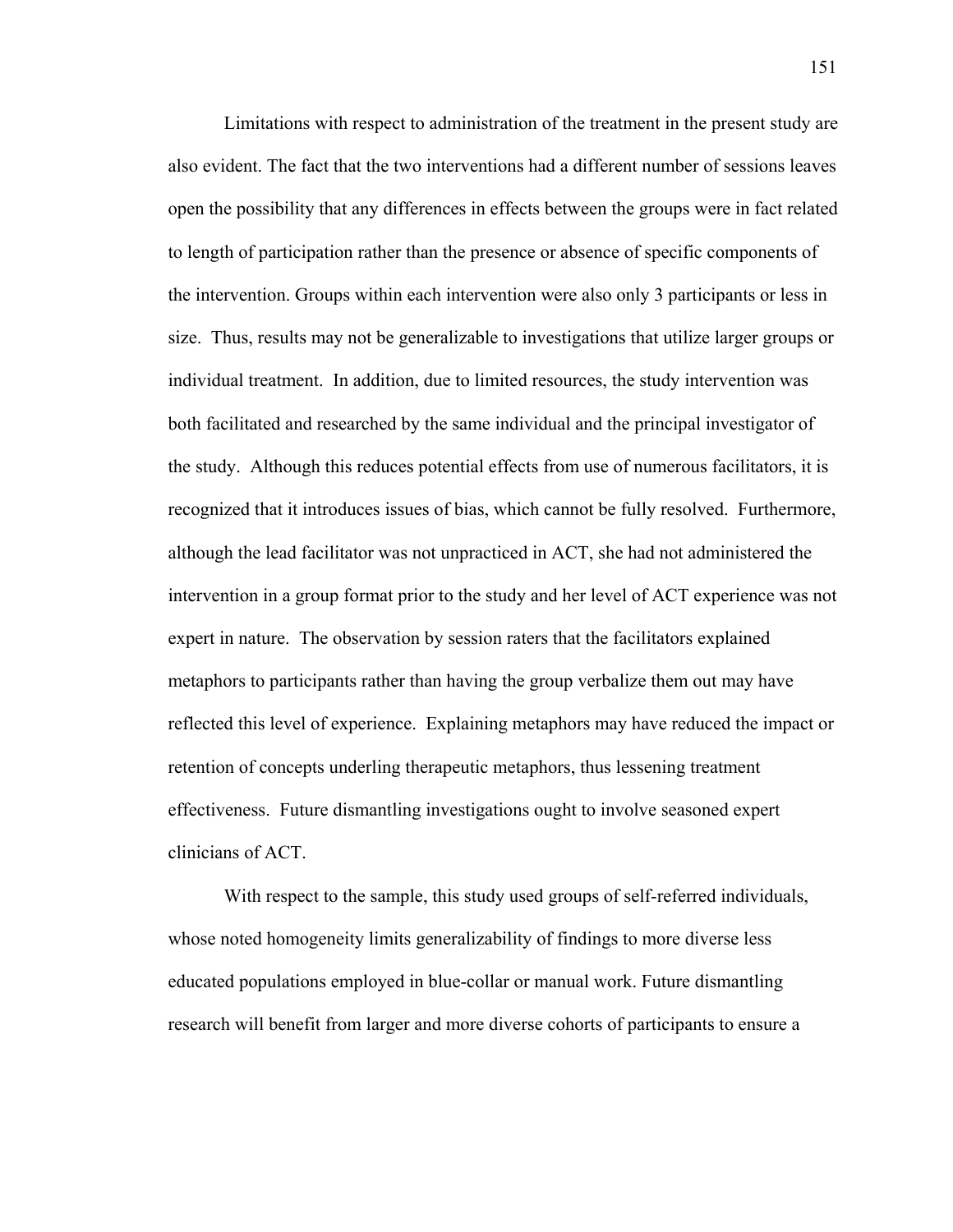Limitations with respect to administration of the treatment in the present study are also evident. The fact that the two interventions had a different number of sessions leaves open the possibility that any differences in effects between the groups were in fact related to length of participation rather than the presence or absence of specific components of the intervention. Groups within each intervention were also only 3 participants or less in size. Thus, results may not be generalizable to investigations that utilize larger groups or individual treatment. In addition, due to limited resources, the study intervention was both facilitated and researched by the same individual and the principal investigator of the study. Although this reduces potential effects from use of numerous facilitators, it is recognized that it introduces issues of bias, which cannot be fully resolved. Furthermore, although the lead facilitator was not unpracticed in ACT, she had not administered the intervention in a group format prior to the study and her level of ACT experience was not expert in nature. The observation by session raters that the facilitators explained metaphors to participants rather than having the group verbalize them out may have reflected this level of experience. Explaining metaphors may have reduced the impact or retention of concepts underling therapeutic metaphors, thus lessening treatment effectiveness. Future dismantling investigations ought to involve seasoned expert clinicians of ACT.

With respect to the sample, this study used groups of self-referred individuals, whose noted homogeneity limits generalizability of findings to more diverse less educated populations employed in blue-collar or manual work. Future dismantling research will benefit from larger and more diverse cohorts of participants to ensure a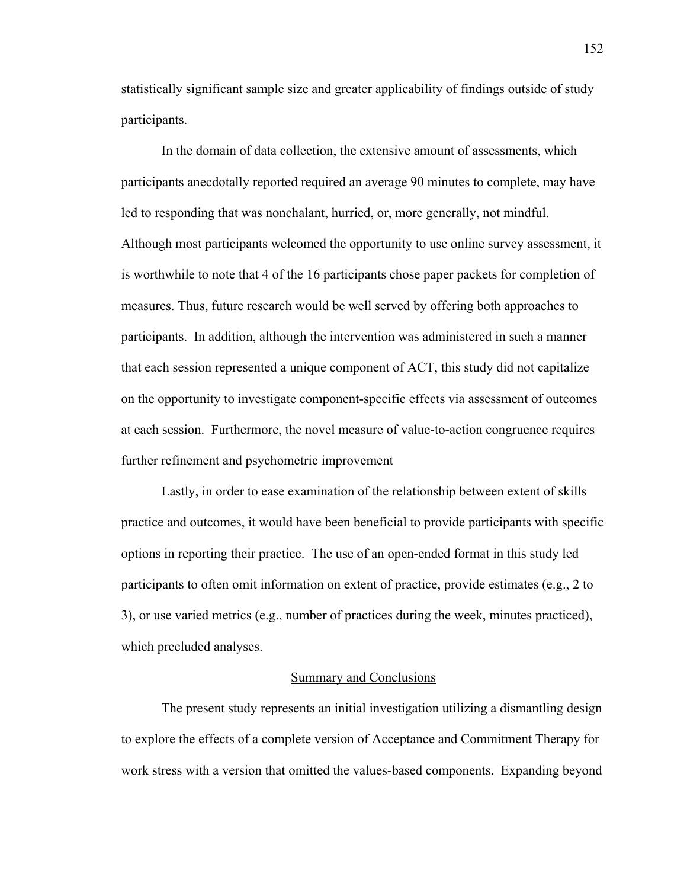statistically significant sample size and greater applicability of findings outside of study participants.

In the domain of data collection, the extensive amount of assessments, which participants anecdotally reported required an average 90 minutes to complete, may have led to responding that was nonchalant, hurried, or, more generally, not mindful. Although most participants welcomed the opportunity to use online survey assessment, it is worthwhile to note that 4 of the 16 participants chose paper packets for completion of measures. Thus, future research would be well served by offering both approaches to participants. In addition, although the intervention was administered in such a manner that each session represented a unique component of ACT, this study did not capitalize on the opportunity to investigate component-specific effects via assessment of outcomes at each session. Furthermore, the novel measure of value-to-action congruence requires further refinement and psychometric improvement

Lastly, in order to ease examination of the relationship between extent of skills practice and outcomes, it would have been beneficial to provide participants with specific options in reporting their practice. The use of an open-ended format in this study led participants to often omit information on extent of practice, provide estimates (e.g., 2 to 3), or use varied metrics (e.g., number of practices during the week, minutes practiced), which precluded analyses.

## Summary and Conclusions

The present study represents an initial investigation utilizing a dismantling design to explore the effects of a complete version of Acceptance and Commitment Therapy for work stress with a version that omitted the values-based components. Expanding beyond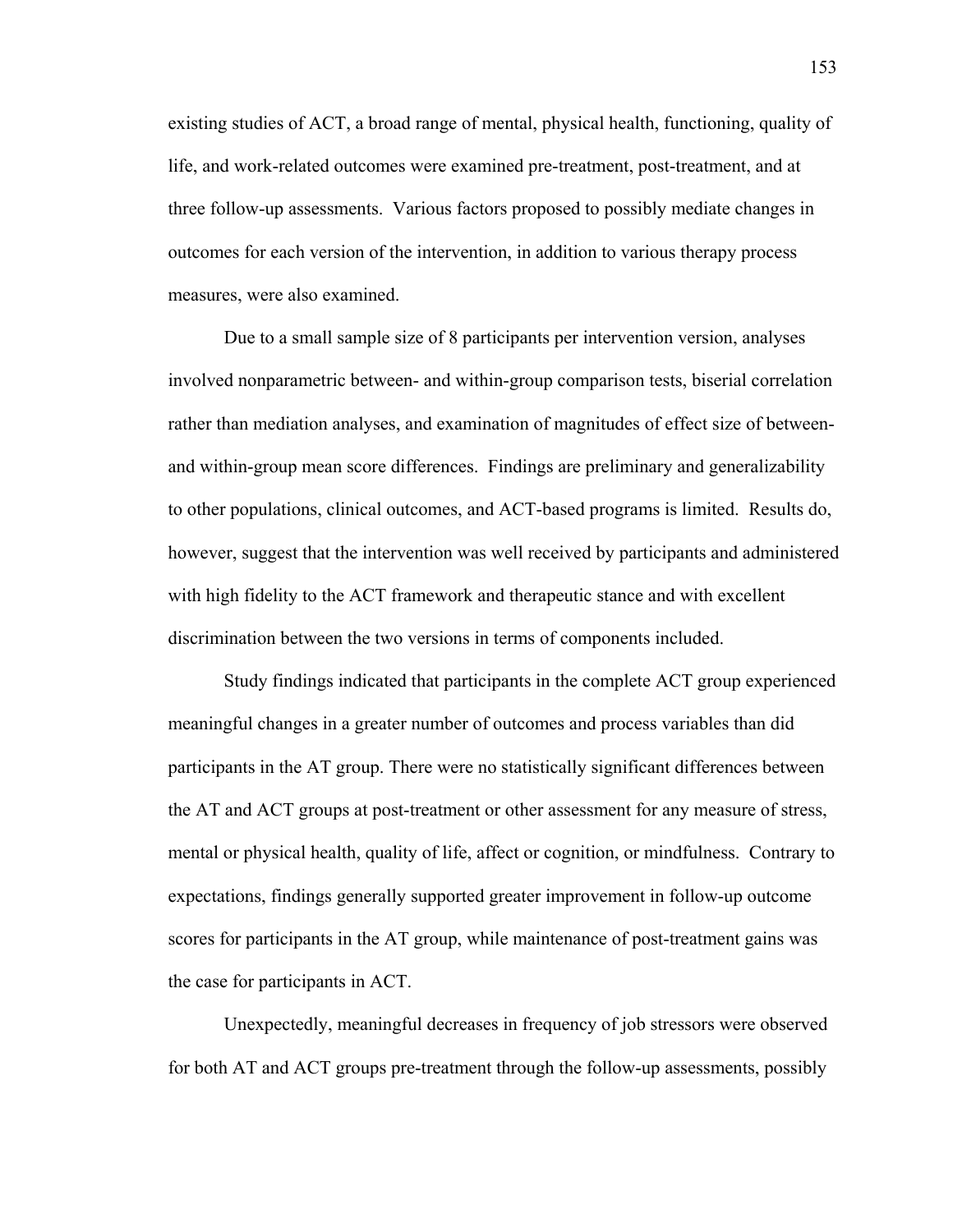existing studies of ACT, a broad range of mental, physical health, functioning, quality of life, and work-related outcomes were examined pre-treatment, post-treatment, and at three follow-up assessments. Various factors proposed to possibly mediate changes in outcomes for each version of the intervention, in addition to various therapy process measures, were also examined.

Due to a small sample size of 8 participants per intervention version, analyses involved nonparametric between- and within-group comparison tests, biserial correlation rather than mediation analyses, and examination of magnitudes of effect size of between- and within-group mean score differences. Findings are preliminary and generalizability to other populations, clinical outcomes, and ACT-based programs is limited. Results do, however, suggest that the intervention was well received by participants and administered with high fidelity to the ACT framework and therapeutic stance and with excellent discrimination between the two versions in terms of components included.

Study findings indicated that participants in the complete ACT group experienced meaningful changes in a greater number of outcomes and process variables than did participants in the AT group. There were no statistically significant differences between the AT and ACT groups at post-treatment or other assessment for any measure of stress, mental or physical health, quality of life, affect or cognition, or mindfulness. Contrary to expectations, findings generally supported greater improvement in follow-up outcome scores for participants in the AT group, while maintenance of post-treatment gains was the case for participants in ACT.

Unexpectedly, meaningful decreases in frequency of job stressors were observed for both AT and ACT groups pre-treatment through the follow-up assessments, possibly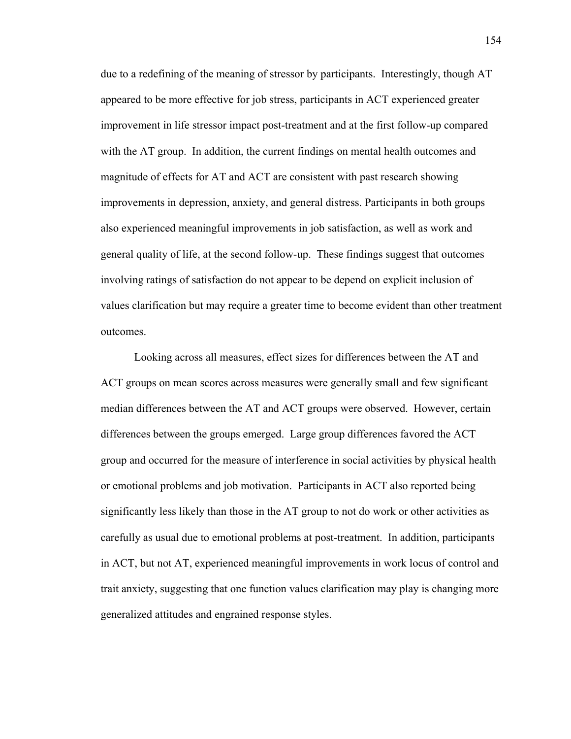due to a redefining of the meaning of stressor by participants. Interestingly, though AT appeared to be more effective for job stress, participants in ACT experienced greater improvement in life stressor impact post-treatment and at the first follow-up compared with the AT group. In addition, the current findings on mental health outcomes and magnitude of effects for AT and ACT are consistent with past research showing improvements in depression, anxiety, and general distress. Participants in both groups also experienced meaningful improvements in job satisfaction, as well as work and general quality of life, at the second follow-up. These findings suggest that outcomes involving ratings of satisfaction do not appear to be depend on explicit inclusion of values clarification but may require a greater time to become evident than other treatment outcomes.

Looking across all measures, effect sizes for differences between the AT and ACT groups on mean scores across measures were generally small and few significant median differences between the AT and ACT groups were observed. However, certain differences between the groups emerged. Large group differences favored the ACT group and occurred for the measure of interference in social activities by physical health or emotional problems and job motivation. Participants in ACT also reported being significantly less likely than those in the AT group to not do work or other activities as carefully as usual due to emotional problems at post-treatment. In addition, participants in ACT, but not AT, experienced meaningful improvements in work locus of control and trait anxiety, suggesting that one function values clarification may play is changing more generalized attitudes and engrained response styles.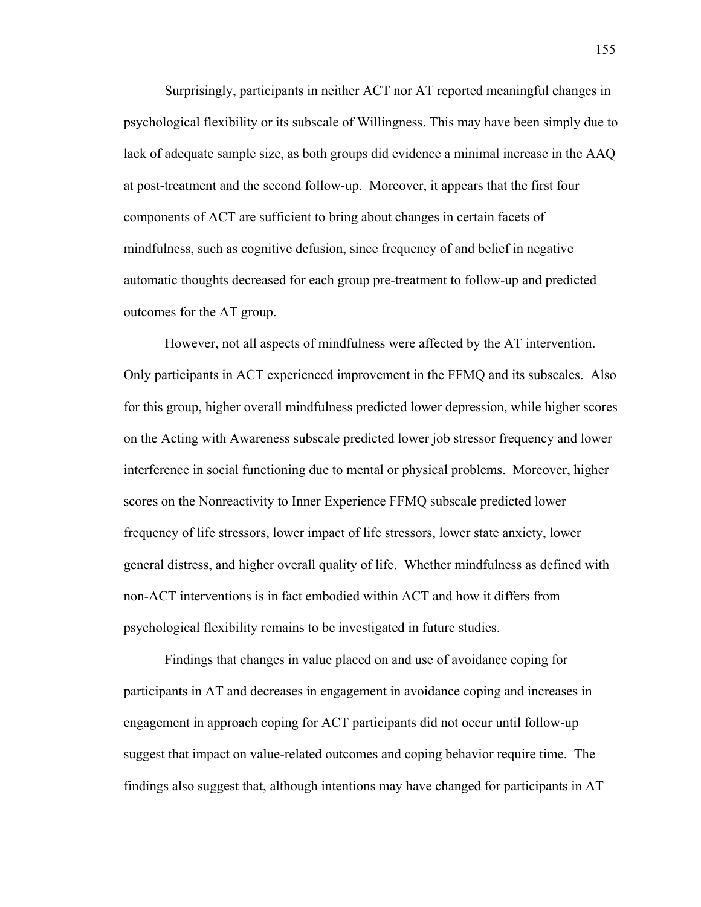Surprisingly, participants in neither ACT nor AT reported meaningful changes in psychological flexibility or its subscale of Willingness. This may have been simply due to lack of adequate sample size, as both groups did evidence a minimal increase in the AAQ at post-treatment and the second follow-up. Moreover, it appears that the first four components of ACT are sufficient to bring about changes in certain facets of mindfulness, such as cognitive defusion, since frequency of and belief in negative automatic thoughts decreased for each group pre-treatment to follow-up and predicted outcomes for the AT group.

However, not all aspects of mindfulness were affected by the AT intervention. Only participants in ACT experienced improvement in the FFMQ and its subscales. Also for this group, higher overall mindfulness predicted lower depression, while higher scores on the Acting with Awareness subscale predicted lower job stressor frequency and lower interference in social functioning due to mental or physical problems. Moreover, higher scores on the Nonreactivity to Inner Experience FFMQ subscale predicted lower frequency of life stressors, lower impact of life stressors, lower state anxiety, lower general distress, and higher overall quality of life. Whether mindfulness as defined with non-ACT interventions is in fact embodied within ACT and how it differs from psychological flexibility remains to be investigated in future studies.

Findings that changes in value placed on and use of avoidance coping for participants in AT and decreases in engagement in avoidance coping and increases in engagement in approach coping for ACT participants did not occur until follow-up suggest that impact on value-related outcomes and coping behavior require time. The findings also suggest that, although intentions may have changed for participants in AT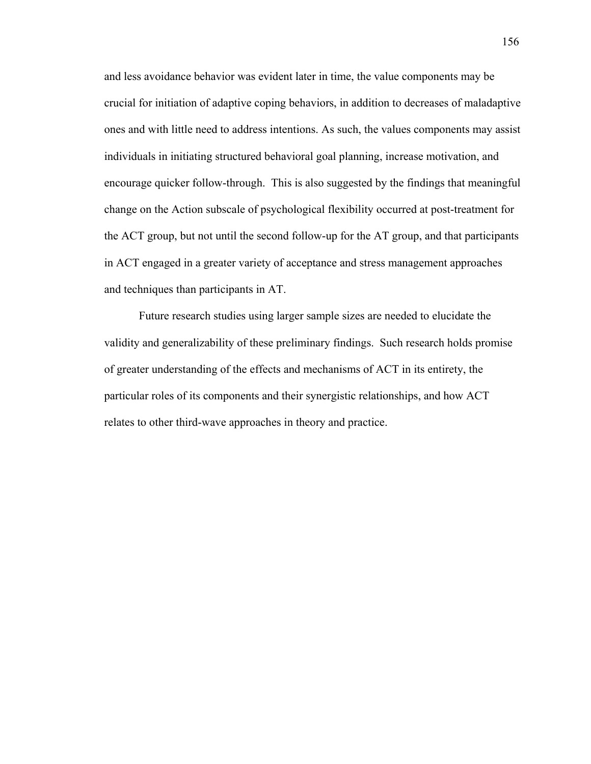and less avoidance behavior was evident later in time, the value components may be crucial for initiation of adaptive coping behaviors, in addition to decreases of maladaptive ones and with little need to address intentions. As such, the values components may assist individuals in initiating structured behavioral goal planning, increase motivation, and encourage quicker follow-through. This is also suggested by the findings that meaningful change on the Action subscale of psychological flexibility occurred at post-treatment for the ACT group, but not until the second follow-up for the AT group, and that participants in ACT engaged in a greater variety of acceptance and stress management approaches and techniques than participants in AT.

Future research studies using larger sample sizes are needed to elucidate the validity and generalizability of these preliminary findings. Such research holds promise of greater understanding of the effects and mechanisms of ACT in its entirety, the particular roles of its components and their synergistic relationships, and how ACT relates to other third-wave approaches in theory and practice.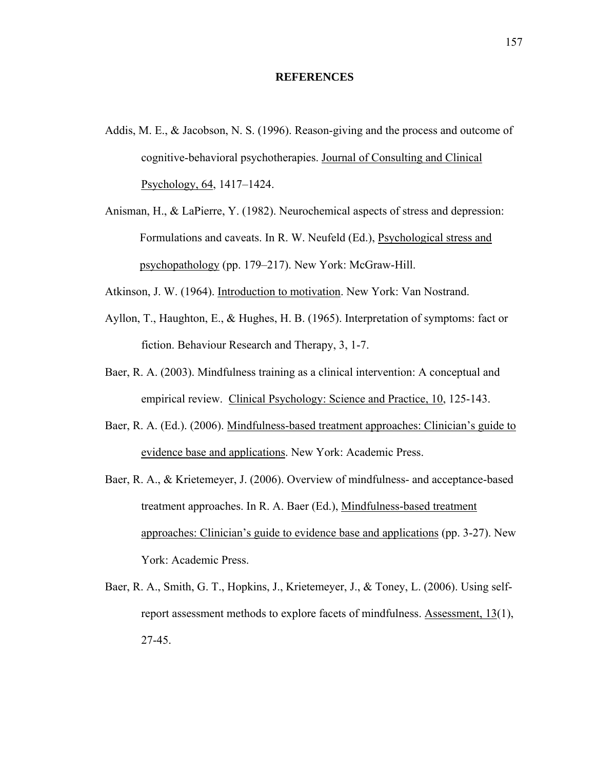# REFERENCES

Addis, M. E., & Jacobson, N. S. (1996). Reason-giving and the process and outcome of cognitive-behavioral psychotherapies. Journal of Consulting and Clinical Psychology, 64, 1417–1424.

Anisman, H., & LaPierre, Y. (1982). Neurochemical aspects of stress and depression: Formulations and caveats. In R. W. Neufeld (Ed.), Psychological stress and psychopathology (pp. 179–217). New York: McGraw-Hill.

Atkinson, J. W. (1964). Introduction to motivation. New York: Van Nostrand.

Ayllon, T., Haughton, E., & Hughes, H. B. (1965). Interpretation of symptoms: fact or fiction. Behaviour Research and Therapy, 3, 1-7.

Baer, R. A. (2003). Mindfulness training as a clinical intervention: A conceptual and empirical review. Clinical Psychology: Science and Practice, 10, 125-143.

Baer, R. A. (Ed.). (2006). Mindfulness-based treatment approaches: Clinician's guide to evidence base and applications. New York: Academic Press.

Baer, R. A., & Krietemeyer, J. (2006). Overview of mindfulness- and acceptance-based treatment approaches. In R. A. Baer (Ed.), Mindfulness-based treatment approaches: Clinician's guide to evidence base and applications (pp. 3-27). New York: Academic Press.

Baer, R. A., Smith, G. T., Hopkins, J., Krietemeyer, J., & Toney, L. (2006). Using self-report assessment methods to explore facets of mindfulness. Assessment, 13(1), 27-45.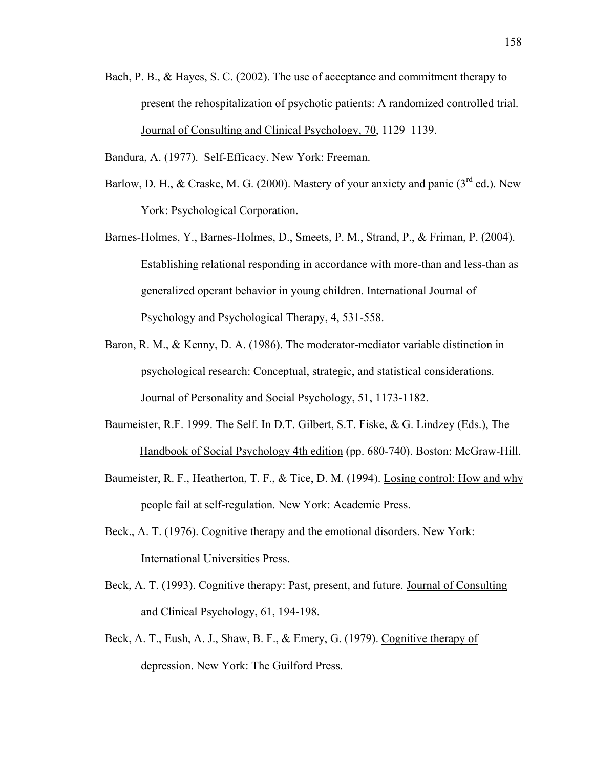Bach, P. B., & Hayes, S. C. (2002). The use of acceptance and commitment therapy to present the rehospitalization of psychotic patients: A randomized controlled trial. Journal of Consulting and Clinical Psychology, 70, 1129–1139.

Bandura, A. (1977). Self-Efficacy. New York: Freeman.

Barlow, D. H., & Craske, M. G. (2000). Mastery of your anxiety and panic (3rd ed.). New York: Psychological Corporation.

Barnes-Holmes, Y., Barnes-Holmes, D., Smeets, P. M., Strand, P., & Friman, P. (2004). Establishing relational responding in accordance with more-than and less-than as generalized operant behavior in young children. International Journal of Psychology and Psychological Therapy, 4, 531-558.

Baron, R. M., & Kenny, D. A. (1986). The moderator-mediator variable distinction in psychological research: Conceptual, strategic, and statistical considerations. Journal of Personality and Social Psychology, 51, 1173-1182.

Baumeister, R.F. 1999. The Self. In D.T. Gilbert, S.T. Fiske, & G. Lindzey (Eds.), The Handbook of Social Psychology 4th edition (pp. 680-740). Boston: McGraw-Hill.

Baumeister, R. F., Heatherton, T. F., & Tice, D. M. (1994). Losing control: How and why people fail at self-regulation. New York: Academic Press.

Beck., A. T. (1976). Cognitive therapy and the emotional disorders. New York: International Universities Press.

Beck, A. T. (1993). Cognitive therapy: Past, present, and future. Journal of Consulting and Clinical Psychology, 61, 194-198.

Beck, A. T., Eush, A. J., Shaw, B. F., & Emery, G. (1979). Cognitive therapy of depression. New York: The Guilford Press.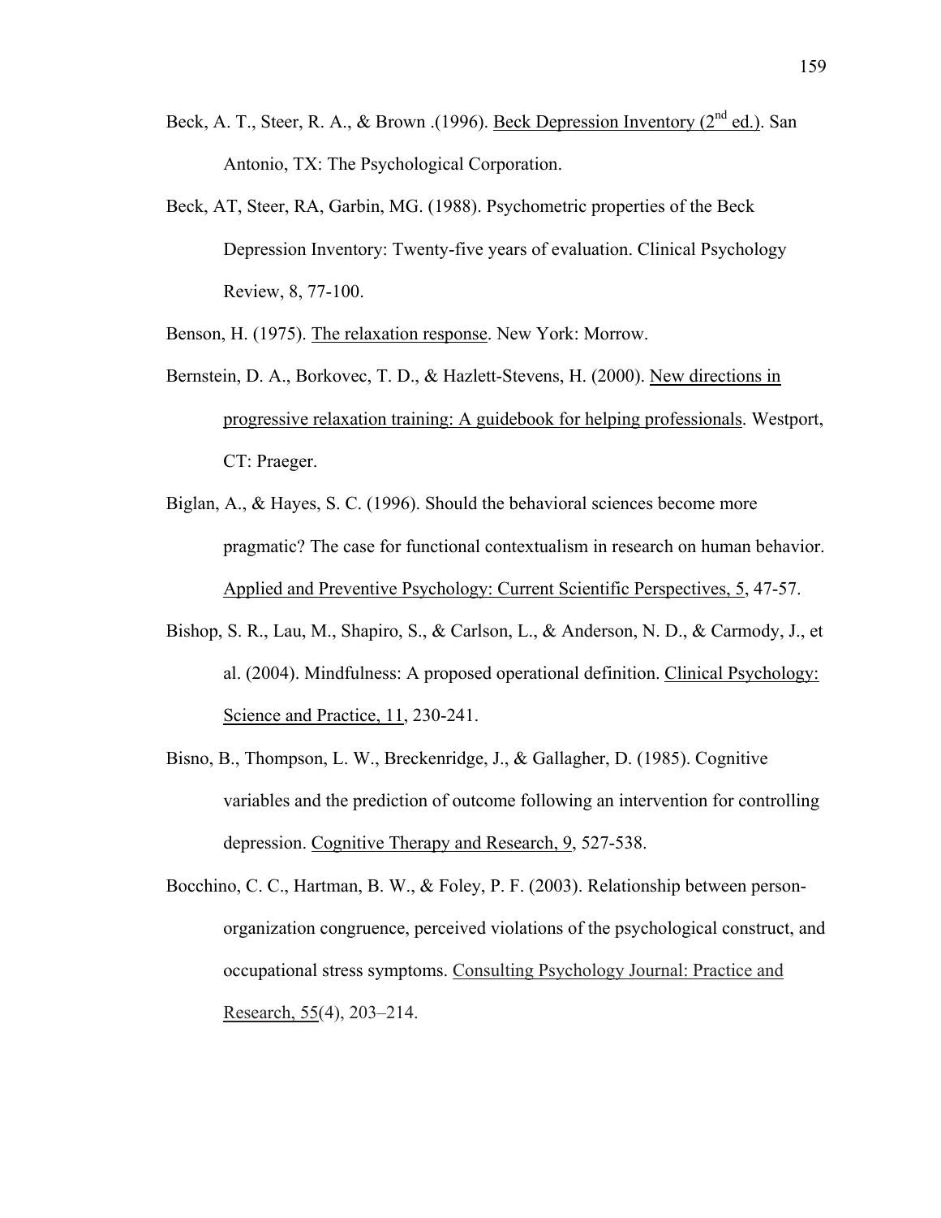Beck, A. T., Steer, R. A., & Brown .(1996). Beck Depression Inventory (2nd ed.). San Antonio, TX: The Psychological Corporation.

Beck, AT, Steer, RA, Garbin, MG. (1988). Psychometric properties of the Beck Depression Inventory: Twenty-five years of evaluation. Clinical Psychology Review, 8, 77-100.

Benson, H. (1975). The relaxation response. New York: Morrow.

Bernstein, D. A., Borkovec, T. D., & Hazlett-Stevens, H. (2000). New directions in progressive relaxation training: A guidebook for helping professionals. Westport, CT: Praeger.

Biglan, A., & Hayes, S. C. (1996). Should the behavioral sciences become more pragmatic? The case for functional contextualism in research on human behavior. Applied and Preventive Psychology: Current Scientific Perspectives, 5, 47-57.

Bishop, S. R., Lau, M., Shapiro, S., & Carlson, L., & Anderson, N. D., & Carmody, J., et al. (2004). Mindfulness: A proposed operational definition. Clinical Psychology: Science and Practice, 11, 230-241.

Bisno, B., Thompson, L. W., Breckenridge, J., & Gallagher, D. (1985). Cognitive variables and the prediction of outcome following an intervention for controlling depression. Cognitive Therapy and Research, 9, 527-538.

Bocchino, C. C., Hartman, B. W., & Foley, P. F. (2003). Relationship between person-organization congruence, perceived violations of the psychological construct, and occupational stress symptoms. Consulting Psychology Journal: Practice and Research, 55(4), 203–214.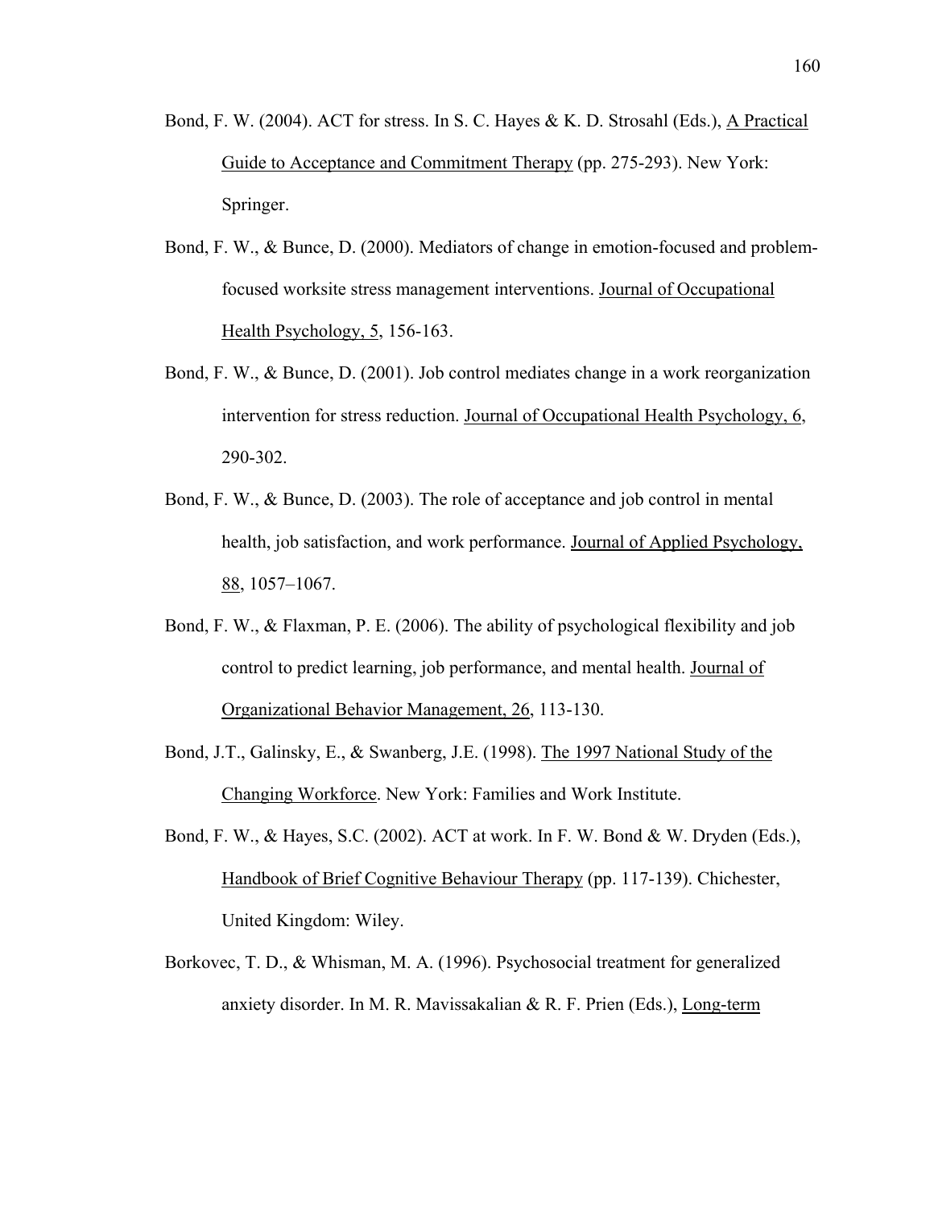Bond, F. W. (2004). ACT for stress. In S. C. Hayes & K. D. Strosahl (Eds.), A Practical Guide to Acceptance and Commitment Therapy (pp. 275-293). New York: Springer.

Bond, F. W., & Bunce, D. (2000). Mediators of change in emotion-focused and problem-focused worksite stress management interventions. Journal of Occupational Health Psychology, 5, 156-163.

Bond, F. W., & Bunce, D. (2001). Job control mediates change in a work reorganization intervention for stress reduction. Journal of Occupational Health Psychology, 6, 290-302.

Bond, F. W., & Bunce, D. (2003). The role of acceptance and job control in mental health, job satisfaction, and work performance. Journal of Applied Psychology, 88, 1057–1067.

Bond, F. W., & Flaxman, P. E. (2006). The ability of psychological flexibility and job control to predict learning, job performance, and mental health. Journal of Organizational Behavior Management, 26, 113-130.

Bond, J.T., Galinsky, E., & Swanberg, J.E. (1998). The 1997 National Study of the Changing Workforce. New York: Families and Work Institute.

Bond, F. W., & Hayes, S.C. (2002). ACT at work. In F. W. Bond & W. Dryden (Eds.), Handbook of Brief Cognitive Behaviour Therapy (pp. 117-139). Chichester, United Kingdom: Wiley.

Borkovec, T. D., & Whisman, M. A. (1996). Psychosocial treatment for generalized anxiety disorder. In M. R. Mavissakalian & R. F. Prien (Eds.), Long-term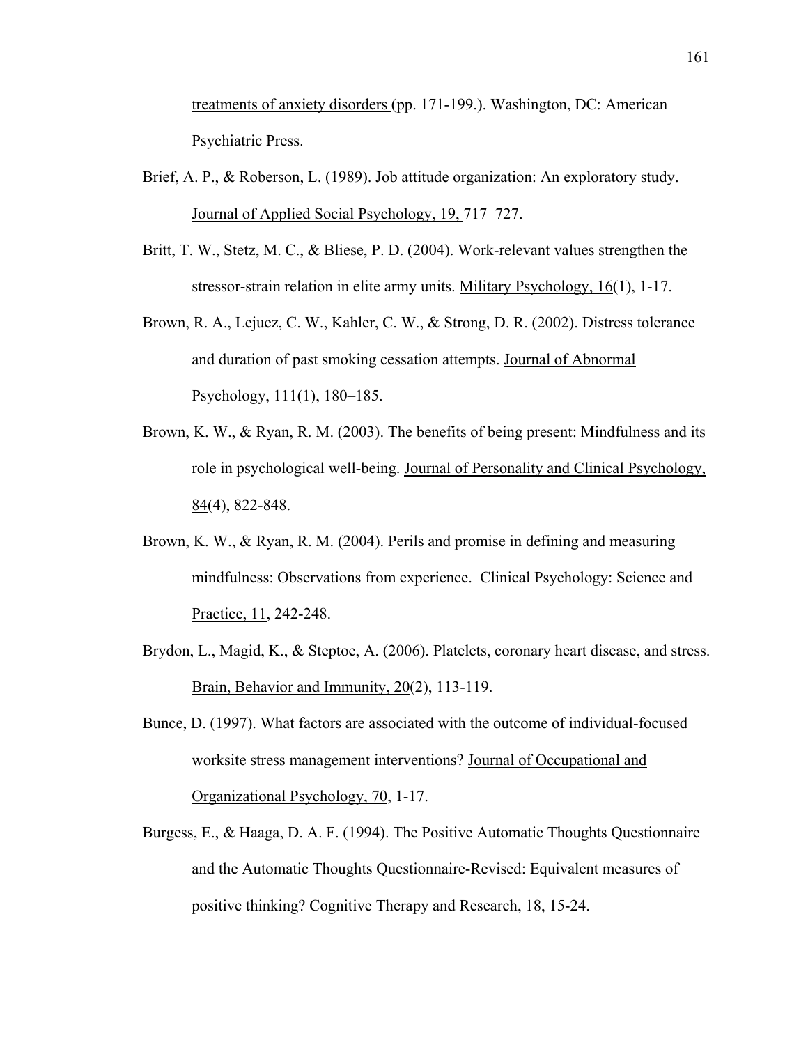treatments of anxiety disorders (pp. 171-199.). Washington, DC: American Psychiatric Press.

Brief, A. P., & Roberson, L. (1989). Job attitude organization: An exploratory study. Journal of Applied Social Psychology, 19, 717–727.

Britt, T. W., Stetz, M. C., & Bliese, P. D. (2004). Work-relevant values strengthen the stressor-strain relation in elite army units. Military Psychology, 16(1), 1-17.

Brown, R. A., Lejuez, C. W., Kahler, C. W., & Strong, D. R. (2002). Distress tolerance and duration of past smoking cessation attempts. Journal of Abnormal Psychology, 111(1), 180–185.

Brown, K. W., & Ryan, R. M. (2003). The benefits of being present: Mindfulness and its role in psychological well-being. Journal of Personality and Clinical Psychology, 84(4), 822-848.

Brown, K. W., & Ryan, R. M. (2004). Perils and promise in defining and measuring mindfulness: Observations from experience. Clinical Psychology: Science and Practice, 11, 242-248.

Brydon, L., Magid, K., & Steptoe, A. (2006). Platelets, coronary heart disease, and stress. Brain, Behavior and Immunity, 20(2), 113-119.

Bunce, D. (1997). What factors are associated with the outcome of individual-focused worksite stress management interventions? Journal of Occupational and Organizational Psychology, 70, 1-17.

Burgess, E., & Haaga, D. A. F. (1994). The Positive Automatic Thoughts Questionnaire and the Automatic Thoughts Questionnaire-Revised: Equivalent measures of positive thinking? Cognitive Therapy and Research, 18, 15-24.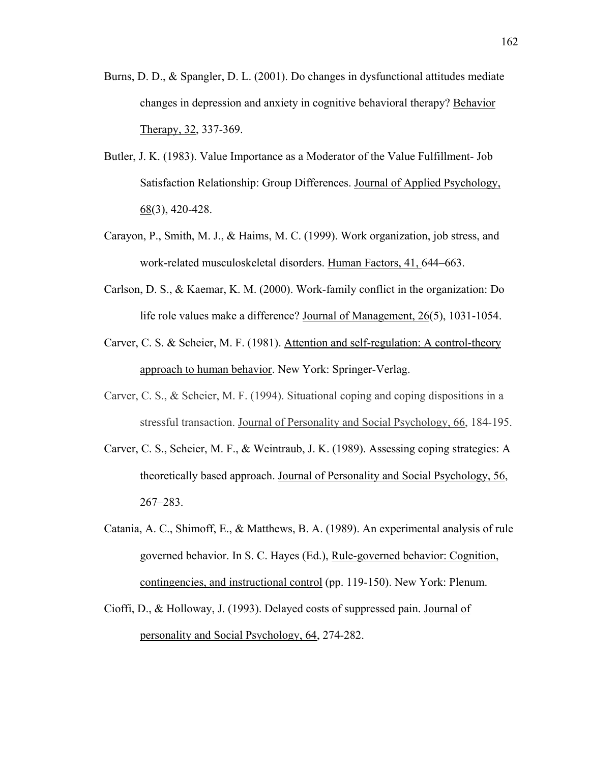Burns, D. D., & Spangler, D. L. (2001). Do changes in dysfunctional attitudes mediate changes in depression and anxiety in cognitive behavioral therapy? Behavior Therapy, 32, 337-369.

Butler, J. K. (1983). Value Importance as a Moderator of the Value Fulfillment- Job Satisfaction Relationship: Group Differences. Journal of Applied Psychology, 68(3), 420-428.

Carayon, P., Smith, M. J., & Haims, M. C. (1999). Work organization, job stress, and work-related musculoskeletal disorders. Human Factors, 41, 644–663.

Carlson, D. S., & Kaemar, K. M. (2000). Work-family conflict in the organization: Do life role values make a difference? Journal of Management, 26(5), 1031-1054.

Carver, C. S. & Scheier, M. F. (1981). Attention and self-regulation: A control-theory approach to human behavior. New York: Springer-Verlag.

Carver, C. S., & Scheier, M. F. (1994). Situational coping and coping dispositions in a stressful transaction. Journal of Personality and Social Psychology, 66, 184-195.

Carver, C. S., Scheier, M. F., & Weintraub, J. K. (1989). Assessing coping strategies: A theoretically based approach. Journal of Personality and Social Psychology, 56, 267–283.

Catania, A. C., Shimoff, E., & Matthews, B. A. (1989). An experimental analysis of rule governed behavior. In S. C. Hayes (Ed.), Rule-governed behavior: Cognition, contingencies, and instructional control (pp. 119-150). New York: Plenum.

Cioffi, D., & Holloway, J. (1993). Delayed costs of suppressed pain. Journal of personality and Social Psychology, 64, 274-282.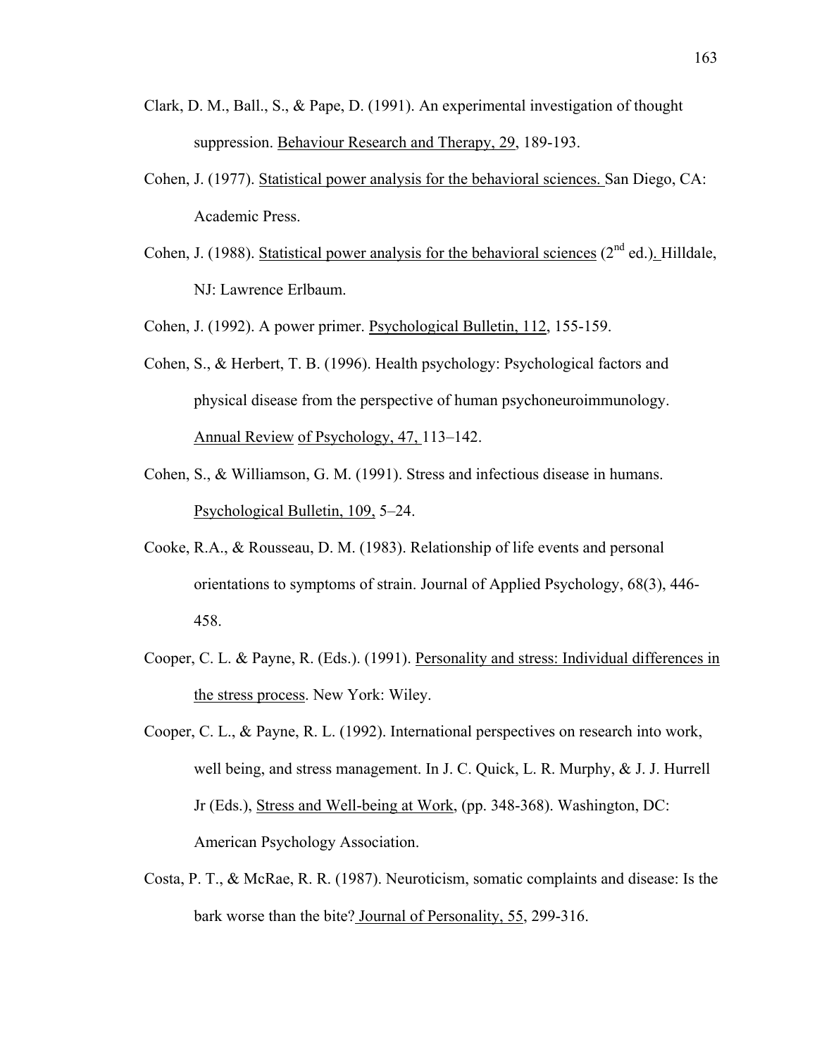Clark, D. M., Ball., S., & Pape, D. (1991). An experimental investigation of thought suppression. Behaviour Research and Therapy, 29, 189-193.

Cohen, J. (1977). Statistical power analysis for the behavioral sciences. San Diego, CA: Academic Press.

Cohen, J. (1988). Statistical power analysis for the behavioral sciences (2nd ed.). Hilldale, NJ: Lawrence Erlbaum.

Cohen, J. (1992). A power primer. Psychological Bulletin, 112, 155-159.

Cohen, S., & Herbert, T. B. (1996). Health psychology: Psychological factors and physical disease from the perspective of human psychoneuroimmunology. Annual Review of Psychology, 47, 113–142.

Cohen, S., & Williamson, G. M. (1991). Stress and infectious disease in humans. Psychological Bulletin, 109, 5–24.

Cooke, R.A., & Rousseau, D. M. (1983). Relationship of life events and personal orientations to symptoms of strain. Journal of Applied Psychology, 68(3), 446-458.

Cooper, C. L. & Payne, R. (Eds.). (1991). Personality and stress: Individual differences in the stress process. New York: Wiley.

Cooper, C. L., & Payne, R. L. (1992). International perspectives on research into work, well being, and stress management. In J. C. Quick, L. R. Murphy, & J. J. Hurrell Jr (Eds.), Stress and Well-being at Work, (pp. 348-368). Washington, DC: American Psychology Association.

Costa, P. T., & McRae, R. R. (1987). Neuroticism, somatic complaints and disease: Is the bark worse than the bite? Journal of Personality, 55, 299-316.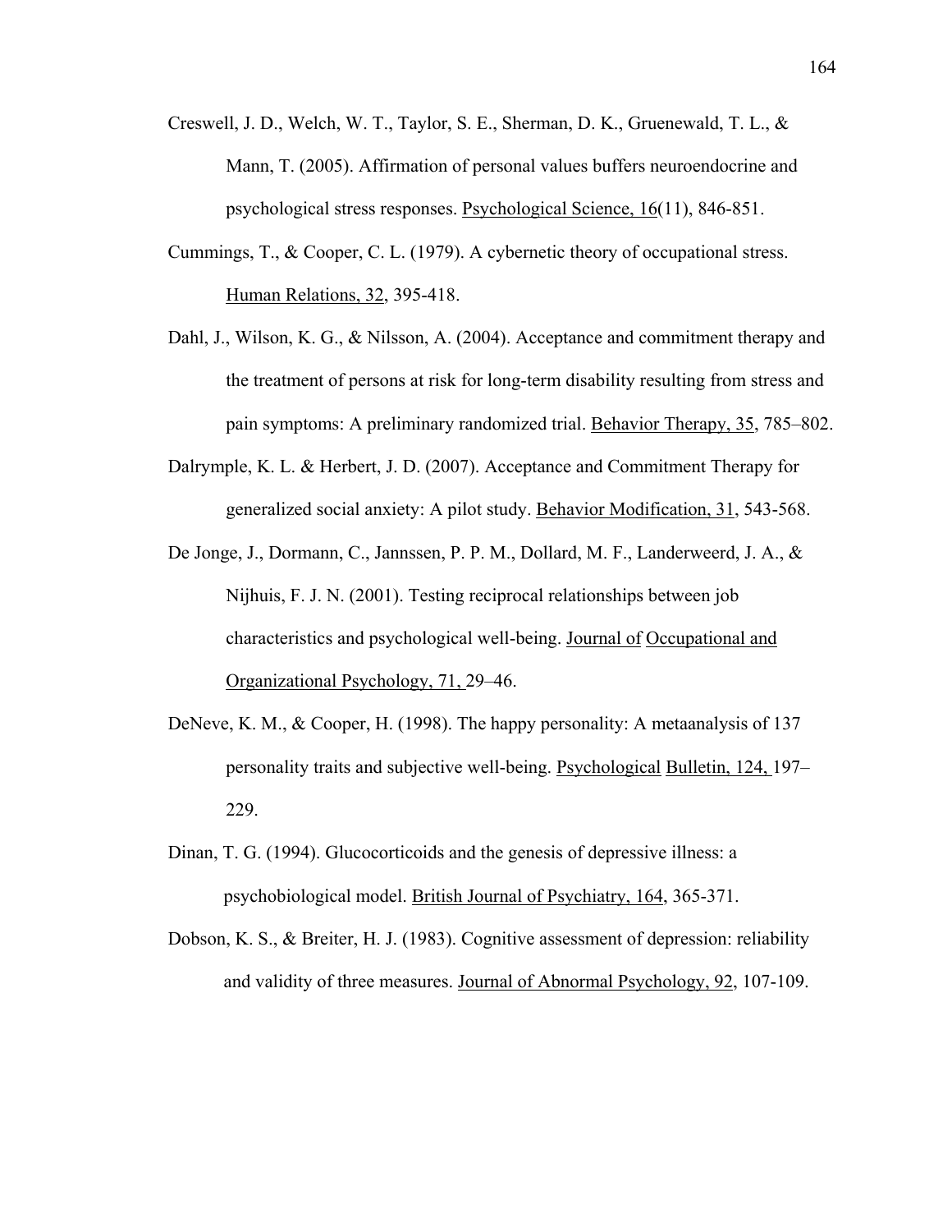Creswell, J. D., Welch, W. T., Taylor, S. E., Sherman, D. K., Gruenewald, T. L., & Mann, T. (2005). Affirmation of personal values buffers neuroendocrine and psychological stress responses. Psychological Science, 16(11), 846-851.

Cummings, T., & Cooper, C. L. (1979). A cybernetic theory of occupational stress. Human Relations, 32, 395-418.

Dahl, J., Wilson, K. G., & Nilsson, A. (2004). Acceptance and commitment therapy and the treatment of persons at risk for long-term disability resulting from stress and pain symptoms: A preliminary randomized trial. Behavior Therapy, 35, 785–802.

Dalrymple, K. L. & Herbert, J. D. (2007). Acceptance and Commitment Therapy for generalized social anxiety: A pilot study. Behavior Modification, 31, 543-568.

De Jonge, J., Dormann, C., Jannssen, P. P. M., Dollard, M. F., Landerweerd, J. A., & Nijhuis, F. J. N. (2001). Testing reciprocal relationships between job characteristics and psychological well-being. Journal of Occupational and Organizational Psychology, 71, 29–46.

DeNeve, K. M., & Cooper, H. (1998). The happy personality: A metaanalysis of 137 personality traits and subjective well-being. Psychological Bulletin, 124, 197–229.

Dinan, T. G. (1994). Glucocorticoids and the genesis of depressive illness: a psychobiological model. British Journal of Psychiatry, 164, 365-371.

Dobson, K. S., & Breiter, H. J. (1983). Cognitive assessment of depression: reliability and validity of three measures. Journal of Abnormal Psychology, 92, 107-109.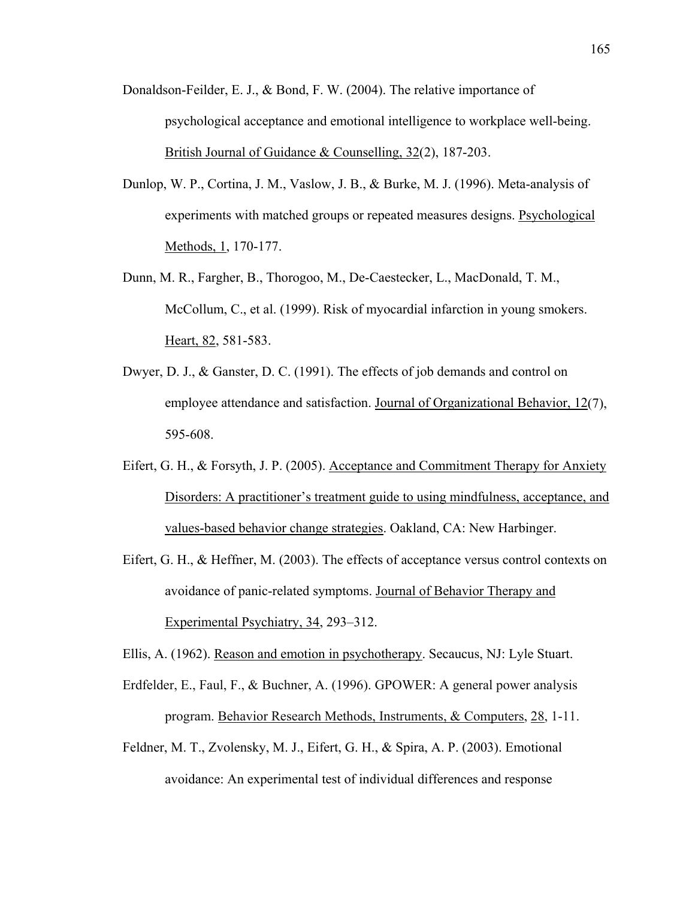Donaldson-Feilder, E. J., & Bond, F. W. (2004). The relative importance of psychological acceptance and emotional intelligence to workplace well-being. British Journal of Guidance & Counselling, 32(2), 187-203.

Dunlop, W. P., Cortina, J. M., Vaslow, J. B., & Burke, M. J. (1996). Meta-analysis of experiments with matched groups or repeated measures designs. Psychological Methods, 1, 170-177.

Dunn, M. R., Fargher, B., Thorogoo, M., De-Caestecker, L., MacDonald, T. M., McCollum, C., et al. (1999). Risk of myocardial infarction in young smokers. Heart, 82, 581-583.

Dwyer, D. J., & Ganster, D. C. (1991). The effects of job demands and control on employee attendance and satisfaction. Journal of Organizational Behavior, 12(7), 595-608.

Eifert, G. H., & Forsyth, J. P. (2005). Acceptance and Commitment Therapy for Anxiety Disorders: A practitioner's treatment guide to using mindfulness, acceptance, and values-based behavior change strategies. Oakland, CA: New Harbinger.

Eifert, G. H., & Heffner, M. (2003). The effects of acceptance versus control contexts on avoidance of panic-related symptoms. Journal of Behavior Therapy and Experimental Psychiatry, 34, 293–312.

Ellis, A. (1962). Reason and emotion in psychotherapy. Secaucus, NJ: Lyle Stuart.

Erdfelder, E., Faul, F., & Buchner, A. (1996). GPOWER: A general power analysis program. Behavior Research Methods, Instruments, & Computers, 28, 1-11.

Feldner, M. T., Zvolensky, M. J., Eifert, G. H., & Spira, A. P. (2003). Emotional avoidance: An experimental test of individual differences and response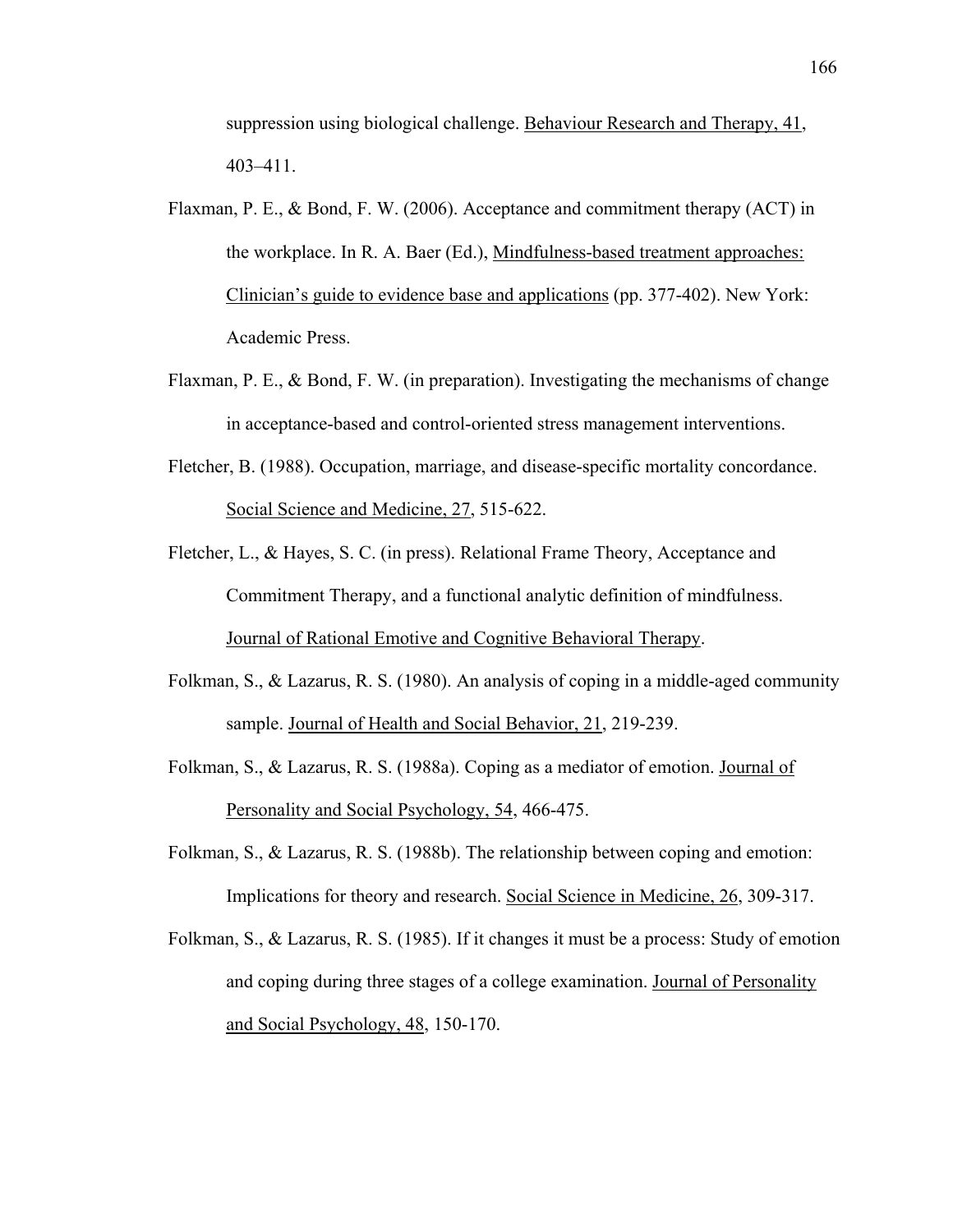suppression using biological challenge. Behaviour Research and Therapy, 41, 403–411.

Flaxman, P. E., & Bond, F. W. (2006). Acceptance and commitment therapy (ACT) in the workplace. In R. A. Baer (Ed.), Mindfulness-based treatment approaches: Clinician's guide to evidence base and applications (pp. 377-402). New York: Academic Press.

Flaxman, P. E., & Bond, F. W. (in preparation). Investigating the mechanisms of change in acceptance-based and control-oriented stress management interventions.

Fletcher, B. (1988). Occupation, marriage, and disease-specific mortality concordance. Social Science and Medicine, 27, 515-622.

Fletcher, L., & Hayes, S. C. (in press). Relational Frame Theory, Acceptance and Commitment Therapy, and a functional analytic definition of mindfulness. Journal of Rational Emotive and Cognitive Behavioral Therapy.

Folkman, S., & Lazarus, R. S. (1980). An analysis of coping in a middle-aged community sample. Journal of Health and Social Behavior, 21, 219-239.

Folkman, S., & Lazarus, R. S. (1988a). Coping as a mediator of emotion. Journal of Personality and Social Psychology, 54, 466-475.

Folkman, S., & Lazarus, R. S. (1988b). The relationship between coping and emotion: Implications for theory and research. Social Science in Medicine, 26, 309-317.

Folkman, S., & Lazarus, R. S. (1985). If it changes it must be a process: Study of emotion and coping during three stages of a college examination. Journal of Personality and Social Psychology, 48, 150-170.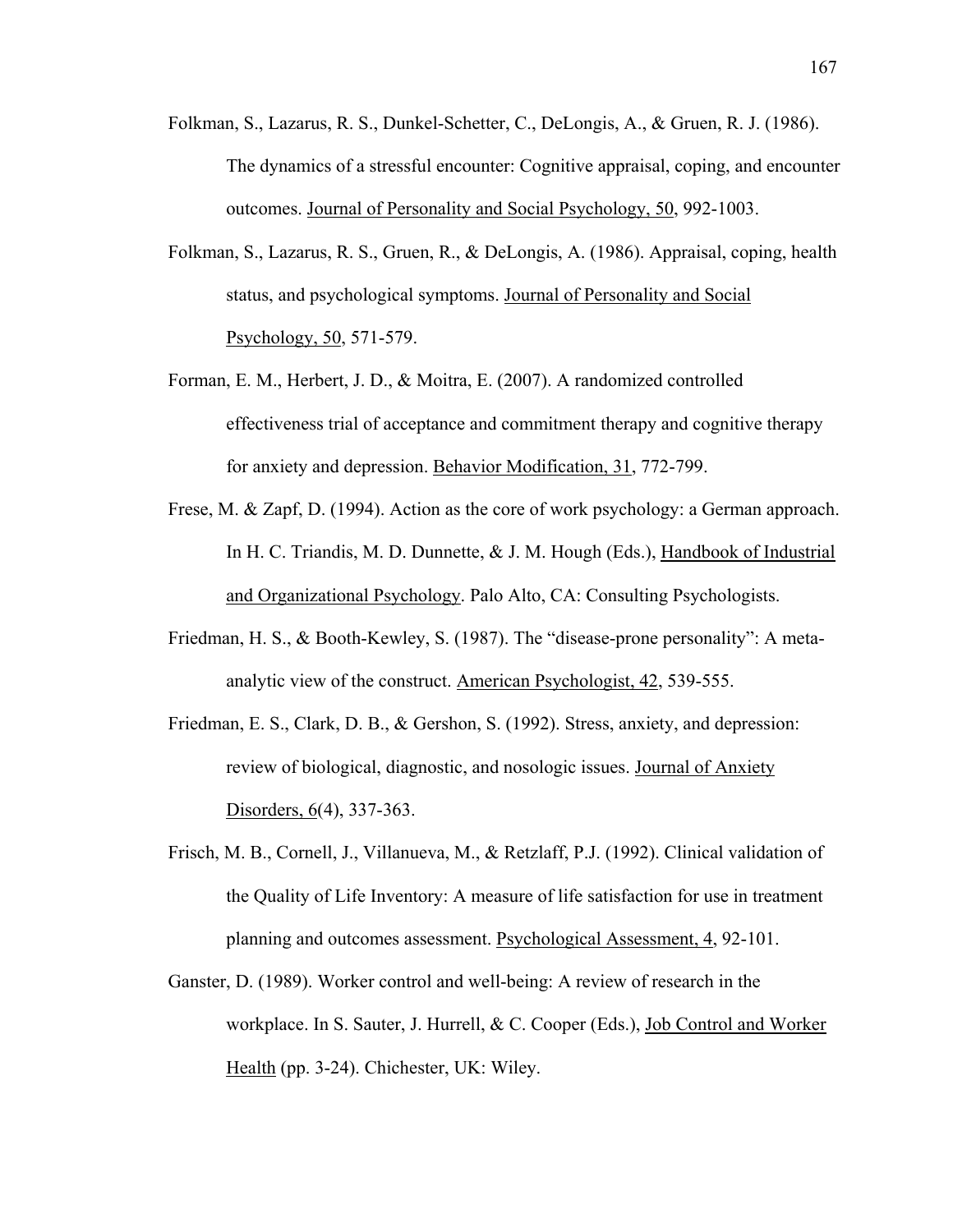Folkman, S., Lazarus, R. S., Dunkel-Schetter, C., DeLongis, A., & Gruen, R. J. (1986). The dynamics of a stressful encounter: Cognitive appraisal, coping, and encounter outcomes. Journal of Personality and Social Psychology, 50, 992-1003.

Folkman, S., Lazarus, R. S., Gruen, R., & DeLongis, A. (1986). Appraisal, coping, health status, and psychological symptoms. Journal of Personality and Social Psychology, 50, 571-579.

Forman, E. M., Herbert, J. D., & Moitra, E. (2007). A randomized controlled effectiveness trial of acceptance and commitment therapy and cognitive therapy for anxiety and depression. Behavior Modification, 31, 772-799.

Frese, M. & Zapf, D. (1994). Action as the core of work psychology: a German approach. In H. C. Triandis, M. D. Dunnette, & J. M. Hough (Eds.), Handbook of Industrial and Organizational Psychology. Palo Alto, CA: Consulting Psychologists.

Friedman, H. S., & Booth-Kewley, S. (1987). The "disease-prone personality": A meta-analytic view of the construct. American Psychologist, 42, 539-555.

Friedman, E. S., Clark, D. B., & Gershon, S. (1992). Stress, anxiety, and depression: review of biological, diagnostic, and nosologic issues. Journal of Anxiety Disorders, 6(4), 337-363.

Frisch, M. B., Cornell, J., Villanueva, M., & Retzlaff, P.J. (1992). Clinical validation of the Quality of Life Inventory: A measure of life satisfaction for use in treatment planning and outcomes assessment. Psychological Assessment, 4, 92-101.

Ganster, D. (1989). Worker control and well-being: A review of research in the workplace. In S. Sauter, J. Hurrell, & C. Cooper (Eds.), Job Control and Worker Health (pp. 3-24). Chichester, UK: Wiley.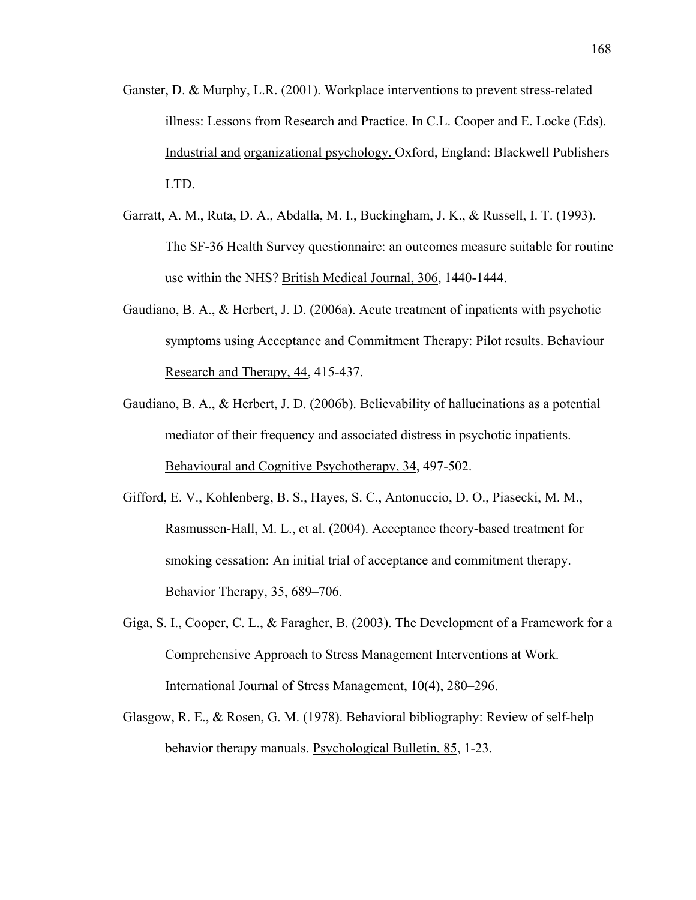Ganster, D. & Murphy, L.R. (2001). Workplace interventions to prevent stress-related illness: Lessons from Research and Practice. In C.L. Cooper and E. Locke (Eds). Industrial and organizational psychology. Oxford, England: Blackwell Publishers LTD.

Garratt, A. M., Ruta, D. A., Abdalla, M. I., Buckingham, J. K., & Russell, I. T. (1993). The SF-36 Health Survey questionnaire: an outcomes measure suitable for routine use within the NHS? British Medical Journal, 306, 1440-1444.

Gaudiano, B. A., & Herbert, J. D. (2006a). Acute treatment of inpatients with psychotic symptoms using Acceptance and Commitment Therapy: Pilot results. Behaviour Research and Therapy, 44, 415-437.

Gaudiano, B. A., & Herbert, J. D. (2006b). Believability of hallucinations as a potential mediator of their frequency and associated distress in psychotic inpatients. Behavioural and Cognitive Psychotherapy, 34, 497-502.

Gifford, E. V., Kohlenberg, B. S., Hayes, S. C., Antonuccio, D. O., Piasecki, M. M., Rasmussen-Hall, M. L., et al. (2004). Acceptance theory-based treatment for smoking cessation: An initial trial of acceptance and commitment therapy. Behavior Therapy, 35, 689–706.

Giga, S. I., Cooper, C. L., & Faragher, B. (2003). The Development of a Framework for a Comprehensive Approach to Stress Management Interventions at Work. International Journal of Stress Management, 10(4), 280–296.

Glasgow, R. E., & Rosen, G. M. (1978). Behavioral bibliography: Review of self-help behavior therapy manuals. Psychological Bulletin, 85, 1-23.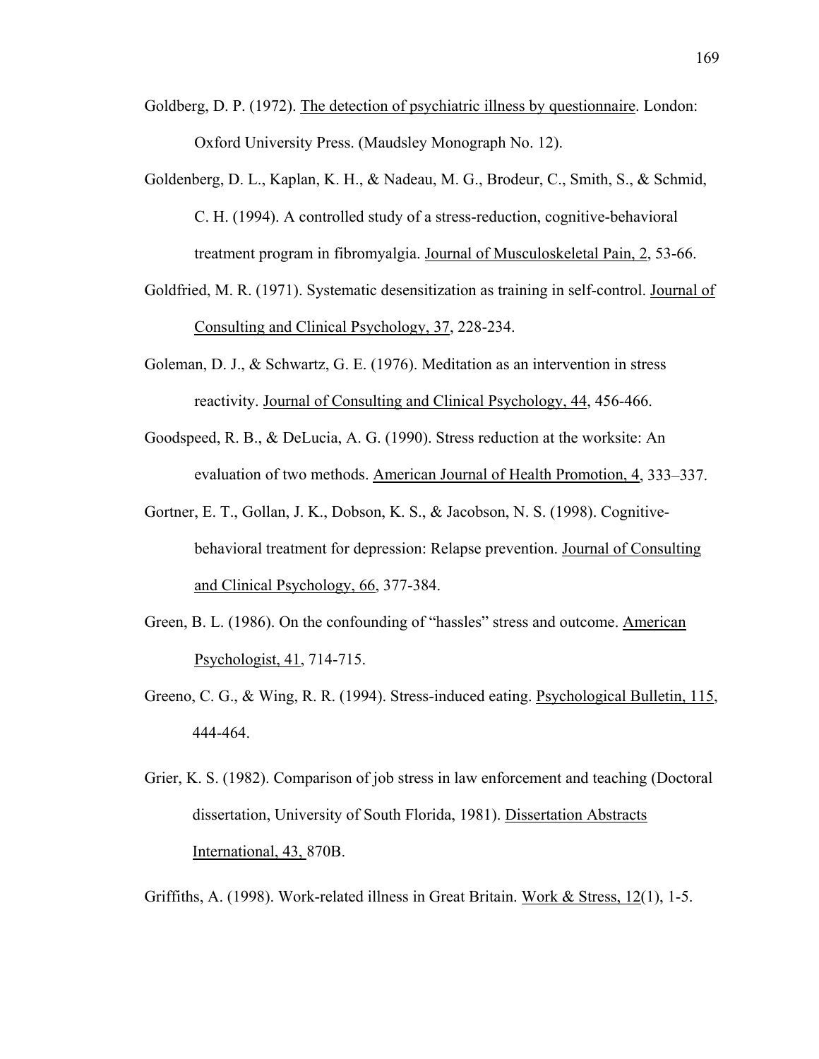Goldberg, D. P. (1972). The detection of psychiatric illness by questionnaire. London: Oxford University Press. (Maudsley Monograph No. 12).

Goldenberg, D. L., Kaplan, K. H., & Nadeau, M. G., Brodeur, C., Smith, S., & Schmid, C. H. (1994). A controlled study of a stress-reduction, cognitive-behavioral treatment program in fibromyalgia. Journal of Musculoskeletal Pain, 2, 53-66.

Goldfried, M. R. (1971). Systematic desensitization as training in self-control. Journal of Consulting and Clinical Psychology, 37, 228-234.

Goleman, D. J., & Schwartz, G. E. (1976). Meditation as an intervention in stress reactivity. Journal of Consulting and Clinical Psychology, 44, 456-466.

Goodspeed, R. B., & DeLucia, A. G. (1990). Stress reduction at the worksite: An evaluation of two methods. American Journal of Health Promotion, 4, 333–337.

Gortner, E. T., Gollan, J. K., Dobson, K. S., & Jacobson, N. S. (1998). Cognitive-behavioral treatment for depression: Relapse prevention. Journal of Consulting and Clinical Psychology, 66, 377-384.

Green, B. L. (1986). On the confounding of "hassles" stress and outcome. American Psychologist, 41, 714-715.

Greeno, C. G., & Wing, R. R. (1994). Stress-induced eating. Psychological Bulletin, 115, 444-464.

Grier, K. S. (1982). Comparison of job stress in law enforcement and teaching (Doctoral dissertation, University of South Florida, 1981). Dissertation Abstracts International, 43, 870B.

Griffiths, A. (1998). Work-related illness in Great Britain. Work & Stress, 12(1), 1-5.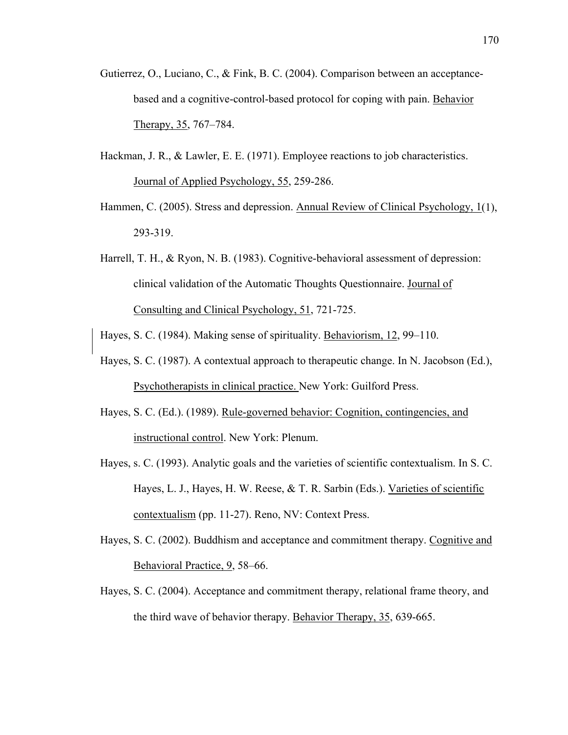Gutierrez, O., Luciano, C., & Fink, B. C. (2004). Comparison between an acceptance-based and a cognitive-control-based protocol for coping with pain. Behavior Therapy, 35, 767–784.

Hackman, J. R., & Lawler, E. E. (1971). Employee reactions to job characteristics. Journal of Applied Psychology, 55, 259-286.

Hammen, C. (2005). Stress and depression. Annual Review of Clinical Psychology, 1(1), 293-319.

Harrell, T. H., & Ryon, N. B. (1983). Cognitive-behavioral assessment of depression: clinical validation of the Automatic Thoughts Questionnaire. Journal of Consulting and Clinical Psychology, 51, 721-725.

Hayes, S. C. (1984). Making sense of spirituality. Behaviorism, 12, 99–110.

Hayes, S. C. (1987). A contextual approach to therapeutic change. In N. Jacobson (Ed.), Psychotherapists in clinical practice. New York: Guilford Press.

Hayes, S. C. (Ed.). (1989). Rule-governed behavior: Cognition, contingencies, and instructional control. New York: Plenum.

Hayes, s. C. (1993). Analytic goals and the varieties of scientific contextualism. In S. C. Hayes, L. J., Hayes, H. W. Reese, & T. R. Sarbin (Eds.). Varieties of scientific contextualism (pp. 11-27). Reno, NV: Context Press.

Hayes, S. C. (2002). Buddhism and acceptance and commitment therapy. Cognitive and Behavioral Practice, 9, 58–66.

Hayes, S. C. (2004). Acceptance and commitment therapy, relational frame theory, and the third wave of behavior therapy. Behavior Therapy, 35, 639-665.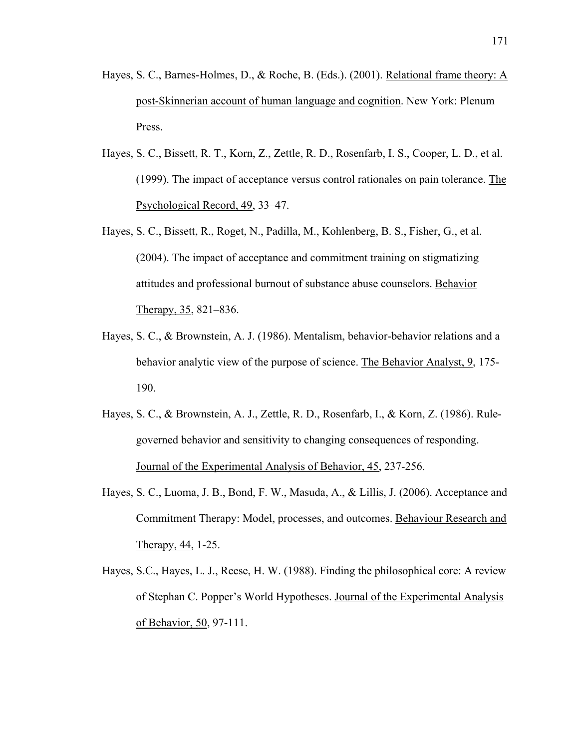Hayes, S. C., Barnes-Holmes, D., & Roche, B. (Eds.). (2001). Relational frame theory: A post-Skinnerian account of human language and cognition. New York: Plenum Press.

Hayes, S. C., Bissett, R. T., Korn, Z., Zettle, R. D., Rosenfarb, I. S., Cooper, L. D., et al. (1999). The impact of acceptance versus control rationales on pain tolerance. The Psychological Record, 49, 33–47.

Hayes, S. C., Bissett, R., Roget, N., Padilla, M., Kohlenberg, B. S., Fisher, G., et al. (2004). The impact of acceptance and commitment training on stigmatizing attitudes and professional burnout of substance abuse counselors. Behavior Therapy, 35, 821–836.

Hayes, S. C., & Brownstein, A. J. (1986). Mentalism, behavior-behavior relations and a behavior analytic view of the purpose of science. The Behavior Analyst, 9, 175-190.

Hayes, S. C., & Brownstein, A. J., Zettle, R. D., Rosenfarb, I., & Korn, Z. (1986). Rule-governed behavior and sensitivity to changing consequences of responding. Journal of the Experimental Analysis of Behavior, 45, 237-256.

Hayes, S. C., Luoma, J. B., Bond, F. W., Masuda, A., & Lillis, J. (2006). Acceptance and Commitment Therapy: Model, processes, and outcomes. Behaviour Research and Therapy, 44, 1-25.

Hayes, S.C., Hayes, L. J., Reese, H. W. (1988). Finding the philosophical core: A review of Stephan C. Popper's World Hypotheses. Journal of the Experimental Analysis of Behavior, 50, 97-111.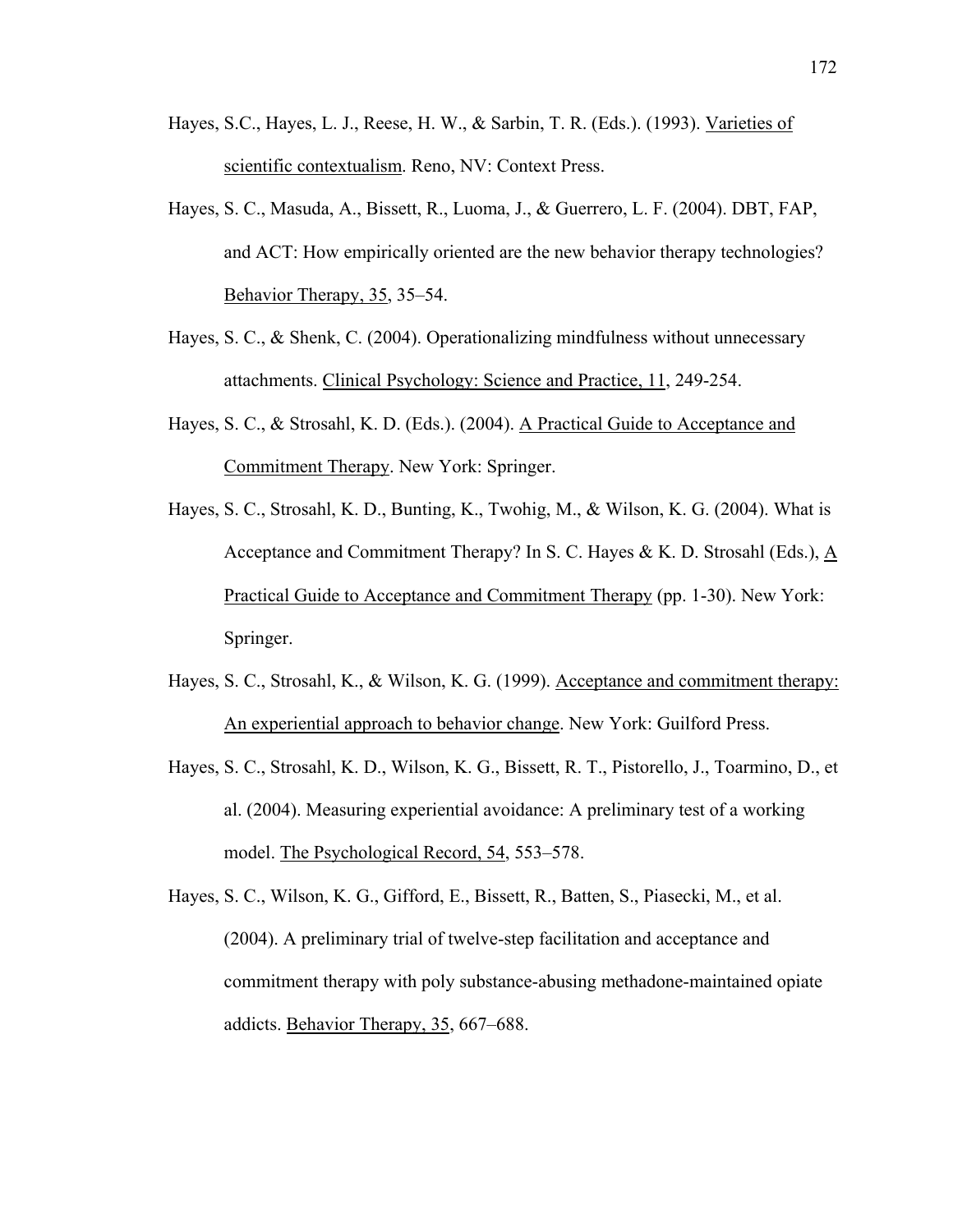Hayes, S.C., Hayes, L. J., Reese, H. W., & Sarbin, T. R. (Eds.). (1993). Varieties of scientific contextualism. Reno, NV: Context Press.

Hayes, S. C., Masuda, A., Bissett, R., Luoma, J., & Guerrero, L. F. (2004). DBT, FAP, and ACT: How empirically oriented are the new behavior therapy technologies? Behavior Therapy, 35, 35–54.

Hayes, S. C., & Shenk, C. (2004). Operationalizing mindfulness without unnecessary attachments. Clinical Psychology: Science and Practice, 11, 249-254.

Hayes, S. C., & Strosahl, K. D. (Eds.). (2004). A Practical Guide to Acceptance and Commitment Therapy. New York: Springer.

Hayes, S. C., Strosahl, K. D., Bunting, K., Twohig, M., & Wilson, K. G. (2004). What is Acceptance and Commitment Therapy? In S. C. Hayes & K. D. Strosahl (Eds.), A Practical Guide to Acceptance and Commitment Therapy (pp. 1-30). New York: Springer.

Hayes, S. C., Strosahl, K., & Wilson, K. G. (1999). Acceptance and commitment therapy: An experiential approach to behavior change. New York: Guilford Press.

Hayes, S. C., Strosahl, K. D., Wilson, K. G., Bissett, R. T., Pistorello, J., Toarmino, D., et al. (2004). Measuring experiential avoidance: A preliminary test of a working model. The Psychological Record, 54, 553–578.

Hayes, S. C., Wilson, K. G., Gifford, E., Bissett, R., Batten, S., Piasecki, M., et al. (2004). A preliminary trial of twelve-step facilitation and acceptance and commitment therapy with poly substance-abusing methadone-maintained opiate addicts. Behavior Therapy, 35, 667–688.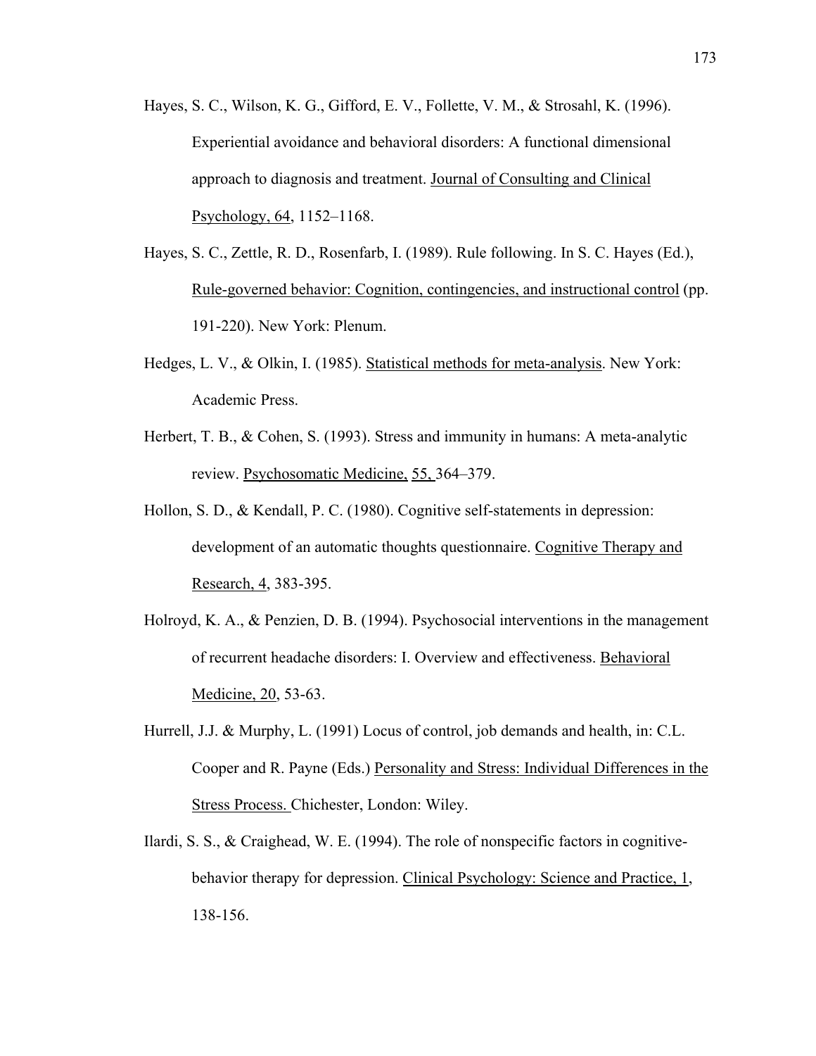Hayes, S. C., Wilson, K. G., Gifford, E. V., Follette, V. M., & Strosahl, K. (1996). Experiential avoidance and behavioral disorders: A functional dimensional approach to diagnosis and treatment. Journal of Consulting and Clinical Psychology, 64, 1152–1168.

Hayes, S. C., Zettle, R. D., Rosenfarb, I. (1989). Rule following. In S. C. Hayes (Ed.), Rule-governed behavior: Cognition, contingencies, and instructional control (pp. 191-220). New York: Plenum.

Hedges, L. V., & Olkin, I. (1985). Statistical methods for meta-analysis. New York: Academic Press.

Herbert, T. B., & Cohen, S. (1993). Stress and immunity in humans: A meta-analytic review. Psychosomatic Medicine, 55, 364–379.

Hollon, S. D., & Kendall, P. C. (1980). Cognitive self-statements in depression: development of an automatic thoughts questionnaire. Cognitive Therapy and Research, 4, 383-395.

Holroyd, K. A., & Penzien, D. B. (1994). Psychosocial interventions in the management of recurrent headache disorders: I. Overview and effectiveness. Behavioral Medicine, 20, 53-63.

Hurrell, J.J. & Murphy, L. (1991) Locus of control, job demands and health, in: C.L. Cooper and R. Payne (Eds.) Personality and Stress: Individual Differences in the Stress Process. Chichester, London: Wiley.

Ilardi, S. S., & Craighead, W. E. (1994). The role of nonspecific factors in cognitive-behavior therapy for depression. Clinical Psychology: Science and Practice, 1, 138-156.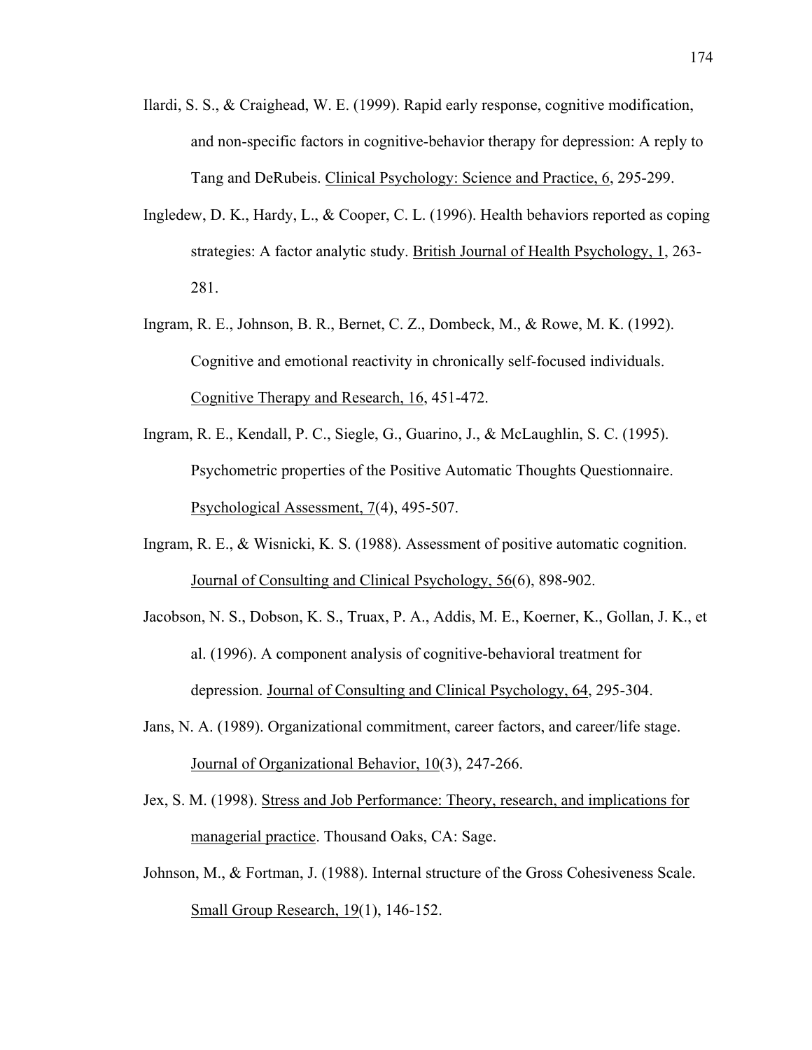Ilardi, S. S., & Craighead, W. E. (1999). Rapid early response, cognitive modification, and non-specific factors in cognitive-behavior therapy for depression: A reply to Tang and DeRubeis. Clinical Psychology: Science and Practice, 6, 295-299.

Ingledew, D. K., Hardy, L., & Cooper, C. L. (1996). Health behaviors reported as coping strategies: A factor analytic study. British Journal of Health Psychology, 1, 263-281.

Ingram, R. E., Johnson, B. R., Bernet, C. Z., Dombeck, M., & Rowe, M. K. (1992). Cognitive and emotional reactivity in chronically self-focused individuals. Cognitive Therapy and Research, 16, 451-472.

Ingram, R. E., Kendall, P. C., Siegle, G., Guarino, J., & McLaughlin, S. C. (1995). Psychometric properties of the Positive Automatic Thoughts Questionnaire. Psychological Assessment, 7(4), 495-507.

Ingram, R. E., & Wisnicki, K. S. (1988). Assessment of positive automatic cognition. Journal of Consulting and Clinical Psychology, 56(6), 898-902.

Jacobson, N. S., Dobson, K. S., Truax, P. A., Addis, M. E., Koerner, K., Gollan, J. K., et al. (1996). A component analysis of cognitive-behavioral treatment for depression. Journal of Consulting and Clinical Psychology, 64, 295-304.

Jans, N. A. (1989). Organizational commitment, career factors, and career/life stage. Journal of Organizational Behavior, 10(3), 247-266.

Jex, S. M. (1998). Stress and Job Performance: Theory, research, and implications for managerial practice. Thousand Oaks, CA: Sage.

Johnson, M., & Fortman, J. (1988). Internal structure of the Gross Cohesiveness Scale. Small Group Research, 19(1), 146-152.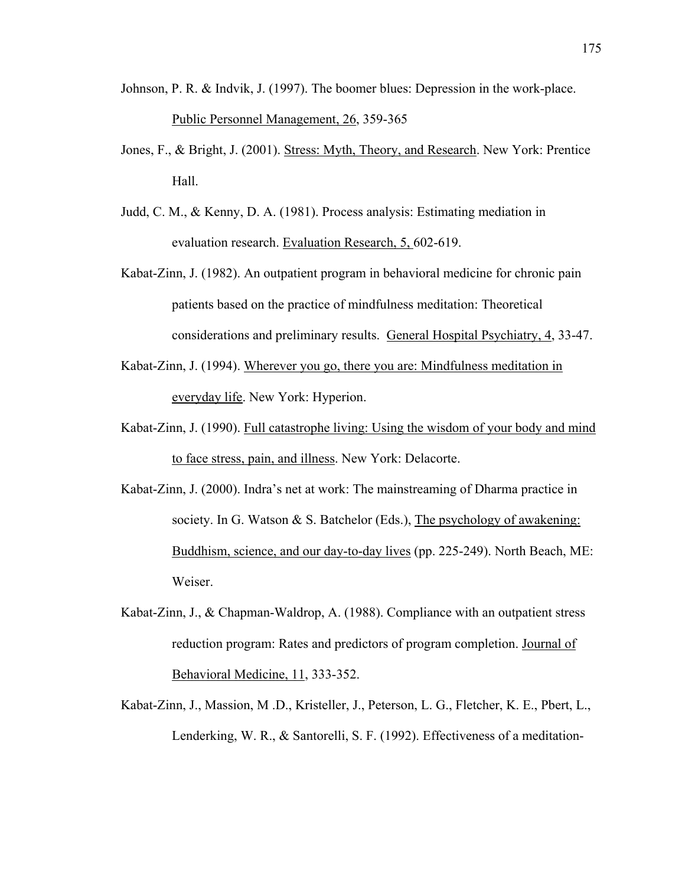Johnson, P. R. & Indvik, J. (1997). The boomer blues: Depression in the work-place. Public Personnel Management, 26, 359-365

Jones, F., & Bright, J. (2001). Stress: Myth, Theory, and Research. New York: Prentice Hall.

Judd, C. M., & Kenny, D. A. (1981). Process analysis: Estimating mediation in evaluation research. Evaluation Research, 5, 602-619.

Kabat-Zinn, J. (1982). An outpatient program in behavioral medicine for chronic pain patients based on the practice of mindfulness meditation: Theoretical considerations and preliminary results. General Hospital Psychiatry, 4, 33-47.

Kabat-Zinn, J. (1994). Wherever you go, there you are: Mindfulness meditation in everyday life. New York: Hyperion.

Kabat-Zinn, J. (1990). Full catastrophe living: Using the wisdom of your body and mind to face stress, pain, and illness. New York: Delacorte.

Kabat-Zinn, J. (2000). Indra's net at work: The mainstreaming of Dharma practice in society. In G. Watson & S. Batchelor (Eds.), The psychology of awakening: Buddhism, science, and our day-to-day lives (pp. 225-249). North Beach, ME: Weiser.

Kabat-Zinn, J., & Chapman-Waldrop, A. (1988). Compliance with an outpatient stress reduction program: Rates and predictors of program completion. Journal of Behavioral Medicine, 11, 333-352.

Kabat-Zinn, J., Massion, M .D., Kristeller, J., Peterson, L. G., Fletcher, K. E., Pbert, L., Lenderking, W. R., & Santorelli, S. F. (1992). Effectiveness of a meditation-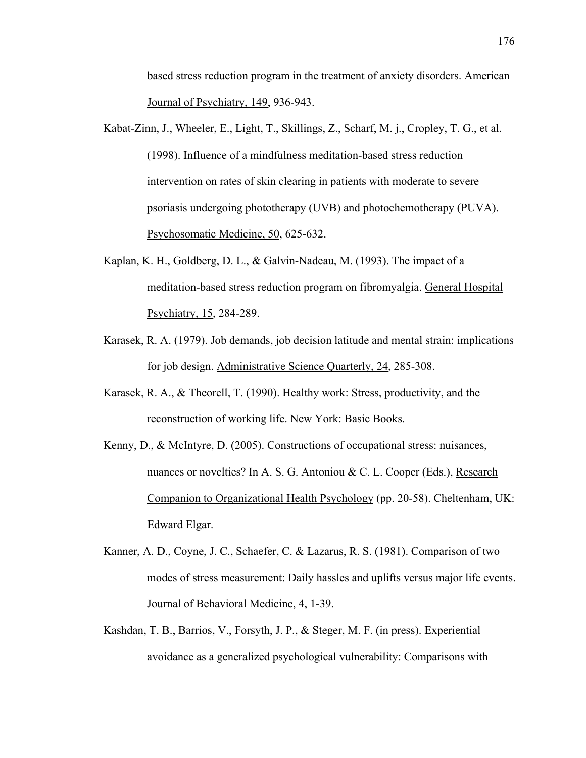based stress reduction program in the treatment of anxiety disorders. American Journal of Psychiatry, 149, 936-943.

Kabat-Zinn, J., Wheeler, E., Light, T., Skillings, Z., Scharf, M. j., Cropley, T. G., et al. (1998). Influence of a mindfulness meditation-based stress reduction intervention on rates of skin clearing in patients with moderate to severe psoriasis undergoing phototherapy (UVB) and photochemotherapy (PUVA). Psychosomatic Medicine, 50, 625-632.

Kaplan, K. H., Goldberg, D. L., & Galvin-Nadeau, M. (1993). The impact of a meditation-based stress reduction program on fibromyalgia. General Hospital Psychiatry, 15, 284-289.

Karasek, R. A. (1979). Job demands, job decision latitude and mental strain: implications for job design. Administrative Science Quarterly, 24, 285-308.

Karasek, R. A., & Theorell, T. (1990). Healthy work: Stress, productivity, and the reconstruction of working life. New York: Basic Books.

Kenny, D., & McIntyre, D. (2005). Constructions of occupational stress: nuisances, nuances or novelties? In A. S. G. Antoniou & C. L. Cooper (Eds.), Research Companion to Organizational Health Psychology (pp. 20-58). Cheltenham, UK: Edward Elgar.

Kanner, A. D., Coyne, J. C., Schaefer, C. & Lazarus, R. S. (1981). Comparison of two modes of stress measurement: Daily hassles and uplifts versus major life events. Journal of Behavioral Medicine, 4, 1-39.

Kashdan, T. B., Barrios, V., Forsyth, J. P., & Steger, M. F. (in press). Experiential avoidance as a generalized psychological vulnerability: Comparisons with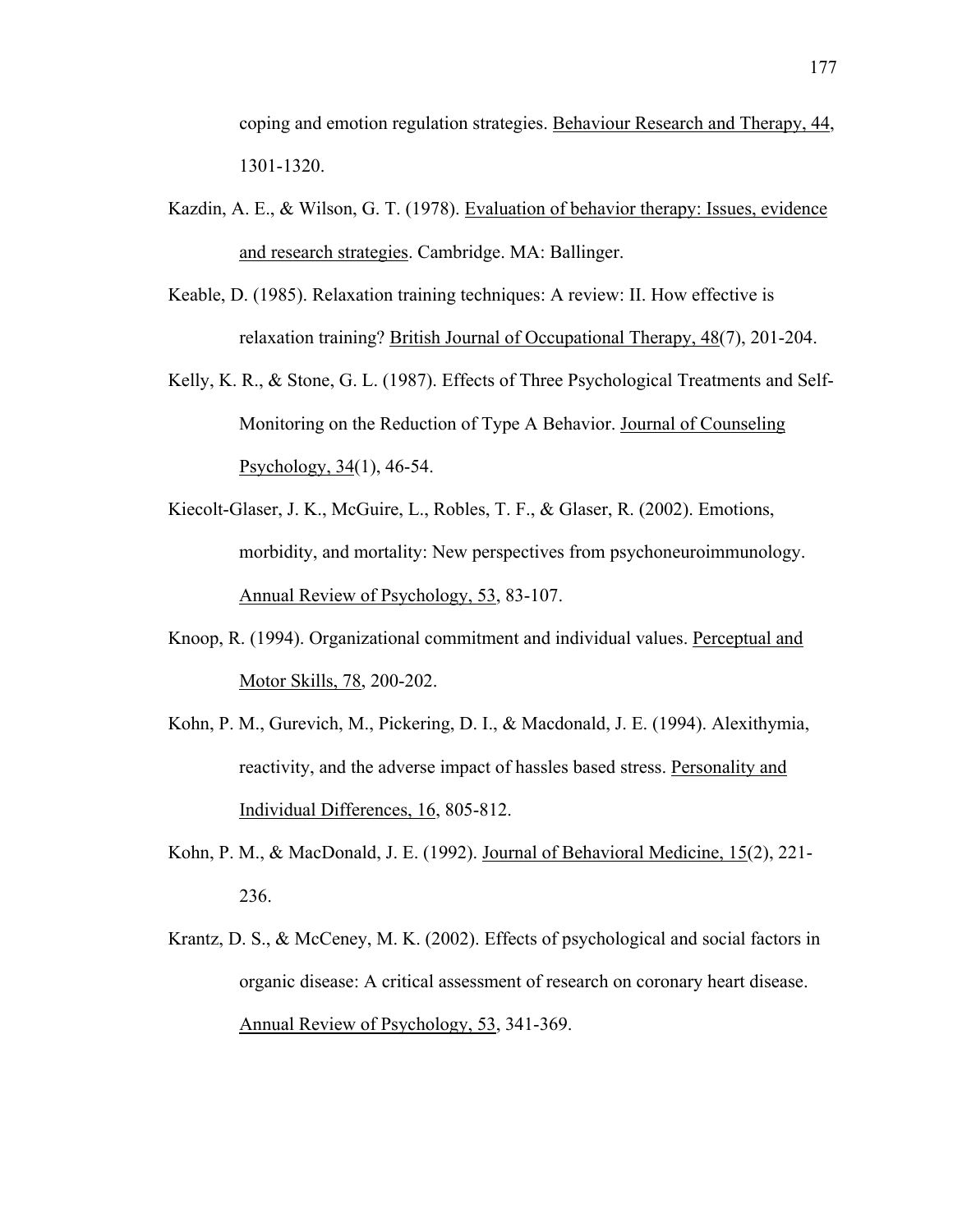coping and emotion regulation strategies. Behaviour Research and Therapy, 44, 1301-1320.

Kazdin, A. E., & Wilson, G. T. (1978). Evaluation of behavior therapy: Issues, evidence and research strategies. Cambridge. MA: Ballinger.

Keable, D. (1985). Relaxation training techniques: A review: II. How effective is relaxation training? British Journal of Occupational Therapy, 48(7), 201-204.

Kelly, K. R., & Stone, G. L. (1987). Effects of Three Psychological Treatments and Self-Monitoring on the Reduction of Type A Behavior. Journal of Counseling Psychology, 34(1), 46-54.

Kiecolt-Glaser, J. K., McGuire, L., Robles, T. F., & Glaser, R. (2002). Emotions, morbidity, and mortality: New perspectives from psychoneuroimmunology. Annual Review of Psychology, 53, 83-107.

Knoop, R. (1994). Organizational commitment and individual values. Perceptual and Motor Skills, 78, 200-202.

Kohn, P. M., Gurevich, M., Pickering, D. I., & Macdonald, J. E. (1994). Alexithymia, reactivity, and the adverse impact of hassles based stress. Personality and Individual Differences, 16, 805-812.

Kohn, P. M., & MacDonald, J. E. (1992). Journal of Behavioral Medicine, 15(2), 221-236.

Krantz, D. S., & McCeney, M. K. (2002). Effects of psychological and social factors in organic disease: A critical assessment of research on coronary heart disease. Annual Review of Psychology, 53, 341-369.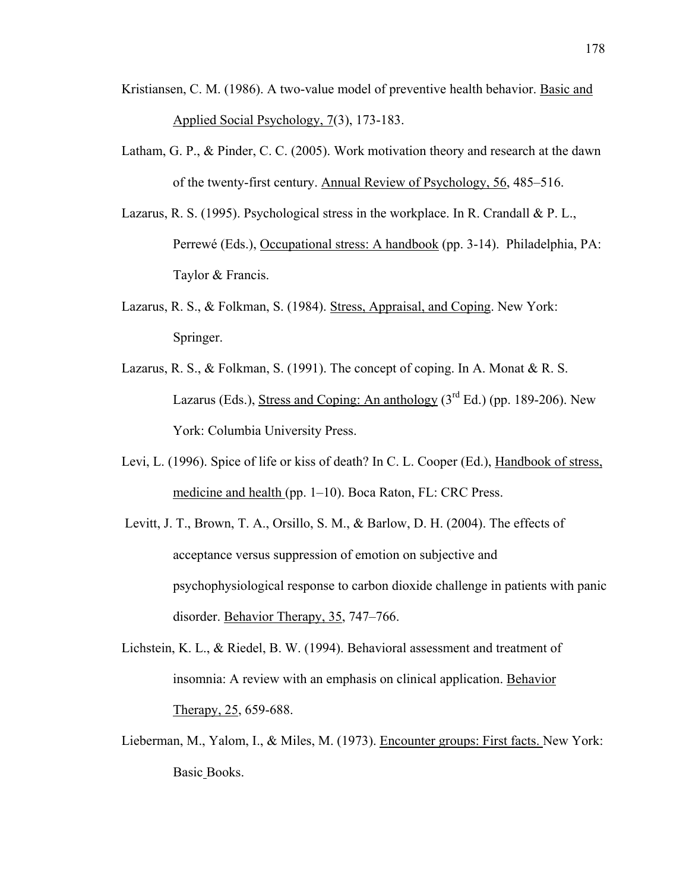Kristiansen, C. M. (1986). A two-value model of preventive health behavior. Basic and Applied Social Psychology, 7(3), 173-183.

Latham, G. P., & Pinder, C. C. (2005). Work motivation theory and research at the dawn of the twenty-first century. Annual Review of Psychology, 56, 485–516.

Lazarus, R. S. (1995). Psychological stress in the workplace. In R. Crandall & P. L., Perrewé (Eds.), Occupational stress: A handbook (pp. 3-14). Philadelphia, PA: Taylor & Francis.

Lazarus, R. S., & Folkman, S. (1984). Stress, Appraisal, and Coping. New York: Springer.

Lazarus, R. S., & Folkman, S. (1991). The concept of coping. In A. Monat & R. S. Lazarus (Eds.), Stress and Coping: An anthology (3rd Ed.) (pp. 189-206). New York: Columbia University Press.

Levi, L. (1996). Spice of life or kiss of death? In C. L. Cooper (Ed.), Handbook of stress, medicine and health (pp. 1–10). Boca Raton, FL: CRC Press.

Levitt, J. T., Brown, T. A., Orsillo, S. M., & Barlow, D. H. (2004). The effects of acceptance versus suppression of emotion on subjective and psychophysiological response to carbon dioxide challenge in patients with panic disorder. Behavior Therapy, 35, 747–766.

Lichstein, K. L., & Riedel, B. W. (1994). Behavioral assessment and treatment of insomnia: A review with an emphasis on clinical application. Behavior Therapy, 25, 659-688.

Lieberman, M., Yalom, I., & Miles, M. (1973). Encounter groups: First facts. New York: Basic Books.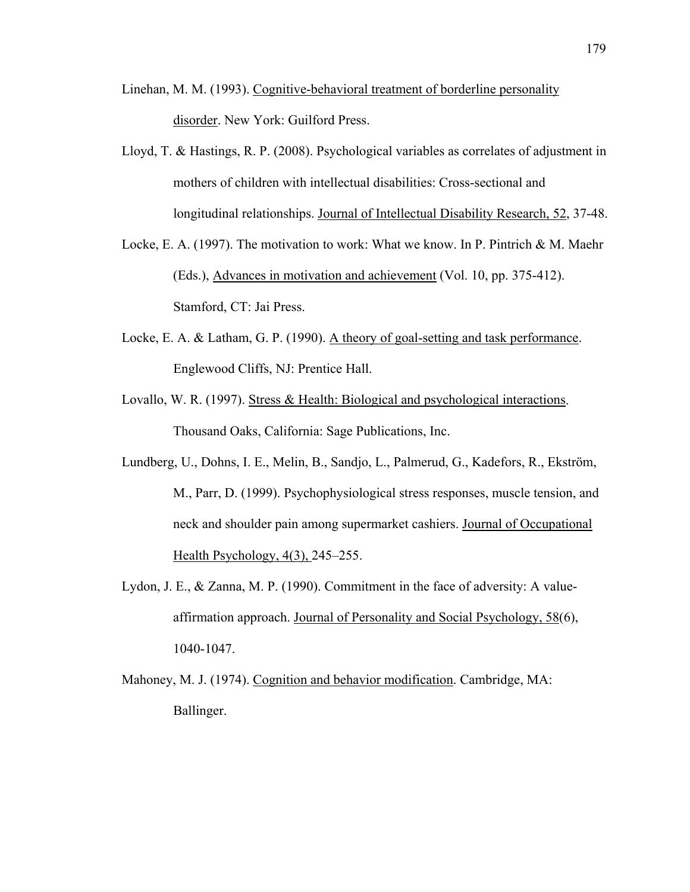Linehan, M. M. (1993). Cognitive-behavioral treatment of borderline personality disorder. New York: Guilford Press.

Lloyd, T. & Hastings, R. P. (2008). Psychological variables as correlates of adjustment in mothers of children with intellectual disabilities: Cross-sectional and longitudinal relationships. Journal of Intellectual Disability Research, 52, 37-48.

Locke, E. A. (1997). The motivation to work: What we know. In P. Pintrich & M. Maehr (Eds.), Advances in motivation and achievement (Vol. 10, pp. 375-412). Stamford, CT: Jai Press.

Locke, E. A. & Latham, G. P. (1990). A theory of goal-setting and task performance. Englewood Cliffs, NJ: Prentice Hall.

Lovallo, W. R. (1997). Stress & Health: Biological and psychological interactions. Thousand Oaks, California: Sage Publications, Inc.

Lundberg, U., Dohns, I. E., Melin, B., Sandjo, L., Palmerud, G., Kadefors, R., Ekström, M., Parr, D. (1999). Psychophysiological stress responses, muscle tension, and neck and shoulder pain among supermarket cashiers. Journal of Occupational Health Psychology, 4(3), 245–255.

Lydon, J. E., & Zanna, M. P. (1990). Commitment in the face of adversity: A value-affirmation approach. Journal of Personality and Social Psychology, 58(6), 1040-1047.

Mahoney, M. J. (1974). Cognition and behavior modification. Cambridge, MA: Ballinger.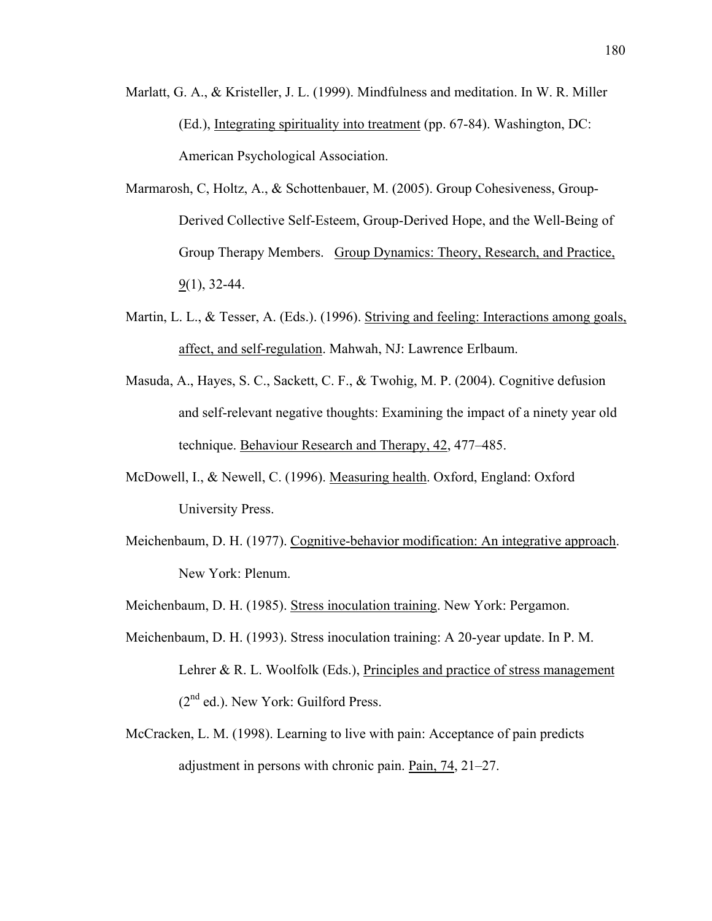Marlatt, G. A., & Kristeller, J. L. (1999). Mindfulness and meditation. In W. R. Miller (Ed.), Integrating spirituality into treatment (pp. 67-84). Washington, DC: American Psychological Association.

Marmarosh, C, Holtz, A., & Schottenbauer, M. (2005). Group Cohesiveness, Group-Derived Collective Self-Esteem, Group-Derived Hope, and the Well-Being of Group Therapy Members. Group Dynamics: Theory, Research, and Practice, 9(1), 32-44.

Martin, L. L., & Tesser, A. (Eds.). (1996). Striving and feeling: Interactions among goals, affect, and self-regulation. Mahwah, NJ: Lawrence Erlbaum.

Masuda, A., Hayes, S. C., Sackett, C. F., & Twohig, M. P. (2004). Cognitive defusion and self-relevant negative thoughts: Examining the impact of a ninety year old technique. Behaviour Research and Therapy, 42, 477–485.

McDowell, I., & Newell, C. (1996). Measuring health. Oxford, England: Oxford University Press.

Meichenbaum, D. H. (1977). Cognitive-behavior modification: An integrative approach. New York: Plenum.

Meichenbaum, D. H. (1985). Stress inoculation training. New York: Pergamon.

Meichenbaum, D. H. (1993). Stress inoculation training: A 20-year update. In P. M. Lehrer & R. L. Woolfolk (Eds.), Principles and practice of stress management (2nd ed.). New York: Guilford Press.

McCracken, L. M. (1998). Learning to live with pain: Acceptance of pain predicts adjustment in persons with chronic pain. Pain, 74, 21–27.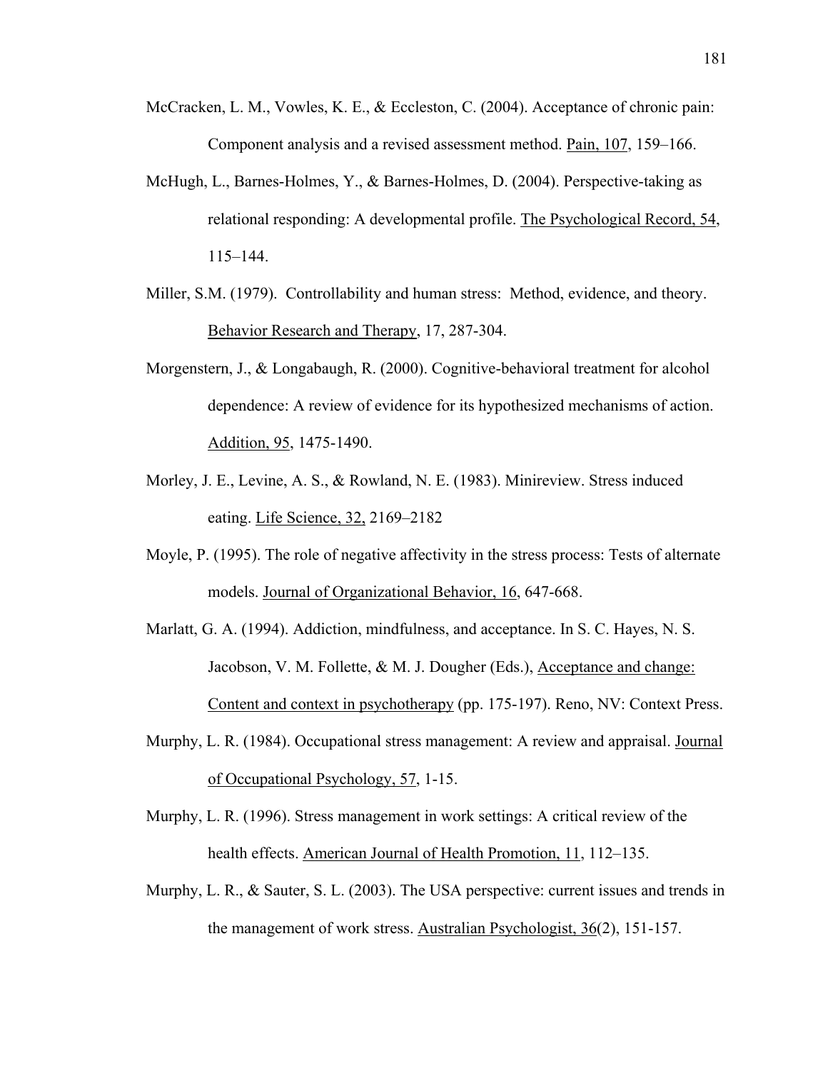McCracken, L. M., Vowles, K. E., & Eccleston, C. (2004). Acceptance of chronic pain: Component analysis and a revised assessment method. Pain, 107, 159–166.

McHugh, L., Barnes-Holmes, Y., & Barnes-Holmes, D. (2004). Perspective-taking as relational responding: A developmental profile. The Psychological Record, 54, 115–144.

Miller, S.M. (1979). Controllability and human stress: Method, evidence, and theory. Behavior Research and Therapy, 17, 287-304.

Morgenstern, J., & Longabaugh, R. (2000). Cognitive-behavioral treatment for alcohol dependence: A review of evidence for its hypothesized mechanisms of action. Addition, 95, 1475-1490.

Morley, J. E., Levine, A. S., & Rowland, N. E. (1983). Minireview. Stress induced eating. Life Science, 32, 2169–2182

Moyle, P. (1995). The role of negative affectivity in the stress process: Tests of alternate models. Journal of Organizational Behavior, 16, 647-668.

Marlatt, G. A. (1994). Addiction, mindfulness, and acceptance. In S. C. Hayes, N. S. Jacobson, V. M. Follette, & M. J. Dougher (Eds.), Acceptance and change: Content and context in psychotherapy (pp. 175-197). Reno, NV: Context Press.

Murphy, L. R. (1984). Occupational stress management: A review and appraisal. Journal of Occupational Psychology, 57, 1-15.

Murphy, L. R. (1996). Stress management in work settings: A critical review of the health effects. American Journal of Health Promotion, 11, 112–135.

Murphy, L. R., & Sauter, S. L. (2003). The USA perspective: current issues and trends in the management of work stress. Australian Psychologist, 36(2), 151-157.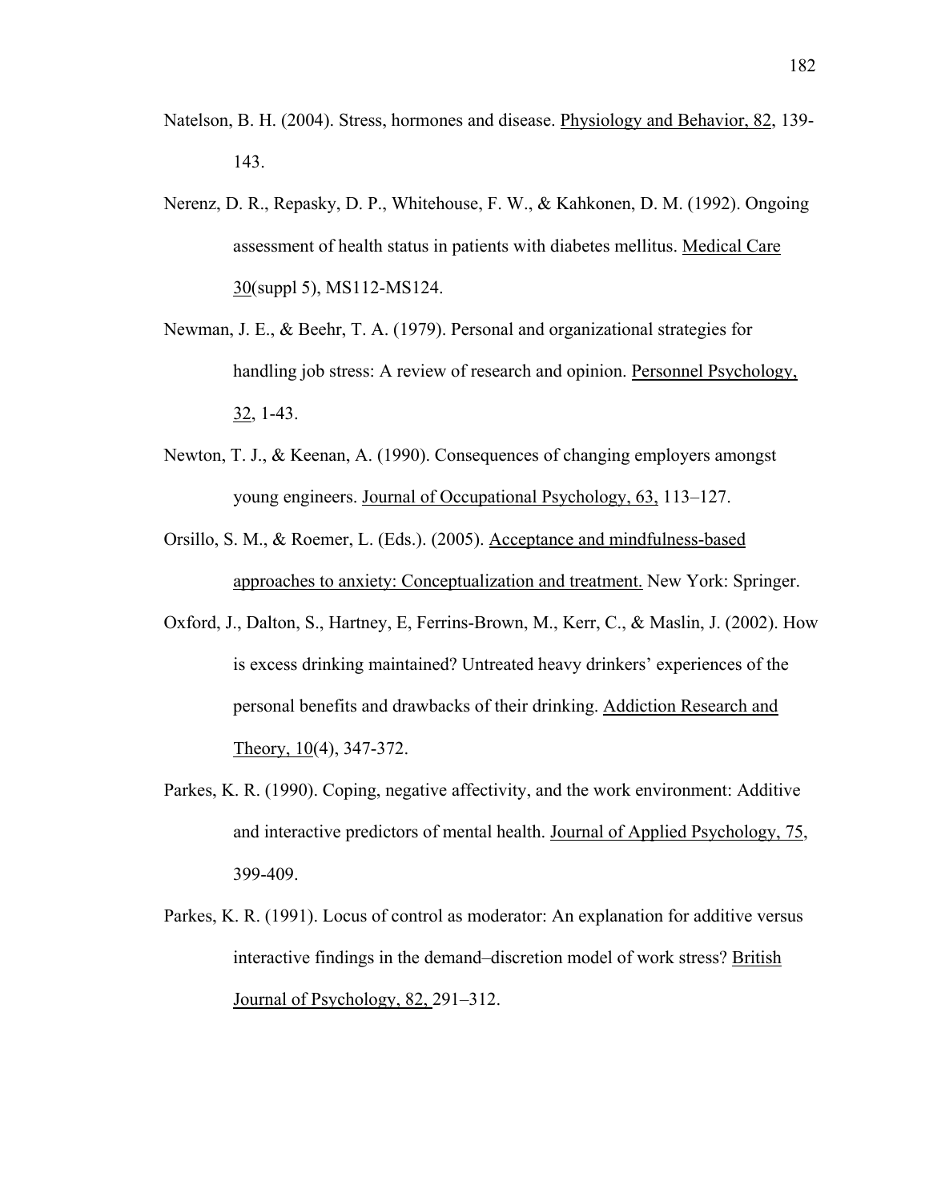Natelson, B. H. (2004). Stress, hormones and disease. Physiology and Behavior, 82, 139-143.

Nerenz, D. R., Repasky, D. P., Whitehouse, F. W., & Kahkonen, D. M. (1992). Ongoing assessment of health status in patients with diabetes mellitus. Medical Care 30(suppl 5), MS112-MS124.

Newman, J. E., & Beehr, T. A. (1979). Personal and organizational strategies for handling job stress: A review of research and opinion. Personnel Psychology, 32, 1-43.

Newton, T. J., & Keenan, A. (1990). Consequences of changing employers amongst young engineers. Journal of Occupational Psychology, 63, 113–127.

Orsillo, S. M., & Roemer, L. (Eds.). (2005). Acceptance and mindfulness-based approaches to anxiety: Conceptualization and treatment. New York: Springer.

Oxford, J., Dalton, S., Hartney, E, Ferrins-Brown, M., Kerr, C., & Maslin, J. (2002). How is excess drinking maintained? Untreated heavy drinkers' experiences of the personal benefits and drawbacks of their drinking. Addiction Research and Theory, 10(4), 347-372.

Parkes, K. R. (1990). Coping, negative affectivity, and the work environment: Additive and interactive predictors of mental health. Journal of Applied Psychology, 75, 399-409.

Parkes, K. R. (1991). Locus of control as moderator: An explanation for additive versus interactive findings in the demand–discretion model of work stress? British Journal of Psychology, 82, 291–312.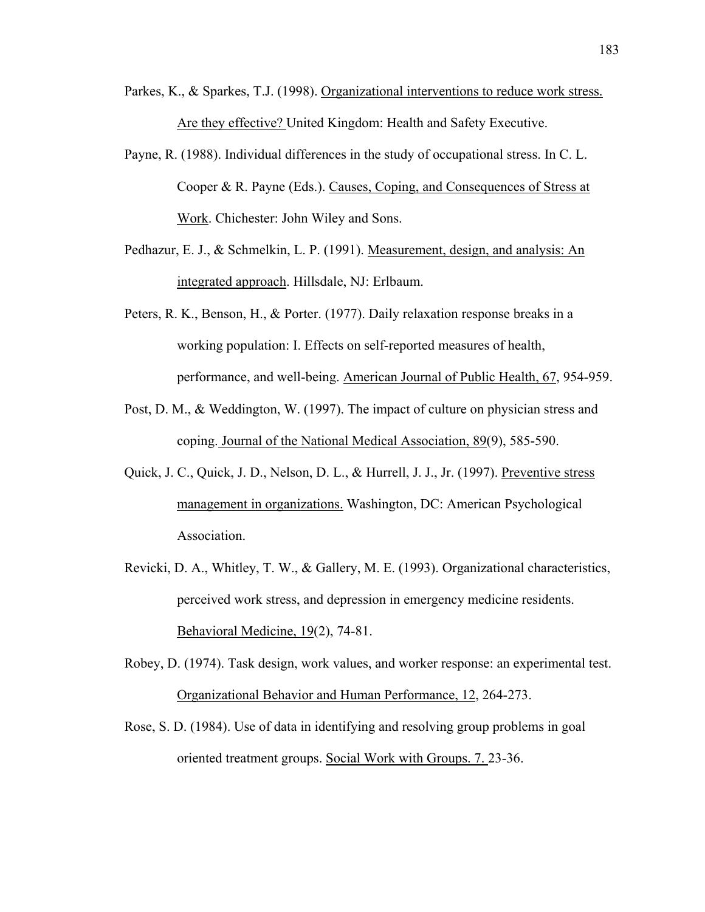Parkes, K., & Sparkes, T.J. (1998). Organizational interventions to reduce work stress. Are they effective? United Kingdom: Health and Safety Executive.

Payne, R. (1988). Individual differences in the study of occupational stress. In C. L. Cooper & R. Payne (Eds.). Causes, Coping, and Consequences of Stress at Work. Chichester: John Wiley and Sons.

Pedhazur, E. J., & Schmelkin, L. P. (1991). Measurement, design, and analysis: An integrated approach. Hillsdale, NJ: Erlbaum.

Peters, R. K., Benson, H., & Porter. (1977). Daily relaxation response breaks in a working population: I. Effects on self-reported measures of health, performance, and well-being. American Journal of Public Health, 67, 954-959.

Post, D. M., & Weddington, W. (1997). The impact of culture on physician stress and coping. Journal of the National Medical Association, 89(9), 585-590.

Quick, J. C., Quick, J. D., Nelson, D. L., & Hurrell, J. J., Jr. (1997). Preventive stress management in organizations. Washington, DC: American Psychological Association.

Revicki, D. A., Whitley, T. W., & Gallery, M. E. (1993). Organizational characteristics, perceived work stress, and depression in emergency medicine residents. Behavioral Medicine, 19(2), 74-81.

Robey, D. (1974). Task design, work values, and worker response: an experimental test. Organizational Behavior and Human Performance, 12, 264-273.

Rose, S. D. (1984). Use of data in identifying and resolving group problems in goal oriented treatment groups. Social Work with Groups. 7. 23-36.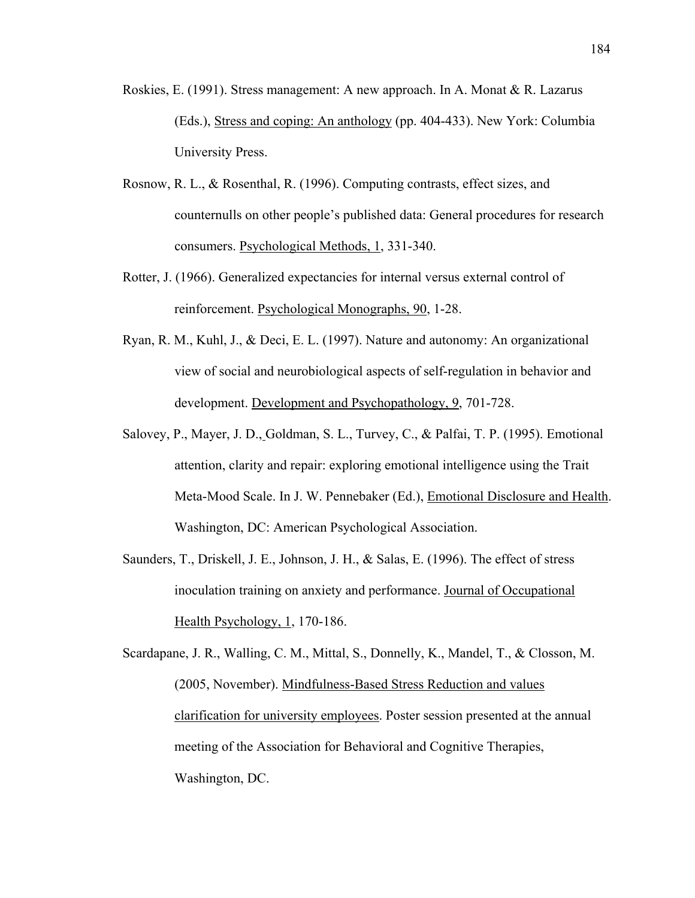Roskies, E. (1991). Stress management: A new approach. In A. Monat & R. Lazarus (Eds.), Stress and coping: An anthology (pp. 404-433). New York: Columbia University Press.

Rosnow, R. L., & Rosenthal, R. (1996). Computing contrasts, effect sizes, and counternulls on other people's published data: General procedures for research consumers. Psychological Methods, 1, 331-340.

Rotter, J. (1966). Generalized expectancies for internal versus external control of reinforcement. Psychological Monographs, 90, 1-28.

Ryan, R. M., Kuhl, J., & Deci, E. L. (1997). Nature and autonomy: An organizational view of social and neurobiological aspects of self-regulation in behavior and development. Development and Psychopathology, 9, 701-728.

Salovey, P., Mayer, J. D., Goldman, S. L., Turvey, C., & Palfai, T. P. (1995). Emotional attention, clarity and repair: exploring emotional intelligence using the Trait Meta-Mood Scale. In J. W. Pennebaker (Ed.), Emotional Disclosure and Health. Washington, DC: American Psychological Association.

Saunders, T., Driskell, J. E., Johnson, J. H., & Salas, E. (1996). The effect of stress inoculation training on anxiety and performance. Journal of Occupational Health Psychology, 1, 170-186.

Scardapane, J. R., Walling, C. M., Mittal, S., Donnelly, K., Mandel, T., & Closson, M. (2005, November). Mindfulness-Based Stress Reduction and values clarification for university employees. Poster session presented at the annual meeting of the Association for Behavioral and Cognitive Therapies, Washington, DC.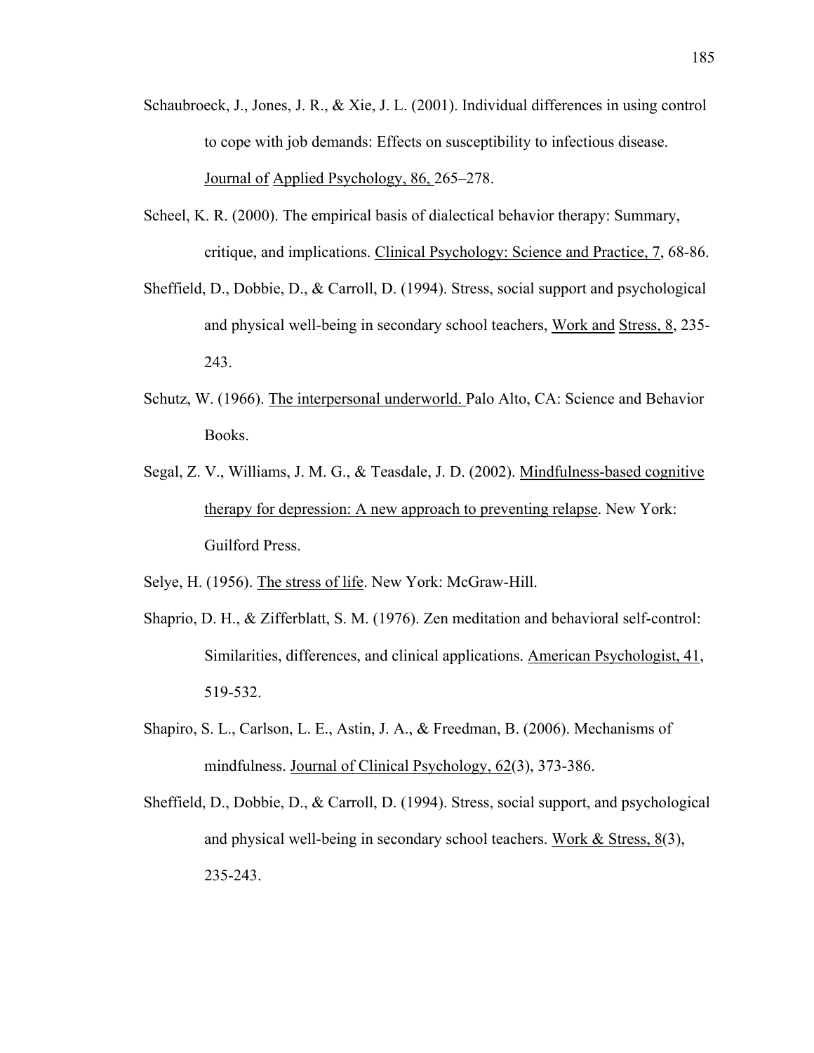Schaubroeck, J., Jones, J. R., & Xie, J. L. (2001). Individual differences in using control to cope with job demands: Effects on susceptibility to infectious disease. Journal of Applied Psychology, 86, 265–278.

Scheel, K. R. (2000). The empirical basis of dialectical behavior therapy: Summary, critique, and implications. Clinical Psychology: Science and Practice, 7, 68-86.

Sheffield, D., Dobbie, D., & Carroll, D. (1994). Stress, social support and psychological and physical well-being in secondary school teachers, Work and Stress, 8, 235-243.

Schutz, W. (1966). The interpersonal underworld. Palo Alto, CA: Science and Behavior Books.

Segal, Z. V., Williams, J. M. G., & Teasdale, J. D. (2002). Mindfulness-based cognitive therapy for depression: A new approach to preventing relapse. New York: Guilford Press.

Selye, H. (1956). The stress of life. New York: McGraw-Hill.

Shaprio, D. H., & Zifferblatt, S. M. (1976). Zen meditation and behavioral self-control: Similarities, differences, and clinical applications. American Psychologist, 41, 519-532.

Shapiro, S. L., Carlson, L. E., Astin, J. A., & Freedman, B. (2006). Mechanisms of mindfulness. Journal of Clinical Psychology, 62(3), 373-386.

Sheffield, D., Dobbie, D., & Carroll, D. (1994). Stress, social support, and psychological and physical well-being in secondary school teachers. Work & Stress, 8(3), 235-243.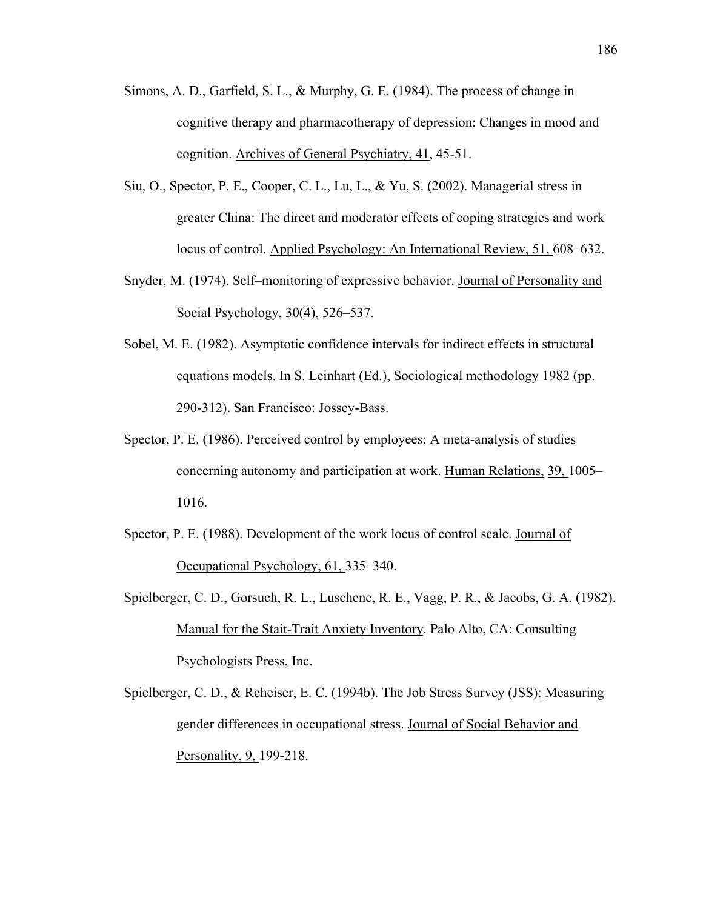Simons, A. D., Garfield, S. L., & Murphy, G. E. (1984). The process of change in cognitive therapy and pharmacotherapy of depression: Changes in mood and cognition. Archives of General Psychiatry, 41, 45-51.

Siu, O., Spector, P. E., Cooper, C. L., Lu, L., & Yu, S. (2002). Managerial stress in greater China: The direct and moderator effects of coping strategies and work locus of control. Applied Psychology: An International Review, 51, 608–632.

Snyder, M. (1974). Self–monitoring of expressive behavior. Journal of Personality and Social Psychology, 30(4), 526–537.

Sobel, M. E. (1982). Asymptotic confidence intervals for indirect effects in structural equations models. In S. Leinhart (Ed.), Sociological methodology 1982 (pp. 290-312). San Francisco: Jossey-Bass.

Spector, P. E. (1986). Perceived control by employees: A meta-analysis of studies concerning autonomy and participation at work. Human Relations, 39, 1005–1016.

Spector, P. E. (1988). Development of the work locus of control scale. Journal of Occupational Psychology, 61, 335–340.

Spielberger, C. D., Gorsuch, R. L., Luschene, R. E., Vagg, P. R., & Jacobs, G. A. (1982). Manual for the Stait-Trait Anxiety Inventory. Palo Alto, CA: Consulting Psychologists Press, Inc.

Spielberger, C. D., & Reheiser, E. C. (1994b). The Job Stress Survey (JSS): Measuring gender differences in occupational stress. Journal of Social Behavior and Personality, 9, 199-218.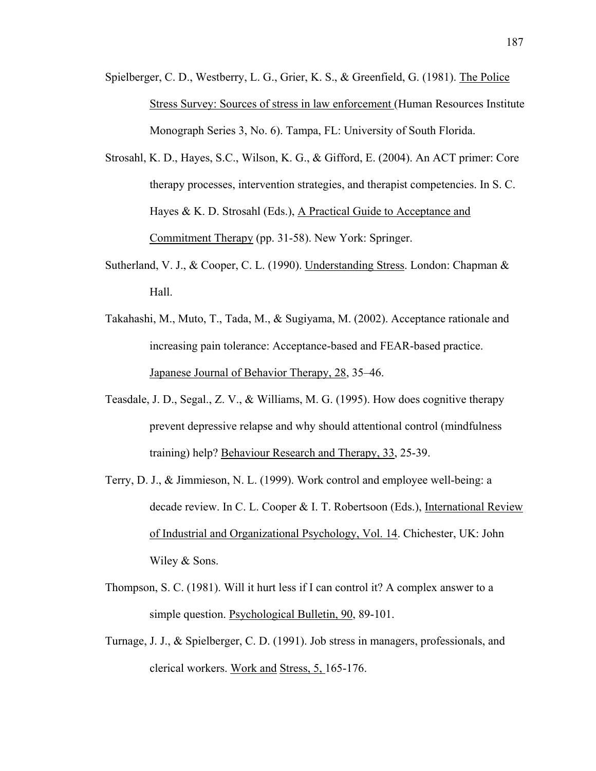Spielberger, C. D., Westberry, L. G., Grier, K. S., & Greenfield, G. (1981). The Police Stress Survey: Sources of stress in law enforcement (Human Resources Institute Monograph Series 3, No. 6). Tampa, FL: University of South Florida.

Strosahl, K. D., Hayes, S.C., Wilson, K. G., & Gifford, E. (2004). An ACT primer: Core therapy processes, intervention strategies, and therapist competencies. In S. C. Hayes & K. D. Strosahl (Eds.), A Practical Guide to Acceptance and Commitment Therapy (pp. 31-58). New York: Springer.

Sutherland, V. J., & Cooper, C. L. (1990). Understanding Stress. London: Chapman & Hall.

Takahashi, M., Muto, T., Tada, M., & Sugiyama, M. (2002). Acceptance rationale and increasing pain tolerance: Acceptance-based and FEAR-based practice. Japanese Journal of Behavior Therapy, 28, 35–46.

Teasdale, J. D., Segal., Z. V., & Williams, M. G. (1995). How does cognitive therapy prevent depressive relapse and why should attentional control (mindfulness training) help? Behaviour Research and Therapy, 33, 25-39.

Terry, D. J., & Jimmieson, N. L. (1999). Work control and employee well-being: a decade review. In C. L. Cooper & I. T. Robertsoon (Eds.), International Review of Industrial and Organizational Psychology, Vol. 14. Chichester, UK: John Wiley & Sons.

Thompson, S. C. (1981). Will it hurt less if I can control it? A complex answer to a simple question. Psychological Bulletin, 90, 89-101.

Turnage, J. J., & Spielberger, C. D. (1991). Job stress in managers, professionals, and clerical workers. Work and Stress, 5, 165-176.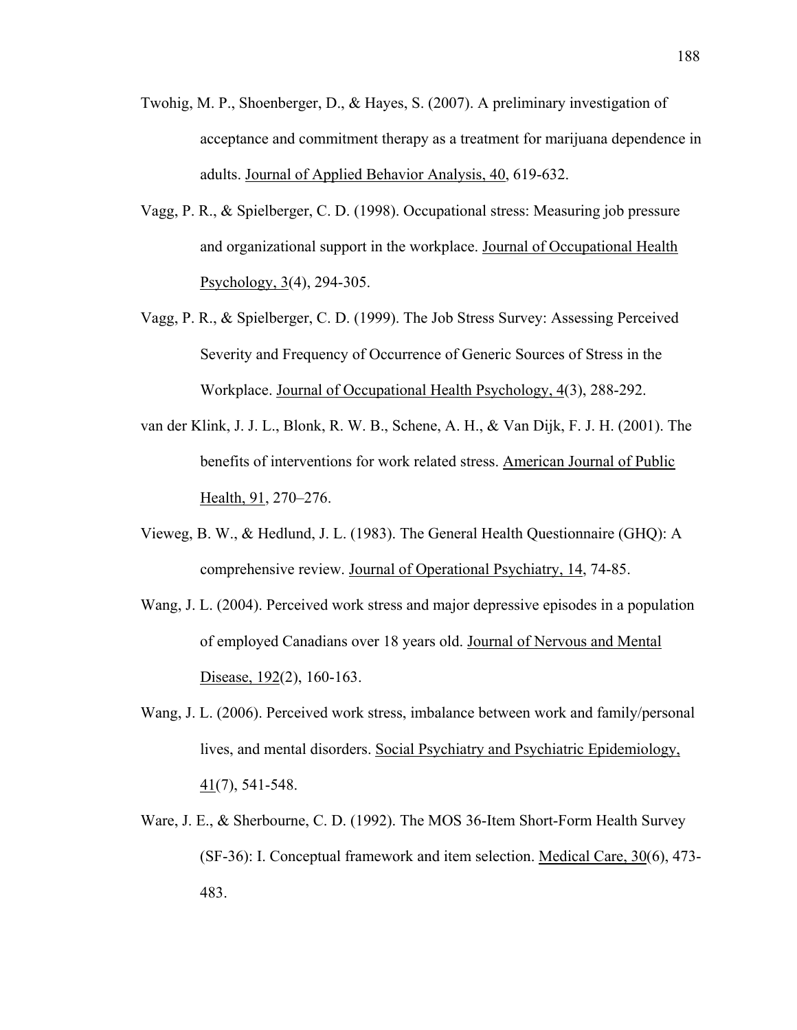Twohig, M. P., Shoenberger, D., & Hayes, S. (2007). A preliminary investigation of acceptance and commitment therapy as a treatment for marijuana dependence in adults. Journal of Applied Behavior Analysis, 40, 619-632.

Vagg, P. R., & Spielberger, C. D. (1998). Occupational stress: Measuring job pressure and organizational support in the workplace. Journal of Occupational Health Psychology, 3(4), 294-305.

Vagg, P. R., & Spielberger, C. D. (1999). The Job Stress Survey: Assessing Perceived Severity and Frequency of Occurrence of Generic Sources of Stress in the Workplace. Journal of Occupational Health Psychology, 4(3), 288-292.

van der Klink, J. J. L., Blonk, R. W. B., Schene, A. H., & Van Dijk, F. J. H. (2001). The benefits of interventions for work related stress. American Journal of Public Health, 91, 270–276.

Vieweg, B. W., & Hedlund, J. L. (1983). The General Health Questionnaire (GHQ): A comprehensive review. Journal of Operational Psychiatry, 14, 74-85.

Wang, J. L. (2004). Perceived work stress and major depressive episodes in a population of employed Canadians over 18 years old. Journal of Nervous and Mental Disease, 192(2), 160-163.

Wang, J. L. (2006). Perceived work stress, imbalance between work and family/personal lives, and mental disorders. Social Psychiatry and Psychiatric Epidemiology, 41(7), 541-548.

Ware, J. E., & Sherbourne, C. D. (1992). The MOS 36-Item Short-Form Health Survey (SF-36): I. Conceptual framework and item selection. Medical Care, 30(6), 473-483.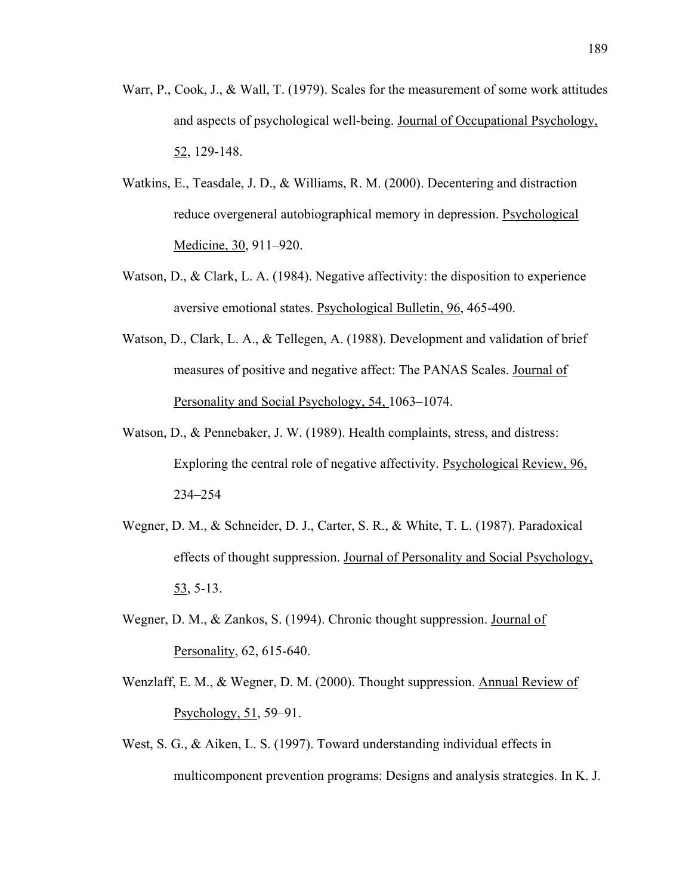Warr, P., Cook, J., & Wall, T. (1979). Scales for the measurement of some work attitudes and aspects of psychological well-being. Journal of Occupational Psychology, 52, 129-148.

Watkins, E., Teasdale, J. D., & Williams, R. M. (2000). Decentering and distraction reduce overgeneral autobiographical memory in depression. Psychological Medicine, 30, 911–920.

Watson, D., & Clark, L. A. (1984). Negative affectivity: the disposition to experience aversive emotional states. Psychological Bulletin, 96, 465-490.

Watson, D., Clark, L. A., & Tellegen, A. (1988). Development and validation of brief measures of positive and negative affect: The PANAS Scales. Journal of Personality and Social Psychology, 54, 1063–1074.

Watson, D., & Pennebaker, J. W. (1989). Health complaints, stress, and distress: Exploring the central role of negative affectivity. Psychological Review, 96, 234–254

Wegner, D. M., & Schneider, D. J., Carter, S. R., & White, T. L. (1987). Paradoxical effects of thought suppression. Journal of Personality and Social Psychology, 53, 5-13.

Wegner, D. M., & Zankos, S. (1994). Chronic thought suppression. Journal of Personality, 62, 615-640.

Wenzlaff, E. M., & Wegner, D. M. (2000). Thought suppression. Annual Review of Psychology, 51, 59–91.

West, S. G., & Aiken, L. S. (1997). Toward understanding individual effects in multicomponent prevention programs: Designs and analysis strategies. In K. J.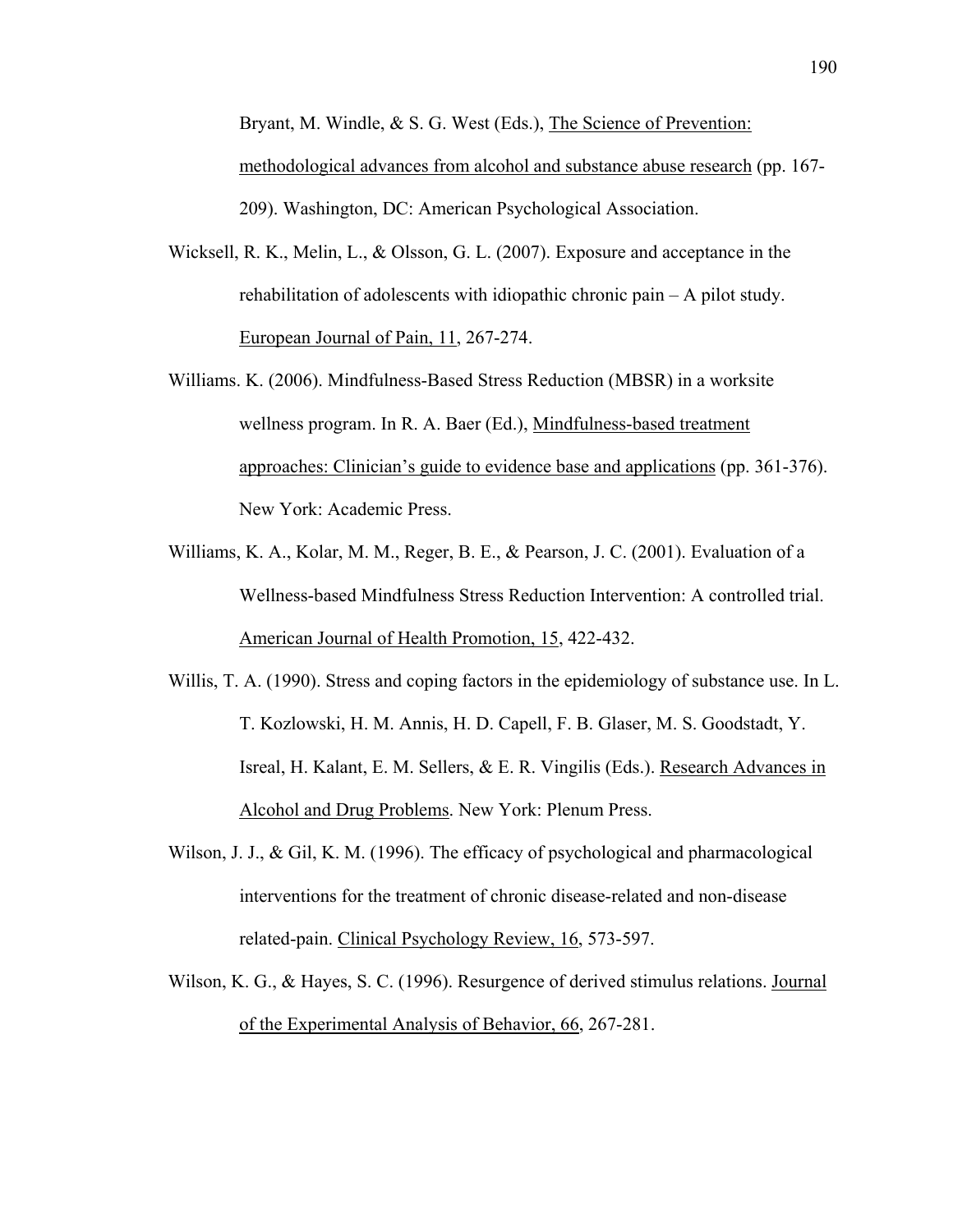Bryant, M. Windle, & S. G. West (Eds.), The Science of Prevention: methodological advances from alcohol and substance abuse research (pp. 167-209). Washington, DC: American Psychological Association.

Wicksell, R. K., Melin, L., & Olsson, G. L. (2007). Exposure and acceptance in the rehabilitation of adolescents with idiopathic chronic pain – A pilot study. European Journal of Pain, 11, 267-274.

Williams. K. (2006). Mindfulness-Based Stress Reduction (MBSR) in a worksite wellness program. In R. A. Baer (Ed.), Mindfulness-based treatment approaches: Clinician's guide to evidence base and applications (pp. 361-376). New York: Academic Press.

Williams, K. A., Kolar, M. M., Reger, B. E., & Pearson, J. C. (2001). Evaluation of a Wellness-based Mindfulness Stress Reduction Intervention: A controlled trial. American Journal of Health Promotion, 15, 422-432.

Willis, T. A. (1990). Stress and coping factors in the epidemiology of substance use. In L. T. Kozlowski, H. M. Annis, H. D. Capell, F. B. Glaser, M. S. Goodstadt, Y. Isreal, H. Kalant, E. M. Sellers, & E. R. Vingilis (Eds.). Research Advances in Alcohol and Drug Problems. New York: Plenum Press.

Wilson, J. J., & Gil, K. M. (1996). The efficacy of psychological and pharmacological interventions for the treatment of chronic disease-related and non-disease related-pain. Clinical Psychology Review, 16, 573-597.

Wilson, K. G., & Hayes, S. C. (1996). Resurgence of derived stimulus relations. Journal of the Experimental Analysis of Behavior, 66, 267-281.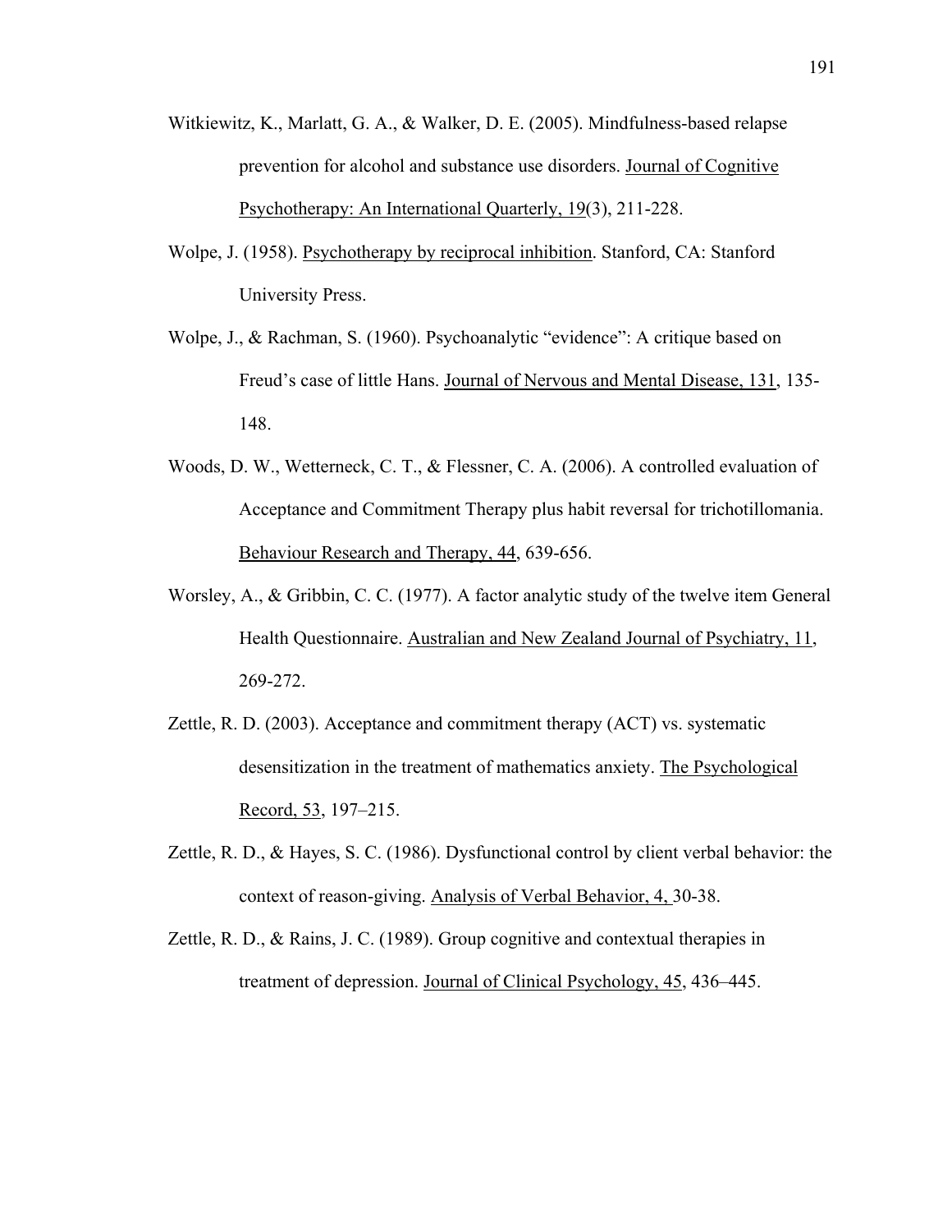Witkiewitz, K., Marlatt, G. A., & Walker, D. E. (2005). Mindfulness-based relapse prevention for alcohol and substance use disorders. Journal of Cognitive Psychotherapy: An International Quarterly, 19(3), 211-228.

Wolpe, J. (1958). Psychotherapy by reciprocal inhibition. Stanford, CA: Stanford University Press.

Wolpe, J., & Rachman, S. (1960). Psychoanalytic "evidence": A critique based on Freud's case of little Hans. Journal of Nervous and Mental Disease, 131, 135-148.

Woods, D. W., Wetterneck, C. T., & Flessner, C. A. (2006). A controlled evaluation of Acceptance and Commitment Therapy plus habit reversal for trichotillomania. Behaviour Research and Therapy, 44, 639-656.

Worsley, A., & Gribbin, C. C. (1977). A factor analytic study of the twelve item General Health Questionnaire. Australian and New Zealand Journal of Psychiatry, 11, 269-272.

Zettle, R. D. (2003). Acceptance and commitment therapy (ACT) vs. systematic desensitization in the treatment of mathematics anxiety. The Psychological Record, 53, 197–215.

Zettle, R. D., & Hayes, S. C. (1986). Dysfunctional control by client verbal behavior: the context of reason-giving. Analysis of Verbal Behavior, 4, 30-38.

Zettle, R. D., & Rains, J. C. (1989). Group cognitive and contextual therapies in treatment of depression. Journal of Clinical Psychology, 45, 436–445.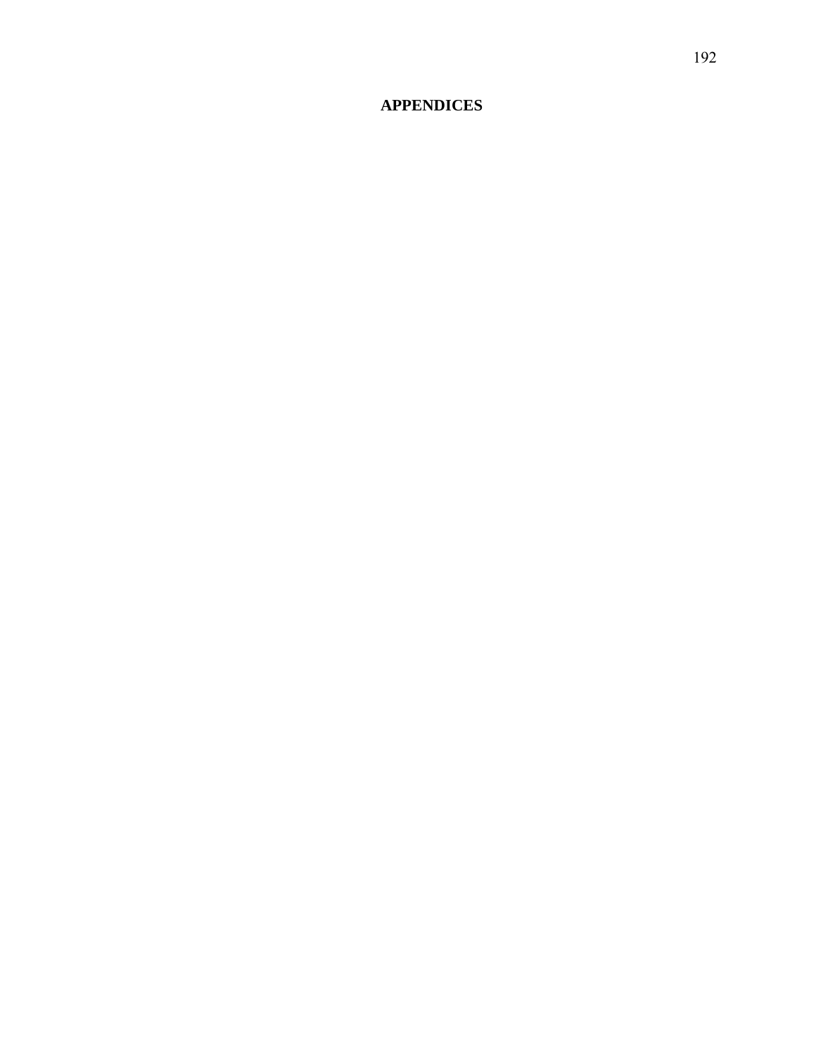# APPENDICES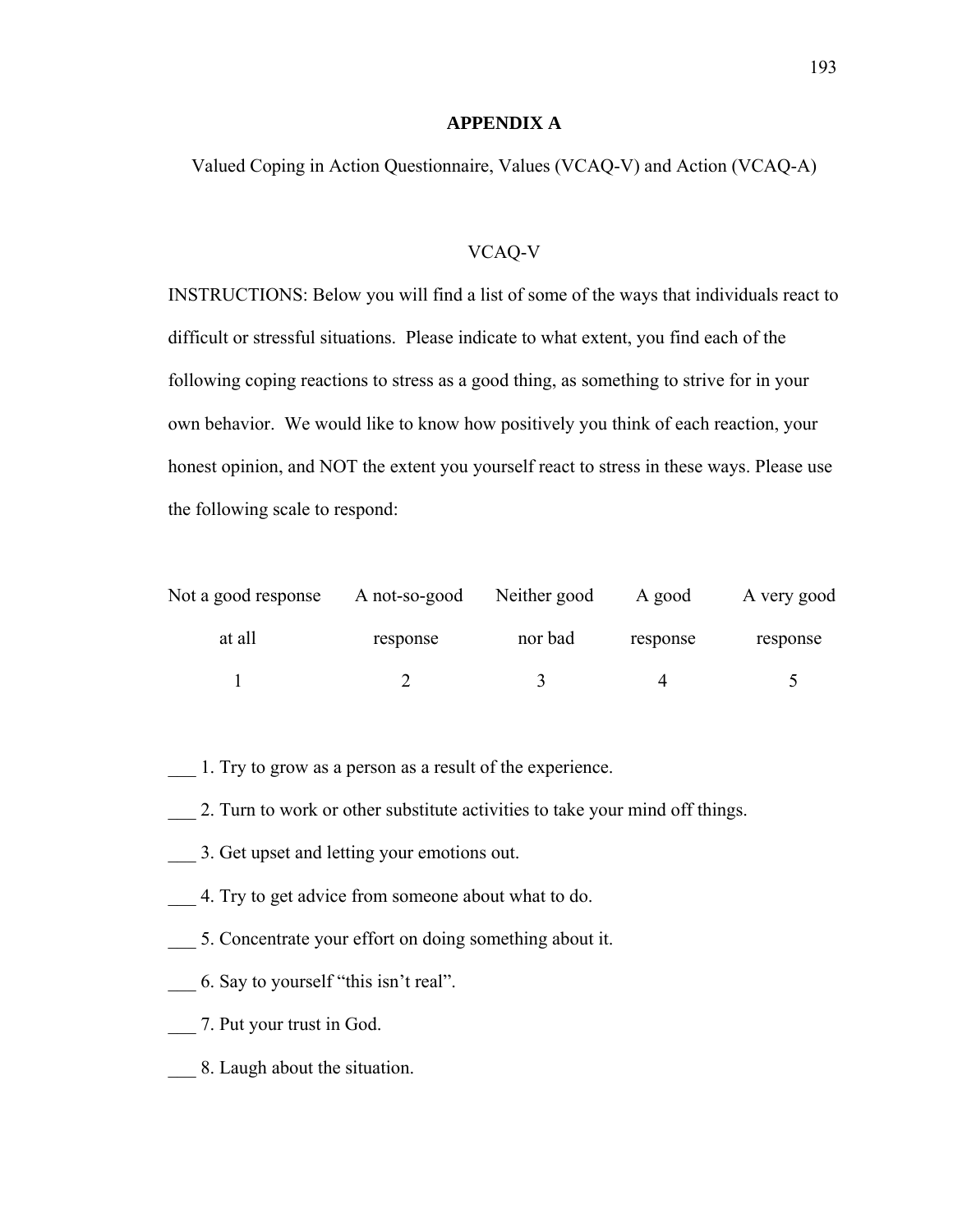# APPENDIX A

Valued Coping in Action Questionnaire, Values (VCAQ-V) and Action (VCAQ-A)

## VCAQ-V

INSTRUCTIONS: Below you will find a list of some of the ways that individuals react to difficult or stressful situations. Please indicate to what extent, you find each of the following coping reactions to stress as a good thing, as something to strive for in your own behavior. We would like to know how positively you think of each reaction, your honest opinion, and NOT the extent you yourself react to stress in these ways. Please use the following scale to respond:

| Not a good response at all | A not-so-good response | Neither good nor bad | A good response | A very good response |
|---|---|---|---|---|
| 1 | 2 | 3 | 4 | 5 |

___ 1. Try to grow as a person as a result of the experience.

___ 2. Turn to work or other substitute activities to take your mind off things.

___ 3. Get upset and letting your emotions out.

___ 4. Try to get advice from someone about what to do.

___ 5. Concentrate your effort on doing something about it.

___ 6. Say to yourself "this isn't real".

___ 7. Put your trust in God.

___ 8. Laugh about the situation.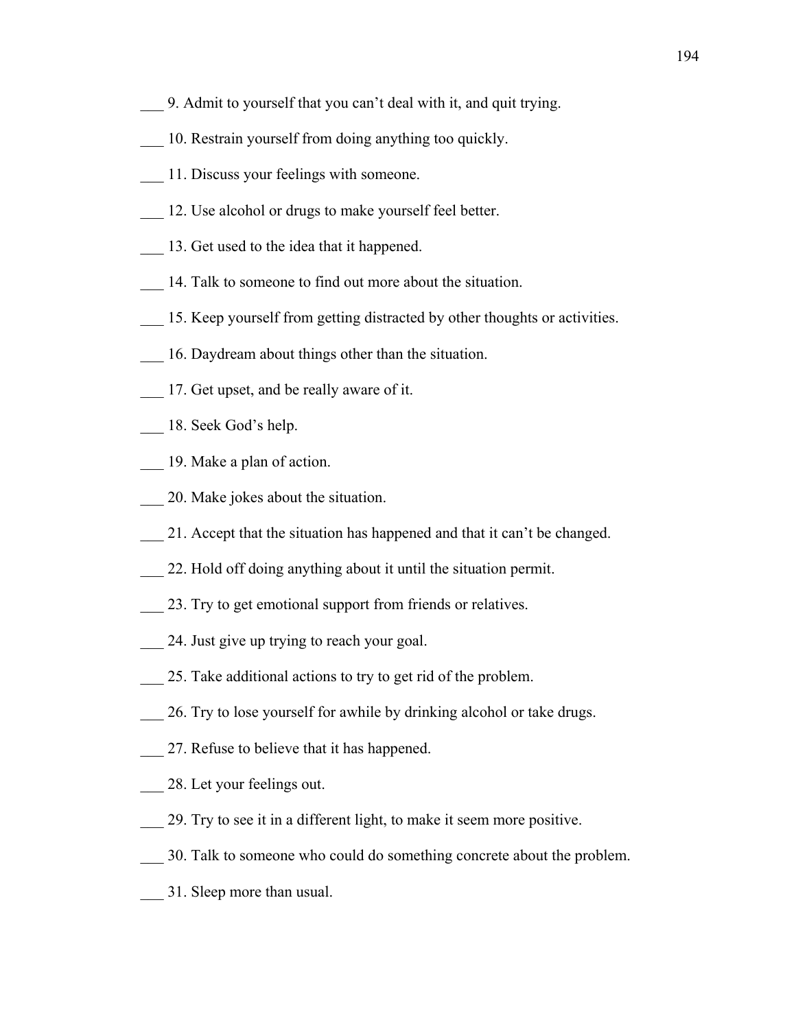___ 9. Admit to yourself that you can't deal with it, and quit trying.

___ 10. Restrain yourself from doing anything too quickly.

___ 11. Discuss your feelings with someone.

___ 12. Use alcohol or drugs to make yourself feel better.

___ 13. Get used to the idea that it happened.

___ 14. Talk to someone to find out more about the situation.

___ 15. Keep yourself from getting distracted by other thoughts or activities.

___ 16. Daydream about things other than the situation.

___ 17. Get upset, and be really aware of it.

___ 18. Seek God's help.

___ 19. Make a plan of action.

___ 20. Make jokes about the situation.

___ 21. Accept that the situation has happened and that it can't be changed.

___ 22. Hold off doing anything about it until the situation permit.

___ 23. Try to get emotional support from friends or relatives.

___ 24. Just give up trying to reach your goal.

___ 25. Take additional actions to try to get rid of the problem.

___ 26. Try to lose yourself for awhile by drinking alcohol or take drugs.

___ 27. Refuse to believe that it has happened.

___ 28. Let your feelings out.

___ 29. Try to see it in a different light, to make it seem more positive.

___ 30. Talk to someone who could do something concrete about the problem.

___ 31. Sleep more than usual.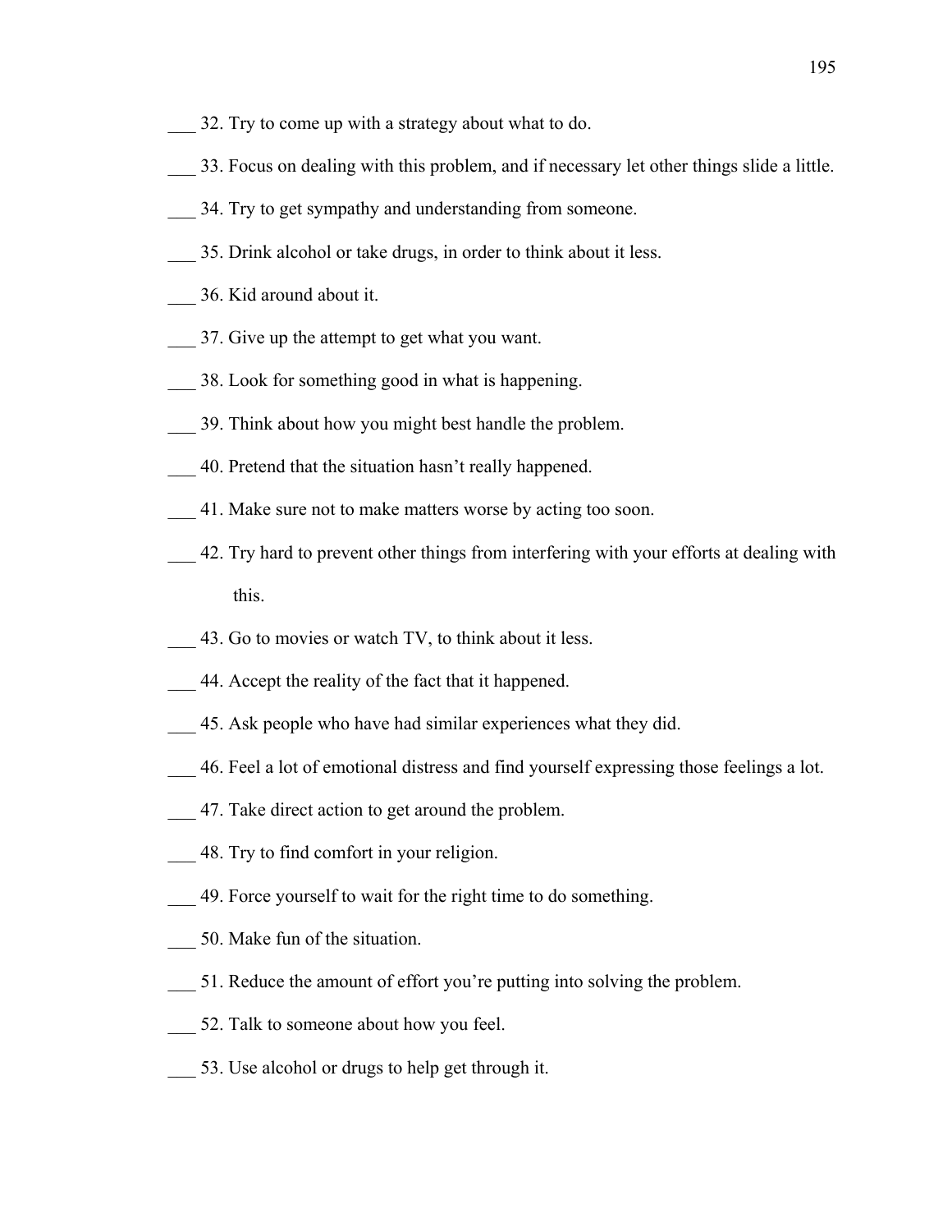___ 32. Try to come up with a strategy about what to do.

___ 33. Focus on dealing with this problem, and if necessary let other things slide a little.

___ 34. Try to get sympathy and understanding from someone.

___ 35. Drink alcohol or take drugs, in order to think about it less.

___ 36. Kid around about it.

___ 37. Give up the attempt to get what you want.

___ 38. Look for something good in what is happening.

___ 39. Think about how you might best handle the problem.

___ 40. Pretend that the situation hasn't really happened.

___ 41. Make sure not to make matters worse by acting too soon.

___ 42. Try hard to prevent other things from interfering with your efforts at dealing with this.

___ 43. Go to movies or watch TV, to think about it less.

___ 44. Accept the reality of the fact that it happened.

___ 45. Ask people who have had similar experiences what they did.

___ 46. Feel a lot of emotional distress and find yourself expressing those feelings a lot.

___ 47. Take direct action to get around the problem.

___ 48. Try to find comfort in your religion.

___ 49. Force yourself to wait for the right time to do something.

___ 50. Make fun of the situation.

___ 51. Reduce the amount of effort you're putting into solving the problem.

___ 52. Talk to someone about how you feel.

___ 53. Use alcohol or drugs to help get through it.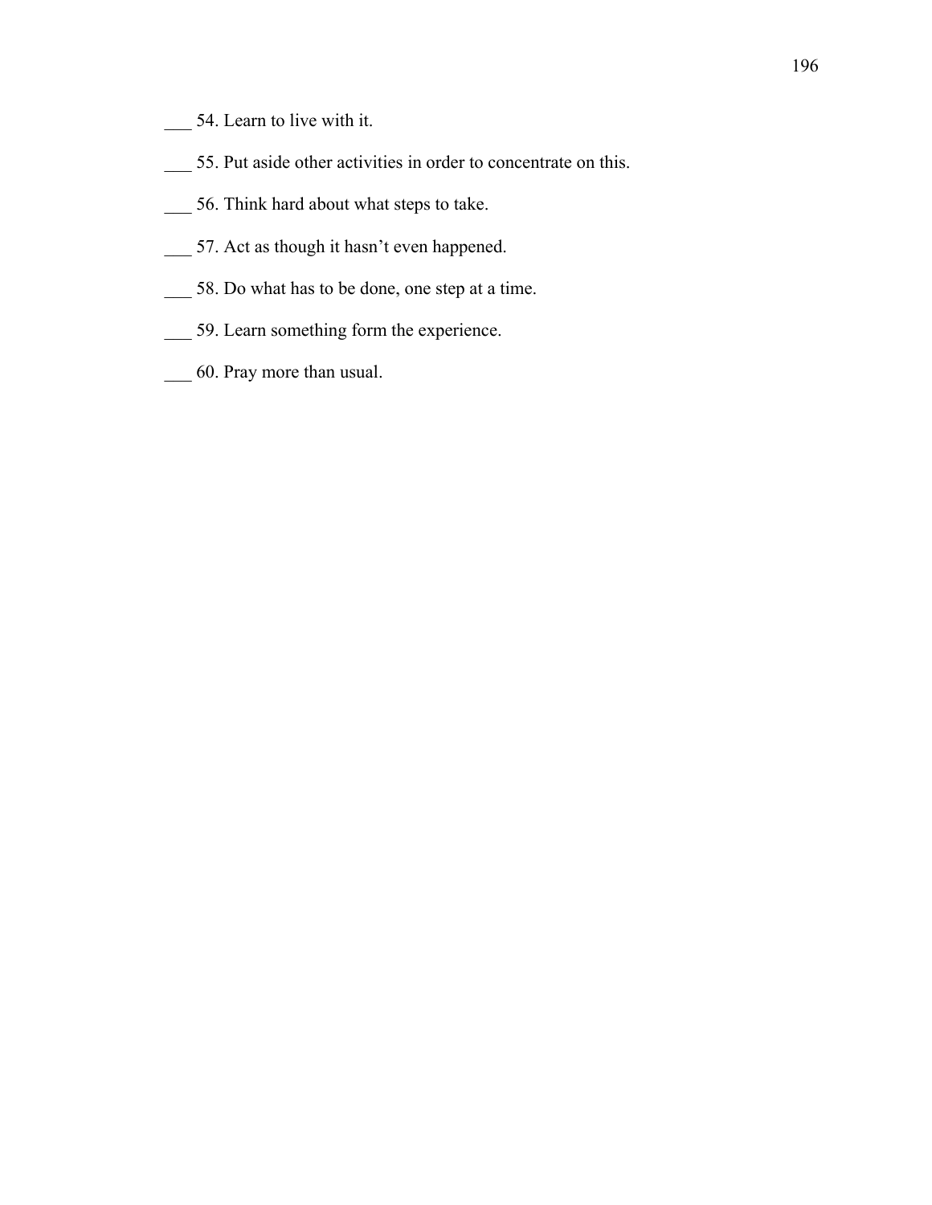___ 54. Learn to live with it.

___ 55. Put aside other activities in order to concentrate on this.

___ 56. Think hard about what steps to take.

___ 57. Act as though it hasn't even happened.

___ 58. Do what has to be done, one step at a time.

___ 59. Learn something form the experience.

___ 60. Pray more than usual.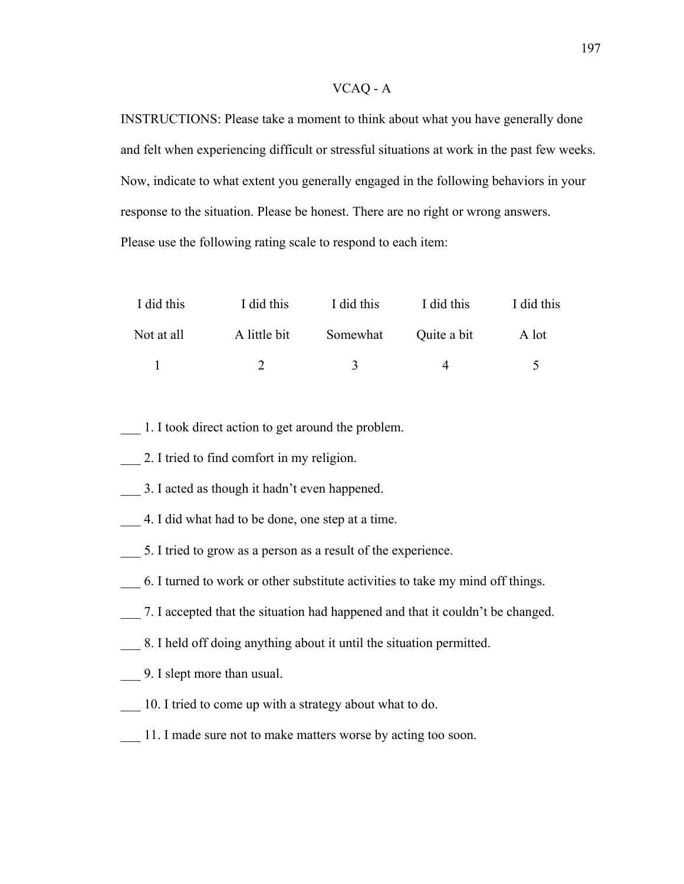# VCAQ - A

INSTRUCTIONS: Please take a moment to think about what you have generally done and felt when experiencing difficult or stressful situations at work in the past few weeks. Now, indicate to what extent you generally engaged in the following behaviors in your response to the situation. Please be honest. There are no right or wrong answers. Please use the following rating scale to respond to each item:

| I did this | I did this | I did this | I did this | I did this |
|---|---|---|---|---|
| Not at all | A little bit | Somewhat | Quite a bit | A lot |
| 1 | 2 | 3 | 4 | 5 |

___ 1. I took direct action to get around the problem.

___ 2. I tried to find comfort in my religion.

___ 3. I acted as though it hadn't even happened.

___ 4. I did what had to be done, one step at a time.

___ 5. I tried to grow as a person as a result of the experience.

___ 6. I turned to work or other substitute activities to take my mind off things.

___ 7. I accepted that the situation had happened and that it couldn't be changed.

___ 8. I held off doing anything about it until the situation permitted.

___ 9. I slept more than usual.

___ 10. I tried to come up with a strategy about what to do.

___ 11. I made sure not to make matters worse by acting too soon.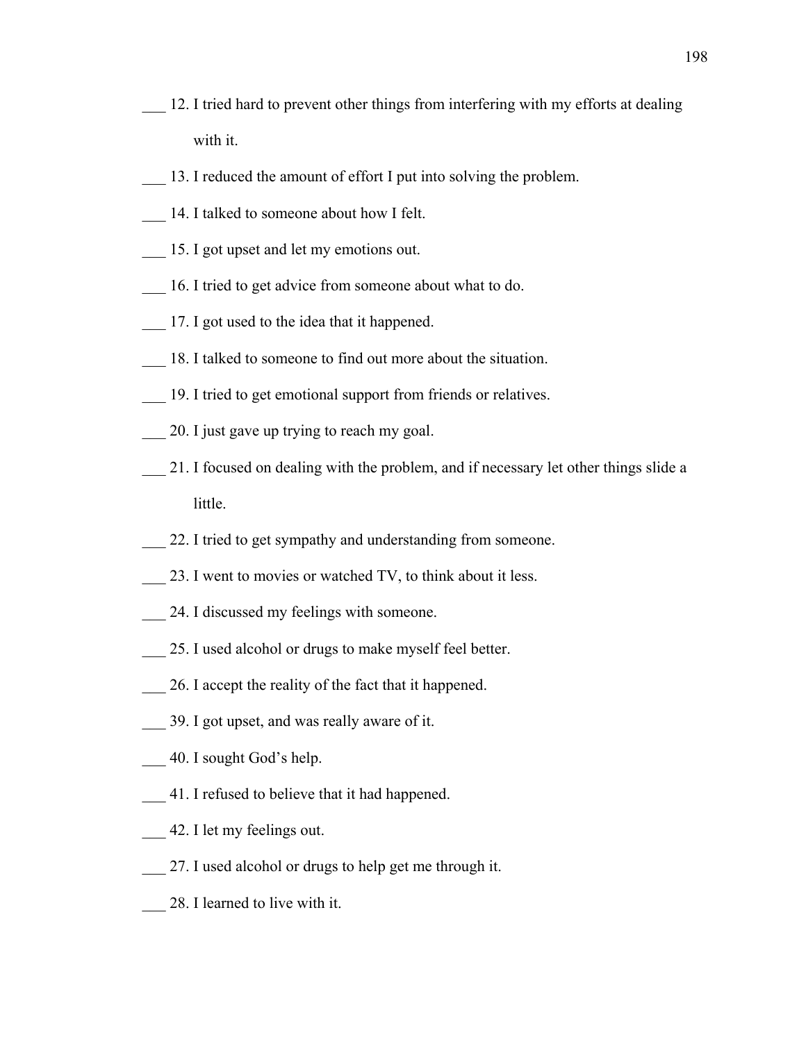\_\_\_ 12. I tried hard to prevent other things from interfering with my efforts at dealing with it.

\_\_\_ 13. I reduced the amount of effort I put into solving the problem.

\_\_\_ 14. I talked to someone about how I felt.

\_\_\_ 15. I got upset and let my emotions out.

\_\_\_ 16. I tried to get advice from someone about what to do.

\_\_\_ 17. I got used to the idea that it happened.

\_\_\_ 18. I talked to someone to find out more about the situation.

\_\_\_ 19. I tried to get emotional support from friends or relatives.

\_\_\_ 20. I just gave up trying to reach my goal.

\_\_\_ 21. I focused on dealing with the problem, and if necessary let other things slide a little.

\_\_\_ 22. I tried to get sympathy and understanding from someone.

\_\_\_ 23. I went to movies or watched TV, to think about it less.

\_\_\_ 24. I discussed my feelings with someone.

\_\_\_ 25. I used alcohol or drugs to make myself feel better.

\_\_\_ 26. I accept the reality of the fact that it happened.

\_\_\_ 39. I got upset, and was really aware of it.

\_\_\_ 40. I sought God's help.

\_\_\_ 41. I refused to believe that it had happened.

\_\_\_ 42. I let my feelings out.

\_\_\_ 27. I used alcohol or drugs to help get me through it.

\_\_\_ 28. I learned to live with it.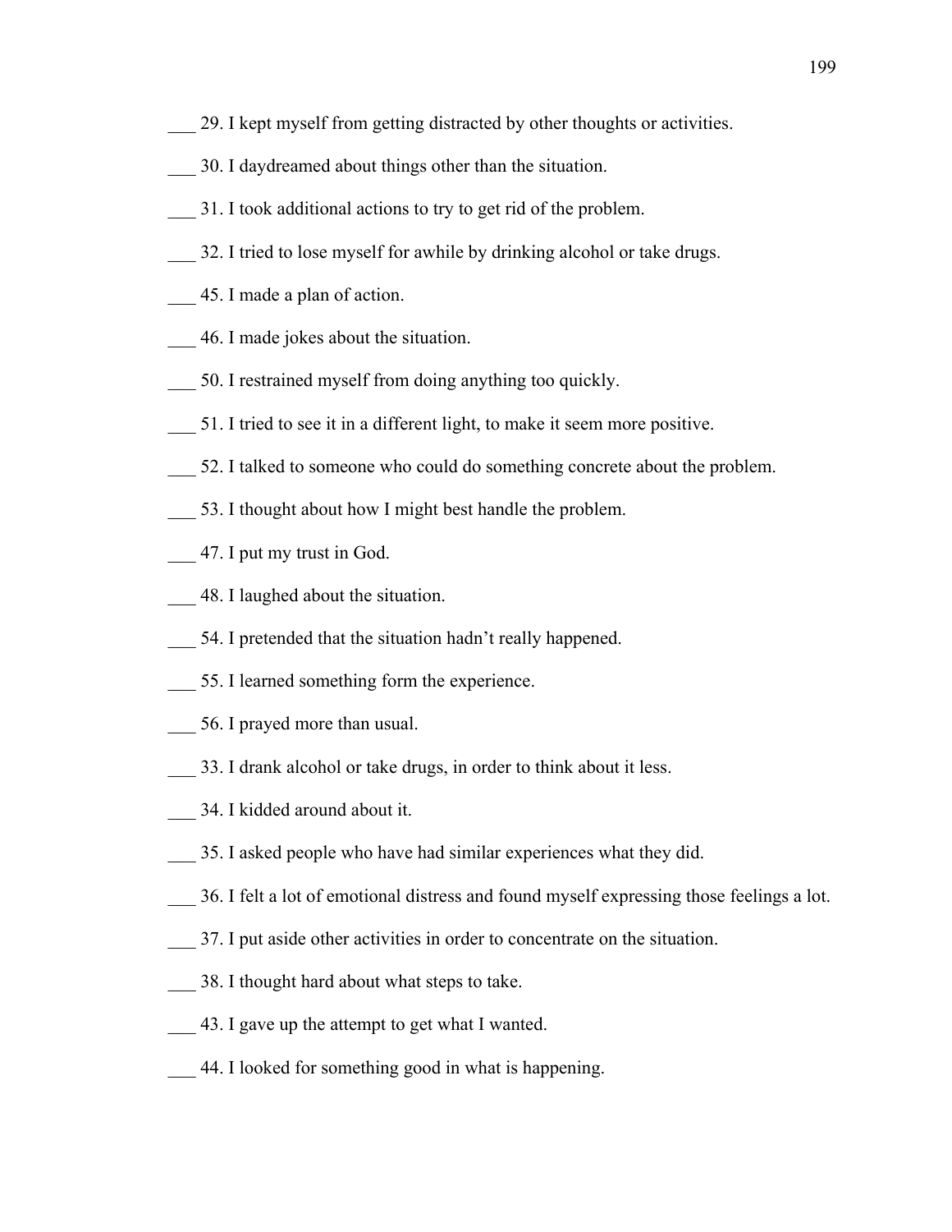___ 29. I kept myself from getting distracted by other thoughts or activities.

___ 30. I daydreamed about things other than the situation.

___ 31. I took additional actions to try to get rid of the problem.

___ 32. I tried to lose myself for awhile by drinking alcohol or take drugs.

___ 45. I made a plan of action.

___ 46. I made jokes about the situation.

___ 50. I restrained myself from doing anything too quickly.

___ 51. I tried to see it in a different light, to make it seem more positive.

___ 52. I talked to someone who could do something concrete about the problem.

___ 53. I thought about how I might best handle the problem.

___ 47. I put my trust in God.

___ 48. I laughed about the situation.

___ 54. I pretended that the situation hadn't really happened.

___ 55. I learned something form the experience.

___ 56. I prayed more than usual.

___ 33. I drank alcohol or take drugs, in order to think about it less.

___ 34. I kidded around about it.

___ 35. I asked people who have had similar experiences what they did.

___ 36. I felt a lot of emotional distress and found myself expressing those feelings a lot.

___ 37. I put aside other activities in order to concentrate on the situation.

___ 38. I thought hard about what steps to take.

___ 43. I gave up the attempt to get what I wanted.

___ 44. I looked for something good in what is happening.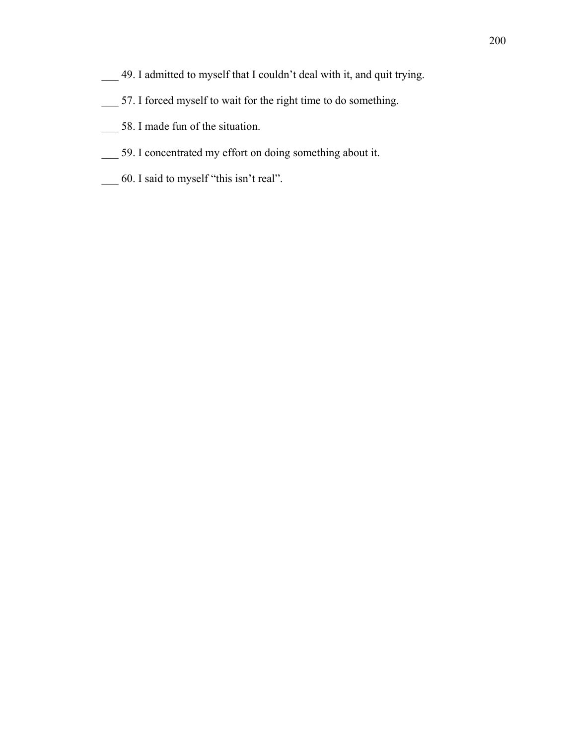___ 49. I admitted to myself that I couldn't deal with it, and quit trying.

___ 57. I forced myself to wait for the right time to do something.

___ 58. I made fun of the situation.

___ 59. I concentrated my effort on doing something about it.

___ 60. I said to myself "this isn't real".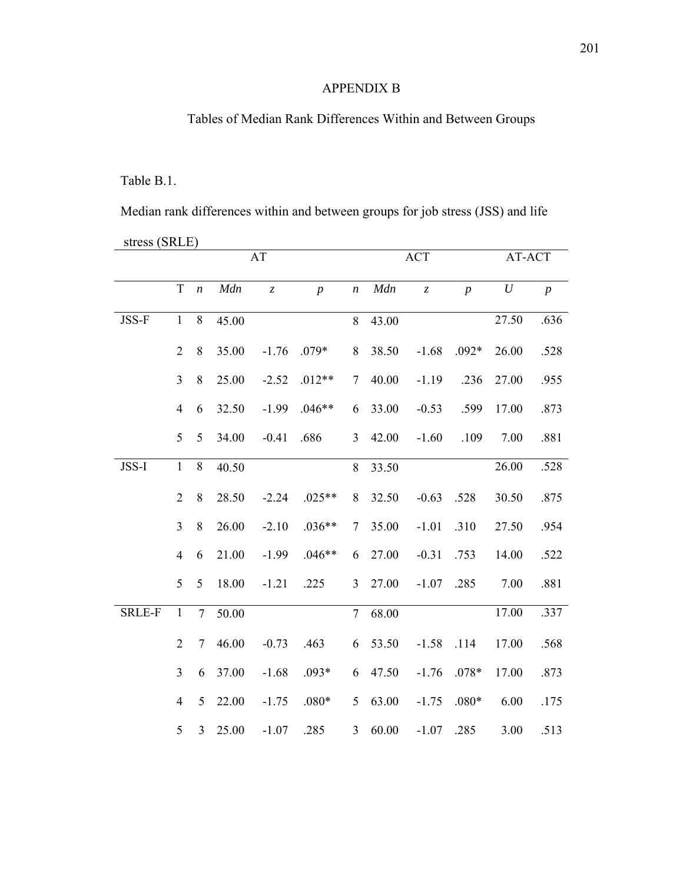# APPENDIX B

## Tables of Median Rank Differences Within and Between Groups

Table B.1.

Median rank differences within and between groups for job stress (JSS) and life stress (SRLE)

| | | AT | | | | ACT | | | | AT-ACT | |
|---|---|---|---|---|---|---|---|---|---|---|---|
| | T | *n* | *Mdn* | *z* | *p* | *n* | *Mdn* | *z* | *p* | *U* | *p* |
| JSS-F | 1 | 8 | 45.00 | | | 8 | 43.00 | | | 27.50 | .636 |
| | 2 | 8 | 35.00 | -1.76 | .079* | 8 | 38.50 | -1.68 | .092* | 26.00 | .528 |
| | 3 | 8 | 25.00 | -2.52 | .012** | 7 | 40.00 | -1.19 | .236 | 27.00 | .955 |
| | 4 | 6 | 32.50 | -1.99 | .046** | 6 | 33.00 | -0.53 | .599 | 17.00 | .873 |
| | 5 | 5 | 34.00 | -0.41 | .686 | 3 | 42.00 | -1.60 | .109 | 7.00 | .881 |
| JSS-I | 1 | 8 | 40.50 | | | 8 | 33.50 | | | 26.00 | .528 |
| | 2 | 8 | 28.50 | -2.24 | .025** | 8 | 32.50 | -0.63 | .528 | 30.50 | .875 |
| | 3 | 8 | 26.00 | -2.10 | .036** | 7 | 35.00 | -1.01 | .310 | 27.50 | .954 |
| | 4 | 6 | 21.00 | -1.99 | .046** | 6 | 27.00 | -0.31 | .753 | 14.00 | .522 |
| | 5 | 5 | 18.00 | -1.21 | .225 | 3 | 27.00 | -1.07 | .285 | 7.00 | .881 |
| SRLE-F | 1 | 7 | 50.00 | | | 7 | 68.00 | | | 17.00 | .337 |
| | 2 | 7 | 46.00 | -0.73 | .463 | 6 | 53.50 | -1.58 | .114 | 17.00 | .568 |
| | 3 | 6 | 37.00 | -1.68 | .093* | 6 | 47.50 | -1.76 | .078* | 17.00 | .873 |
| | 4 | 5 | 22.00 | -1.75 | .080* | 5 | 63.00 | -1.75 | .080* | 6.00 | .175 |
| | 5 | 3 | 25.00 | -1.07 | .285 | 3 | 60.00 | -1.07 | .285 | 3.00 | .513 |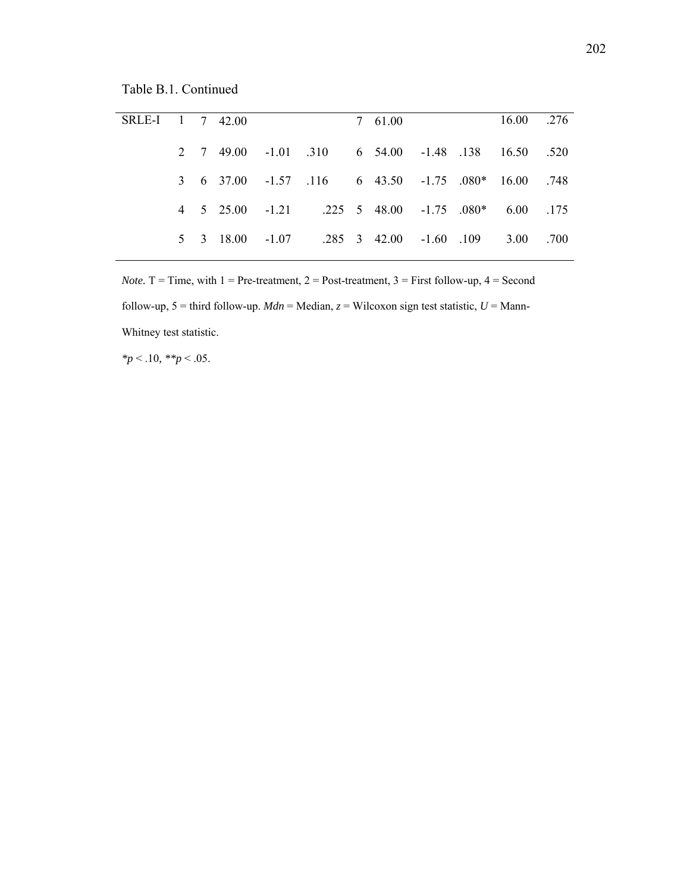Table B.1. Continued

| | T | n | Mdn | z | p | n | Mdn | z | p | U | p |
|---|---|---|---|---|---|---|---|---|---|---|---|
| SRLE-I | 1 | 7 | 42.00 | | | 7 | 61.00 | | | 16.00 | .276 |
| | 2 | 7 | 49.00 | -1.01 | .310 | 6 | 54.00 | -1.48 | .138 | 16.50 | .520 |
| | 3 | 6 | 37.00 | -1.57 | .116 | 6 | 43.50 | -1.75 | .080* | 16.00 | .748 |
| | 4 | 5 | 25.00 | -1.21 | .225 | 5 | 48.00 | -1.75 | .080* | 6.00 | .175 |
| | 5 | 3 | 18.00 | -1.07 | .285 | 3 | 42.00 | -1.60 | .109 | 3.00 | .700 |

*Note.* T = Time, with 1 = Pre-treatment, 2 = Post-treatment, 3 = First follow-up, 4 = Second follow-up, 5 = third follow-up. *Mdn* = Median, *z* = Wilcoxon sign test statistic, *U* = Mann-Whitney test statistic.

*$p < .10$, **$p < .05$.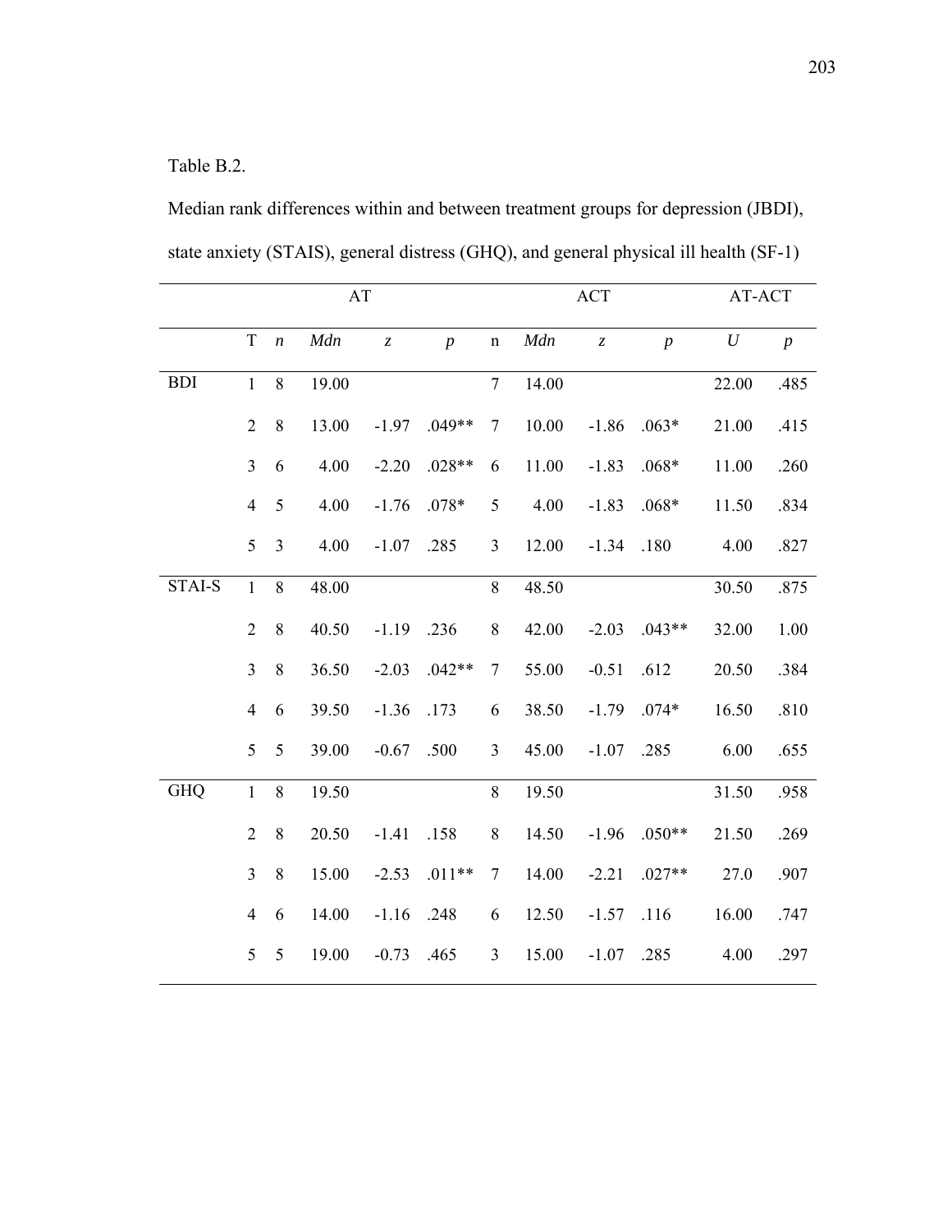Table B.2.

Median rank differences within and between treatment groups for depression (JBDI), state anxiety (STAIS), general distress (GHQ), and general physical ill health (SF-1)

| | | AT | | | | ACT | | | | AT-ACT | |
|---|---|---|---|---|---|---|---|---|---|---|---|
| | T | *n* | *Mdn* | *z* | *p* | n | *Mdn* | *z* | *p* | *U* | *p* |
| BDI | 1 | 8 | 19.00 | | | 7 | 14.00 | | | 22.00 | .485 |
| | 2 | 8 | 13.00 | -1.97 | .049** | 7 | 10.00 | -1.86 | .063* | 21.00 | .415 |
| | 3 | 6 | 4.00 | -2.20 | .028** | 6 | 11.00 | -1.83 | .068* | 11.00 | .260 |
| | 4 | 5 | 4.00 | -1.76 | .078* | 5 | 4.00 | -1.83 | .068* | 11.50 | .834 |
| | 5 | 3 | 4.00 | -1.07 | .285 | 3 | 12.00 | -1.34 | .180 | 4.00 | .827 |
| STAI-S | 1 | 8 | 48.00 | | | 8 | 48.50 | | | 30.50 | .875 |
| | 2 | 8 | 40.50 | -1.19 | .236 | 8 | 42.00 | -2.03 | .043** | 32.00 | 1.00 |
| | 3 | 8 | 36.50 | -2.03 | .042** | 7 | 55.00 | -0.51 | .612 | 20.50 | .384 |
| | 4 | 6 | 39.50 | -1.36 | .173 | 6 | 38.50 | -1.79 | .074* | 16.50 | .810 |
| | 5 | 5 | 39.00 | -0.67 | .500 | 3 | 45.00 | -1.07 | .285 | 6.00 | .655 |
| GHQ | 1 | 8 | 19.50 | | | 8 | 19.50 | | | 31.50 | .958 |
| | 2 | 8 | 20.50 | -1.41 | .158 | 8 | 14.50 | -1.96 | .050** | 21.50 | .269 |
| | 3 | 8 | 15.00 | -2.53 | .011** | 7 | 14.00 | -2.21 | .027** | 27.0 | .907 |
| | 4 | 6 | 14.00 | -1.16 | .248 | 6 | 12.50 | -1.57 | .116 | 16.00 | .747 |
| | 5 | 5 | 19.00 | -0.73 | .465 | 3 | 15.00 | -1.07 | .285 | 4.00 | .297 |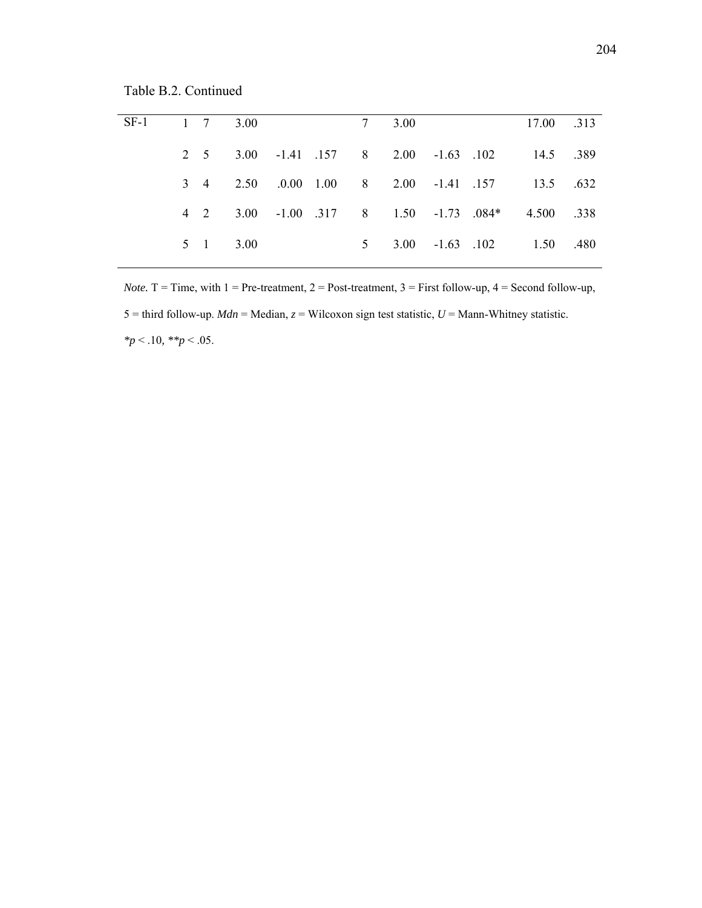Table B.2. Continued

| | T | n | Mdn | z | p | n | Mdn | z | p | U | p |
|---|---|---|---|---|---|---|---|---|---|---|---|
| SF-1 | 1 | 7 | 3.00 | | | 7 | 3.00 | | | 17.00 | .313 |
| | 2 | 5 | 3.00 | -1.41 | .157 | 8 | 2.00 | -1.63 | .102 | 14.5 | .389 |
| | 3 | 4 | 2.50 | .0.00 | 1.00 | 8 | 2.00 | -1.41 | .157 | 13.5 | .632 |
| | 4 | 2 | 3.00 | -1.00 | .317 | 8 | 1.50 | -1.73 | .084* | 4.500 | .338 |
| | 5 | 1 | 3.00 | | | 5 | 3.00 | -1.63 | .102 | 1.50 | .480 |

*Note.* T = Time, with 1 = Pre-treatment, 2 = Post-treatment, 3 = First follow-up, 4 = Second follow-up, 5 = third follow-up. *Mdn* = Median, *z* = Wilcoxon sign test statistic, *U* = Mann-Whitney statistic.

$*p < .10$, $**p < .05$.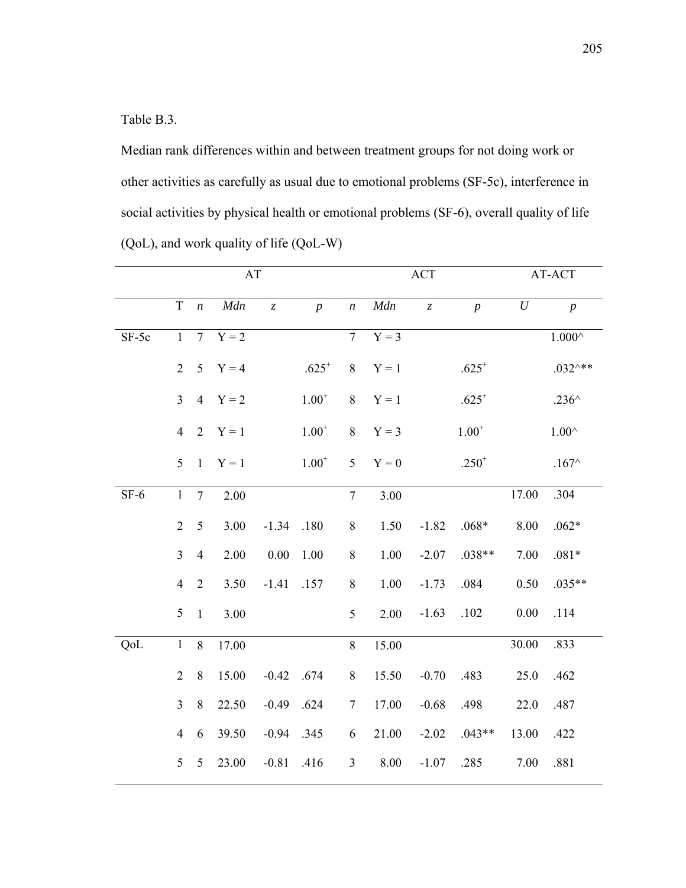Table B.3.

Median rank differences within and between treatment groups for not doing work or other activities as carefully as usual due to emotional problems (SF-5c), interference in social activities by physical health or emotional problems (SF-6), overall quality of life (QoL), and work quality of life (QoL-W)

| | | AT | | | | ACT | | | | AT-ACT | |
|---|---|---|---|---|---|---|---|---|---|---|---|
| | T | *n* | *Mdn* | *z* | *p* | *n* | *Mdn* | *z* | *p* | *U* | *p* |
| SF-5c | 1 | 7 | Y = 2 | | | 7 | Y = 3 | | | | 1.000^ |
| | 2 | 5 | Y = 4 | | .625+ | 8 | Y = 1 | | .625+ | | .032^** |
| | 3 | 4 | Y = 2 | | 1.00+ | 8 | Y = 1 | | .625+ | | .236^ |
| | 4 | 2 | Y = 1 | | 1.00+ | 8 | Y = 3 | | 1.00+ | | 1.00^ |
| | 5 | 1 | Y = 1 | | 1.00+ | 5 | Y = 0 | | .250+ | | .167^ |
| SF-6 | 1 | 7 | 2.00 | | | 7 | 3.00 | | | 17.00 | .304 |
| | 2 | 5 | 3.00 | -1.34 | .180 | 8 | 1.50 | -1.82 | .068* | 8.00 | .062* |
| | 3 | 4 | 2.00 | 0.00 | 1.00 | 8 | 1.00 | -2.07 | .038** | 7.00 | .081* |
| | 4 | 2 | 3.50 | -1.41 | .157 | 8 | 1.00 | -1.73 | .084 | 0.50 | .035** |
| | 5 | 1 | 3.00 | | | 5 | 2.00 | -1.63 | .102 | 0.00 | .114 |
| QoL | 1 | 8 | 17.00 | | | 8 | 15.00 | | | 30.00 | .833 |
| | 2 | 8 | 15.00 | -0.42 | .674 | 8 | 15.50 | -0.70 | .483 | 25.0 | .462 |
| | 3 | 8 | 22.50 | -0.49 | .624 | 7 | 17.00 | -0.68 | .498 | 22.0 | .487 |
| | 4 | 6 | 39.50 | -0.94 | .345 | 6 | 21.00 | -2.02 | .043** | 13.00 | .422 |
| | 5 | 5 | 23.00 | -0.81 | .416 | 3 | 8.00 | -1.07 | .285 | 7.00 | .881 |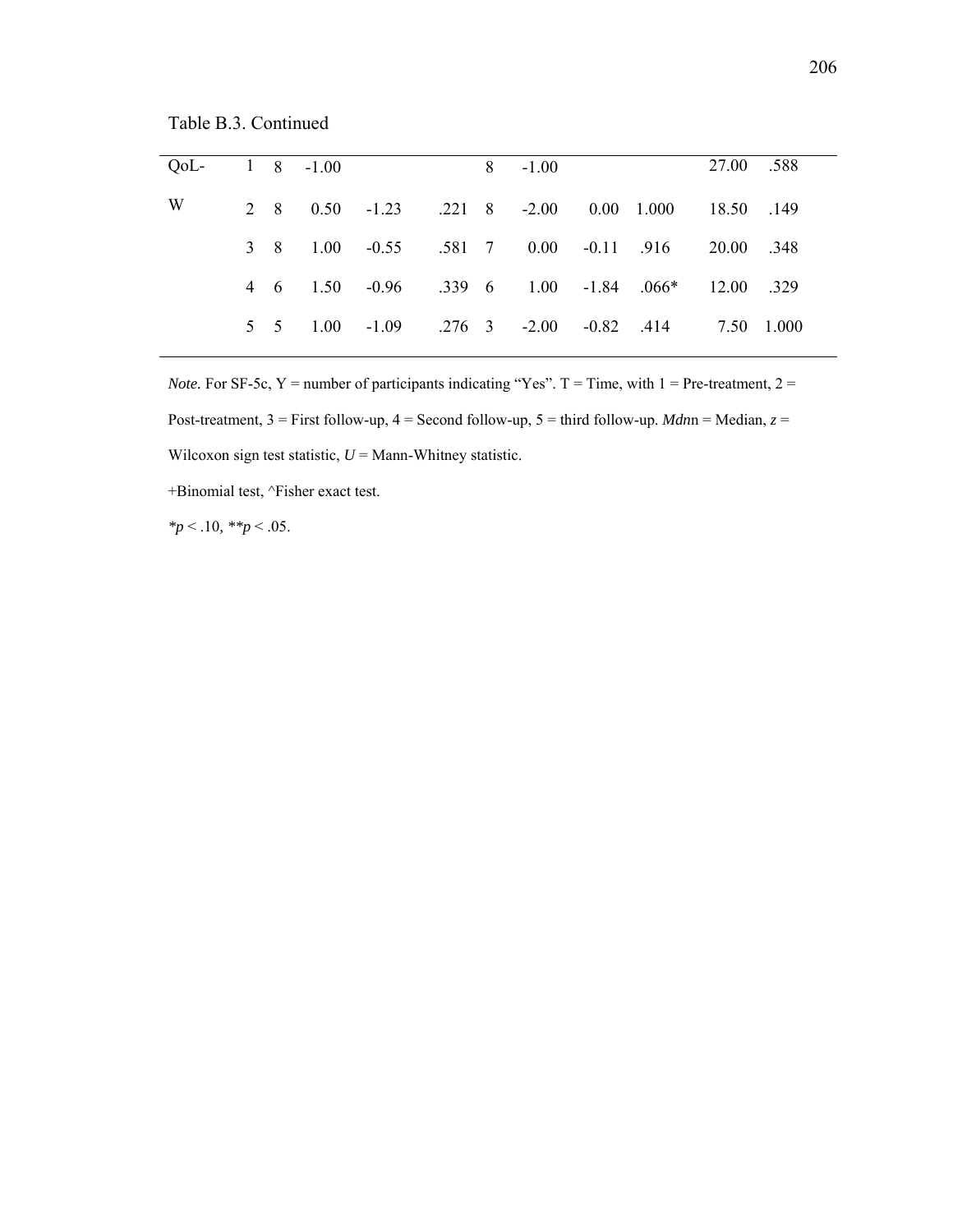Table B.3. Continued

| | | | | | | | | | | | |
|---|---|---|---|---|---|---|---|---|---|---|---|
| QoL-W | 1 | 8 | -1.00 | | | 8 | -1.00 | | | 27.00 | .588 |
| | 2 | 8 | 0.50 | -1.23 | .221 | 8 | -2.00 | 0.00 | 1.000 | 18.50 | .149 |
| | 3 | 8 | 1.00 | -0.55 | .581 | 7 | 0.00 | -0.11 | .916 | 20.00 | .348 |
| | 4 | 6 | 1.50 | -0.96 | .339 | 6 | 1.00 | -1.84 | .066* | 12.00 | .329 |
| | 5 | 5 | 1.00 | -1.09 | .276 | 3 | -2.00 | -0.82 | .414 | 7.50 | 1.000 |

*Note.* For SF-5c, Y = number of participants indicating "Yes". T = Time, with 1 = Pre-treatment, 2 = Post-treatment, 3 = First follow-up, 4 = Second follow-up, 5 = third follow-up. *Mdn*n = Median, *z* = Wilcoxon sign test statistic, *U* = Mann-Whitney statistic.

+Binomial test, ^Fisher exact test.

$*p < .10$, $**p < .05$.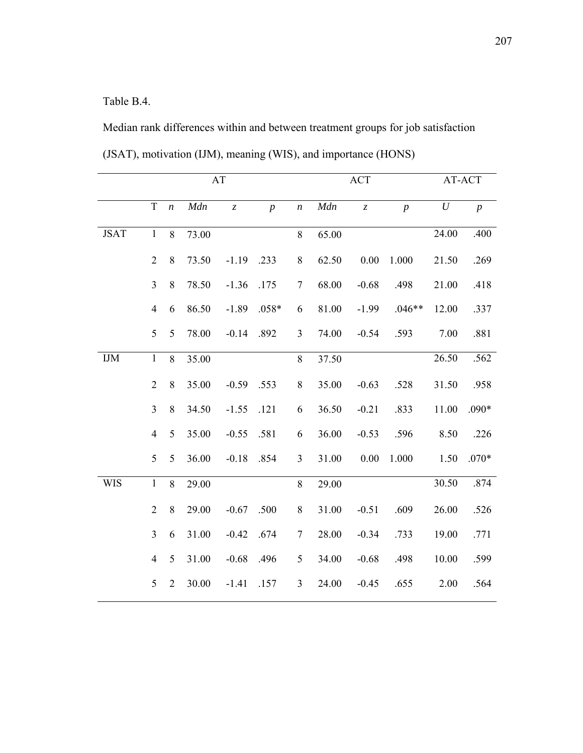Table B.4.

Median rank differences within and between treatment groups for job satisfaction (JSAT), motivation (IJM), meaning (WIS), and importance (HONS)

| | | AT | | | | ACT | | | | AT-ACT | |
|---|---|---|---|---|---|---|---|---|---|---|---|
| | T | *n* | *Mdn* | *z* | *p* | *n* | *Mdn* | *z* | *p* | *U* | *p* |
| JSAT | 1 | 8 | 73.00 | | | 8 | 65.00 | | | 24.00 | .400 |
| | 2 | 8 | 73.50 | -1.19 | .233 | 8 | 62.50 | 0.00 | 1.000 | 21.50 | .269 |
| | 3 | 8 | 78.50 | -1.36 | .175 | 7 | 68.00 | -0.68 | .498 | 21.00 | .418 |
| | 4 | 6 | 86.50 | -1.89 | .058* | 6 | 81.00 | -1.99 | .046** | 12.00 | .337 |
| | 5 | 5 | 78.00 | -0.14 | .892 | 3 | 74.00 | -0.54 | .593 | 7.00 | .881 |
| IJM | 1 | 8 | 35.00 | | | 8 | 37.50 | | | 26.50 | .562 |
| | 2 | 8 | 35.00 | -0.59 | .553 | 8 | 35.00 | -0.63 | .528 | 31.50 | .958 |
| | 3 | 8 | 34.50 | -1.55 | .121 | 6 | 36.50 | -0.21 | .833 | 11.00 | .090* |
| | 4 | 5 | 35.00 | -0.55 | .581 | 6 | 36.00 | -0.53 | .596 | 8.50 | .226 |
| | 5 | 5 | 36.00 | -0.18 | .854 | 3 | 31.00 | 0.00 | 1.000 | 1.50 | .070* |
| WIS | 1 | 8 | 29.00 | | | 8 | 29.00 | | | 30.50 | .874 |
| | 2 | 8 | 29.00 | -0.67 | .500 | 8 | 31.00 | -0.51 | .609 | 26.00 | .526 |
| | 3 | 6 | 31.00 | -0.42 | .674 | 7 | 28.00 | -0.34 | .733 | 19.00 | .771 |
| | 4 | 5 | 31.00 | -0.68 | .496 | 5 | 34.00 | -0.68 | .498 | 10.00 | .599 |
| | 5 | 2 | 30.00 | -1.41 | .157 | 3 | 24.00 | -0.45 | .655 | 2.00 | .564 |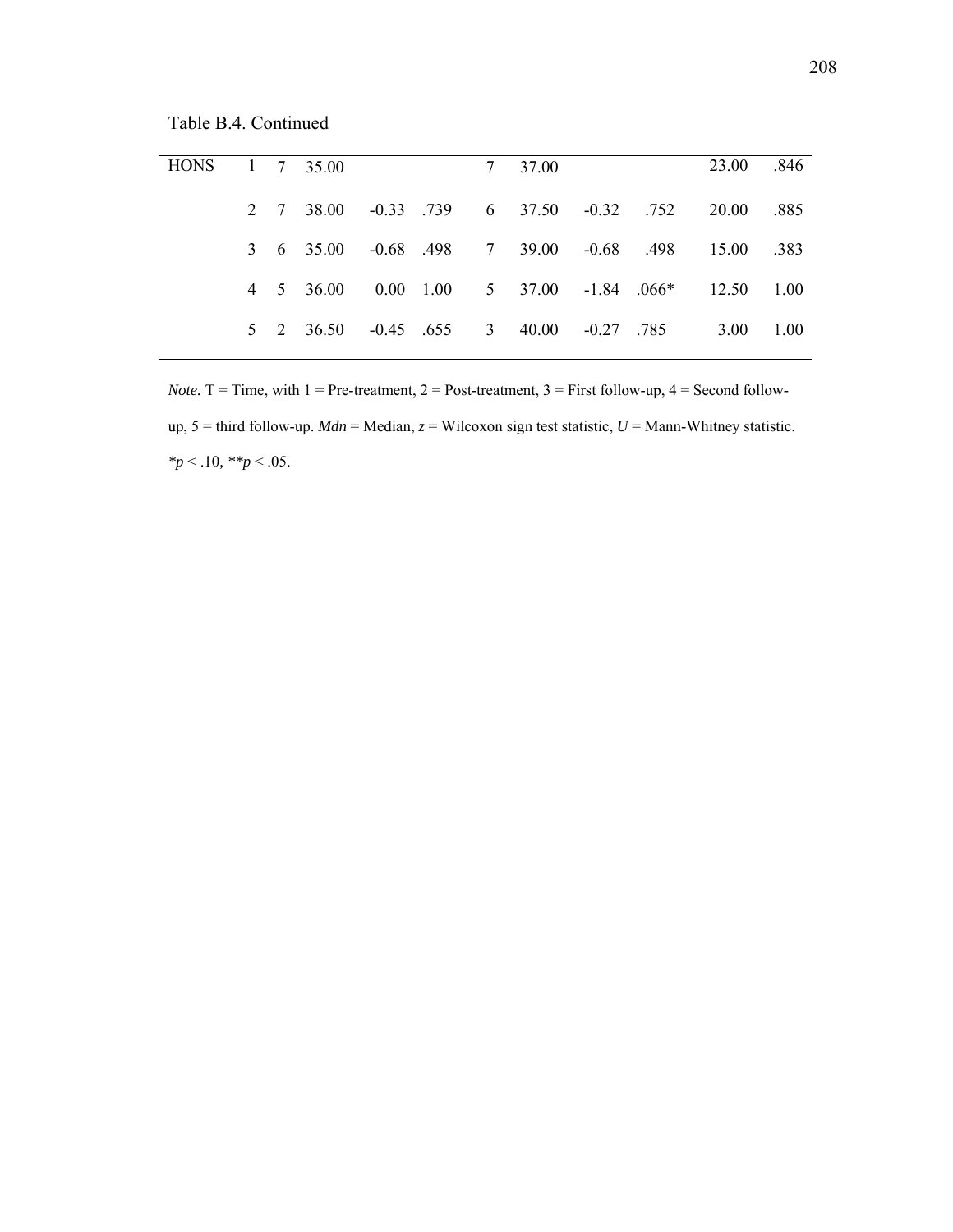Table B.4. Continued

| | | | | | | | | | | | |
|---|---|---|---|---|---|---|---|---|---|---|---|
| HONS | 1 | 7 | 35.00 | | | 7 | 37.00 | | | 23.00 | .846 |
| | 2 | 7 | 38.00 | -0.33 | .739 | 6 | 37.50 | -0.32 | .752 | 20.00 | .885 |
| | 3 | 6 | 35.00 | -0.68 | .498 | 7 | 39.00 | -0.68 | .498 | 15.00 | .383 |
| | 4 | 5 | 36.00 | 0.00 | 1.00 | 5 | 37.00 | -1.84 | .066* | 12.50 | 1.00 |
| | 5 | 2 | 36.50 | -0.45 | .655 | 3 | 40.00 | -0.27 | .785 | 3.00 | 1.00 |

*Note.* T = Time, with 1 = Pre-treatment, 2 = Post-treatment, 3 = First follow-up, 4 = Second follow-up, 5 = third follow-up. *Mdn* = Median, *z* = Wilcoxon sign test statistic, *U* = Mann-Whitney statistic. $*p < .10$, $**p < .05$.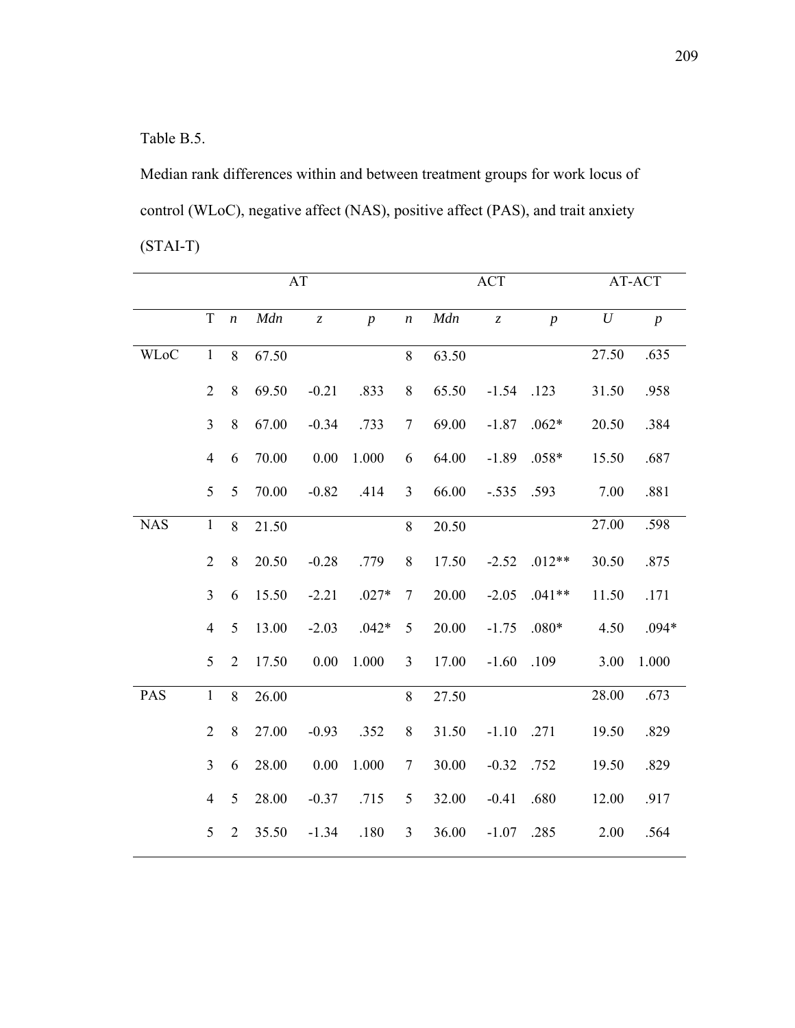Table B.5.

Median rank differences within and between treatment groups for work locus of control (WLoC), negative affect (NAS), positive affect (PAS), and trait anxiety (STAI-T)

| | | AT | | | | ACT | | | | AT-ACT | |
|---|---|---|---|---|---|---|---|---|---|---|---|
| | T | *n* | *Mdn* | *z* | *p* | *n* | *Mdn* | *z* | *p* | *U* | *p* |
| WLoC | 1 | 8 | 67.50 | | | 8 | 63.50 | | | 27.50 | .635 |
| | 2 | 8 | 69.50 | -0.21 | .833 | 8 | 65.50 | -1.54 | .123 | 31.50 | .958 |
| | 3 | 8 | 67.00 | -0.34 | .733 | 7 | 69.00 | -1.87 | .062* | 20.50 | .384 |
| | 4 | 6 | 70.00 | 0.00 | 1.000 | 6 | 64.00 | -1.89 | .058* | 15.50 | .687 |
| | 5 | 5 | 70.00 | -0.82 | .414 | 3 | 66.00 | -.535 | .593 | 7.00 | .881 |
| NAS | 1 | 8 | 21.50 | | | 8 | 20.50 | | | 27.00 | .598 |
| | 2 | 8 | 20.50 | -0.28 | .779 | 8 | 17.50 | -2.52 | .012** | 30.50 | .875 |
| | 3 | 6 | 15.50 | -2.21 | .027* | 7 | 20.00 | -2.05 | .041** | 11.50 | .171 |
| | 4 | 5 | 13.00 | -2.03 | .042* | 5 | 20.00 | -1.75 | .080* | 4.50 | .094* |
| | 5 | 2 | 17.50 | 0.00 | 1.000 | 3 | 17.00 | -1.60 | .109 | 3.00 | 1.000 |
| PAS | 1 | 8 | 26.00 | | | 8 | 27.50 | | | 28.00 | .673 |
| | 2 | 8 | 27.00 | -0.93 | .352 | 8 | 31.50 | -1.10 | .271 | 19.50 | .829 |
| | 3 | 6 | 28.00 | 0.00 | 1.000 | 7 | 30.00 | -0.32 | .752 | 19.50 | .829 |
| | 4 | 5 | 28.00 | -0.37 | .715 | 5 | 32.00 | -0.41 | .680 | 12.00 | .917 |
| | 5 | 2 | 35.50 | -1.34 | .180 | 3 | 36.00 | -1.07 | .285 | 2.00 | .564 |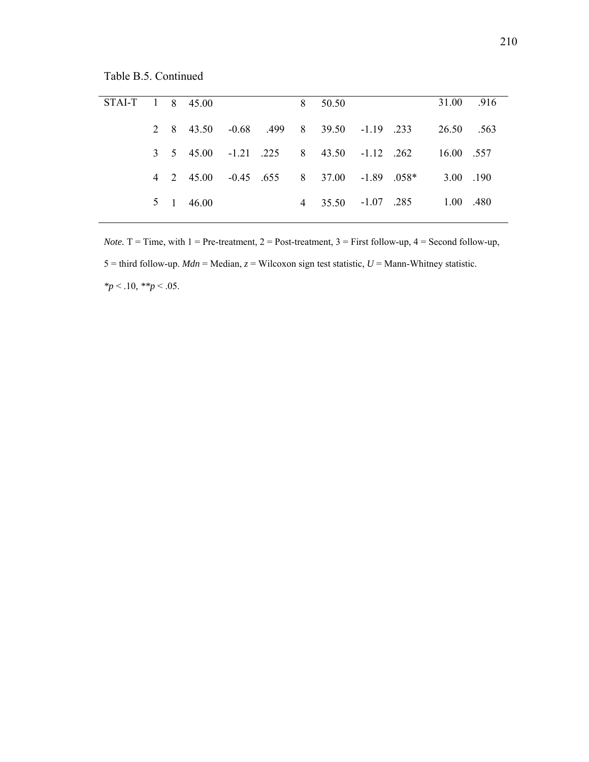Table B.5. Continued

| | T | n | Mdn | z | p | n | Mdn | z | p | U | p |
|---|---|---|---|---|---|---|---|---|---|---|---|
| STAI-T | 1 | 8 | 45.00 | | | 8 | 50.50 | | | 31.00 | .916 |
| | 2 | 8 | 43.50 | -0.68 | .499 | 8 | 39.50 | -1.19 | .233 | 26.50 | .563 |
| | 3 | 5 | 45.00 | -1.21 | .225 | 8 | 43.50 | -1.12 | .262 | 16.00 | .557 |
| | 4 | 2 | 45.00 | -0.45 | .655 | 8 | 37.00 | -1.89 | .058* | 3.00 | .190 |
| | 5 | 1 | 46.00 | | | 4 | 35.50 | -1.07 | .285 | 1.00 | .480 |

*Note.* T = Time, with 1 = Pre-treatment, 2 = Post-treatment, 3 = First follow-up, 4 = Second follow-up, 5 = third follow-up. *Mdn* = Median, *z* = Wilcoxon sign test statistic, *U* = Mann-Whitney statistic.

$*p < .10$, $**p < .05$.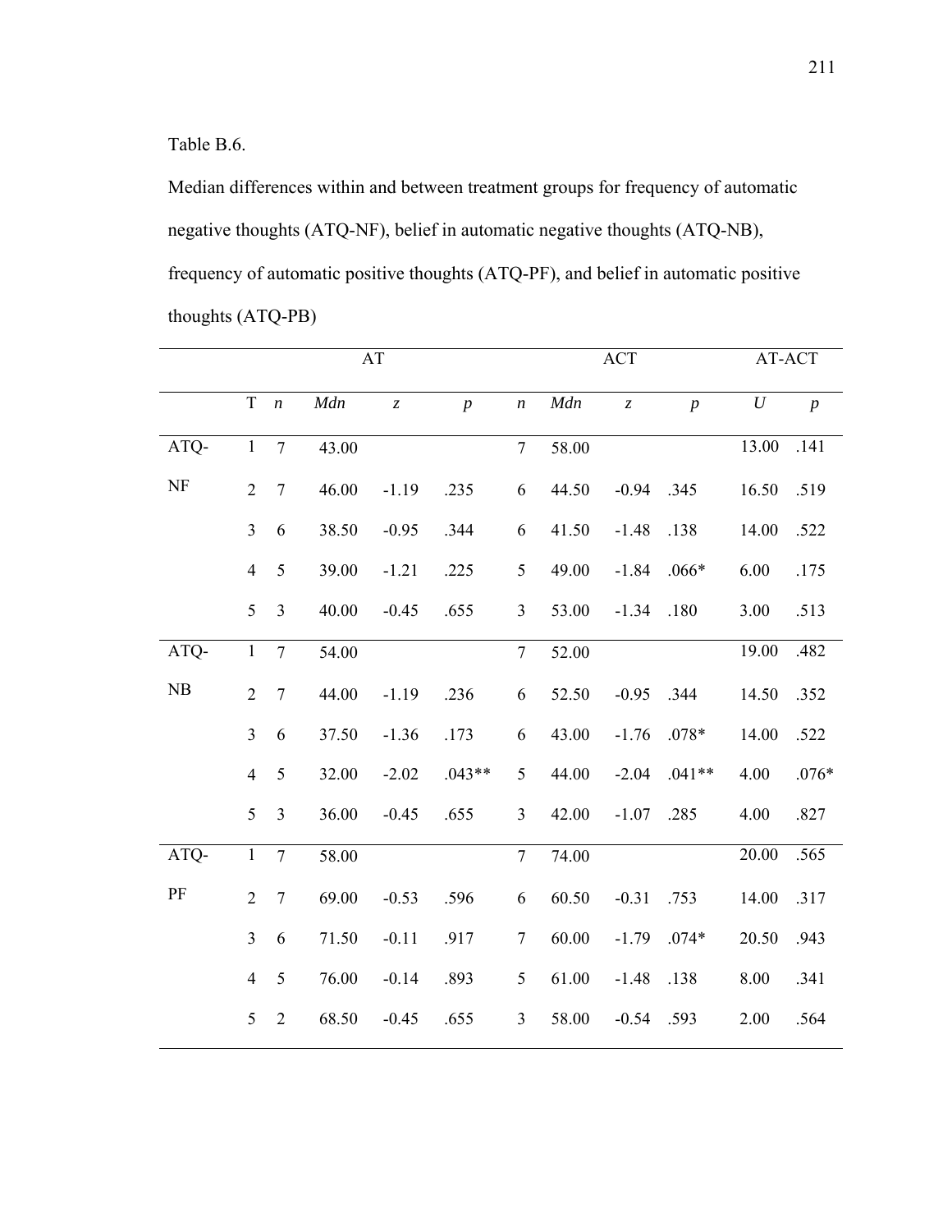Table B.6.

Median differences within and between treatment groups for frequency of automatic negative thoughts (ATQ-NF), belief in automatic negative thoughts (ATQ-NB), frequency of automatic positive thoughts (ATQ-PF), and belief in automatic positive thoughts (ATQ-PB)

| | | AT | | | | ACT | | | | AT-ACT | |
|---|---|---|---|---|---|---|---|---|---|---|---|
| | T | *n* | *Mdn* | *z* | *p* | *n* | *Mdn* | *z* | *p* | *U* | *p* |
| ATQ-NF | 1 | 7 | 43.00 | | | 7 | 58.00 | | | 13.00 | .141 |
| | 2 | 7 | 46.00 | -1.19 | .235 | 6 | 44.50 | -0.94 | .345 | 16.50 | .519 |
| | 3 | 6 | 38.50 | -0.95 | .344 | 6 | 41.50 | -1.48 | .138 | 14.00 | .522 |
| | 4 | 5 | 39.00 | -1.21 | .225 | 5 | 49.00 | -1.84 | .066* | 6.00 | .175 |
| | 5 | 3 | 40.00 | -0.45 | .655 | 3 | 53.00 | -1.34 | .180 | 3.00 | .513 |
| ATQ-NB | 1 | 7 | 54.00 | | | 7 | 52.00 | | | 19.00 | .482 |
| | 2 | 7 | 44.00 | -1.19 | .236 | 6 | 52.50 | -0.95 | .344 | 14.50 | .352 |
| | 3 | 6 | 37.50 | -1.36 | .173 | 6 | 43.00 | -1.76 | .078* | 14.00 | .522 |
| | 4 | 5 | 32.00 | -2.02 | .043** | 5 | 44.00 | -2.04 | .041** | 4.00 | .076* |
| | 5 | 3 | 36.00 | -0.45 | .655 | 3 | 42.00 | -1.07 | .285 | 4.00 | .827 |
| ATQ-PF | 1 | 7 | 58.00 | | | 7 | 74.00 | | | 20.00 | .565 |
| | 2 | 7 | 69.00 | -0.53 | .596 | 6 | 60.50 | -0.31 | .753 | 14.00 | .317 |
| | 3 | 6 | 71.50 | -0.11 | .917 | 7 | 60.00 | -1.79 | .074* | 20.50 | .943 |
| | 4 | 5 | 76.00 | -0.14 | .893 | 5 | 61.00 | -1.48 | .138 | 8.00 | .341 |
| | 5 | 2 | 68.50 | -0.45 | .655 | 3 | 58.00 | -0.54 | .593 | 2.00 | .564 |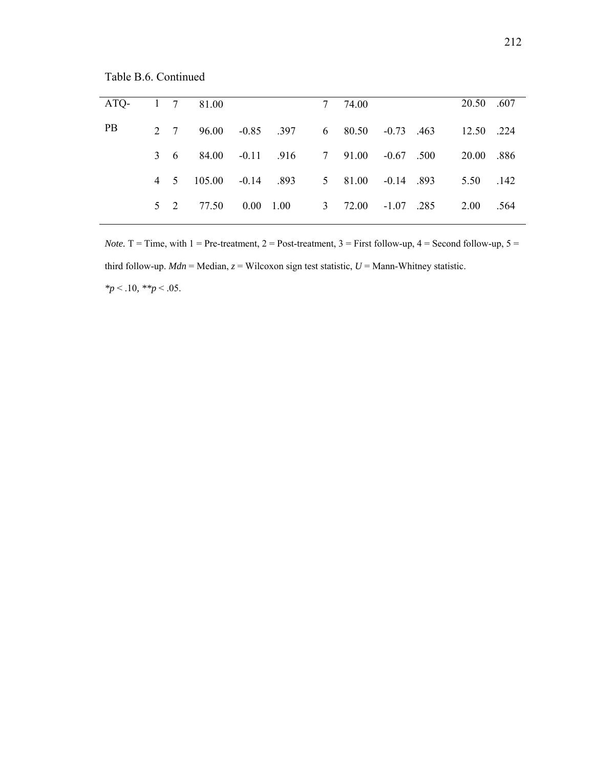Table B.6. Continued

| | T | n | Mdn | z | p | n | Mdn | z | p | U | p |
|---|---|---|---|---|---|---|---|---|---|---|---|
| ATQ-PB | 1 | 7 | 81.00 | | | 7 | 74.00 | | | 20.50 | .607 |
| | 2 | 7 | 96.00 | -0.85 | .397 | 6 | 80.50 | -0.73 | .463 | 12.50 | .224 |
| | 3 | 6 | 84.00 | -0.11 | .916 | 7 | 91.00 | -0.67 | .500 | 20.00 | .886 |
| | 4 | 5 | 105.00 | -0.14 | .893 | 5 | 81.00 | -0.14 | .893 | 5.50 | .142 |
| | 5 | 2 | 77.50 | 0.00 | 1.00 | 3 | 72.00 | -1.07 | .285 | 2.00 | .564 |

*Note.* T = Time, with 1 = Pre-treatment, 2 = Post-treatment, 3 = First follow-up, 4 = Second follow-up, 5 = third follow-up. *Mdn* = Median, *z* = Wilcoxon sign test statistic, *U* = Mann-Whitney statistic.

$^{*}p < .10$, $^{**}p < .05$.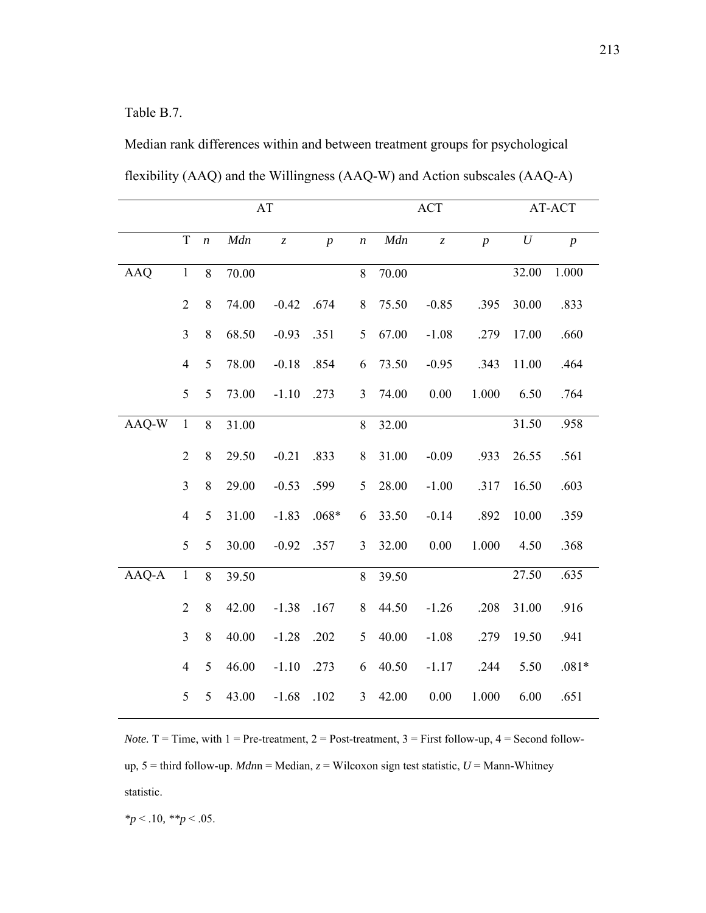Table B.7.

Median rank differences within and between treatment groups for psychological flexibility (AAQ) and the Willingness (AAQ-W) and Action subscales (AAQ-A)

| | | AT | | | | ACT | | | | AT-ACT | |
|---|---|---|---|---|---|---|---|---|---|---|---|
| | T | *n* | *Mdn* | *z* | *p* | *n* | *Mdn* | *z* | *p* | *U* | *p* |
| AAQ | 1 | 8 | 70.00 | | | 8 | 70.00 | | | 32.00 | 1.000 |
| | 2 | 8 | 74.00 | -0.42 | .674 | 8 | 75.50 | -0.85 | .395 | 30.00 | .833 |
| | 3 | 8 | 68.50 | -0.93 | .351 | 5 | 67.00 | -1.08 | .279 | 17.00 | .660 |
| | 4 | 5 | 78.00 | -0.18 | .854 | 6 | 73.50 | -0.95 | .343 | 11.00 | .464 |
| | 5 | 5 | 73.00 | -1.10 | .273 | 3 | 74.00 | 0.00 | 1.000 | 6.50 | .764 |
| AAQ-W | 1 | 8 | 31.00 | | | 8 | 32.00 | | | 31.50 | .958 |
| | 2 | 8 | 29.50 | -0.21 | .833 | 8 | 31.00 | -0.09 | .933 | 26.55 | .561 |
| | 3 | 8 | 29.00 | -0.53 | .599 | 5 | 28.00 | -1.00 | .317 | 16.50 | .603 |
| | 4 | 5 | 31.00 | -1.83 | .068* | 6 | 33.50 | -0.14 | .892 | 10.00 | .359 |
| | 5 | 5 | 30.00 | -0.92 | .357 | 3 | 32.00 | 0.00 | 1.000 | 4.50 | .368 |
| AAQ-A | 1 | 8 | 39.50 | | | 8 | 39.50 | | | 27.50 | .635 |
| | 2 | 8 | 42.00 | -1.38 | .167 | 8 | 44.50 | -1.26 | .208 | 31.00 | .916 |
| | 3 | 8 | 40.00 | -1.28 | .202 | 5 | 40.00 | -1.08 | .279 | 19.50 | .941 |
| | 4 | 5 | 46.00 | -1.10 | .273 | 6 | 40.50 | -1.17 | .244 | 5.50 | .081* |
| | 5 | 5 | 43.00 | -1.68 | .102 | 3 | 42.00 | 0.00 | 1.000 | 6.00 | .651 |

*Note.* T = Time, with 1 = Pre-treatment, 2 = Post-treatment, 3 = First follow-up, 4 = Second follow-up, 5 = third follow-up. *Mdn*n = Median, *z* = Wilcoxon sign test statistic, *U* = Mann-Whitney statistic.

*$p < .10$, **$p < .05$.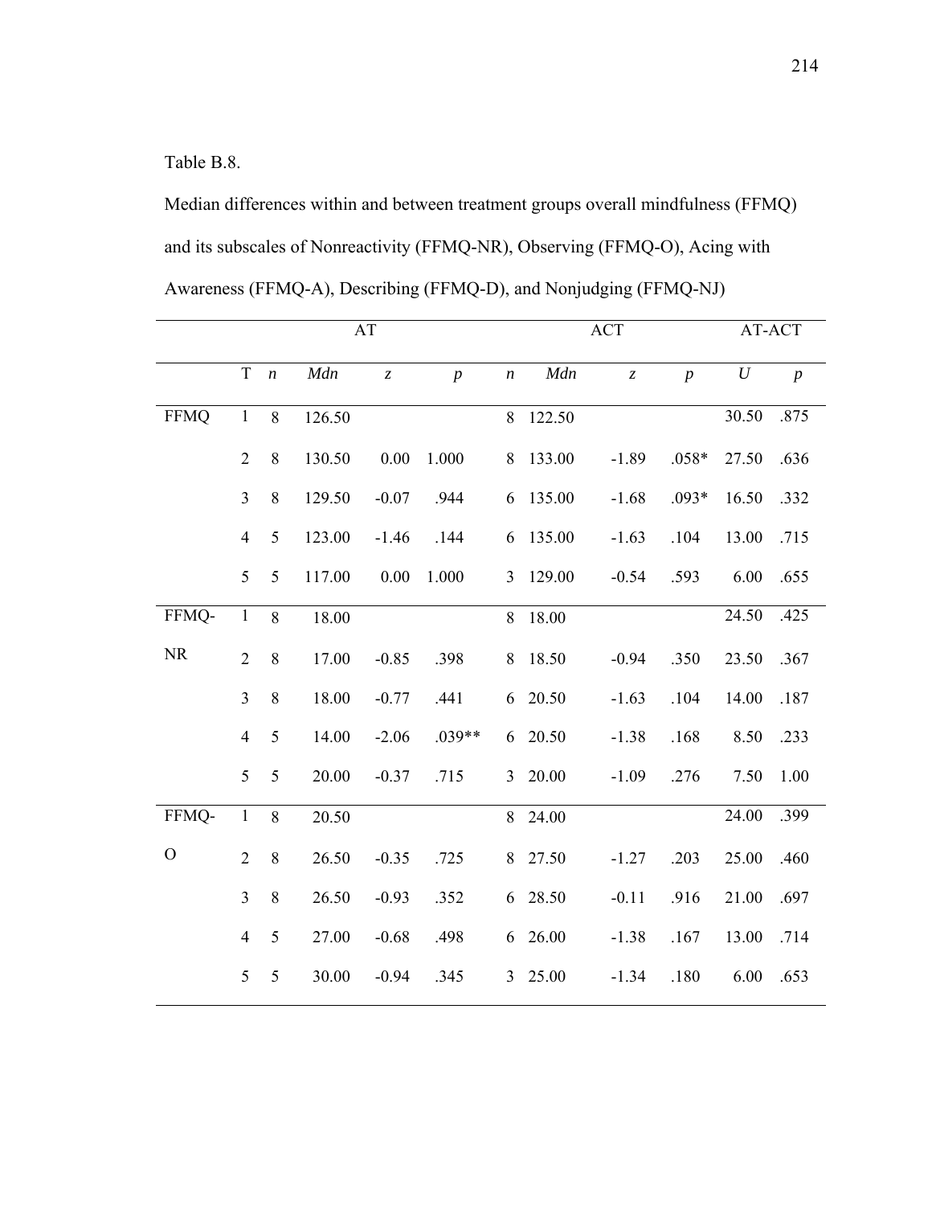Table B.8.

Median differences within and between treatment groups overall mindfulness (FFMQ) and its subscales of Nonreactivity (FFMQ-NR), Observing (FFMQ-O), Acing with Awareness (FFMQ-A), Describing (FFMQ-D), and Nonjudging (FFMQ-NJ)

| | | AT | | | | ACT | | | | AT-ACT | |
|---|---|---|---|---|---|---|---|---|---|---|---|
| | T | *n* | *Mdn* | *z* | *p* | *n* | *Mdn* | *z* | *p* | *U* | *p* |
| FFMQ | 1 | 8 | 126.50 | | | 8 | 122.50 | | | 30.50 | .875 |
| | 2 | 8 | 130.50 | 0.00 | 1.000 | 8 | 133.00 | -1.89 | .058* | 27.50 | .636 |
| | 3 | 8 | 129.50 | -0.07 | .944 | 6 | 135.00 | -1.68 | .093* | 16.50 | .332 |
| | 4 | 5 | 123.00 | -1.46 | .144 | 6 | 135.00 | -1.63 | .104 | 13.00 | .715 |
| | 5 | 5 | 117.00 | 0.00 | 1.000 | 3 | 129.00 | -0.54 | .593 | 6.00 | .655 |
| FFMQ-NR | 1 | 8 | 18.00 | | | 8 | 18.00 | | | 24.50 | .425 |
| | 2 | 8 | 17.00 | -0.85 | .398 | 8 | 18.50 | -0.94 | .350 | 23.50 | .367 |
| | 3 | 8 | 18.00 | -0.77 | .441 | 6 | 20.50 | -1.63 | .104 | 14.00 | .187 |
| | 4 | 5 | 14.00 | -2.06 | .039** | 6 | 20.50 | -1.38 | .168 | 8.50 | .233 |
| | 5 | 5 | 20.00 | -0.37 | .715 | 3 | 20.00 | -1.09 | .276 | 7.50 | 1.00 |
| FFMQ-O | 1 | 8 | 20.50 | | | 8 | 24.00 | | | 24.00 | .399 |
| | 2 | 8 | 26.50 | -0.35 | .725 | 8 | 27.50 | -1.27 | .203 | 25.00 | .460 |
| | 3 | 8 | 26.50 | -0.93 | .352 | 6 | 28.50 | -0.11 | .916 | 21.00 | .697 |
| | 4 | 5 | 27.00 | -0.68 | .498 | 6 | 26.00 | -1.38 | .167 | 13.00 | .714 |
| | 5 | 5 | 30.00 | -0.94 | .345 | 3 | 25.00 | -1.34 | .180 | 6.00 | .653 |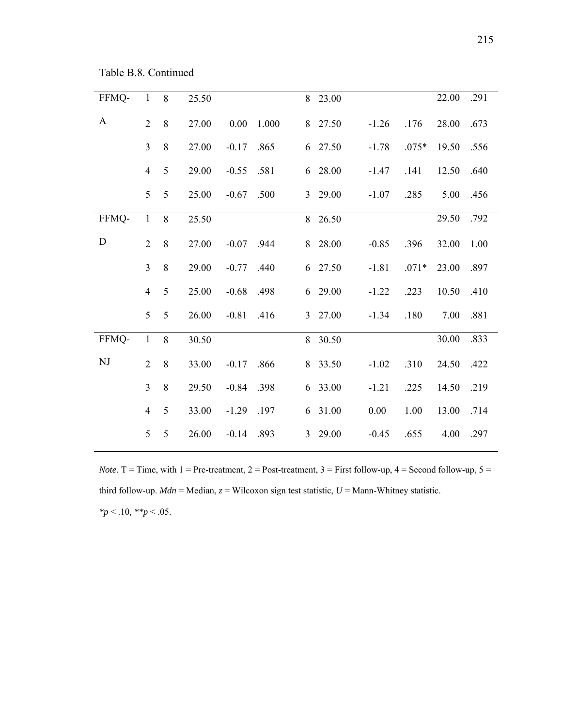Table B.8. Continued

| | | | | | | | | | | | |
|---|---|---|---|---|---|---|---|---|---|---|---|
| FFMQ-A | 1 | 8 | 25.50 | | | 8 | 23.00 | | | 22.00 | .291 |
| | 2 | 8 | 27.00 | 0.00 | 1.000 | 8 | 27.50 | -1.26 | .176 | 28.00 | .673 |
| | 3 | 8 | 27.00 | -0.17 | .865 | 6 | 27.50 | -1.78 | .075* | 19.50 | .556 |
| | 4 | 5 | 29.00 | -0.55 | .581 | 6 | 28.00 | -1.47 | .141 | 12.50 | .640 |
| | 5 | 5 | 25.00 | -0.67 | .500 | 3 | 29.00 | -1.07 | .285 | 5.00 | .456 |
| FFMQ-D | 1 | 8 | 25.50 | | | 8 | 26.50 | | | 29.50 | .792 |
| | 2 | 8 | 27.00 | -0.07 | .944 | 8 | 28.00 | -0.85 | .396 | 32.00 | 1.00 |
| | 3 | 8 | 29.00 | -0.77 | .440 | 6 | 27.50 | -1.81 | .071* | 23.00 | .897 |
| | 4 | 5 | 25.00 | -0.68 | .498 | 6 | 29.00 | -1.22 | .223 | 10.50 | .410 |
| | 5 | 5 | 26.00 | -0.81 | .416 | 3 | 27.00 | -1.34 | .180 | 7.00 | .881 |
| FFMQ-NJ | 1 | 8 | 30.50 | | | 8 | 30.50 | | | 30.00 | .833 |
| | 2 | 8 | 33.00 | -0.17 | .866 | 8 | 33.50 | -1.02 | .310 | 24.50 | .422 |
| | 3 | 8 | 29.50 | -0.84 | .398 | 6 | 33.00 | -1.21 | .225 | 14.50 | .219 |
| | 4 | 5 | 33.00 | -1.29 | .197 | 6 | 31.00 | 0.00 | 1.00 | 13.00 | .714 |
| | 5 | 5 | 26.00 | -0.14 | .893 | 3 | 29.00 | -0.45 | .655 | 4.00 | .297 |

*Note.* T = Time, with 1 = Pre-treatment, 2 = Post-treatment, 3 = First follow-up, 4 = Second follow-up, 5 = third follow-up. *Mdn* = Median, *z* = Wilcoxon sign test statistic, *U* = Mann-Whitney statistic.

$*p < .10$, $**p < .05$.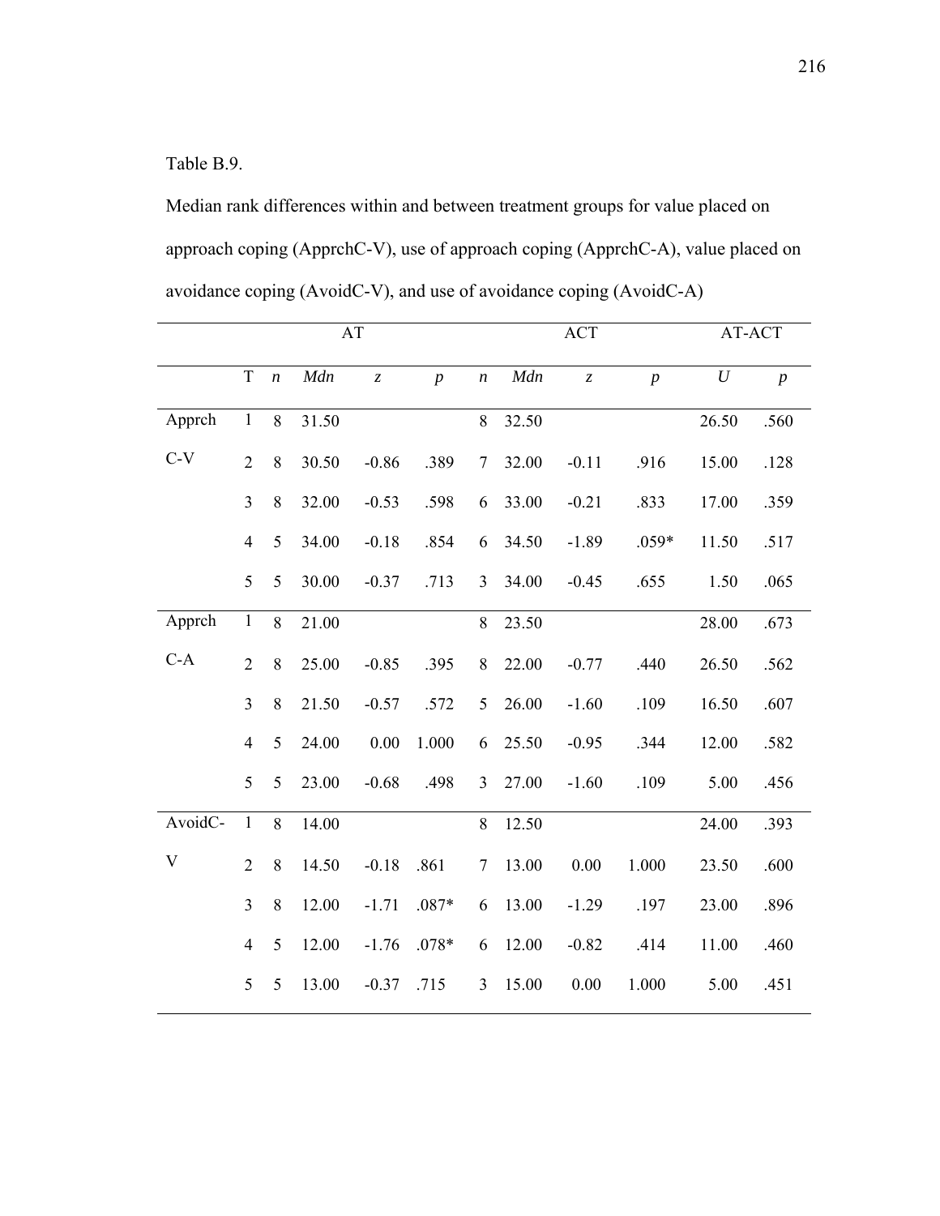Table B.9.

Median rank differences within and between treatment groups for value placed on approach coping (ApprchC-V), use of approach coping (ApprchC-A), value placed on avoidance coping (AvoidC-V), and use of avoidance coping (AvoidC-A)

| | | AT | | | | ACT | | | | AT-ACT | |
|---|---|---|---|---|---|---|---|---|---|---|---|
| | T | *n* | *Mdn* | *z* | *p* | *n* | *Mdn* | *z* | *p* | *U* | *p* |
| Apprch C-V | 1 | 8 | 31.50 | | | 8 | 32.50 | | | 26.50 | .560 |
| | 2 | 8 | 30.50 | -0.86 | .389 | 7 | 32.00 | -0.11 | .916 | 15.00 | .128 |
| | 3 | 8 | 32.00 | -0.53 | .598 | 6 | 33.00 | -0.21 | .833 | 17.00 | .359 |
| | 4 | 5 | 34.00 | -0.18 | .854 | 6 | 34.50 | -1.89 | .059* | 11.50 | .517 |
| | 5 | 5 | 30.00 | -0.37 | .713 | 3 | 34.00 | -0.45 | .655 | 1.50 | .065 |
| Apprch C-A | 1 | 8 | 21.00 | | | 8 | 23.50 | | | 28.00 | .673 |
| | 2 | 8 | 25.00 | -0.85 | .395 | 8 | 22.00 | -0.77 | .440 | 26.50 | .562 |
| | 3 | 8 | 21.50 | -0.57 | .572 | 5 | 26.00 | -1.60 | .109 | 16.50 | .607 |
| | 4 | 5 | 24.00 | 0.00 | 1.000 | 6 | 25.50 | -0.95 | .344 | 12.00 | .582 |
| | 5 | 5 | 23.00 | -0.68 | .498 | 3 | 27.00 | -1.60 | .109 | 5.00 | .456 |
| AvoidC-V | 1 | 8 | 14.00 | | | 8 | 12.50 | | | 24.00 | .393 |
| | 2 | 8 | 14.50 | -0.18 | .861 | 7 | 13.00 | 0.00 | 1.000 | 23.50 | .600 |
| | 3 | 8 | 12.00 | -1.71 | .087* | 6 | 13.00 | -1.29 | .197 | 23.00 | .896 |
| | 4 | 5 | 12.00 | -1.76 | .078* | 6 | 12.00 | -0.82 | .414 | 11.00 | .460 |
| | 5 | 5 | 13.00 | -0.37 | .715 | 3 | 15.00 | 0.00 | 1.000 | 5.00 | .451 |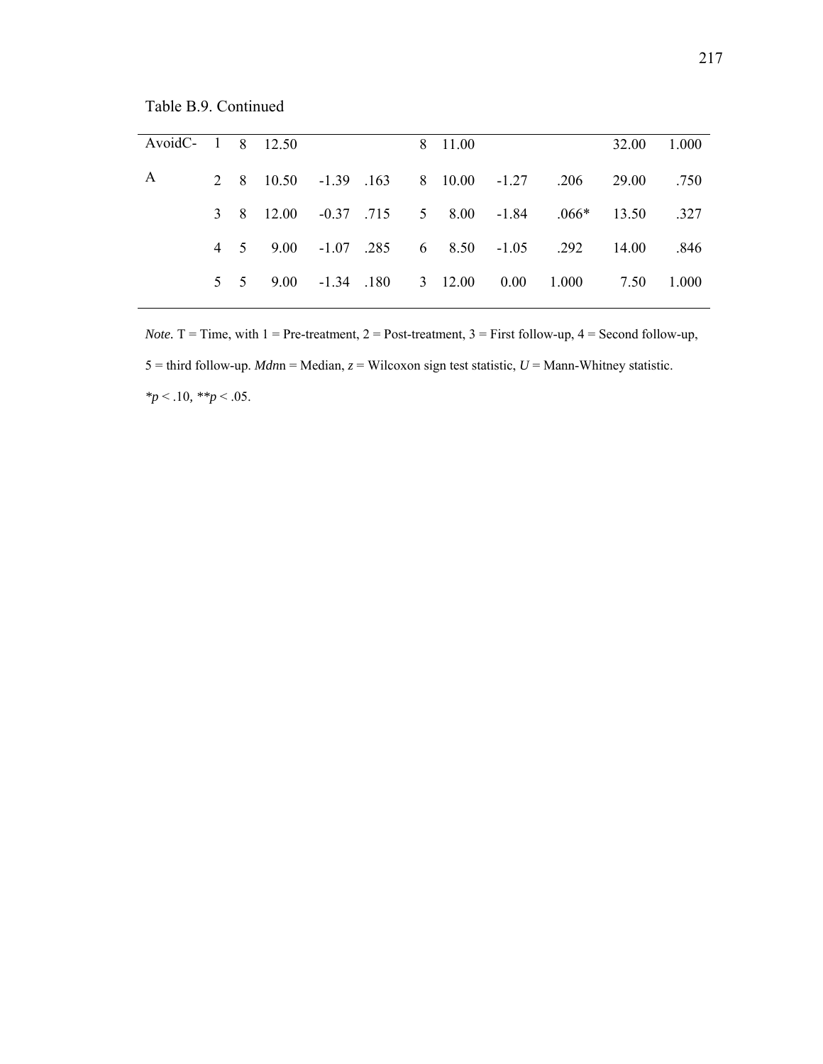Table B.9. Continued

| | | | | | | | | | | | |
|---|---|---|---|---|---|---|---|---|---|---|---|
| AvoidC-A | 1 | 8 | 12.50 | | | 8 | 11.00 | | | 32.00 | 1.000 |
| | 2 | 8 | 10.50 | -1.39 | .163 | 8 | 10.00 | -1.27 | .206 | 29.00 | .750 |
| | 3 | 8 | 12.00 | -0.37 | .715 | 5 | 8.00 | -1.84 | .066* | 13.50 | .327 |
| | 4 | 5 | 9.00 | -1.07 | .285 | 6 | 8.50 | -1.05 | .292 | 14.00 | .846 |
| | 5 | 5 | 9.00 | -1.34 | .180 | 3 | 12.00 | 0.00 | 1.000 | 7.50 | 1.000 |

*Note.* T = Time, with 1 = Pre-treatment, 2 = Post-treatment, 3 = First follow-up, 4 = Second follow-up, 5 = third follow-up. *Mdn*n = Median, *z* = Wilcoxon sign test statistic, *U* = Mann-Whitney statistic.

*$p < .10$, **$p < .05$.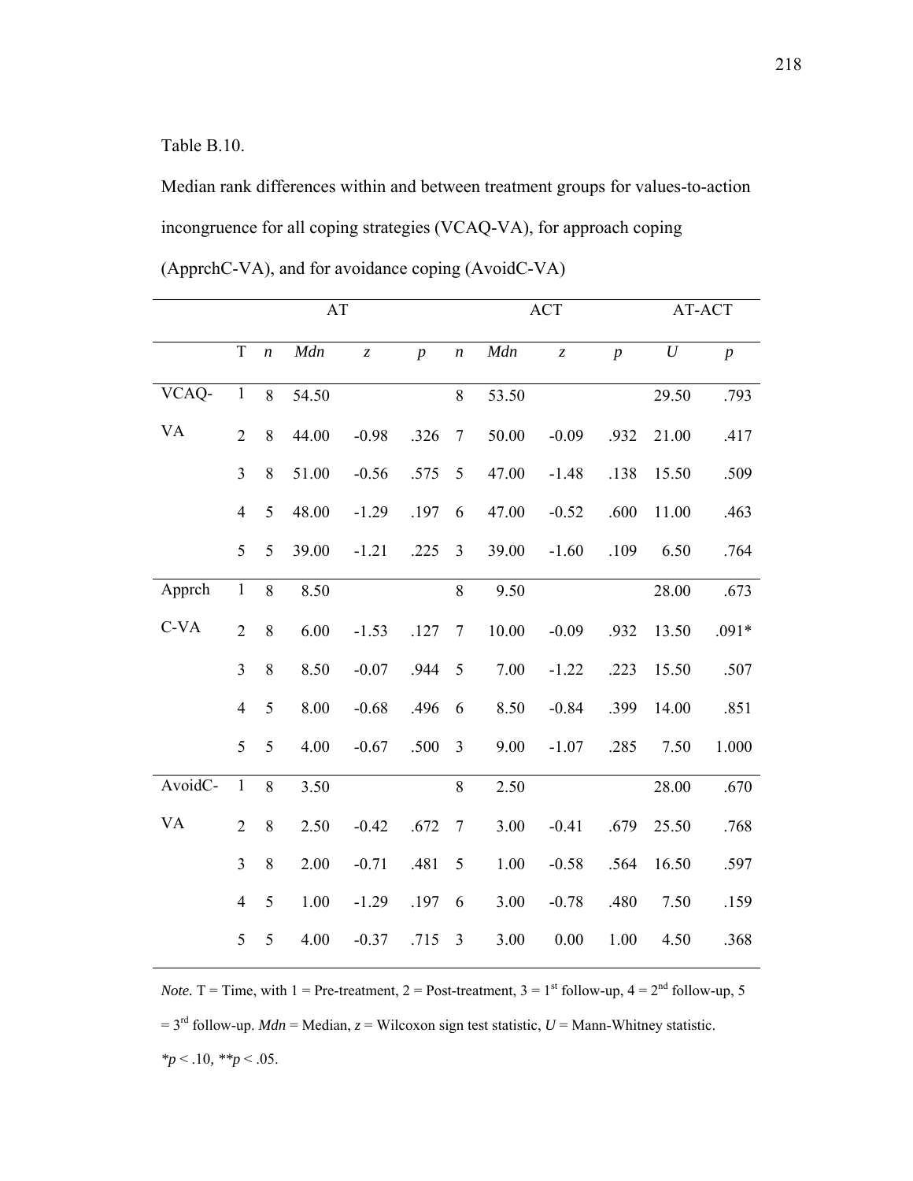Table B.10.

Median rank differences within and between treatment groups for values-to-action incongruence for all coping strategies (VCAQ-VA), for approach coping (ApprchC-VA), and for avoidance coping (AvoidC-VA)

| | | AT | | | | ACT | | | | AT-ACT | |
|---|---|---|---|---|---|---|---|---|---|---|---|
| | T | *n* | *Mdn* | *z* | *p* | *n* | *Mdn* | *z* | *p* | *U* | *p* |
| VCAQ-VA | 1 | 8 | 54.50 | | | 8 | 53.50 | | | 29.50 | .793 |
| | 2 | 8 | 44.00 | -0.98 | .326 | 7 | 50.00 | -0.09 | .932 | 21.00 | .417 |
| | 3 | 8 | 51.00 | -0.56 | .575 | 5 | 47.00 | -1.48 | .138 | 15.50 | .509 |
| | 4 | 5 | 48.00 | -1.29 | .197 | 6 | 47.00 | -0.52 | .600 | 11.00 | .463 |
| | 5 | 5 | 39.00 | -1.21 | .225 | 3 | 39.00 | -1.60 | .109 | 6.50 | .764 |
| ApprchC-VA | 1 | 8 | 8.50 | | | 8 | 9.50 | | | 28.00 | .673 |
| | 2 | 8 | 6.00 | -1.53 | .127 | 7 | 10.00 | -0.09 | .932 | 13.50 | .091* |
| | 3 | 8 | 8.50 | -0.07 | .944 | 5 | 7.00 | -1.22 | .223 | 15.50 | .507 |
| | 4 | 5 | 8.00 | -0.68 | .496 | 6 | 8.50 | -0.84 | .399 | 14.00 | .851 |
| | 5 | 5 | 4.00 | -0.67 | .500 | 3 | 9.00 | -1.07 | .285 | 7.50 | 1.000 |
| AvoidC-VA | 1 | 8 | 3.50 | | | 8 | 2.50 | | | 28.00 | .670 |
| | 2 | 8 | 2.50 | -0.42 | .672 | 7 | 3.00 | -0.41 | .679 | 25.50 | .768 |
| | 3 | 8 | 2.00 | -0.71 | .481 | 5 | 1.00 | -0.58 | .564 | 16.50 | .597 |
| | 4 | 5 | 1.00 | -1.29 | .197 | 6 | 3.00 | -0.78 | .480 | 7.50 | .159 |
| | 5 | 5 | 4.00 | -0.37 | .715 | 3 | 3.00 | 0.00 | 1.00 | 4.50 | .368 |

*Note.* T = Time, with 1 = Pre-treatment, 2 = Post-treatment, 3 = 1st follow-up, 4 = 2nd follow-up, 5 = 3rd follow-up. *Mdn* = Median, *z* = Wilcoxon sign test statistic, *U* = Mann-Whitney statistic.

$*p < .10$, $**p < .05$.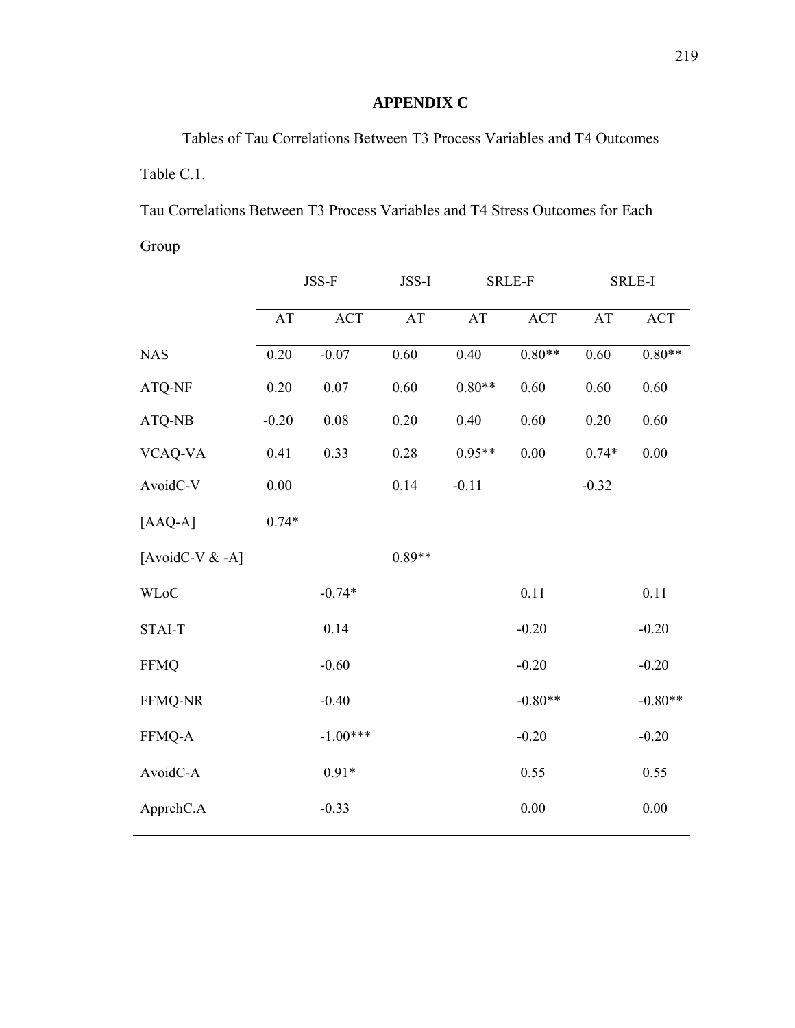# APPENDIX C

Tables of Tau Correlations Between T3 Process Variables and T4 Outcomes

Table C.1.

Tau Correlations Between T3 Process Variables and T4 Stress Outcomes for Each Group

| | JSS-F | | JSS-I | SRLE-F | | SRLE-I | |
|---|---|---|---|---|---|---|---|
| | AT | ACT | AT | AT | ACT | AT | ACT |
| NAS | 0.20 | -0.07 | 0.60 | 0.40 | 0.80** | 0.60 | 0.80** |
| ATQ-NF | 0.20 | 0.07 | 0.60 | 0.80** | 0.60 | 0.60 | 0.60 |
| ATQ-NB | -0.20 | 0.08 | 0.20 | 0.40 | 0.60 | 0.20 | 0.60 |
| VCAQ-VA | 0.41 | 0.33 | 0.28 | 0.95** | 0.00 | 0.74* | 0.00 |
| AvoidC-V | 0.00 | | 0.14 | -0.11 | | -0.32 | |
| [AAQ-A] | 0.74* | | | | | | |
| [AvoidC-V & -A] | | | 0.89** | | | | |
| WLoC | | -0.74* | | | 0.11 | | 0.11 |
| STAI-T | | 0.14 | | | -0.20 | | -0.20 |
| FFMQ | | -0.60 | | | -0.20 | | -0.20 |
| FFMQ-NR | | -0.40 | | | -0.80** | | -0.80** |
| FFMQ-A | | -1.00*** | | | -0.20 | | -0.20 |
| AvoidC-A | | 0.91* | | | 0.55 | | 0.55 |
| ApprchC.A | | -0.33 | | | 0.00 | | 0.00 |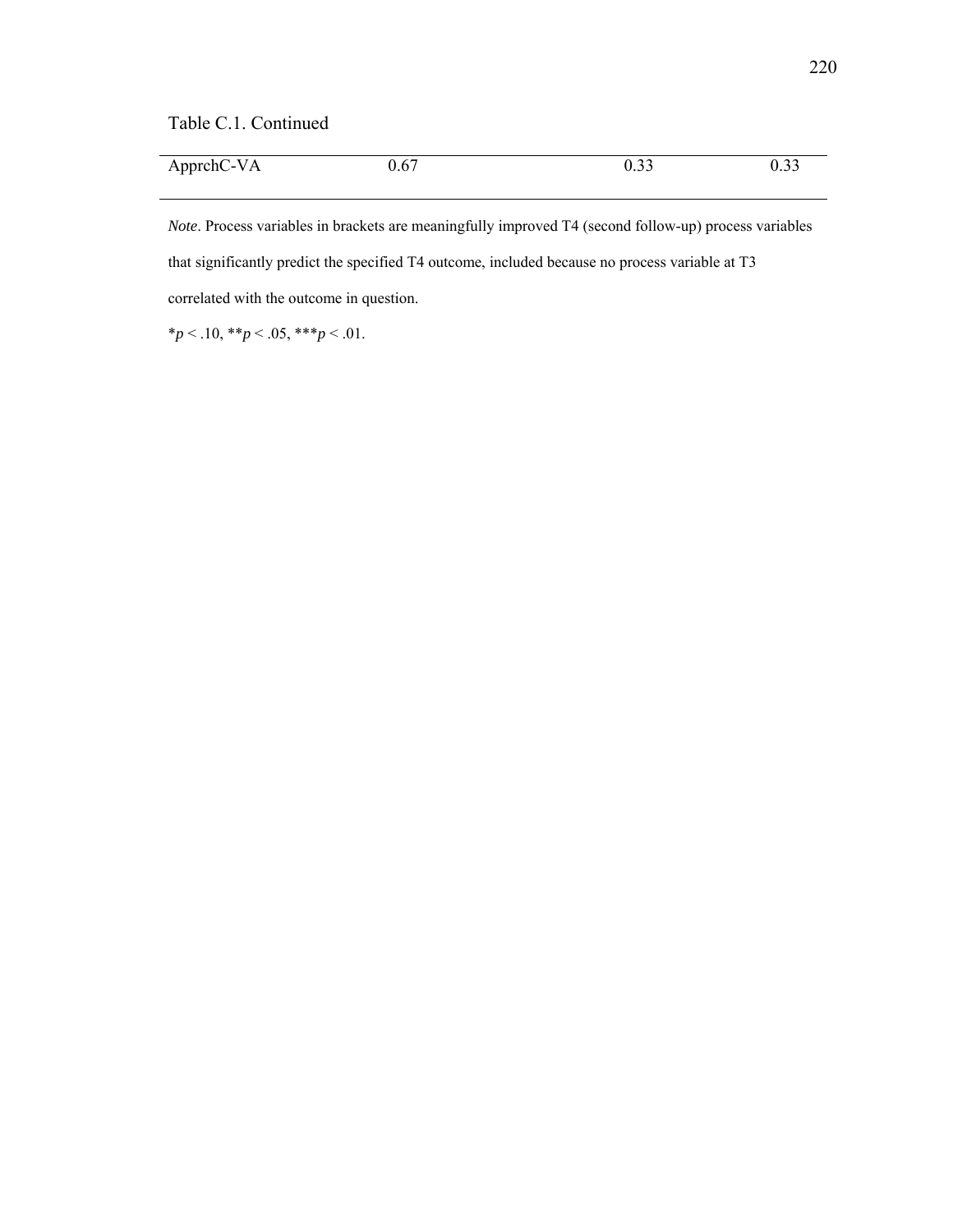Table C.1. Continued

| | | | |
|---|---|---|---|
| ApprchC-VA | 0.67 | 0.33 | 0.33 |

*Note*. Process variables in brackets are meaningfully improved T4 (second follow-up) process variables that significantly predict the specified T4 outcome, included because no process variable at T3 correlated with the outcome in question.

$^{*}p < .10$, $^{**}p < .05$, $^{***}p < .01$.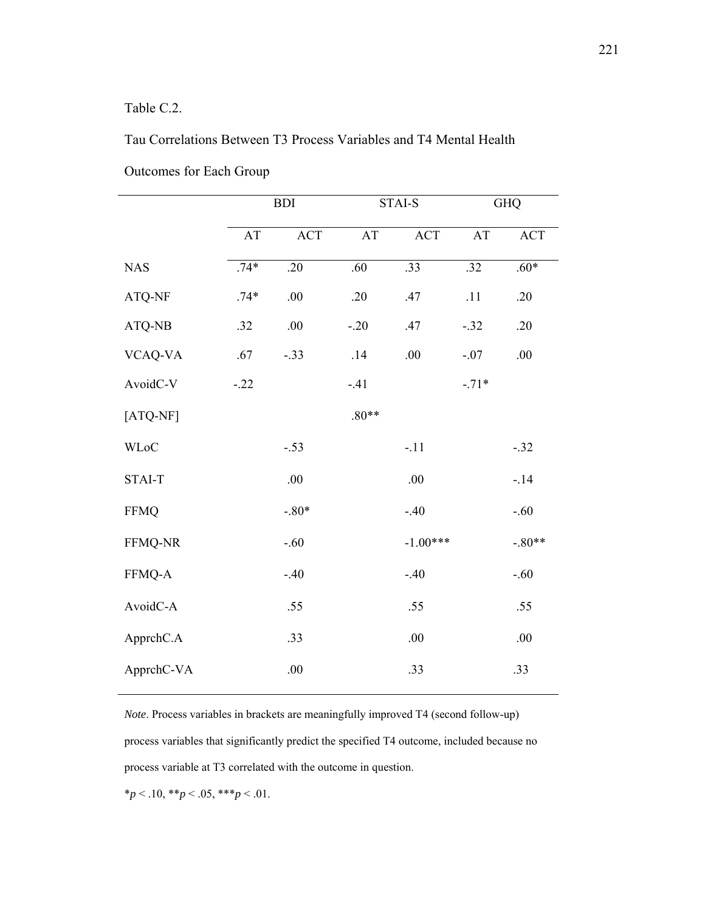Table C.2.

Tau Correlations Between T3 Process Variables and T4 Mental Health Outcomes for Each Group

| | BDI | | STAI-S | | GHQ | |
|---|---|---|---|---|---|---|
| | AT | ACT | AT | ACT | AT | ACT |
| NAS | .74* | .20 | .60 | .33 | .32 | .60* |
| ATQ-NF | .74* | .00 | .20 | .47 | .11 | .20 |
| ATQ-NB | .32 | .00 | -.20 | .47 | -.32 | .20 |
| VCAQ-VA | .67 | -.33 | .14 | .00 | -.07 | .00 |
| AvoidC-V | -.22 | | -.41 | | -.71* | |
| [ATQ-NF] | | | .80** | | | |
| WLoC | | -.53 | | -.11 | | -.32 |
| STAI-T | | .00 | | .00 | | -.14 |
| FFMQ | | -.80* | | -.40 | | -.60 |
| FFMQ-NR | | -.60 | | -1.00*** | | -.80** |
| FFMQ-A | | -.40 | | -.40 | | -.60 |
| AvoidC-A | | .55 | | .55 | | .55 |
| ApprchC.A | | .33 | | .00 | | .00 |
| ApprchC-VA | | .00 | | .33 | | .33 |

*Note*. Process variables in brackets are meaningfully improved T4 (second follow-up) process variables that significantly predict the specified T4 outcome, included because no process variable at T3 correlated with the outcome in question.

\*$p < .10$, \*\*$p < .05$, \*\*\*$p < .01$.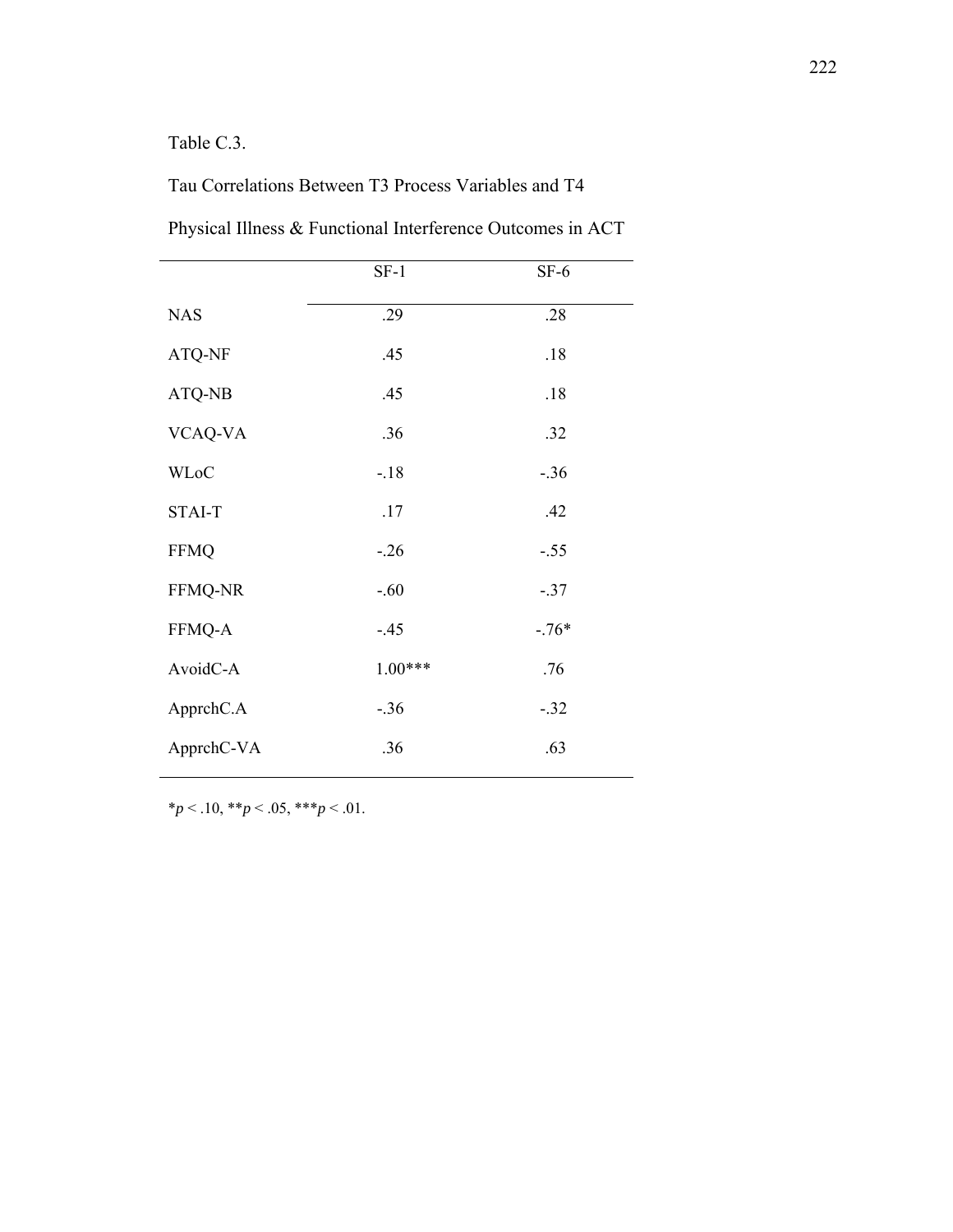Table C.3.

Tau Correlations Between T3 Process Variables and T4 Physical Illness & Functional Interference Outcomes in ACT

| | SF-1 | SF-6 |
|---|---|---|
| NAS | .29 | .28 |
| ATQ-NF | .45 | .18 |
| ATQ-NB | .45 | .18 |
| VCAQ-VA | .36 | .32 |
| WLoC | -.18 | -.36 |
| STAI-T | .17 | .42 |
| FFMQ | -.26 | -.55 |
| FFMQ-NR | -.60 | -.37 |
| FFMQ-A | -.45 | -.76* |
| AvoidC-A | 1.00*** | .76 |
| ApprchC.A | -.36 | -.32 |
| ApprchC-VA | .36 | .63 |

*$p < .10$, **$p < .05$, ***$p < .01$.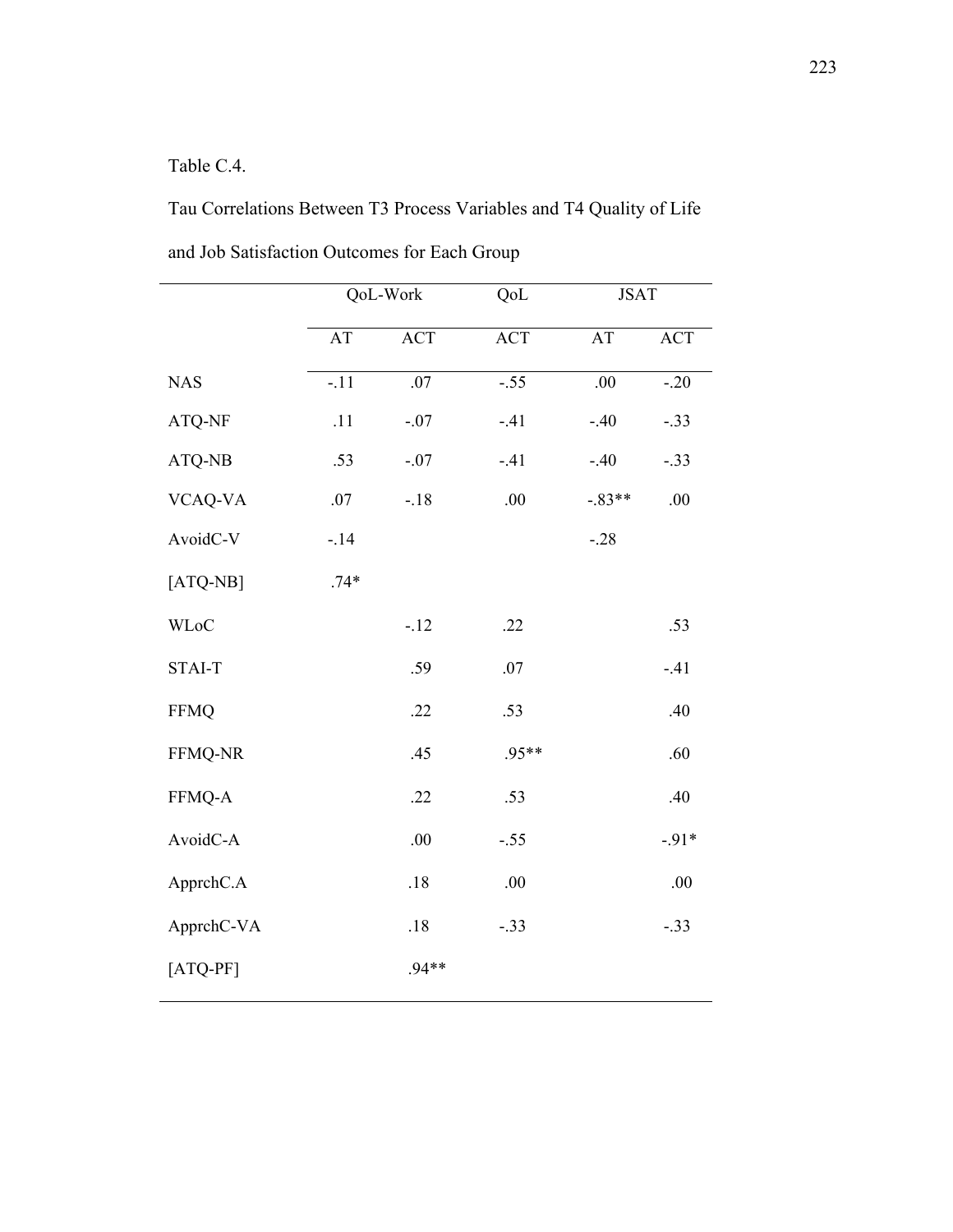Table C.4.

Tau Correlations Between T3 Process Variables and T4 Quality of Life and Job Satisfaction Outcomes for Each Group

| | QoL-Work | | QoL | JSAT | |
|---|---|---|---|---|---|
| | AT | ACT | ACT | AT | ACT |
| NAS | -.11 | .07 | -.55 | .00 | -.20 |
| ATQ-NF | .11 | -.07 | -.41 | -.40 | -.33 |
| ATQ-NB | .53 | -.07 | -.41 | -.40 | -.33 |
| VCAQ-VA | .07 | -.18 | .00 | -.83** | .00 |
| AvoidC-V | -.14 | | | -.28 | |
| [ATQ-NB] | .74* | | | | |
| WLoC | | -.12 | .22 | | .53 |
| STAI-T | | .59 | .07 | | -.41 |
| FFMQ | | .22 | .53 | | .40 |
| FFMQ-NR | | .45 | .95** | | .60 |
| FFMQ-A | | .22 | .53 | | .40 |
| AvoidC-A | | .00 | -.55 | | -.91* |
| ApprchC.A | | .18 | .00 | | .00 |
| ApprchC-VA | | .18 | -.33 | | -.33 |
| [ATQ-PF] | | .94** | | | |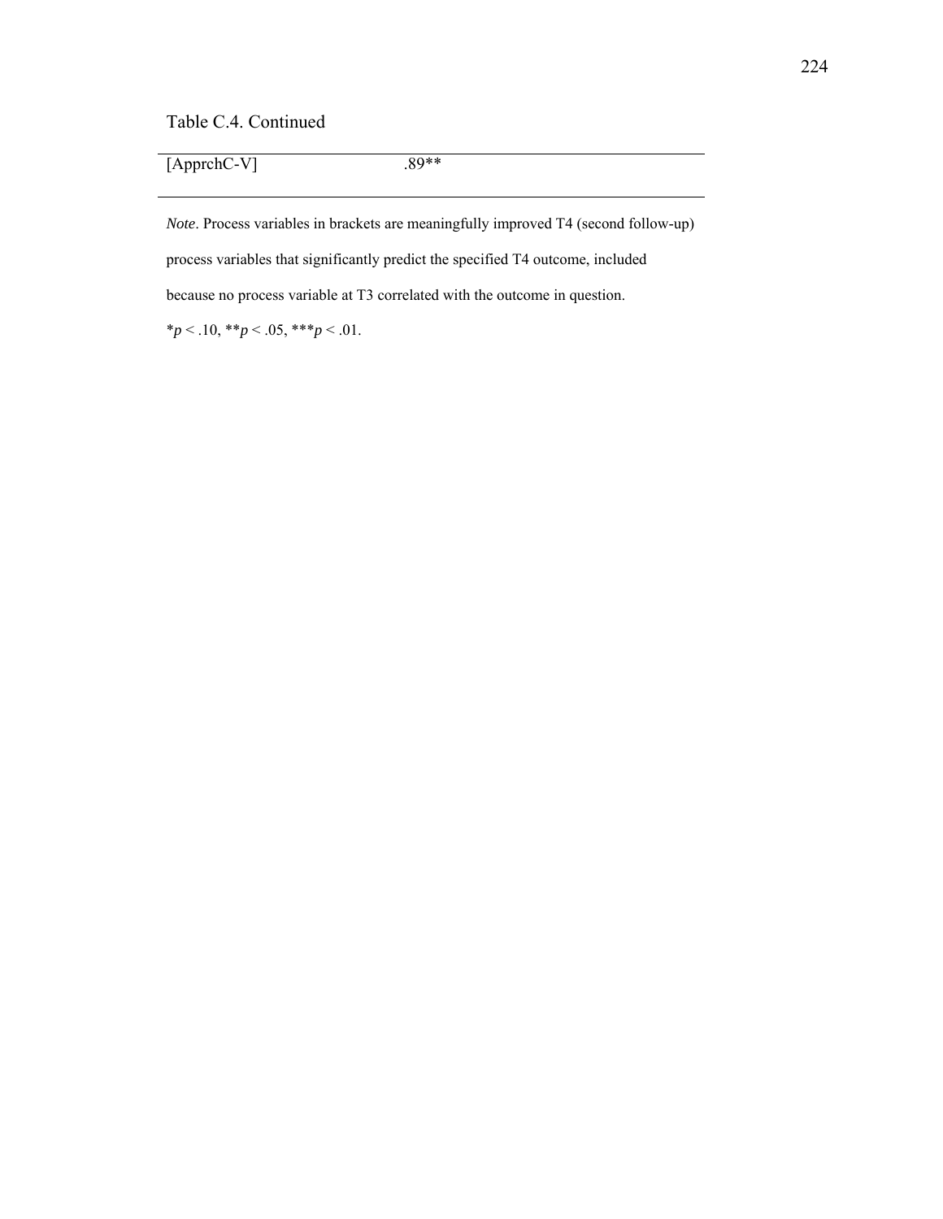Table C.4. Continued

| | |
|---|---|
| [ApprchC-V] | .89** |

*Note*. Process variables in brackets are meaningfully improved T4 (second follow-up) process variables that significantly predict the specified T4 outcome, included because no process variable at T3 correlated with the outcome in question.

*$p$ < .10, **$p$ < .05, ***$p$ < .01.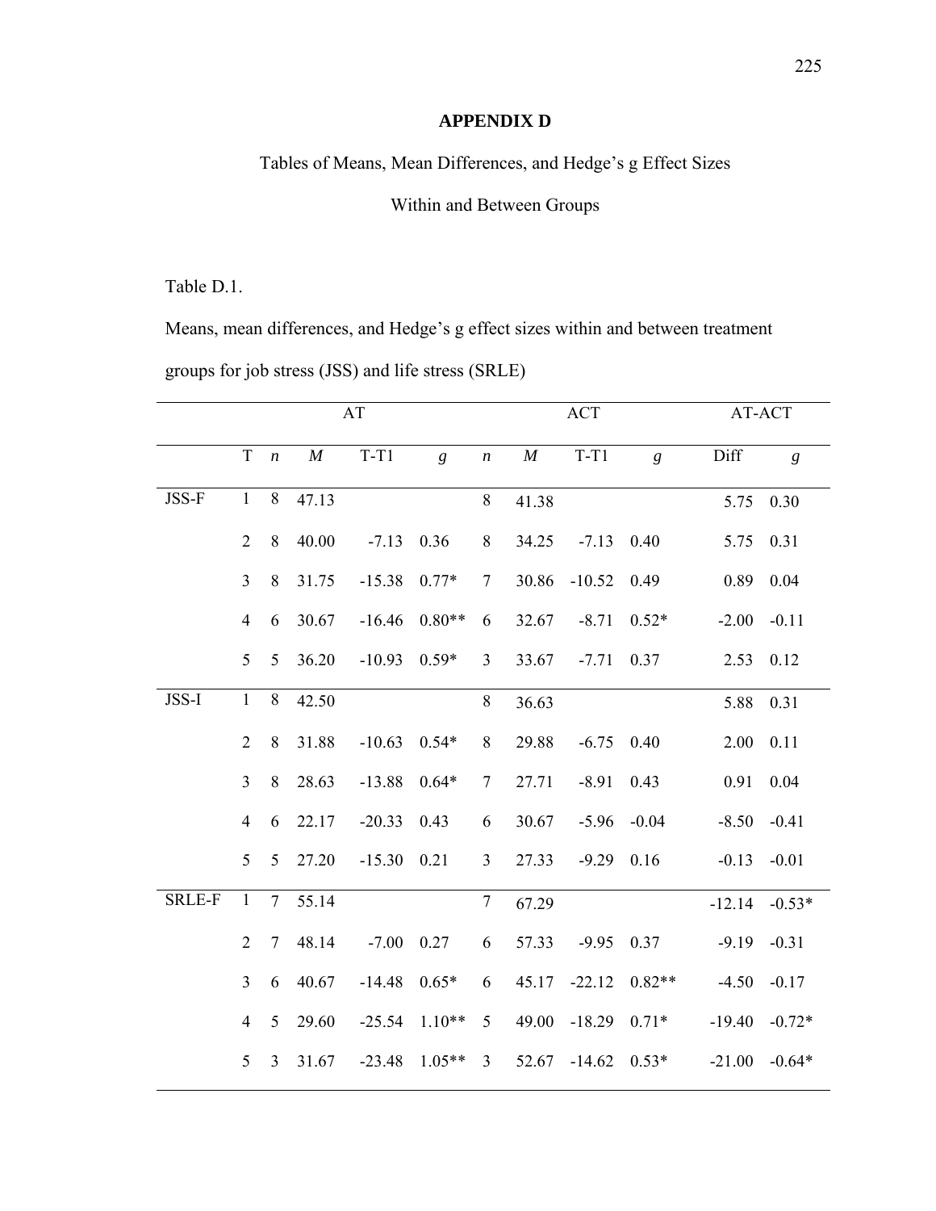# APPENDIX D

Tables of Means, Mean Differences, and Hedge's g Effect Sizes

Within and Between Groups

Table D.1.

Means, mean differences, and Hedge's g effect sizes within and between treatment groups for job stress (JSS) and life stress (SRLE)

| | | AT | | | | ACT | | | | AT-ACT | |
|---|---|---|---|---|---|---|---|---|---|---|---|
| | T | *n* | *M* | T-T1 | *g* | *n* | *M* | T-T1 | *g* | Diff | *g* |
| JSS-F | 1 | 8 | 47.13 | | | 8 | 41.38 | | | 5.75 | 0.30 |
| | 2 | 8 | 40.00 | -7.13 | 0.36 | 8 | 34.25 | -7.13 | 0.40 | 5.75 | 0.31 |
| | 3 | 8 | 31.75 | -15.38 | 0.77* | 7 | 30.86 | -10.52 | 0.49 | 0.89 | 0.04 |
| | 4 | 6 | 30.67 | -16.46 | 0.80** | 6 | 32.67 | -8.71 | 0.52* | -2.00 | -0.11 |
| | 5 | 5 | 36.20 | -10.93 | 0.59* | 3 | 33.67 | -7.71 | 0.37 | 2.53 | 0.12 |
| JSS-I | 1 | 8 | 42.50 | | | 8 | 36.63 | | | 5.88 | 0.31 |
| | 2 | 8 | 31.88 | -10.63 | 0.54* | 8 | 29.88 | -6.75 | 0.40 | 2.00 | 0.11 |
| | 3 | 8 | 28.63 | -13.88 | 0.64* | 7 | 27.71 | -8.91 | 0.43 | 0.91 | 0.04 |
| | 4 | 6 | 22.17 | -20.33 | 0.43 | 6 | 30.67 | -5.96 | -0.04 | -8.50 | -0.41 |
| | 5 | 5 | 27.20 | -15.30 | 0.21 | 3 | 27.33 | -9.29 | 0.16 | -0.13 | -0.01 |
| SRLE-F | 1 | 7 | 55.14 | | | 7 | 67.29 | | | -12.14 | -0.53* |
| | 2 | 7 | 48.14 | -7.00 | 0.27 | 6 | 57.33 | -9.95 | 0.37 | -9.19 | -0.31 |
| | 3 | 6 | 40.67 | -14.48 | 0.65* | 6 | 45.17 | -22.12 | 0.82** | -4.50 | -0.17 |
| | 4 | 5 | 29.60 | -25.54 | 1.10** | 5 | 49.00 | -18.29 | 0.71* | -19.40 | -0.72* |
| | 5 | 3 | 31.67 | -23.48 | 1.05** | 3 | 52.67 | -14.62 | 0.53* | -21.00 | -0.64* |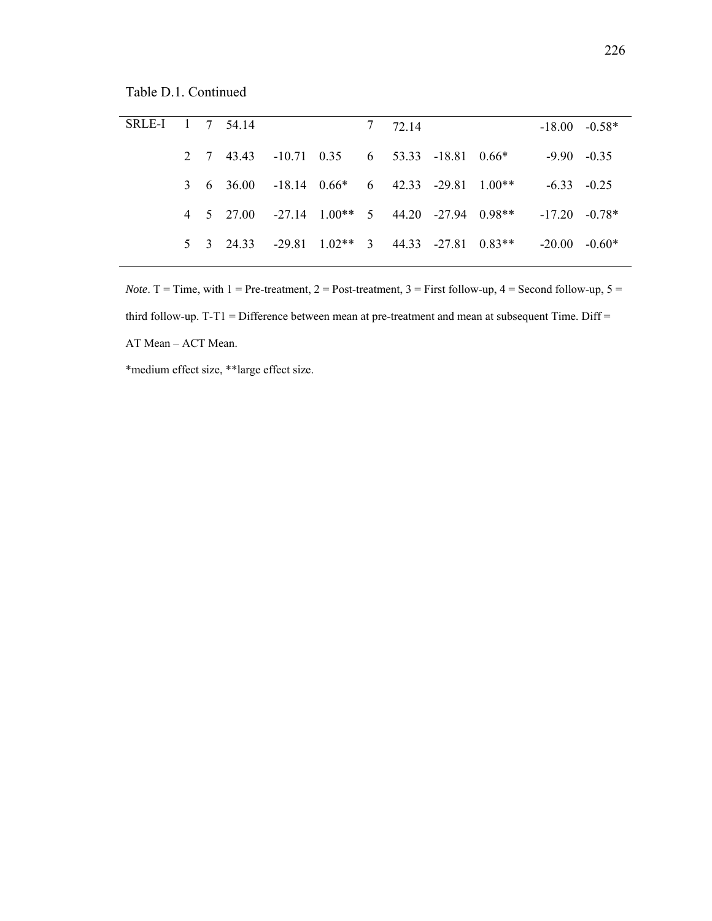Table D.1. Continued

| | T | n | AT Mean | T-T1 | ES | n | ACT Mean | T-T1 | ES | Diff | ES |
|---|---|---|---|---|---|---|---|---|---|---|---|
| SRLE-I | 1 | 7 | 54.14 | | | 7 | 72.14 | | | -18.00 | -0.58* |
| | 2 | 7 | 43.43 | -10.71 | 0.35 | 6 | 53.33 | -18.81 | 0.66* | -9.90 | -0.35 |
| | 3 | 6 | 36.00 | -18.14 | 0.66* | 6 | 42.33 | -29.81 | 1.00** | -6.33 | -0.25 |
| | 4 | 5 | 27.00 | -27.14 | 1.00** | 5 | 44.20 | -27.94 | 0.98** | -17.20 | -0.78* |
| | 5 | 3 | 24.33 | -29.81 | 1.02** | 3 | 44.33 | -27.81 | 0.83** | -20.00 | -0.60* |

*Note*. T = Time, with 1 = Pre-treatment, 2 = Post-treatment, 3 = First follow-up, 4 = Second follow-up, 5 = third follow-up. T-T1 = Difference between mean at pre-treatment and mean at subsequent Time. Diff = AT Mean – ACT Mean.

*medium effect size, **large effect size.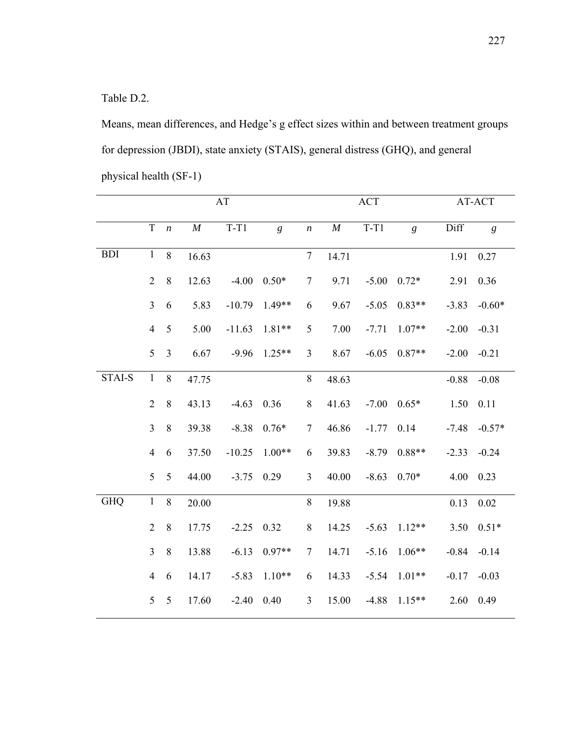Table D.2.

Means, mean differences, and Hedge's g effect sizes within and between treatment groups for depression (JBDI), state anxiety (STAIS), general distress (GHQ), and general physical health (SF-1)

| | | AT | | | | ACT | | | | AT-ACT | |
|---|---|---|---|---|---|---|---|---|---|---|---|
| | T | *n* | *M* | T-T1 | *g* | *n* | *M* | T-T1 | *g* | Diff | *g* |
| BDI | 1 | 8 | 16.63 | | | 7 | 14.71 | | | 1.91 | 0.27 |
| | 2 | 8 | 12.63 | -4.00 | 0.50* | 7 | 9.71 | -5.00 | 0.72* | 2.91 | 0.36 |
| | 3 | 6 | 5.83 | -10.79 | 1.49** | 6 | 9.67 | -5.05 | 0.83** | -3.83 | -0.60* |
| | 4 | 5 | 5.00 | -11.63 | 1.81** | 5 | 7.00 | -7.71 | 1.07** | -2.00 | -0.31 |
| | 5 | 3 | 6.67 | -9.96 | 1.25** | 3 | 8.67 | -6.05 | 0.87** | -2.00 | -0.21 |
| STAI-S | 1 | 8 | 47.75 | | | 8 | 48.63 | | | -0.88 | -0.08 |
| | 2 | 8 | 43.13 | -4.63 | 0.36 | 8 | 41.63 | -7.00 | 0.65* | 1.50 | 0.11 |
| | 3 | 8 | 39.38 | -8.38 | 0.76* | 7 | 46.86 | -1.77 | 0.14 | -7.48 | -0.57* |
| | 4 | 6 | 37.50 | -10.25 | 1.00** | 6 | 39.83 | -8.79 | 0.88** | -2.33 | -0.24 |
| | 5 | 5 | 44.00 | -3.75 | 0.29 | 3 | 40.00 | -8.63 | 0.70* | 4.00 | 0.23 |
| GHQ | 1 | 8 | 20.00 | | | 8 | 19.88 | | | 0.13 | 0.02 |
| | 2 | 8 | 17.75 | -2.25 | 0.32 | 8 | 14.25 | -5.63 | 1.12** | 3.50 | 0.51* |
| | 3 | 8 | 13.88 | -6.13 | 0.97** | 7 | 14.71 | -5.16 | 1.06** | -0.84 | -0.14 |
| | 4 | 6 | 14.17 | -5.83 | 1.10** | 6 | 14.33 | -5.54 | 1.01** | -0.17 | -0.03 |
| | 5 | 5 | 17.60 | -2.40 | 0.40 | 3 | 15.00 | -4.88 | 1.15** | 2.60 | 0.49 |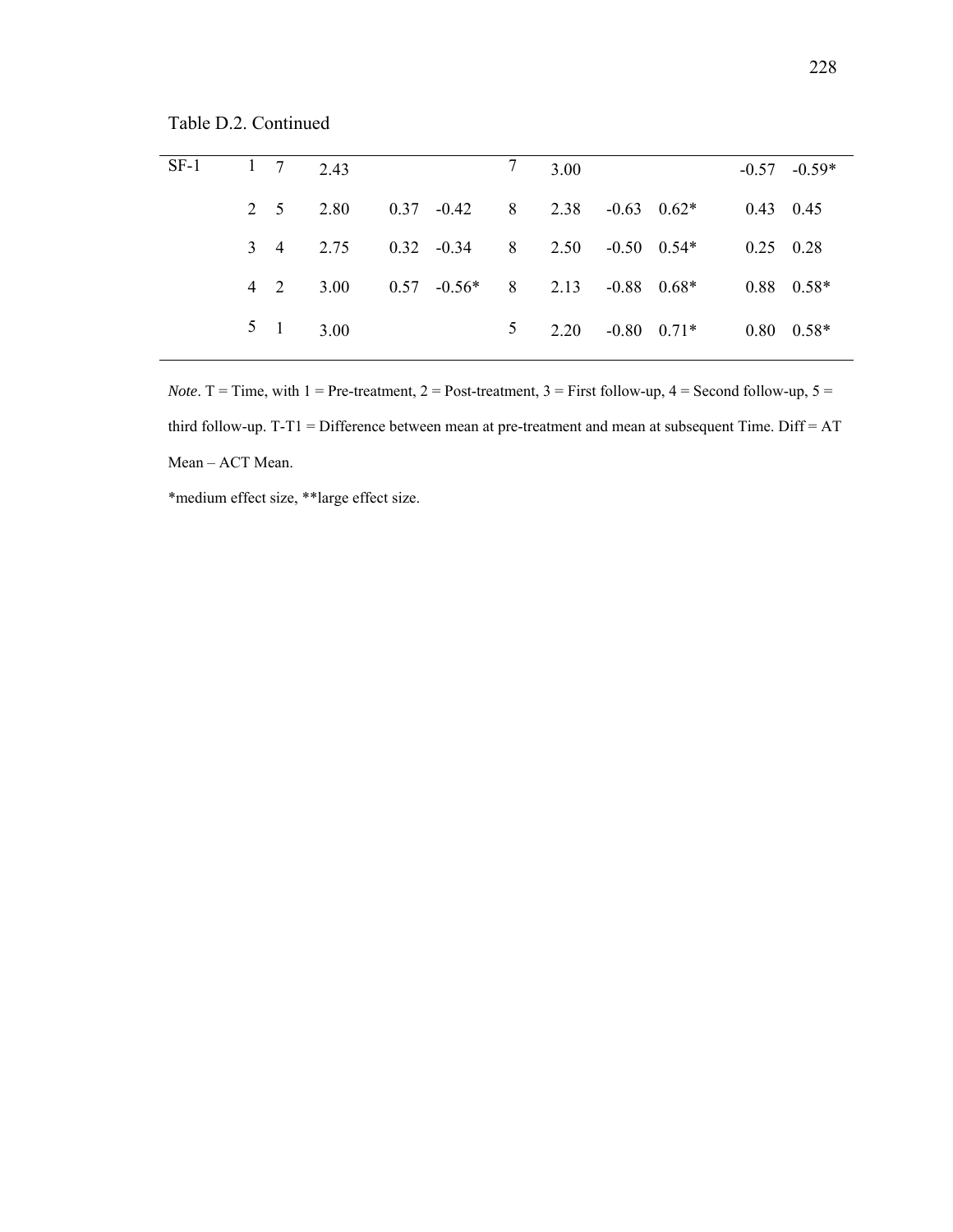Table D.2. Continued

| | T | n | Mean | T-T1 | ES | n | Mean | T-T1 | ES | Diff | ES |
|---|---|---|---|---|---|---|---|---|---|---|---|
| SF-1 | 1 | 7 | 2.43 | | | 7 | 3.00 | | | -0.57 | -0.59* |
| | 2 | 5 | 2.80 | 0.37 | -0.42 | 8 | 2.38 | -0.63 | 0.62* | 0.43 | 0.45 |
| | 3 | 4 | 2.75 | 0.32 | -0.34 | 8 | 2.50 | -0.50 | 0.54* | 0.25 | 0.28 |
| | 4 | 2 | 3.00 | 0.57 | -0.56* | 8 | 2.13 | -0.88 | 0.68* | 0.88 | 0.58* |
| | 5 | 1 | 3.00 | | | 5 | 2.20 | -0.80 | 0.71* | 0.80 | 0.58* |

*Note*. T = Time, with 1 = Pre-treatment, 2 = Post-treatment, 3 = First follow-up, 4 = Second follow-up, 5 = third follow-up. T-T1 = Difference between mean at pre-treatment and mean at subsequent Time. Diff = AT Mean – ACT Mean.

*medium effect size, **large effect size.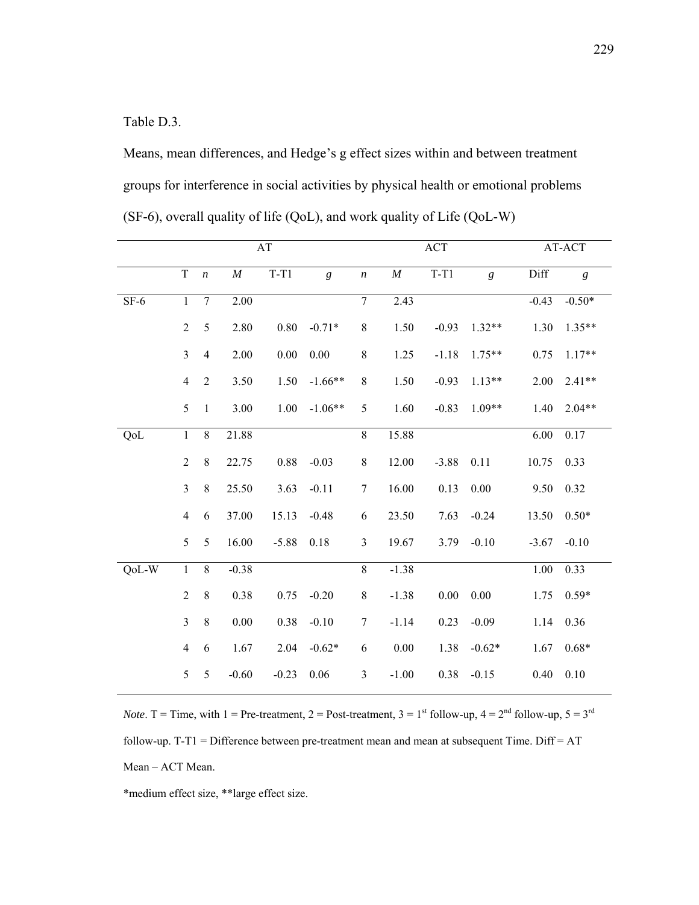Table D.3.

Means, mean differences, and Hedge's g effect sizes within and between treatment groups for interference in social activities by physical health or emotional problems (SF-6), overall quality of life (QoL), and work quality of Life (QoL-W)

| | AT | | | | | ACT | | | | AT-ACT | |
|---|---|---|---|---|---|---|---|---|---|---|---|
| | T | *n* | *M* | T-T1 | *g* | *n* | *M* | T-T1 | *g* | Diff | *g* |
| SF-6 | 1 | 7 | 2.00 | | | 7 | 2.43 | | | -0.43 | -0.50* |
| | 2 | 5 | 2.80 | 0.80 | -0.71* | 8 | 1.50 | -0.93 | 1.32** | 1.30 | 1.35** |
| | 3 | 4 | 2.00 | 0.00 | 0.00 | 8 | 1.25 | -1.18 | 1.75** | 0.75 | 1.17** |
| | 4 | 2 | 3.50 | 1.50 | -1.66** | 8 | 1.50 | -0.93 | 1.13** | 2.00 | 2.41** |
| | 5 | 1 | 3.00 | 1.00 | -1.06** | 5 | 1.60 | -0.83 | 1.09** | 1.40 | 2.04** |
| QoL | 1 | 8 | 21.88 | | | 8 | 15.88 | | | 6.00 | 0.17 |
| | 2 | 8 | 22.75 | 0.88 | -0.03 | 8 | 12.00 | -3.88 | 0.11 | 10.75 | 0.33 |
| | 3 | 8 | 25.50 | 3.63 | -0.11 | 7 | 16.00 | 0.13 | 0.00 | 9.50 | 0.32 |
| | 4 | 6 | 37.00 | 15.13 | -0.48 | 6 | 23.50 | 7.63 | -0.24 | 13.50 | 0.50* |
| | 5 | 5 | 16.00 | -5.88 | 0.18 | 3 | 19.67 | 3.79 | -0.10 | -3.67 | -0.10 |
| QoL-W | 1 | 8 | -0.38 | | | 8 | -1.38 | | | 1.00 | 0.33 |
| | 2 | 8 | 0.38 | 0.75 | -0.20 | 8 | -1.38 | 0.00 | 0.00 | 1.75 | 0.59* |
| | 3 | 8 | 0.00 | 0.38 | -0.10 | 7 | -1.14 | 0.23 | -0.09 | 1.14 | 0.36 |
| | 4 | 6 | 1.67 | 2.04 | -0.62* | 6 | 0.00 | 1.38 | -0.62* | 1.67 | 0.68* |
| | 5 | 5 | -0.60 | -0.23 | 0.06 | 3 | -1.00 | 0.38 | -0.15 | 0.40 | 0.10 |

*Note*. T = Time, with 1 = Pre-treatment, 2 = Post-treatment, 3 = 1st follow-up, 4 = 2nd follow-up, 5 = 3rd follow-up. T-T1 = Difference between pre-treatment mean and mean at subsequent Time. Diff = AT Mean – ACT Mean.

*medium effect size, **large effect size.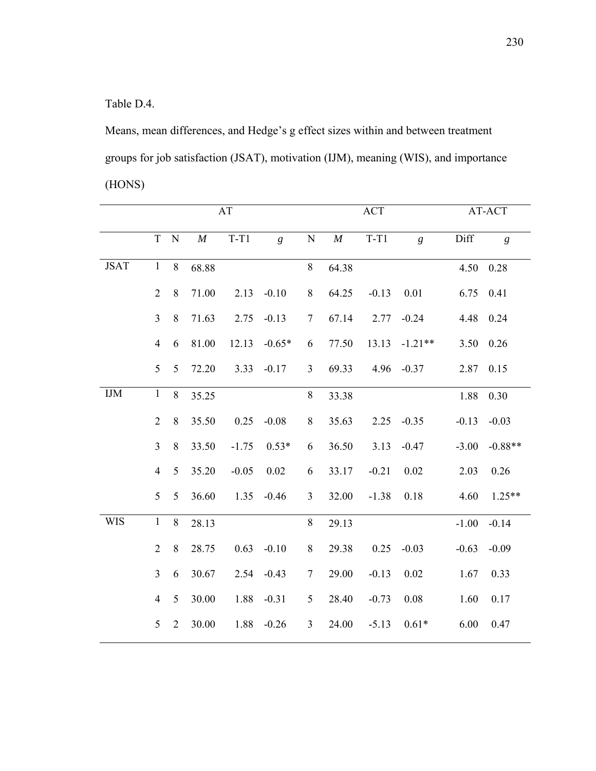Table D.4.

Means, mean differences, and Hedge's g effect sizes within and between treatment groups for job satisfaction (JSAT), motivation (IJM), meaning (WIS), and importance (HONS)

| | | AT | | | | ACT | | | | AT-ACT | |
|---|---|---|---|---|---|---|---|---|---|---|---|
| | T | N | *M* | T-T1 | *g* | N | *M* | T-T1 | *g* | Diff | *g* |
| JSAT | 1 | 8 | 68.88 | | | 8 | 64.38 | | | 4.50 | 0.28 |
| | 2 | 8 | 71.00 | 2.13 | -0.10 | 8 | 64.25 | -0.13 | 0.01 | 6.75 | 0.41 |
| | 3 | 8 | 71.63 | 2.75 | -0.13 | 7 | 67.14 | 2.77 | -0.24 | 4.48 | 0.24 |
| | 4 | 6 | 81.00 | 12.13 | -0.65* | 6 | 77.50 | 13.13 | -1.21** | 3.50 | 0.26 |
| | 5 | 5 | 72.20 | 3.33 | -0.17 | 3 | 69.33 | 4.96 | -0.37 | 2.87 | 0.15 |
| IJM | 1 | 8 | 35.25 | | | 8 | 33.38 | | | 1.88 | 0.30 |
| | 2 | 8 | 35.50 | 0.25 | -0.08 | 8 | 35.63 | 2.25 | -0.35 | -0.13 | -0.03 |
| | 3 | 8 | 33.50 | -1.75 | 0.53* | 6 | 36.50 | 3.13 | -0.47 | -3.00 | -0.88** |
| | 4 | 5 | 35.20 | -0.05 | 0.02 | 6 | 33.17 | -0.21 | 0.02 | 2.03 | 0.26 |
| | 5 | 5 | 36.60 | 1.35 | -0.46 | 3 | 32.00 | -1.38 | 0.18 | 4.60 | 1.25** |
| WIS | 1 | 8 | 28.13 | | | 8 | 29.13 | | | -1.00 | -0.14 |
| | 2 | 8 | 28.75 | 0.63 | -0.10 | 8 | 29.38 | 0.25 | -0.03 | -0.63 | -0.09 |
| | 3 | 6 | 30.67 | 2.54 | -0.43 | 7 | 29.00 | -0.13 | 0.02 | 1.67 | 0.33 |
| | 4 | 5 | 30.00 | 1.88 | -0.31 | 5 | 28.40 | -0.73 | 0.08 | 1.60 | 0.17 |
| | 5 | 2 | 30.00 | 1.88 | -0.26 | 3 | 24.00 | -5.13 | 0.61* | 6.00 | 0.47 |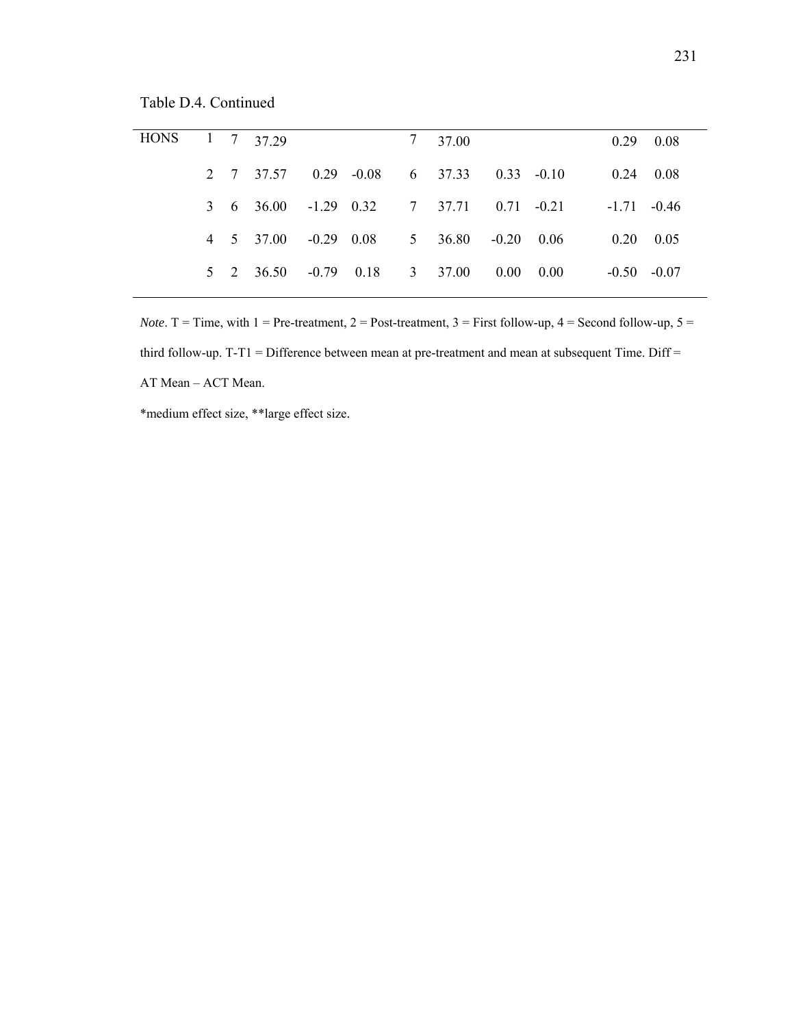Table D.4. Continued

| | | | | | | | | | | | |
|---|---|---|---|---|---|---|---|---|---|---|---|
| HONS | 1 | 7 | 37.29 | | | 7 | 37.00 | | | 0.29 | 0.08 |
| | 2 | 7 | 37.57 | 0.29 | -0.08 | 6 | 37.33 | 0.33 | -0.10 | 0.24 | 0.08 |
| | 3 | 6 | 36.00 | -1.29 | 0.32 | 7 | 37.71 | 0.71 | -0.21 | -1.71 | -0.46 |
| | 4 | 5 | 37.00 | -0.29 | 0.08 | 5 | 36.80 | -0.20 | 0.06 | 0.20 | 0.05 |
| | 5 | 2 | 36.50 | -0.79 | 0.18 | 3 | 37.00 | 0.00 | 0.00 | -0.50 | -0.07 |

*Note*. T = Time, with 1 = Pre-treatment, 2 = Post-treatment, 3 = First follow-up, 4 = Second follow-up, 5 = third follow-up. T-T1 = Difference between mean at pre-treatment and mean at subsequent Time. Diff = AT Mean – ACT Mean.

*medium effect size, **large effect size.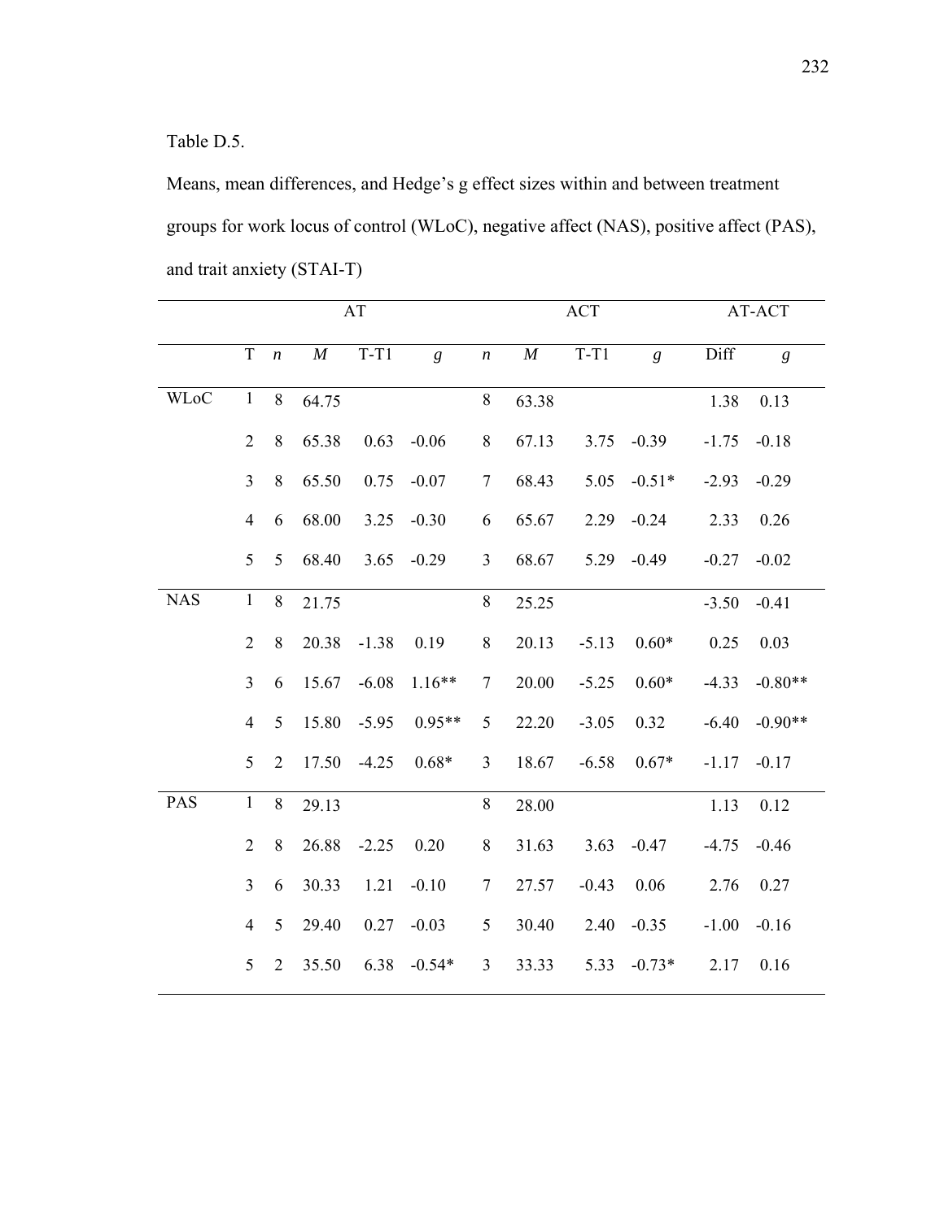Table D.5.

Means, mean differences, and Hedge's g effect sizes within and between treatment groups for work locus of control (WLoC), negative affect (NAS), positive affect (PAS), and trait anxiety (STAI-T)

| | | AT | | | | ACT | | | | AT-ACT | |
|---|---|---|---|---|---|---|---|---|---|---|---|
| | T | *n* | *M* | T-T1 | *g* | *n* | *M* | T-T1 | *g* | Diff | *g* |
| WLoC | 1 | 8 | 64.75 | | | 8 | 63.38 | | | 1.38 | 0.13 |
| | 2 | 8 | 65.38 | 0.63 | -0.06 | 8 | 67.13 | 3.75 | -0.39 | -1.75 | -0.18 |
| | 3 | 8 | 65.50 | 0.75 | -0.07 | 7 | 68.43 | 5.05 | -0.51* | -2.93 | -0.29 |
| | 4 | 6 | 68.00 | 3.25 | -0.30 | 6 | 65.67 | 2.29 | -0.24 | 2.33 | 0.26 |
| | 5 | 5 | 68.40 | 3.65 | -0.29 | 3 | 68.67 | 5.29 | -0.49 | -0.27 | -0.02 |
| NAS | 1 | 8 | 21.75 | | | 8 | 25.25 | | | -3.50 | -0.41 |
| | 2 | 8 | 20.38 | -1.38 | 0.19 | 8 | 20.13 | -5.13 | 0.60* | 0.25 | 0.03 |
| | 3 | 6 | 15.67 | -6.08 | 1.16** | 7 | 20.00 | -5.25 | 0.60* | -4.33 | -0.80** |
| | 4 | 5 | 15.80 | -5.95 | 0.95** | 5 | 22.20 | -3.05 | 0.32 | -6.40 | -0.90** |
| | 5 | 2 | 17.50 | -4.25 | 0.68* | 3 | 18.67 | -6.58 | 0.67* | -1.17 | -0.17 |
| PAS | 1 | 8 | 29.13 | | | 8 | 28.00 | | | 1.13 | 0.12 |
| | 2 | 8 | 26.88 | -2.25 | 0.20 | 8 | 31.63 | 3.63 | -0.47 | -4.75 | -0.46 |
| | 3 | 6 | 30.33 | 1.21 | -0.10 | 7 | 27.57 | -0.43 | 0.06 | 2.76 | 0.27 |
| | 4 | 5 | 29.40 | 0.27 | -0.03 | 5 | 30.40 | 2.40 | -0.35 | -1.00 | -0.16 |
| | 5 | 2 | 35.50 | 6.38 | -0.54* | 3 | 33.33 | 5.33 | -0.73* | 2.17 | 0.16 |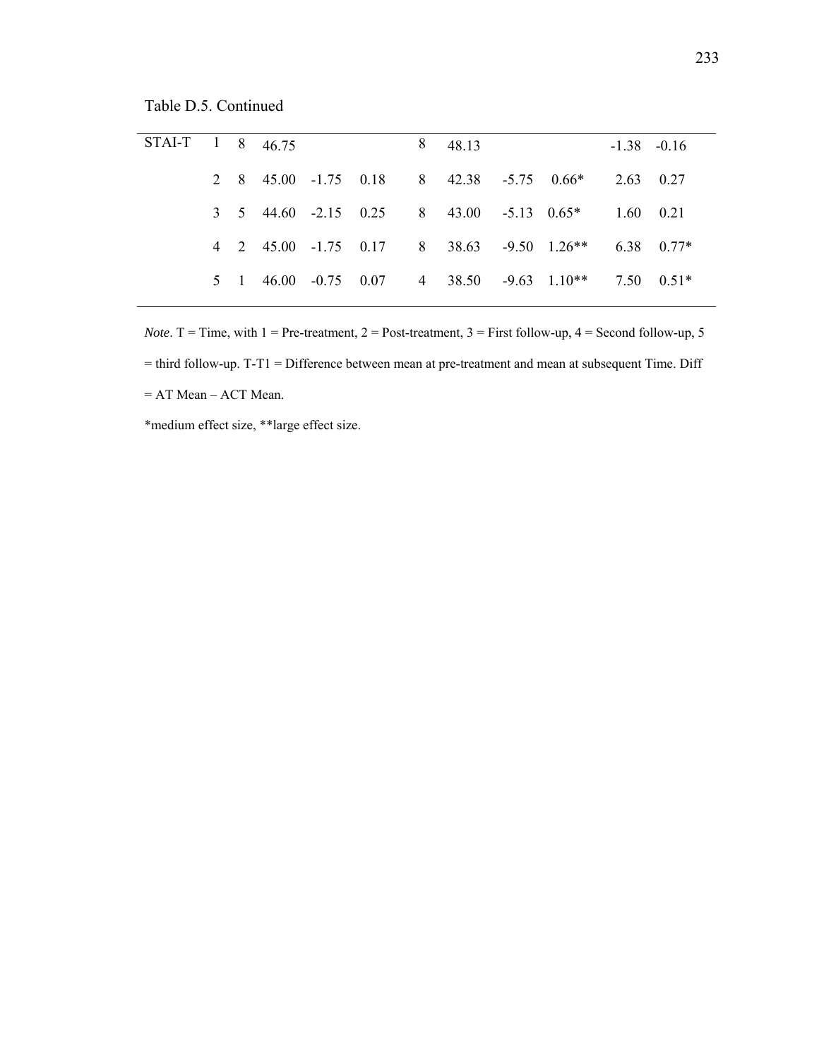Table D.5. Continued

| | | | | | | | | | | | |
|---|---|---|---|---|---|---|---|---|---|---|---|
| STAI-T | 1 | 8 | 46.75 | | | 8 | 48.13 | | | -1.38 | -0.16 |
| | 2 | 8 | 45.00 | -1.75 | 0.18 | 8 | 42.38 | -5.75 | 0.66* | 2.63 | 0.27 |
| | 3 | 5 | 44.60 | -2.15 | 0.25 | 8 | 43.00 | -5.13 | 0.65* | 1.60 | 0.21 |
| | 4 | 2 | 45.00 | -1.75 | 0.17 | 8 | 38.63 | -9.50 | 1.26** | 6.38 | 0.77* |
| | 5 | 1 | 46.00 | -0.75 | 0.07 | 4 | 38.50 | -9.63 | 1.10** | 7.50 | 0.51* |

*Note*. T = Time, with 1 = Pre-treatment, 2 = Post-treatment, 3 = First follow-up, 4 = Second follow-up, 5 = third follow-up. T-T1 = Difference between mean at pre-treatment and mean at subsequent Time. Diff = AT Mean – ACT Mean.

*medium effect size, **large effect size.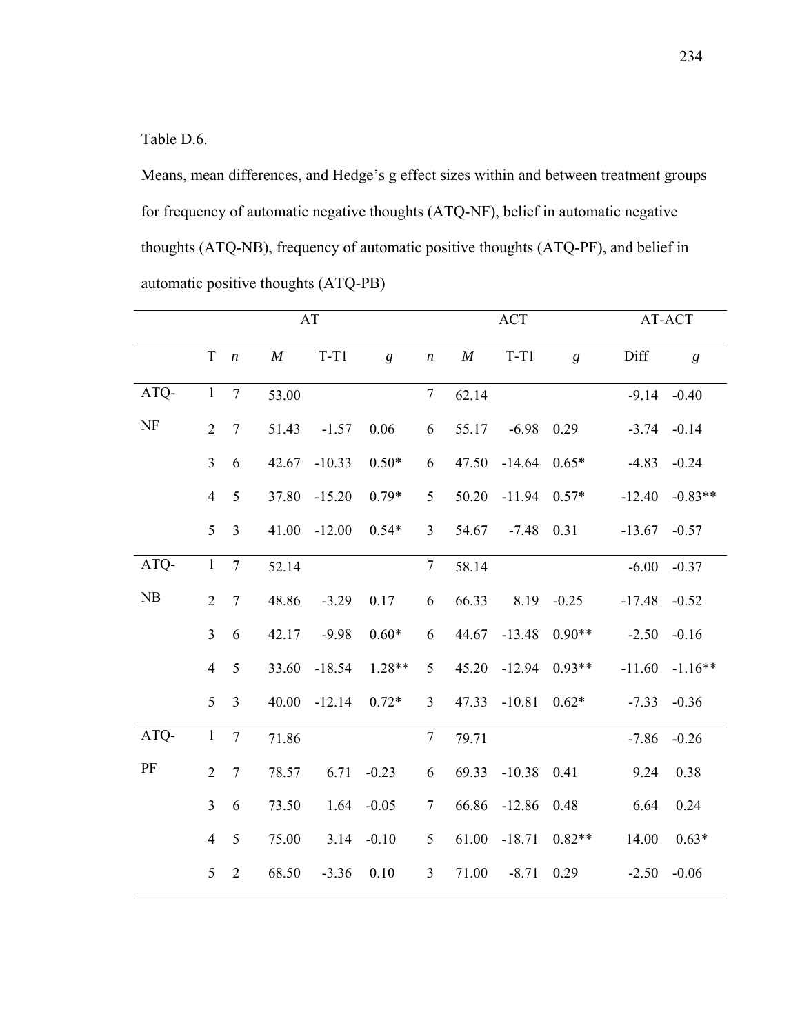Table D.6.

Means, mean differences, and Hedge's g effect sizes within and between treatment groups for frequency of automatic negative thoughts (ATQ-NF), belief in automatic negative thoughts (ATQ-NB), frequency of automatic positive thoughts (ATQ-PF), and belief in automatic positive thoughts (ATQ-PB)

| | | AT | | | | ACT | | | | AT-ACT | |
|---|---|---|---|---|---|---|---|---|---|---|---|
| | T | *n* | *M* | T-T1 | *g* | *n* | *M* | T-T1 | *g* | Diff | *g* |
| ATQ-NF | 1 | 7 | 53.00 | | | 7 | 62.14 | | | -9.14 | -0.40 |
| | 2 | 7 | 51.43 | -1.57 | 0.06 | 6 | 55.17 | -6.98 | 0.29 | -3.74 | -0.14 |
| | 3 | 6 | 42.67 | -10.33 | 0.50* | 6 | 47.50 | -14.64 | 0.65* | -4.83 | -0.24 |
| | 4 | 5 | 37.80 | -15.20 | 0.79* | 5 | 50.20 | -11.94 | 0.57* | -12.40 | -0.83** |
| | 5 | 3 | 41.00 | -12.00 | 0.54* | 3 | 54.67 | -7.48 | 0.31 | -13.67 | -0.57 |
| ATQ-NB | 1 | 7 | 52.14 | | | 7 | 58.14 | | | -6.00 | -0.37 |
| | 2 | 7 | 48.86 | -3.29 | 0.17 | 6 | 66.33 | 8.19 | -0.25 | -17.48 | -0.52 |
| | 3 | 6 | 42.17 | -9.98 | 0.60* | 6 | 44.67 | -13.48 | 0.90** | -2.50 | -0.16 |
| | 4 | 5 | 33.60 | -18.54 | 1.28** | 5 | 45.20 | -12.94 | 0.93** | -11.60 | -1.16** |
| | 5 | 3 | 40.00 | -12.14 | 0.72* | 3 | 47.33 | -10.81 | 0.62* | -7.33 | -0.36 |
| ATQ-PF | 1 | 7 | 71.86 | | | 7 | 79.71 | | | -7.86 | -0.26 |
| | 2 | 7 | 78.57 | 6.71 | -0.23 | 6 | 69.33 | -10.38 | 0.41 | 9.24 | 0.38 |
| | 3 | 6 | 73.50 | 1.64 | -0.05 | 7 | 66.86 | -12.86 | 0.48 | 6.64 | 0.24 |
| | 4 | 5 | 75.00 | 3.14 | -0.10 | 5 | 61.00 | -18.71 | 0.82** | 14.00 | 0.63* |
| | 5 | 2 | 68.50 | -3.36 | 0.10 | 3 | 71.00 | -8.71 | 0.29 | -2.50 | -0.06 |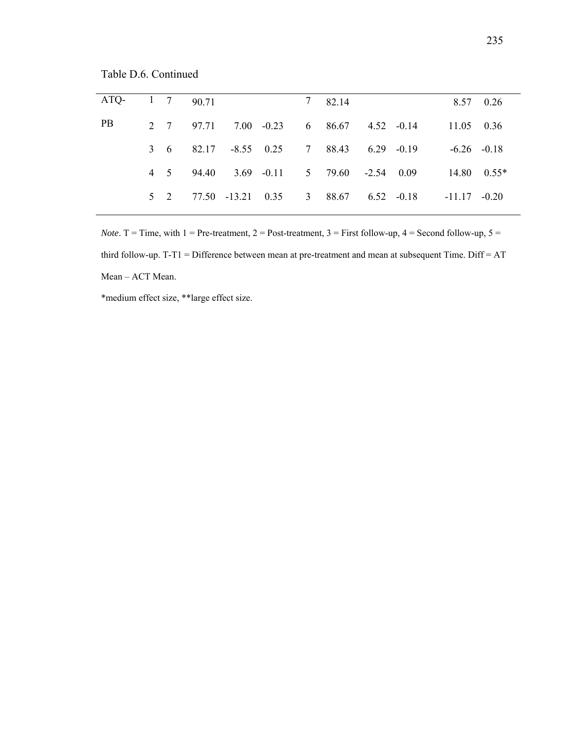Table D.6. Continued

| | | | | | | | | | | | |
|---|---|---|---|---|---|---|---|---|---|---|---|
| ATQ-PB | 1 | 7 | 90.71 | | | 7 | 82.14 | | | 8.57 | 0.26 |
| | 2 | 7 | 97.71 | 7.00 | -0.23 | 6 | 86.67 | 4.52 | -0.14 | 11.05 | 0.36 |
| | 3 | 6 | 82.17 | -8.55 | 0.25 | 7 | 88.43 | 6.29 | -0.19 | -6.26 | -0.18 |
| | 4 | 5 | 94.40 | 3.69 | -0.11 | 5 | 79.60 | -2.54 | 0.09 | 14.80 | 0.55* |
| | 5 | 2 | 77.50 | -13.21 | 0.35 | 3 | 88.67 | 6.52 | -0.18 | -11.17 | -0.20 |

*Note*. T = Time, with 1 = Pre-treatment, 2 = Post-treatment, 3 = First follow-up, 4 = Second follow-up, 5 = third follow-up. T-T1 = Difference between mean at pre-treatment and mean at subsequent Time. Diff = AT Mean – ACT Mean.

*medium effect size, **large effect size.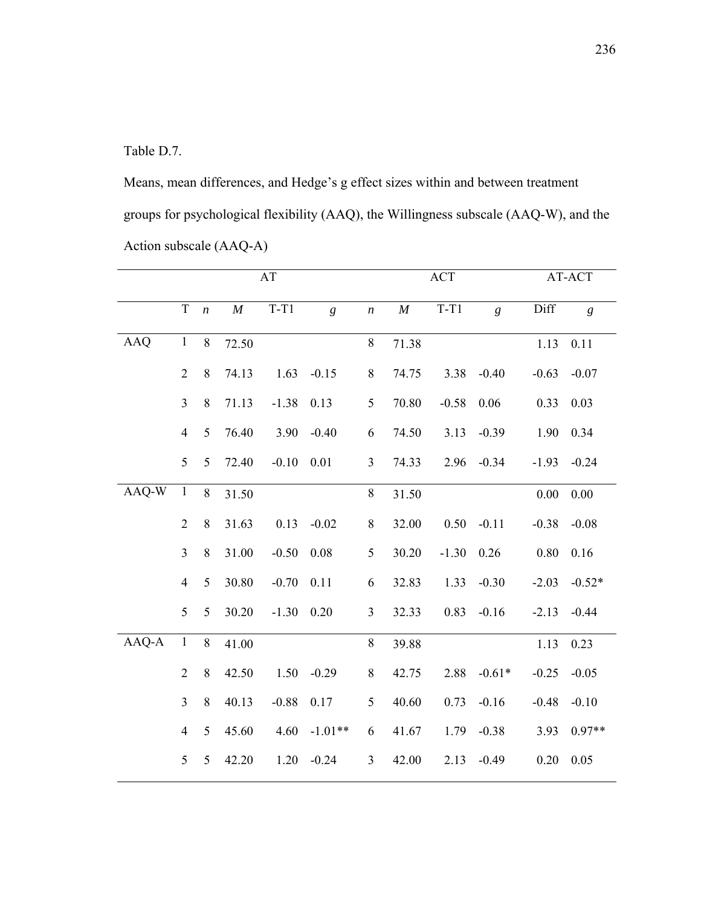Table D.7.

Means, mean differences, and Hedge's g effect sizes within and between treatment groups for psychological flexibility (AAQ), the Willingness subscale (AAQ-W), and the Action subscale (AAQ-A)

| | | AT | | | | ACT | | | | AT-ACT | |
|---|---|---|---|---|---|---|---|---|---|---|---|
| | T | *n* | *M* | T-T1 | *g* | *n* | *M* | T-T1 | *g* | Diff | *g* |
| AAQ | 1 | 8 | 72.50 | | | 8 | 71.38 | | | 1.13 | 0.11 |
| | 2 | 8 | 74.13 | 1.63 | -0.15 | 8 | 74.75 | 3.38 | -0.40 | -0.63 | -0.07 |
| | 3 | 8 | 71.13 | -1.38 | 0.13 | 5 | 70.80 | -0.58 | 0.06 | 0.33 | 0.03 |
| | 4 | 5 | 76.40 | 3.90 | -0.40 | 6 | 74.50 | 3.13 | -0.39 | 1.90 | 0.34 |
| | 5 | 5 | 72.40 | -0.10 | 0.01 | 3 | 74.33 | 2.96 | -0.34 | -1.93 | -0.24 |
| AAQ-W | 1 | 8 | 31.50 | | | 8 | 31.50 | | | 0.00 | 0.00 |
| | 2 | 8 | 31.63 | 0.13 | -0.02 | 8 | 32.00 | 0.50 | -0.11 | -0.38 | -0.08 |
| | 3 | 8 | 31.00 | -0.50 | 0.08 | 5 | 30.20 | -1.30 | 0.26 | 0.80 | 0.16 |
| | 4 | 5 | 30.80 | -0.70 | 0.11 | 6 | 32.83 | 1.33 | -0.30 | -2.03 | -0.52* |
| | 5 | 5 | 30.20 | -1.30 | 0.20 | 3 | 32.33 | 0.83 | -0.16 | -2.13 | -0.44 |
| AAQ-A | 1 | 8 | 41.00 | | | 8 | 39.88 | | | 1.13 | 0.23 |
| | 2 | 8 | 42.50 | 1.50 | -0.29 | 8 | 42.75 | 2.88 | -0.61* | -0.25 | -0.05 |
| | 3 | 8 | 40.13 | -0.88 | 0.17 | 5 | 40.60 | 0.73 | -0.16 | -0.48 | -0.10 |
| | 4 | 5 | 45.60 | 4.60 | -1.01** | 6 | 41.67 | 1.79 | -0.38 | 3.93 | 0.97** |
| | 5 | 5 | 42.20 | 1.20 | -0.24 | 3 | 42.00 | 2.13 | -0.49 | 0.20 | 0.05 |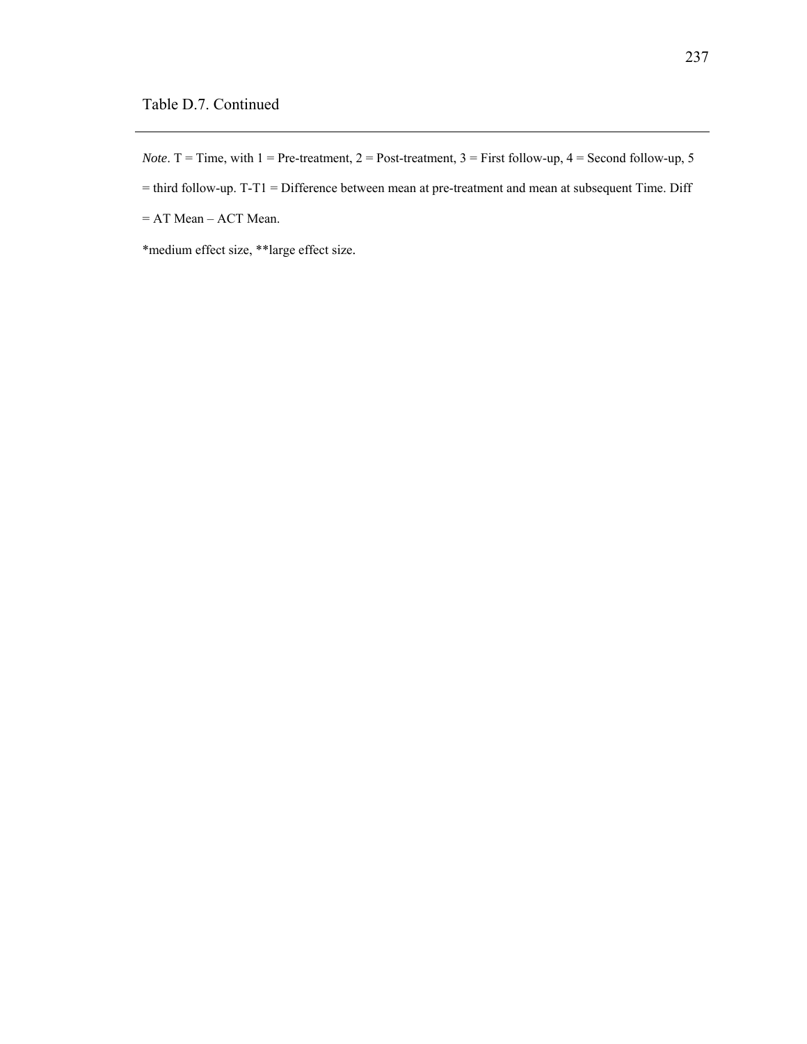Table D.7. Continued

---

*Note*. T = Time, with 1 = Pre-treatment, 2 = Post-treatment, 3 = First follow-up, 4 = Second follow-up, 5 = third follow-up. T-T1 = Difference between mean at pre-treatment and mean at subsequent Time. Diff = AT Mean – ACT Mean.

*medium effect size, **large effect size.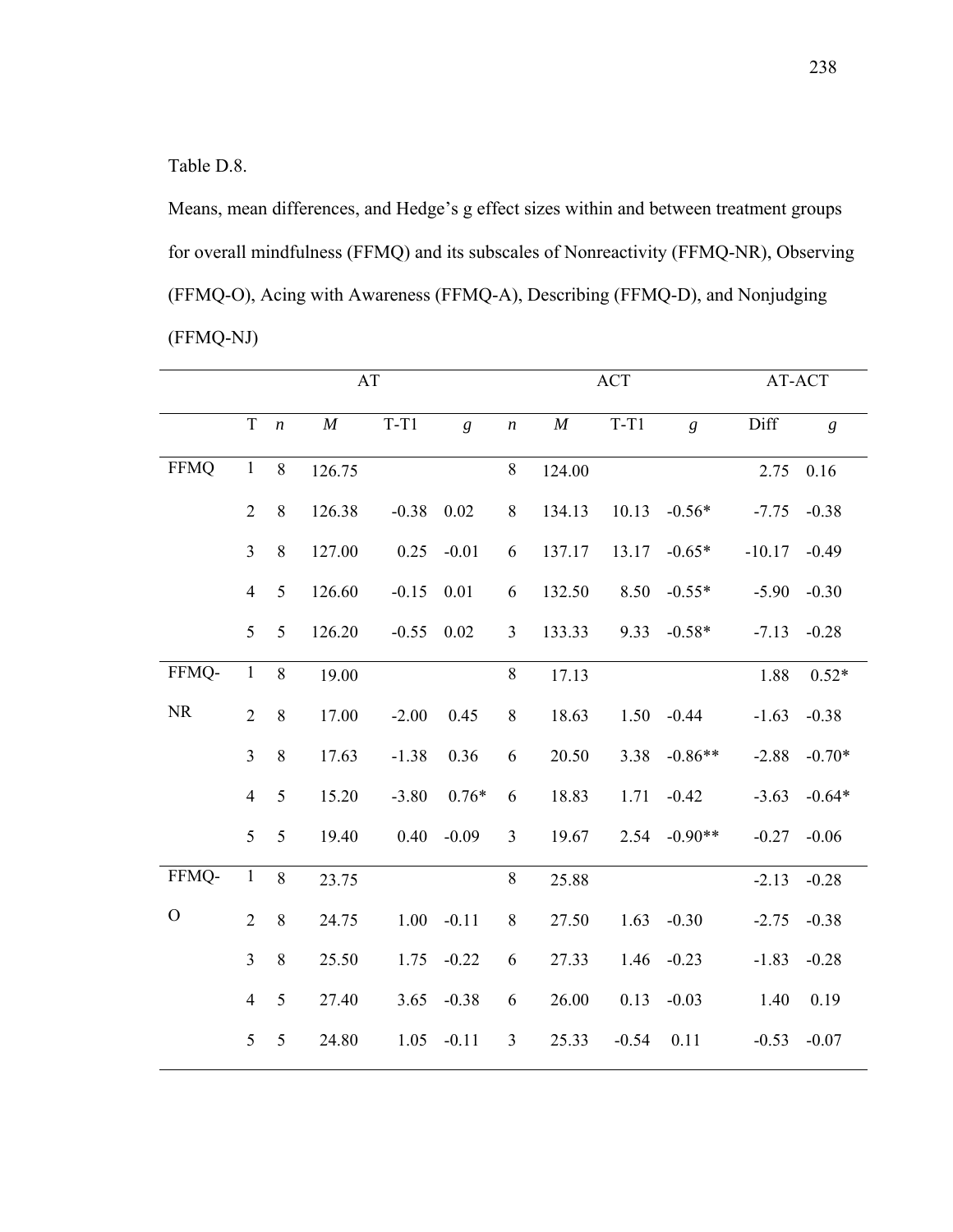Table D.8.

Means, mean differences, and Hedge's g effect sizes within and between treatment groups for overall mindfulness (FFMQ) and its subscales of Nonreactivity (FFMQ-NR), Observing (FFMQ-O), Acing with Awareness (FFMQ-A), Describing (FFMQ-D), and Nonjudging (FFMQ-NJ)

| | | AT | | | | ACT | | | | AT-ACT | |
|---|---|---|---|---|---|---|---|---|---|---|---|
| | T | *n* | *M* | T-T1 | *g* | *n* | *M* | T-T1 | *g* | Diff | *g* |
| FFMQ | 1 | 8 | 126.75 | | | 8 | 124.00 | | | 2.75 | 0.16 |
| | 2 | 8 | 126.38 | -0.38 | 0.02 | 8 | 134.13 | 10.13 | -0.56* | -7.75 | -0.38 |
| | 3 | 8 | 127.00 | 0.25 | -0.01 | 6 | 137.17 | 13.17 | -0.65* | -10.17 | -0.49 |
| | 4 | 5 | 126.60 | -0.15 | 0.01 | 6 | 132.50 | 8.50 | -0.55* | -5.90 | -0.30 |
| | 5 | 5 | 126.20 | -0.55 | 0.02 | 3 | 133.33 | 9.33 | -0.58* | -7.13 | -0.28 |
| FFMQ-NR | 1 | 8 | 19.00 | | | 8 | 17.13 | | | 1.88 | 0.52* |
| | 2 | 8 | 17.00 | -2.00 | 0.45 | 8 | 18.63 | 1.50 | -0.44 | -1.63 | -0.38 |
| | 3 | 8 | 17.63 | -1.38 | 0.36 | 6 | 20.50 | 3.38 | -0.86** | -2.88 | -0.70* |
| | 4 | 5 | 15.20 | -3.80 | 0.76* | 6 | 18.83 | 1.71 | -0.42 | -3.63 | -0.64* |
| | 5 | 5 | 19.40 | 0.40 | -0.09 | 3 | 19.67 | 2.54 | -0.90** | -0.27 | -0.06 |
| FFMQ-O | 1 | 8 | 23.75 | | | 8 | 25.88 | | | -2.13 | -0.28 |
| | 2 | 8 | 24.75 | 1.00 | -0.11 | 8 | 27.50 | 1.63 | -0.30 | -2.75 | -0.38 |
| | 3 | 8 | 25.50 | 1.75 | -0.22 | 6 | 27.33 | 1.46 | -0.23 | -1.83 | -0.28 |
| | 4 | 5 | 27.40 | 3.65 | -0.38 | 6 | 26.00 | 0.13 | -0.03 | 1.40 | 0.19 |
| | 5 | 5 | 24.80 | 1.05 | -0.11 | 3 | 25.33 | -0.54 | 0.11 | -0.53 | -0.07 |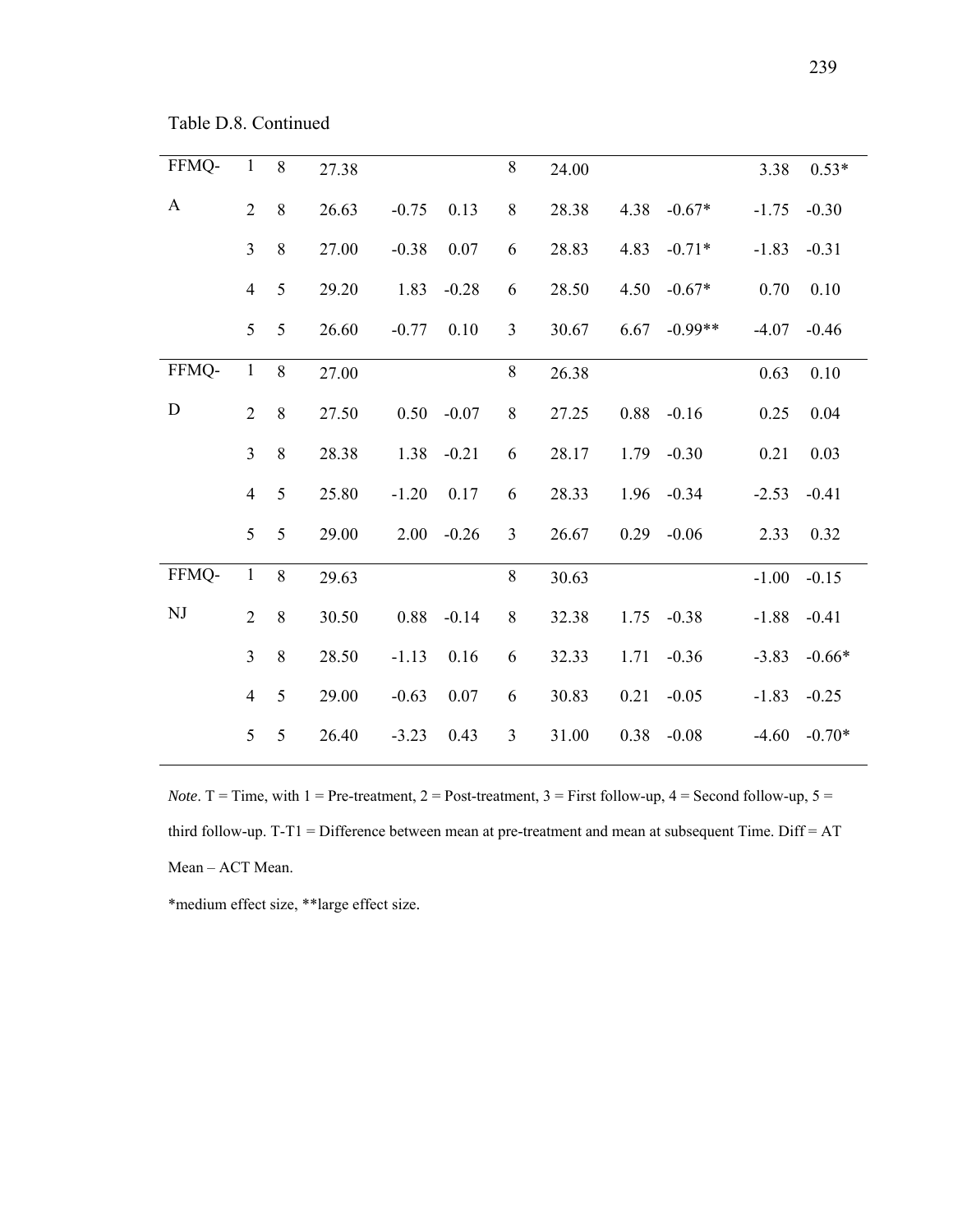Table D.8. Continued

| | | | | | | | | | | | |
|---|---|---|---|---|---|---|---|---|---|---|---|
| FFMQ-A | 1 | 8 | 27.38 | | | 8 | 24.00 | | | 3.38 | 0.53* |
| | 2 | 8 | 26.63 | -0.75 | 0.13 | 8 | 28.38 | 4.38 | -0.67* | -1.75 | -0.30 |
| | 3 | 8 | 27.00 | -0.38 | 0.07 | 6 | 28.83 | 4.83 | -0.71* | -1.83 | -0.31 |
| | 4 | 5 | 29.20 | 1.83 | -0.28 | 6 | 28.50 | 4.50 | -0.67* | 0.70 | 0.10 |
| | 5 | 5 | 26.60 | -0.77 | 0.10 | 3 | 30.67 | 6.67 | -0.99** | -4.07 | -0.46 |
| FFMQ-D | 1 | 8 | 27.00 | | | 8 | 26.38 | | | 0.63 | 0.10 |
| | 2 | 8 | 27.50 | 0.50 | -0.07 | 8 | 27.25 | 0.88 | -0.16 | 0.25 | 0.04 |
| | 3 | 8 | 28.38 | 1.38 | -0.21 | 6 | 28.17 | 1.79 | -0.30 | 0.21 | 0.03 |
| | 4 | 5 | 25.80 | -1.20 | 0.17 | 6 | 28.33 | 1.96 | -0.34 | -2.53 | -0.41 |
| | 5 | 5 | 29.00 | 2.00 | -0.26 | 3 | 26.67 | 0.29 | -0.06 | 2.33 | 0.32 |
| FFMQ-NJ | 1 | 8 | 29.63 | | | 8 | 30.63 | | | -1.00 | -0.15 |
| | 2 | 8 | 30.50 | 0.88 | -0.14 | 8 | 32.38 | 1.75 | -0.38 | -1.88 | -0.41 |
| | 3 | 8 | 28.50 | -1.13 | 0.16 | 6 | 32.33 | 1.71 | -0.36 | -3.83 | -0.66* |
| | 4 | 5 | 29.00 | -0.63 | 0.07 | 6 | 30.83 | 0.21 | -0.05 | -1.83 | -0.25 |
| | 5 | 5 | 26.40 | -3.23 | 0.43 | 3 | 31.00 | 0.38 | -0.08 | -4.60 | -0.70* |

*Note*. T = Time, with 1 = Pre-treatment, 2 = Post-treatment, 3 = First follow-up, 4 = Second follow-up, 5 = third follow-up. T-T1 = Difference between mean at pre-treatment and mean at subsequent Time. Diff = AT Mean – ACT Mean.

*medium effect size, **large effect size.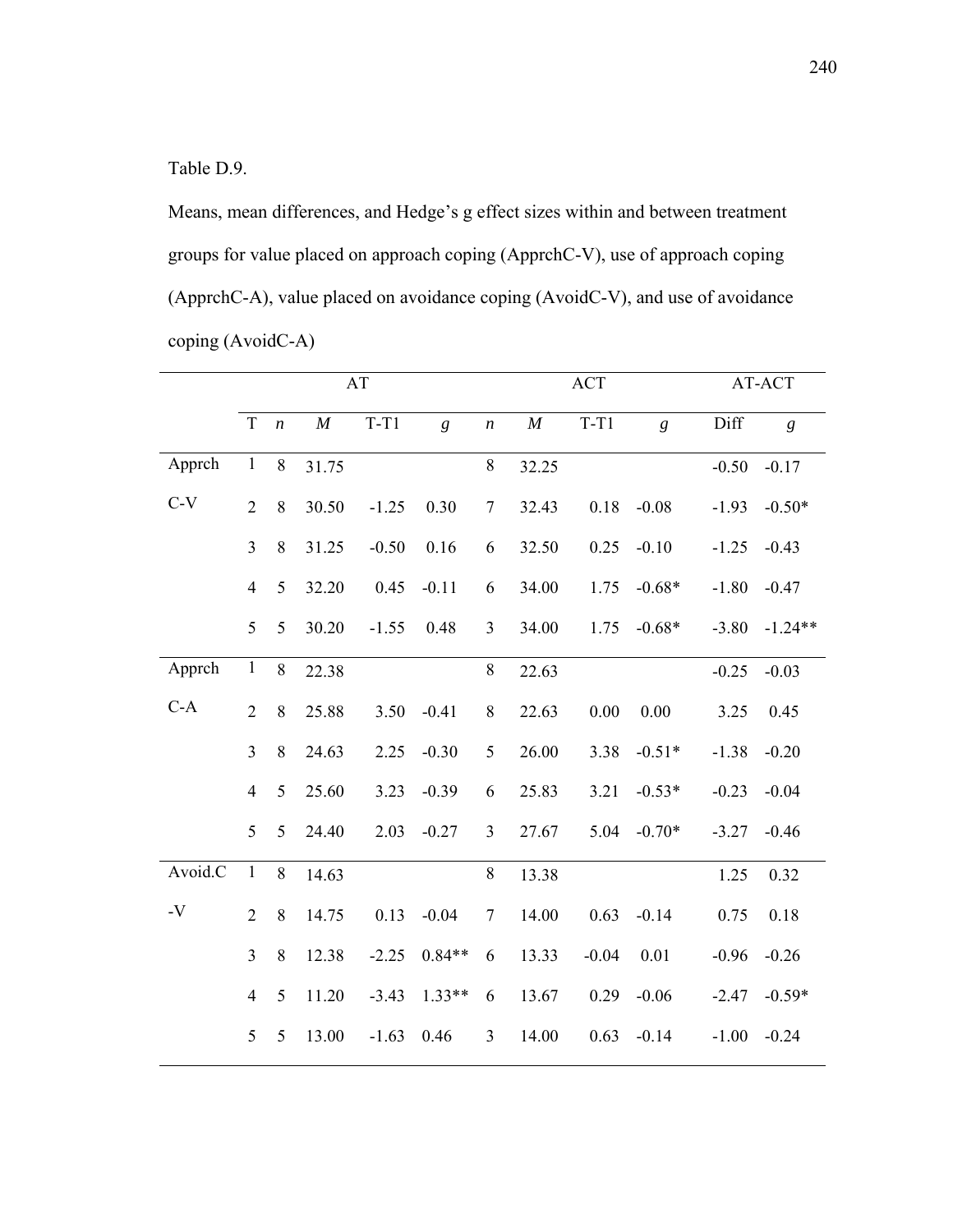Table D.9.

Means, mean differences, and Hedge's g effect sizes within and between treatment groups for value placed on approach coping (ApprchC-V), use of approach coping (ApprchC-A), value placed on avoidance coping (AvoidC-V), and use of avoidance coping (AvoidC-A)

| | AT | | | | | ACT | | | | AT-ACT | |
|---|---|---|---|---|---|---|---|---|---|---|---|
| | T | *n* | *M* | T-T1 | *g* | *n* | *M* | T-T1 | *g* | Diff | *g* |
| Apprch C-V | 1 | 8 | 31.75 | | | 8 | 32.25 | | | -0.50 | -0.17 |
| | 2 | 8 | 30.50 | -1.25 | 0.30 | 7 | 32.43 | 0.18 | -0.08 | -1.93 | -0.50* |
| | 3 | 8 | 31.25 | -0.50 | 0.16 | 6 | 32.50 | 0.25 | -0.10 | -1.25 | -0.43 |
| | 4 | 5 | 32.20 | 0.45 | -0.11 | 6 | 34.00 | 1.75 | -0.68* | -1.80 | -0.47 |
| | 5 | 5 | 30.20 | -1.55 | 0.48 | 3 | 34.00 | 1.75 | -0.68* | -3.80 | -1.24** |
| Apprch C-A | 1 | 8 | 22.38 | | | 8 | 22.63 | | | -0.25 | -0.03 |
| | 2 | 8 | 25.88 | 3.50 | -0.41 | 8 | 22.63 | 0.00 | 0.00 | 3.25 | 0.45 |
| | 3 | 8 | 24.63 | 2.25 | -0.30 | 5 | 26.00 | 3.38 | -0.51* | -1.38 | -0.20 |
| | 4 | 5 | 25.60 | 3.23 | -0.39 | 6 | 25.83 | 3.21 | -0.53* | -0.23 | -0.04 |
| | 5 | 5 | 24.40 | 2.03 | -0.27 | 3 | 27.67 | 5.04 | -0.70* | -3.27 | -0.46 |
| Avoid.C -V | 1 | 8 | 14.63 | | | 8 | 13.38 | | | 1.25 | 0.32 |
| | 2 | 8 | 14.75 | 0.13 | -0.04 | 7 | 14.00 | 0.63 | -0.14 | 0.75 | 0.18 |
| | 3 | 8 | 12.38 | -2.25 | 0.84** | 6 | 13.33 | -0.04 | 0.01 | -0.96 | -0.26 |
| | 4 | 5 | 11.20 | -3.43 | 1.33** | 6 | 13.67 | 0.29 | -0.06 | -2.47 | -0.59* |
| | 5 | 5 | 13.00 | -1.63 | 0.46 | 3 | 14.00 | 0.63 | -0.14 | -1.00 | -0.24 |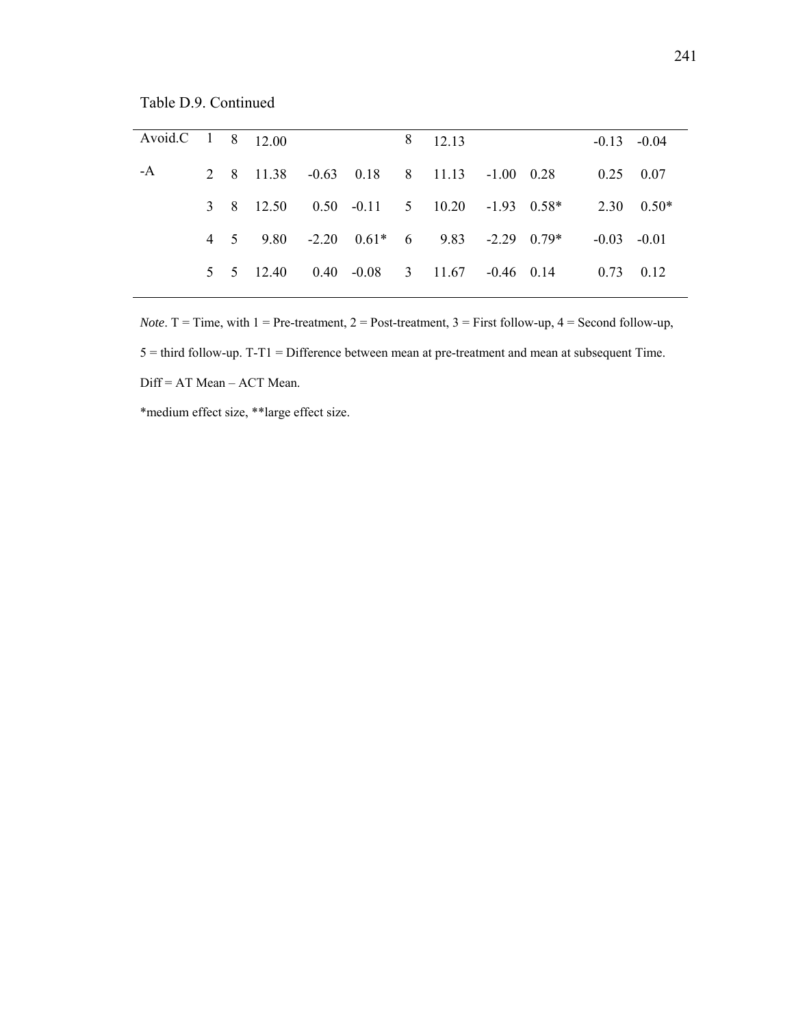Table D.9. Continued

| | T | n | Mean | T-T1 | d | n | Mean | T-T1 | d | Diff | d |
|---|---|---|---|---|---|---|---|---|---|---|---|
| Avoid.C-A | 1 | 8 | 12.00 | | | 8 | 12.13 | | | -0.13 | -0.04 |
| | 2 | 8 | 11.38 | -0.63 | 0.18 | 8 | 11.13 | -1.00 | 0.28 | 0.25 | 0.07 |
| | 3 | 8 | 12.50 | 0.50 | -0.11 | 5 | 10.20 | -1.93 | 0.58* | 2.30 | 0.50* |
| | 4 | 5 | 9.80 | -2.20 | 0.61* | 6 | 9.83 | -2.29 | 0.79* | -0.03 | -0.01 |
| | 5 | 5 | 12.40 | 0.40 | -0.08 | 3 | 11.67 | -0.46 | 0.14 | 0.73 | 0.12 |

*Note*. T = Time, with 1 = Pre-treatment, 2 = Post-treatment, 3 = First follow-up, 4 = Second follow-up, 5 = third follow-up. T-T1 = Difference between mean at pre-treatment and mean at subsequent Time. Diff = AT Mean – ACT Mean.

*medium effect size, **large effect size.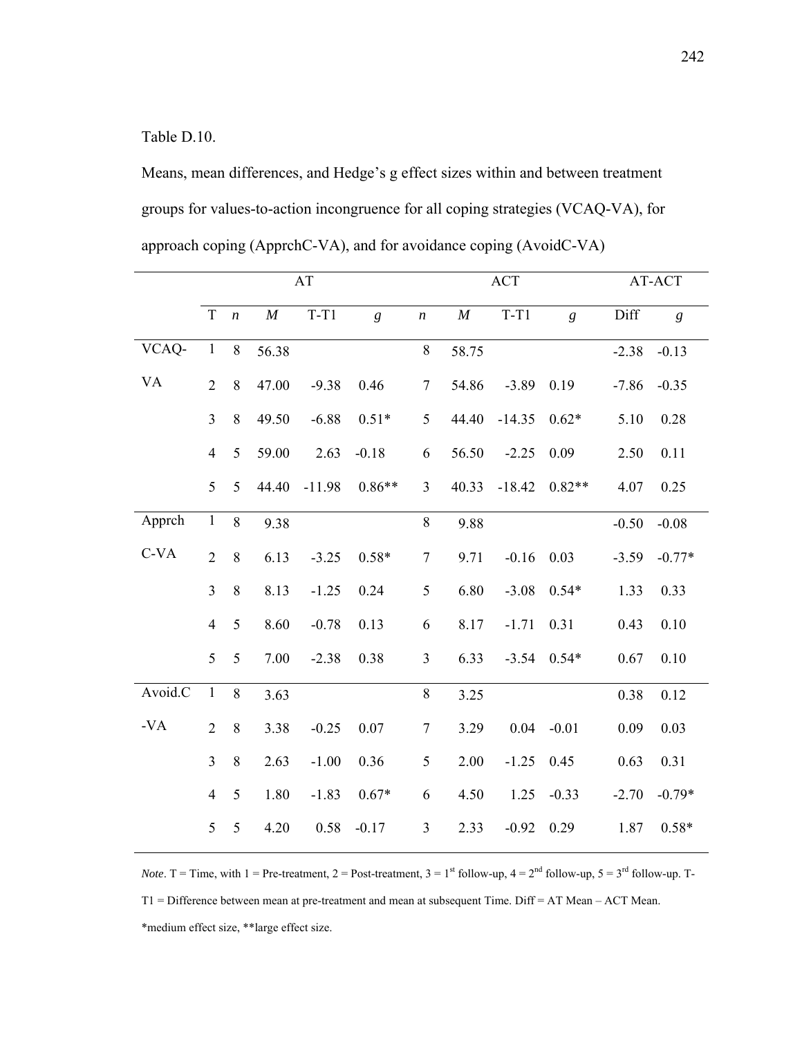Table D.10.

Means, mean differences, and Hedge's g effect sizes within and between treatment groups for values-to-action incongruence for all coping strategies (VCAQ-VA), for approach coping (ApprchC-VA), and for avoidance coping (AvoidC-VA)

| | | AT | | | | ACT | | | | AT-ACT | |
|---|---|---|---|---|---|---|---|---|---|---|---|
| | T | *n* | *M* | T-T1 | *g* | *n* | *M* | T-T1 | *g* | Diff | *g* |
| VCAQ-VA | 1 | 8 | 56.38 | | | 8 | 58.75 | | | -2.38 | -0.13 |
| | 2 | 8 | 47.00 | -9.38 | 0.46 | 7 | 54.86 | -3.89 | 0.19 | -7.86 | -0.35 |
| | 3 | 8 | 49.50 | -6.88 | 0.51* | 5 | 44.40 | -14.35 | 0.62* | 5.10 | 0.28 |
| | 4 | 5 | 59.00 | 2.63 | -0.18 | 6 | 56.50 | -2.25 | 0.09 | 2.50 | 0.11 |
| | 5 | 5 | 44.40 | -11.98 | 0.86** | 3 | 40.33 | -18.42 | 0.82** | 4.07 | 0.25 |
| ApprchC-VA | 1 | 8 | 9.38 | | | 8 | 9.88 | | | -0.50 | -0.08 |
| | 2 | 8 | 6.13 | -3.25 | 0.58* | 7 | 9.71 | -0.16 | 0.03 | -3.59 | -0.77* |
| | 3 | 8 | 8.13 | -1.25 | 0.24 | 5 | 6.80 | -3.08 | 0.54* | 1.33 | 0.33 |
| | 4 | 5 | 8.60 | -0.78 | 0.13 | 6 | 8.17 | -1.71 | 0.31 | 0.43 | 0.10 |
| | 5 | 5 | 7.00 | -2.38 | 0.38 | 3 | 6.33 | -3.54 | 0.54* | 0.67 | 0.10 |
| Avoid.C-VA | 1 | 8 | 3.63 | | | 8 | 3.25 | | | 0.38 | 0.12 |
| | 2 | 8 | 3.38 | -0.25 | 0.07 | 7 | 3.29 | 0.04 | -0.01 | 0.09 | 0.03 |
| | 3 | 8 | 2.63 | -1.00 | 0.36 | 5 | 2.00 | -1.25 | 0.45 | 0.63 | 0.31 |
| | 4 | 5 | 1.80 | -1.83 | 0.67* | 6 | 4.50 | 1.25 | -0.33 | -2.70 | -0.79* |
| | 5 | 5 | 4.20 | 0.58 | -0.17 | 3 | 2.33 | -0.92 | 0.29 | 1.87 | 0.58* |

*Note*. T = Time, with 1 = Pre-treatment, 2 = Post-treatment, 3 = 1st follow-up, 4 = 2nd follow-up, 5 = 3rd follow-up. T-T1 = Difference between mean at pre-treatment and mean at subsequent Time. Diff = AT Mean – ACT Mean. *medium effect size, **large effect size.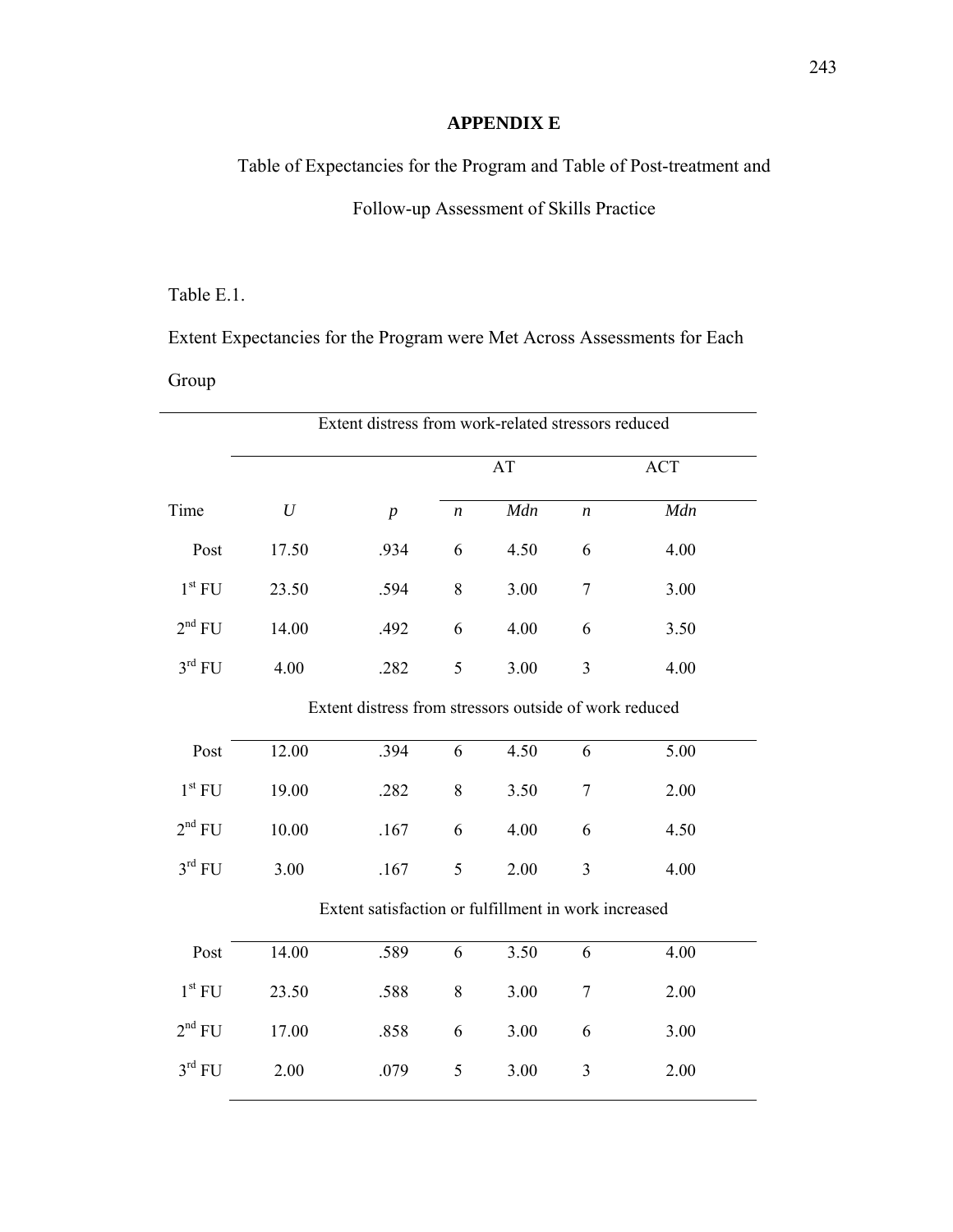**APPENDIX E**

Table of Expectancies for the Program and Table of Post-treatment and Follow-up Assessment of Skills Practice

Table E.1.

Extent Expectancies for the Program were Met Across Assessments for Each Group

| | Extent distress from work-related stressors reduced | | | | | |
|---|---|---|---|---|---|---|
| | | | AT | | ACT | |
| Time | *U* | *p* | *n* | *Mdn* | *n* | *Mdn* |
| Post | 17.50 | .934 | 6 | 4.50 | 6 | 4.00 |
| 1st FU | 23.50 | .594 | 8 | 3.00 | 7 | 3.00 |
| 2nd FU | 14.00 | .492 | 6 | 4.00 | 6 | 3.50 |
| 3rd FU | 4.00 | .282 | 5 | 3.00 | 3 | 4.00 |
| | Extent distress from stressors outside of work reduced | | | | | |
| Post | 12.00 | .394 | 6 | 4.50 | 6 | 5.00 |
| 1st FU | 19.00 | .282 | 8 | 3.50 | 7 | 2.00 |
| 2nd FU | 10.00 | .167 | 6 | 4.00 | 6 | 4.50 |
| 3rd FU | 3.00 | .167 | 5 | 2.00 | 3 | 4.00 |
| | Extent satisfaction or fulfillment in work increased | | | | | |
| Post | 14.00 | .589 | 6 | 3.50 | 6 | 4.00 |
| 1st FU | 23.50 | .588 | 8 | 3.00 | 7 | 2.00 |
| 2nd FU | 17.00 | .858 | 6 | 3.00 | 6 | 3.00 |
| 3rd FU | 2.00 | .079 | 5 | 3.00 | 3 | 2.00 |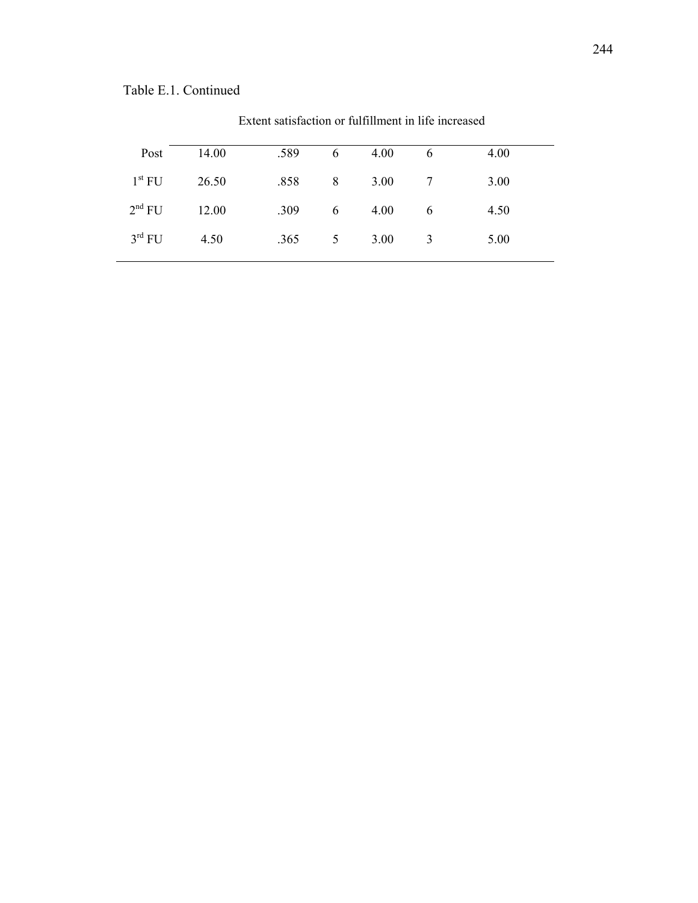Table E.1. Continued

| | Extent satisfaction or fulfillment in life increased | | | | | |
|---|---|---|---|---|---|---|
| Post | 14.00 | .589 | 6 | 4.00 | 6 | 4.00 |
| 1st FU | 26.50 | .858 | 8 | 3.00 | 7 | 3.00 |
| 2nd FU | 12.00 | .309 | 6 | 4.00 | 6 | 4.50 |
| 3rd FU | 4.50 | .365 | 5 | 3.00 | 3 | 5.00 |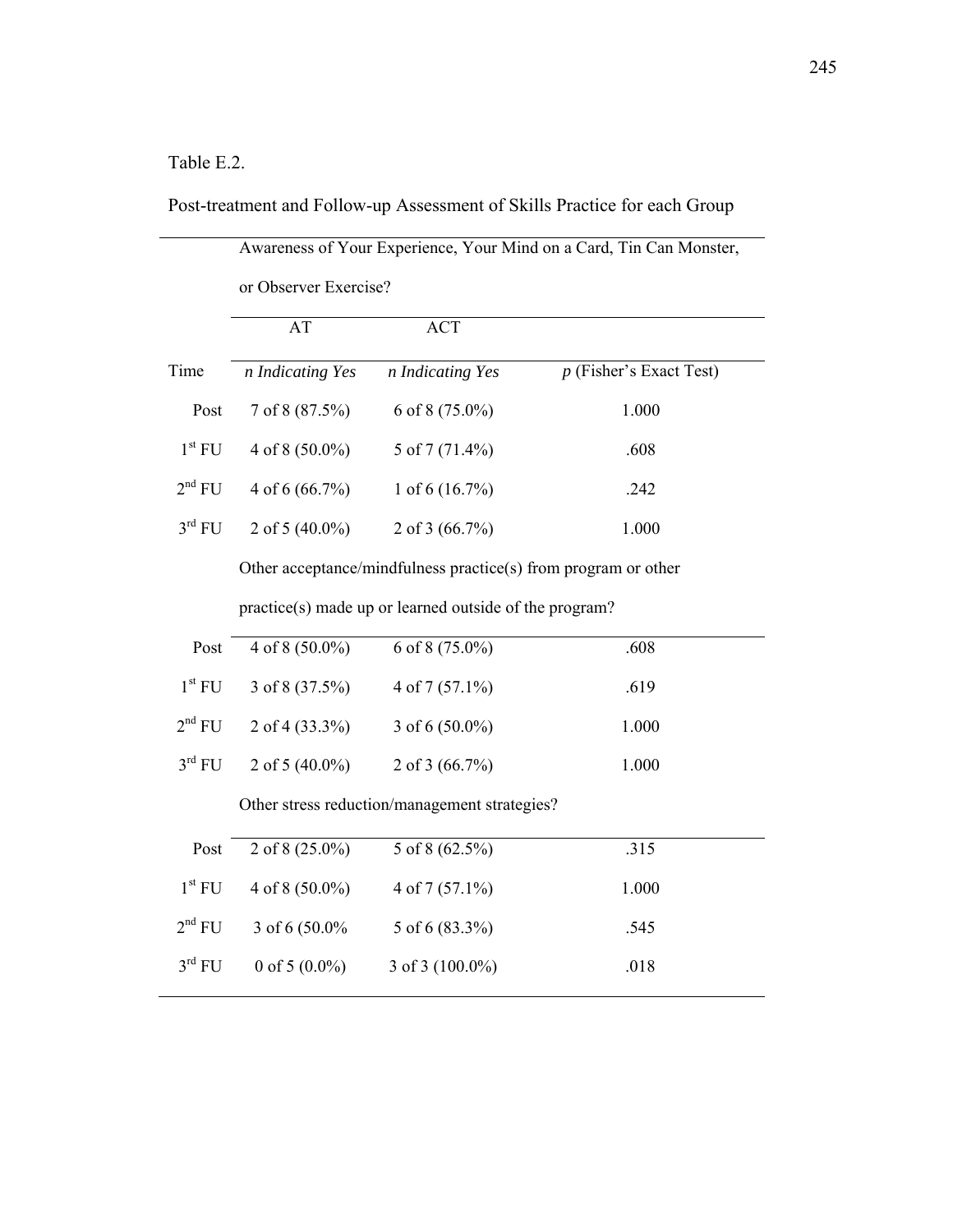Table E.2.

Post-treatment and Follow-up Assessment of Skills Practice for each Group

| | Awareness of Your Experience, Your Mind on a Card, Tin Can Monster, or Observer Exercise? | | |
|---|---|---|---|
| | AT | ACT | |
| Time | *n Indicating Yes* | *n Indicating Yes* | *p* (Fisher's Exact Test) |
| Post | 7 of 8 (87.5%) | 6 of 8 (75.0%) | 1.000 |
| 1st FU | 4 of 8 (50.0%) | 5 of 7 (71.4%) | .608 |
| 2nd FU | 4 of 6 (66.7%) | 1 of 6 (16.7%) | .242 |
| 3rd FU | 2 of 5 (40.0%) | 2 of 3 (66.7%) | 1.000 |
| | Other acceptance/mindfulness practice(s) from program or other practice(s) made up or learned outside of the program? | | |
| Post | 4 of 8 (50.0%) | 6 of 8 (75.0%) | .608 |
| 1st FU | 3 of 8 (37.5%) | 4 of 7 (57.1%) | .619 |
| 2nd FU | 2 of 4 (33.3%) | 3 of 6 (50.0%) | 1.000 |
| 3rd FU | 2 of 5 (40.0%) | 2 of 3 (66.7%) | 1.000 |
| | Other stress reduction/management strategies? | | |
| Post | 2 of 8 (25.0%) | 5 of 8 (62.5%) | .315 |
| 1st FU | 4 of 8 (50.0%) | 4 of 7 (57.1%) | 1.000 |
| 2nd FU | 3 of 6 (50.0% | 5 of 6 (83.3%) | .545 |
| 3rd FU | 0 of 5 (0.0%) | 3 of 3 (100.0%) | .018 |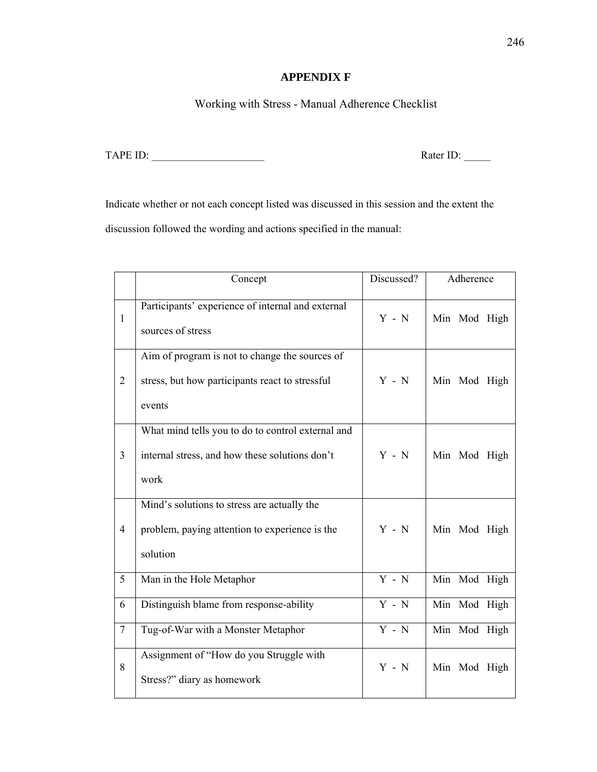# APPENDIX F

Working with Stress - Manual Adherence Checklist

TAPE ID: _____________________ Rater ID: _____

Indicate whether or not each concept listed was discussed in this session and the extent the discussion followed the wording and actions specified in the manual:

| | Concept | Discussed? | Adherence |
|---|---|---|---|
| 1 | Participants' experience of internal and external sources of stress | Y - N | Min Mod High |
| 2 | Aim of program is not to change the sources of stress, but how participants react to stressful events | Y - N | Min Mod High |
| 3 | What mind tells you to do to control external and internal stress, and how these solutions don't work | Y - N | Min Mod High |
| 4 | Mind's solutions to stress are actually the problem, paying attention to experience is the solution | Y - N | Min Mod High |
| 5 | Man in the Hole Metaphor | Y - N | Min Mod High |
| 6 | Distinguish blame from response-ability | Y - N | Min Mod High |
| 7 | Tug-of-War with a Monster Metaphor | Y - N | Min Mod High |
| 8 | Assignment of "How do you Struggle with Stress?" diary as homework | Y - N | Min Mod High |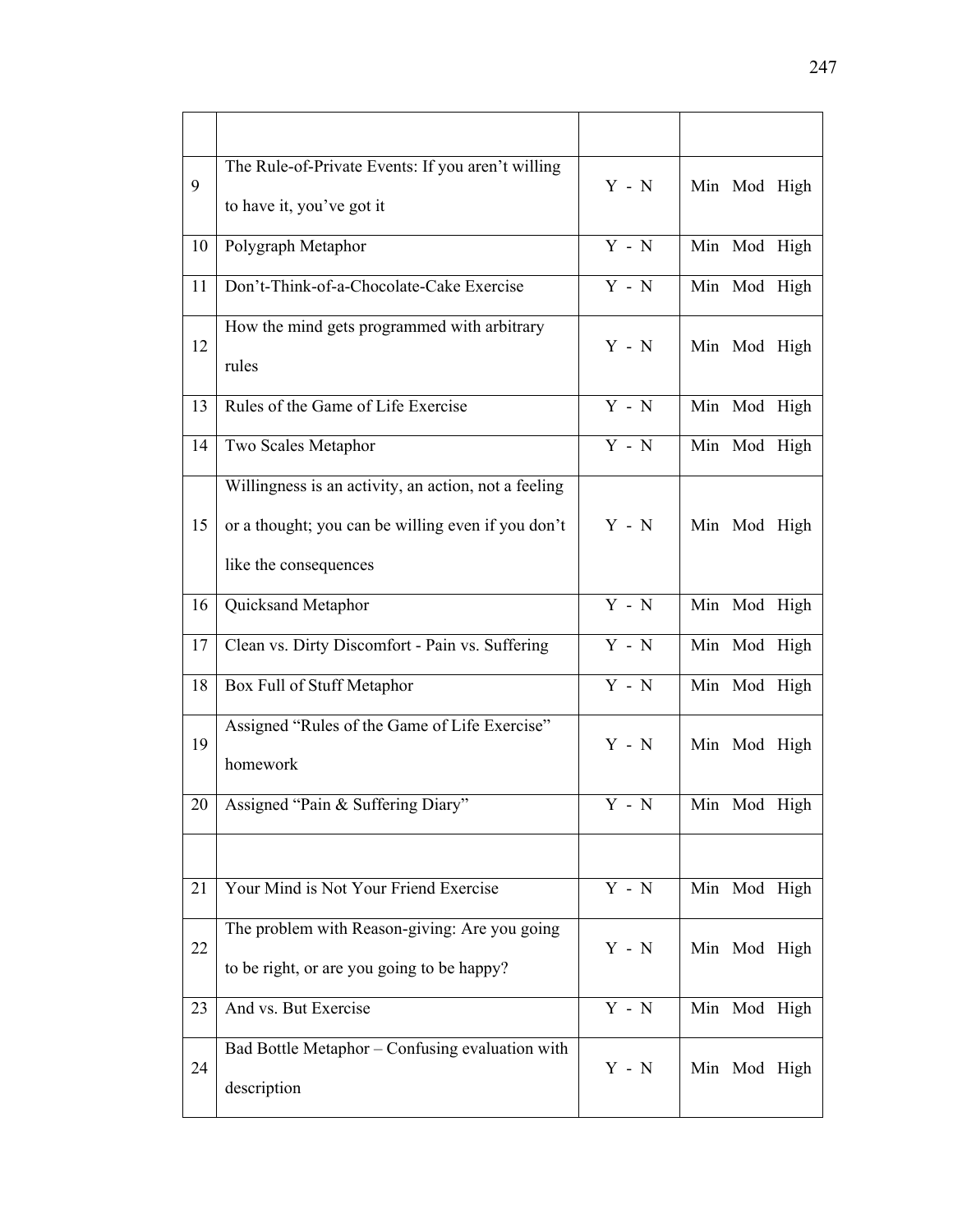| | | | |
|---|---|---|---|
| 9 | The Rule-of-Private Events: If you aren't willing to have it, you've got it | Y - N | Min Mod High |
| 10 | Polygraph Metaphor | Y - N | Min Mod High |
| 11 | Don't-Think-of-a-Chocolate-Cake Exercise | Y - N | Min Mod High |
| 12 | How the mind gets programmed with arbitrary rules | Y - N | Min Mod High |
| 13 | Rules of the Game of Life Exercise | Y - N | Min Mod High |
| 14 | Two Scales Metaphor | Y - N | Min Mod High |
| 15 | Willingness is an activity, an action, not a feeling or a thought; you can be willing even if you don't like the consequences | Y - N | Min Mod High |
| 16 | Quicksand Metaphor | Y - N | Min Mod High |
| 17 | Clean vs. Dirty Discomfort - Pain vs. Suffering | Y - N | Min Mod High |
| 18 | Box Full of Stuff Metaphor | Y - N | Min Mod High |
| 19 | Assigned "Rules of the Game of Life Exercise" homework | Y - N | Min Mod High |
| 20 | Assigned "Pain & Suffering Diary" | Y - N | Min Mod High |
| | | | |
| 21 | Your Mind is Not Your Friend Exercise | Y - N | Min Mod High |
| 22 | The problem with Reason-giving: Are you going to be right, or are you going to be happy? | Y - N | Min Mod High |
| 23 | And vs. But Exercise | Y - N | Min Mod High |
| 24 | Bad Bottle Metaphor – Confusing evaluation with description | Y - N | Min Mod High |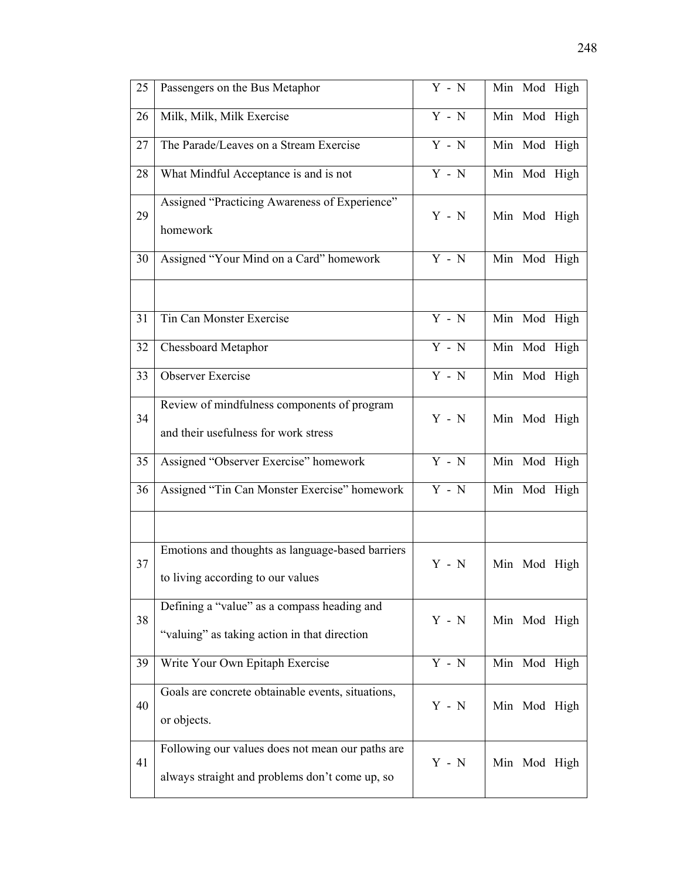| | | | |
|---|---|---|---|
| 25 | Passengers on the Bus Metaphor | Y - N | Min Mod High |
| 26 | Milk, Milk, Milk Exercise | Y - N | Min Mod High |
| 27 | The Parade/Leaves on a Stream Exercise | Y - N | Min Mod High |
| 28 | What Mindful Acceptance is and is not | Y - N | Min Mod High |
| 29 | Assigned "Practicing Awareness of Experience" homework | Y - N | Min Mod High |
| 30 | Assigned "Your Mind on a Card" homework | Y - N | Min Mod High |
| | | | |
| 31 | Tin Can Monster Exercise | Y - N | Min Mod High |
| 32 | Chessboard Metaphor | Y - N | Min Mod High |
| 33 | Observer Exercise | Y - N | Min Mod High |
| 34 | Review of mindfulness components of program and their usefulness for work stress | Y - N | Min Mod High |
| 35 | Assigned "Observer Exercise" homework | Y - N | Min Mod High |
| 36 | Assigned "Tin Can Monster Exercise" homework | Y - N | Min Mod High |
| | | | |
| 37 | Emotions and thoughts as language-based barriers to living according to our values | Y - N | Min Mod High |
| 38 | Defining a "value" as a compass heading and "valuing" as taking action in that direction | Y - N | Min Mod High |
| 39 | Write Your Own Epitaph Exercise | Y - N | Min Mod High |
| 40 | Goals are concrete obtainable events, situations, or objects. | Y - N | Min Mod High |
| 41 | Following our values does not mean our paths are always straight and problems don't come up, so | Y - N | Min Mod High |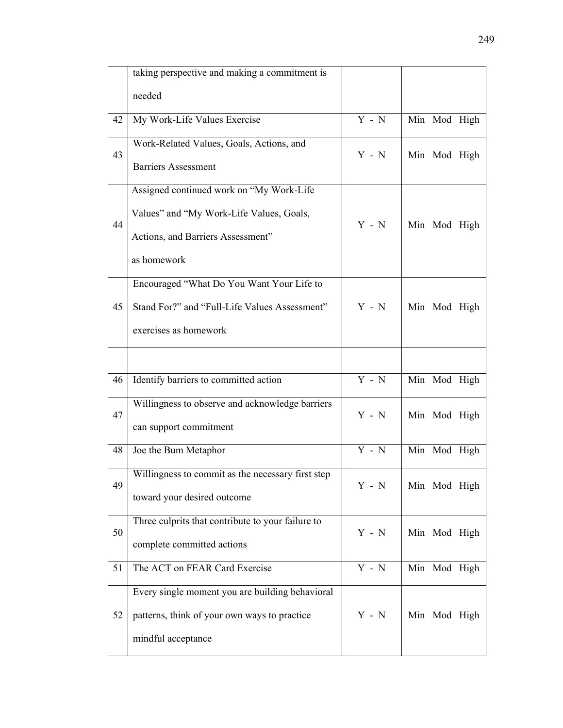|  |  |  |  |
|---|---|---|---|
|  | taking perspective and making a commitment is needed |  |  |
| 42 | My Work-Life Values Exercise | Y - N | Min Mod High |
| 43 | Work-Related Values, Goals, Actions, and Barriers Assessment | Y - N | Min Mod High |
| 44 | Assigned continued work on “My Work-Life Values” and “My Work-Life Values, Goals, Actions, and Barriers Assessment” as homework | Y - N | Min Mod High |
| 45 | Encouraged “What Do You Want Your Life to Stand For?” and “Full-Life Values Assessment” exercises as homework | Y - N | Min Mod High |
|  |  |  |  |
| 46 | Identify barriers to committed action | Y - N | Min Mod High |
| 47 | Willingness to observe and acknowledge barriers can support commitment | Y - N | Min Mod High |
| 48 | Joe the Bum Metaphor | Y - N | Min Mod High |
| 49 | Willingness to commit as the necessary first step toward your desired outcome | Y - N | Min Mod High |
| 50 | Three culprits that contribute to your failure to complete committed actions | Y - N | Min Mod High |
| 51 | The ACT on FEAR Card Exercise | Y - N | Min Mod High |
| 52 | Every single moment you are building behavioral patterns, think of your own ways to practice mindful acceptance | Y - N | Min Mod High |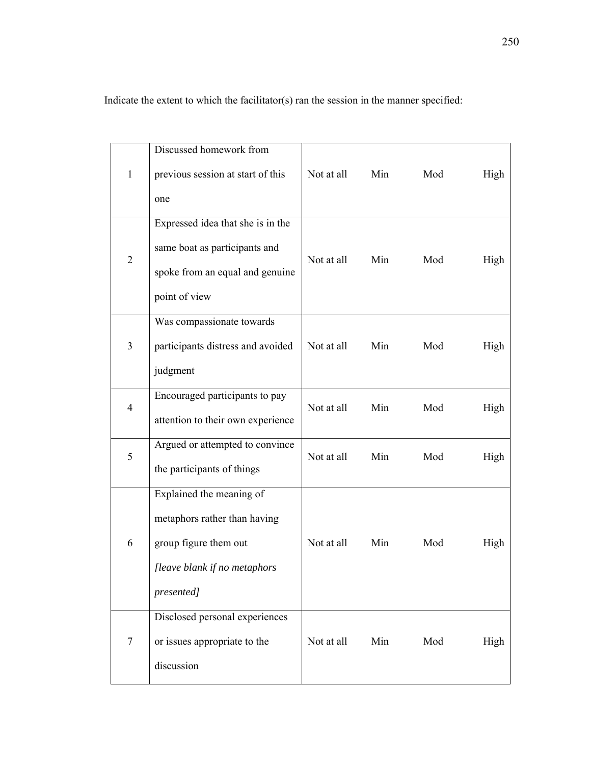Indicate the extent to which the facilitator(s) ran the session in the manner specified:

| | | | | | |
|---|---|---|---|---|---|
| 1 | Discussed homework from previous session at start of this one | Not at all | Min | Mod | High |
| 2 | Expressed idea that she is in the same boat as participants and spoke from an equal and genuine point of view | Not at all | Min | Mod | High |
| 3 | Was compassionate towards participants distress and avoided judgment | Not at all | Min | Mod | High |
| 4 | Encouraged participants to pay attention to their own experience | Not at all | Min | Mod | High |
| 5 | Argued or attempted to convince the participants of things | Not at all | Min | Mod | High |
| 6 | Explained the meaning of metaphors rather than having group figure them out *[leave blank if no metaphors presented]* | Not at all | Min | Mod | High |
| 7 | Disclosed personal experiences or issues appropriate to the discussion | Not at all | Min | Mod | High |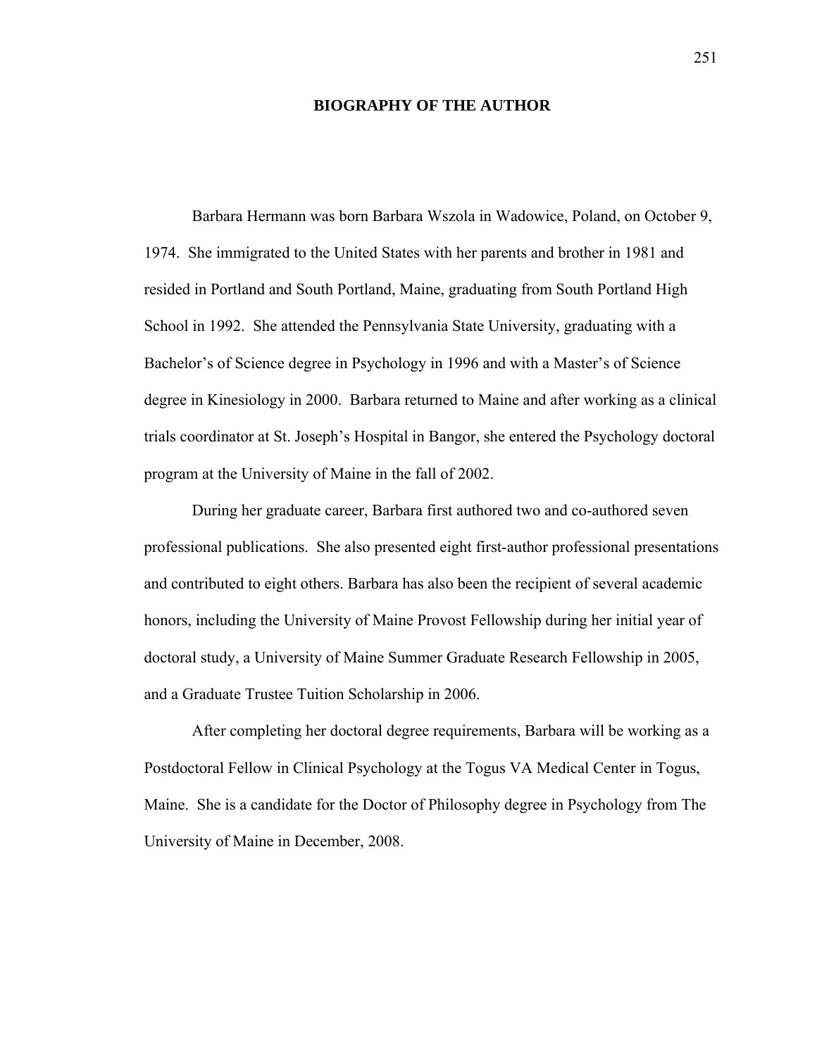# BIOGRAPHY OF THE AUTHOR

Barbara Hermann was born Barbara Wszola in Wadowice, Poland, on October 9, 1974. She immigrated to the United States with her parents and brother in 1981 and resided in Portland and South Portland, Maine, graduating from South Portland High School in 1992. She attended the Pennsylvania State University, graduating with a Bachelor's of Science degree in Psychology in 1996 and with a Master's of Science degree in Kinesiology in 2000. Barbara returned to Maine and after working as a clinical trials coordinator at St. Joseph's Hospital in Bangor, she entered the Psychology doctoral program at the University of Maine in the fall of 2002.

During her graduate career, Barbara first authored two and co-authored seven professional publications. She also presented eight first-author professional presentations and contributed to eight others. Barbara has also been the recipient of several academic honors, including the University of Maine Provost Fellowship during her initial year of doctoral study, a University of Maine Summer Graduate Research Fellowship in 2005, and a Graduate Trustee Tuition Scholarship in 2006.

After completing her doctoral degree requirements, Barbara will be working as a Postdoctoral Fellow in Clinical Psychology at the Togus VA Medical Center in Togus, Maine. She is a candidate for the Doctor of Philosophy degree in Psychology from The University of Maine in December, 2008.